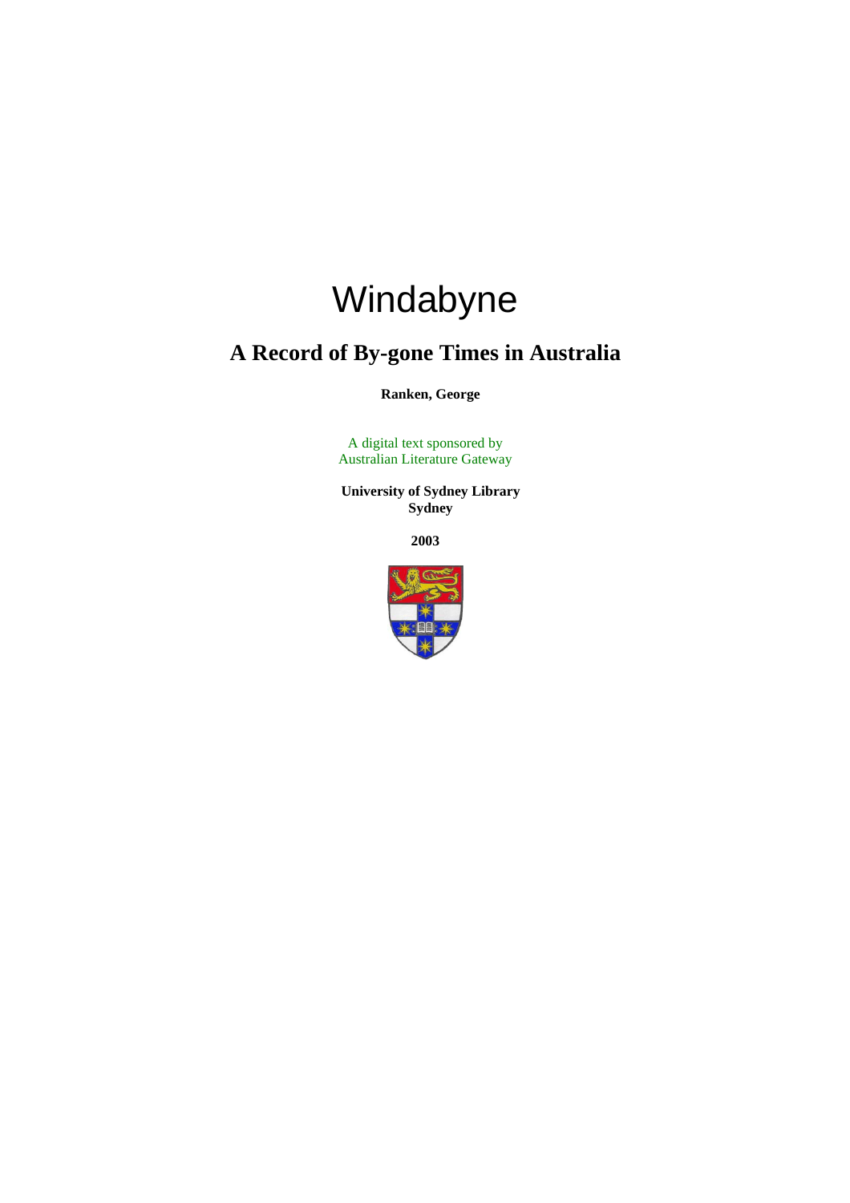# Windabyne

## A Record of By-gone Times in Australia

**Ranken, George**

A digital text sponsored by
Australian Literature Gateway

**University of Sydney Library**
**Sydney**

**2003**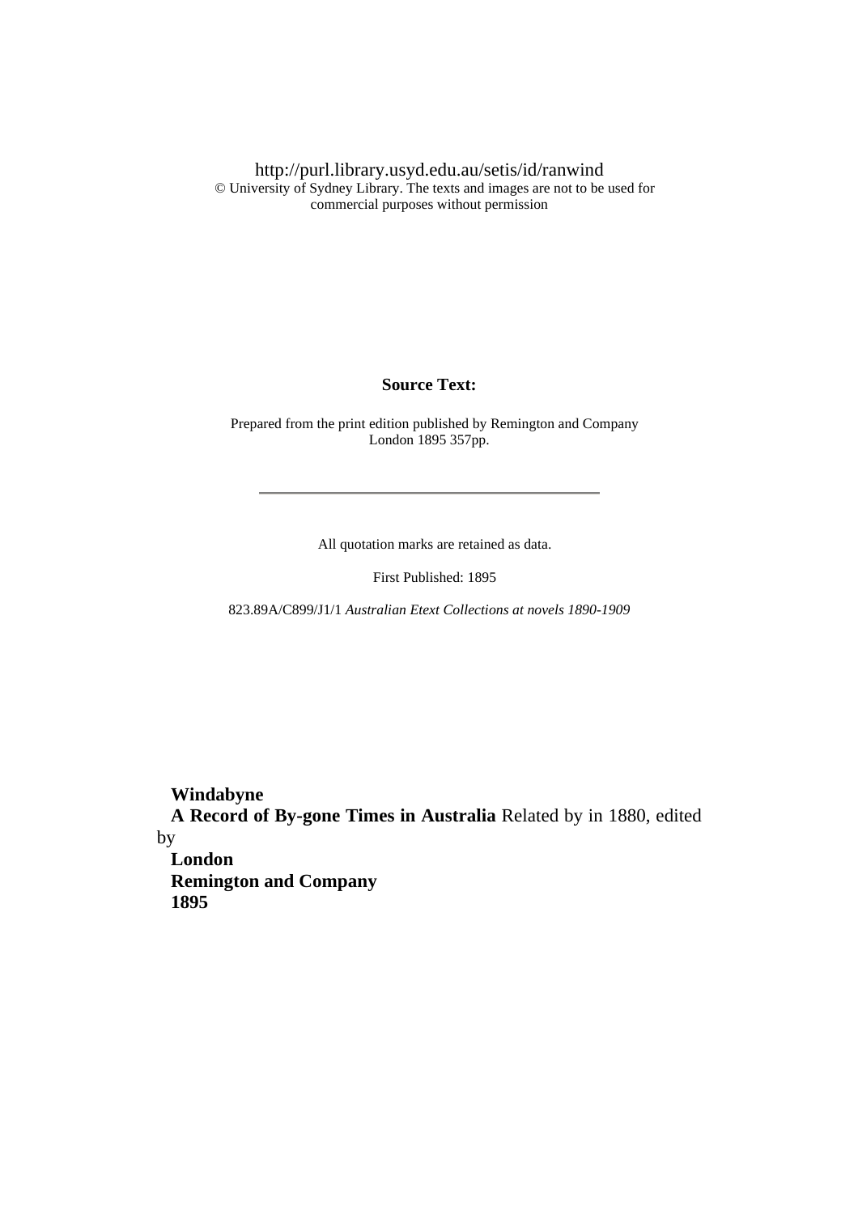http://purl.library.usyd.edu.au/setis/id/ranwind
© University of Sydney Library. The texts and images are not to be used for commercial purposes without permission

**Source Text:**

Prepared from the print edition published by Remington and Company London 1895 357pp.

---

All quotation marks are retained as data.

First Published: 1895

823.89A/C899/J1/1 *Australian Etext Collections at novels 1890-1909*

**Windabyne**

**A Record of By-gone Times in Australia** Related by in 1880, edited by

**London**

**Remington and Company**

**1895**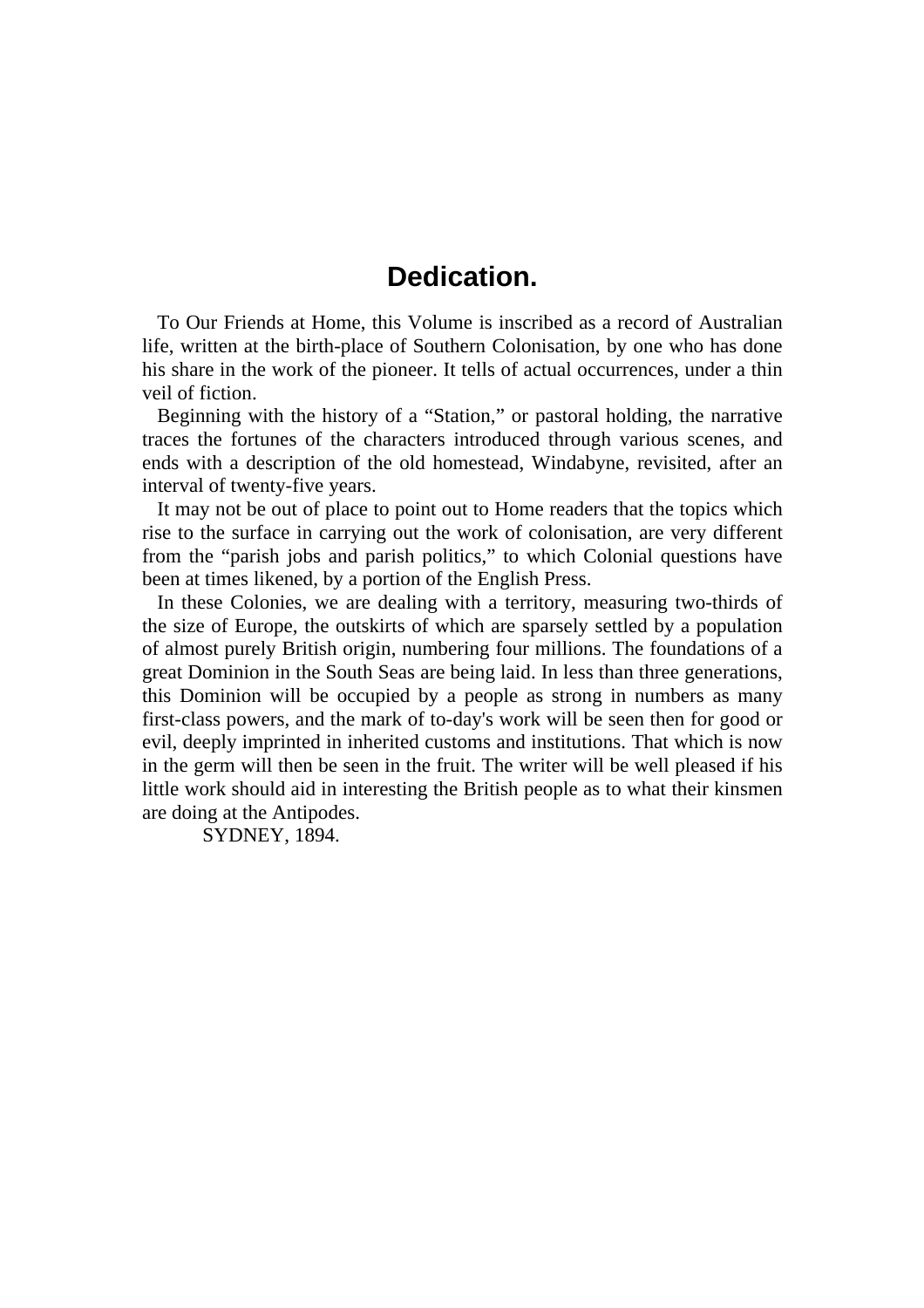# Dedication.

To Our Friends at Home, this Volume is inscribed as a record of Australian life, written at the birth-place of Southern Colonisation, by one who has done his share in the work of the pioneer. It tells of actual occurrences, under a thin veil of fiction.

Beginning with the history of a "Station," or pastoral holding, the narrative traces the fortunes of the characters introduced through various scenes, and ends with a description of the old homestead, Windabyne, revisited, after an interval of twenty-five years.

It may not be out of place to point out to Home readers that the topics which rise to the surface in carrying out the work of colonisation, are very different from the "parish jobs and parish politics," to which Colonial questions have been at times likened, by a portion of the English Press.

In these Colonies, we are dealing with a territory, measuring two-thirds of the size of Europe, the outskirts of which are sparsely settled by a population of almost purely British origin, numbering four millions. The foundations of a great Dominion in the South Seas are being laid. In less than three generations, this Dominion will be occupied by a people as strong in numbers as many first-class powers, and the mark of to-day's work will be seen then for good or evil, deeply imprinted in inherited customs and institutions. That which is now in the germ will then be seen in the fruit. The writer will be well pleased if his little work should aid in interesting the British people as to what their kinsmen are doing at the Antipodes.

SYDNEY, 1894.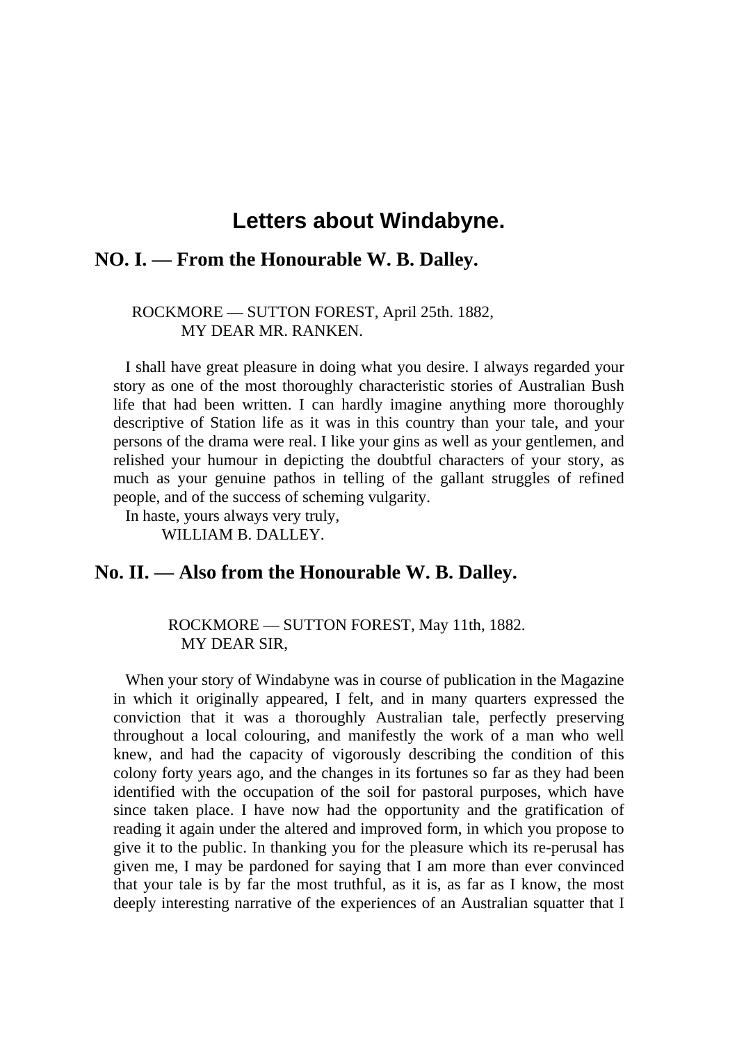# Letters about Windabyne.

## NO. I. — From the Honourable W. B. Dalley.

ROCKMORE — SUTTON FOREST, April 25th. 1882,
MY DEAR MR. RANKEN.

I shall have great pleasure in doing what you desire. I always regarded your story as one of the most thoroughly characteristic stories of Australian Bush life that had been written. I can hardly imagine anything more thoroughly descriptive of Station life as it was in this country than your tale, and your persons of the drama were real. I like your gins as well as your gentlemen, and relished your humour in depicting the doubtful characters of your story, as much as your genuine pathos in telling of the gallant struggles of refined people, and of the success of scheming vulgarity.

In haste, yours always very truly,
WILLIAM B. DALLEY.

## No. II. — Also from the Honourable W. B. Dalley.

ROCKMORE — SUTTON FOREST, May 11th, 1882.
MY DEAR SIR,

When your story of Windabyne was in course of publication in the Magazine in which it originally appeared, I felt, and in many quarters expressed the conviction that it was a thoroughly Australian tale, perfectly preserving throughout a local colouring, and manifestly the work of a man who well knew, and had the capacity of vigorously describing the condition of this colony forty years ago, and the changes in its fortunes so far as they had been identified with the occupation of the soil for pastoral purposes, which have since taken place. I have now had the opportunity and the gratification of reading it again under the altered and improved form, in which you propose to give it to the public. In thanking you for the pleasure which its re-perusal has given me, I may be pardoned for saying that I am more than ever convinced that your tale is by far the most truthful, as it is, as far as I know, the most deeply interesting narrative of the experiences of an Australian squatter that I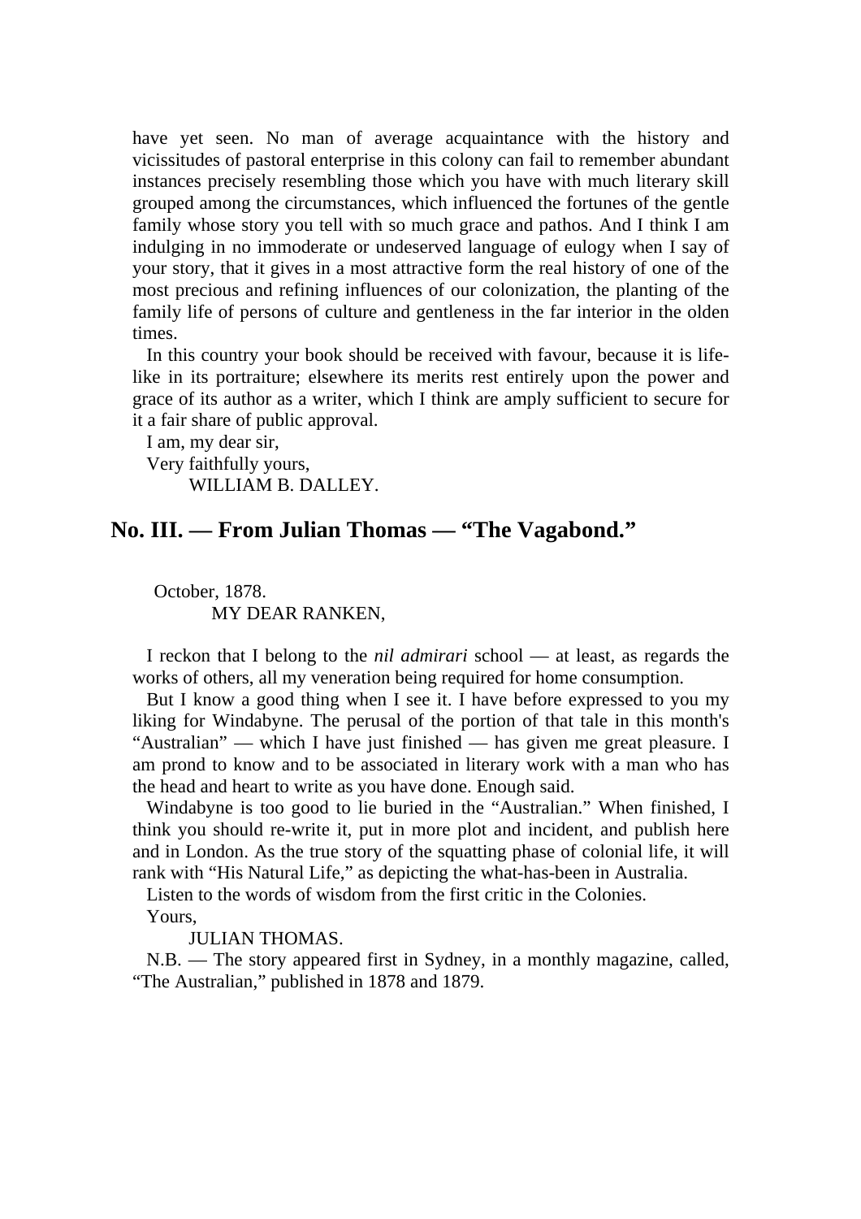have yet seen. No man of average acquaintance with the history and vicissitudes of pastoral enterprise in this colony can fail to remember abundant instances precisely resembling those which you have with much literary skill grouped among the circumstances, which influenced the fortunes of the gentle family whose story you tell with so much grace and pathos. And I think I am indulging in no immoderate or undeserved language of eulogy when I say of your story, that it gives in a most attractive form the real history of one of the most precious and refining influences of our colonization, the planting of the family life of persons of culture and gentleness in the far interior in the olden times.

In this country your book should be received with favour, because it is life-like in its portraiture; elsewhere its merits rest entirely upon the power and grace of its author as a writer, which I think are amply sufficient to secure for it a fair share of public approval.

I am, my dear sir,
Very faithfully yours,
WILLIAM B. DALLEY.

## No. III. — From Julian Thomas — "The Vagabond."

October, 1878.
MY DEAR RANKEN,

I reckon that I belong to the *nil admirari* school — at least, as regards the works of others, all my veneration being required for home consumption.

But I know a good thing when I see it. I have before expressed to you my liking for Windabyne. The perusal of the portion of that tale in this month's "Australian" — which I have just finished — has given me great pleasure. I am prond to know and to be associated in literary work with a man who has the head and heart to write as you have done. Enough said.

Windabyne is too good to lie buried in the "Australian." When finished, I think you should re-write it, put in more plot and incident, and publish here and in London. As the true story of the squatting phase of colonial life, it will rank with "His Natural Life," as depicting the what-has-been in Australia.

Listen to the words of wisdom from the first critic in the Colonies.

Yours,
JULIAN THOMAS.

N.B. — The story appeared first in Sydney, in a monthly magazine, called, "The Australian," published in 1878 and 1879.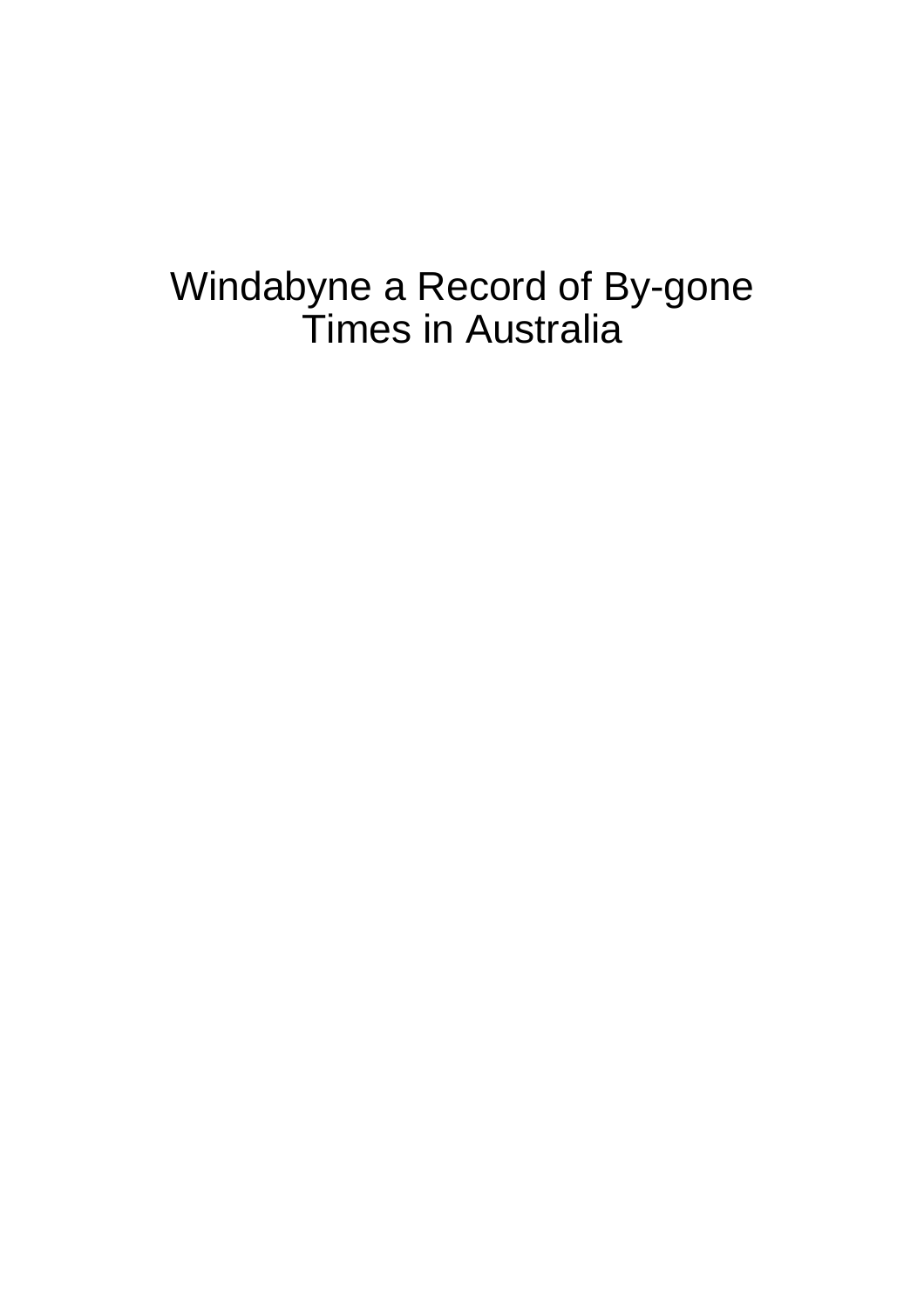# Windabyne a Record of By-gone Times in Australia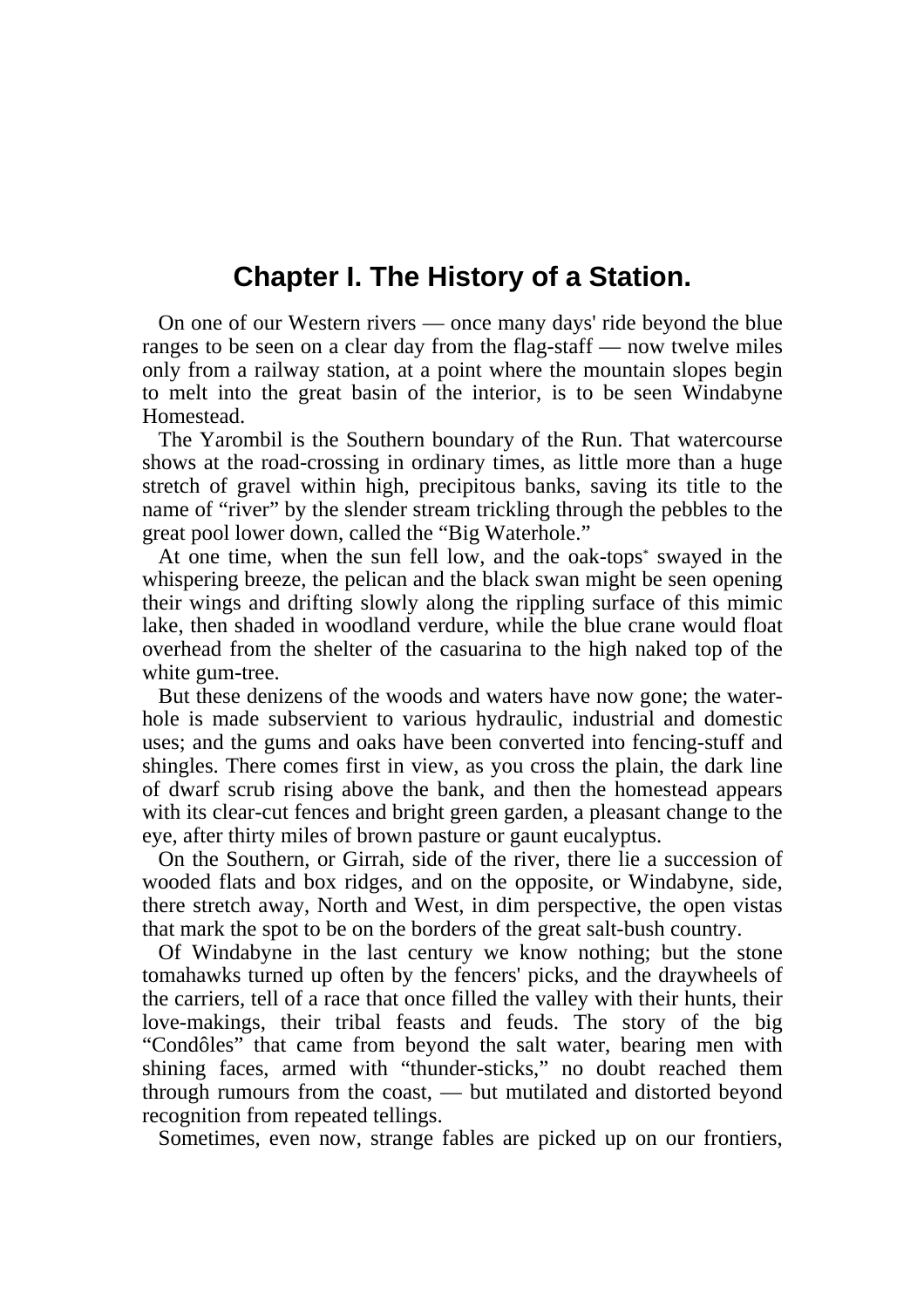# Chapter I. The History of a Station.

On one of our Western rivers — once many days' ride beyond the blue ranges to be seen on a clear day from the flag-staff — now twelve miles only from a railway station, at a point where the mountain slopes begin to melt into the great basin of the interior, is to be seen Windabyne Homestead.

The Yarombil is the Southern boundary of the Run. That watercourse shows at the road-crossing in ordinary times, as little more than a huge stretch of gravel within high, precipitous banks, saving its title to the name of "river" by the slender stream trickling through the pebbles to the great pool lower down, called the "Big Waterhole."

At one time, when the sun fell low, and the oak-tops* swayed in the whispering breeze, the pelican and the black swan might be seen opening their wings and drifting slowly along the rippling surface of this mimic lake, then shaded in woodland verdure, while the blue crane would float overhead from the shelter of the casuarina to the high naked top of the white gum-tree.

But these denizens of the woods and waters have now gone; the water-hole is made subservient to various hydraulic, industrial and domestic uses; and the gums and oaks have been converted into fencing-stuff and shingles. There comes first in view, as you cross the plain, the dark line of dwarf scrub rising above the bank, and then the homestead appears with its clear-cut fences and bright green garden, a pleasant change to the eye, after thirty miles of brown pasture or gaunt eucalyptus.

On the Southern, or Girrah, side of the river, there lie a succession of wooded flats and box ridges, and on the opposite, or Windabyne, side, there stretch away, North and West, in dim perspective, the open vistas that mark the spot to be on the borders of the great salt-bush country.

Of Windabyne in the last century we know nothing; but the stone tomahawks turned up often by the fencers' picks, and the draywheels of the carriers, tell of a race that once filled the valley with their hunts, their love-makings, their tribal feasts and feuds. The story of the big "Condôles" that came from beyond the salt water, bearing men with shining faces, armed with "thunder-sticks," no doubt reached them through rumours from the coast, — but mutilated and distorted beyond recognition from repeated tellings.

Sometimes, even now, strange fables are picked up on our frontiers,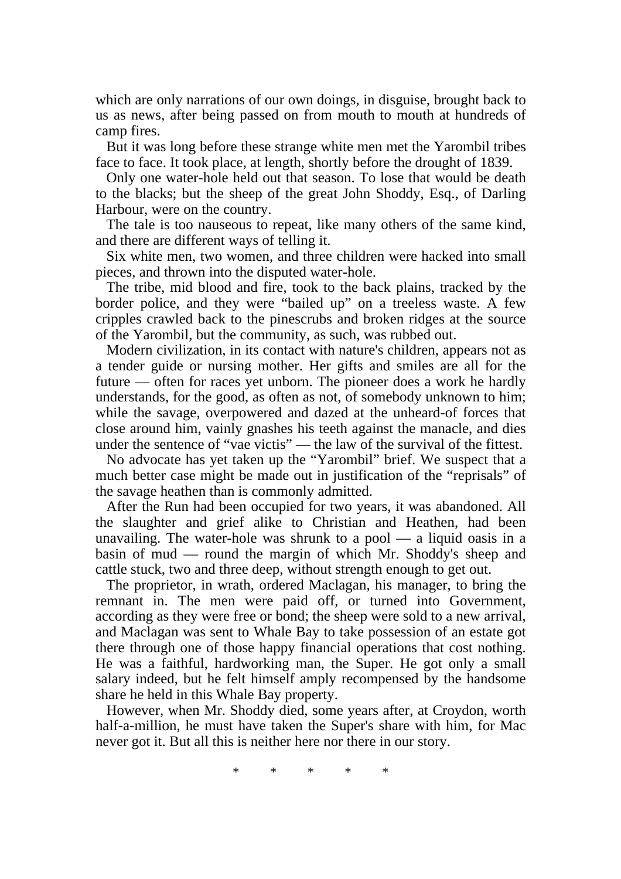which are only narrations of our own doings, in disguise, brought back to us as news, after being passed on from mouth to mouth at hundreds of camp fires.

But it was long before these strange white men met the Yarombil tribes face to face. It took place, at length, shortly before the drought of 1839.

Only one water-hole held out that season. To lose that would be death to the blacks; but the sheep of the great John Shoddy, Esq., of Darling Harbour, were on the country.

The tale is too nauseous to repeat, like many others of the same kind, and there are different ways of telling it.

Six white men, two women, and three children were hacked into small pieces, and thrown into the disputed water-hole.

The tribe, mid blood and fire, took to the back plains, tracked by the border police, and they were "bailed up" on a treeless waste. A few cripples crawled back to the pinescrubs and broken ridges at the source of the Yarombil, but the community, as such, was rubbed out.

Modern civilization, in its contact with nature's children, appears not as a tender guide or nursing mother. Her gifts and smiles are all for the future — often for races yet unborn. The pioneer does a work he hardly understands, for the good, as often as not, of somebody unknown to him; while the savage, overpowered and dazed at the unheard-of forces that close around him, vainly gnashes his teeth against the manacle, and dies under the sentence of "vae victis" — the law of the survival of the fittest.

No advocate has yet taken up the "Yarombil" brief. We suspect that a much better case might be made out in justification of the "reprisals" of the savage heathen than is commonly admitted.

After the Run had been occupied for two years, it was abandoned. All the slaughter and grief alike to Christian and Heathen, had been unavailing. The water-hole was shrunk to a pool — a liquid oasis in a basin of mud — round the margin of which Mr. Shoddy's sheep and cattle stuck, two and three deep, without strength enough to get out.

The proprietor, in wrath, ordered Maclagan, his manager, to bring the remnant in. The men were paid off, or turned into Government, according as they were free or bond; the sheep were sold to a new arrival, and Maclagan was sent to Whale Bay to take possession of an estate got there through one of those happy financial operations that cost nothing. He was a faithful, hardworking man, the Super. He got only a small salary indeed, but he felt himself amply recompensed by the handsome share he held in this Whale Bay property.

However, when Mr. Shoddy died, some years after, at Croydon, worth half-a-million, he must have taken the Super's share with him, for Mac never got it. But all this is neither here nor there in our story.

\* \* \* \* \*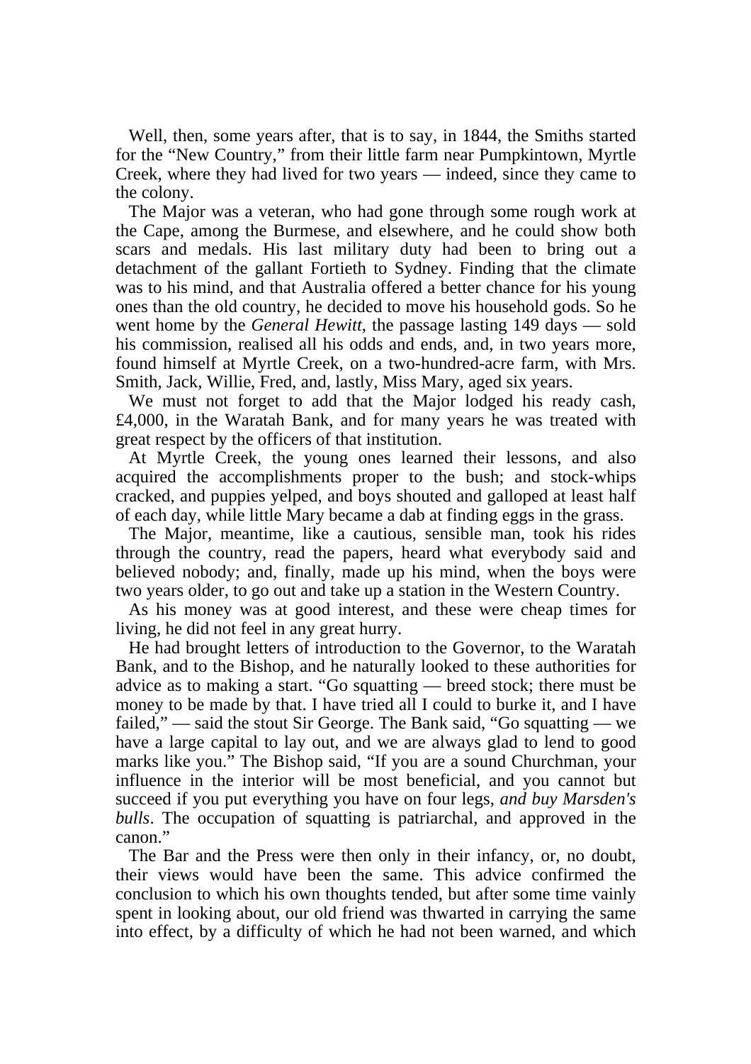Well, then, some years after, that is to say, in 1844, the Smiths started for the “New Country,” from their little farm near Pumpkintown, Myrtle Creek, where they had lived for two years — indeed, since they came to the colony.

The Major was a veteran, who had gone through some rough work at the Cape, among the Burmese, and elsewhere, and he could show both scars and medals. His last military duty had been to bring out a detachment of the gallant Fortieth to Sydney. Finding that the climate was to his mind, and that Australia offered a better chance for his young ones than the old country, he decided to move his household gods. So he went home by the *General Hewitt*, the passage lasting 149 days — sold his commission, realised all his odds and ends, and, in two years more, found himself at Myrtle Creek, on a two-hundred-acre farm, with Mrs. Smith, Jack, Willie, Fred, and, lastly, Miss Mary, aged six years.

We must not forget to add that the Major lodged his ready cash, £4,000, in the Waratah Bank, and for many years he was treated with great respect by the officers of that institution.

At Myrtle Creek, the young ones learned their lessons, and also acquired the accomplishments proper to the bush; and stock-whips cracked, and puppies yelped, and boys shouted and galloped at least half of each day, while little Mary became a dab at finding eggs in the grass.

The Major, meantime, like a cautious, sensible man, took his rides through the country, read the papers, heard what everybody said and believed nobody; and, finally, made up his mind, when the boys were two years older, to go out and take up a station in the Western Country.

As his money was at good interest, and these were cheap times for living, he did not feel in any great hurry.

He had brought letters of introduction to the Governor, to the Waratah Bank, and to the Bishop, and he naturally looked to these authorities for advice as to making a start. “Go squatting — breed stock; there must be money to be made by that. I have tried all I could to burke it, and I have failed,” — said the stout Sir George. The Bank said, “Go squatting — we have a large capital to lay out, and we are always glad to lend to good marks like you.” The Bishop said, “If you are a sound Churchman, your influence in the interior will be most beneficial, and you cannot but succeed if you put everything you have on four legs, *and buy Marsden's bulls*. The occupation of squatting is patriarchal, and approved in the canon.”

The Bar and the Press were then only in their infancy, or, no doubt, their views would have been the same. This advice confirmed the conclusion to which his own thoughts tended, but after some time vainly spent in looking about, our old friend was thwarted in carrying the same into effect, by a difficulty of which he had not been warned, and which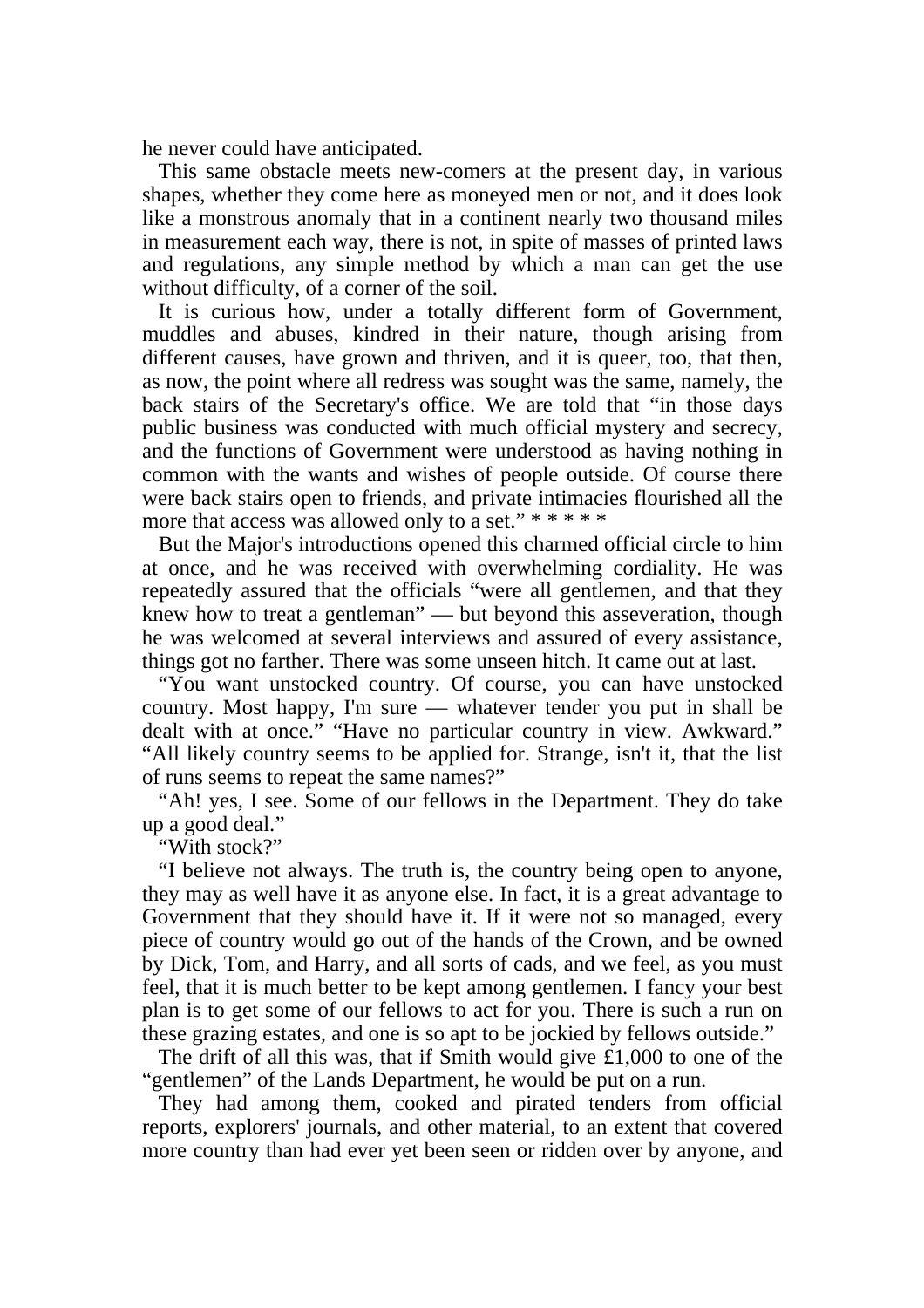he never could have anticipated.

This same obstacle meets new-comers at the present day, in various shapes, whether they come here as moneyed men or not, and it does look like a monstrous anomaly that in a continent nearly two thousand miles in measurement each way, there is not, in spite of masses of printed laws and regulations, any simple method by which a man can get the use without difficulty, of a corner of the soil.

It is curious how, under a totally different form of Government, muddles and abuses, kindred in their nature, though arising from different causes, have grown and thriven, and it is queer, too, that then, as now, the point where all redress was sought was the same, namely, the back stairs of the Secretary's office. We are told that "in those days public business was conducted with much official mystery and secrecy, and the functions of Government were understood as having nothing in common with the wants and wishes of people outside. Of course there were back stairs open to friends, and private intimacies flourished all the more that access was allowed only to a set." * * * * *

But the Major's introductions opened this charmed official circle to him at once, and he was received with overwhelming cordiality. He was repeatedly assured that the officials "were all gentlemen, and that they knew how to treat a gentleman" — but beyond this asseveration, though he was welcomed at several interviews and assured of every assistance, things got no farther. There was some unseen hitch. It came out at last.

"You want unstocked country. Of course, you can have unstocked country. Most happy, I'm sure — whatever tender you put in shall be dealt with at once." "Have no particular country in view. Awkward." "All likely country seems to be applied for. Strange, isn't it, that the list of runs seems to repeat the same names?"

"Ah! yes, I see. Some of our fellows in the Department. They do take up a good deal."

"With stock?"

"I believe not always. The truth is, the country being open to anyone, they may as well have it as anyone else. In fact, it is a great advantage to Government that they should have it. If it were not so managed, every piece of country would go out of the hands of the Crown, and be owned by Dick, Tom, and Harry, and all sorts of cads, and we feel, as you must feel, that it is much better to be kept among gentlemen. I fancy your best plan is to get some of our fellows to act for you. There is such a run on these grazing estates, and one is so apt to be jockied by fellows outside."

The drift of all this was, that if Smith would give £1,000 to one of the "gentlemen" of the Lands Department, he would be put on a run.

They had among them, cooked and pirated tenders from official reports, explorers' journals, and other material, to an extent that covered more country than had ever yet been seen or ridden over by anyone, and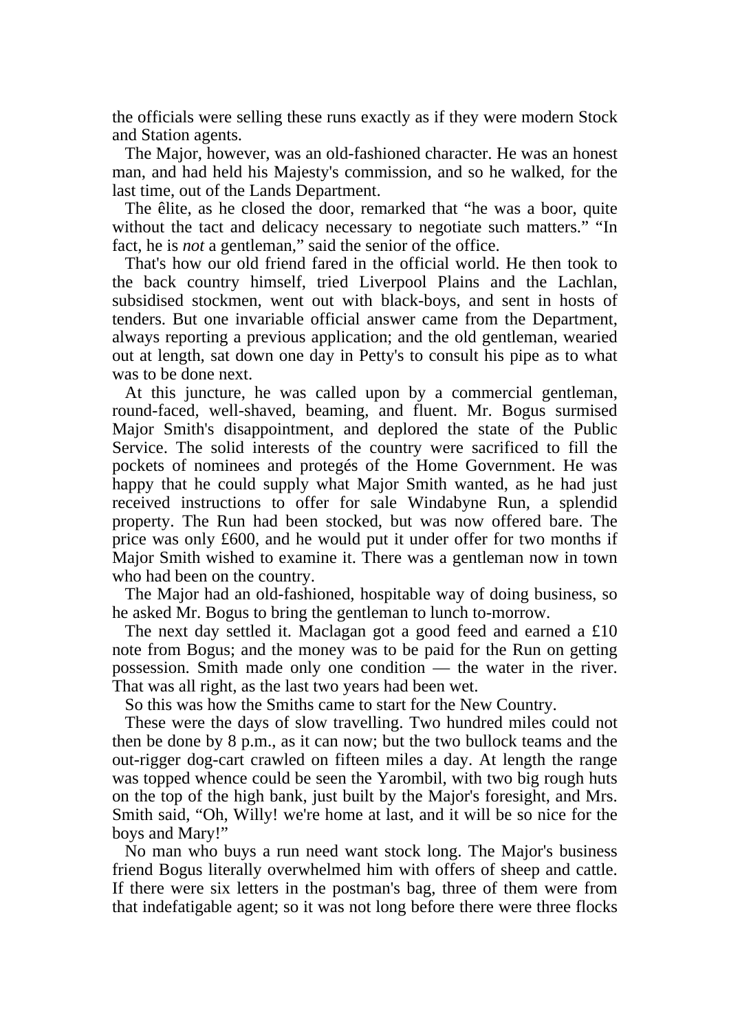the officials were selling these runs exactly as if they were modern Stock and Station agents.

The Major, however, was an old-fashioned character. He was an honest man, and had held his Majesty's commission, and so he walked, for the last time, out of the Lands Department.

The êlite, as he closed the door, remarked that "he was a boor, quite without the tact and delicacy necessary to negotiate such matters." "In fact, he is *not* a gentleman," said the senior of the office.

That's how our old friend fared in the official world. He then took to the back country himself, tried Liverpool Plains and the Lachlan, subsidised stockmen, went out with black-boys, and sent in hosts of tenders. But one invariable official answer came from the Department, always reporting a previous application; and the old gentleman, wearied out at length, sat down one day in Petty's to consult his pipe as to what was to be done next.

At this juncture, he was called upon by a commercial gentleman, round-faced, well-shaved, beaming, and fluent. Mr. Bogus surmised Major Smith's disappointment, and deplored the state of the Public Service. The solid interests of the country were sacrificed to fill the pockets of nominees and protegés of the Home Government. He was happy that he could supply what Major Smith wanted, as he had just received instructions to offer for sale Windabyne Run, a splendid property. The Run had been stocked, but was now offered bare. The price was only £600, and he would put it under offer for two months if Major Smith wished to examine it. There was a gentleman now in town who had been on the country.

The Major had an old-fashioned, hospitable way of doing business, so he asked Mr. Bogus to bring the gentleman to lunch to-morrow.

The next day settled it. Maclagan got a good feed and earned a £10 note from Bogus; and the money was to be paid for the Run on getting possession. Smith made only one condition — the water in the river. That was all right, as the last two years had been wet.

So this was how the Smiths came to start for the New Country.

These were the days of slow travelling. Two hundred miles could not then be done by 8 p.m., as it can now; but the two bullock teams and the out-rigger dog-cart crawled on fifteen miles a day. At length the range was topped whence could be seen the Yarombil, with two big rough huts on the top of the high bank, just built by the Major's foresight, and Mrs. Smith said, "Oh, Willy! we're home at last, and it will be so nice for the boys and Mary!"

No man who buys a run need want stock long. The Major's business friend Bogus literally overwhelmed him with offers of sheep and cattle. If there were six letters in the postman's bag, three of them were from that indefatigable agent; so it was not long before there were three flocks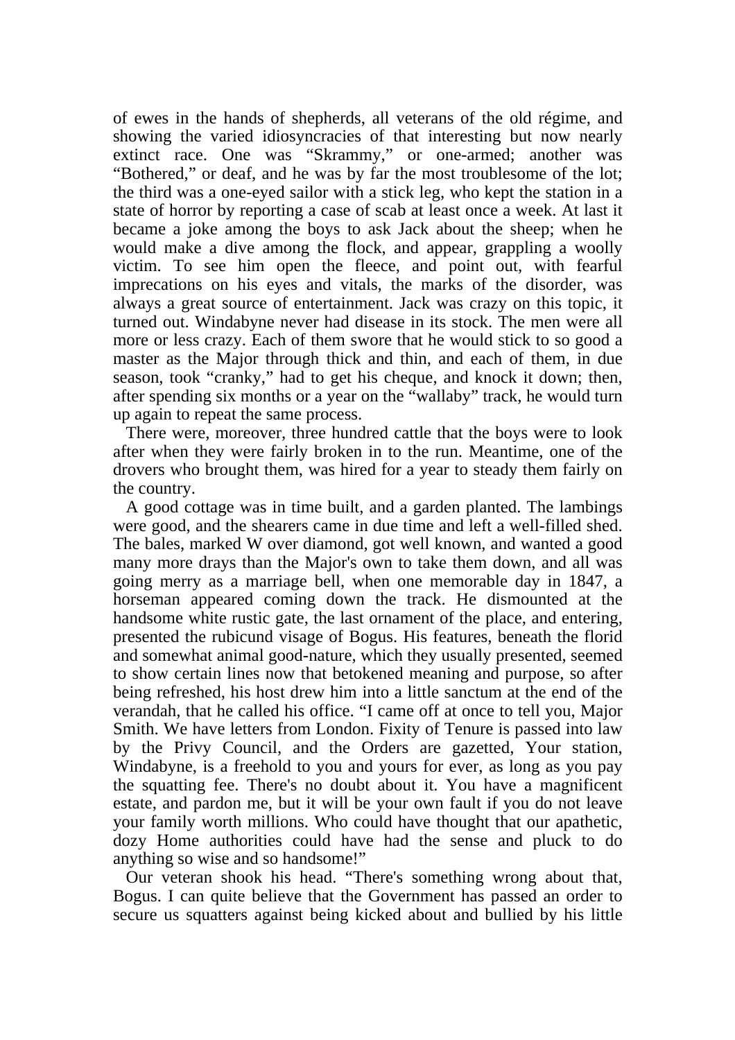of ewes in the hands of shepherds, all veterans of the old régime, and showing the varied idiosyncracies of that interesting but now nearly extinct race. One was "Skrammy," or one-armed; another was "Bothered," or deaf, and he was by far the most troublesome of the lot; the third was a one-eyed sailor with a stick leg, who kept the station in a state of horror by reporting a case of scab at least once a week. At last it became a joke among the boys to ask Jack about the sheep; when he would make a dive among the flock, and appear, grappling a woolly victim. To see him open the fleece, and point out, with fearful imprecations on his eyes and vitals, the marks of the disorder, was always a great source of entertainment. Jack was crazy on this topic, it turned out. Windabyne never had disease in its stock. The men were all more or less crazy. Each of them swore that he would stick to so good a master as the Major through thick and thin, and each of them, in due season, took "cranky," had to get his cheque, and knock it down; then, after spending six months or a year on the "wallaby" track, he would turn up again to repeat the same process.

There were, moreover, three hundred cattle that the boys were to look after when they were fairly broken in to the run. Meantime, one of the drovers who brought them, was hired for a year to steady them fairly on the country.

A good cottage was in time built, and a garden planted. The lambings were good, and the shearers came in due time and left a well-filled shed. The bales, marked W over diamond, got well known, and wanted a good many more drays than the Major's own to take them down, and all was going merry as a marriage bell, when one memorable day in 1847, a horseman appeared coming down the track. He dismounted at the handsome white rustic gate, the last ornament of the place, and entering, presented the rubicund visage of Bogus. His features, beneath the florid and somewhat animal good-nature, which they usually presented, seemed to show certain lines now that betokened meaning and purpose, so after being refreshed, his host drew him into a little sanctum at the end of the verandah, that he called his office. "I came off at once to tell you, Major Smith. We have letters from London. Fixity of Tenure is passed into law by the Privy Council, and the Orders are gazetted, Your station, Windabyne, is a freehold to you and yours for ever, as long as you pay the squatting fee. There's no doubt about it. You have a magnificent estate, and pardon me, but it will be your own fault if you do not leave your family worth millions. Who could have thought that our apathetic, dozy Home authorities could have had the sense and pluck to do anything so wise and so handsome!"

Our veteran shook his head. "There's something wrong about that, Bogus. I can quite believe that the Government has passed an order to secure us squatters against being kicked about and bullied by his little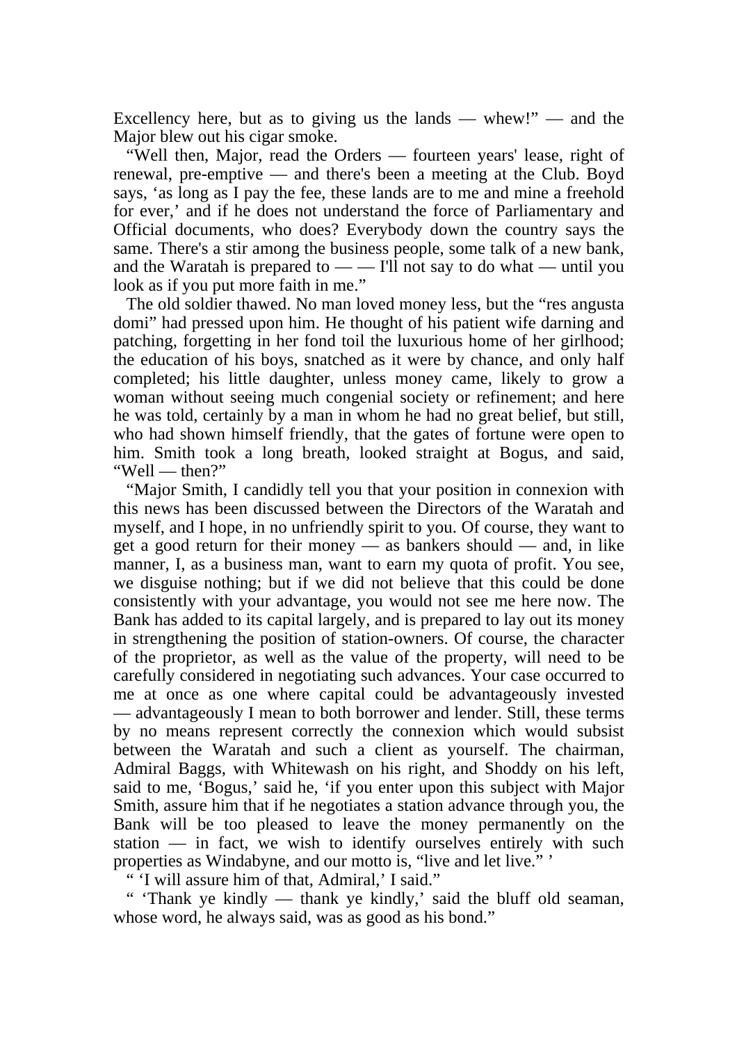Excellency here, but as to giving us the lands — whew!" — and the Major blew out his cigar smoke.

"Well then, Major, read the Orders — fourteen years' lease, right of renewal, pre-emptive — and there's been a meeting at the Club. Boyd says, 'as long as I pay the fee, these lands are to me and mine a freehold for ever,' and if he does not understand the force of Parliamentary and Official documents, who does? Everybody down the country says the same. There's a stir among the business people, some talk of a new bank, and the Waratah is prepared to — — I'll not say to do what — until you look as if you put more faith in me."

The old soldier thawed. No man loved money less, but the "res angusta domi" had pressed upon him. He thought of his patient wife darning and patching, forgetting in her fond toil the luxurious home of her girlhood; the education of his boys, snatched as it were by chance, and only half completed; his little daughter, unless money came, likely to grow a woman without seeing much congenial society or refinement; and here he was told, certainly by a man in whom he had no great belief, but still, who had shown himself friendly, that the gates of fortune were open to him. Smith took a long breath, looked straight at Bogus, and said, "Well — then?"

"Major Smith, I candidly tell you that your position in connexion with this news has been discussed between the Directors of the Waratah and myself, and I hope, in no unfriendly spirit to you. Of course, they want to get a good return for their money — as bankers should — and, in like manner, I, as a business man, want to earn my quota of profit. You see, we disguise nothing; but if we did not believe that this could be done consistently with your advantage, you would not see me here now. The Bank has added to its capital largely, and is prepared to lay out its money in strengthening the position of station-owners. Of course, the character of the proprietor, as well as the value of the property, will need to be carefully considered in negotiating such advances. Your case occurred to me at once as one where capital could be advantageously invested — advantageously I mean to both borrower and lender. Still, these terms by no means represent correctly the connexion which would subsist between the Waratah and such a client as yourself. The chairman, Admiral Baggs, with Whitewash on his right, and Shoddy on his left, said to me, 'Bogus,' said he, 'if you enter upon this subject with Major Smith, assure him that if he negotiates a station advance through you, the Bank will be too pleased to leave the money permanently on the station — in fact, we wish to identify ourselves entirely with such properties as Windabyne, and our motto is, "live and let live." '

" 'I will assure him of that, Admiral,' I said."

" 'Thank ye kindly — thank ye kindly,' said the bluff old seaman, whose word, he always said, was as good as his bond."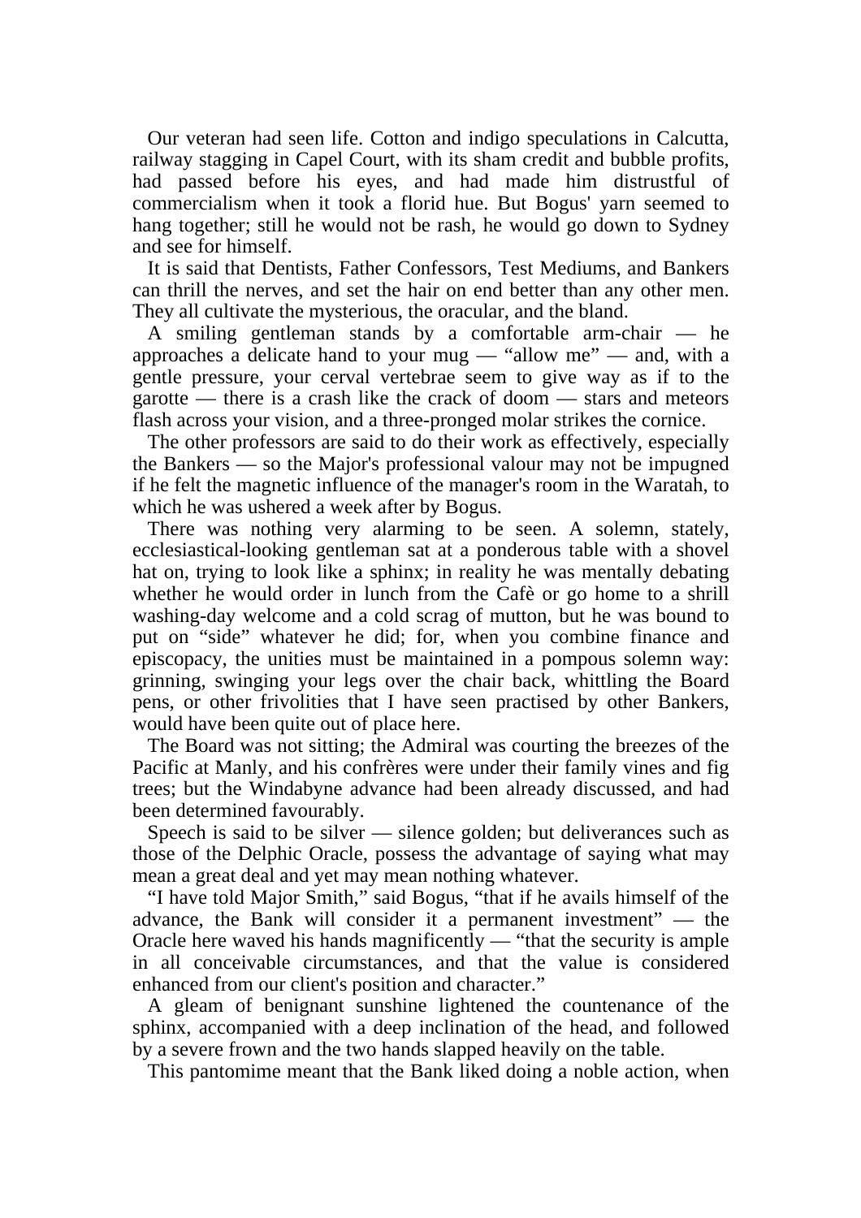Our veteran had seen life. Cotton and indigo speculations in Calcutta, railway stagging in Capel Court, with its sham credit and bubble profits, had passed before his eyes, and had made him distrustful of commercialism when it took a florid hue. But Bogus' yarn seemed to hang together; still he would not be rash, he would go down to Sydney and see for himself.

It is said that Dentists, Father Confessors, Test Mediums, and Bankers can thrill the nerves, and set the hair on end better than any other men. They all cultivate the mysterious, the oracular, and the bland.

A smiling gentleman stands by a comfortable arm-chair — he approaches a delicate hand to your mug — "allow me" — and, with a gentle pressure, your cerval vertebrae seem to give way as if to the garotte — there is a crash like the crack of doom — stars and meteors flash across your vision, and a three-pronged molar strikes the cornice.

The other professors are said to do their work as effectively, especially the Bankers — so the Major's professional valour may not be impugned if he felt the magnetic influence of the manager's room in the Waratah, to which he was ushered a week after by Bogus.

There was nothing very alarming to be seen. A solemn, stately, ecclesiastical-looking gentleman sat at a ponderous table with a shovel hat on, trying to look like a sphinx; in reality he was mentally debating whether he would order in lunch from the Cafè or go home to a shrill washing-day welcome and a cold scrag of mutton, but he was bound to put on "side" whatever he did; for, when you combine finance and episcopacy, the unities must be maintained in a pompous solemn way: grinning, swinging your legs over the chair back, whittling the Board pens, or other frivolities that I have seen practised by other Bankers, would have been quite out of place here.

The Board was not sitting; the Admiral was courting the breezes of the Pacific at Manly, and his confrères were under their family vines and fig trees; but the Windabyne advance had been already discussed, and had been determined favourably.

Speech is said to be silver — silence golden; but deliverances such as those of the Delphic Oracle, possess the advantage of saying what may mean a great deal and yet may mean nothing whatever.

"I have told Major Smith," said Bogus, "that if he avails himself of the advance, the Bank will consider it a permanent investment" — the Oracle here waved his hands magnificently — "that the security is ample in all conceivable circumstances, and that the value is considered enhanced from our client's position and character."

A gleam of benignant sunshine lightened the countenance of the sphinx, accompanied with a deep inclination of the head, and followed by a severe frown and the two hands slapped heavily on the table.

This pantomime meant that the Bank liked doing a noble action, when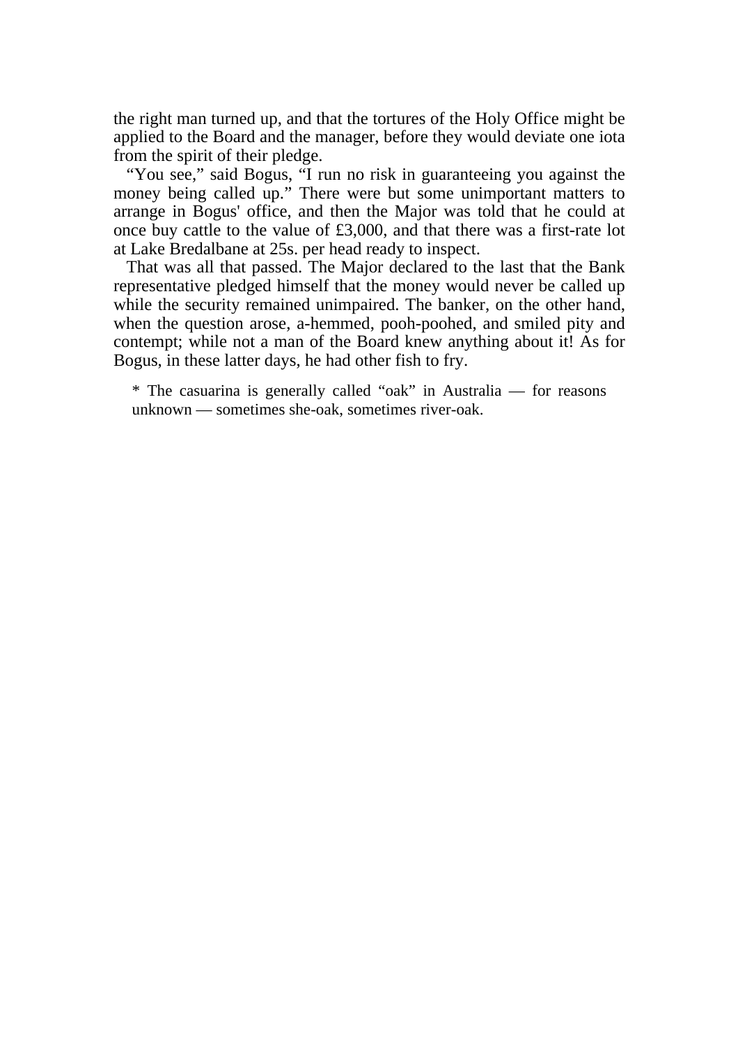the right man turned up, and that the tortures of the Holy Office might be applied to the Board and the manager, before they would deviate one iota from the spirit of their pledge.

"You see," said Bogus, "I run no risk in guaranteeing you against the money being called up." There were but some unimportant matters to arrange in Bogus' office, and then the Major was told that he could at once buy cattle to the value of £3,000, and that there was a first-rate lot at Lake Bredalbane at 25s. per head ready to inspect.

That was all that passed. The Major declared to the last that the Bank representative pledged himself that the money would never be called up while the security remained unimpaired. The banker, on the other hand, when the question arose, a-hemmed, pooh-poohed, and smiled pity and contempt; while not a man of the Board knew anything about it! As for Bogus, in these latter days, he had other fish to fry.

> * The casuarina is generally called "oak" in Australia — for reasons unknown — sometimes she-oak, sometimes river-oak.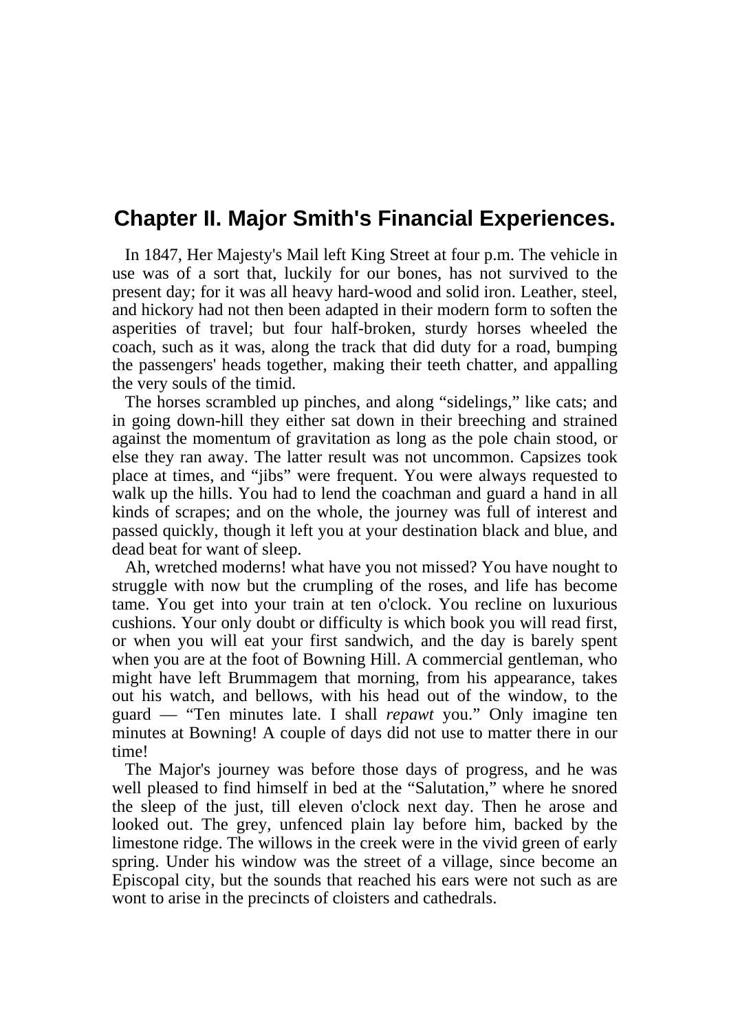## Chapter II. Major Smith's Financial Experiences.

In 1847, Her Majesty's Mail left King Street at four p.m. The vehicle in use was of a sort that, luckily for our bones, has not survived to the present day; for it was all heavy hard-wood and solid iron. Leather, steel, and hickory had not then been adapted in their modern form to soften the asperities of travel; but four half-broken, sturdy horses wheeled the coach, such as it was, along the track that did duty for a road, bumping the passengers' heads together, making their teeth chatter, and appalling the very souls of the timid.

The horses scrambled up pinches, and along "sidelings," like cats; and in going down-hill they either sat down in their breeching and strained against the momentum of gravitation as long as the pole chain stood, or else they ran away. The latter result was not uncommon. Capsizes took place at times, and "jibs" were frequent. You were always requested to walk up the hills. You had to lend the coachman and guard a hand in all kinds of scrapes; and on the whole, the journey was full of interest and passed quickly, though it left you at your destination black and blue, and dead beat for want of sleep.

Ah, wretched moderns! what have you not missed? You have nought to struggle with now but the crumpling of the roses, and life has become tame. You get into your train at ten o'clock. You recline on luxurious cushions. Your only doubt or difficulty is which book you will read first, or when you will eat your first sandwich, and the day is barely spent when you are at the foot of Bowning Hill. A commercial gentleman, who might have left Brummagem that morning, from his appearance, takes out his watch, and bellows, with his head out of the window, to the guard — "Ten minutes late. I shall *repawt* you." Only imagine ten minutes at Bowning! A couple of days did not use to matter there in our time!

The Major's journey was before those days of progress, and he was well pleased to find himself in bed at the "Salutation," where he snored the sleep of the just, till eleven o'clock next day. Then he arose and looked out. The grey, unfenced plain lay before him, backed by the limestone ridge. The willows in the creek were in the vivid green of early spring. Under his window was the street of a village, since become an Episcopal city, but the sounds that reached his ears were not such as are wont to arise in the precincts of cloisters and cathedrals.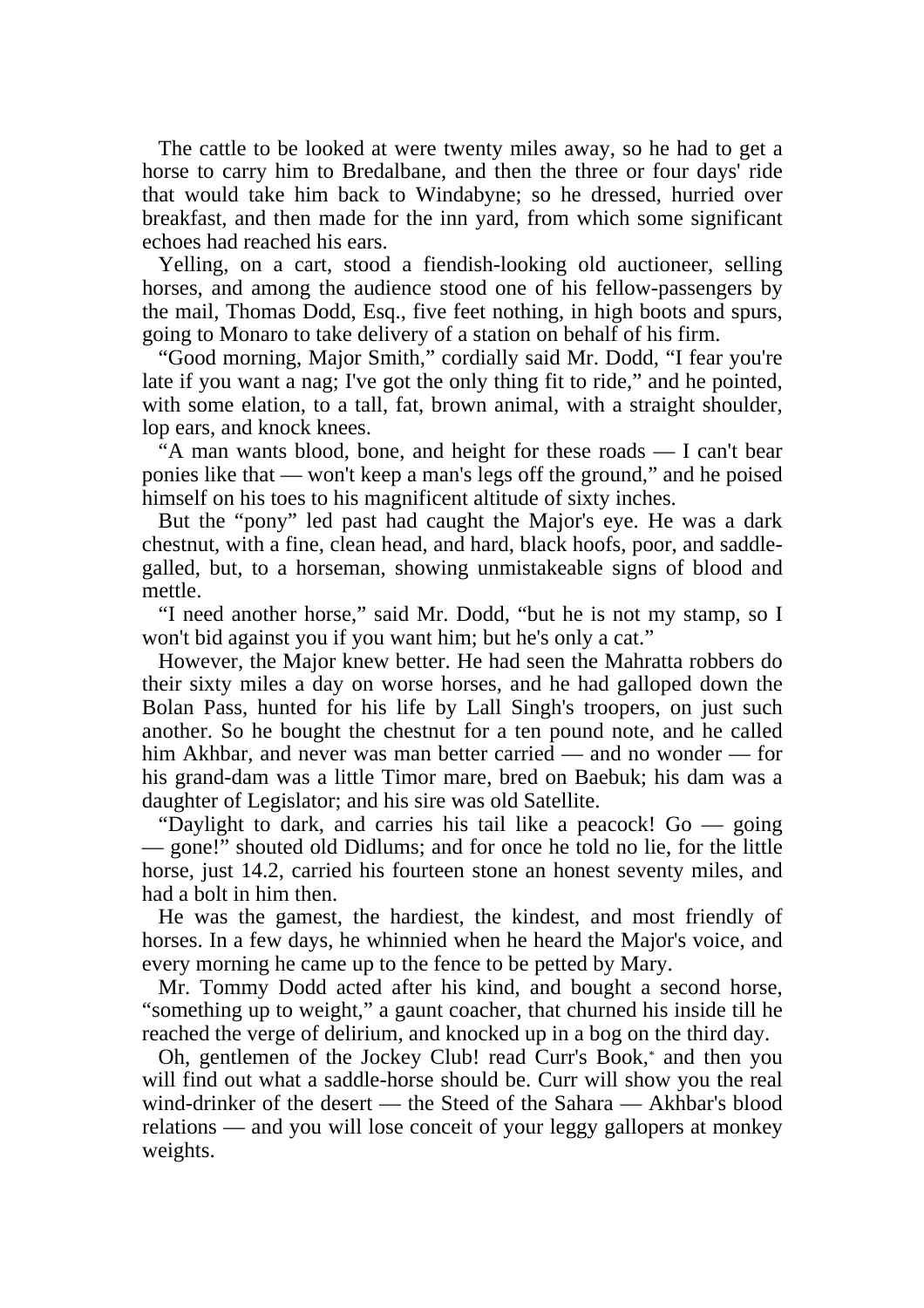The cattle to be looked at were twenty miles away, so he had to get a horse to carry him to Bredalbane, and then the three or four days' ride that would take him back to Windabyne; so he dressed, hurried over breakfast, and then made for the inn yard, from which some significant echoes had reached his ears.

Yelling, on a cart, stood a fiendish-looking old auctioneer, selling horses, and among the audience stood one of his fellow-passengers by the mail, Thomas Dodd, Esq., five feet nothing, in high boots and spurs, going to Monaro to take delivery of a station on behalf of his firm.

"Good morning, Major Smith," cordially said Mr. Dodd, "I fear you're late if you want a nag; I've got the only thing fit to ride," and he pointed, with some elation, to a tall, fat, brown animal, with a straight shoulder, lop ears, and knock knees.

"A man wants blood, bone, and height for these roads — I can't bear ponies like that — won't keep a man's legs off the ground," and he poised himself on his toes to his magnificent altitude of sixty inches.

But the "pony" led past had caught the Major's eye. He was a dark chestnut, with a fine, clean head, and hard, black hoofs, poor, and saddle-galled, but, to a horseman, showing unmistakeable signs of blood and mettle.

"I need another horse," said Mr. Dodd, "but he is not my stamp, so I won't bid against you if you want him; but he's only a cat."

However, the Major knew better. He had seen the Mahratta robbers do their sixty miles a day on worse horses, and he had galloped down the Bolan Pass, hunted for his life by Lall Singh's troopers, on just such another. So he bought the chestnut for a ten pound note, and he called him Akhbar, and never was man better carried — and no wonder — for his grand-dam was a little Timor mare, bred on Baebuk; his dam was a daughter of Legislator; and his sire was old Satellite.

"Daylight to dark, and carries his tail like a peacock! Go — going — gone!" shouted old Didlums; and for once he told no lie, for the little horse, just 14.2, carried his fourteen stone an honest seventy miles, and had a bolt in him then.

He was the gamest, the hardiest, the kindest, and most friendly of horses. In a few days, he whinnied when he heard the Major's voice, and every morning he came up to the fence to be petted by Mary.

Mr. Tommy Dodd acted after his kind, and bought a second horse, "something up to weight," a gaunt coacher, that churned his inside till he reached the verge of delirium, and knocked up in a bog on the third day.

Oh, gentlemen of the Jockey Club! read Curr's Book,* and then you will find out what a saddle-horse should be. Curr will show you the real wind-drinker of the desert — the Steed of the Sahara — Akhbar's blood relations — and you will lose conceit of your leggy gallopers at monkey weights.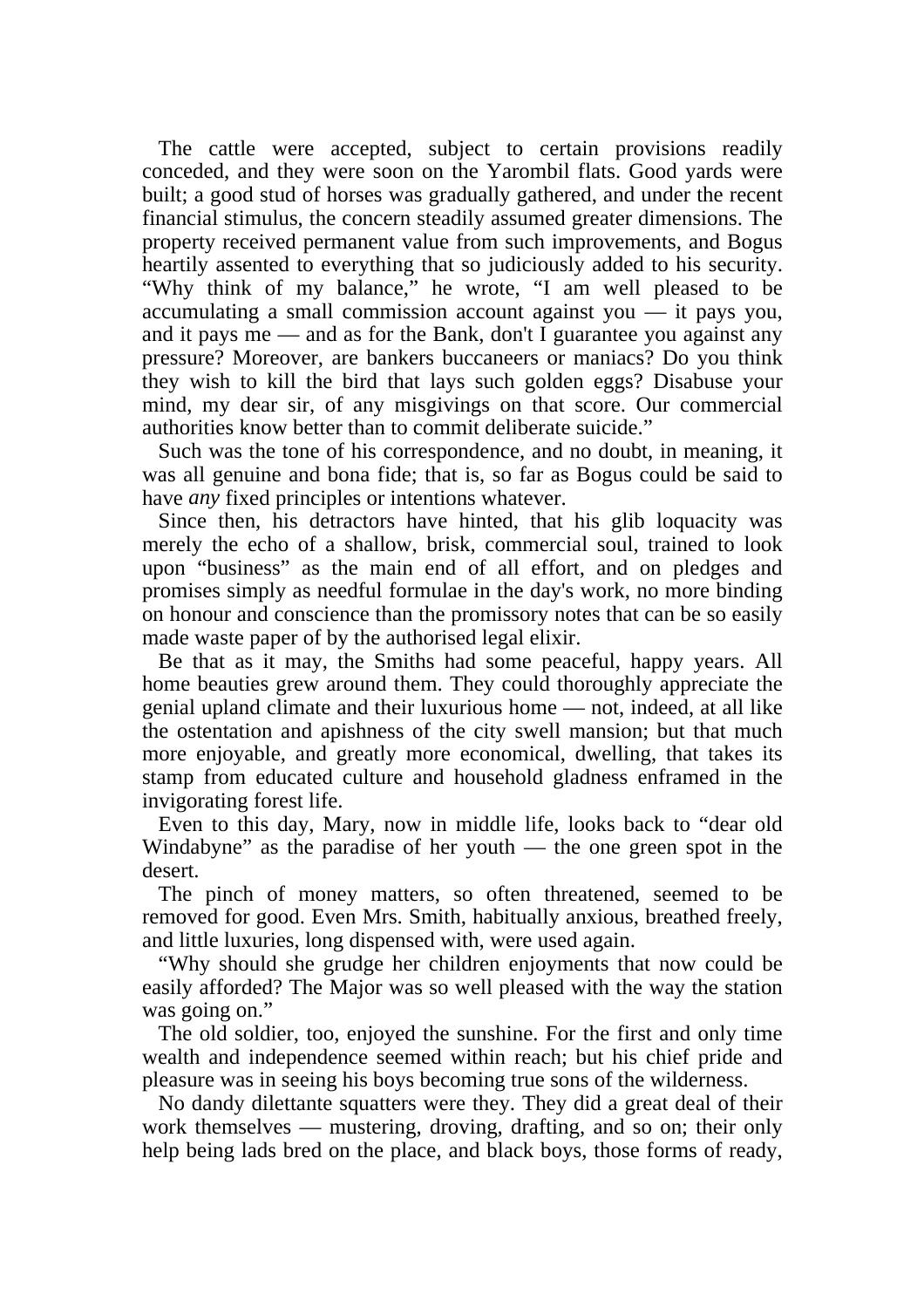The cattle were accepted, subject to certain provisions readily conceded, and they were soon on the Yarombil flats. Good yards were built; a good stud of horses was gradually gathered, and under the recent financial stimulus, the concern steadily assumed greater dimensions. The property received permanent value from such improvements, and Bogus heartily assented to everything that so judiciously added to his security. “Why think of my balance,” he wrote, “I am well pleased to be accumulating a small commission account against you — it pays you, and it pays me — and as for the Bank, don't I guarantee you against any pressure? Moreover, are bankers buccaneers or maniacs? Do you think they wish to kill the bird that lays such golden eggs? Disabuse your mind, my dear sir, of any misgivings on that score. Our commercial authorities know better than to commit deliberate suicide.”

Such was the tone of his correspondence, and no doubt, in meaning, it was all genuine and bona fide; that is, so far as Bogus could be said to have *any* fixed principles or intentions whatever.

Since then, his detractors have hinted, that his glib loquacity was merely the echo of a shallow, brisk, commercial soul, trained to look upon “business” as the main end of all effort, and on pledges and promises simply as needful formulae in the day's work, no more binding on honour and conscience than the promissory notes that can be so easily made waste paper of by the authorised legal elixir.

Be that as it may, the Smiths had some peaceful, happy years. All home beauties grew around them. They could thoroughly appreciate the genial upland climate and their luxurious home — not, indeed, at all like the ostentation and apishness of the city swell mansion; but that much more enjoyable, and greatly more economical, dwelling, that takes its stamp from educated culture and household gladness enframed in the invigorating forest life.

Even to this day, Mary, now in middle life, looks back to “dear old Windabyne” as the paradise of her youth — the one green spot in the desert.

The pinch of money matters, so often threatened, seemed to be removed for good. Even Mrs. Smith, habitually anxious, breathed freely, and little luxuries, long dispensed with, were used again.

“Why should she grudge her children enjoyments that now could be easily afforded? The Major was so well pleased with the way the station was going on.”

The old soldier, too, enjoyed the sunshine. For the first and only time wealth and independence seemed within reach; but his chief pride and pleasure was in seeing his boys becoming true sons of the wilderness.

No dandy dilettante squatters were they. They did a great deal of their work themselves — mustering, droving, drafting, and so on; their only help being lads bred on the place, and black boys, those forms of ready,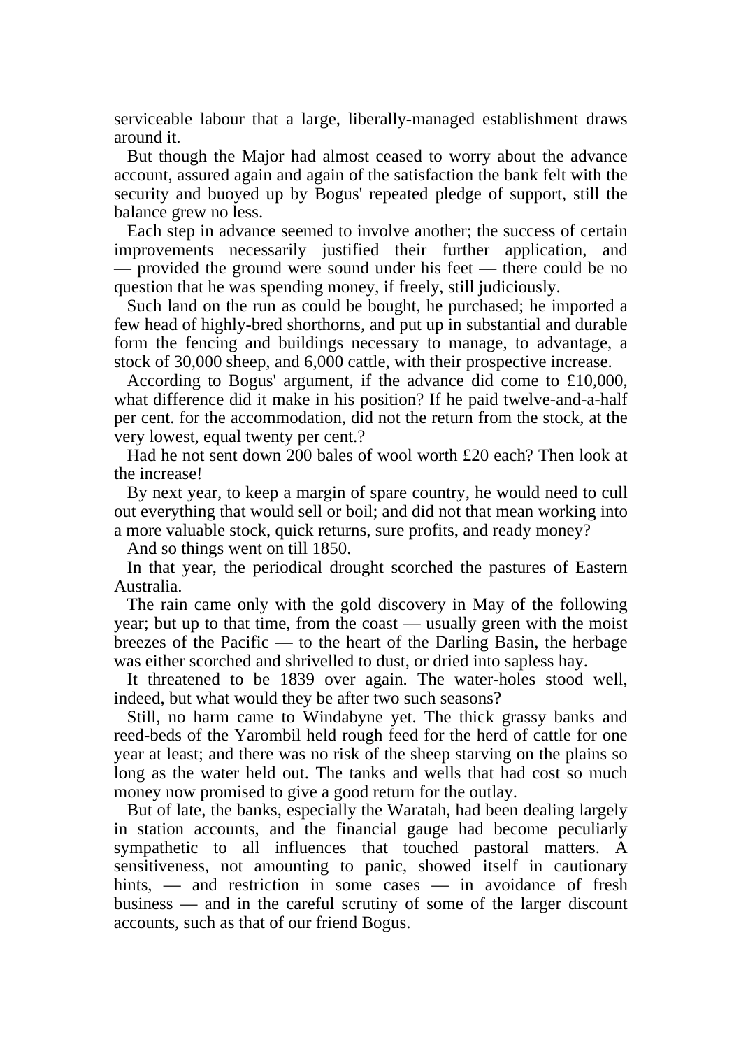serviceable labour that a large, liberally-managed establishment draws around it.

But though the Major had almost ceased to worry about the advance account, assured again and again of the satisfaction the bank felt with the security and buoyed up by Bogus' repeated pledge of support, still the balance grew no less.

Each step in advance seemed to involve another; the success of certain improvements necessarily justified their further application, and — provided the ground were sound under his feet — there could be no question that he was spending money, if freely, still judiciously.

Such land on the run as could be bought, he purchased; he imported a few head of highly-bred shorthorns, and put up in substantial and durable form the fencing and buildings necessary to manage, to advantage, a stock of 30,000 sheep, and 6,000 cattle, with their prospective increase.

According to Bogus' argument, if the advance did come to £10,000, what difference did it make in his position? If he paid twelve-and-a-half per cent. for the accommodation, did not the return from the stock, at the very lowest, equal twenty per cent.?

Had he not sent down 200 bales of wool worth £20 each? Then look at the increase!

By next year, to keep a margin of spare country, he would need to cull out everything that would sell or boil; and did not that mean working into a more valuable stock, quick returns, sure profits, and ready money?

And so things went on till 1850.

In that year, the periodical drought scorched the pastures of Eastern Australia.

The rain came only with the gold discovery in May of the following year; but up to that time, from the coast — usually green with the moist breezes of the Pacific — to the heart of the Darling Basin, the herbage was either scorched and shrivelled to dust, or dried into sapless hay.

It threatened to be 1839 over again. The water-holes stood well, indeed, but what would they be after two such seasons?

Still, no harm came to Windabyne yet. The thick grassy banks and reed-beds of the Yarombil held rough feed for the herd of cattle for one year at least; and there was no risk of the sheep starving on the plains so long as the water held out. The tanks and wells that had cost so much money now promised to give a good return for the outlay.

But of late, the banks, especially the Waratah, had been dealing largely in station accounts, and the financial gauge had become peculiarly sympathetic to all influences that touched pastoral matters. A sensitiveness, not amounting to panic, showed itself in cautionary hints, — and restriction in some cases — in avoidance of fresh business — and in the careful scrutiny of some of the larger discount accounts, such as that of our friend Bogus.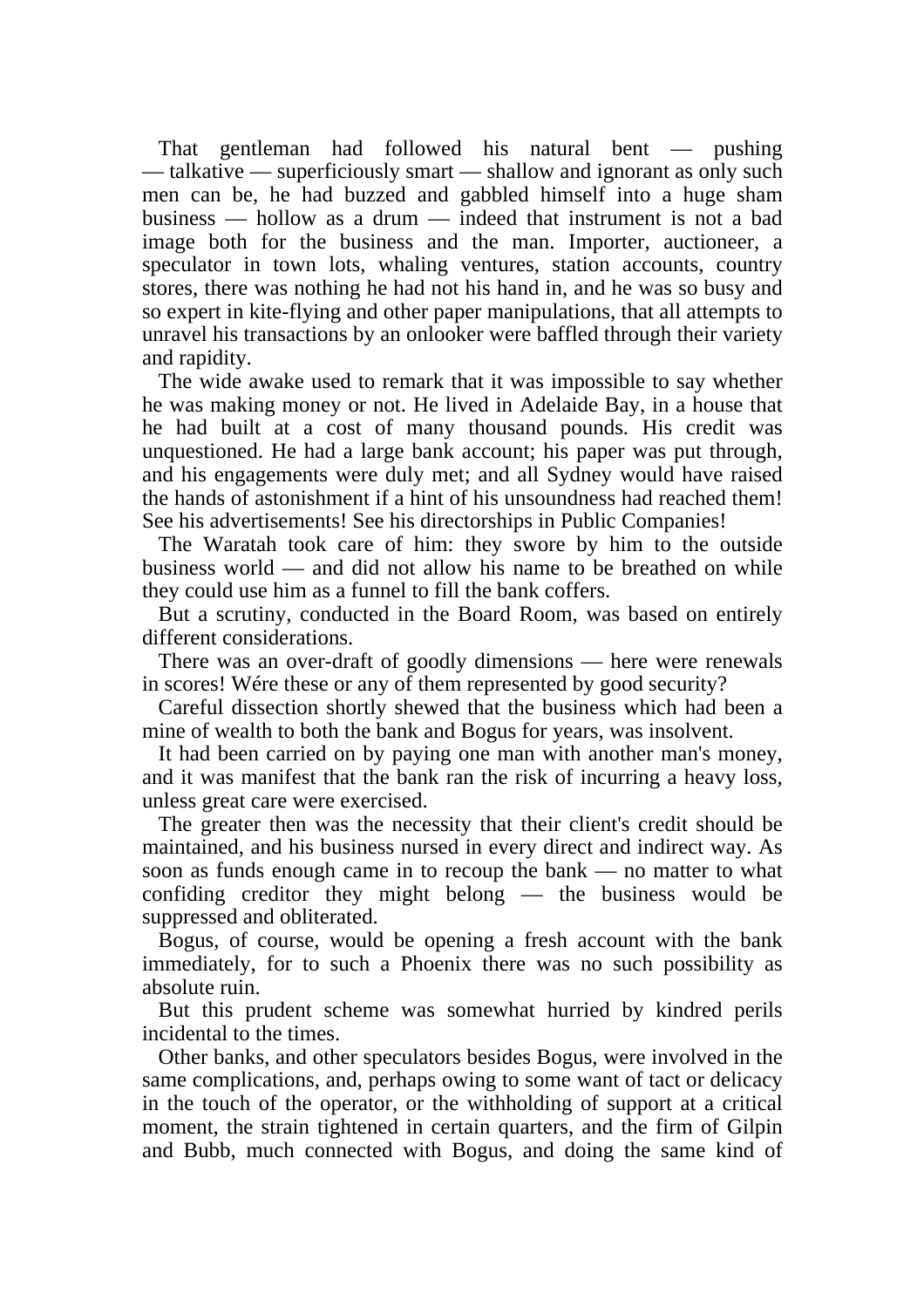That gentleman had followed his natural bent — pushing — talkative — superficiously smart — shallow and ignorant as only such men can be, he had buzzed and gabbled himself into a huge sham business — hollow as a drum — indeed that instrument is not a bad image both for the business and the man. Importer, auctioneer, a speculator in town lots, whaling ventures, station accounts, country stores, there was nothing he had not his hand in, and he was so busy and so expert in kite-flying and other paper manipulations, that all attempts to unravel his transactions by an onlooker were baffled through their variety and rapidity.

The wide awake used to remark that it was impossible to say whether he was making money or not. He lived in Adelaide Bay, in a house that he had built at a cost of many thousand pounds. His credit was unquestioned. He had a large bank account; his paper was put through, and his engagements were duly met; and all Sydney would have raised the hands of astonishment if a hint of his unsoundness had reached them! See his advertisements! See his directorships in Public Companies!

The Waratah took care of him: they swore by him to the outside business world — and did not allow his name to be breathed on while they could use him as a funnel to fill the bank coffers.

But a scrutiny, conducted in the Board Room, was based on entirely different considerations.

There was an over-draft of goodly dimensions — here were renewals in scores! Wére these or any of them represented by good security?

Careful dissection shortly shewed that the business which had been a mine of wealth to both the bank and Bogus for years, was insolvent.

It had been carried on by paying one man with another man's money, and it was manifest that the bank ran the risk of incurring a heavy loss, unless great care were exercised.

The greater then was the necessity that their client's credit should be maintained, and his business nursed in every direct and indirect way. As soon as funds enough came in to recoup the bank — no matter to what confiding creditor they might belong — the business would be suppressed and obliterated.

Bogus, of course, would be opening a fresh account with the bank immediately, for to such a Phoenix there was no such possibility as absolute ruin.

But this prudent scheme was somewhat hurried by kindred perils incidental to the times.

Other banks, and other speculators besides Bogus, were involved in the same complications, and, perhaps owing to some want of tact or delicacy in the touch of the operator, or the withholding of support at a critical moment, the strain tightened in certain quarters, and the firm of Gilpin and Bubb, much connected with Bogus, and doing the same kind of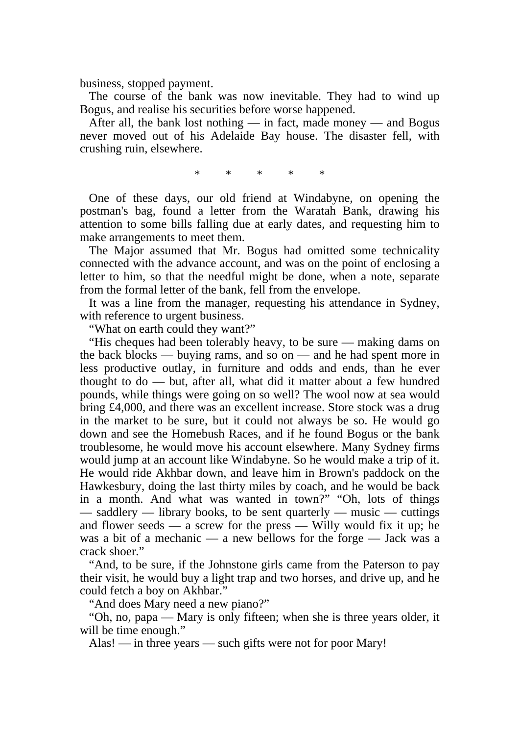business, stopped payment.

The course of the bank was now inevitable. They had to wind up Bogus, and realise his securities before worse happened.

After all, the bank lost nothing — in fact, made money — and Bogus never moved out of his Adelaide Bay house. The disaster fell, with crushing ruin, elsewhere.

\*   \*   \*   \*   \*

One of these days, our old friend at Windabyne, on opening the postman's bag, found a letter from the Waratah Bank, drawing his attention to some bills falling due at early dates, and requesting him to make arrangements to meet them.

The Major assumed that Mr. Bogus had omitted some technicality connected with the advance account, and was on the point of enclosing a letter to him, so that the needful might be done, when a note, separate from the formal letter of the bank, fell from the envelope.

It was a line from the manager, requesting his attendance in Sydney, with reference to urgent business.

"What on earth could they want?"

"His cheques had been tolerably heavy, to be sure — making dams on the back blocks — buying rams, and so on — and he had spent more in less productive outlay, in furniture and odds and ends, than he ever thought to do — but, after all, what did it matter about a few hundred pounds, while things were going on so well? The wool now at sea would bring £4,000, and there was an excellent increase. Store stock was a drug in the market to be sure, but it could not always be so. He would go down and see the Homebush Races, and if he found Bogus or the bank troublesome, he would move his account elsewhere. Many Sydney firms would jump at an account like Windabyne. So he would make a trip of it. He would ride Akhbar down, and leave him in Brown's paddock on the Hawkesbury, doing the last thirty miles by coach, and he would be back in a month. And what was wanted in town?" "Oh, lots of things — saddlery — library books, to be sent quarterly — music — cuttings and flower seeds — a screw for the press — Willy would fix it up; he was a bit of a mechanic — a new bellows for the forge — Jack was a crack shoer."

"And, to be sure, if the Johnstone girls came from the Paterson to pay their visit, he would buy a light trap and two horses, and drive up, and he could fetch a boy on Akhbar."

"And does Mary need a new piano?"

"Oh, no, papa — Mary is only fifteen; when she is three years older, it will be time enough."

Alas! — in three years — such gifts were not for poor Mary!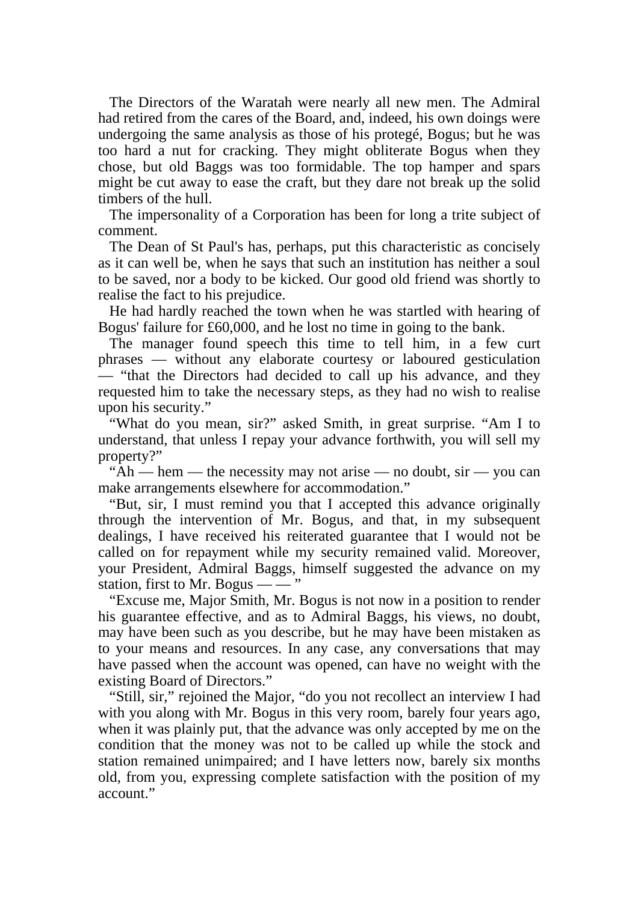The Directors of the Waratah were nearly all new men. The Admiral had retired from the cares of the Board, and, indeed, his own doings were undergoing the same analysis as those of his protegé, Bogus; but he was too hard a nut for cracking. They might obliterate Bogus when they chose, but old Baggs was too formidable. The top hamper and spars might be cut away to ease the craft, but they dare not break up the solid timbers of the hull.

The impersonality of a Corporation has been for long a trite subject of comment.

The Dean of St Paul's has, perhaps, put this characteristic as concisely as it can well be, when he says that such an institution has neither a soul to be saved, nor a body to be kicked. Our good old friend was shortly to realise the fact to his prejudice.

He had hardly reached the town when he was startled with hearing of Bogus' failure for £60,000, and he lost no time in going to the bank.

The manager found speech this time to tell him, in a few curt phrases — without any elaborate courtesy or laboured gesticulation — "that the Directors had decided to call up his advance, and they requested him to take the necessary steps, as they had no wish to realise upon his security."

"What do you mean, sir?" asked Smith, in great surprise. "Am I to understand, that unless I repay your advance forthwith, you will sell my property?"

"Ah — hem — the necessity may not arise — no doubt, sir — you can make arrangements elsewhere for accommodation."

"But, sir, I must remind you that I accepted this advance originally through the intervention of Mr. Bogus, and that, in my subsequent dealings, I have received his reiterated guarantee that I would not be called on for repayment while my security remained valid. Moreover, your President, Admiral Baggs, himself suggested the advance on my station, first to Mr. Bogus — — "

"Excuse me, Major Smith, Mr. Bogus is not now in a position to render his guarantee effective, and as to Admiral Baggs, his views, no doubt, may have been such as you describe, but he may have been mistaken as to your means and resources. In any case, any conversations that may have passed when the account was opened, can have no weight with the existing Board of Directors."

"Still, sir," rejoined the Major, "do you not recollect an interview I had with you along with Mr. Bogus in this very room, barely four years ago, when it was plainly put, that the advance was only accepted by me on the condition that the money was not to be called up while the stock and station remained unimpaired; and I have letters now, barely six months old, from you, expressing complete satisfaction with the position of my account."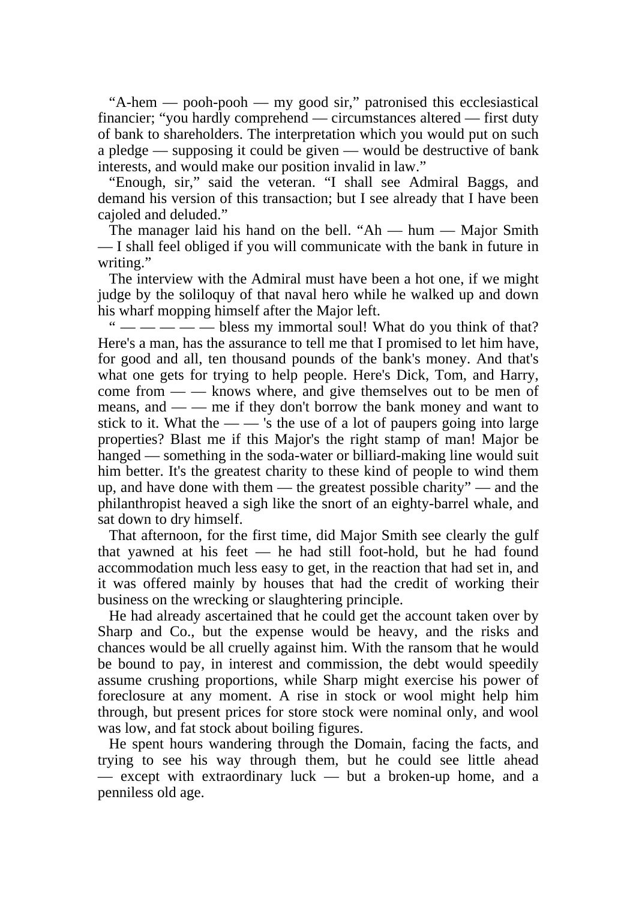"A-hem — pooh-pooh — my good sir," patronised this ecclesiastical financier; "you hardly comprehend — circumstances altered — first duty of bank to shareholders. The interpretation which you would put on such a pledge — supposing it could be given — would be destructive of bank interests, and would make our position invalid in law."

"Enough, sir," said the veteran. "I shall see Admiral Baggs, and demand his version of this transaction; but I see already that I have been cajoled and deluded."

The manager laid his hand on the bell. "Ah — hum — Major Smith — I shall feel obliged if you will communicate with the bank in future in writing."

The interview with the Admiral must have been a hot one, if we might judge by the soliloquy of that naval hero while he walked up and down his wharf mopping himself after the Major left.

" — — — — — bless my immortal soul! What do you think of that? Here's a man, has the assurance to tell me that I promised to let him have, for good and all, ten thousand pounds of the bank's money. And that's what one gets for trying to help people. Here's Dick, Tom, and Harry, come from — — knows where, and give themselves out to be men of means, and — — me if they don't borrow the bank money and want to stick to it. What the — — 's the use of a lot of paupers going into large properties? Blast me if this Major's the right stamp of man! Major be hanged — something in the soda-water or billiard-making line would suit him better. It's the greatest charity to these kind of people to wind them up, and have done with them — the greatest possible charity" — and the philanthropist heaved a sigh like the snort of an eighty-barrel whale, and sat down to dry himself.

That afternoon, for the first time, did Major Smith see clearly the gulf that yawned at his feet — he had still foot-hold, but he had found accommodation much less easy to get, in the reaction that had set in, and it was offered mainly by houses that had the credit of working their business on the wrecking or slaughtering principle.

He had already ascertained that he could get the account taken over by Sharp and Co., but the expense would be heavy, and the risks and chances would be all cruelly against him. With the ransom that he would be bound to pay, in interest and commission, the debt would speedily assume crushing proportions, while Sharp might exercise his power of foreclosure at any moment. A rise in stock or wool might help him through, but present prices for store stock were nominal only, and wool was low, and fat stock about boiling figures.

He spent hours wandering through the Domain, facing the facts, and trying to see his way through them, but he could see little ahead — except with extraordinary luck — but a broken-up home, and a penniless old age.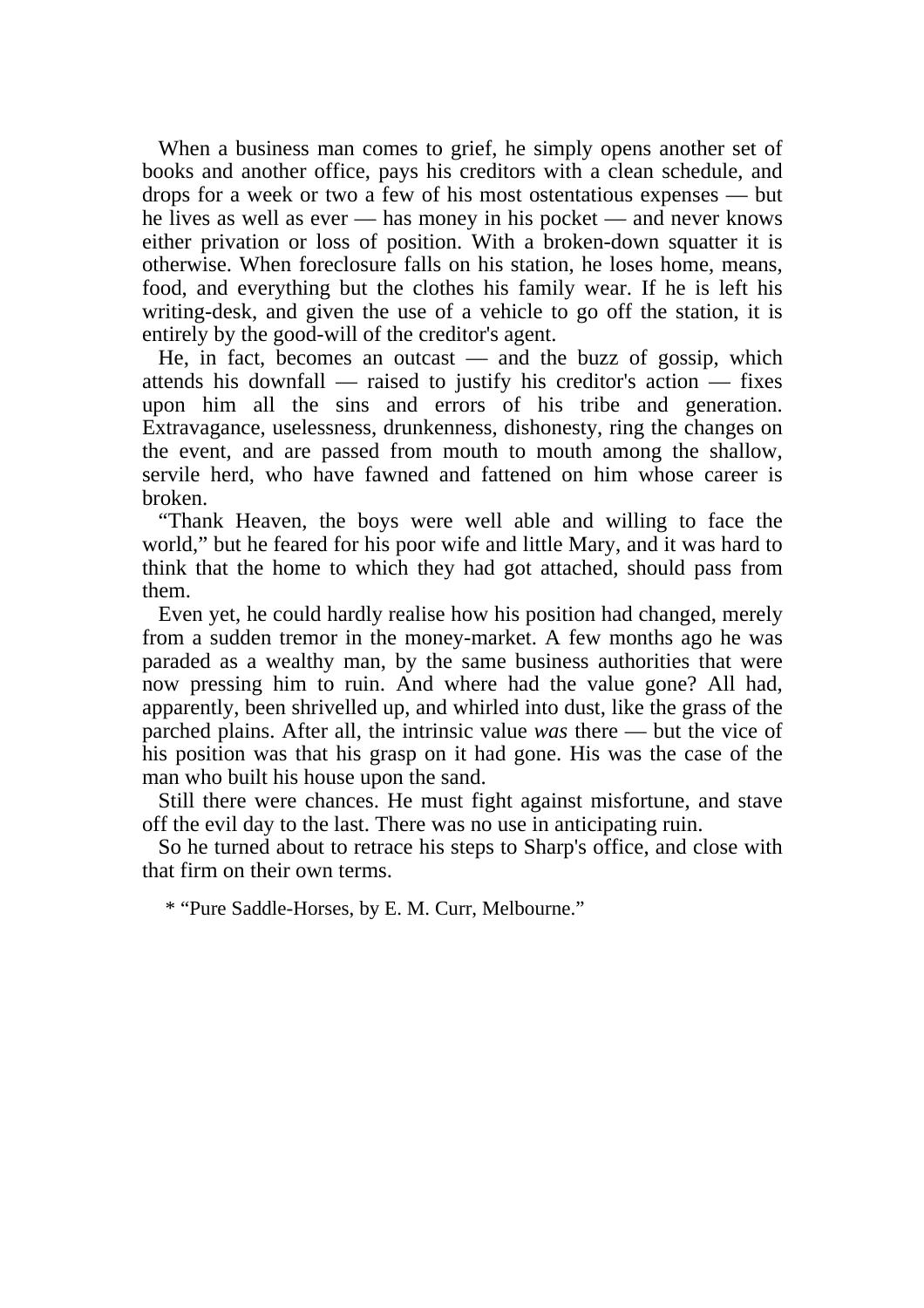When a business man comes to grief, he simply opens another set of books and another office, pays his creditors with a clean schedule, and drops for a week or two a few of his most ostentatious expenses — but he lives as well as ever — has money in his pocket — and never knows either privation or loss of position. With a broken-down squatter it is otherwise. When foreclosure falls on his station, he loses home, means, food, and everything but the clothes his family wear. If he is left his writing-desk, and given the use of a vehicle to go off the station, it is entirely by the good-will of the creditor's agent.

He, in fact, becomes an outcast — and the buzz of gossip, which attends his downfall — raised to justify his creditor's action — fixes upon him all the sins and errors of his tribe and generation. Extravagance, uselessness, drunkenness, dishonesty, ring the changes on the event, and are passed from mouth to mouth among the shallow, servile herd, who have fawned and fattened on him whose career is broken.

"Thank Heaven, the boys were well able and willing to face the world," but he feared for his poor wife and little Mary, and it was hard to think that the home to which they had got attached, should pass from them.

Even yet, he could hardly realise how his position had changed, merely from a sudden tremor in the money-market. A few months ago he was paraded as a wealthy man, by the same business authorities that were now pressing him to ruin. And where had the value gone? All had, apparently, been shrivelled up, and whirled into dust, like the grass of the parched plains. After all, the intrinsic value *was* there — but the vice of his position was that his grasp on it had gone. His was the case of the man who built his house upon the sand.

Still there were chances. He must fight against misfortune, and stave off the evil day to the last. There was no use in anticipating ruin.

So he turned about to retrace his steps to Sharp's office, and close with that firm on their own terms.

* "Pure Saddle-Horses, by E. M. Curr, Melbourne."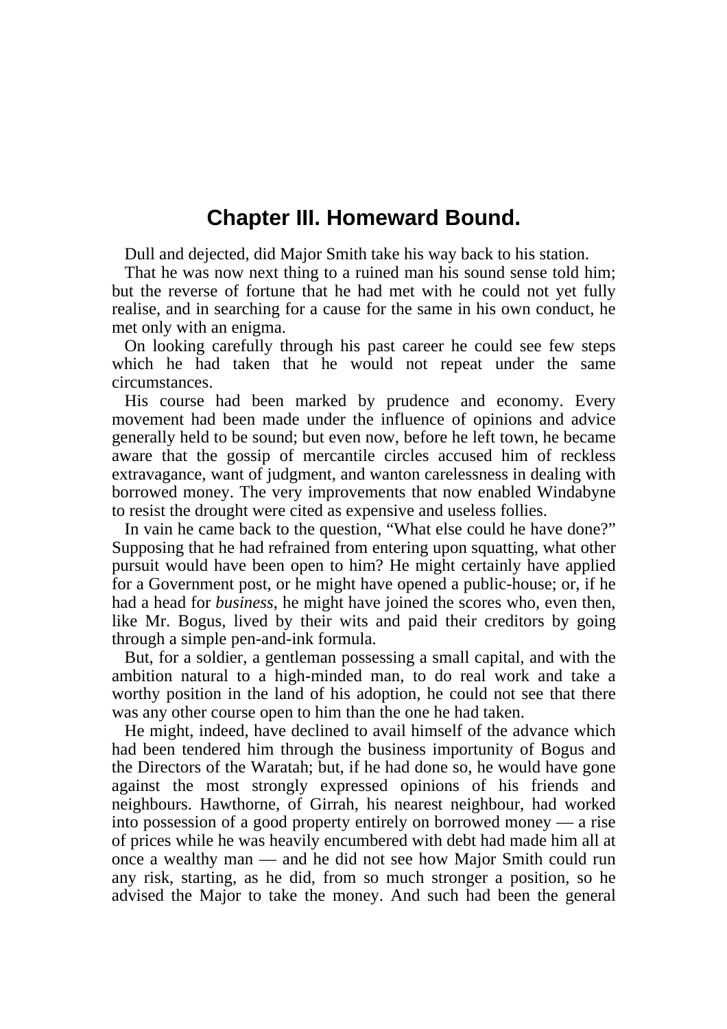# Chapter III. Homeward Bound.

Dull and dejected, did Major Smith take his way back to his station.

That he was now next thing to a ruined man his sound sense told him; but the reverse of fortune that he had met with he could not yet fully realise, and in searching for a cause for the same in his own conduct, he met only with an enigma.

On looking carefully through his past career he could see few steps which he had taken that he would not repeat under the same circumstances.

His course had been marked by prudence and economy. Every movement had been made under the influence of opinions and advice generally held to be sound; but even now, before he left town, he became aware that the gossip of mercantile circles accused him of reckless extravagance, want of judgment, and wanton carelessness in dealing with borrowed money. The very improvements that now enabled Windabyne to resist the drought were cited as expensive and useless follies.

In vain he came back to the question, “What else could he have done?” Supposing that he had refrained from entering upon squatting, what other pursuit would have been open to him? He might certainly have applied for a Government post, or he might have opened a public-house; or, if he had a head for *business*, he might have joined the scores who, even then, like Mr. Bogus, lived by their wits and paid their creditors by going through a simple pen-and-ink formula.

But, for a soldier, a gentleman possessing a small capital, and with the ambition natural to a high-minded man, to do real work and take a worthy position in the land of his adoption, he could not see that there was any other course open to him than the one he had taken.

He might, indeed, have declined to avail himself of the advance which had been tendered him through the business importunity of Bogus and the Directors of the Waratah; but, if he had done so, he would have gone against the most strongly expressed opinions of his friends and neighbours. Hawthorne, of Girrah, his nearest neighbour, had worked into possession of a good property entirely on borrowed money — a rise of prices while he was heavily encumbered with debt had made him all at once a wealthy man — and he did not see how Major Smith could run any risk, starting, as he did, from so much stronger a position, so he advised the Major to take the money. And such had been the general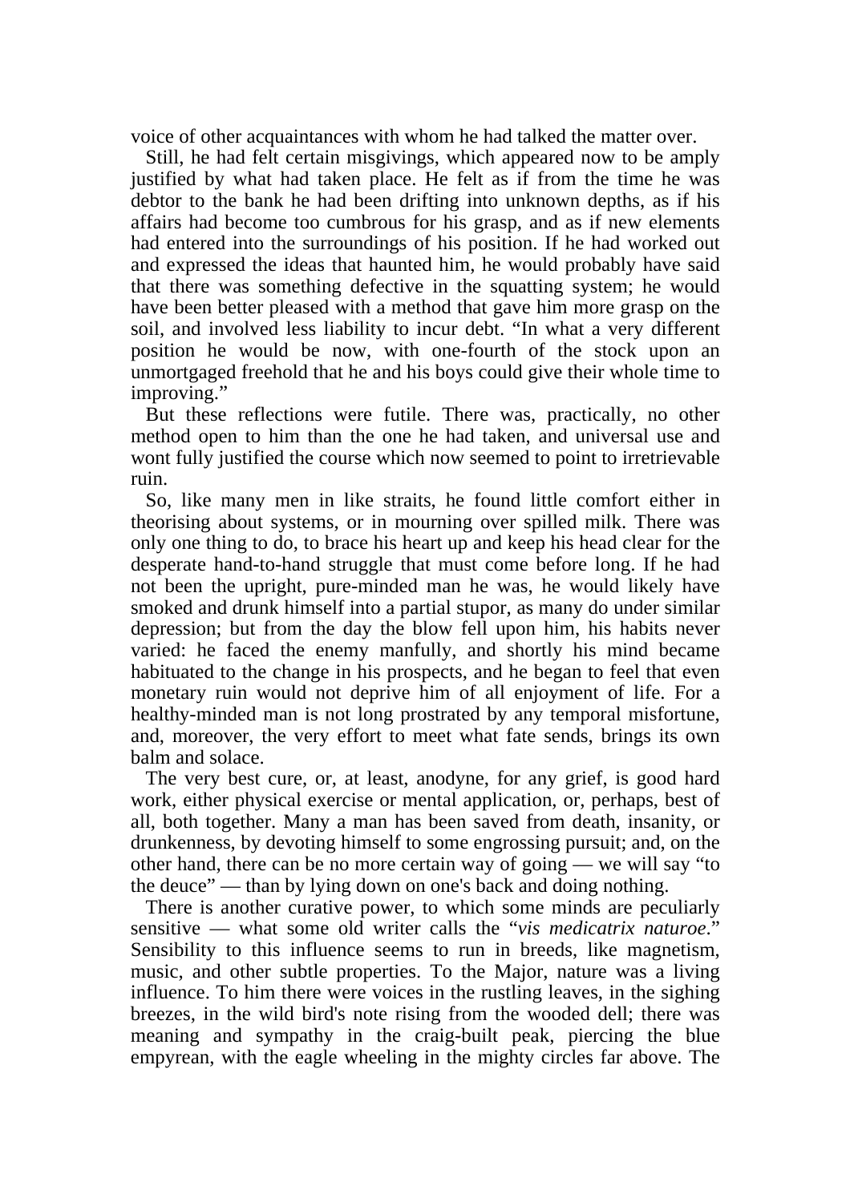voice of other acquaintances with whom he had talked the matter over.

Still, he had felt certain misgivings, which appeared now to be amply justified by what had taken place. He felt as if from the time he was debtor to the bank he had been drifting into unknown depths, as if his affairs had become too cumbrous for his grasp, and as if new elements had entered into the surroundings of his position. If he had worked out and expressed the ideas that haunted him, he would probably have said that there was something defective in the squatting system; he would have been better pleased with a method that gave him more grasp on the soil, and involved less liability to incur debt. "In what a very different position he would be now, with one-fourth of the stock upon an unmortgaged freehold that he and his boys could give their whole time to improving."

But these reflections were futile. There was, practically, no other method open to him than the one he had taken, and universal use and wont fully justified the course which now seemed to point to irretrievable ruin.

So, like many men in like straits, he found little comfort either in theorising about systems, or in mourning over spilled milk. There was only one thing to do, to brace his heart up and keep his head clear for the desperate hand-to-hand struggle that must come before long. If he had not been the upright, pure-minded man he was, he would likely have smoked and drunk himself into a partial stupor, as many do under similar depression; but from the day the blow fell upon him, his habits never varied: he faced the enemy manfully, and shortly his mind became habituated to the change in his prospects, and he began to feel that even monetary ruin would not deprive him of all enjoyment of life. For a healthy-minded man is not long prostrated by any temporal misfortune, and, moreover, the very effort to meet what fate sends, brings its own balm and solace.

The very best cure, or, at least, anodyne, for any grief, is good hard work, either physical exercise or mental application, or, perhaps, best of all, both together. Many a man has been saved from death, insanity, or drunkenness, by devoting himself to some engrossing pursuit; and, on the other hand, there can be no more certain way of going — we will say "to the deuce" — than by lying down on one's back and doing nothing.

There is another curative power, to which some minds are peculiarly sensitive — what some old writer calls the "*vis medicatrix naturoe*." Sensibility to this influence seems to run in breeds, like magnetism, music, and other subtle properties. To the Major, nature was a living influence. To him there were voices in the rustling leaves, in the sighing breezes, in the wild bird's note rising from the wooded dell; there was meaning and sympathy in the craig-built peak, piercing the blue empyrean, with the eagle wheeling in the mighty circles far above. The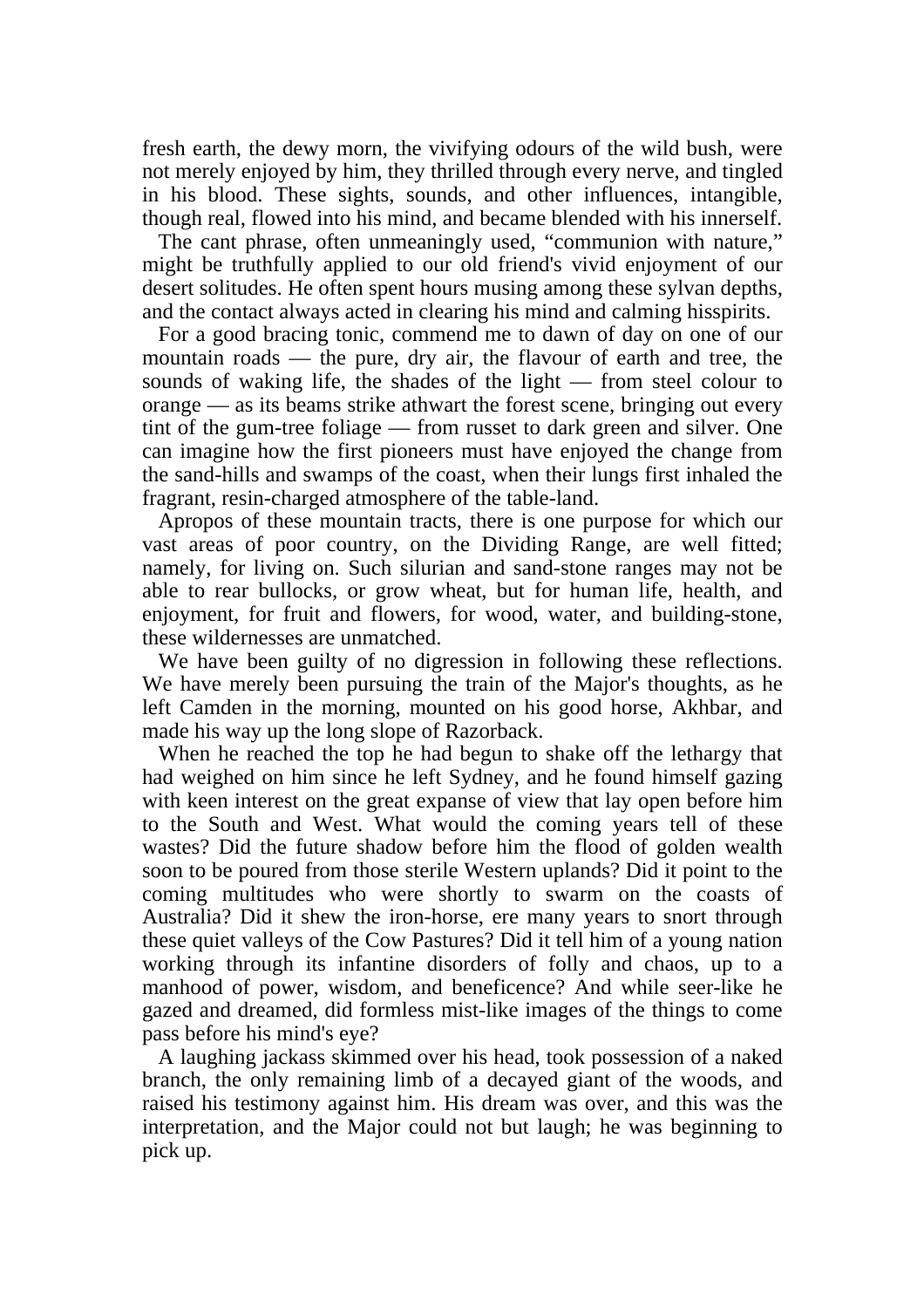fresh earth, the dewy morn, the vivifying odours of the wild bush, were not merely enjoyed by him, they thrilled through every nerve, and tingled in his blood. These sights, sounds, and other influences, intangible, though real, flowed into his mind, and became blended with his innerself.

The cant phrase, often unmeaningly used, "communion with nature," might be truthfully applied to our old friend's vivid enjoyment of our desert solitudes. He often spent hours musing among these sylvan depths, and the contact always acted in clearing his mind and calming hisspirits.

For a good bracing tonic, commend me to dawn of day on one of our mountain roads — the pure, dry air, the flavour of earth and tree, the sounds of waking life, the shades of the light — from steel colour to orange — as its beams strike athwart the forest scene, bringing out every tint of the gum-tree foliage — from russet to dark green and silver. One can imagine how the first pioneers must have enjoyed the change from the sand-hills and swamps of the coast, when their lungs first inhaled the fragrant, resin-charged atmosphere of the table-land.

Apropos of these mountain tracts, there is one purpose for which our vast areas of poor country, on the Dividing Range, are well fitted; namely, for living on. Such silurian and sand-stone ranges may not be able to rear bullocks, or grow wheat, but for human life, health, and enjoyment, for fruit and flowers, for wood, water, and building-stone, these wildernesses are unmatched.

We have been guilty of no digression in following these reflections. We have merely been pursuing the train of the Major's thoughts, as he left Camden in the morning, mounted on his good horse, Akhbar, and made his way up the long slope of Razorback.

When he reached the top he had begun to shake off the lethargy that had weighed on him since he left Sydney, and he found himself gazing with keen interest on the great expanse of view that lay open before him to the South and West. What would the coming years tell of these wastes? Did the future shadow before him the flood of golden wealth soon to be poured from those sterile Western uplands? Did it point to the coming multitudes who were shortly to swarm on the coasts of Australia? Did it shew the iron-horse, ere many years to snort through these quiet valleys of the Cow Pastures? Did it tell him of a young nation working through its infantine disorders of folly and chaos, up to a manhood of power, wisdom, and beneficence? And while seer-like he gazed and dreamed, did formless mist-like images of the things to come pass before his mind's eye?

A laughing jackass skimmed over his head, took possession of a naked branch, the only remaining limb of a decayed giant of the woods, and raised his testimony against him. His dream was over, and this was the interpretation, and the Major could not but laugh; he was beginning to pick up.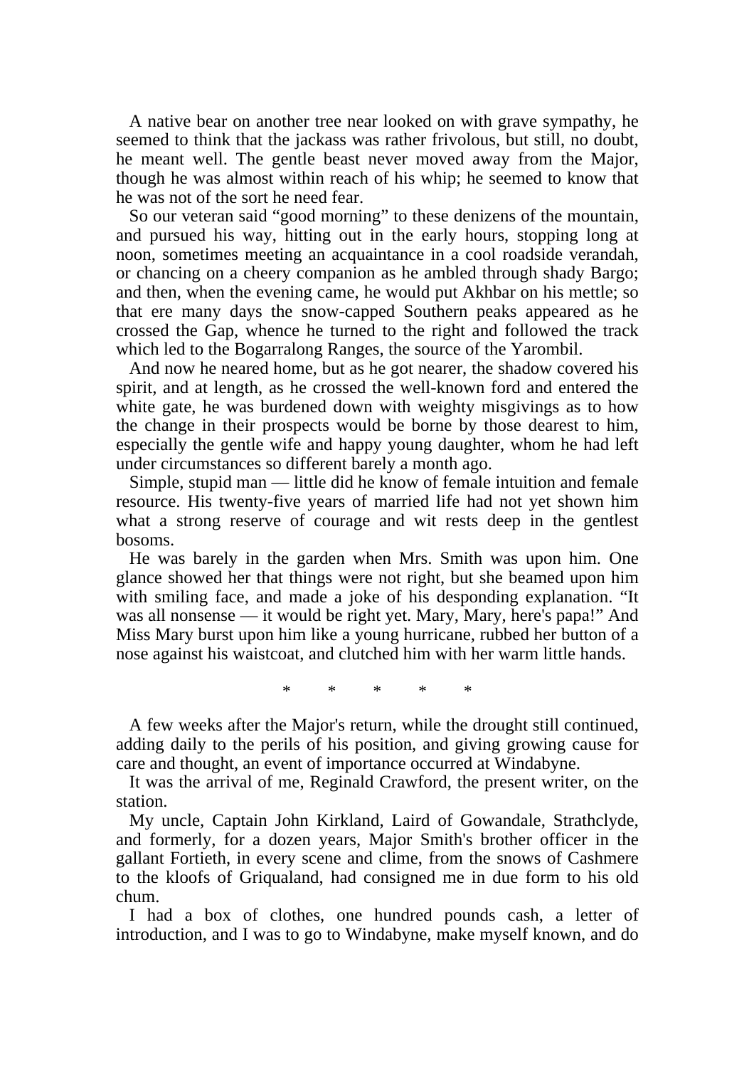A native bear on another tree near looked on with grave sympathy, he seemed to think that the jackass was rather frivolous, but still, no doubt, he meant well. The gentle beast never moved away from the Major, though he was almost within reach of his whip; he seemed to know that he was not of the sort he need fear.

So our veteran said "good morning" to these denizens of the mountain, and pursued his way, hitting out in the early hours, stopping long at noon, sometimes meeting an acquaintance in a cool roadside verandah, or chancing on a cheery companion as he ambled through shady Bargo; and then, when the evening came, he would put Akhbar on his mettle; so that ere many days the snow-capped Southern peaks appeared as he crossed the Gap, whence he turned to the right and followed the track which led to the Bogarralong Ranges, the source of the Yarombil.

And now he neared home, but as he got nearer, the shadow covered his spirit, and at length, as he crossed the well-known ford and entered the white gate, he was burdened down with weighty misgivings as to how the change in their prospects would be borne by those dearest to him, especially the gentle wife and happy young daughter, whom he had left under circumstances so different barely a month ago.

Simple, stupid man — little did he know of female intuition and female resource. His twenty-five years of married life had not yet shown him what a strong reserve of courage and wit rests deep in the gentlest bosoms.

He was barely in the garden when Mrs. Smith was upon him. One glance showed her that things were not right, but she beamed upon him with smiling face, and made a joke of his desponding explanation. "It was all nonsense — it would be right yet. Mary, Mary, here's papa!" And Miss Mary burst upon him like a young hurricane, rubbed her button of a nose against his waistcoat, and clutched him with her warm little hands.

\* \* \* \* \*

A few weeks after the Major's return, while the drought still continued, adding daily to the perils of his position, and giving growing cause for care and thought, an event of importance occurred at Windabyne.

It was the arrival of me, Reginald Crawford, the present writer, on the station.

My uncle, Captain John Kirkland, Laird of Gowandale, Strathclyde, and formerly, for a dozen years, Major Smith's brother officer in the gallant Fortieth, in every scene and clime, from the snows of Cashmere to the kloofs of Griqualand, had consigned me in due form to his old chum.

I had a box of clothes, one hundred pounds cash, a letter of introduction, and I was to go to Windabyne, make myself known, and do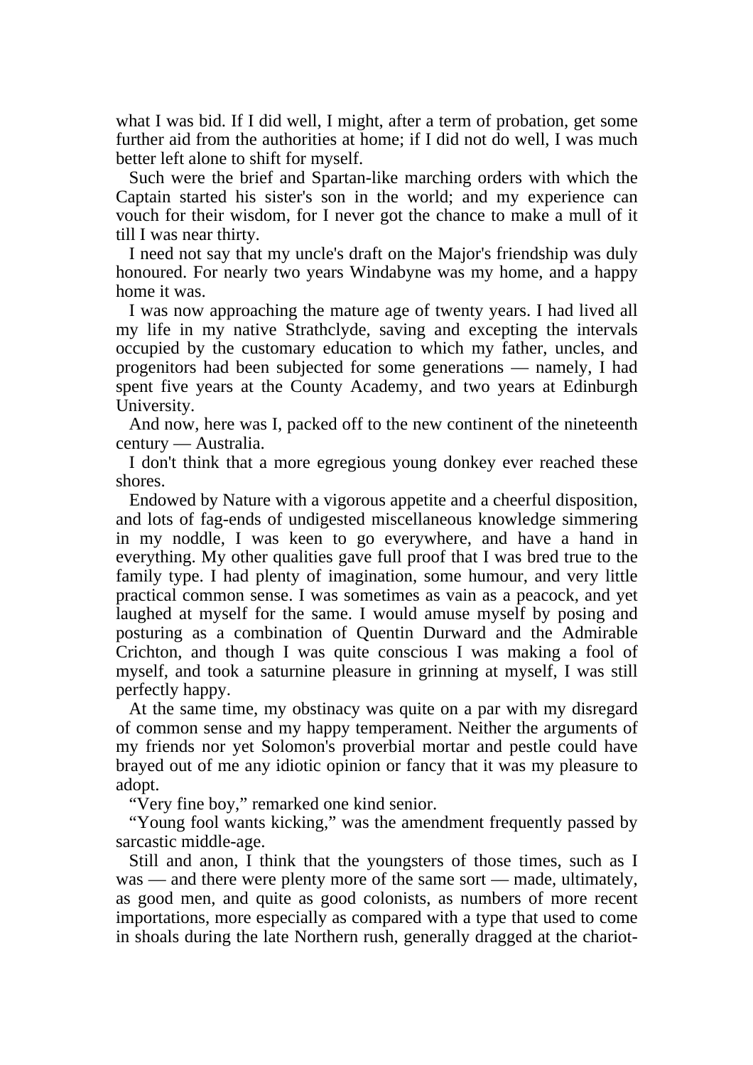what I was bid. If I did well, I might, after a term of probation, get some further aid from the authorities at home; if I did not do well, I was much better left alone to shift for myself.

Such were the brief and Spartan-like marching orders with which the Captain started his sister's son in the world; and my experience can vouch for their wisdom, for I never got the chance to make a mull of it till I was near thirty.

I need not say that my uncle's draft on the Major's friendship was duly honoured. For nearly two years Windabyne was my home, and a happy home it was.

I was now approaching the mature age of twenty years. I had lived all my life in my native Strathclyde, saving and excepting the intervals occupied by the customary education to which my father, uncles, and progenitors had been subjected for some generations — namely, I had spent five years at the County Academy, and two years at Edinburgh University.

And now, here was I, packed off to the new continent of the nineteenth century — Australia.

I don't think that a more egregious young donkey ever reached these shores.

Endowed by Nature with a vigorous appetite and a cheerful disposition, and lots of fag-ends of undigested miscellaneous knowledge simmering in my noddle, I was keen to go everywhere, and have a hand in everything. My other qualities gave full proof that I was bred true to the family type. I had plenty of imagination, some humour, and very little practical common sense. I was sometimes as vain as a peacock, and yet laughed at myself for the same. I would amuse myself by posing and posturing as a combination of Quentin Durward and the Admirable Crichton, and though I was quite conscious I was making a fool of myself, and took a saturnine pleasure in grinning at myself, I was still perfectly happy.

At the same time, my obstinacy was quite on a par with my disregard of common sense and my happy temperament. Neither the arguments of my friends nor yet Solomon's proverbial mortar and pestle could have brayed out of me any idiotic opinion or fancy that it was my pleasure to adopt.

"Very fine boy," remarked one kind senior.

"Young fool wants kicking," was the amendment frequently passed by sarcastic middle-age.

Still and anon, I think that the youngsters of those times, such as I was — and there were plenty more of the same sort — made, ultimately, as good men, and quite as good colonists, as numbers of more recent importations, more especially as compared with a type that used to come in shoals during the late Northern rush, generally dragged at the chariot-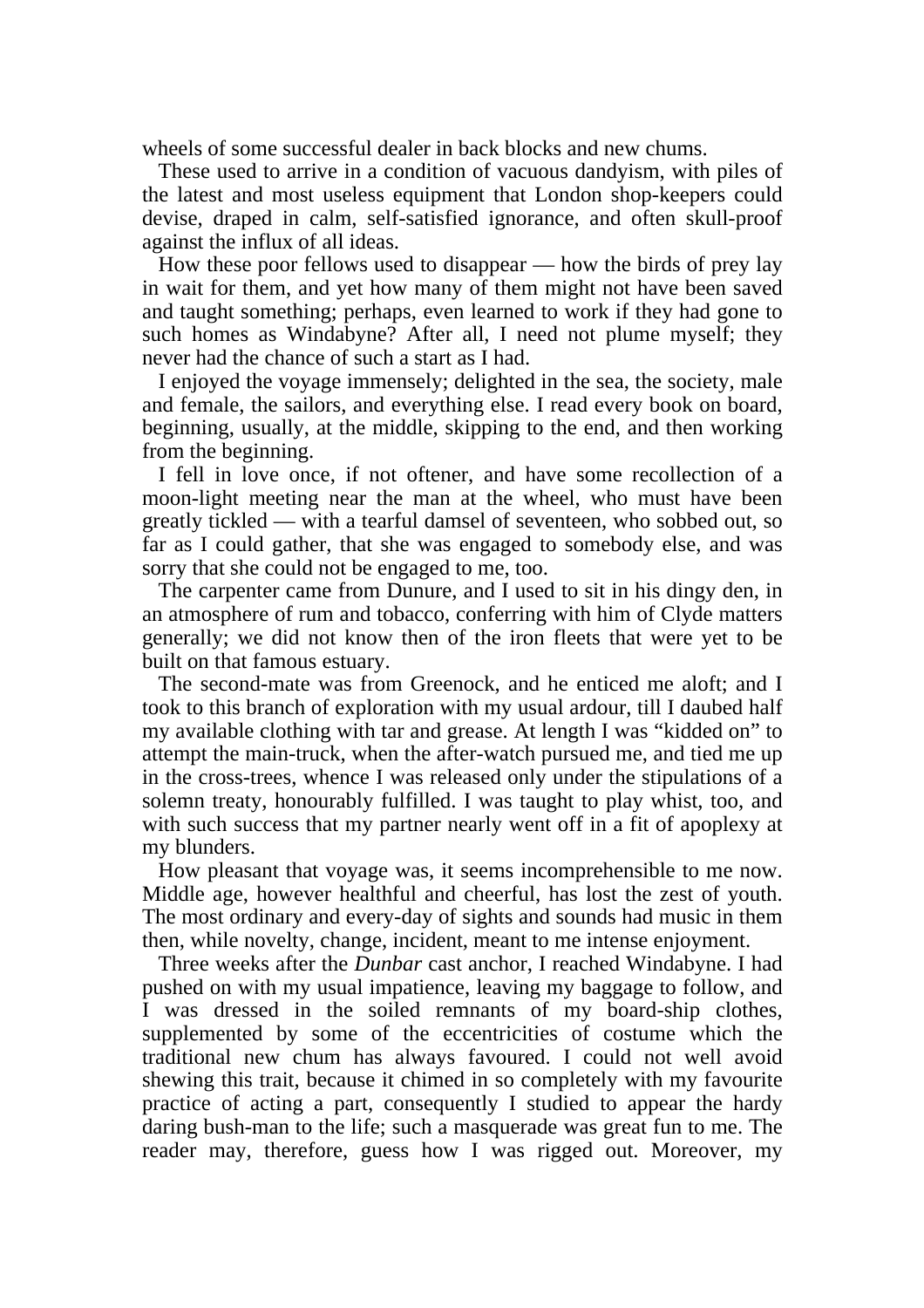wheels of some successful dealer in back blocks and new chums.

These used to arrive in a condition of vacuous dandyism, with piles of the latest and most useless equipment that London shop-keepers could devise, draped in calm, self-satisfied ignorance, and often skull-proof against the influx of all ideas.

How these poor fellows used to disappear — how the birds of prey lay in wait for them, and yet how many of them might not have been saved and taught something; perhaps, even learned to work if they had gone to such homes as Windabyne? After all, I need not plume myself; they never had the chance of such a start as I had.

I enjoyed the voyage immensely; delighted in the sea, the society, male and female, the sailors, and everything else. I read every book on board, beginning, usually, at the middle, skipping to the end, and then working from the beginning.

I fell in love once, if not oftener, and have some recollection of a moon-light meeting near the man at the wheel, who must have been greatly tickled — with a tearful damsel of seventeen, who sobbed out, so far as I could gather, that she was engaged to somebody else, and was sorry that she could not be engaged to me, too.

The carpenter came from Dunure, and I used to sit in his dingy den, in an atmosphere of rum and tobacco, conferring with him of Clyde matters generally; we did not know then of the iron fleets that were yet to be built on that famous estuary.

The second-mate was from Greenock, and he enticed me aloft; and I took to this branch of exploration with my usual ardour, till I daubed half my available clothing with tar and grease. At length I was "kidded on" to attempt the main-truck, when the after-watch pursued me, and tied me up in the cross-trees, whence I was released only under the stipulations of a solemn treaty, honourably fulfilled. I was taught to play whist, too, and with such success that my partner nearly went off in a fit of apoplexy at my blunders.

How pleasant that voyage was, it seems incomprehensible to me now. Middle age, however healthful and cheerful, has lost the zest of youth. The most ordinary and every-day of sights and sounds had music in them then, while novelty, change, incident, meant to me intense enjoyment.

Three weeks after the *Dunbar* cast anchor, I reached Windabyne. I had pushed on with my usual impatience, leaving my baggage to follow, and I was dressed in the soiled remnants of my board-ship clothes, supplemented by some of the eccentricities of costume which the traditional new chum has always favoured. I could not well avoid shewing this trait, because it chimed in so completely with my favourite practice of acting a part, consequently I studied to appear the hardy daring bush-man to the life; such a masquerade was great fun to me. The reader may, therefore, guess how I was rigged out. Moreover, my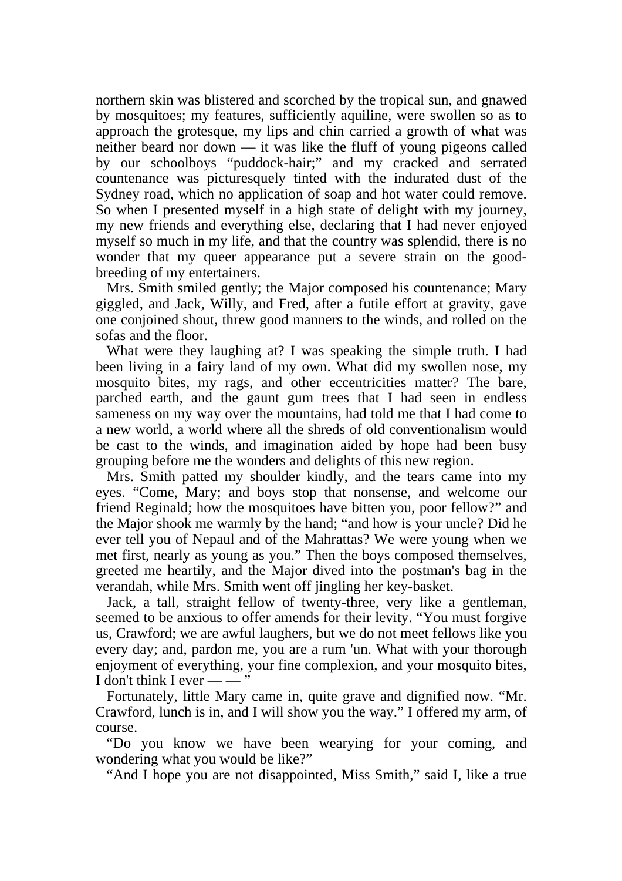northern skin was blistered and scorched by the tropical sun, and gnawed by mosquitoes; my features, sufficiently aquiline, were swollen so as to approach the grotesque, my lips and chin carried a growth of what was neither beard nor down — it was like the fluff of young pigeons called by our schoolboys "puddock-hair;" and my cracked and serrated countenance was picturesquely tinted with the indurated dust of the Sydney road, which no application of soap and hot water could remove. So when I presented myself in a high state of delight with my journey, my new friends and everything else, declaring that I had never enjoyed myself so much in my life, and that the country was splendid, there is no wonder that my queer appearance put a severe strain on the good-breeding of my entertainers.

Mrs. Smith smiled gently; the Major composed his countenance; Mary giggled, and Jack, Willy, and Fred, after a futile effort at gravity, gave one conjoined shout, threw good manners to the winds, and rolled on the sofas and the floor.

What were they laughing at? I was speaking the simple truth. I had been living in a fairy land of my own. What did my swollen nose, my mosquito bites, my rags, and other eccentricities matter? The bare, parched earth, and the gaunt gum trees that I had seen in endless sameness on my way over the mountains, had told me that I had come to a new world, a world where all the shreds of old conventionalism would be cast to the winds, and imagination aided by hope had been busy grouping before me the wonders and delights of this new region.

Mrs. Smith patted my shoulder kindly, and the tears came into my eyes. "Come, Mary; and boys stop that nonsense, and welcome our friend Reginald; how the mosquitoes have bitten you, poor fellow?" and the Major shook me warmly by the hand; "and how is your uncle? Did he ever tell you of Nepaul and of the Mahrattas? We were young when we met first, nearly as young as you." Then the boys composed themselves, greeted me heartily, and the Major dived into the postman's bag in the verandah, while Mrs. Smith went off jingling her key-basket.

Jack, a tall, straight fellow of twenty-three, very like a gentleman, seemed to be anxious to offer amends for their levity. "You must forgive us, Crawford; we are awful laughers, but we do not meet fellows like you every day; and, pardon me, you are a rum 'un. What with your thorough enjoyment of everything, your fine complexion, and your mosquito bites, I don't think I ever — — "

Fortunately, little Mary came in, quite grave and dignified now. "Mr. Crawford, lunch is in, and I will show you the way." I offered my arm, of course.

"Do you know we have been wearying for your coming, and wondering what you would be like?"

"And I hope you are not disappointed, Miss Smith," said I, like a true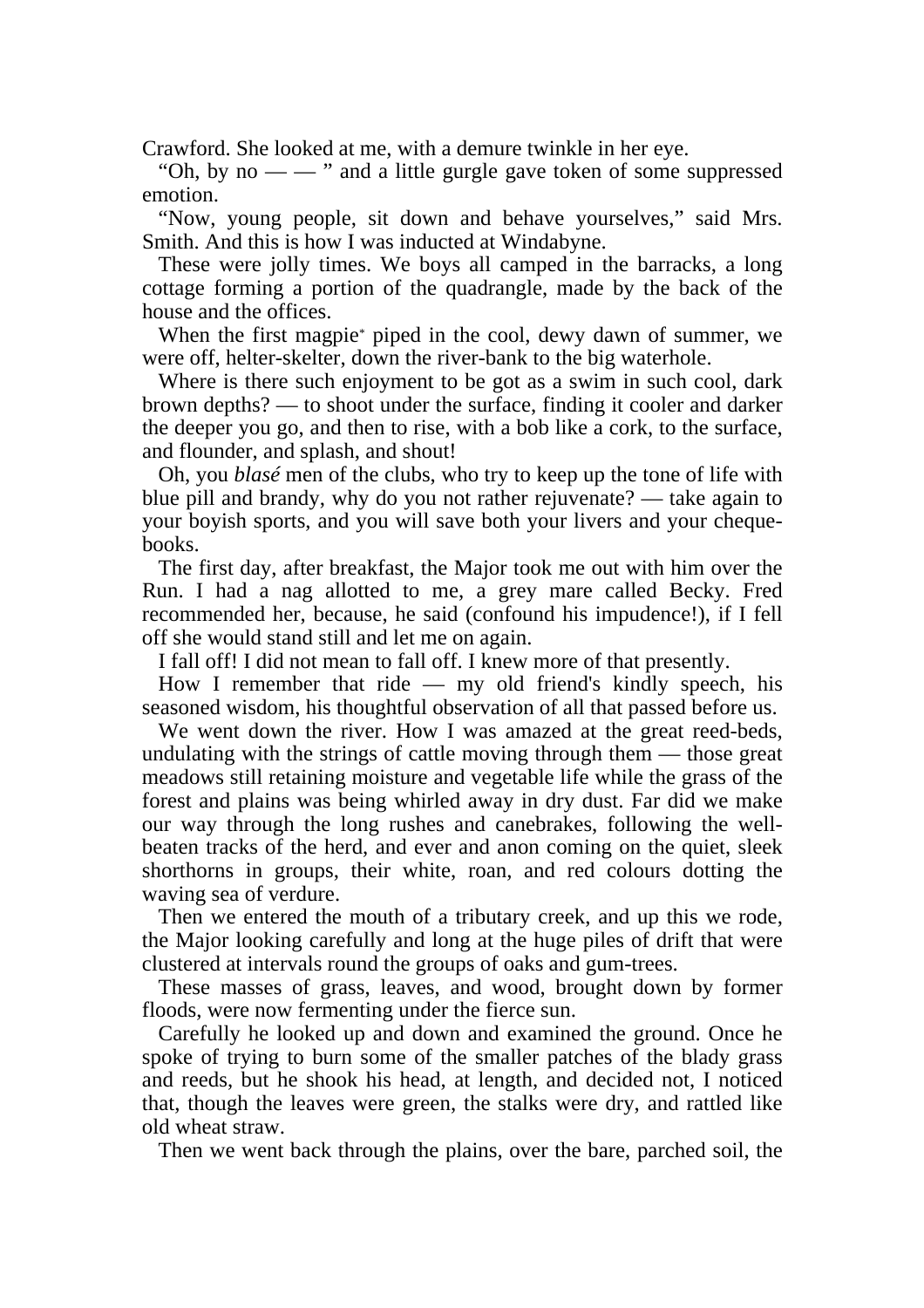Crawford. She looked at me, with a demure twinkle in her eye.

"Oh, by no — — " and a little gurgle gave token of some suppressed emotion.

"Now, young people, sit down and behave yourselves," said Mrs. Smith. And this is how I was inducted at Windabyne.

These were jolly times. We boys all camped in the barracks, a long cottage forming a portion of the quadrangle, made by the back of the house and the offices.

When the first magpie* piped in the cool, dewy dawn of summer, we were off, helter-skelter, down the river-bank to the big waterhole.

Where is there such enjoyment to be got as a swim in such cool, dark brown depths? — to shoot under the surface, finding it cooler and darker the deeper you go, and then to rise, with a bob like a cork, to the surface, and flounder, and splash, and shout!

Oh, you *blasé* men of the clubs, who try to keep up the tone of life with blue pill and brandy, why do you not rather rejuvenate? — take again to your boyish sports, and you will save both your livers and your cheque-books.

The first day, after breakfast, the Major took me out with him over the Run. I had a nag allotted to me, a grey mare called Becky. Fred recommended her, because, he said (confound his impudence!), if I fell off she would stand still and let me on again.

I fall off! I did not mean to fall off. I knew more of that presently.

How I remember that ride — my old friend's kindly speech, his seasoned wisdom, his thoughtful observation of all that passed before us.

We went down the river. How I was amazed at the great reed-beds, undulating with the strings of cattle moving through them — those great meadows still retaining moisture and vegetable life while the grass of the forest and plains was being whirled away in dry dust. Far did we make our way through the long rushes and canebrakes, following the well-beaten tracks of the herd, and ever and anon coming on the quiet, sleek shorthorns in groups, their white, roan, and red colours dotting the waving sea of verdure.

Then we entered the mouth of a tributary creek, and up this we rode, the Major looking carefully and long at the huge piles of drift that were clustered at intervals round the groups of oaks and gum-trees.

These masses of grass, leaves, and wood, brought down by former floods, were now fermenting under the fierce sun.

Carefully he looked up and down and examined the ground. Once he spoke of trying to burn some of the smaller patches of the blady grass and reeds, but he shook his head, at length, and decided not, I noticed that, though the leaves were green, the stalks were dry, and rattled like old wheat straw.

Then we went back through the plains, over the bare, parched soil, the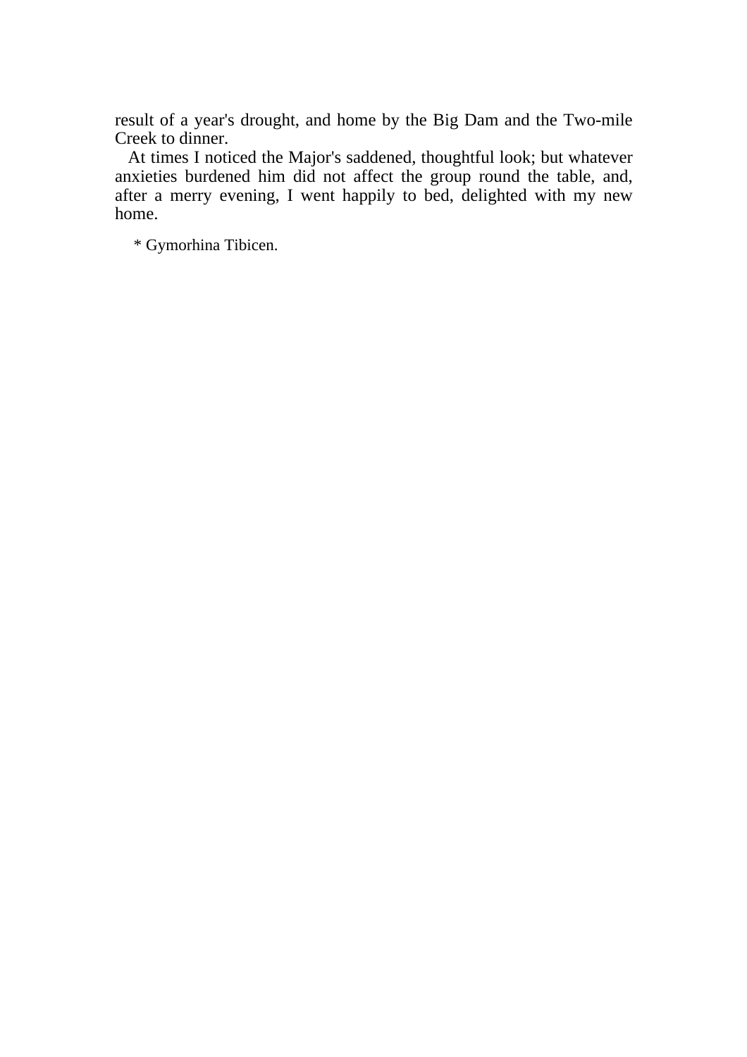result of a year's drought, and home by the Big Dam and the Two-mile Creek to dinner.

At times I noticed the Major's saddened, thoughtful look; but whatever anxieties burdened him did not affect the group round the table, and, after a merry evening, I went happily to bed, delighted with my new home.

* Gymorhina Tibicen.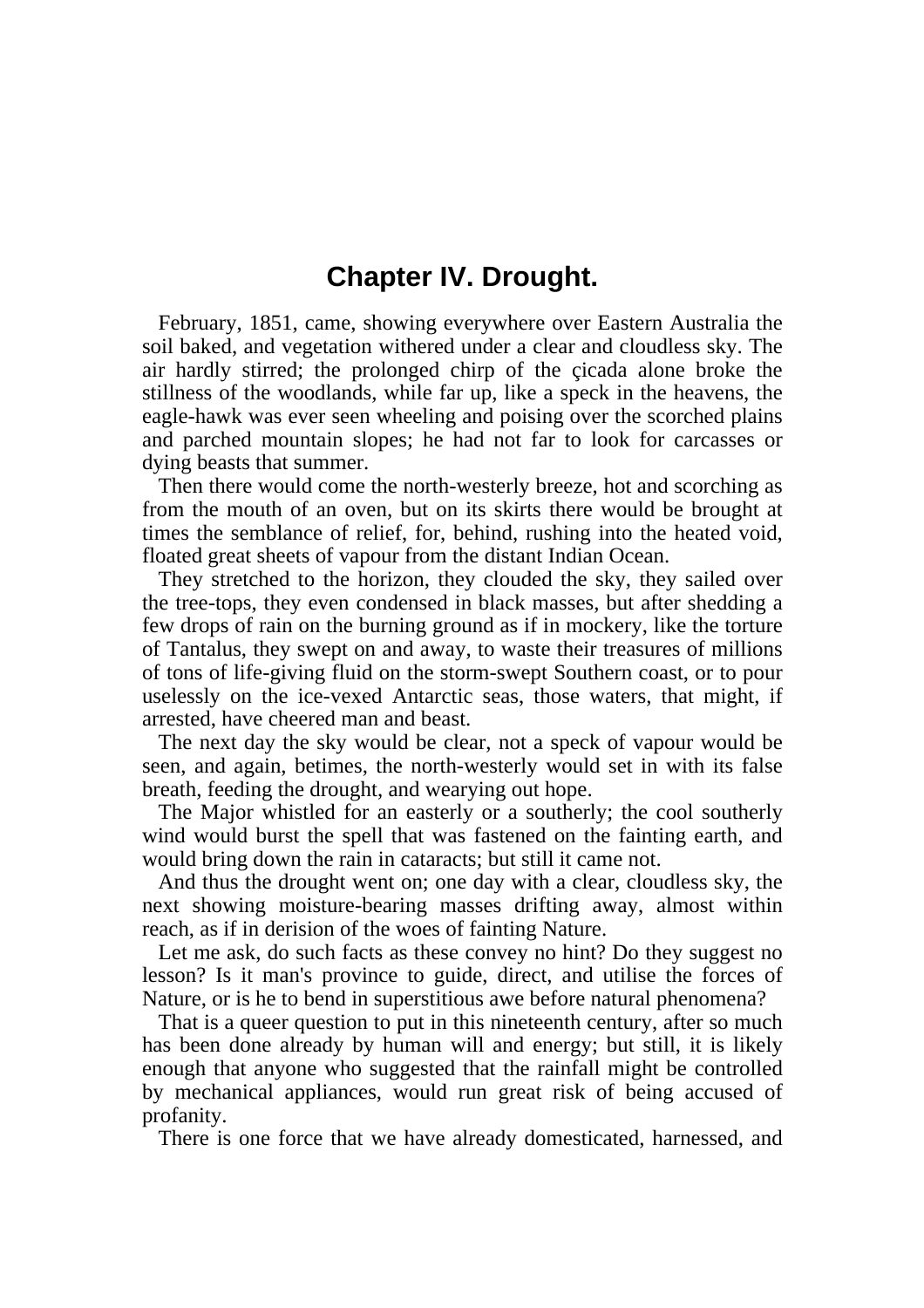# Chapter IV. Drought.

February, 1851, came, showing everywhere over Eastern Australia the soil baked, and vegetation withered under a clear and cloudless sky. The air hardly stirred; the prolonged chirp of the çicada alone broke the stillness of the woodlands, while far up, like a speck in the heavens, the eagle-hawk was ever seen wheeling and poising over the scorched plains and parched mountain slopes; he had not far to look for carcasses or dying beasts that summer.

Then there would come the north-westerly breeze, hot and scorching as from the mouth of an oven, but on its skirts there would be brought at times the semblance of relief, for, behind, rushing into the heated void, floated great sheets of vapour from the distant Indian Ocean.

They stretched to the horizon, they clouded the sky, they sailed over the tree-tops, they even condensed in black masses, but after shedding a few drops of rain on the burning ground as if in mockery, like the torture of Tantalus, they swept on and away, to waste their treasures of millions of tons of life-giving fluid on the storm-swept Southern coast, or to pour uselessly on the ice-vexed Antarctic seas, those waters, that might, if arrested, have cheered man and beast.

The next day the sky would be clear, not a speck of vapour would be seen, and again, betimes, the north-westerly would set in with its false breath, feeding the drought, and wearying out hope.

The Major whistled for an easterly or a southerly; the cool southerly wind would burst the spell that was fastened on the fainting earth, and would bring down the rain in cataracts; but still it came not.

And thus the drought went on; one day with a clear, cloudless sky, the next showing moisture-bearing masses drifting away, almost within reach, as if in derision of the woes of fainting Nature.

Let me ask, do such facts as these convey no hint? Do they suggest no lesson? Is it man's province to guide, direct, and utilise the forces of Nature, or is he to bend in superstitious awe before natural phenomena?

That is a queer question to put in this nineteenth century, after so much has been done already by human will and energy; but still, it is likely enough that anyone who suggested that the rainfall might be controlled by mechanical appliances, would run great risk of being accused of profanity.

There is one force that we have already domesticated, harnessed, and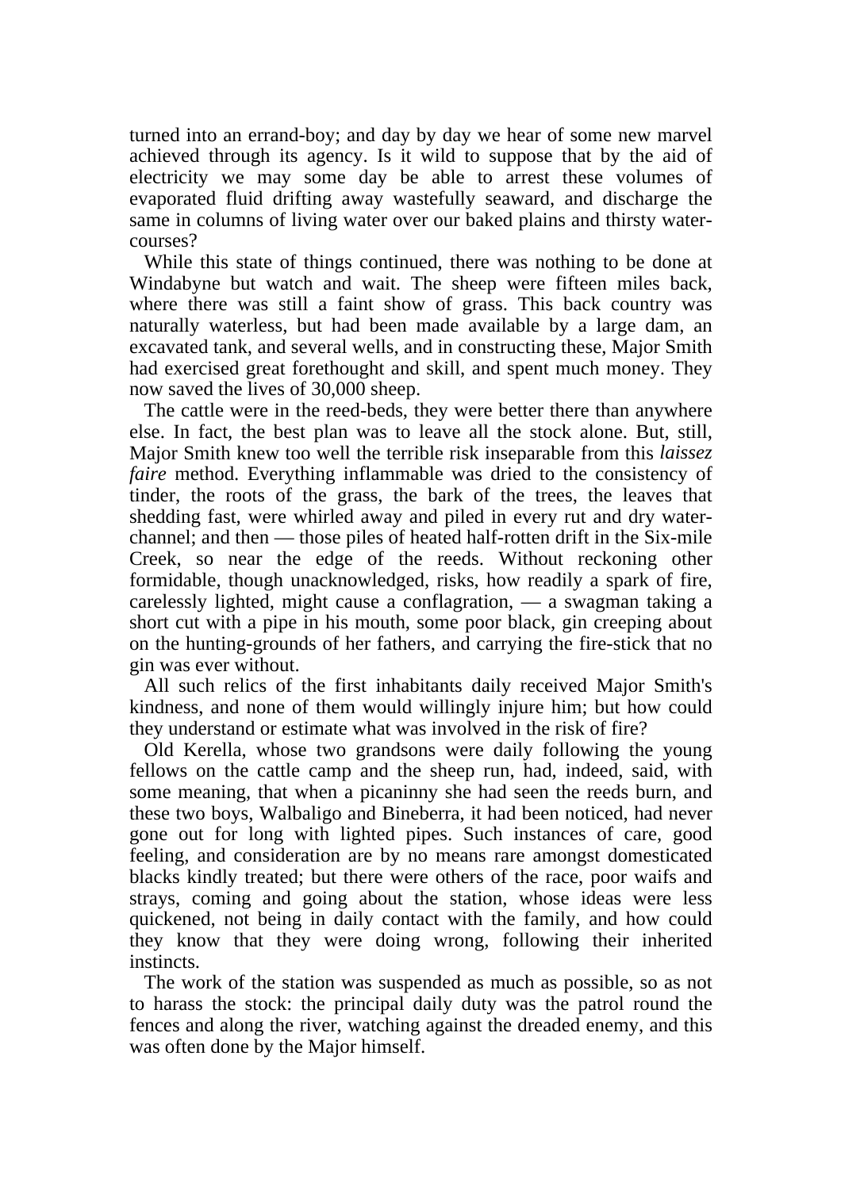turned into an errand-boy; and day by day we hear of some new marvel achieved through its agency. Is it wild to suppose that by the aid of electricity we may some day be able to arrest these volumes of evaporated fluid drifting away wastefully seaward, and discharge the same in columns of living water over our baked plains and thirsty water-courses?

While this state of things continued, there was nothing to be done at Windabyne but watch and wait. The sheep were fifteen miles back, where there was still a faint show of grass. This back country was naturally waterless, but had been made available by a large dam, an excavated tank, and several wells, and in constructing these, Major Smith had exercised great forethought and skill, and spent much money. They now saved the lives of 30,000 sheep.

The cattle were in the reed-beds, they were better there than anywhere else. In fact, the best plan was to leave all the stock alone. But, still, Major Smith knew too well the terrible risk inseparable from this *laissez faire* method. Everything inflammable was dried to the consistency of tinder, the roots of the grass, the bark of the trees, the leaves that shedding fast, were whirled away and piled in every rut and dry water-channel; and then — those piles of heated half-rotten drift in the Six-mile Creek, so near the edge of the reeds. Without reckoning other formidable, though unacknowledged, risks, how readily a spark of fire, carelessly lighted, might cause a conflagration, — a swagman taking a short cut with a pipe in his mouth, some poor black, gin creeping about on the hunting-grounds of her fathers, and carrying the fire-stick that no gin was ever without.

All such relics of the first inhabitants daily received Major Smith's kindness, and none of them would willingly injure him; but how could they understand or estimate what was involved in the risk of fire?

Old Kerella, whose two grandsons were daily following the young fellows on the cattle camp and the sheep run, had, indeed, said, with some meaning, that when a picaninny she had seen the reeds burn, and these two boys, Walbaligo and Bineberra, it had been noticed, had never gone out for long with lighted pipes. Such instances of care, good feeling, and consideration are by no means rare amongst domesticated blacks kindly treated; but there were others of the race, poor waifs and strays, coming and going about the station, whose ideas were less quickened, not being in daily contact with the family, and how could they know that they were doing wrong, following their inherited instincts.

The work of the station was suspended as much as possible, so as not to harass the stock: the principal daily duty was the patrol round the fences and along the river, watching against the dreaded enemy, and this was often done by the Major himself.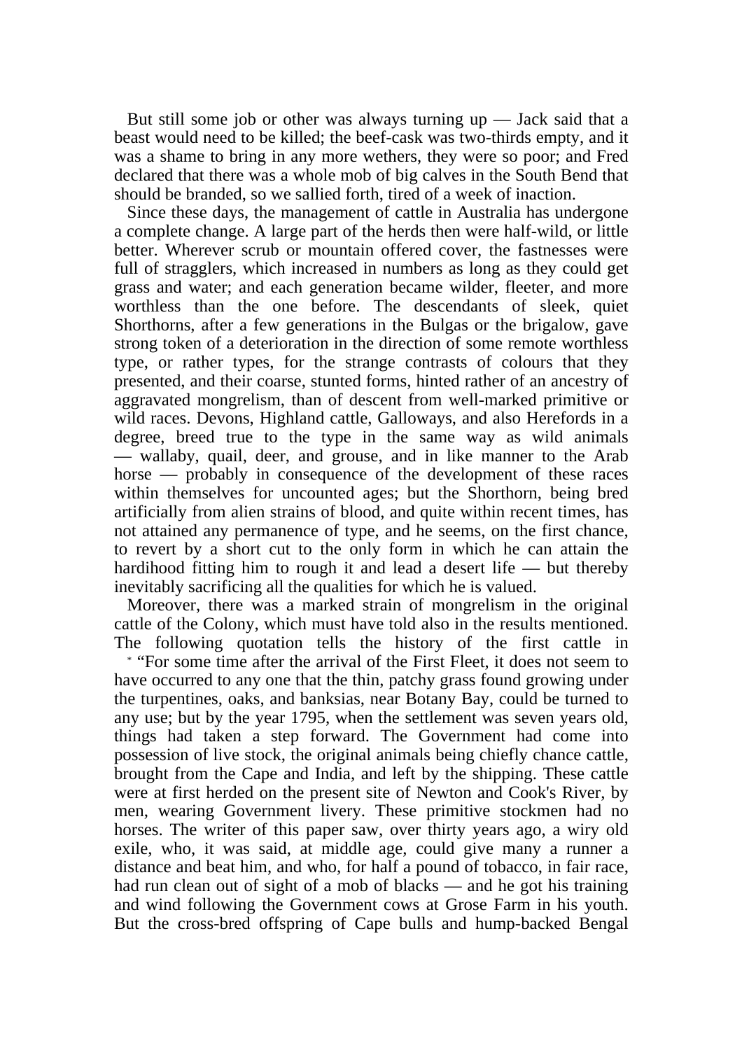But still some job or other was always turning up — Jack said that a beast would need to be killed; the beef-cask was two-thirds empty, and it was a shame to bring in any more wethers, they were so poor; and Fred declared that there was a whole mob of big calves in the South Bend that should be branded, so we sallied forth, tired of a week of inaction.

Since these days, the management of cattle in Australia has undergone a complete change. A large part of the herds then were half-wild, or little better. Wherever scrub or mountain offered cover, the fastnesses were full of stragglers, which increased in numbers as long as they could get grass and water; and each generation became wilder, fleeter, and more worthless than the one before. The descendants of sleek, quiet Shorthorns, after a few generations in the Bulgas or the brigalow, gave strong token of a deterioration in the direction of some remote worthless type, or rather types, for the strange contrasts of colours that they presented, and their coarse, stunted forms, hinted rather of an ancestry of aggravated mongrelism, than of descent from well-marked primitive or wild races. Devons, Highland cattle, Galloways, and also Herefords in a degree, breed true to the type in the same way as wild animals — wallaby, quail, deer, and grouse, and in like manner to the Arab horse — probably in consequence of the development of these races within themselves for uncounted ages; but the Shorthorn, being bred artificially from alien strains of blood, and quite within recent times, has not attained any permanence of type, and he seems, on the first chance, to revert by a short cut to the only form in which he can attain the hardihood fitting him to rough it and lead a desert life — but thereby inevitably sacrificing all the qualities for which he is valued.

Moreover, there was a marked strain of mongrelism in the original cattle of the Colony, which must have told also in the results mentioned. The following quotation tells the history of the first cattle in

* "For some time after the arrival of the First Fleet, it does not seem to have occurred to any one that the thin, patchy grass found growing under the turpentines, oaks, and banksias, near Botany Bay, could be turned to any use; but by the year 1795, when the settlement was seven years old, things had taken a step forward. The Government had come into possession of live stock, the original animals being chiefly chance cattle, brought from the Cape and India, and left by the shipping. These cattle were at first herded on the present site of Newton and Cook's River, by men, wearing Government livery. These primitive stockmen had no horses. The writer of this paper saw, over thirty years ago, a wiry old exile, who, it was said, at middle age, could give many a runner a distance and beat him, and who, for half a pound of tobacco, in fair race, had run clean out of sight of a mob of blacks — and he got his training and wind following the Government cows at Grose Farm in his youth. But the cross-bred offspring of Cape bulls and hump-backed Bengal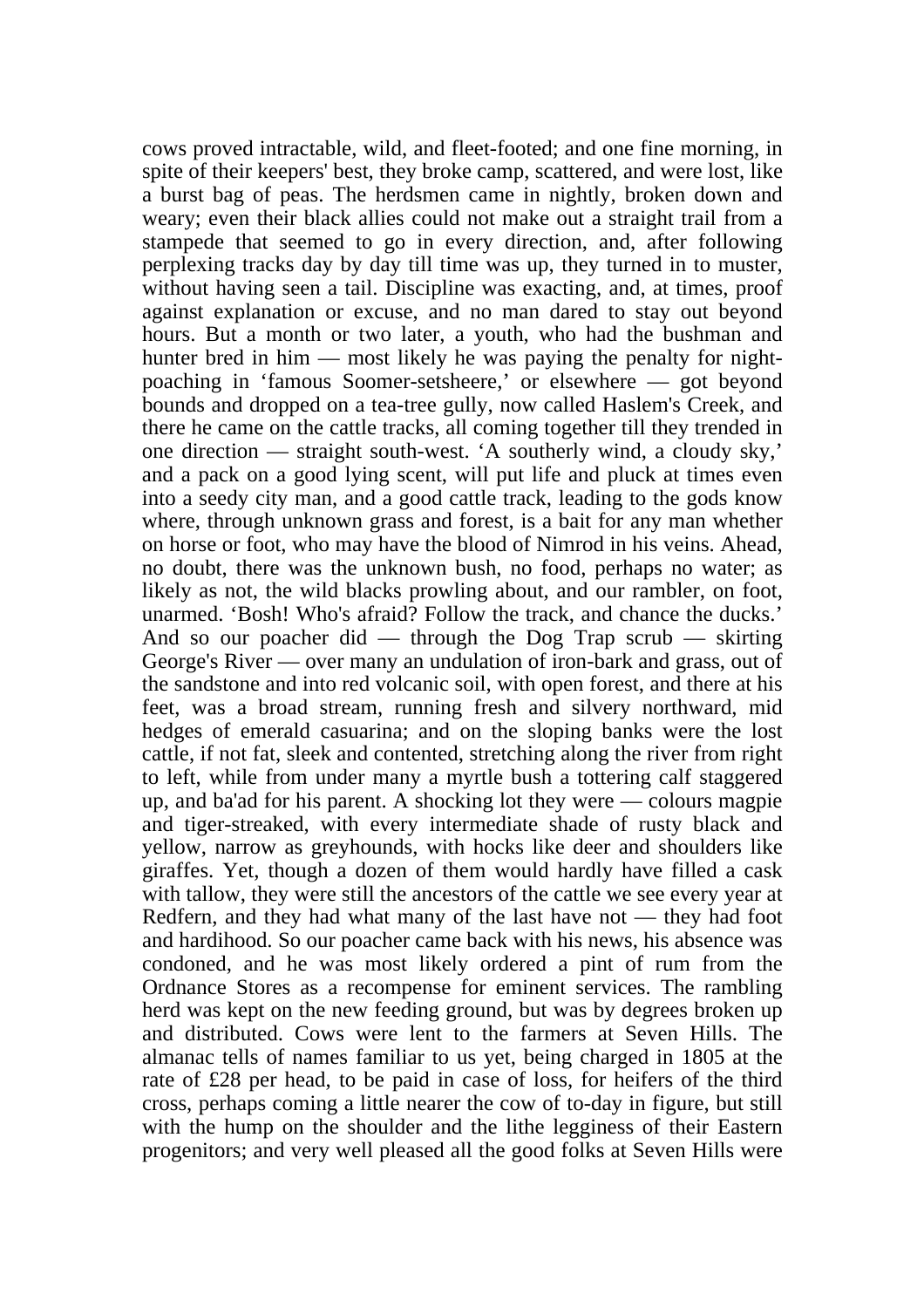cows proved intractable, wild, and fleet-footed; and one fine morning, in spite of their keepers' best, they broke camp, scattered, and were lost, like a burst bag of peas. The herdsmen came in nightly, broken down and weary; even their black allies could not make out a straight trail from a stampede that seemed to go in every direction, and, after following perplexing tracks day by day till time was up, they turned in to muster, without having seen a tail. Discipline was exacting, and, at times, proof against explanation or excuse, and no man dared to stay out beyond hours. But a month or two later, a youth, who had the bushman and hunter bred in him — most likely he was paying the penalty for night-poaching in 'famous Soomer-setsheere,' or elsewhere — got beyond bounds and dropped on a tea-tree gully, now called Haslem's Creek, and there he came on the cattle tracks, all coming together till they trended in one direction — straight south-west. 'A southerly wind, a cloudy sky,' and a pack on a good lying scent, will put life and pluck at times even into a seedy city man, and a good cattle track, leading to the gods know where, through unknown grass and forest, is a bait for any man whether on horse or foot, who may have the blood of Nimrod in his veins. Ahead, no doubt, there was the unknown bush, no food, perhaps no water; as likely as not, the wild blacks prowling about, and our rambler, on foot, unarmed. 'Bosh! Who's afraid? Follow the track, and chance the ducks.' And so our poacher did — through the Dog Trap scrub — skirting George's River — over many an undulation of iron-bark and grass, out of the sandstone and into red volcanic soil, with open forest, and there at his feet, was a broad stream, running fresh and silvery northward, mid hedges of emerald casuarina; and on the sloping banks were the lost cattle, if not fat, sleek and contented, stretching along the river from right to left, while from under many a myrtle bush a tottering calf staggered up, and ba'ad for his parent. A shocking lot they were — colours magpie and tiger-streaked, with every intermediate shade of rusty black and yellow, narrow as greyhounds, with hocks like deer and shoulders like giraffes. Yet, though a dozen of them would hardly have filled a cask with tallow, they were still the ancestors of the cattle we see every year at Redfern, and they had what many of the last have not — they had foot and hardihood. So our poacher came back with his news, his absence was condoned, and he was most likely ordered a pint of rum from the Ordnance Stores as a recompense for eminent services. The rambling herd was kept on the new feeding ground, but was by degrees broken up and distributed. Cows were lent to the farmers at Seven Hills. The almanac tells of names familiar to us yet, being charged in 1805 at the rate of £28 per head, to be paid in case of loss, for heifers of the third cross, perhaps coming a little nearer the cow of to-day in figure, but still with the hump on the shoulder and the lithe legginess of their Eastern progenitors; and very well pleased all the good folks at Seven Hills were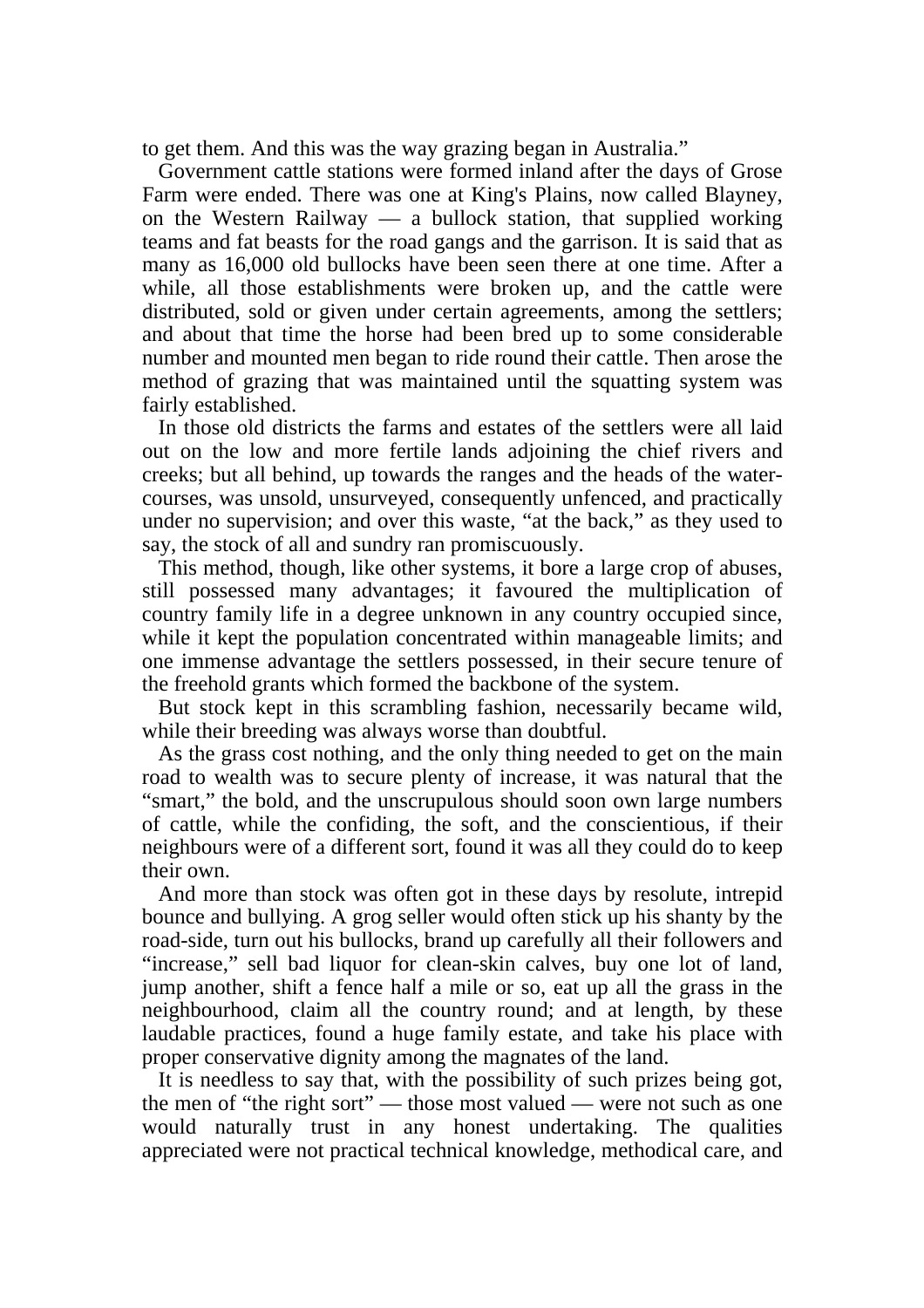to get them. And this was the way grazing began in Australia."

Government cattle stations were formed inland after the days of Grose Farm were ended. There was one at King's Plains, now called Blayney, on the Western Railway — a bullock station, that supplied working teams and fat beasts for the road gangs and the garrison. It is said that as many as 16,000 old bullocks have been seen there at one time. After a while, all those establishments were broken up, and the cattle were distributed, sold or given under certain agreements, among the settlers; and about that time the horse had been bred up to some considerable number and mounted men began to ride round their cattle. Then arose the method of grazing that was maintained until the squatting system was fairly established.

In those old districts the farms and estates of the settlers were all laid out on the low and more fertile lands adjoining the chief rivers and creeks; but all behind, up towards the ranges and the heads of the water-courses, was unsold, unsurveyed, consequently unfenced, and practically under no supervision; and over this waste, "at the back," as they used to say, the stock of all and sundry ran promiscuously.

This method, though, like other systems, it bore a large crop of abuses, still possessed many advantages; it favoured the multiplication of country family life in a degree unknown in any country occupied since, while it kept the population concentrated within manageable limits; and one immense advantage the settlers possessed, in their secure tenure of the freehold grants which formed the backbone of the system.

But stock kept in this scrambling fashion, necessarily became wild, while their breeding was always worse than doubtful.

As the grass cost nothing, and the only thing needed to get on the main road to wealth was to secure plenty of increase, it was natural that the "smart," the bold, and the unscrupulous should soon own large numbers of cattle, while the confiding, the soft, and the conscientious, if their neighbours were of a different sort, found it was all they could do to keep their own.

And more than stock was often got in these days by resolute, intrepid bounce and bullying. A grog seller would often stick up his shanty by the road-side, turn out his bullocks, brand up carefully all their followers and "increase," sell bad liquor for clean-skin calves, buy one lot of land, jump another, shift a fence half a mile or so, eat up all the grass in the neighbourhood, claim all the country round; and at length, by these laudable practices, found a huge family estate, and take his place with proper conservative dignity among the magnates of the land.

It is needless to say that, with the possibility of such prizes being got, the men of "the right sort" — those most valued — were not such as one would naturally trust in any honest undertaking. The qualities appreciated were not practical technical knowledge, methodical care, and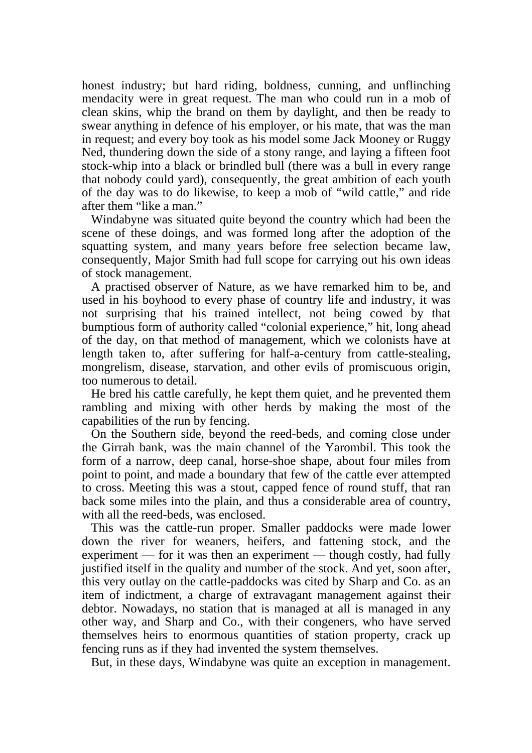honest industry; but hard riding, boldness, cunning, and unflinching mendacity were in great request. The man who could run in a mob of clean skins, whip the brand on them by daylight, and then be ready to swear anything in defence of his employer, or his mate, that was the man in request; and every boy took as his model some Jack Mooney or Ruggy Ned, thundering down the side of a stony range, and laying a fifteen foot stock-whip into a black or brindled bull (there was a bull in every range that nobody could yard), consequently, the great ambition of each youth of the day was to do likewise, to keep a mob of "wild cattle," and ride after them "like a man."

Windabyne was situated quite beyond the country which had been the scene of these doings, and was formed long after the adoption of the squatting system, and many years before free selection became law, consequently, Major Smith had full scope for carrying out his own ideas of stock management.

A practised observer of Nature, as we have remarked him to be, and used in his boyhood to every phase of country life and industry, it was not surprising that his trained intellect, not being cowed by that bumptious form of authority called "colonial experience," hit, long ahead of the day, on that method of management, which we colonists have at length taken to, after suffering for half-a-century from cattle-stealing, mongrelism, disease, starvation, and other evils of promiscuous origin, too numerous to detail.

He bred his cattle carefully, he kept them quiet, and he prevented them rambling and mixing with other herds by making the most of the capabilities of the run by fencing.

On the Southern side, beyond the reed-beds, and coming close under the Girrah bank, was the main channel of the Yarombil. This took the form of a narrow, deep canal, horse-shoe shape, about four miles from point to point, and made a boundary that few of the cattle ever attempted to cross. Meeting this was a stout, capped fence of round stuff, that ran back some miles into the plain, and thus a considerable area of country, with all the reed-beds, was enclosed.

This was the cattle-run proper. Smaller paddocks were made lower down the river for weaners, heifers, and fattening stock, and the experiment — for it was then an experiment — though costly, had fully justified itself in the quality and number of the stock. And yet, soon after, this very outlay on the cattle-paddocks was cited by Sharp and Co. as an item of indictment, a charge of extravagant management against their debtor. Nowadays, no station that is managed at all is managed in any other way, and Sharp and Co., with their congeners, who have served themselves heirs to enormous quantities of station property, crack up fencing runs as if they had invented the system themselves.

But, in these days, Windabyne was quite an exception in management.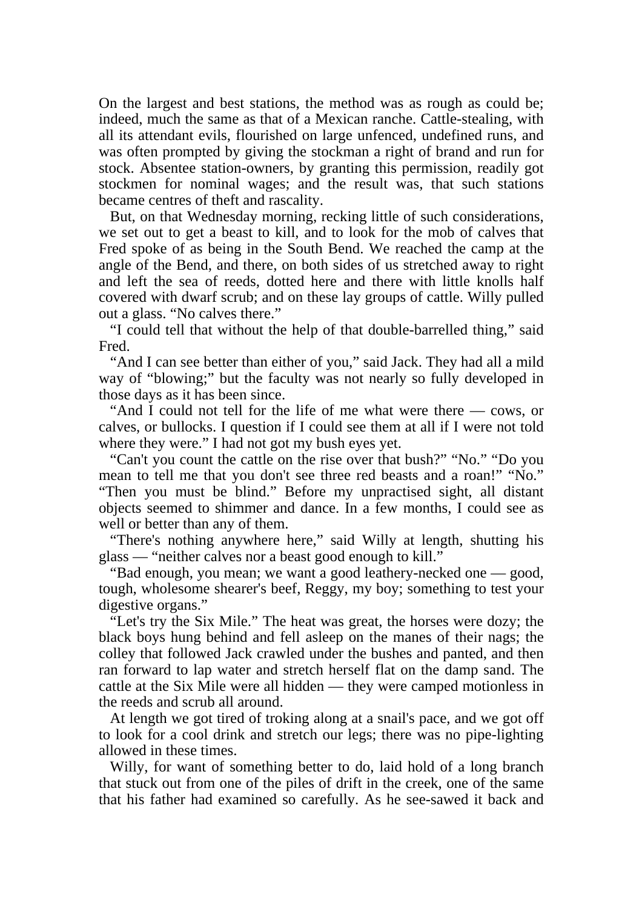On the largest and best stations, the method was as rough as could be; indeed, much the same as that of a Mexican ranche. Cattle-stealing, with all its attendant evils, flourished on large unfenced, undefined runs, and was often prompted by giving the stockman a right of brand and run for stock. Absentee station-owners, by granting this permission, readily got stockmen for nominal wages; and the result was, that such stations became centres of theft and rascality.

But, on that Wednesday morning, recking little of such considerations, we set out to get a beast to kill, and to look for the mob of calves that Fred spoke of as being in the South Bend. We reached the camp at the angle of the Bend, and there, on both sides of us stretched away to right and left the sea of reeds, dotted here and there with little knolls half covered with dwarf scrub; and on these lay groups of cattle. Willy pulled out a glass. "No calves there."

"I could tell that without the help of that double-barrelled thing," said Fred.

"And I can see better than either of you," said Jack. They had all a mild way of "blowing;" but the faculty was not nearly so fully developed in those days as it has been since.

"And I could not tell for the life of me what were there — cows, or calves, or bullocks. I question if I could see them at all if I were not told where they were." I had not got my bush eyes yet.

"Can't you count the cattle on the rise over that bush?" "No." "Do you mean to tell me that you don't see three red beasts and a roan!" "No." "Then you must be blind." Before my unpractised sight, all distant objects seemed to shimmer and dance. In a few months, I could see as well or better than any of them.

"There's nothing anywhere here," said Willy at length, shutting his glass — "neither calves nor a beast good enough to kill."

"Bad enough, you mean; we want a good leathery-necked one — good, tough, wholesome shearer's beef, Reggy, my boy; something to test your digestive organs."

"Let's try the Six Mile." The heat was great, the horses were dozy; the black boys hung behind and fell asleep on the manes of their nags; the colley that followed Jack crawled under the bushes and panted, and then ran forward to lap water and stretch herself flat on the damp sand. The cattle at the Six Mile were all hidden — they were camped motionless in the reeds and scrub all around.

At length we got tired of troking along at a snail's pace, and we got off to look for a cool drink and stretch our legs; there was no pipe-lighting allowed in these times.

Willy, for want of something better to do, laid hold of a long branch that stuck out from one of the piles of drift in the creek, one of the same that his father had examined so carefully. As he see-sawed it back and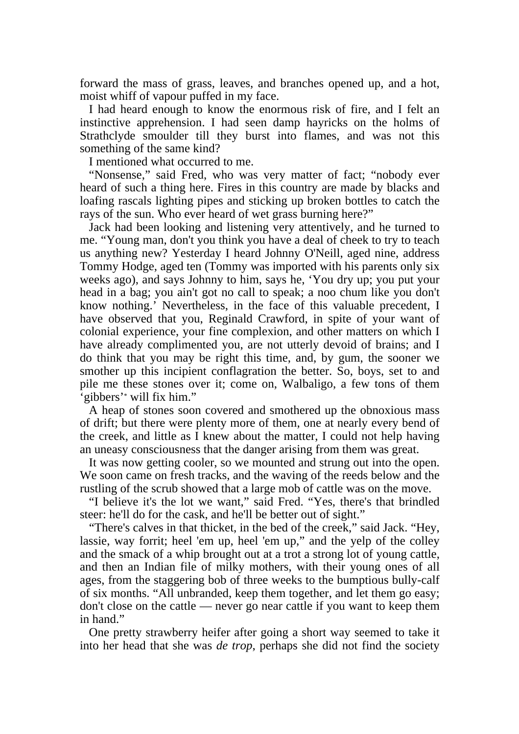forward the mass of grass, leaves, and branches opened up, and a hot, moist whiff of vapour puffed in my face.

I had heard enough to know the enormous risk of fire, and I felt an instinctive apprehension. I had seen damp hayricks on the holms of Strathclyde smoulder till they burst into flames, and was not this something of the same kind?

I mentioned what occurred to me.

"Nonsense," said Fred, who was very matter of fact; "nobody ever heard of such a thing here. Fires in this country are made by blacks and loafing rascals lighting pipes and sticking up broken bottles to catch the rays of the sun. Who ever heard of wet grass burning here?"

Jack had been looking and listening very attentively, and he turned to me. "Young man, don't you think you have a deal of cheek to try to teach us anything new? Yesterday I heard Johnny O'Neill, aged nine, address Tommy Hodge, aged ten (Tommy was imported with his parents only six weeks ago), and says Johnny to him, says he, 'You dry up; you put your head in a bag; you ain't got no call to speak; a noo chum like you don't know nothing.' Nevertheless, in the face of this valuable precedent, I have observed that you, Reginald Crawford, in spite of your want of colonial experience, your fine complexion, and other matters on which I have already complimented you, are not utterly devoid of brains; and I do think that you may be right this time, and, by gum, the sooner we smother up this incipient conflagration the better. So, boys, set to and pile me these stones over it; come on, Walbaligo, a few tons of them 'gibbers'* will fix him."

A heap of stones soon covered and smothered up the obnoxious mass of drift; but there were plenty more of them, one at nearly every bend of the creek, and little as I knew about the matter, I could not help having an uneasy consciousness that the danger arising from them was great.

It was now getting cooler, so we mounted and strung out into the open. We soon came on fresh tracks, and the waving of the reeds below and the rustling of the scrub showed that a large mob of cattle was on the move.

"I believe it's the lot we want," said Fred. "Yes, there's that brindled steer: he'll do for the cask, and he'll be better out of sight."

"There's calves in that thicket, in the bed of the creek," said Jack. "Hey, lassie, way forrit; heel 'em up, heel 'em up," and the yelp of the colley and the smack of a whip brought out at a trot a strong lot of young cattle, and then an Indian file of milky mothers, with their young ones of all ages, from the staggering bob of three weeks to the bumptious bully-calf of six months. "All unbranded, keep them together, and let them go easy; don't close on the cattle — never go near cattle if you want to keep them in hand."

One pretty strawberry heifer after going a short way seemed to take it into her head that she was *de trop*, perhaps she did not find the society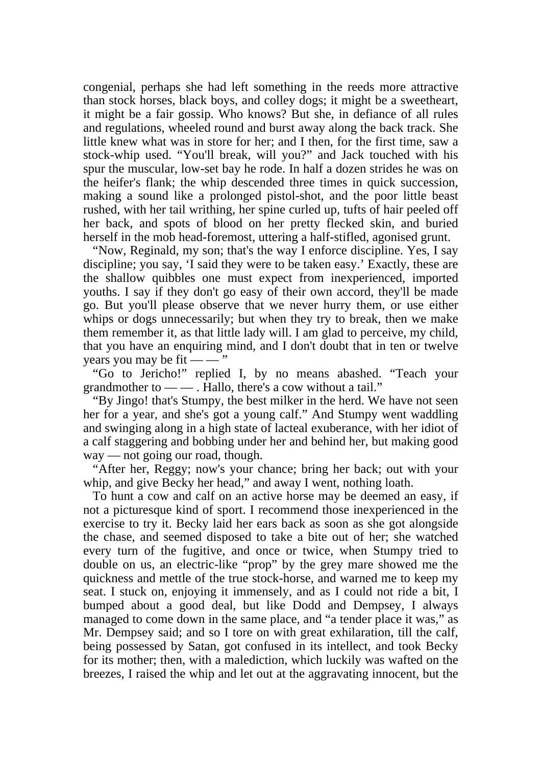congenial, perhaps she had left something in the reeds more attractive than stock horses, black boys, and colley dogs; it might be a sweetheart, it might be a fair gossip. Who knows? But she, in defiance of all rules and regulations, wheeled round and burst away along the back track. She little knew what was in store for her; and I then, for the first time, saw a stock-whip used. "You'll break, will you?" and Jack touched with his spur the muscular, low-set bay he rode. In half a dozen strides he was on the heifer's flank; the whip descended three times in quick succession, making a sound like a prolonged pistol-shot, and the poor little beast rushed, with her tail writhing, her spine curled up, tufts of hair peeled off her back, and spots of blood on her pretty flecked skin, and buried herself in the mob head-foremost, uttering a half-stifled, agonised grunt.

"Now, Reginald, my son; that's the way I enforce discipline. Yes, I say discipline; you say, 'I said they were to be taken easy.' Exactly, these are the shallow quibbles one must expect from inexperienced, imported youths. I say if they don't go easy of their own accord, they'll be made go. But you'll please observe that we never hurry them, or use either whips or dogs unnecessarily; but when they try to break, then we make them remember it, as that little lady will. I am glad to perceive, my child, that you have an enquiring mind, and I don't doubt that in ten or twelve years you may be fit — — "

"Go to Jericho!" replied I, by no means abashed. "Teach your grandmother to — — . Hallo, there's a cow without a tail."

"By Jingo! that's Stumpy, the best milker in the herd. We have not seen her for a year, and she's got a young calf." And Stumpy went waddling and swinging along in a high state of lacteal exuberance, with her idiot of a calf staggering and bobbing under her and behind her, but making good way — not going our road, though.

"After her, Reggy; now's your chance; bring her back; out with your whip, and give Becky her head," and away I went, nothing loath.

To hunt a cow and calf on an active horse may be deemed an easy, if not a picturesque kind of sport. I recommend those inexperienced in the exercise to try it. Becky laid her ears back as soon as she got alongside the chase, and seemed disposed to take a bite out of her; she watched every turn of the fugitive, and once or twice, when Stumpy tried to double on us, an electric-like "prop" by the grey mare showed me the quickness and mettle of the true stock-horse, and warned me to keep my seat. I stuck on, enjoying it immensely, and as I could not ride a bit, I bumped about a good deal, but like Dodd and Dempsey, I always managed to come down in the same place, and "a tender place it was," as Mr. Dempsey said; and so I tore on with great exhilaration, till the calf, being possessed by Satan, got confused in its intellect, and took Becky for its mother; then, with a malediction, which luckily was wafted on the breezes, I raised the whip and let out at the aggravating innocent, but the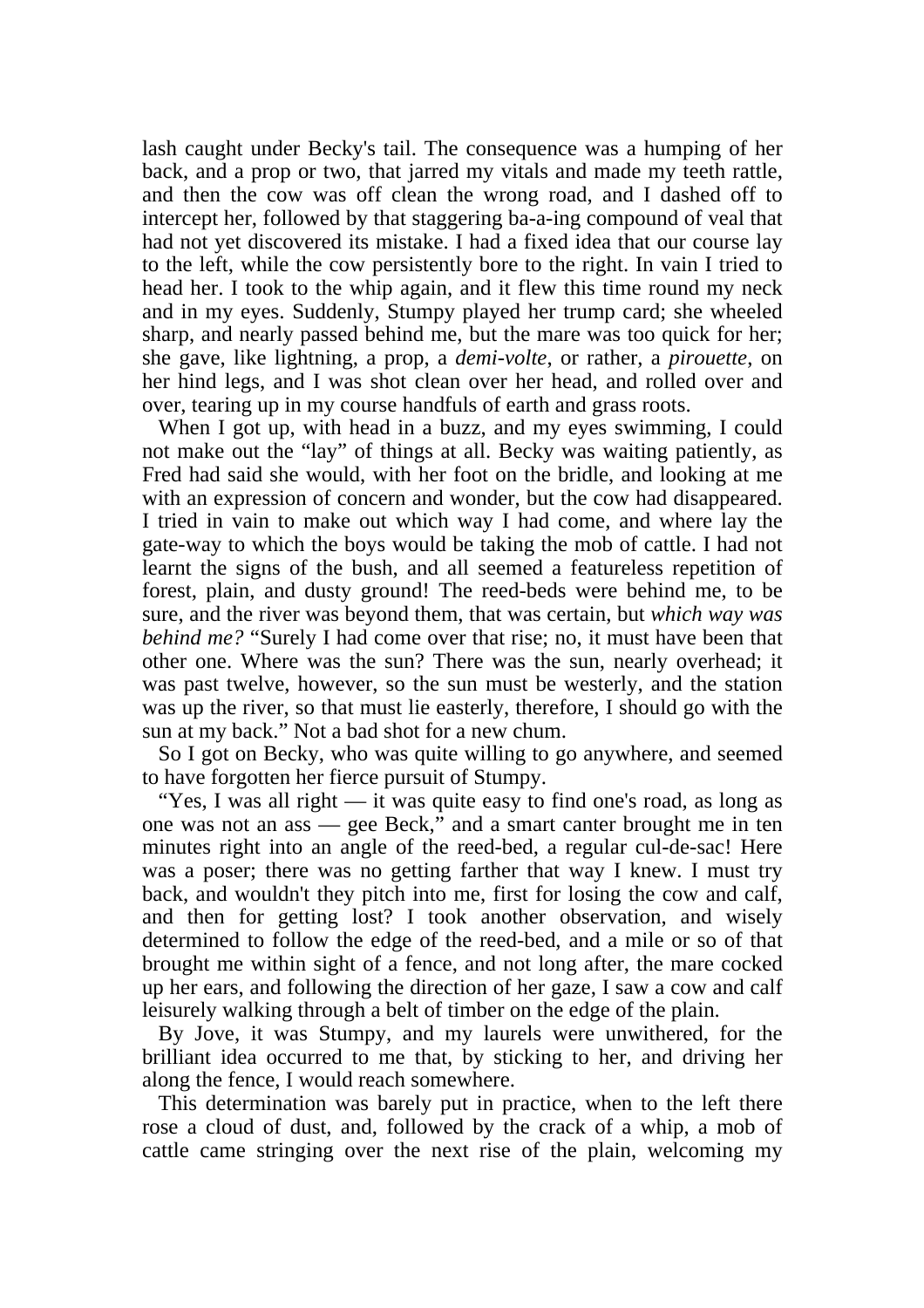lash caught under Becky's tail. The consequence was a humping of her back, and a prop or two, that jarred my vitals and made my teeth rattle, and then the cow was off clean the wrong road, and I dashed off to intercept her, followed by that staggering ba-a-ing compound of veal that had not yet discovered its mistake. I had a fixed idea that our course lay to the left, while the cow persistently bore to the right. In vain I tried to head her. I took to the whip again, and it flew this time round my neck and in my eyes. Suddenly, Stumpy played her trump card; she wheeled sharp, and nearly passed behind me, but the mare was too quick for her; she gave, like lightning, a prop, a *demi-volte,* or rather, a *pirouette*, on her hind legs, and I was shot clean over her head, and rolled over and over, tearing up in my course handfuls of earth and grass roots.

When I got up, with head in a buzz, and my eyes swimming, I could not make out the "lay" of things at all. Becky was waiting patiently, as Fred had said she would, with her foot on the bridle, and looking at me with an expression of concern and wonder, but the cow had disappeared. I tried in vain to make out which way I had come, and where lay the gate-way to which the boys would be taking the mob of cattle. I had not learnt the signs of the bush, and all seemed a featureless repetition of forest, plain, and dusty ground! The reed-beds were behind me, to be sure, and the river was beyond them, that was certain, but *which way was behind me?* "Surely I had come over that rise; no, it must have been that other one. Where was the sun? There was the sun, nearly overhead; it was past twelve, however, so the sun must be westerly, and the station was up the river, so that must lie easterly, therefore, I should go with the sun at my back." Not a bad shot for a new chum.

So I got on Becky, who was quite willing to go anywhere, and seemed to have forgotten her fierce pursuit of Stumpy.

"Yes, I was all right — it was quite easy to find one's road, as long as one was not an ass — gee Beck," and a smart canter brought me in ten minutes right into an angle of the reed-bed, a regular cul-de-sac! Here was a poser; there was no getting farther that way I knew. I must try back, and wouldn't they pitch into me, first for losing the cow and calf, and then for getting lost? I took another observation, and wisely determined to follow the edge of the reed-bed, and a mile or so of that brought me within sight of a fence, and not long after, the mare cocked up her ears, and following the direction of her gaze, I saw a cow and calf leisurely walking through a belt of timber on the edge of the plain.

By Jove, it was Stumpy, and my laurels were unwithered, for the brilliant idea occurred to me that, by sticking to her, and driving her along the fence, I would reach somewhere.

This determination was barely put in practice, when to the left there rose a cloud of dust, and, followed by the crack of a whip, a mob of cattle came stringing over the next rise of the plain, welcoming my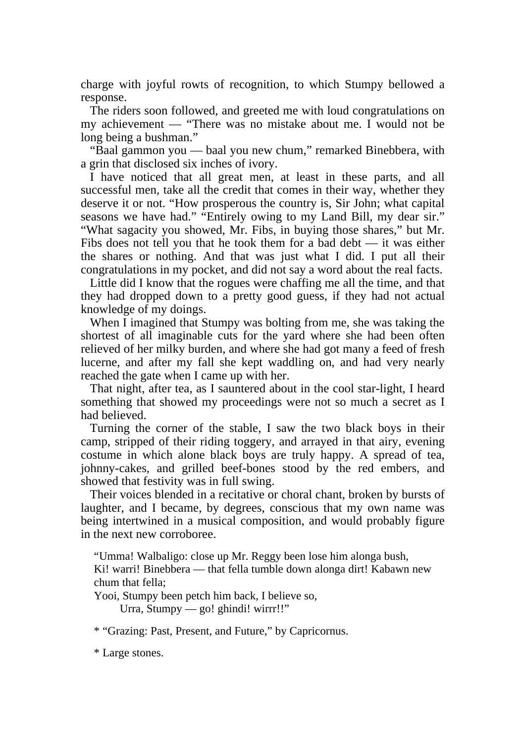charge with joyful rowts of recognition, to which Stumpy bellowed a response.

The riders soon followed, and greeted me with loud congratulations on my achievement — "There was no mistake about me. I would not be long being a bushman."

"Baal gammon you — baal you new chum," remarked Binebbera, with a grin that disclosed six inches of ivory.

I have noticed that all great men, at least in these parts, and all successful men, take all the credit that comes in their way, whether they deserve it or not. "How prosperous the country is, Sir John; what capital seasons we have had." "Entirely owing to my Land Bill, my dear sir." "What sagacity you showed, Mr. Fibs, in buying those shares," but Mr. Fibs does not tell you that he took them for a bad debt — it was either the shares or nothing. And that was just what I did. I put all their congratulations in my pocket, and did not say a word about the real facts.

Little did I know that the rogues were chaffing me all the time, and that they had dropped down to a pretty good guess, if they had not actual knowledge of my doings.

When I imagined that Stumpy was bolting from me, she was taking the shortest of all imaginable cuts for the yard where she had been often relieved of her milky burden, and where she had got many a feed of fresh lucerne, and after my fall she kept waddling on, and had very nearly reached the gate when I came up with her.

That night, after tea, as I sauntered about in the cool star-light, I heard something that showed my proceedings were not so much a secret as I had believed.

Turning the corner of the stable, I saw the two black boys in their camp, stripped of their riding toggery, and arrayed in that airy, evening costume in which alone black boys are truly happy. A spread of tea, johnny-cakes, and grilled beef-bones stood by the red embers, and showed that festivity was in full swing.

Their voices blended in a recitative or choral chant, broken by bursts of laughter, and I became, by degrees, conscious that my own name was being intertwined in a musical composition, and would probably figure in the next new corroboree.

> "Umma! Walbaligo: close up Mr. Reggy been lose him alonga bush,
> Ki! warri! Binebbera — that fella tumble down alonga dirt! Kabawn new chum that fella;
> Yooi, Stumpy been petch him back, I believe so,
> Urra, Stumpy — go! ghindi! wirrr!!"

\* "Grazing: Past, Present, and Future," by Capricornus.

\* Large stones.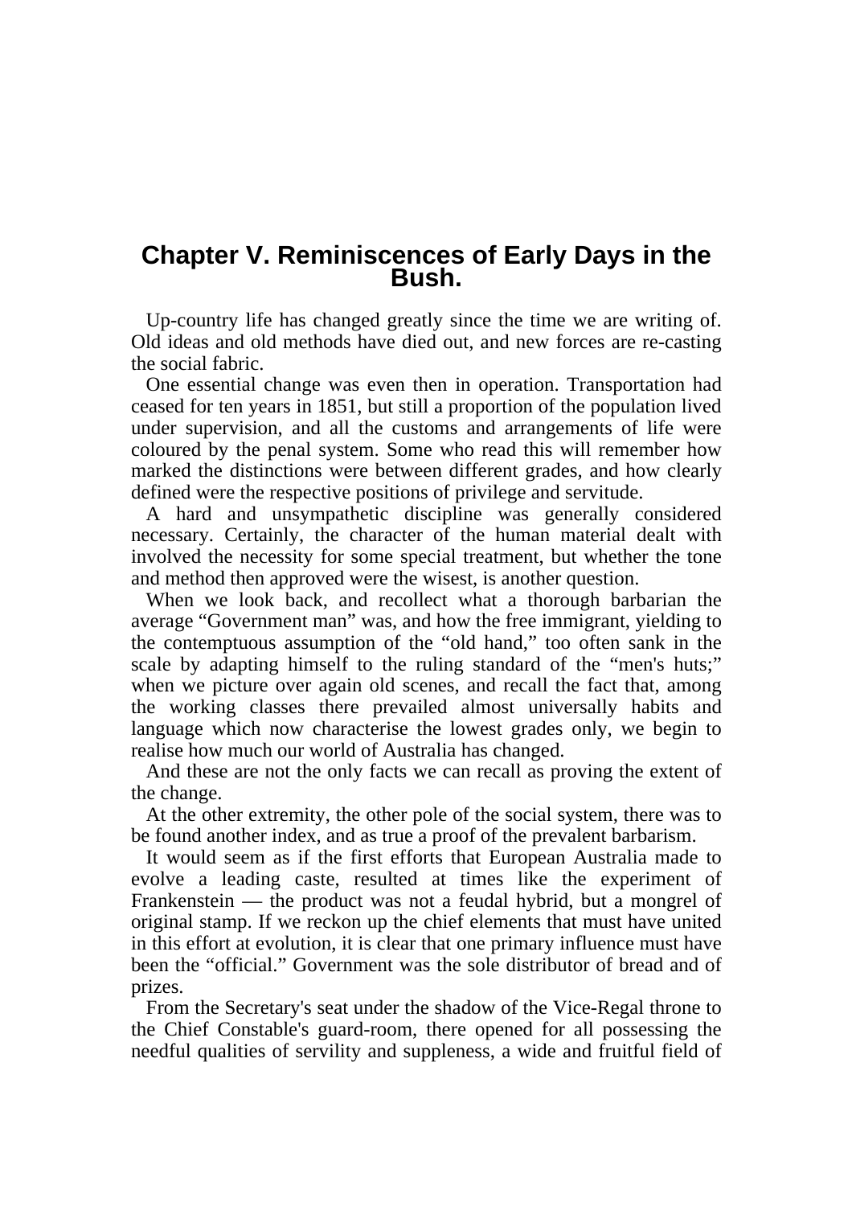# Chapter V. Reminiscences of Early Days in the Bush.

Up-country life has changed greatly since the time we are writing of. Old ideas and old methods have died out, and new forces are re-casting the social fabric.

One essential change was even then in operation. Transportation had ceased for ten years in 1851, but still a proportion of the population lived under supervision, and all the customs and arrangements of life were coloured by the penal system. Some who read this will remember how marked the distinctions were between different grades, and how clearly defined were the respective positions of privilege and servitude.

A hard and unsympathetic discipline was generally considered necessary. Certainly, the character of the human material dealt with involved the necessity for some special treatment, but whether the tone and method then approved were the wisest, is another question.

When we look back, and recollect what a thorough barbarian the average "Government man" was, and how the free immigrant, yielding to the contemptuous assumption of the "old hand," too often sank in the scale by adapting himself to the ruling standard of the "men's huts;" when we picture over again old scenes, and recall the fact that, among the working classes there prevailed almost universally habits and language which now characterise the lowest grades only, we begin to realise how much our world of Australia has changed.

And these are not the only facts we can recall as proving the extent of the change.

At the other extremity, the other pole of the social system, there was to be found another index, and as true a proof of the prevalent barbarism.

It would seem as if the first efforts that European Australia made to evolve a leading caste, resulted at times like the experiment of Frankenstein — the product was not a feudal hybrid, but a mongrel of original stamp. If we reckon up the chief elements that must have united in this effort at evolution, it is clear that one primary influence must have been the "official." Government was the sole distributor of bread and of prizes.

From the Secretary's seat under the shadow of the Vice-Regal throne to the Chief Constable's guard-room, there opened for all possessing the needful qualities of servility and suppleness, a wide and fruitful field of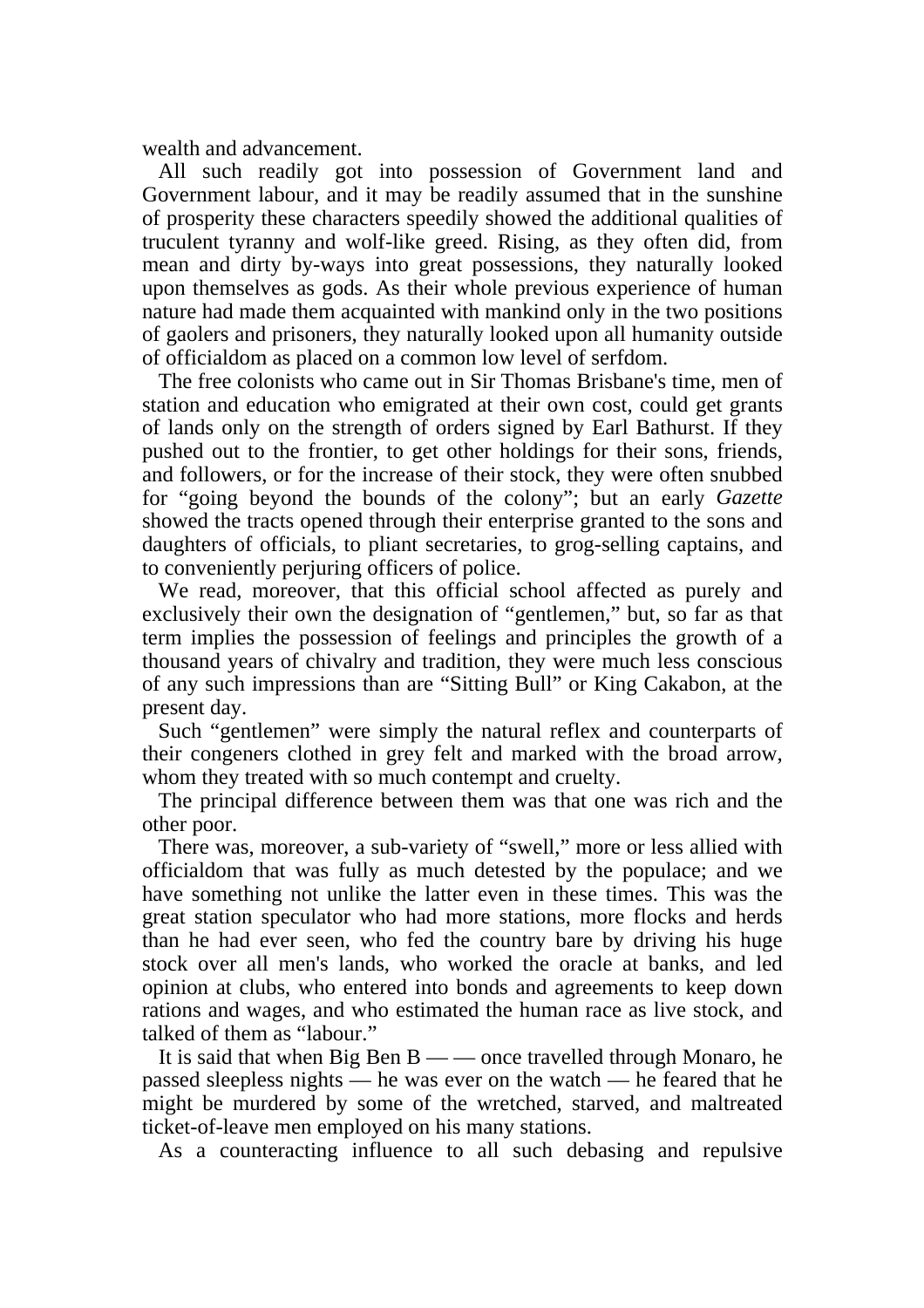wealth and advancement.

All such readily got into possession of Government land and Government labour, and it may be readily assumed that in the sunshine of prosperity these characters speedily showed the additional qualities of truculent tyranny and wolf-like greed. Rising, as they often did, from mean and dirty by-ways into great possessions, they naturally looked upon themselves as gods. As their whole previous experience of human nature had made them acquainted with mankind only in the two positions of gaolers and prisoners, they naturally looked upon all humanity outside of officialdom as placed on a common low level of serfdom.

The free colonists who came out in Sir Thomas Brisbane's time, men of station and education who emigrated at their own cost, could get grants of lands only on the strength of orders signed by Earl Bathurst. If they pushed out to the frontier, to get other holdings for their sons, friends, and followers, or for the increase of their stock, they were often snubbed for "going beyond the bounds of the colony"; but an early *Gazette* showed the tracts opened through their enterprise granted to the sons and daughters of officials, to pliant secretaries, to grog-selling captains, and to conveniently perjuring officers of police.

We read, moreover, that this official school affected as purely and exclusively their own the designation of "gentlemen," but, so far as that term implies the possession of feelings and principles the growth of a thousand years of chivalry and tradition, they were much less conscious of any such impressions than are "Sitting Bull" or King Cakabon, at the present day.

Such "gentlemen" were simply the natural reflex and counterparts of their congeners clothed in grey felt and marked with the broad arrow, whom they treated with so much contempt and cruelty.

The principal difference between them was that one was rich and the other poor.

There was, moreover, a sub-variety of "swell," more or less allied with officialdom that was fully as much detested by the populace; and we have something not unlike the latter even in these times. This was the great station speculator who had more stations, more flocks and herds than he had ever seen, who fed the country bare by driving his huge stock over all men's lands, who worked the oracle at banks, and led opinion at clubs, who entered into bonds and agreements to keep down rations and wages, and who estimated the human race as live stock, and talked of them as "labour."

It is said that when Big Ben B — — once travelled through Monaro, he passed sleepless nights — he was ever on the watch — he feared that he might be murdered by some of the wretched, starved, and maltreated ticket-of-leave men employed on his many stations.

As a counteracting influence to all such debasing and repulsive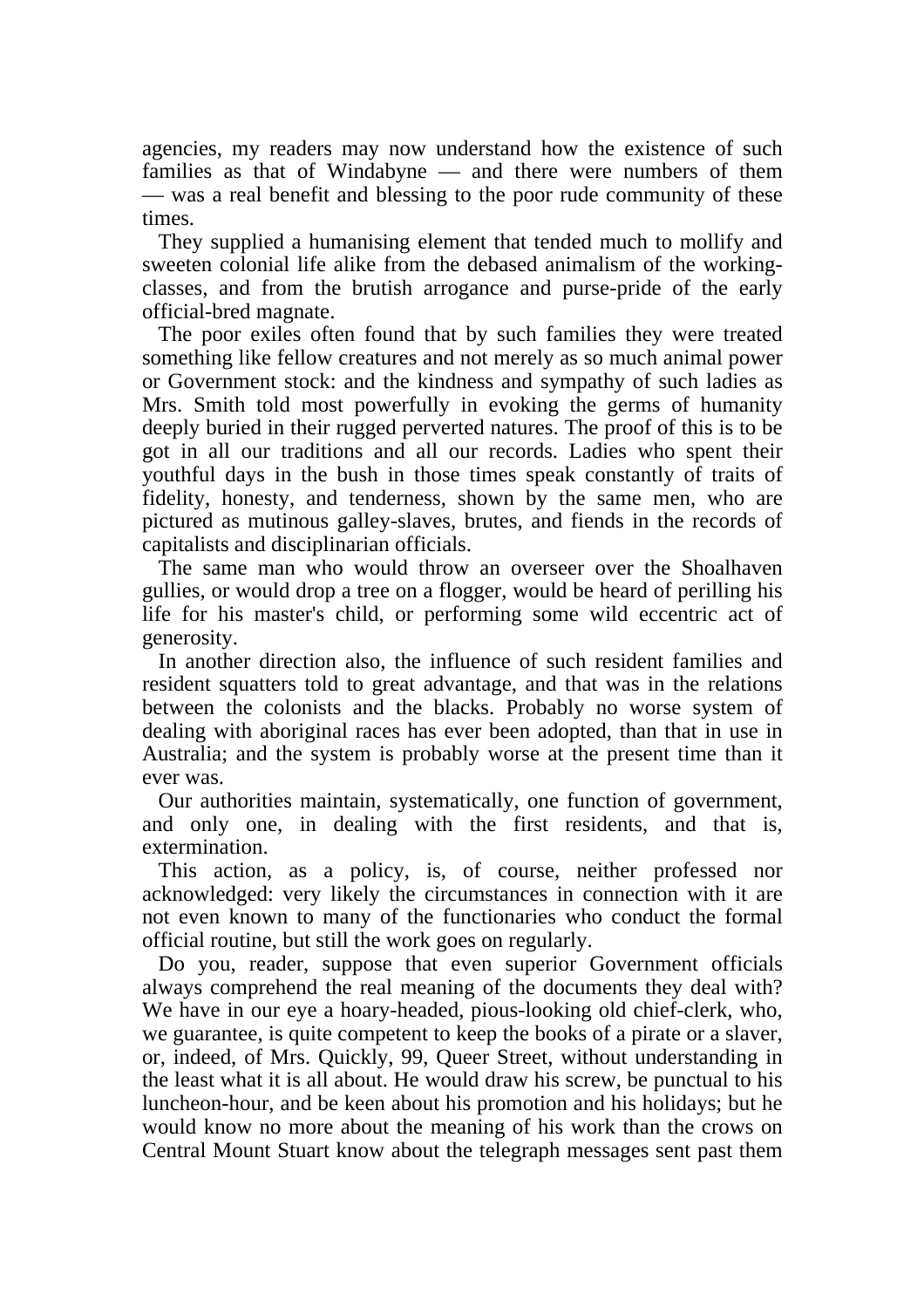agencies, my readers may now understand how the existence of such families as that of Windabyne — and there were numbers of them — was a real benefit and blessing to the poor rude community of these times.

They supplied a humanising element that tended much to mollify and sweeten colonial life alike from the debased animalism of the working-classes, and from the brutish arrogance and purse-pride of the early official-bred magnate.

The poor exiles often found that by such families they were treated something like fellow creatures and not merely as so much animal power or Government stock: and the kindness and sympathy of such ladies as Mrs. Smith told most powerfully in evoking the germs of humanity deeply buried in their rugged perverted natures. The proof of this is to be got in all our traditions and all our records. Ladies who spent their youthful days in the bush in those times speak constantly of traits of fidelity, honesty, and tenderness, shown by the same men, who are pictured as mutinous galley-slaves, brutes, and fiends in the records of capitalists and disciplinarian officials.

The same man who would throw an overseer over the Shoalhaven gullies, or would drop a tree on a flogger, would be heard of perilling his life for his master's child, or performing some wild eccentric act of generosity.

In another direction also, the influence of such resident families and resident squatters told to great advantage, and that was in the relations between the colonists and the blacks. Probably no worse system of dealing with aboriginal races has ever been adopted, than that in use in Australia; and the system is probably worse at the present time than it ever was.

Our authorities maintain, systematically, one function of government, and only one, in dealing with the first residents, and that is, extermination.

This action, as a policy, is, of course, neither professed nor acknowledged: very likely the circumstances in connection with it are not even known to many of the functionaries who conduct the formal official routine, but still the work goes on regularly.

Do you, reader, suppose that even superior Government officials always comprehend the real meaning of the documents they deal with? We have in our eye a hoary-headed, pious-looking old chief-clerk, who, we guarantee, is quite competent to keep the books of a pirate or a slaver, or, indeed, of Mrs. Quickly, 99, Queer Street, without understanding in the least what it is all about. He would draw his screw, be punctual to his luncheon-hour, and be keen about his promotion and his holidays; but he would know no more about the meaning of his work than the crows on Central Mount Stuart know about the telegraph messages sent past them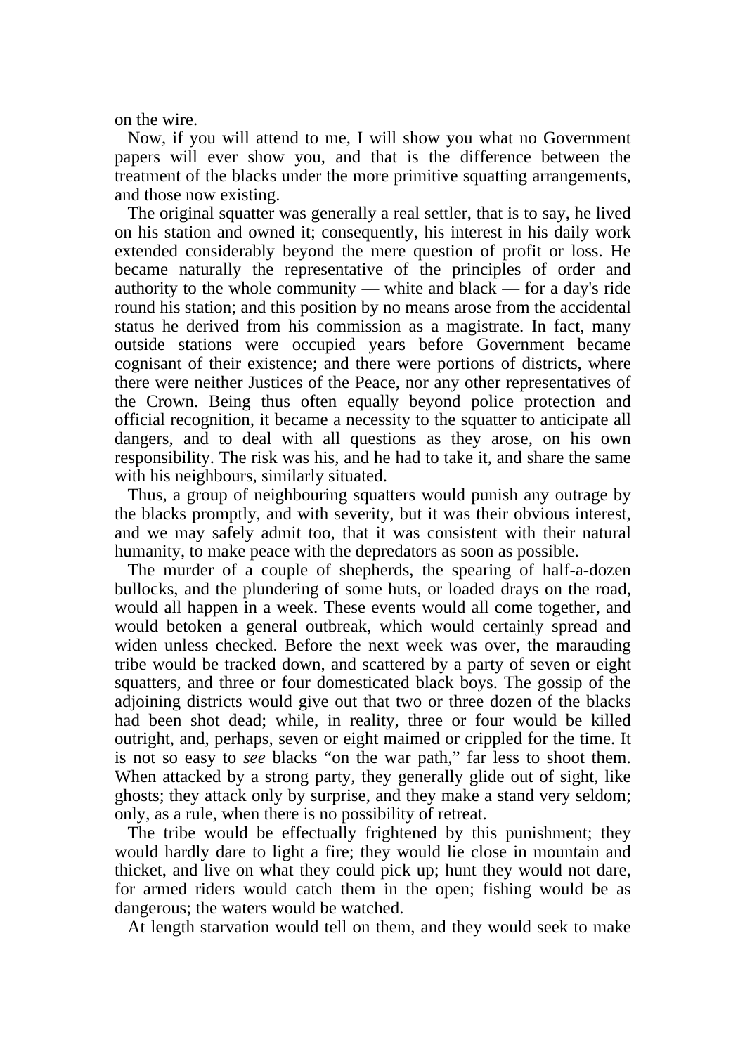on the wire.

Now, if you will attend to me, I will show you what no Government papers will ever show you, and that is the difference between the treatment of the blacks under the more primitive squatting arrangements, and those now existing.

The original squatter was generally a real settler, that is to say, he lived on his station and owned it; consequently, his interest in his daily work extended considerably beyond the mere question of profit or loss. He became naturally the representative of the principles of order and authority to the whole community — white and black — for a day's ride round his station; and this position by no means arose from the accidental status he derived from his commission as a magistrate. In fact, many outside stations were occupied years before Government became cognisant of their existence; and there were portions of districts, where there were neither Justices of the Peace, nor any other representatives of the Crown. Being thus often equally beyond police protection and official recognition, it became a necessity to the squatter to anticipate all dangers, and to deal with all questions as they arose, on his own responsibility. The risk was his, and he had to take it, and share the same with his neighbours, similarly situated.

Thus, a group of neighbouring squatters would punish any outrage by the blacks promptly, and with severity, but it was their obvious interest, and we may safely admit too, that it was consistent with their natural humanity, to make peace with the depredators as soon as possible.

The murder of a couple of shepherds, the spearing of half-a-dozen bullocks, and the plundering of some huts, or loaded drays on the road, would all happen in a week. These events would all come together, and would betoken a general outbreak, which would certainly spread and widen unless checked. Before the next week was over, the marauding tribe would be tracked down, and scattered by a party of seven or eight squatters, and three or four domesticated black boys. The gossip of the adjoining districts would give out that two or three dozen of the blacks had been shot dead; while, in reality, three or four would be killed outright, and, perhaps, seven or eight maimed or crippled for the time. It is not so easy to *see* blacks "on the war path," far less to shoot them. When attacked by a strong party, they generally glide out of sight, like ghosts; they attack only by surprise, and they make a stand very seldom; only, as a rule, when there is no possibility of retreat.

The tribe would be effectually frightened by this punishment; they would hardly dare to light a fire; they would lie close in mountain and thicket, and live on what they could pick up; hunt they would not dare, for armed riders would catch them in the open; fishing would be as dangerous; the waters would be watched.

At length starvation would tell on them, and they would seek to make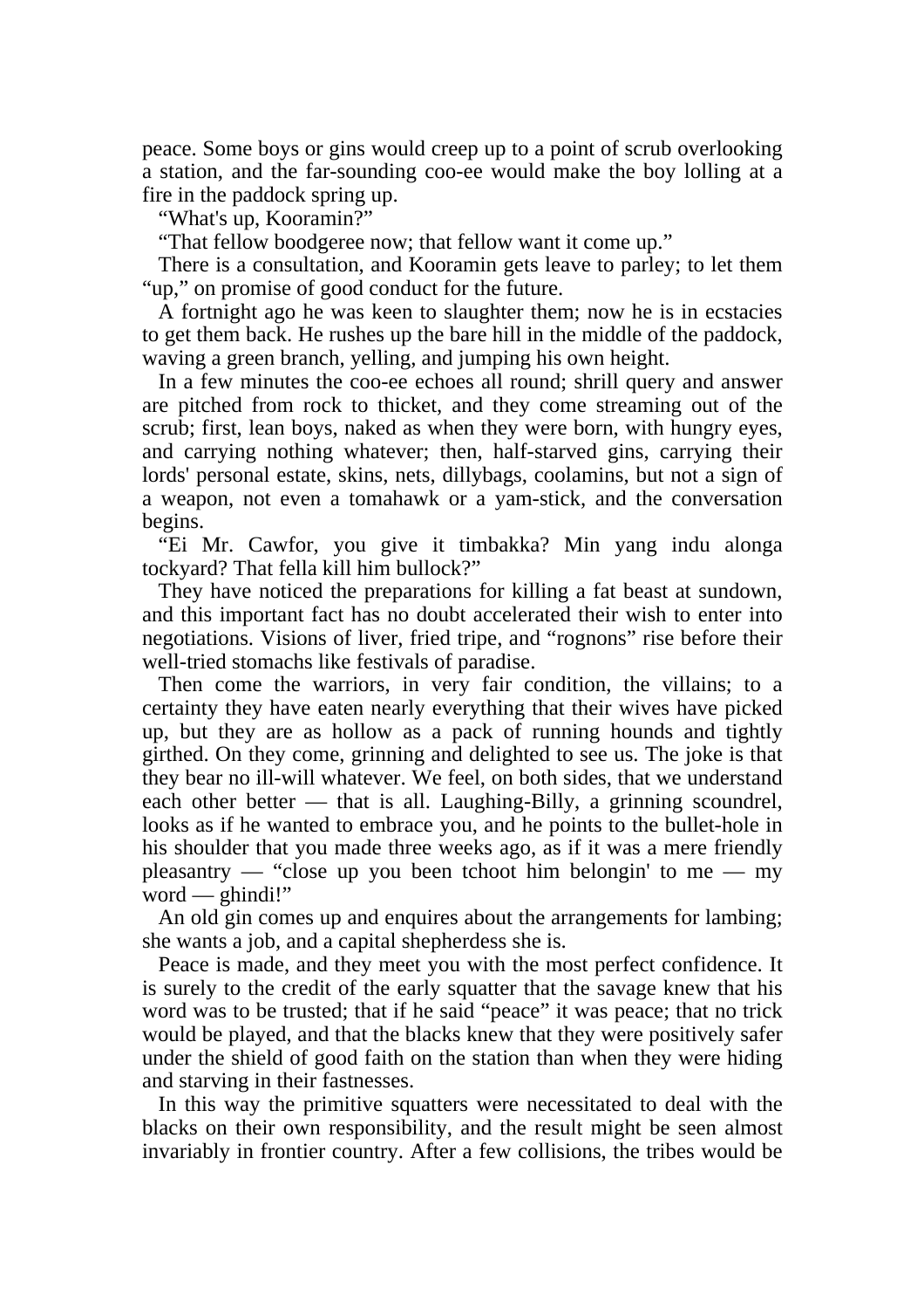peace. Some boys or gins would creep up to a point of scrub overlooking a station, and the far-sounding coo-ee would make the boy lolling at a fire in the paddock spring up.

"What's up, Kooramin?"

"That fellow boodgeree now; that fellow want it come up."

There is a consultation, and Kooramin gets leave to parley; to let them "up," on promise of good conduct for the future.

A fortnight ago he was keen to slaughter them; now he is in ecstacies to get them back. He rushes up the bare hill in the middle of the paddock, waving a green branch, yelling, and jumping his own height.

In a few minutes the coo-ee echoes all round; shrill query and answer are pitched from rock to thicket, and they come streaming out of the scrub; first, lean boys, naked as when they were born, with hungry eyes, and carrying nothing whatever; then, half-starved gins, carrying their lords' personal estate, skins, nets, dillybags, coolamins, but not a sign of a weapon, not even a tomahawk or a yam-stick, and the conversation begins.

"Ei Mr. Cawfor, you give it timbakka? Min yang indu alonga tockyard? That fella kill him bullock?"

They have noticed the preparations for killing a fat beast at sundown, and this important fact has no doubt accelerated their wish to enter into negotiations. Visions of liver, fried tripe, and "rognons" rise before their well-tried stomachs like festivals of paradise.

Then come the warriors, in very fair condition, the villains; to a certainty they have eaten nearly everything that their wives have picked up, but they are as hollow as a pack of running hounds and tightly girthed. On they come, grinning and delighted to see us. The joke is that they bear no ill-will whatever. We feel, on both sides, that we understand each other better — that is all. Laughing-Billy, a grinning scoundrel, looks as if he wanted to embrace you, and he points to the bullet-hole in his shoulder that you made three weeks ago, as if it was a mere friendly pleasantry — "close up you been tchoot him belongin' to me — my word — ghindi!"

An old gin comes up and enquires about the arrangements for lambing; she wants a job, and a capital shepherdess she is.

Peace is made, and they meet you with the most perfect confidence. It is surely to the credit of the early squatter that the savage knew that his word was to be trusted; that if he said "peace" it was peace; that no trick would be played, and that the blacks knew that they were positively safer under the shield of good faith on the station than when they were hiding and starving in their fastnesses.

In this way the primitive squatters were necessitated to deal with the blacks on their own responsibility, and the result might be seen almost invariably in frontier country. After a few collisions, the tribes would be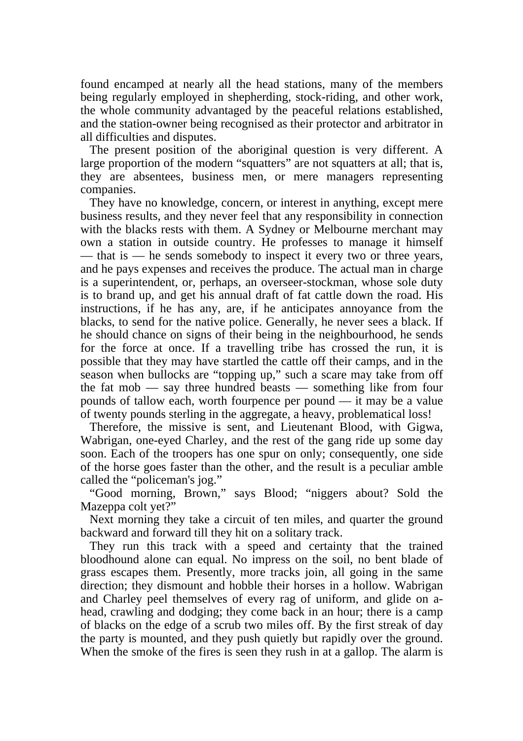found encamped at nearly all the head stations, many of the members being regularly employed in shepherding, stock-riding, and other work, the whole community advantaged by the peaceful relations established, and the station-owner being recognised as their protector and arbitrator in all difficulties and disputes.

The present position of the aboriginal question is very different. A large proportion of the modern "squatters" are not squatters at all; that is, they are absentees, business men, or mere managers representing companies.

They have no knowledge, concern, or interest in anything, except mere business results, and they never feel that any responsibility in connection with the blacks rests with them. A Sydney or Melbourne merchant may own a station in outside country. He professes to manage it himself — that is — he sends somebody to inspect it every two or three years, and he pays expenses and receives the produce. The actual man in charge is a superintendent, or, perhaps, an overseer-stockman, whose sole duty is to brand up, and get his annual draft of fat cattle down the road. His instructions, if he has any, are, if he anticipates annoyance from the blacks, to send for the native police. Generally, he never sees a black. If he should chance on signs of their being in the neighbourhood, he sends for the force at once. If a travelling tribe has crossed the run, it is possible that they may have startled the cattle off their camps, and in the season when bullocks are "topping up," such a scare may take from off the fat mob — say three hundred beasts — something like from four pounds of tallow each, worth fourpence per pound — it may be a value of twenty pounds sterling in the aggregate, a heavy, problematical loss!

Therefore, the missive is sent, and Lieutenant Blood, with Gigwa, Wabrigan, one-eyed Charley, and the rest of the gang ride up some day soon. Each of the troopers has one spur on only; consequently, one side of the horse goes faster than the other, and the result is a peculiar amble called the "policeman's jog."

"Good morning, Brown," says Blood; "niggers about? Sold the Mazeppa colt yet?"

Next morning they take a circuit of ten miles, and quarter the ground backward and forward till they hit on a solitary track.

They run this track with a speed and certainty that the trained bloodhound alone can equal. No impress on the soil, no bent blade of grass escapes them. Presently, more tracks join, all going in the same direction; they dismount and hobble their horses in a hollow. Wabrigan and Charley peel themselves of every rag of uniform, and glide on a-head, crawling and dodging; they come back in an hour; there is a camp of blacks on the edge of a scrub two miles off. By the first streak of day the party is mounted, and they push quietly but rapidly over the ground. When the smoke of the fires is seen they rush in at a gallop. The alarm is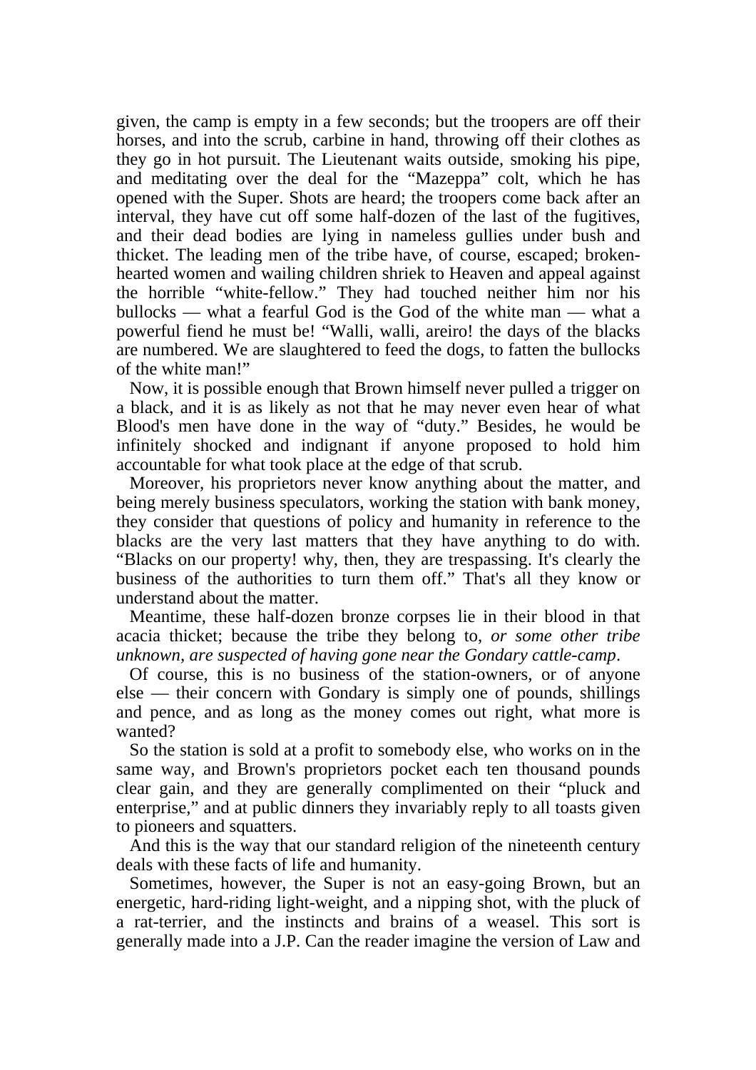given, the camp is empty in a few seconds; but the troopers are off their horses, and into the scrub, carbine in hand, throwing off their clothes as they go in hot pursuit. The Lieutenant waits outside, smoking his pipe, and meditating over the deal for the "Mazeppa" colt, which he has opened with the Super. Shots are heard; the troopers come back after an interval, they have cut off some half-dozen of the last of the fugitives, and their dead bodies are lying in nameless gullies under bush and thicket. The leading men of the tribe have, of course, escaped; broken-hearted women and wailing children shriek to Heaven and appeal against the horrible "white-fellow." They had touched neither him nor his bullocks — what a fearful God is the God of the white man — what a powerful fiend he must be! "Walli, walli, areiro! the days of the blacks are numbered. We are slaughtered to feed the dogs, to fatten the bullocks of the white man!"

Now, it is possible enough that Brown himself never pulled a trigger on a black, and it is as likely as not that he may never even hear of what Blood's men have done in the way of "duty." Besides, he would be infinitely shocked and indignant if anyone proposed to hold him accountable for what took place at the edge of that scrub.

Moreover, his proprietors never know anything about the matter, and being merely business speculators, working the station with bank money, they consider that questions of policy and humanity in reference to the blacks are the very last matters that they have anything to do with. "Blacks on our property! why, then, they are trespassing. It's clearly the business of the authorities to turn them off." That's all they know or understand about the matter.

Meantime, these half-dozen bronze corpses lie in their blood in that acacia thicket; because the tribe they belong to, *or some other tribe unknown, are suspected of having gone near the Gondary cattle-camp*.

Of course, this is no business of the station-owners, or of anyone else — their concern with Gondary is simply one of pounds, shillings and pence, and as long as the money comes out right, what more is wanted?

So the station is sold at a profit to somebody else, who works on in the same way, and Brown's proprietors pocket each ten thousand pounds clear gain, and they are generally complimented on their "pluck and enterprise," and at public dinners they invariably reply to all toasts given to pioneers and squatters.

And this is the way that our standard religion of the nineteenth century deals with these facts of life and humanity.

Sometimes, however, the Super is not an easy-going Brown, but an energetic, hard-riding light-weight, and a nipping shot, with the pluck of a rat-terrier, and the instincts and brains of a weasel. This sort is generally made into a J.P. Can the reader imagine the version of Law and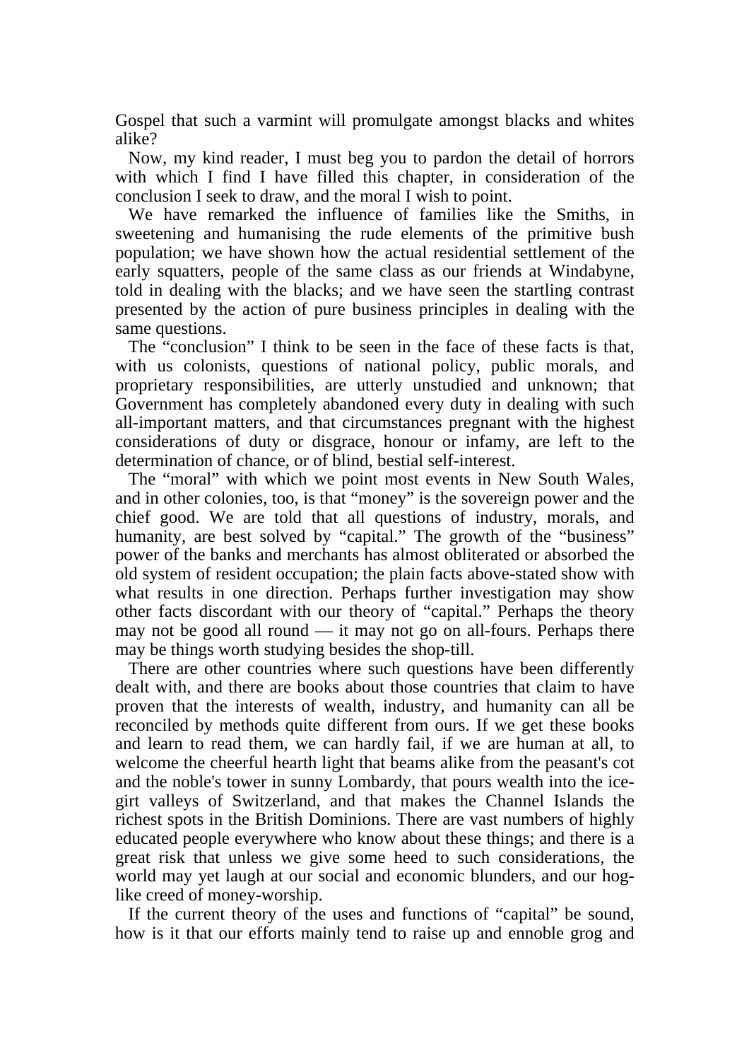Gospel that such a varmint will promulgate amongst blacks and whites alike?

Now, my kind reader, I must beg you to pardon the detail of horrors with which I find I have filled this chapter, in consideration of the conclusion I seek to draw, and the moral I wish to point.

We have remarked the influence of families like the Smiths, in sweetening and humanising the rude elements of the primitive bush population; we have shown how the actual residential settlement of the early squatters, people of the same class as our friends at Windabyne, told in dealing with the blacks; and we have seen the startling contrast presented by the action of pure business principles in dealing with the same questions.

The "conclusion" I think to be seen in the face of these facts is that, with us colonists, questions of national policy, public morals, and proprietary responsibilities, are utterly unstudied and unknown; that Government has completely abandoned every duty in dealing with such all-important matters, and that circumstances pregnant with the highest considerations of duty or disgrace, honour or infamy, are left to the determination of chance, or of blind, bestial self-interest.

The "moral" with which we point most events in New South Wales, and in other colonies, too, is that "money" is the sovereign power and the chief good. We are told that all questions of industry, morals, and humanity, are best solved by "capital." The growth of the "business" power of the banks and merchants has almost obliterated or absorbed the old system of resident occupation; the plain facts above-stated show with what results in one direction. Perhaps further investigation may show other facts discordant with our theory of "capital." Perhaps the theory may not be good all round — it may not go on all-fours. Perhaps there may be things worth studying besides the shop-till.

There are other countries where such questions have been differently dealt with, and there are books about those countries that claim to have proven that the interests of wealth, industry, and humanity can all be reconciled by methods quite different from ours. If we get these books and learn to read them, we can hardly fail, if we are human at all, to welcome the cheerful hearth light that beams alike from the peasant's cot and the noble's tower in sunny Lombardy, that pours wealth into the ice-girt valleys of Switzerland, and that makes the Channel Islands the richest spots in the British Dominions. There are vast numbers of highly educated people everywhere who know about these things; and there is a great risk that unless we give some heed to such considerations, the world may yet laugh at our social and economic blunders, and our hog-like creed of money-worship.

If the current theory of the uses and functions of "capital" be sound, how is it that our efforts mainly tend to raise up and ennoble grog and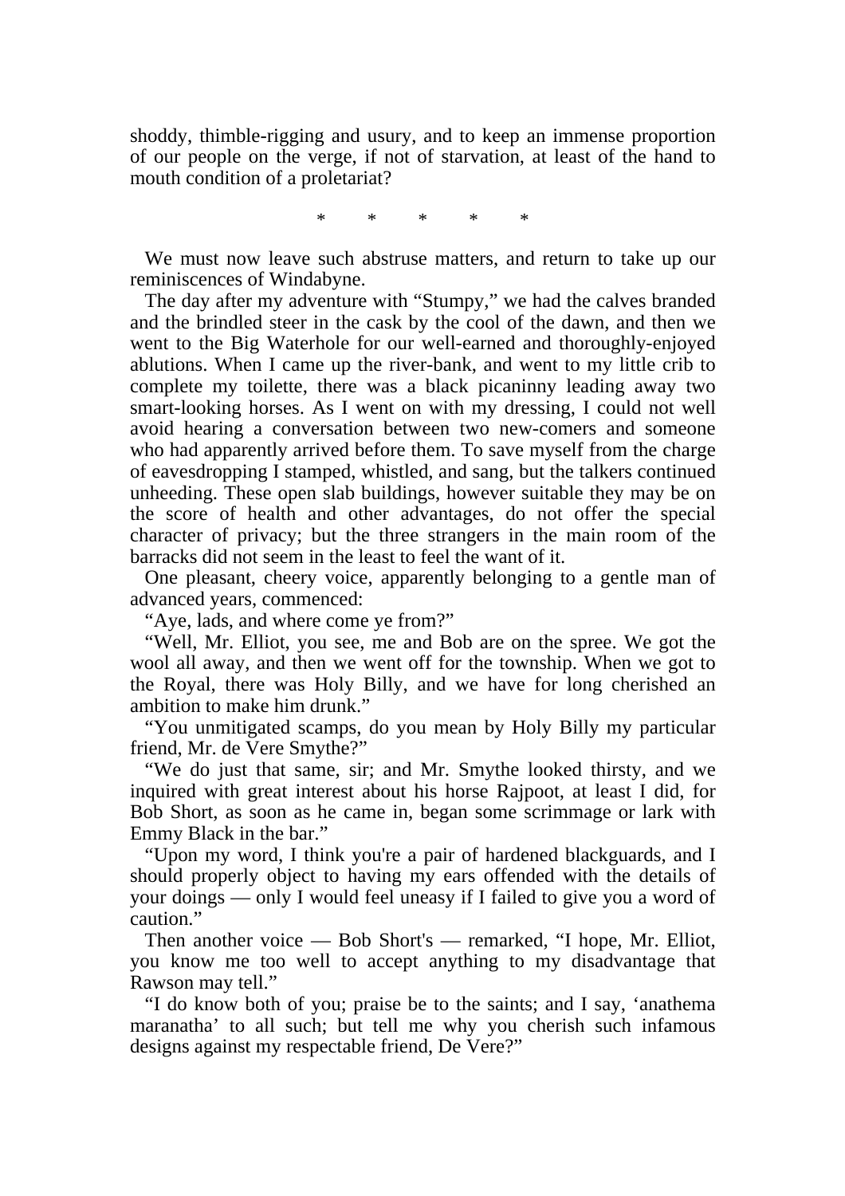shoddy, thimble-rigging and usury, and to keep an immense proportion of our people on the verge, if not of starvation, at least of the hand to mouth condition of a proletariat?

\*        \*        \*        \*        \*

We must now leave such abstruse matters, and return to take up our reminiscences of Windabyne.

The day after my adventure with "Stumpy," we had the calves branded and the brindled steer in the cask by the cool of the dawn, and then we went to the Big Waterhole for our well-earned and thoroughly-enjoyed ablutions. When I came up the river-bank, and went to my little crib to complete my toilette, there was a black picaninny leading away two smart-looking horses. As I went on with my dressing, I could not well avoid hearing a conversation between two new-comers and someone who had apparently arrived before them. To save myself from the charge of eavesdropping I stamped, whistled, and sang, but the talkers continued unheeding. These open slab buildings, however suitable they may be on the score of health and other advantages, do not offer the special character of privacy; but the three strangers in the main room of the barracks did not seem in the least to feel the want of it.

One pleasant, cheery voice, apparently belonging to a gentle man of advanced years, commenced:

"Aye, lads, and where come ye from?"

"Well, Mr. Elliot, you see, me and Bob are on the spree. We got the wool all away, and then we went off for the township. When we got to the Royal, there was Holy Billy, and we have for long cherished an ambition to make him drunk."

"You unmitigated scamps, do you mean by Holy Billy my particular friend, Mr. de Vere Smythe?"

"We do just that same, sir; and Mr. Smythe looked thirsty, and we inquired with great interest about his horse Rajpoot, at least I did, for Bob Short, as soon as he came in, began some scrimmage or lark with Emmy Black in the bar."

"Upon my word, I think you're a pair of hardened blackguards, and I should properly object to having my ears offended with the details of your doings — only I would feel uneasy if I failed to give you a word of caution."

Then another voice — Bob Short's — remarked, "I hope, Mr. Elliot, you know me too well to accept anything to my disadvantage that Rawson may tell."

"I do know both of you; praise be to the saints; and I say, 'anathema maranatha' to all such; but tell me why you cherish such infamous designs against my respectable friend, De Vere?"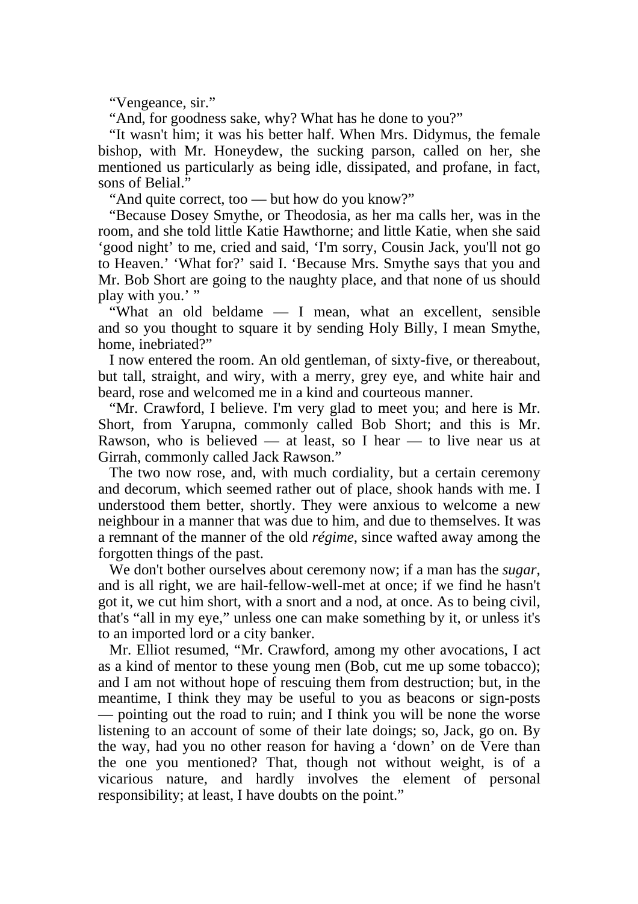"Vengeance, sir."

"And, for goodness sake, why? What has he done to you?"

"It wasn't him; it was his better half. When Mrs. Didymus, the female bishop, with Mr. Honeydew, the sucking parson, called on her, she mentioned us particularly as being idle, dissipated, and profane, in fact, sons of Belial."

"And quite correct, too — but how do you know?"

"Because Dosey Smythe, or Theodosia, as her ma calls her, was in the room, and she told little Katie Hawthorne; and little Katie, when she said 'good night' to me, cried and said, 'I'm sorry, Cousin Jack, you'll not go to Heaven.' 'What for?' said I. 'Because Mrs. Smythe says that you and Mr. Bob Short are going to the naughty place, and that none of us should play with you.' "

"What an old beldame — I mean, what an excellent, sensible and so you thought to square it by sending Holy Billy, I mean Smythe, home, inebriated?"

I now entered the room. An old gentleman, of sixty-five, or thereabout, but tall, straight, and wiry, with a merry, grey eye, and white hair and beard, rose and welcomed me in a kind and courteous manner.

"Mr. Crawford, I believe. I'm very glad to meet you; and here is Mr. Short, from Yarupna, commonly called Bob Short; and this is Mr. Rawson, who is believed — at least, so I hear — to live near us at Girrah, commonly called Jack Rawson."

The two now rose, and, with much cordiality, but a certain ceremony and decorum, which seemed rather out of place, shook hands with me. I understood them better, shortly. They were anxious to welcome a new neighbour in a manner that was due to him, and due to themselves. It was a remnant of the manner of the old *régime*, since wafted away among the forgotten things of the past.

We don't bother ourselves about ceremony now; if a man has the *sugar*, and is all right, we are hail-fellow-well-met at once; if we find he hasn't got it, we cut him short, with a snort and a nod, at once. As to being civil, that's "all in my eye," unless one can make something by it, or unless it's to an imported lord or a city banker.

Mr. Elliot resumed, "Mr. Crawford, among my other avocations, I act as a kind of mentor to these young men (Bob, cut me up some tobacco); and I am not without hope of rescuing them from destruction; but, in the meantime, I think they may be useful to you as beacons or sign-posts — pointing out the road to ruin; and I think you will be none the worse listening to an account of some of their late doings; so, Jack, go on. By the way, had you no other reason for having a 'down' on de Vere than the one you mentioned? That, though not without weight, is of a vicarious nature, and hardly involves the element of personal responsibility; at least, I have doubts on the point."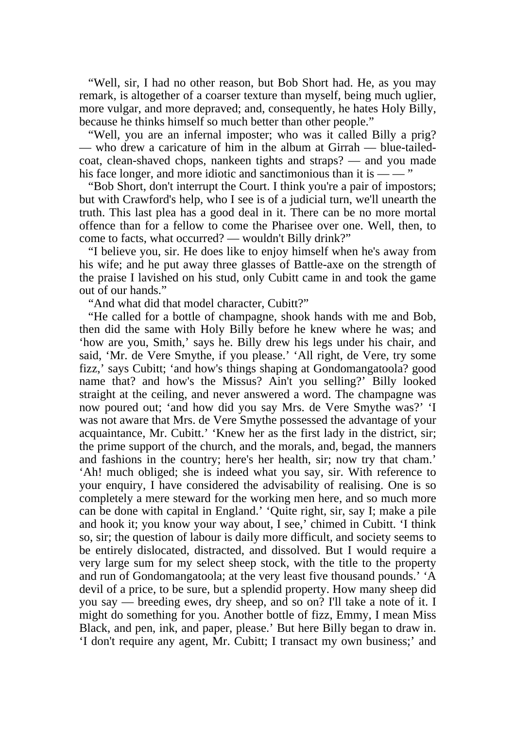“Well, sir, I had no other reason, but Bob Short had. He, as you may remark, is altogether of a coarser texture than myself, being much uglier, more vulgar, and more depraved; and, consequently, he hates Holy Billy, because he thinks himself so much better than other people.”

“Well, you are an infernal imposter; who was it called Billy a prig? — who drew a caricature of him in the album at Girrah — blue-tailed-coat, clean-shaved chops, nankeen tights and straps? — and you made his face longer, and more idiotic and sanctimonious than it is — — ”

“Bob Short, don't interrupt the Court. I think you're a pair of impostors; but with Crawford's help, who I see is of a judicial turn, we'll unearth the truth. This last plea has a good deal in it. There can be no more mortal offence than for a fellow to come the Pharisee over one. Well, then, to come to facts, what occurred? — wouldn't Billy drink?”

“I believe you, sir. He does like to enjoy himself when he's away from his wife; and he put away three glasses of Battle-axe on the strength of the praise I lavished on his stud, only Cubitt came in and took the game out of our hands.”

“And what did that model character, Cubitt?”

“He called for a bottle of champagne, shook hands with me and Bob, then did the same with Holy Billy before he knew where he was; and ‘how are you, Smith,’ says he. Billy drew his legs under his chair, and said, ‘Mr. de Vere Smythe, if you please.’ ‘All right, de Vere, try some fizz,’ says Cubitt; ‘and how's things shaping at Gondomangatoola? good name that? and how's the Missus? Ain't you selling?’ Billy looked straight at the ceiling, and never answered a word. The champagne was now poured out; ‘and how did you say Mrs. de Vere Smythe was?’ ‘I was not aware that Mrs. de Vere Smythe possessed the advantage of your acquaintance, Mr. Cubitt.’ ‘Knew her as the first lady in the district, sir; the prime support of the church, and the morals, and, begad, the manners and fashions in the country; here's her health, sir; now try that cham.’ ‘Ah! much obliged; she is indeed what you say, sir. With reference to your enquiry, I have considered the advisability of realising. One is so completely a mere steward for the working men here, and so much more can be done with capital in England.’ ‘Quite right, sir, say I; make a pile and hook it; you know your way about, I see,’ chimed in Cubitt. ‘I think so, sir; the question of labour is daily more difficult, and society seems to be entirely dislocated, distracted, and dissolved. But I would require a very large sum for my select sheep stock, with the title to the property and run of Gondomangatoola; at the very least five thousand pounds.’ ‘A devil of a price, to be sure, but a splendid property. How many sheep did you say — breeding ewes, dry sheep, and so on? I'll take a note of it. I might do something for you. Another bottle of fizz, Emmy, I mean Miss Black, and pen, ink, and paper, please.’ But here Billy began to draw in. ‘I don't require any agent, Mr. Cubitt; I transact my own business;’ and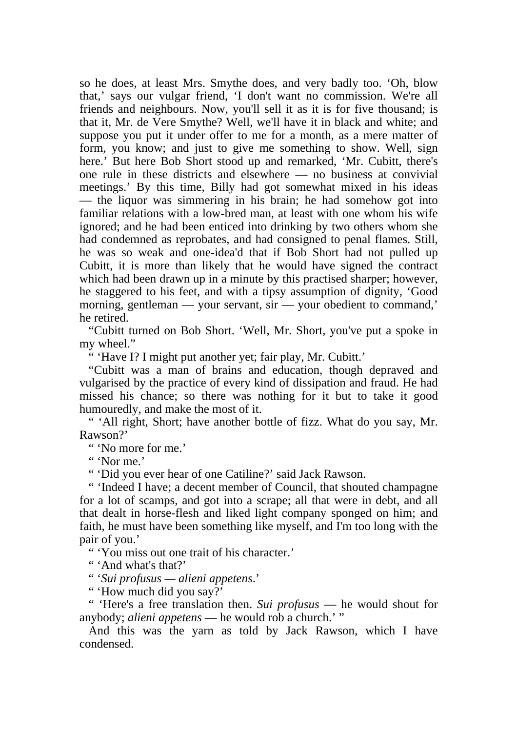so he does, at least Mrs. Smythe does, and very badly too. ‘Oh, blow that,’ says our vulgar friend, ‘I don't want no commission. We're all friends and neighbours. Now, you'll sell it as it is for five thousand; is that it, Mr. de Vere Smythe? Well, we'll have it in black and white; and suppose you put it under offer to me for a month, as a mere matter of form, you know; and just to give me something to show. Well, sign here.’ But here Bob Short stood up and remarked, ‘Mr. Cubitt, there's one rule in these districts and elsewhere — no business at convivial meetings.’ By this time, Billy had got somewhat mixed in his ideas — the liquor was simmering in his brain; he had somehow got into familiar relations with a low-bred man, at least with one whom his wife ignored; and he had been enticed into drinking by two others whom she had condemned as reprobates, and had consigned to penal flames. Still, he was so weak and one-idea'd that if Bob Short had not pulled up Cubitt, it is more than likely that he would have signed the contract which had been drawn up in a minute by this practised sharper; however, he staggered to his feet, and with a tipsy assumption of dignity, ‘Good morning, gentleman — your servant, sir — your obedient to command,’ he retired.

“Cubitt turned on Bob Short. ‘Well, Mr. Short, you've put a spoke in my wheel.”

“ ‘Have I? I might put another yet; fair play, Mr. Cubitt.’

“Cubitt was a man of brains and education, though depraved and vulgarised by the practice of every kind of dissipation and fraud. He had missed his chance; so there was nothing for it but to take it good humouredly, and make the most of it.

“ ‘All right, Short; have another bottle of fizz. What do you say, Mr. Rawson?’

“ ‘No more for me.’

“ ‘Nor me.’

“ ‘Did you ever hear of one Catiline?’ said Jack Rawson.

“ ‘Indeed I have; a decent member of Council, that shouted champagne for a lot of scamps, and got into a scrape; all that were in debt, and all that dealt in horse-flesh and liked light company sponged on him; and faith, he must have been something like myself, and I'm too long with the pair of you.’

“ ‘You miss out one trait of his character.’

“ ‘And what's that?’

“ ‘*Sui profusus — alieni appetens*.’

“ ‘How much did you say?’

“ ‘Here's a free translation then. *Sui profusus* — he would shout for anybody; *alieni appetens* — he would rob a church.’ ”

And this was the yarn as told by Jack Rawson, which I have condensed.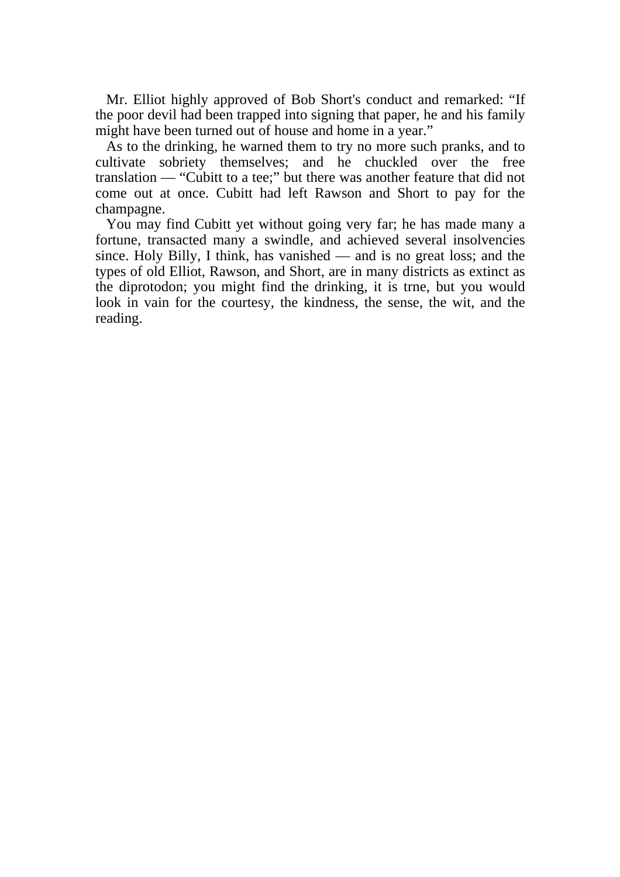Mr. Elliot highly approved of Bob Short's conduct and remarked: “If the poor devil had been trapped into signing that paper, he and his family might have been turned out of house and home in a year.”

As to the drinking, he warned them to try no more such pranks, and to cultivate sobriety themselves; and he chuckled over the free translation — “Cubitt to a tee;” but there was another feature that did not come out at once. Cubitt had left Rawson and Short to pay for the champagne.

You may find Cubitt yet without going very far; he has made many a fortune, transacted many a swindle, and achieved several insolvencies since. Holy Billy, I think, has vanished — and is no great loss; and the types of old Elliot, Rawson, and Short, are in many districts as extinct as the diprotodon; you might find the drinking, it is trne, but you would look in vain for the courtesy, the kindness, the sense, the wit, and the reading.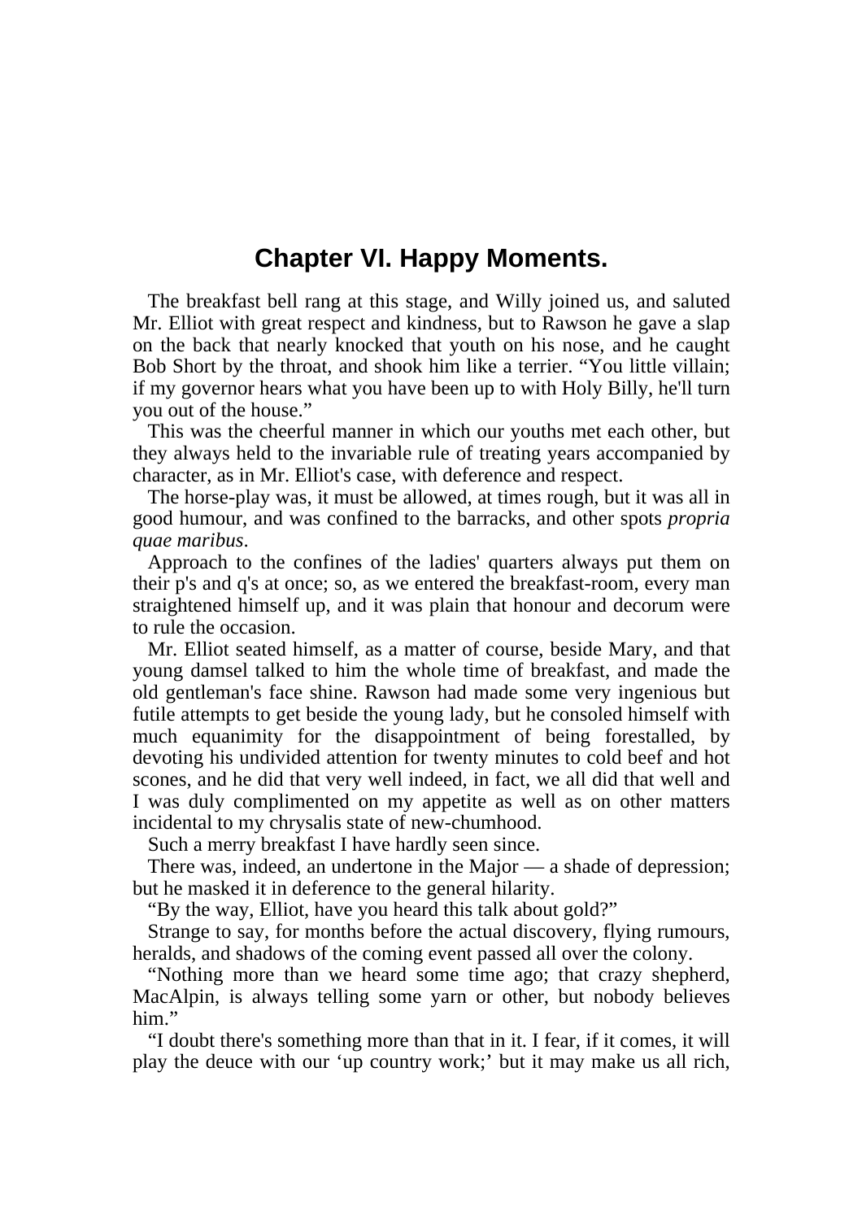# Chapter VI. Happy Moments.

The breakfast bell rang at this stage, and Willy joined us, and saluted Mr. Elliot with great respect and kindness, but to Rawson he gave a slap on the back that nearly knocked that youth on his nose, and he caught Bob Short by the throat, and shook him like a terrier. “You little villain; if my governor hears what you have been up to with Holy Billy, he'll turn you out of the house.”

This was the cheerful manner in which our youths met each other, but they always held to the invariable rule of treating years accompanied by character, as in Mr. Elliot's case, with deference and respect.

The horse-play was, it must be allowed, at times rough, but it was all in good humour, and was confined to the barracks, and other spots *propria quae maribus*.

Approach to the confines of the ladies' quarters always put them on their p's and q's at once; so, as we entered the breakfast-room, every man straightened himself up, and it was plain that honour and decorum were to rule the occasion.

Mr. Elliot seated himself, as a matter of course, beside Mary, and that young damsel talked to him the whole time of breakfast, and made the old gentleman's face shine. Rawson had made some very ingenious but futile attempts to get beside the young lady, but he consoled himself with much equanimity for the disappointment of being forestalled, by devoting his undivided attention for twenty minutes to cold beef and hot scones, and he did that very well indeed, in fact, we all did that well and I was duly complimented on my appetite as well as on other matters incidental to my chrysalis state of new-chumhood.

Such a merry breakfast I have hardly seen since.

There was, indeed, an undertone in the Major — a shade of depression; but he masked it in deference to the general hilarity.

“By the way, Elliot, have you heard this talk about gold?”

Strange to say, for months before the actual discovery, flying rumours, heralds, and shadows of the coming event passed all over the colony.

“Nothing more than we heard some time ago; that crazy shepherd, MacAlpin, is always telling some yarn or other, but nobody believes him.”

“I doubt there's something more than that in it. I fear, if it comes, it will play the deuce with our ‘up country work;’ but it may make us all rich,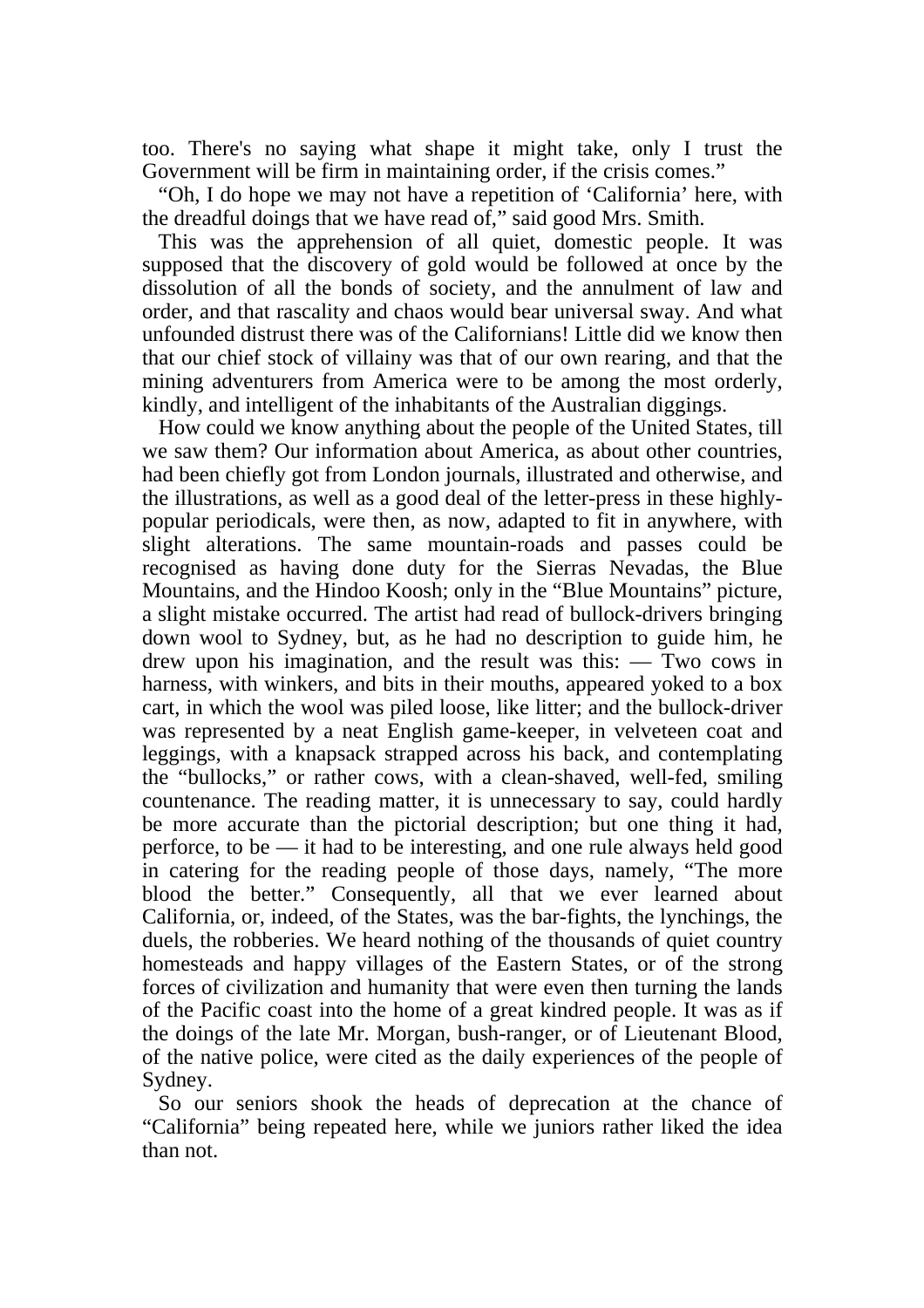too. There's no saying what shape it might take, only I trust the Government will be firm in maintaining order, if the crisis comes."

"Oh, I do hope we may not have a repetition of 'California' here, with the dreadful doings that we have read of," said good Mrs. Smith.

This was the apprehension of all quiet, domestic people. It was supposed that the discovery of gold would be followed at once by the dissolution of all the bonds of society, and the annulment of law and order, and that rascality and chaos would bear universal sway. And what unfounded distrust there was of the Californians! Little did we know then that our chief stock of villainy was that of our own rearing, and that the mining adventurers from America were to be among the most orderly, kindly, and intelligent of the inhabitants of the Australian diggings.

How could we know anything about the people of the United States, till we saw them? Our information about America, as about other countries, had been chiefly got from London journals, illustrated and otherwise, and the illustrations, as well as a good deal of the letter-press in these highly-popular periodicals, were then, as now, adapted to fit in anywhere, with slight alterations. The same mountain-roads and passes could be recognised as having done duty for the Sierras Nevadas, the Blue Mountains, and the Hindoo Koosh; only in the "Blue Mountains" picture, a slight mistake occurred. The artist had read of bullock-drivers bringing down wool to Sydney, but, as he had no description to guide him, he drew upon his imagination, and the result was this: — Two cows in harness, with winkers, and bits in their mouths, appeared yoked to a box cart, in which the wool was piled loose, like litter; and the bullock-driver was represented by a neat English game-keeper, in velveteen coat and leggings, with a knapsack strapped across his back, and contemplating the "bullocks," or rather cows, with a clean-shaved, well-fed, smiling countenance. The reading matter, it is unnecessary to say, could hardly be more accurate than the pictorial description; but one thing it had, perforce, to be — it had to be interesting, and one rule always held good in catering for the reading people of those days, namely, "The more blood the better." Consequently, all that we ever learned about California, or, indeed, of the States, was the bar-fights, the lynchings, the duels, the robberies. We heard nothing of the thousands of quiet country homesteads and happy villages of the Eastern States, or of the strong forces of civilization and humanity that were even then turning the lands of the Pacific coast into the home of a great kindred people. It was as if the doings of the late Mr. Morgan, bush-ranger, or of Lieutenant Blood, of the native police, were cited as the daily experiences of the people of Sydney.

So our seniors shook the heads of deprecation at the chance of "California" being repeated here, while we juniors rather liked the idea than not.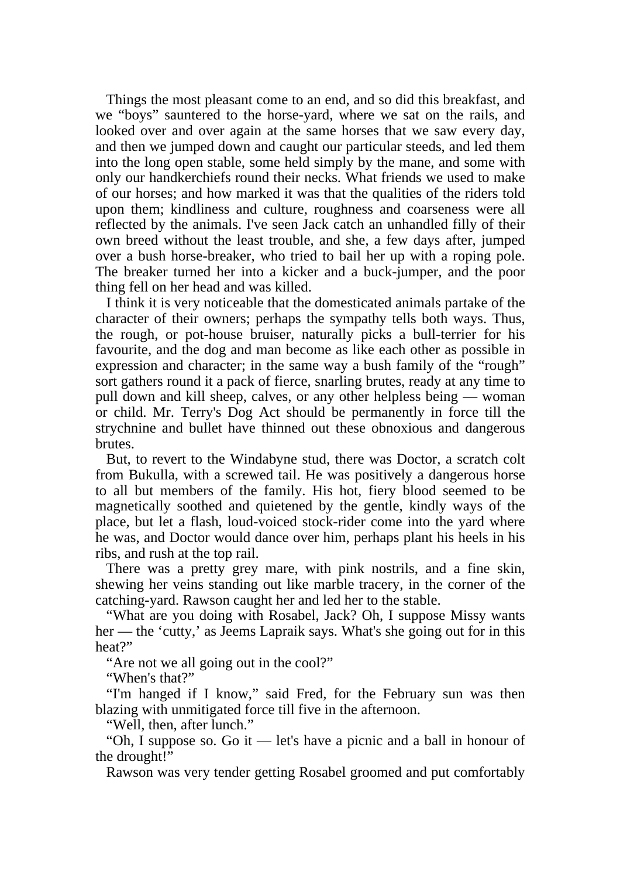Things the most pleasant come to an end, and so did this breakfast, and we "boys" sauntered to the horse-yard, where we sat on the rails, and looked over and over again at the same horses that we saw every day, and then we jumped down and caught our particular steeds, and led them into the long open stable, some held simply by the mane, and some with only our handkerchiefs round their necks. What friends we used to make of our horses; and how marked it was that the qualities of the riders told upon them; kindliness and culture, roughness and coarseness were all reflected by the animals. I've seen Jack catch an unhandled filly of their own breed without the least trouble, and she, a few days after, jumped over a bush horse-breaker, who tried to bail her up with a roping pole. The breaker turned her into a kicker and a buck-jumper, and the poor thing fell on her head and was killed.

I think it is very noticeable that the domesticated animals partake of the character of their owners; perhaps the sympathy tells both ways. Thus, the rough, or pot-house bruiser, naturally picks a bull-terrier for his favourite, and the dog and man become as like each other as possible in expression and character; in the same way a bush family of the "rough" sort gathers round it a pack of fierce, snarling brutes, ready at any time to pull down and kill sheep, calves, or any other helpless being — woman or child. Mr. Terry's Dog Act should be permanently in force till the strychnine and bullet have thinned out these obnoxious and dangerous brutes.

But, to revert to the Windabyne stud, there was Doctor, a scratch colt from Bukulla, with a screwed tail. He was positively a dangerous horse to all but members of the family. His hot, fiery blood seemed to be magnetically soothed and quietened by the gentle, kindly ways of the place, but let a flash, loud-voiced stock-rider come into the yard where he was, and Doctor would dance over him, perhaps plant his heels in his ribs, and rush at the top rail.

There was a pretty grey mare, with pink nostrils, and a fine skin, shewing her veins standing out like marble tracery, in the corner of the catching-yard. Rawson caught her and led her to the stable.

"What are you doing with Rosabel, Jack? Oh, I suppose Missy wants her — the 'cutty,' as Jeems Lapraik says. What's she going out for in this heat?"

"Are not we all going out in the cool?"

"When's that?"

"I'm hanged if I know," said Fred, for the February sun was then blazing with unmitigated force till five in the afternoon.

"Well, then, after lunch."

"Oh, I suppose so. Go it — let's have a picnic and a ball in honour of the drought!"

Rawson was very tender getting Rosabel groomed and put comfortably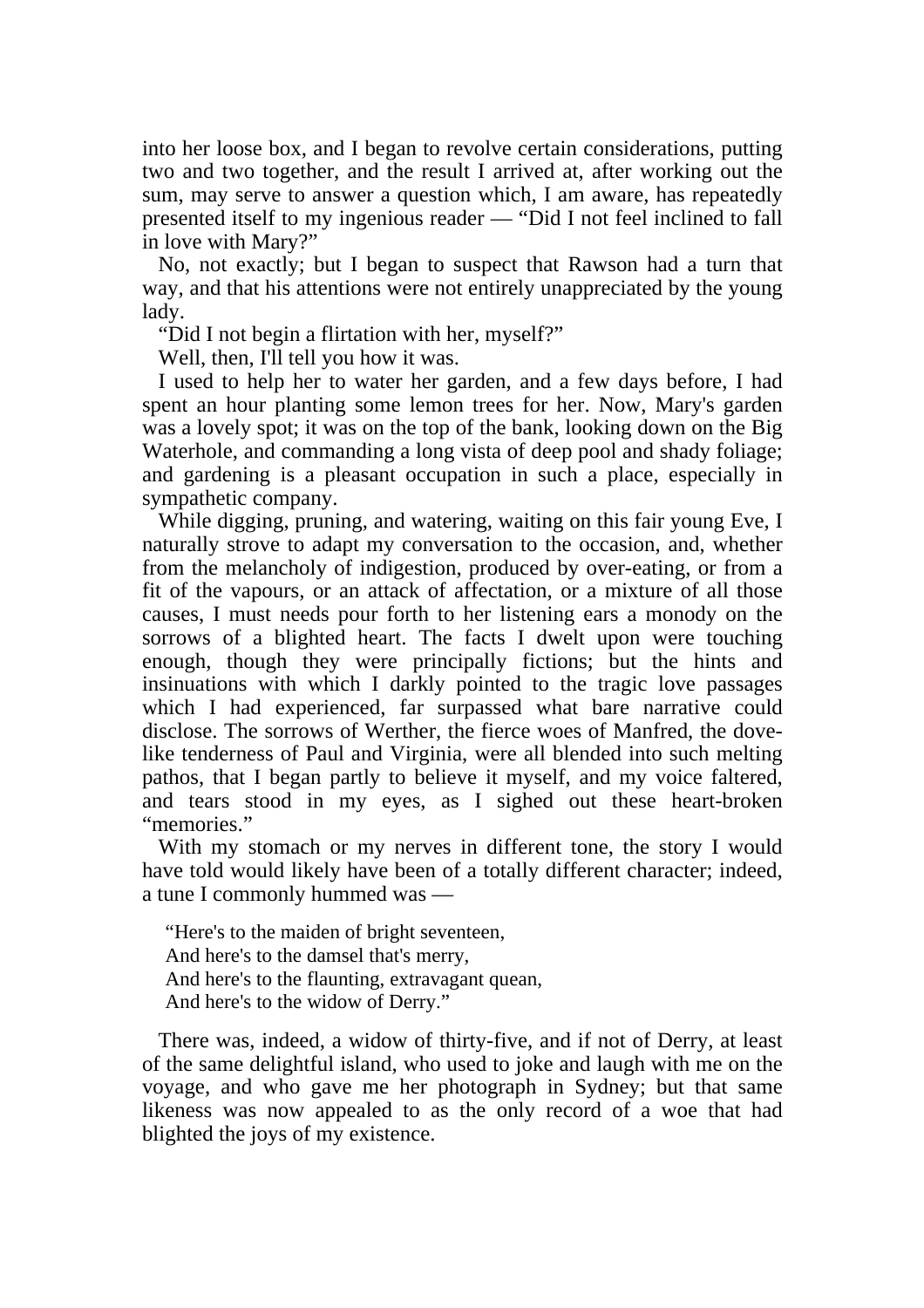into her loose box, and I began to revolve certain considerations, putting two and two together, and the result I arrived at, after working out the sum, may serve to answer a question which, I am aware, has repeatedly presented itself to my ingenious reader — "Did I not feel inclined to fall in love with Mary?"

No, not exactly; but I began to suspect that Rawson had a turn that way, and that his attentions were not entirely unappreciated by the young lady.

"Did I not begin a flirtation with her, myself?"

Well, then, I'll tell you how it was.

I used to help her to water her garden, and a few days before, I had spent an hour planting some lemon trees for her. Now, Mary's garden was a lovely spot; it was on the top of the bank, looking down on the Big Waterhole, and commanding a long vista of deep pool and shady foliage; and gardening is a pleasant occupation in such a place, especially in sympathetic company.

While digging, pruning, and watering, waiting on this fair young Eve, I naturally strove to adapt my conversation to the occasion, and, whether from the melancholy of indigestion, produced by over-eating, or from a fit of the vapours, or an attack of affectation, or a mixture of all those causes, I must needs pour forth to her listening ears a monody on the sorrows of a blighted heart. The facts I dwelt upon were touching enough, though they were principally fictions; but the hints and insinuations with which I darkly pointed to the tragic love passages which I had experienced, far surpassed what bare narrative could disclose. The sorrows of Werther, the fierce woes of Manfred, the dove-like tenderness of Paul and Virginia, were all blended into such melting pathos, that I began partly to believe it myself, and my voice faltered, and tears stood in my eyes, as I sighed out these heart-broken "memories."

With my stomach or my nerves in different tone, the story I would have told would likely have been of a totally different character; indeed, a tune I commonly hummed was —

"Here's to the maiden of bright seventeen,  
And here's to the damsel that's merry,  
And here's to the flaunting, extravagant quean,  
And here's to the widow of Derry."

There was, indeed, a widow of thirty-five, and if not of Derry, at least of the same delightful island, who used to joke and laugh with me on the voyage, and who gave me her photograph in Sydney; but that same likeness was now appealed to as the only record of a woe that had blighted the joys of my existence.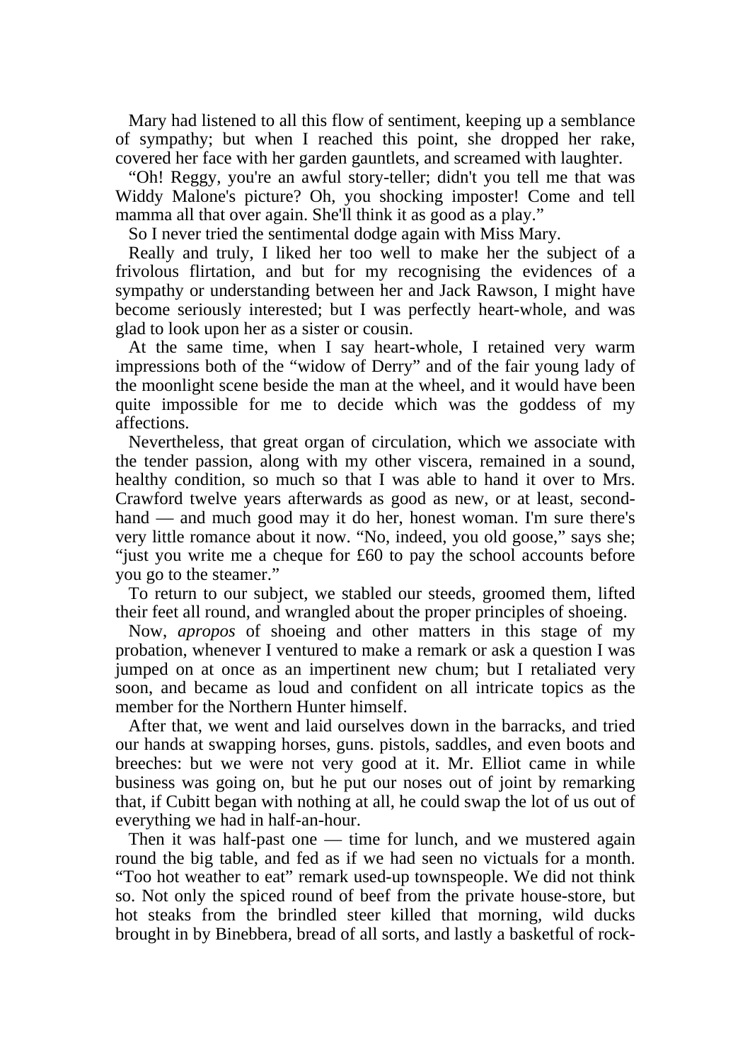Mary had listened to all this flow of sentiment, keeping up a semblance of sympathy; but when I reached this point, she dropped her rake, covered her face with her garden gauntlets, and screamed with laughter.

"Oh! Reggy, you're an awful story-teller; didn't you tell me that was Widdy Malone's picture? Oh, you shocking imposter! Come and tell mamma all that over again. She'll think it as good as a play."

So I never tried the sentimental dodge again with Miss Mary.

Really and truly, I liked her too well to make her the subject of a frivolous flirtation, and but for my recognising the evidences of a sympathy or understanding between her and Jack Rawson, I might have become seriously interested; but I was perfectly heart-whole, and was glad to look upon her as a sister or cousin.

At the same time, when I say heart-whole, I retained very warm impressions both of the "widow of Derry" and of the fair young lady of the moonlight scene beside the man at the wheel, and it would have been quite impossible for me to decide which was the goddess of my affections.

Nevertheless, that great organ of circulation, which we associate with the tender passion, along with my other viscera, remained in a sound, healthy condition, so much so that I was able to hand it over to Mrs. Crawford twelve years afterwards as good as new, or at least, second-hand — and much good may it do her, honest woman. I'm sure there's very little romance about it now. "No, indeed, you old goose," says she; "just you write me a cheque for £60 to pay the school accounts before you go to the steamer."

To return to our subject, we stabled our steeds, groomed them, lifted their feet all round, and wrangled about the proper principles of shoeing.

Now, *apropos* of shoeing and other matters in this stage of my probation, whenever I ventured to make a remark or ask a question I was jumped on at once as an impertinent new chum; but I retaliated very soon, and became as loud and confident on all intricate topics as the member for the Northern Hunter himself.

After that, we went and laid ourselves down in the barracks, and tried our hands at swapping horses, guns. pistols, saddles, and even boots and breeches: but we were not very good at it. Mr. Elliot came in while business was going on, but he put our noses out of joint by remarking that, if Cubitt began with nothing at all, he could swap the lot of us out of everything we had in half-an-hour.

Then it was half-past one — time for lunch, and we mustered again round the big table, and fed as if we had seen no victuals for a month. "Too hot weather to eat" remark used-up townspeople. We did not think so. Not only the spiced round of beef from the private house-store, but hot steaks from the brindled steer killed that morning, wild ducks brought in by Binebbera, bread of all sorts, and lastly a basketful of rock-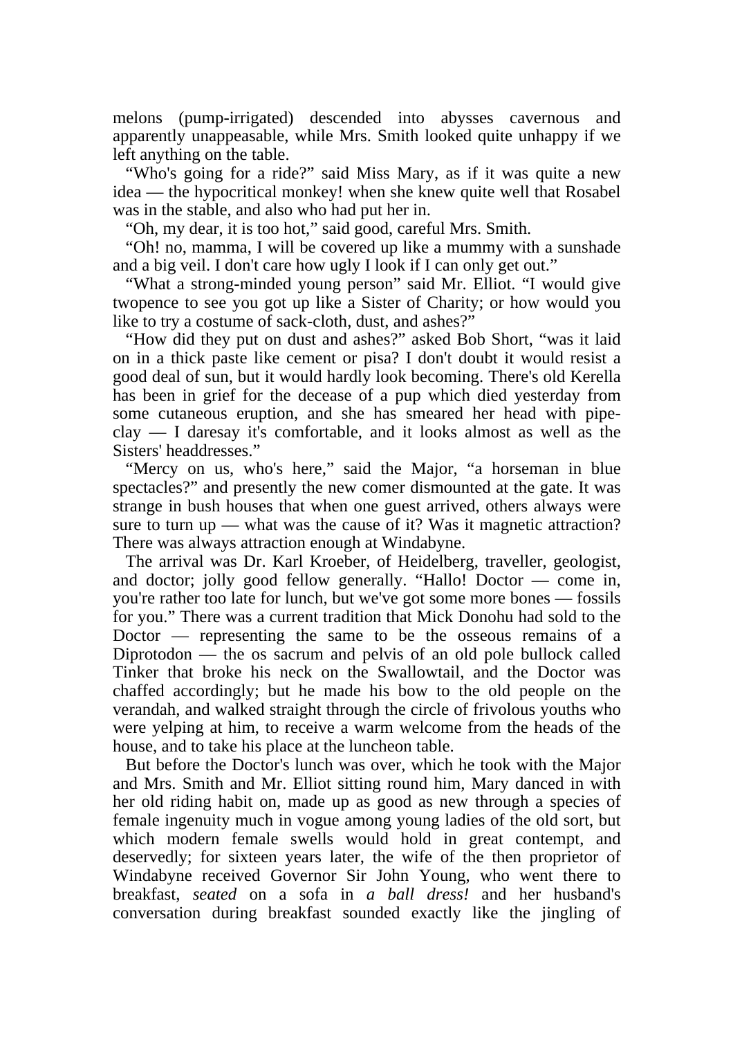melons (pump-irrigated) descended into abysses cavernous and apparently unappeasable, while Mrs. Smith looked quite unhappy if we left anything on the table.

"Who's going for a ride?" said Miss Mary, as if it was quite a new idea — the hypocritical monkey! when she knew quite well that Rosabel was in the stable, and also who had put her in.

"Oh, my dear, it is too hot," said good, careful Mrs. Smith.

"Oh! no, mamma, I will be covered up like a mummy with a sunshade and a big veil. I don't care how ugly I look if I can only get out."

"What a strong-minded young person" said Mr. Elliot. "I would give twopence to see you got up like a Sister of Charity; or how would you like to try a costume of sack-cloth, dust, and ashes?"

"How did they put on dust and ashes?" asked Bob Short, "was it laid on in a thick paste like cement or pisa? I don't doubt it would resist a good deal of sun, but it would hardly look becoming. There's old Kerella has been in grief for the decease of a pup which died yesterday from some cutaneous eruption, and she has smeared her head with pipe-clay — I daresay it's comfortable, and it looks almost as well as the Sisters' headdresses."

"Mercy on us, who's here," said the Major, "a horseman in blue spectacles?" and presently the new comer dismounted at the gate. It was strange in bush houses that when one guest arrived, others always were sure to turn up — what was the cause of it? Was it magnetic attraction? There was always attraction enough at Windabyne.

The arrival was Dr. Karl Kroeber, of Heidelberg, traveller, geologist, and doctor; jolly good fellow generally. "Hallo! Doctor — come in, you're rather too late for lunch, but we've got some more bones — fossils for you." There was a current tradition that Mick Donohu had sold to the Doctor — representing the same to be the osseous remains of a Diprotodon — the os sacrum and pelvis of an old pole bullock called Tinker that broke his neck on the Swallowtail, and the Doctor was chaffed accordingly; but he made his bow to the old people on the verandah, and walked straight through the circle of frivolous youths who were yelping at him, to receive a warm welcome from the heads of the house, and to take his place at the luncheon table.

But before the Doctor's lunch was over, which he took with the Major and Mrs. Smith and Mr. Elliot sitting round him, Mary danced in with her old riding habit on, made up as good as new through a species of female ingenuity much in vogue among young ladies of the old sort, but which modern female swells would hold in great contempt, and deservedly; for sixteen years later, the wife of the then proprietor of Windabyne received Governor Sir John Young, who went there to breakfast, *seated* on a sofa in *a ball dress!* and her husband's conversation during breakfast sounded exactly like the jingling of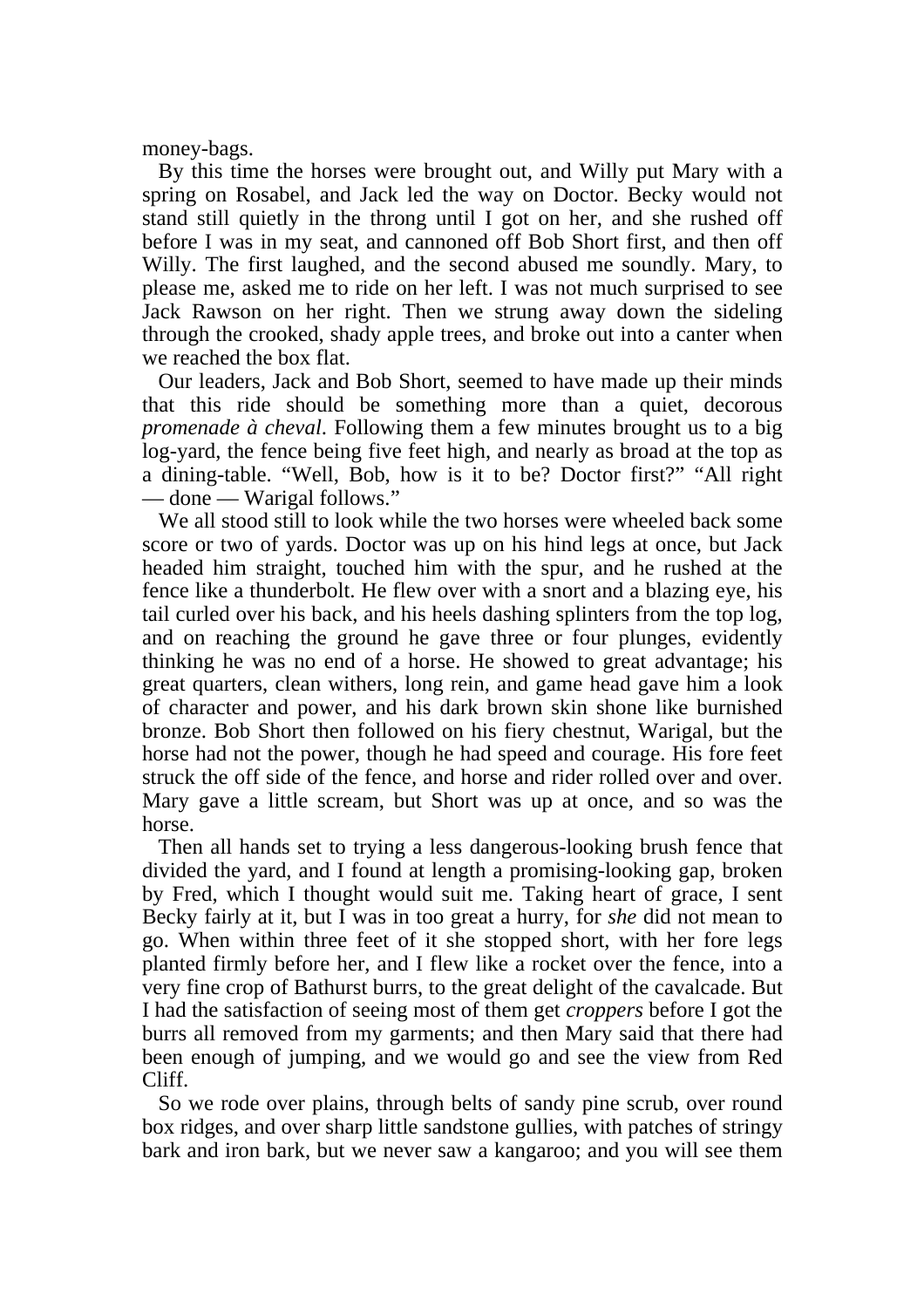money-bags.

By this time the horses were brought out, and Willy put Mary with a spring on Rosabel, and Jack led the way on Doctor. Becky would not stand still quietly in the throng until I got on her, and she rushed off before I was in my seat, and cannoned off Bob Short first, and then off Willy. The first laughed, and the second abused me soundly. Mary, to please me, asked me to ride on her left. I was not much surprised to see Jack Rawson on her right. Then we strung away down the sideling through the crooked, shady apple trees, and broke out into a canter when we reached the box flat.

Our leaders, Jack and Bob Short, seemed to have made up their minds that this ride should be something more than a quiet, decorous *promenade à cheval*. Following them a few minutes brought us to a big log-yard, the fence being five feet high, and nearly as broad at the top as a dining-table. "Well, Bob, how is it to be? Doctor first?" "All right — done — Warigal follows."

We all stood still to look while the two horses were wheeled back some score or two of yards. Doctor was up on his hind legs at once, but Jack headed him straight, touched him with the spur, and he rushed at the fence like a thunderbolt. He flew over with a snort and a blazing eye, his tail curled over his back, and his heels dashing splinters from the top log, and on reaching the ground he gave three or four plunges, evidently thinking he was no end of a horse. He showed to great advantage; his great quarters, clean withers, long rein, and game head gave him a look of character and power, and his dark brown skin shone like burnished bronze. Bob Short then followed on his fiery chestnut, Warigal, but the horse had not the power, though he had speed and courage. His fore feet struck the off side of the fence, and horse and rider rolled over and over. Mary gave a little scream, but Short was up at once, and so was the horse.

Then all hands set to trying a less dangerous-looking brush fence that divided the yard, and I found at length a promising-looking gap, broken by Fred, which I thought would suit me. Taking heart of grace, I sent Becky fairly at it, but I was in too great a hurry, for *she* did not mean to go. When within three feet of it she stopped short, with her fore legs planted firmly before her, and I flew like a rocket over the fence, into a very fine crop of Bathurst burrs, to the great delight of the cavalcade. But I had the satisfaction of seeing most of them get *croppers* before I got the burrs all removed from my garments; and then Mary said that there had been enough of jumping, and we would go and see the view from Red Cliff.

So we rode over plains, through belts of sandy pine scrub, over round box ridges, and over sharp little sandstone gullies, with patches of stringy bark and iron bark, but we never saw a kangaroo; and you will see them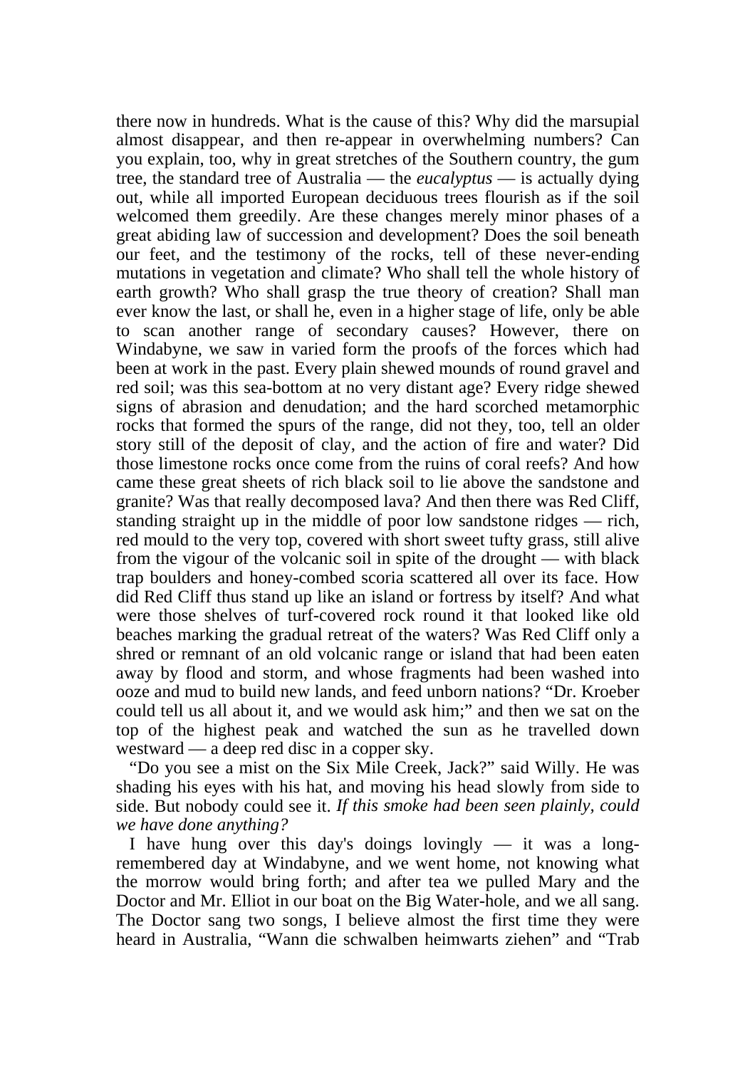there now in hundreds. What is the cause of this? Why did the marsupial almost disappear, and then re-appear in overwhelming numbers? Can you explain, too, why in great stretches of the Southern country, the gum tree, the standard tree of Australia — the *eucalyptus* — is actually dying out, while all imported European deciduous trees flourish as if the soil welcomed them greedily. Are these changes merely minor phases of a great abiding law of succession and development? Does the soil beneath our feet, and the testimony of the rocks, tell of these never-ending mutations in vegetation and climate? Who shall tell the whole history of earth growth? Who shall grasp the true theory of creation? Shall man ever know the last, or shall he, even in a higher stage of life, only be able to scan another range of secondary causes? However, there on Windabyne, we saw in varied form the proofs of the forces which had been at work in the past. Every plain shewed mounds of round gravel and red soil; was this sea-bottom at no very distant age? Every ridge shewed signs of abrasion and denudation; and the hard scorched metamorphic rocks that formed the spurs of the range, did not they, too, tell an older story still of the deposit of clay, and the action of fire and water? Did those limestone rocks once come from the ruins of coral reefs? And how came these great sheets of rich black soil to lie above the sandstone and granite? Was that really decomposed lava? And then there was Red Cliff, standing straight up in the middle of poor low sandstone ridges — rich, red mould to the very top, covered with short sweet tufty grass, still alive from the vigour of the volcanic soil in spite of the drought — with black trap boulders and honey-combed scoria scattered all over its face. How did Red Cliff thus stand up like an island or fortress by itself? And what were those shelves of turf-covered rock round it that looked like old beaches marking the gradual retreat of the waters? Was Red Cliff only a shred or remnant of an old volcanic range or island that had been eaten away by flood and storm, and whose fragments had been washed into ooze and mud to build new lands, and feed unborn nations? "Dr. Kroeber could tell us all about it, and we would ask him;" and then we sat on the top of the highest peak and watched the sun as he travelled down westward — a deep red disc in a copper sky.

"Do you see a mist on the Six Mile Creek, Jack?" said Willy. He was shading his eyes with his hat, and moving his head slowly from side to side. But nobody could see it. *If this smoke had been seen plainly, could we have done anything?*

I have hung over this day's doings lovingly — it was a long-remembered day at Windabyne, and we went home, not knowing what the morrow would bring forth; and after tea we pulled Mary and the Doctor and Mr. Elliot in our boat on the Big Water-hole, and we all sang. The Doctor sang two songs, I believe almost the first time they were heard in Australia, "Wann die schwalben heimwarts ziehen" and "Trab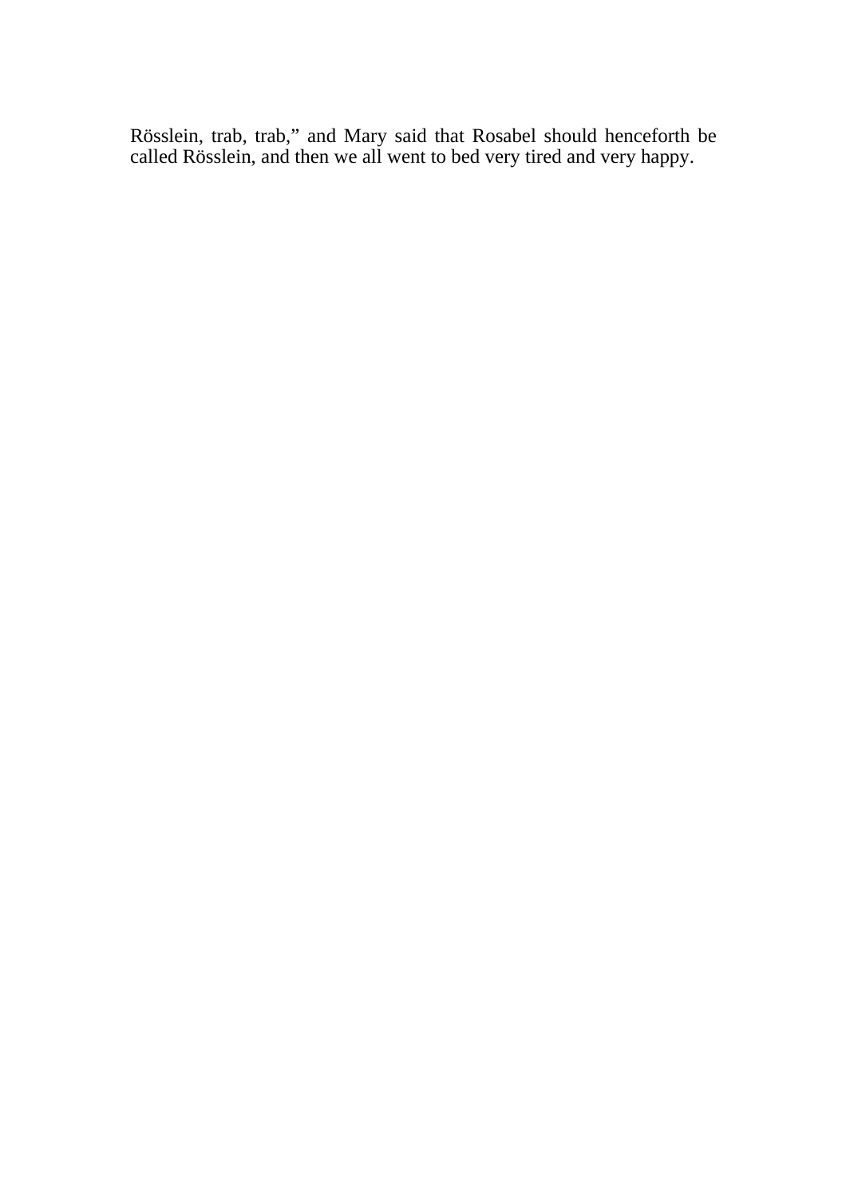Rösslein, trab, trab," and Mary said that Rosabel should henceforth be called Rösslein, and then we all went to bed very tired and very happy.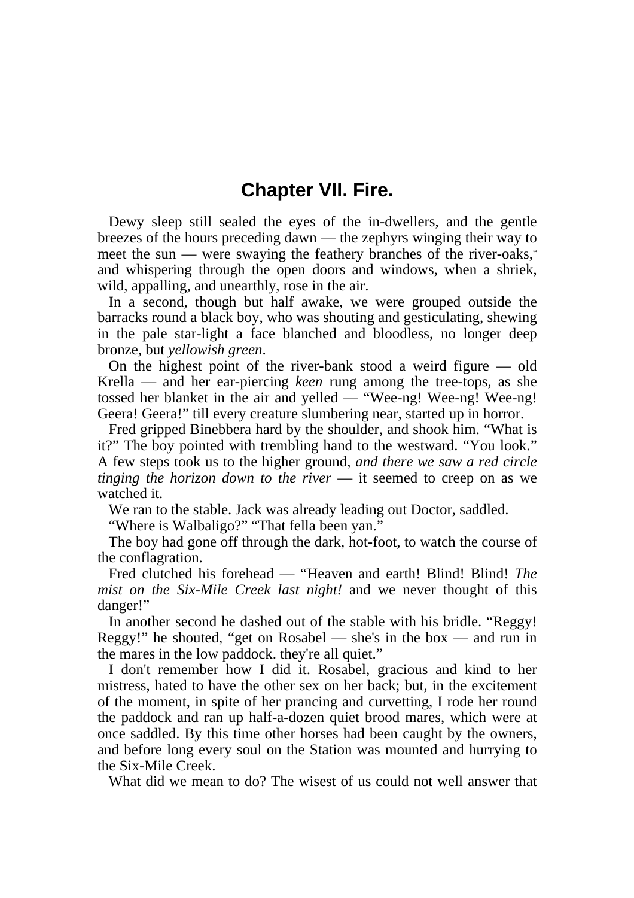## Chapter VII. Fire.

Dewy sleep still sealed the eyes of the in-dwellers, and the gentle breezes of the hours preceding dawn — the zephyrs winging their way to meet the sun — were swaying the feathery branches of the river-oaks,* and whispering through the open doors and windows, when a shriek, wild, appalling, and unearthly, rose in the air.

In a second, though but half awake, we were grouped outside the barracks round a black boy, who was shouting and gesticulating, shewing in the pale star-light a face blanched and bloodless, no longer deep bronze, but *yellowish green*.

On the highest point of the river-bank stood a weird figure — old Krella — and her ear-piercing *keen* rung among the tree-tops, as she tossed her blanket in the air and yelled — "Wee-ng! Wee-ng! Wee-ng! Geera! Geera!" till every creature slumbering near, started up in horror.

Fred gripped Binebbera hard by the shoulder, and shook him. "What is it?" The boy pointed with trembling hand to the westward. "You look." A few steps took us to the higher ground, *and there we saw a red circle tinging the horizon down to the river* — it seemed to creep on as we watched it.

We ran to the stable. Jack was already leading out Doctor, saddled.

"Where is Walbaligo?" "That fella been yan."

The boy had gone off through the dark, hot-foot, to watch the course of the conflagration.

Fred clutched his forehead — "Heaven and earth! Blind! Blind! *The mist on the Six-Mile Creek last night!* and we never thought of this danger!"

In another second he dashed out of the stable with his bridle. "Reggy! Reggy!" he shouted, "get on Rosabel — she's in the box — and run in the mares in the low paddock. they're all quiet."

I don't remember how I did it. Rosabel, gracious and kind to her mistress, hated to have the other sex on her back; but, in the excitement of the moment, in spite of her prancing and curvetting, I rode her round the paddock and ran up half-a-dozen quiet brood mares, which were at once saddled. By this time other horses had been caught by the owners, and before long every soul on the Station was mounted and hurrying to the Six-Mile Creek.

What did we mean to do? The wisest of us could not well answer that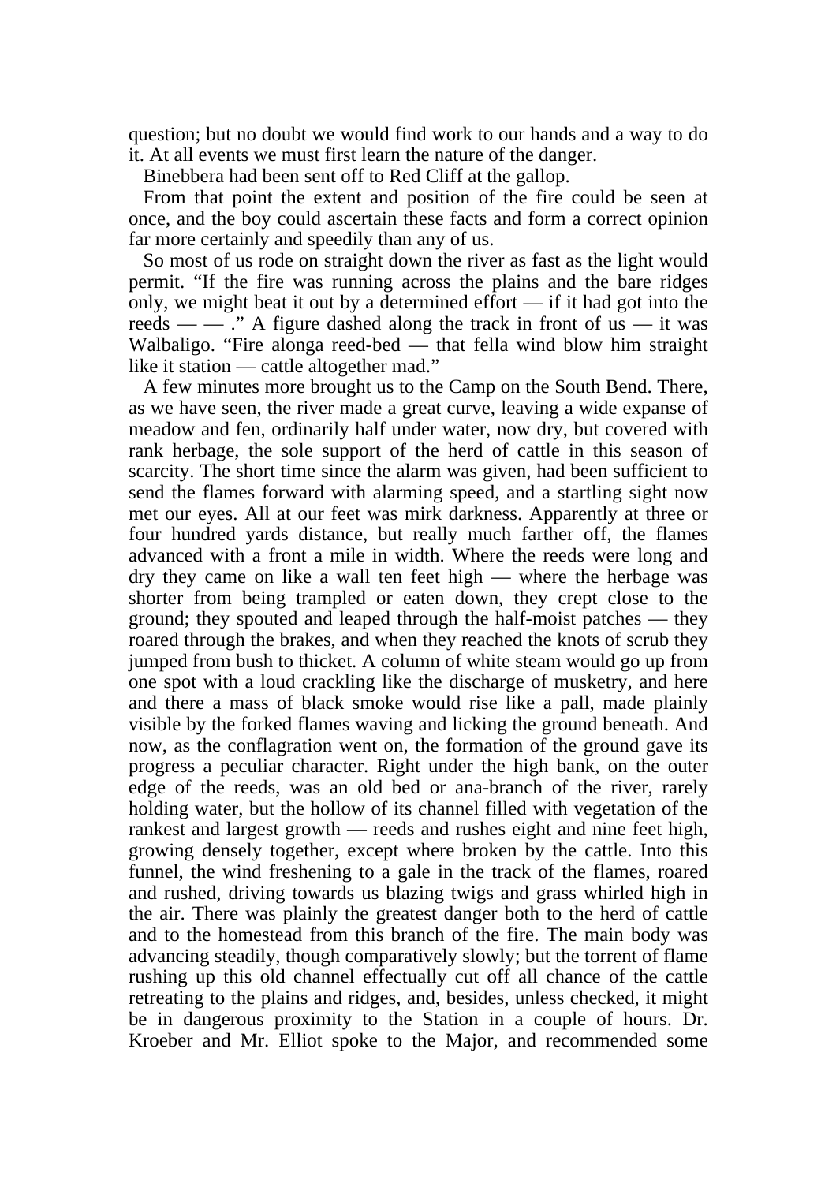question; but no doubt we would find work to our hands and a way to do it. At all events we must first learn the nature of the danger.

Binebbera had been sent off to Red Cliff at the gallop.

From that point the extent and position of the fire could be seen at once, and the boy could ascertain these facts and form a correct opinion far more certainly and speedily than any of us.

So most of us rode on straight down the river as fast as the light would permit. "If the fire was running across the plains and the bare ridges only, we might beat it out by a determined effort — if it had got into the reeds — — ." A figure dashed along the track in front of us — it was Walbaligo. "Fire alonga reed-bed — that fella wind blow him straight like it station — cattle altogether mad."

A few minutes more brought us to the Camp on the South Bend. There, as we have seen, the river made a great curve, leaving a wide expanse of meadow and fen, ordinarily half under water, now dry, but covered with rank herbage, the sole support of the herd of cattle in this season of scarcity. The short time since the alarm was given, had been sufficient to send the flames forward with alarming speed, and a startling sight now met our eyes. All at our feet was mirk darkness. Apparently at three or four hundred yards distance, but really much farther off, the flames advanced with a front a mile in width. Where the reeds were long and dry they came on like a wall ten feet high — where the herbage was shorter from being trampled or eaten down, they crept close to the ground; they spouted and leaped through the half-moist patches — they roared through the brakes, and when they reached the knots of scrub they jumped from bush to thicket. A column of white steam would go up from one spot with a loud crackling like the discharge of musketry, and here and there a mass of black smoke would rise like a pall, made plainly visible by the forked flames waving and licking the ground beneath. And now, as the conflagration went on, the formation of the ground gave its progress a peculiar character. Right under the high bank, on the outer edge of the reeds, was an old bed or ana-branch of the river, rarely holding water, but the hollow of its channel filled with vegetation of the rankest and largest growth — reeds and rushes eight and nine feet high, growing densely together, except where broken by the cattle. Into this funnel, the wind freshening to a gale in the track of the flames, roared and rushed, driving towards us blazing twigs and grass whirled high in the air. There was plainly the greatest danger both to the herd of cattle and to the homestead from this branch of the fire. The main body was advancing steadily, though comparatively slowly; but the torrent of flame rushing up this old channel effectually cut off all chance of the cattle retreating to the plains and ridges, and, besides, unless checked, it might be in dangerous proximity to the Station in a couple of hours. Dr. Kroeber and Mr. Elliot spoke to the Major, and recommended some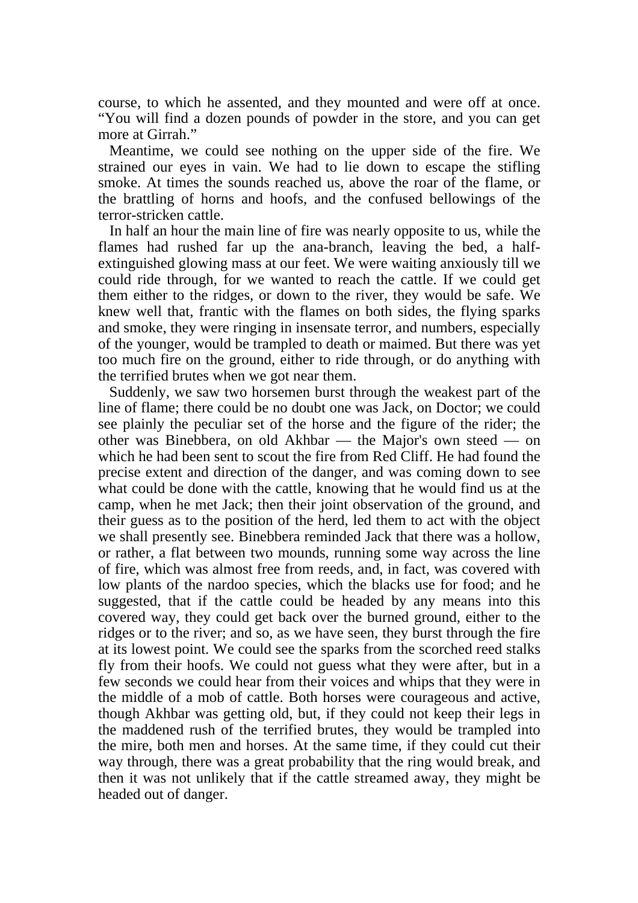course, to which he assented, and they mounted and were off at once. “You will find a dozen pounds of powder in the store, and you can get more at Girrah.”

Meantime, we could see nothing on the upper side of the fire. We strained our eyes in vain. We had to lie down to escape the stifling smoke. At times the sounds reached us, above the roar of the flame, or the brattling of horns and hoofs, and the confused bellowings of the terror-stricken cattle.

In half an hour the main line of fire was nearly opposite to us, while the flames had rushed far up the ana-branch, leaving the bed, a half-extinguished glowing mass at our feet. We were waiting anxiously till we could ride through, for we wanted to reach the cattle. If we could get them either to the ridges, or down to the river, they would be safe. We knew well that, frantic with the flames on both sides, the flying sparks and smoke, they were ringing in insensate terror, and numbers, especially of the younger, would be trampled to death or maimed. But there was yet too much fire on the ground, either to ride through, or do anything with the terrified brutes when we got near them.

Suddenly, we saw two horsemen burst through the weakest part of the line of flame; there could be no doubt one was Jack, on Doctor; we could see plainly the peculiar set of the horse and the figure of the rider; the other was Binebbera, on old Akhbar — the Major's own steed — on which he had been sent to scout the fire from Red Cliff. He had found the precise extent and direction of the danger, and was coming down to see what could be done with the cattle, knowing that he would find us at the camp, when he met Jack; then their joint observation of the ground, and their guess as to the position of the herd, led them to act with the object we shall presently see. Binebbera reminded Jack that there was a hollow, or rather, a flat between two mounds, running some way across the line of fire, which was almost free from reeds, and, in fact, was covered with low plants of the nardoo species, which the blacks use for food; and he suggested, that if the cattle could be headed by any means into this covered way, they could get back over the burned ground, either to the ridges or to the river; and so, as we have seen, they burst through the fire at its lowest point. We could see the sparks from the scorched reed stalks fly from their hoofs. We could not guess what they were after, but in a few seconds we could hear from their voices and whips that they were in the middle of a mob of cattle. Both horses were courageous and active, though Akhbar was getting old, but, if they could not keep their legs in the maddened rush of the terrified brutes, they would be trampled into the mire, both men and horses. At the same time, if they could cut their way through, there was a great probability that the ring would break, and then it was not unlikely that if the cattle streamed away, they might be headed out of danger.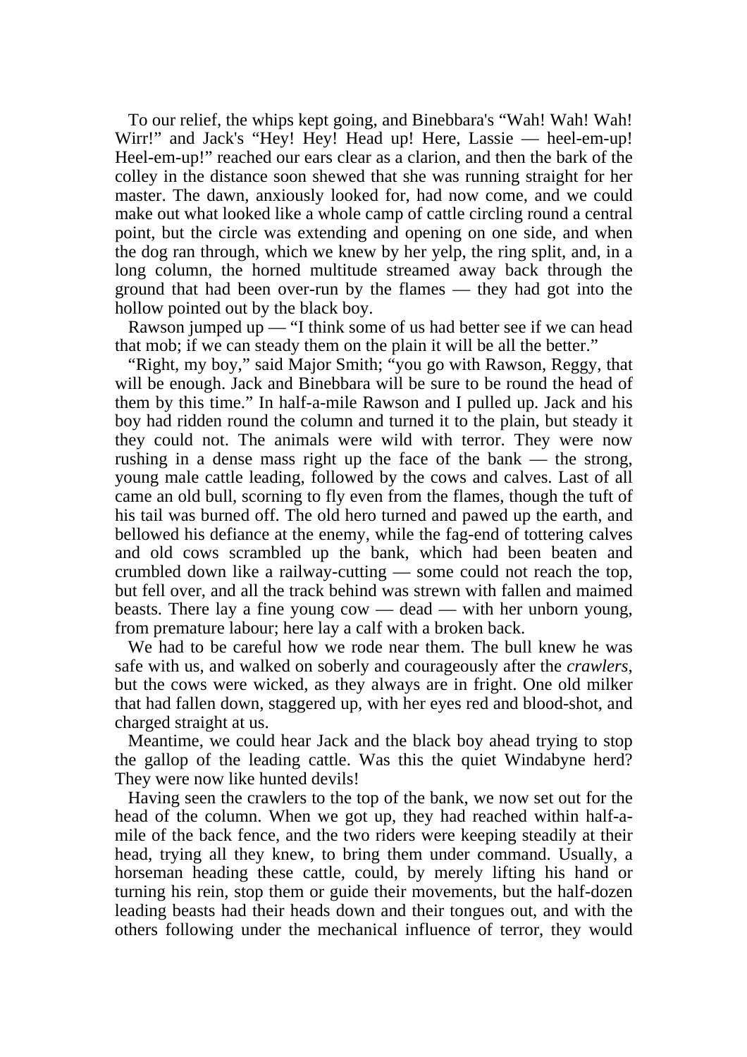To our relief, the whips kept going, and Binebbara's "Wah! Wah! Wah! Wirr!" and Jack's "Hey! Hey! Head up! Here, Lassie — heel-em-up! Heel-em-up!" reached our ears clear as a clarion, and then the bark of the colley in the distance soon shewed that she was running straight for her master. The dawn, anxiously looked for, had now come, and we could make out what looked like a whole camp of cattle circling round a central point, but the circle was extending and opening on one side, and when the dog ran through, which we knew by her yelp, the ring split, and, in a long column, the horned multitude streamed away back through the ground that had been over-run by the flames — they had got into the hollow pointed out by the black boy.

Rawson jumped up — "I think some of us had better see if we can head that mob; if we can steady them on the plain it will be all the better."

"Right, my boy," said Major Smith; "you go with Rawson, Reggy, that will be enough. Jack and Binebbara will be sure to be round the head of them by this time." In half-a-mile Rawson and I pulled up. Jack and his boy had ridden round the column and turned it to the plain, but steady it they could not. The animals were wild with terror. They were now rushing in a dense mass right up the face of the bank — the strong, young male cattle leading, followed by the cows and calves. Last of all came an old bull, scorning to fly even from the flames, though the tuft of his tail was burned off. The old hero turned and pawed up the earth, and bellowed his defiance at the enemy, while the fag-end of tottering calves and old cows scrambled up the bank, which had been beaten and crumbled down like a railway-cutting — some could not reach the top, but fell over, and all the track behind was strewn with fallen and maimed beasts. There lay a fine young cow — dead — with her unborn young, from premature labour; here lay a calf with a broken back.

We had to be careful how we rode near them. The bull knew he was safe with us, and walked on soberly and courageously after the *crawlers*, but the cows were wicked, as they always are in fright. One old milker that had fallen down, staggered up, with her eyes red and blood-shot, and charged straight at us.

Meantime, we could hear Jack and the black boy ahead trying to stop the gallop of the leading cattle. Was this the quiet Windabyne herd? They were now like hunted devils!

Having seen the crawlers to the top of the bank, we now set out for the head of the column. When we got up, they had reached within half-a-mile of the back fence, and the two riders were keeping steadily at their head, trying all they knew, to bring them under command. Usually, a horseman heading these cattle, could, by merely lifting his hand or turning his rein, stop them or guide their movements, but the half-dozen leading beasts had their heads down and their tongues out, and with the others following under the mechanical influence of terror, they would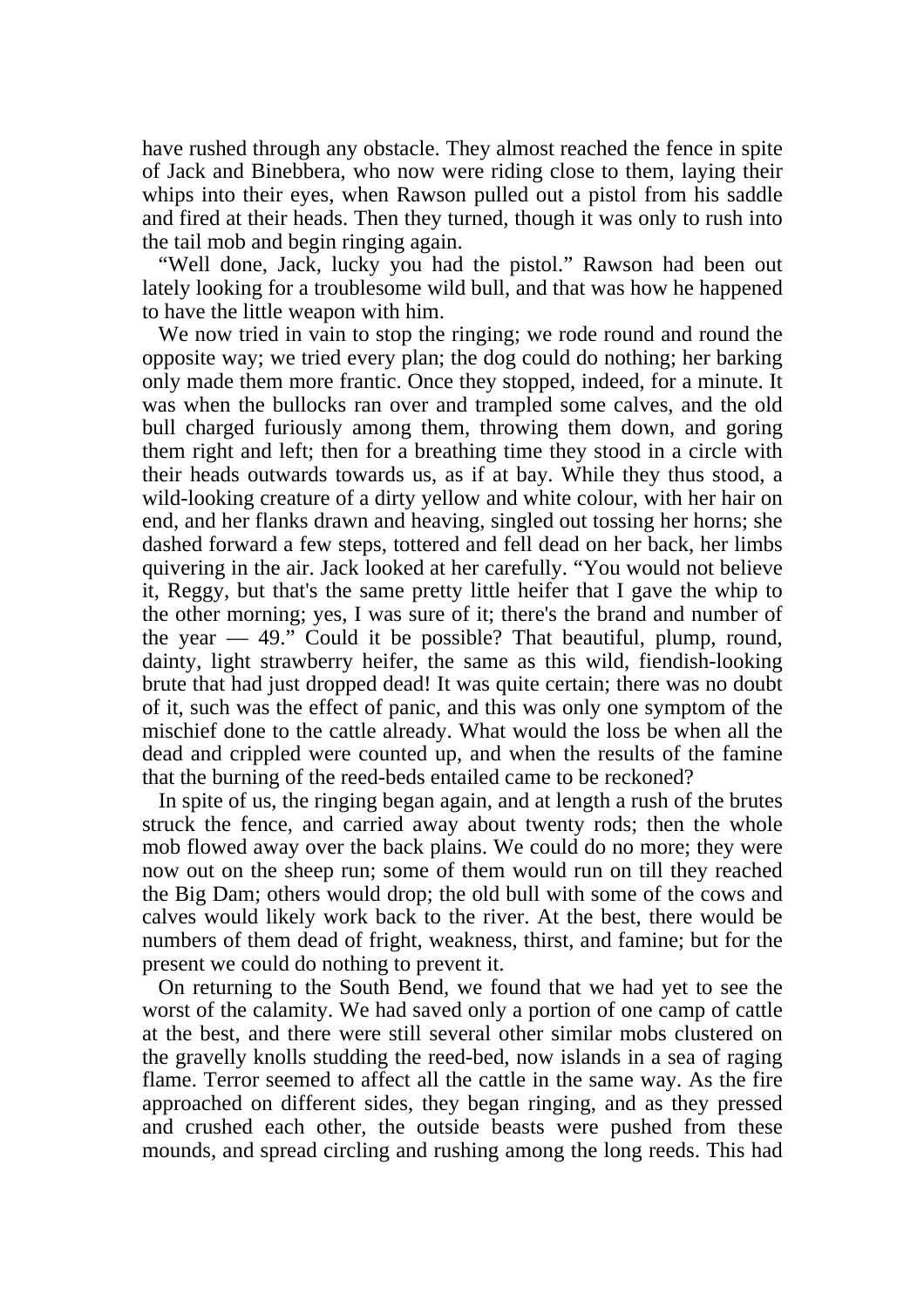have rushed through any obstacle. They almost reached the fence in spite of Jack and Binebbera, who now were riding close to them, laying their whips into their eyes, when Rawson pulled out a pistol from his saddle and fired at their heads. Then they turned, though it was only to rush into the tail mob and begin ringing again.

"Well done, Jack, lucky you had the pistol." Rawson had been out lately looking for a troublesome wild bull, and that was how he happened to have the little weapon with him.

We now tried in vain to stop the ringing; we rode round and round the opposite way; we tried every plan; the dog could do nothing; her barking only made them more frantic. Once they stopped, indeed, for a minute. It was when the bullocks ran over and trampled some calves, and the old bull charged furiously among them, throwing them down, and goring them right and left; then for a breathing time they stood in a circle with their heads outwards towards us, as if at bay. While they thus stood, a wild-looking creature of a dirty yellow and white colour, with her hair on end, and her flanks drawn and heaving, singled out tossing her horns; she dashed forward a few steps, tottered and fell dead on her back, her limbs quivering in the air. Jack looked at her carefully. "You would not believe it, Reggy, but that's the same pretty little heifer that I gave the whip to the other morning; yes, I was sure of it; there's the brand and number of the year — 49." Could it be possible? That beautiful, plump, round, dainty, light strawberry heifer, the same as this wild, fiendish-looking brute that had just dropped dead! It was quite certain; there was no doubt of it, such was the effect of panic, and this was only one symptom of the mischief done to the cattle already. What would the loss be when all the dead and crippled were counted up, and when the results of the famine that the burning of the reed-beds entailed came to be reckoned?

In spite of us, the ringing began again, and at length a rush of the brutes struck the fence, and carried away about twenty rods; then the whole mob flowed away over the back plains. We could do no more; they were now out on the sheep run; some of them would run on till they reached the Big Dam; others would drop; the old bull with some of the cows and calves would likely work back to the river. At the best, there would be numbers of them dead of fright, weakness, thirst, and famine; but for the present we could do nothing to prevent it.

On returning to the South Bend, we found that we had yet to see the worst of the calamity. We had saved only a portion of one camp of cattle at the best, and there were still several other similar mobs clustered on the gravelly knolls studding the reed-bed, now islands in a sea of raging flame. Terror seemed to affect all the cattle in the same way. As the fire approached on different sides, they began ringing, and as they pressed and crushed each other, the outside beasts were pushed from these mounds, and spread circling and rushing among the long reeds. This had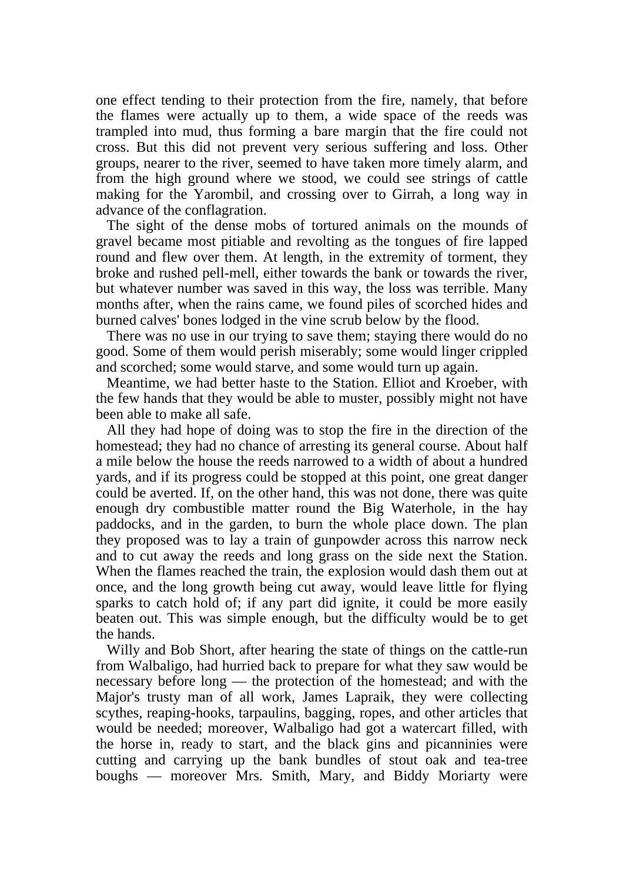one effect tending to their protection from the fire, namely, that before the flames were actually up to them, a wide space of the reeds was trampled into mud, thus forming a bare margin that the fire could not cross. But this did not prevent very serious suffering and loss. Other groups, nearer to the river, seemed to have taken more timely alarm, and from the high ground where we stood, we could see strings of cattle making for the Yarombil, and crossing over to Girrah, a long way in advance of the conflagration.

The sight of the dense mobs of tortured animals on the mounds of gravel became most pitiable and revolting as the tongues of fire lapped round and flew over them. At length, in the extremity of torment, they broke and rushed pell-mell, either towards the bank or towards the river, but whatever number was saved in this way, the loss was terrible. Many months after, when the rains came, we found piles of scorched hides and burned calves' bones lodged in the vine scrub below by the flood.

There was no use in our trying to save them; staying there would do no good. Some of them would perish miserably; some would linger crippled and scorched; some would starve, and some would turn up again.

Meantime, we had better haste to the Station. Elliot and Kroeber, with the few hands that they would be able to muster, possibly might not have been able to make all safe.

All they had hope of doing was to stop the fire in the direction of the homestead; they had no chance of arresting its general course. About half a mile below the house the reeds narrowed to a width of about a hundred yards, and if its progress could be stopped at this point, one great danger could be averted. If, on the other hand, this was not done, there was quite enough dry combustible matter round the Big Waterhole, in the hay paddocks, and in the garden, to burn the whole place down. The plan they proposed was to lay a train of gunpowder across this narrow neck and to cut away the reeds and long grass on the side next the Station. When the flames reached the train, the explosion would dash them out at once, and the long growth being cut away, would leave little for flying sparks to catch hold of; if any part did ignite, it could be more easily beaten out. This was simple enough, but the difficulty would be to get the hands.

Willy and Bob Short, after hearing the state of things on the cattle-run from Walbaligo, had hurried back to prepare for what they saw would be necessary before long — the protection of the homestead; and with the Major's trusty man of all work, James Lapraik, they were collecting scythes, reaping-hooks, tarpaulins, bagging, ropes, and other articles that would be needed; moreover, Walbaligo had got a watercart filled, with the horse in, ready to start, and the black gins and picanninies were cutting and carrying up the bank bundles of stout oak and tea-tree boughs — moreover Mrs. Smith, Mary, and Biddy Moriarty were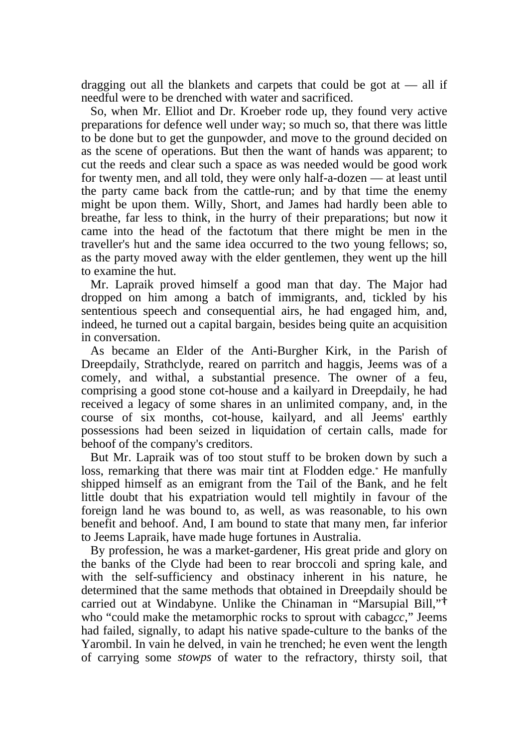dragging out all the blankets and carpets that could be got at — all if needful were to be drenched with water and sacrificed.

So, when Mr. Elliot and Dr. Kroeber rode up, they found very active preparations for defence well under way; so much so, that there was little to be done but to get the gunpowder, and move to the ground decided on as the scene of operations. But then the want of hands was apparent; to cut the reeds and clear such a space as was needed would be good work for twenty men, and all told, they were only half-a-dozen — at least until the party came back from the cattle-run; and by that time the enemy might be upon them. Willy, Short, and James had hardly been able to breathe, far less to think, in the hurry of their preparations; but now it came into the head of the factotum that there might be men in the traveller's hut and the same idea occurred to the two young fellows; so, as the party moved away with the elder gentlemen, they went up the hill to examine the hut.

Mr. Lapraik proved himself a good man that day. The Major had dropped on him among a batch of immigrants, and, tickled by his sententious speech and consequential airs, he had engaged him, and, indeed, he turned out a capital bargain, besides being quite an acquisition in conversation.

As became an Elder of the Anti-Burgher Kirk, in the Parish of Dreepdaily, Strathclyde, reared on parritch and haggis, Jeems was of a comely, and withal, a substantial presence. The owner of a feu, comprising a good stone cot-house and a kailyard in Dreepdaily, he had received a legacy of some shares in an unlimited company, and, in the course of six months, cot-house, kailyard, and all Jeems' earthly possessions had been seized in liquidation of certain calls, made for behoof of the company's creditors.

But Mr. Lapraik was of too stout stuff to be broken down by such a loss, remarking that there was mair tint at Flodden edge.* He manfully shipped himself as an emigrant from the Tail of the Bank, and he felt little doubt that his expatriation would tell mightily in favour of the foreign land he was bound to, as well, as was reasonable, to his own benefit and behoof. And, I am bound to state that many men, far inferior to Jeems Lapraik, have made huge fortunes in Australia.

By profession, he was a market-gardener, His great pride and glory on the banks of the Clyde had been to rear broccoli and spring kale, and with the self-sufficiency and obstinacy inherent in his nature, he determined that the same methods that obtained in Dreepdaily should be carried out at Windabyne. Unlike the Chinaman in "Marsupial Bill,"† who "could make the metamorphic rocks to sprout with cabag*cc*," Jeems had failed, signally, to adapt his native spade-culture to the banks of the Yarombil. In vain he delved, in vain he trenched; he even went the length of carrying some *stowps* of water to the refractory, thirsty soil, that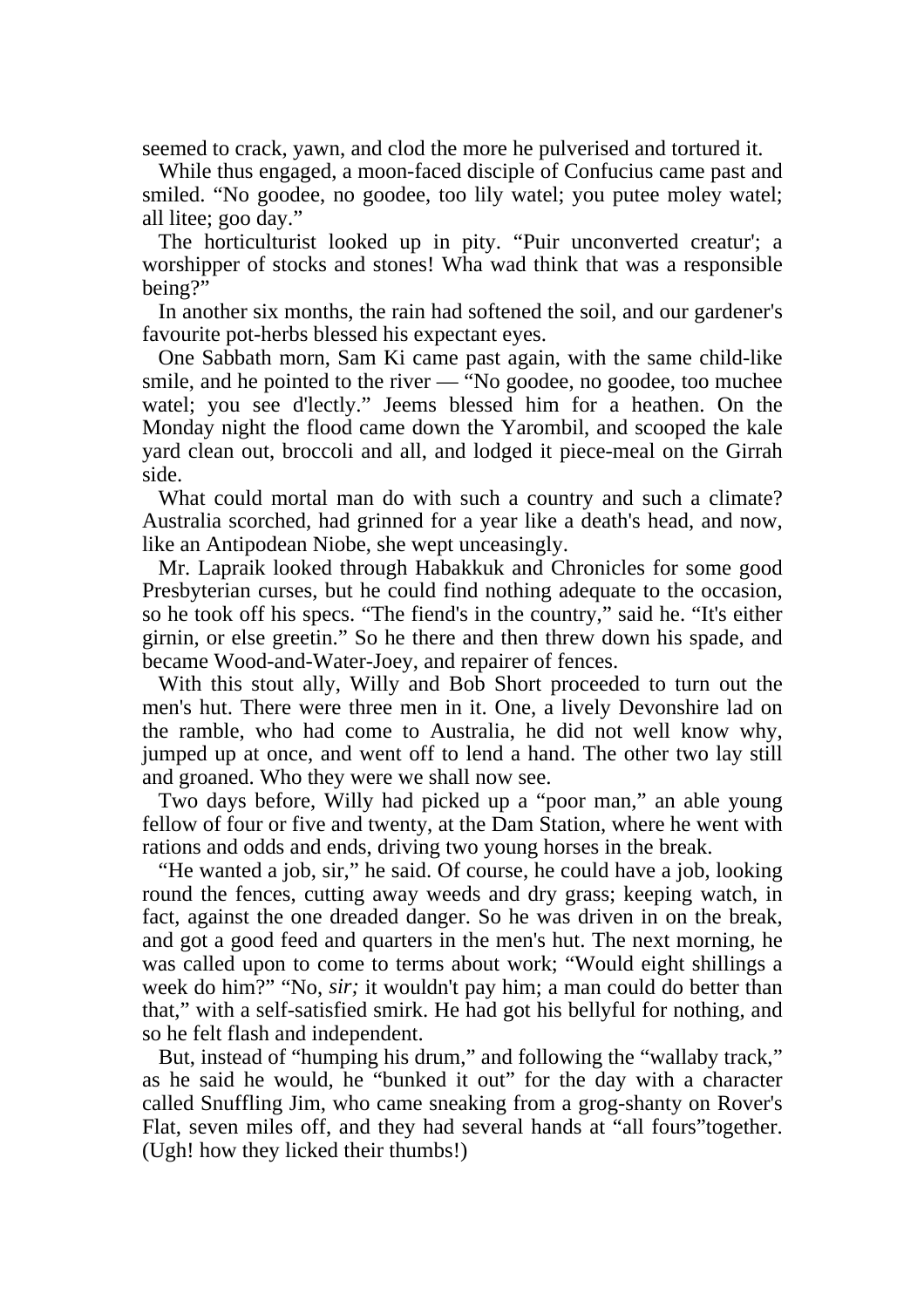seemed to crack, yawn, and clod the more he pulverised and tortured it.

While thus engaged, a moon-faced disciple of Confucius came past and smiled. "No goodee, no goodee, too lily watel; you putee moley watel; all litee; goo day."

The horticulturist looked up in pity. "Puir unconverted creatur'; a worshipper of stocks and stones! Wha wad think that was a responsible being?"

In another six months, the rain had softened the soil, and our gardener's favourite pot-herbs blessed his expectant eyes.

One Sabbath morn, Sam Ki came past again, with the same child-like smile, and he pointed to the river — "No goodee, no goodee, too muchee watel; you see d'lectly." Jeems blessed him for a heathen. On the Monday night the flood came down the Yarombil, and scooped the kale yard clean out, broccoli and all, and lodged it piece-meal on the Girrah side.

What could mortal man do with such a country and such a climate? Australia scorched, had grinned for a year like a death's head, and now, like an Antipodean Niobe, she wept unceasingly.

Mr. Lapraik looked through Habakkuk and Chronicles for some good Presbyterian curses, but he could find nothing adequate to the occasion, so he took off his specs. "The fiend's in the country," said he. "It's either girnin, or else greetin." So he there and then threw down his spade, and became Wood-and-Water-Joey, and repairer of fences.

With this stout ally, Willy and Bob Short proceeded to turn out the men's hut. There were three men in it. One, a lively Devonshire lad on the ramble, who had come to Australia, he did not well know why, jumped up at once, and went off to lend a hand. The other two lay still and groaned. Who they were we shall now see.

Two days before, Willy had picked up a "poor man," an able young fellow of four or five and twenty, at the Dam Station, where he went with rations and odds and ends, driving two young horses in the break.

"He wanted a job, sir," he said. Of course, he could have a job, looking round the fences, cutting away weeds and dry grass; keeping watch, in fact, against the one dreaded danger. So he was driven in on the break, and got a good feed and quarters in the men's hut. The next morning, he was called upon to come to terms about work; "Would eight shillings a week do him?" "No, *sir;* it wouldn't pay him; a man could do better than that," with a self-satisfied smirk. He had got his bellyful for nothing, and so he felt flash and independent.

But, instead of "humping his drum," and following the "wallaby track," as he said he would, he "bunked it out" for the day with a character called Snuffling Jim, who came sneaking from a grog-shanty on Rover's Flat, seven miles off, and they had several hands at "all fours" together. (Ugh! how they licked their thumbs!)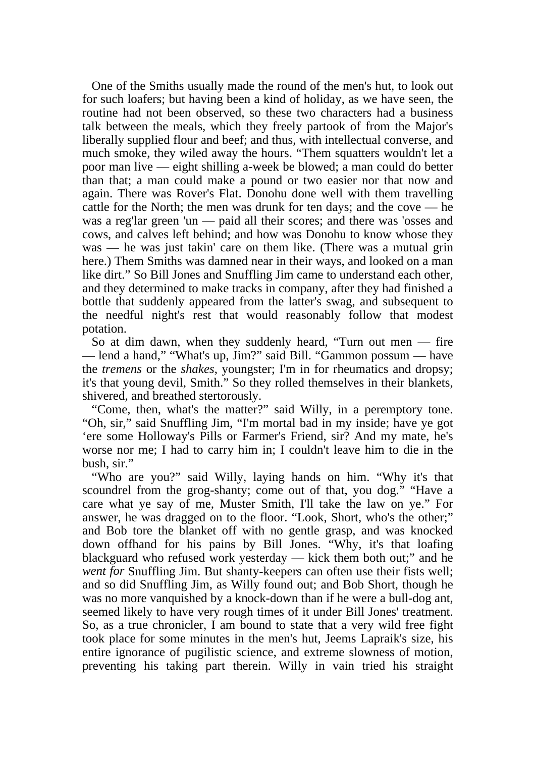One of the Smiths usually made the round of the men's hut, to look out for such loafers; but having been a kind of holiday, as we have seen, the routine had not been observed, so these two characters had a business talk between the meals, which they freely partook of from the Major's liberally supplied flour and beef; and thus, with intellectual converse, and much smoke, they wiled away the hours. "Them squatters wouldn't let a poor man live — eight shilling a-week be blowed; a man could do better than that; a man could make a pound or two easier nor that now and again. There was Rover's Flat. Donohu done well with them travelling cattle for the North; the men was drunk for ten days; and the cove — he was a reg'lar green 'un — paid all their scores; and there was 'osses and cows, and calves left behind; and how was Donohu to know whose they was — he was just takin' care on them like. (There was a mutual grin here.) Them Smiths was damned near in their ways, and looked on a man like dirt." So Bill Jones and Snuffling Jim came to understand each other, and they determined to make tracks in company, after they had finished a bottle that suddenly appeared from the latter's swag, and subsequent to the needful night's rest that would reasonably follow that modest potation.

So at dim dawn, when they suddenly heard, "Turn out men — fire — lend a hand," "What's up, Jim?" said Bill. "Gammon possum — have the *tremens* or the *shakes*, youngster; I'm in for rheumatics and dropsy; it's that young devil, Smith." So they rolled themselves in their blankets, shivered, and breathed stertorously.

"Come, then, what's the matter?" said Willy, in a peremptory tone. "Oh, sir," said Snuffling Jim, "I'm mortal bad in my inside; have ye got 'ere some Holloway's Pills or Farmer's Friend, sir? And my mate, he's worse nor me; I had to carry him in; I couldn't leave him to die in the bush, sir."

"Who are you?" said Willy, laying hands on him. "Why it's that scoundrel from the grog-shanty; come out of that, you dog." "Have a care what ye say of me, Muster Smith, I'll take the law on ye." For answer, he was dragged on to the floor. "Look, Short, who's the other;" and Bob tore the blanket off with no gentle grasp, and was knocked down offhand for his pains by Bill Jones. "Why, it's that loafing blackguard who refused work yesterday — kick them both out;" and he *went for* Snuffling Jim. But shanty-keepers can often use their fists well; and so did Snuffling Jim, as Willy found out; and Bob Short, though he was no more vanquished by a knock-down than if he were a bull-dog ant, seemed likely to have very rough times of it under Bill Jones' treatment. So, as a true chronicler, I am bound to state that a very wild free fight took place for some minutes in the men's hut, Jeems Lapraik's size, his entire ignorance of pugilistic science, and extreme slowness of motion, preventing his taking part therein. Willy in vain tried his straight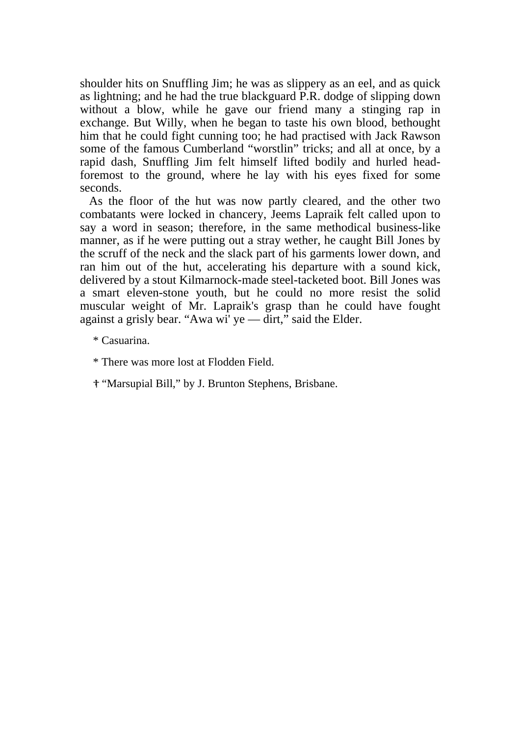shoulder hits on Snuffling Jim; he was as slippery as an eel, and as quick as lightning; and he had the true blackguard P.R. dodge of slipping down without a blow, while he gave our friend many a stinging rap in exchange. But Willy, when he began to taste his own blood, bethought him that he could fight cunning too; he had practised with Jack Rawson some of the famous Cumberland "worstlin" tricks; and all at once, by a rapid dash, Snuffling Jim felt himself lifted bodily and hurled head-foremost to the ground, where he lay with his eyes fixed for some seconds.

As the floor of the hut was now partly cleared, and the other two combatants were locked in chancery, Jeems Lapraik felt called upon to say a word in season; therefore, in the same methodical business-like manner, as if he were putting out a stray wether, he caught Bill Jones by the scruff of the neck and the slack part of his garments lower down, and ran him out of the hut, accelerating his departure with a sound kick, delivered by a stout Kilmarnock-made steel-tacketed boot. Bill Jones was a smart eleven-stone youth, but he could no more resist the solid muscular weight of Mr. Lapraik's grasp than he could have fought against a grisly bear. "Awa wi' ye — dirt," said the Elder.

* Casuarina.

* There was more lost at Flodden Field.

† "Marsupial Bill," by J. Brunton Stephens, Brisbane.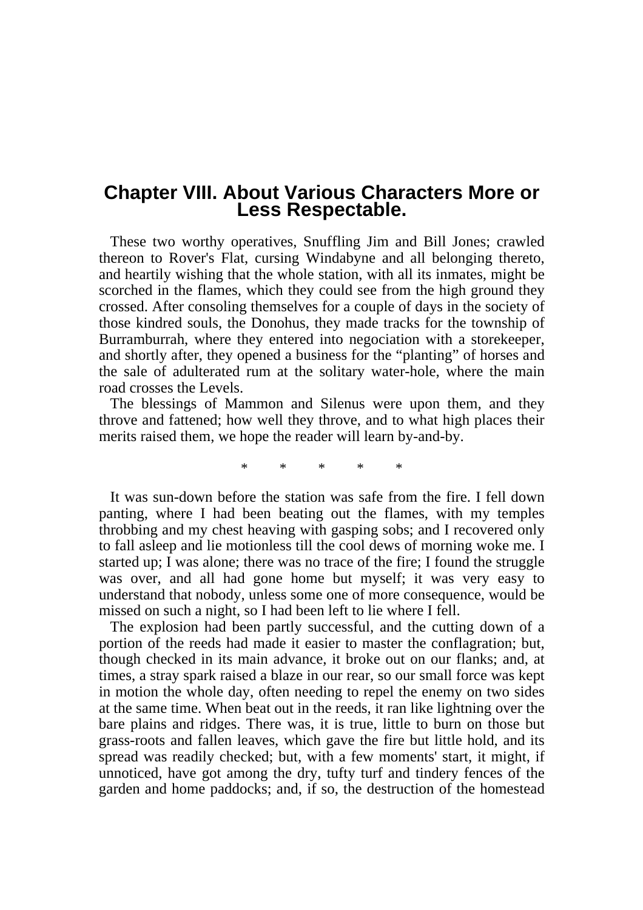# Chapter VIII. About Various Characters More or Less Respectable.

These two worthy operatives, Snuffling Jim and Bill Jones; crawled thereon to Rover's Flat, cursing Windabyne and all belonging thereto, and heartily wishing that the whole station, with all its inmates, might be scorched in the flames, which they could see from the high ground they crossed. After consoling themselves for a couple of days in the society of those kindred souls, the Donohus, they made tracks for the township of Burramburrah, where they entered into negociation with a storekeeper, and shortly after, they opened a business for the "planting" of horses and the sale of adulterated rum at the solitary water-hole, where the main road crosses the Levels.

The blessings of Mammon and Silenus were upon them, and they throve and fattened; how well they throve, and to what high places their merits raised them, we hope the reader will learn by-and-by.

\* \* \* \* \*

It was sun-down before the station was safe from the fire. I fell down panting, where I had been beating out the flames, with my temples throbbing and my chest heaving with gasping sobs; and I recovered only to fall asleep and lie motionless till the cool dews of morning woke me. I started up; I was alone; there was no trace of the fire; I found the struggle was over, and all had gone home but myself; it was very easy to understand that nobody, unless some one of more consequence, would be missed on such a night, so I had been left to lie where I fell.

The explosion had been partly successful, and the cutting down of a portion of the reeds had made it easier to master the conflagration; but, though checked in its main advance, it broke out on our flanks; and, at times, a stray spark raised a blaze in our rear, so our small force was kept in motion the whole day, often needing to repel the enemy on two sides at the same time. When beat out in the reeds, it ran like lightning over the bare plains and ridges. There was, it is true, little to burn on those but grass-roots and fallen leaves, which gave the fire but little hold, and its spread was readily checked; but, with a few moments' start, it might, if unnoticed, have got among the dry, tufty turf and tindery fences of the garden and home paddocks; and, if so, the destruction of the homestead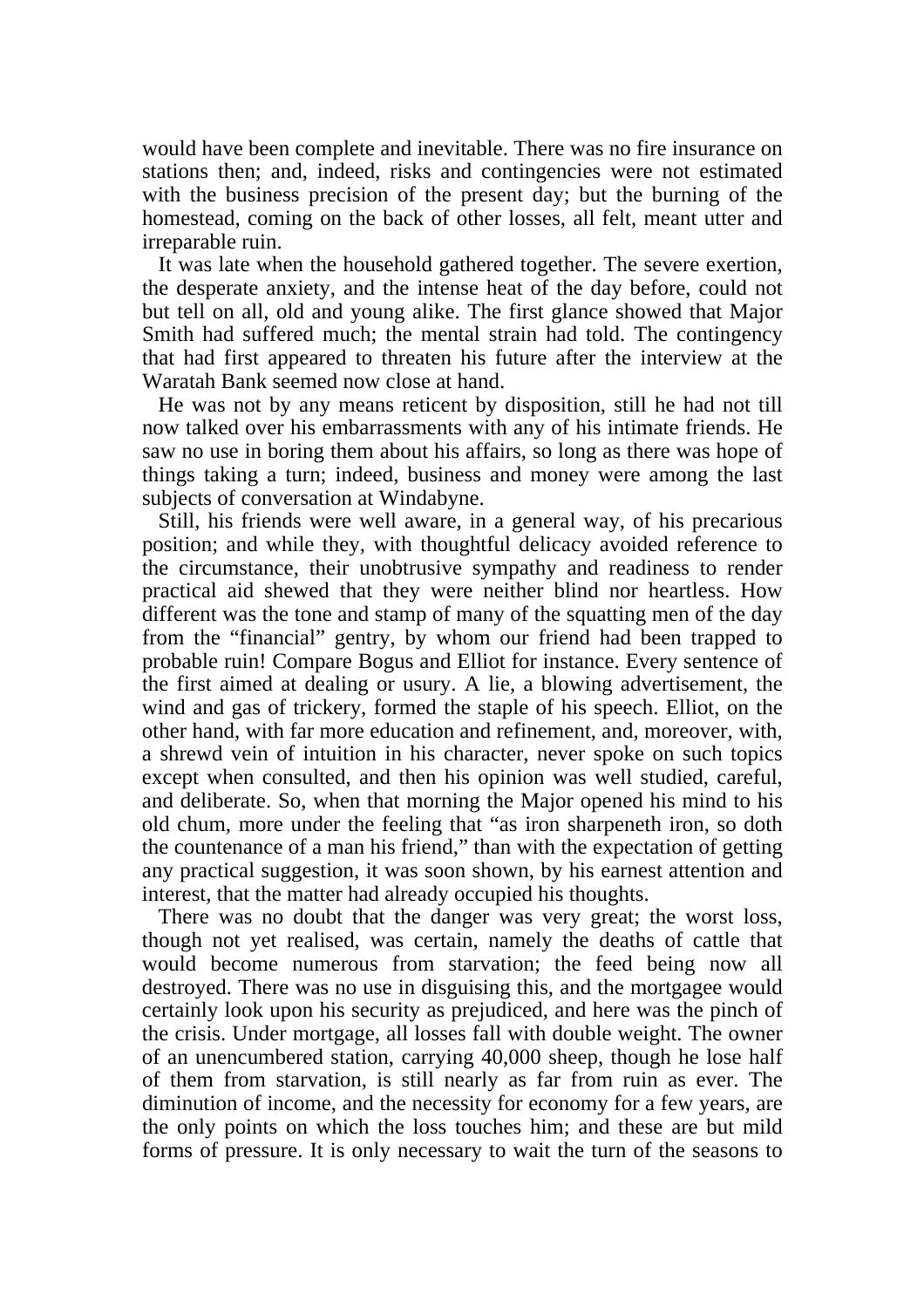would have been complete and inevitable. There was no fire insurance on stations then; and, indeed, risks and contingencies were not estimated with the business precision of the present day; but the burning of the homestead, coming on the back of other losses, all felt, meant utter and irreparable ruin.

It was late when the household gathered together. The severe exertion, the desperate anxiety, and the intense heat of the day before, could not but tell on all, old and young alike. The first glance showed that Major Smith had suffered much; the mental strain had told. The contingency that had first appeared to threaten his future after the interview at the Waratah Bank seemed now close at hand.

He was not by any means reticent by disposition, still he had not till now talked over his embarrassments with any of his intimate friends. He saw no use in boring them about his affairs, so long as there was hope of things taking a turn; indeed, business and money were among the last subjects of conversation at Windabyne.

Still, his friends were well aware, in a general way, of his precarious position; and while they, with thoughtful delicacy avoided reference to the circumstance, their unobtrusive sympathy and readiness to render practical aid shewed that they were neither blind nor heartless. How different was the tone and stamp of many of the squatting men of the day from the "financial" gentry, by whom our friend had been trapped to probable ruin! Compare Bogus and Elliot for instance. Every sentence of the first aimed at dealing or usury. A lie, a blowing advertisement, the wind and gas of trickery, formed the staple of his speech. Elliot, on the other hand, with far more education and refinement, and, moreover, with, a shrewd vein of intuition in his character, never spoke on such topics except when consulted, and then his opinion was well studied, careful, and deliberate. So, when that morning the Major opened his mind to his old chum, more under the feeling that "as iron sharpeneth iron, so doth the countenance of a man his friend," than with the expectation of getting any practical suggestion, it was soon shown, by his earnest attention and interest, that the matter had already occupied his thoughts.

There was no doubt that the danger was very great; the worst loss, though not yet realised, was certain, namely the deaths of cattle that would become numerous from starvation; the feed being now all destroyed. There was no use in disguising this, and the mortgagee would certainly look upon his security as prejudiced, and here was the pinch of the crisis. Under mortgage, all losses fall with double weight. The owner of an unencumbered station, carrying 40,000 sheep, though he lose half of them from starvation, is still nearly as far from ruin as ever. The diminution of income, and the necessity for economy for a few years, are the only points on which the loss touches him; and these are but mild forms of pressure. It is only necessary to wait the turn of the seasons to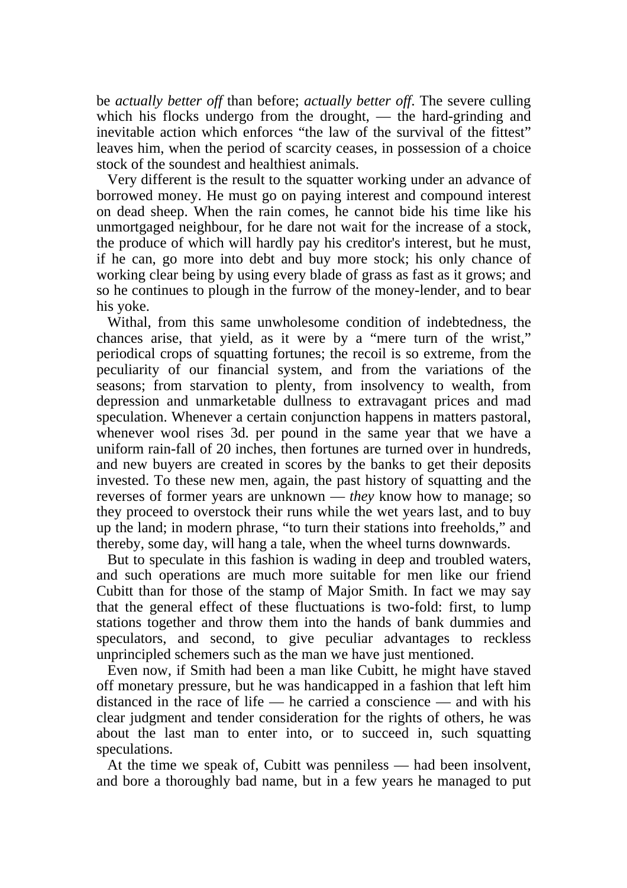be *actually better off* than before; *actually better off*. The severe culling which his flocks undergo from the drought, — the hard-grinding and inevitable action which enforces "the law of the survival of the fittest" leaves him, when the period of scarcity ceases, in possession of a choice stock of the soundest and healthiest animals.

Very different is the result to the squatter working under an advance of borrowed money. He must go on paying interest and compound interest on dead sheep. When the rain comes, he cannot bide his time like his unmortgaged neighbour, for he dare not wait for the increase of a stock, the produce of which will hardly pay his creditor's interest, but he must, if he can, go more into debt and buy more stock; his only chance of working clear being by using every blade of grass as fast as it grows; and so he continues to plough in the furrow of the money-lender, and to bear his yoke.

Withal, from this same unwholesome condition of indebtedness, the chances arise, that yield, as it were by a "mere turn of the wrist," periodical crops of squatting fortunes; the recoil is so extreme, from the peculiarity of our financial system, and from the variations of the seasons; from starvation to plenty, from insolvency to wealth, from depression and unmarketable dullness to extravagant prices and mad speculation. Whenever a certain conjunction happens in matters pastoral, whenever wool rises 3d. per pound in the same year that we have a uniform rain-fall of 20 inches, then fortunes are turned over in hundreds, and new buyers are created in scores by the banks to get their deposits invested. To these new men, again, the past history of squatting and the reverses of former years are unknown — *they* know how to manage; so they proceed to overstock their runs while the wet years last, and to buy up the land; in modern phrase, "to turn their stations into freeholds," and thereby, some day, will hang a tale, when the wheel turns downwards.

But to speculate in this fashion is wading in deep and troubled waters, and such operations are much more suitable for men like our friend Cubitt than for those of the stamp of Major Smith. In fact we may say that the general effect of these fluctuations is two-fold: first, to lump stations together and throw them into the hands of bank dummies and speculators, and second, to give peculiar advantages to reckless unprincipled schemers such as the man we have just mentioned.

Even now, if Smith had been a man like Cubitt, he might have staved off monetary pressure, but he was handicapped in a fashion that left him distanced in the race of life — he carried a conscience — and with his clear judgment and tender consideration for the rights of others, he was about the last man to enter into, or to succeed in, such squatting speculations.

At the time we speak of, Cubitt was penniless — had been insolvent, and bore a thoroughly bad name, but in a few years he managed to put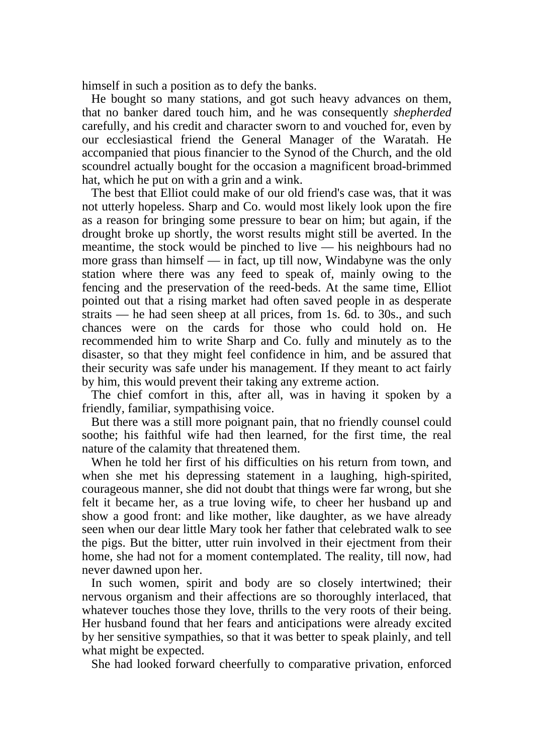himself in such a position as to defy the banks.

He bought so many stations, and got such heavy advances on them, that no banker dared touch him, and he was consequently *shepherded* carefully, and his credit and character sworn to and vouched for, even by our ecclesiastical friend the General Manager of the Waratah. He accompanied that pious financier to the Synod of the Church, and the old scoundrel actually bought for the occasion a magnificent broad-brimmed hat, which he put on with a grin and a wink.

The best that Elliot could make of our old friend's case was, that it was not utterly hopeless. Sharp and Co. would most likely look upon the fire as a reason for bringing some pressure to bear on him; but again, if the drought broke up shortly, the worst results might still be averted. In the meantime, the stock would be pinched to live — his neighbours had no more grass than himself — in fact, up till now, Windabyne was the only station where there was any feed to speak of, mainly owing to the fencing and the preservation of the reed-beds. At the same time, Elliot pointed out that a rising market had often saved people in as desperate straits — he had seen sheep at all prices, from 1s. 6d. to 30s., and such chances were on the cards for those who could hold on. He recommended him to write Sharp and Co. fully and minutely as to the disaster, so that they might feel confidence in him, and be assured that their security was safe under his management. If they meant to act fairly by him, this would prevent their taking any extreme action.

The chief comfort in this, after all, was in having it spoken by a friendly, familiar, sympathising voice.

But there was a still more poignant pain, that no friendly counsel could soothe; his faithful wife had then learned, for the first time, the real nature of the calamity that threatened them.

When he told her first of his difficulties on his return from town, and when she met his depressing statement in a laughing, high-spirited, courageous manner, she did not doubt that things were far wrong, but she felt it became her, as a true loving wife, to cheer her husband up and show a good front: and like mother, like daughter, as we have already seen when our dear little Mary took her father that celebrated walk to see the pigs. But the bitter, utter ruin involved in their ejectment from their home, she had not for a moment contemplated. The reality, till now, had never dawned upon her.

In such women, spirit and body are so closely intertwined; their nervous organism and their affections are so thoroughly interlaced, that whatever touches those they love, thrills to the very roots of their being. Her husband found that her fears and anticipations were already excited by her sensitive sympathies, so that it was better to speak plainly, and tell what might be expected.

She had looked forward cheerfully to comparative privation, enforced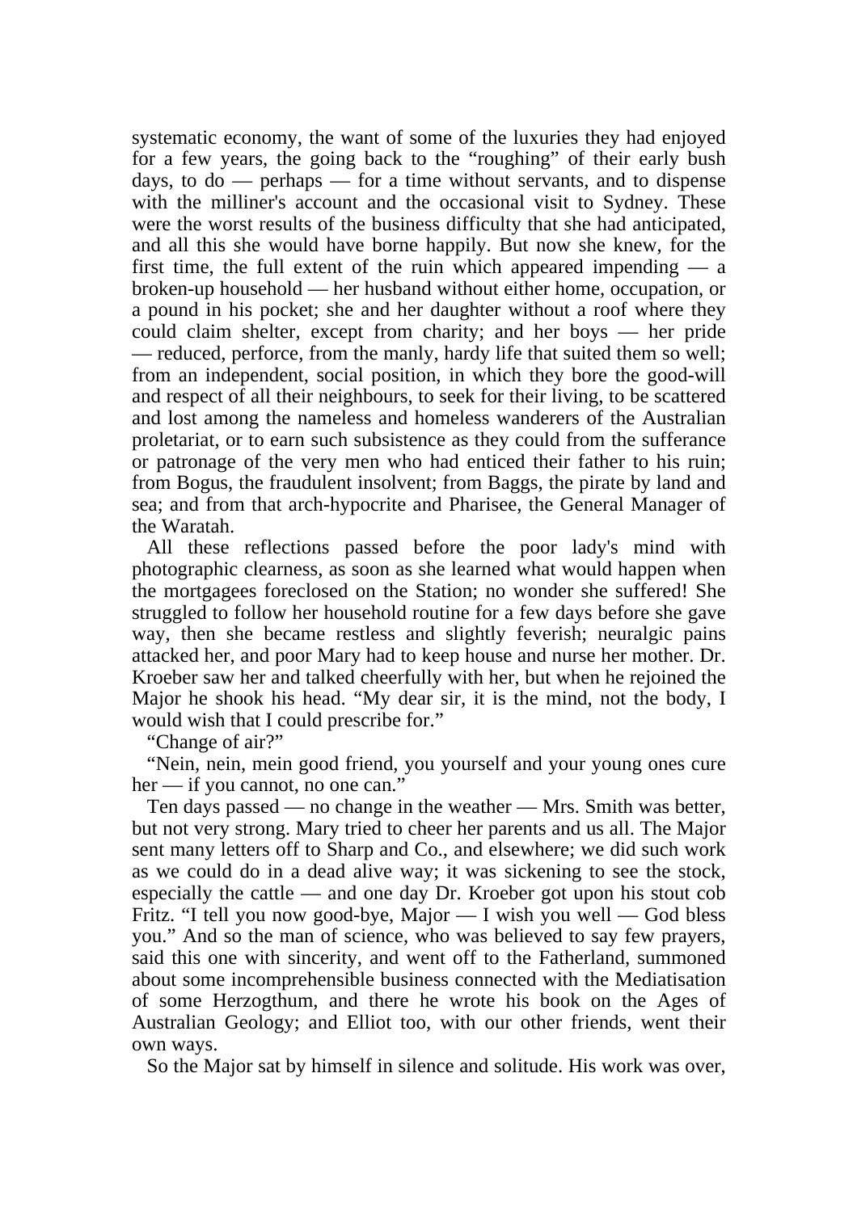systematic economy, the want of some of the luxuries they had enjoyed for a few years, the going back to the "roughing" of their early bush days, to do — perhaps — for a time without servants, and to dispense with the milliner's account and the occasional visit to Sydney. These were the worst results of the business difficulty that she had anticipated, and all this she would have borne happily. But now she knew, for the first time, the full extent of the ruin which appeared impending — a broken-up household — her husband without either home, occupation, or a pound in his pocket; she and her daughter without a roof where they could claim shelter, except from charity; and her boys — her pride — reduced, perforce, from the manly, hardy life that suited them so well; from an independent, social position, in which they bore the good-will and respect of all their neighbours, to seek for their living, to be scattered and lost among the nameless and homeless wanderers of the Australian proletariat, or to earn such subsistence as they could from the sufferance or patronage of the very men who had enticed their father to his ruin; from Bogus, the fraudulent insolvent; from Baggs, the pirate by land and sea; and from that arch-hypocrite and Pharisee, the General Manager of the Waratah.

All these reflections passed before the poor lady's mind with photographic clearness, as soon as she learned what would happen when the mortgagees foreclosed on the Station; no wonder she suffered! She struggled to follow her household routine for a few days before she gave way, then she became restless and slightly feverish; neuralgic pains attacked her, and poor Mary had to keep house and nurse her mother. Dr. Kroeber saw her and talked cheerfully with her, but when he rejoined the Major he shook his head. "My dear sir, it is the mind, not the body, I would wish that I could prescribe for."

"Change of air?"

"Nein, nein, mein good friend, you yourself and your young ones cure her — if you cannot, no one can."

Ten days passed — no change in the weather — Mrs. Smith was better, but not very strong. Mary tried to cheer her parents and us all. The Major sent many letters off to Sharp and Co., and elsewhere; we did such work as we could do in a dead alive way; it was sickening to see the stock, especially the cattle — and one day Dr. Kroeber got upon his stout cob Fritz. "I tell you now good-bye, Major — I wish you well — God bless you." And so the man of science, who was believed to say few prayers, said this one with sincerity, and went off to the Fatherland, summoned about some incomprehensible business connected with the Mediatisation of some Herzogthum, and there he wrote his book on the Ages of Australian Geology; and Elliot too, with our other friends, went their own ways.

So the Major sat by himself in silence and solitude. His work was over,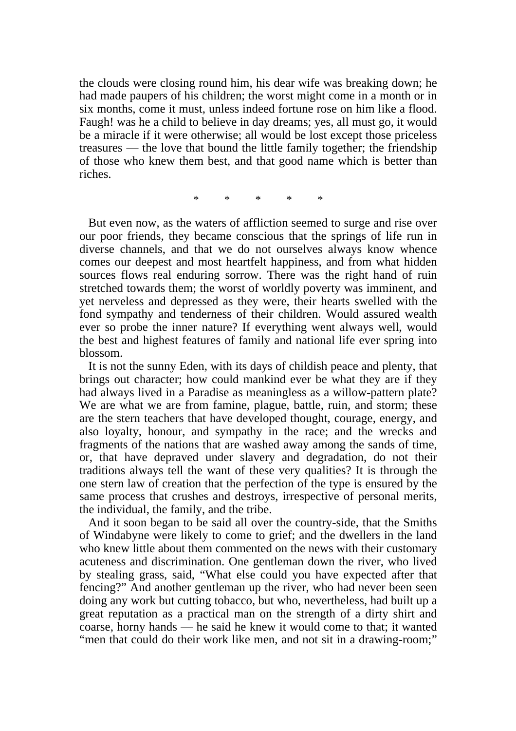the clouds were closing round him, his dear wife was breaking down; he had made paupers of his children; the worst might come in a month or in six months, come it must, unless indeed fortune rose on him like a flood. Faugh! was he a child to believe in day dreams; yes, all must go, it would be a miracle if it were otherwise; all would be lost except those priceless treasures — the love that bound the little family together; the friendship of those who knew them best, and that good name which is better than riches.

\*  \*  \*  \*  \*

But even now, as the waters of affliction seemed to surge and rise over our poor friends, they became conscious that the springs of life run in diverse channels, and that we do not ourselves always know whence comes our deepest and most heartfelt happiness, and from what hidden sources flows real enduring sorrow. There was the right hand of ruin stretched towards them; the worst of worldly poverty was imminent, and yet nerveless and depressed as they were, their hearts swelled with the fond sympathy and tenderness of their children. Would assured wealth ever so probe the inner nature? If everything went always well, would the best and highest features of family and national life ever spring into blossom.

It is not the sunny Eden, with its days of childish peace and plenty, that brings out character; how could mankind ever be what they are if they had always lived in a Paradise as meaningless as a willow-pattern plate? We are what we are from famine, plague, battle, ruin, and storm; these are the stern teachers that have developed thought, courage, energy, and also loyalty, honour, and sympathy in the race; and the wrecks and fragments of the nations that are washed away among the sands of time, or, that have depraved under slavery and degradation, do not their traditions always tell the want of these very qualities? It is through the one stern law of creation that the perfection of the type is ensured by the same process that crushes and destroys, irrespective of personal merits, the individual, the family, and the tribe.

And it soon began to be said all over the country-side, that the Smiths of Windabyne were likely to come to grief; and the dwellers in the land who knew little about them commented on the news with their customary acuteness and discrimination. One gentleman down the river, who lived by stealing grass, said, "What else could you have expected after that fencing?" And another gentleman up the river, who had never been seen doing any work but cutting tobacco, but who, nevertheless, had built up a great reputation as a practical man on the strength of a dirty shirt and coarse, horny hands — he said he knew it would come to that; it wanted "men that could do their work like men, and not sit in a drawing-room;"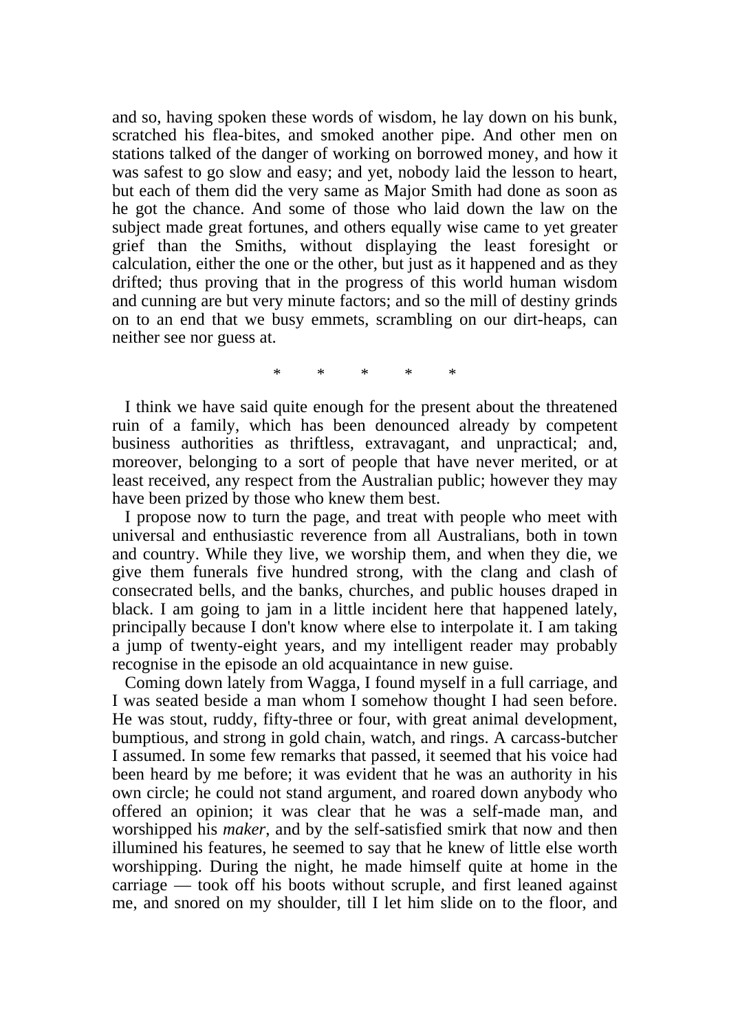and so, having spoken these words of wisdom, he lay down on his bunk, scratched his flea-bites, and smoked another pipe. And other men on stations talked of the danger of working on borrowed money, and how it was safest to go slow and easy; and yet, nobody laid the lesson to heart, but each of them did the very same as Major Smith had done as soon as he got the chance. And some of those who laid down the law on the subject made great fortunes, and others equally wise came to yet greater grief than the Smiths, without displaying the least foresight or calculation, either the one or the other, but just as it happened and as they drifted; thus proving that in the progress of this world human wisdom and cunning are but very minute factors; and so the mill of destiny grinds on to an end that we busy emmets, scrambling on our dirt-heaps, can neither see nor guess at.

\* \* \* \* \*

I think we have said quite enough for the present about the threatened ruin of a family, which has been denounced already by competent business authorities as thriftless, extravagant, and unpractical; and, moreover, belonging to a sort of people that have never merited, or at least received, any respect from the Australian public; however they may have been prized by those who knew them best.

I propose now to turn the page, and treat with people who meet with universal and enthusiastic reverence from all Australians, both in town and country. While they live, we worship them, and when they die, we give them funerals five hundred strong, with the clang and clash of consecrated bells, and the banks, churches, and public houses draped in black. I am going to jam in a little incident here that happened lately, principally because I don't know where else to interpolate it. I am taking a jump of twenty-eight years, and my intelligent reader may probably recognise in the episode an old acquaintance in new guise.

Coming down lately from Wagga, I found myself in a full carriage, and I was seated beside a man whom I somehow thought I had seen before. He was stout, ruddy, fifty-three or four, with great animal development, bumptious, and strong in gold chain, watch, and rings. A carcass-butcher I assumed. In some few remarks that passed, it seemed that his voice had been heard by me before; it was evident that he was an authority in his own circle; he could not stand argument, and roared down anybody who offered an opinion; it was clear that he was a self-made man, and worshipped his *maker*, and by the self-satisfied smirk that now and then illumined his features, he seemed to say that he knew of little else worth worshipping. During the night, he made himself quite at home in the carriage — took off his boots without scruple, and first leaned against me, and snored on my shoulder, till I let him slide on to the floor, and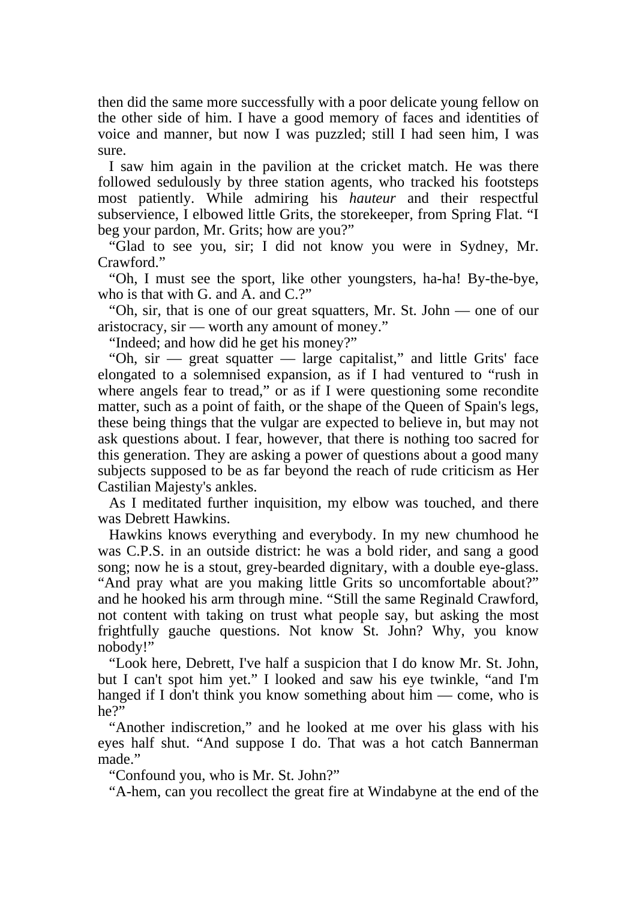then did the same more successfully with a poor delicate young fellow on the other side of him. I have a good memory of faces and identities of voice and manner, but now I was puzzled; still I had seen him, I was sure.

I saw him again in the pavilion at the cricket match. He was there followed sedulously by three station agents, who tracked his footsteps most patiently. While admiring his *hauteur* and their respectful subservience, I elbowed little Grits, the storekeeper, from Spring Flat. "I beg your pardon, Mr. Grits; how are you?"

"Glad to see you, sir; I did not know you were in Sydney, Mr. Crawford."

"Oh, I must see the sport, like other youngsters, ha-ha! By-the-bye, who is that with G. and A. and C.?"

"Oh, sir, that is one of our great squatters, Mr. St. John — one of our aristocracy, sir — worth any amount of money."

"Indeed; and how did he get his money?"

"Oh, sir — great squatter — large capitalist," and little Grits' face elongated to a solemnised expansion, as if I had ventured to "rush in where angels fear to tread," or as if I were questioning some recondite matter, such as a point of faith, or the shape of the Queen of Spain's legs, these being things that the vulgar are expected to believe in, but may not ask questions about. I fear, however, that there is nothing too sacred for this generation. They are asking a power of questions about a good many subjects supposed to be as far beyond the reach of rude criticism as Her Castilian Majesty's ankles.

As I meditated further inquisition, my elbow was touched, and there was Debrett Hawkins.

Hawkins knows everything and everybody. In my new chumhood he was C.P.S. in an outside district: he was a bold rider, and sang a good song; now he is a stout, grey-bearded dignitary, with a double eye-glass. "And pray what are you making little Grits so uncomfortable about?" and he hooked his arm through mine. "Still the same Reginald Crawford, not content with taking on trust what people say, but asking the most frightfully gauche questions. Not know St. John? Why, you know nobody!"

"Look here, Debrett, I've half a suspicion that I do know Mr. St. John, but I can't spot him yet." I looked and saw his eye twinkle, "and I'm hanged if I don't think you know something about him — come, who is he?"

"Another indiscretion," and he looked at me over his glass with his eyes half shut. "And suppose I do. That was a hot catch Bannerman made."

"Confound you, who is Mr. St. John?"

"A-hem, can you recollect the great fire at Windabyne at the end of the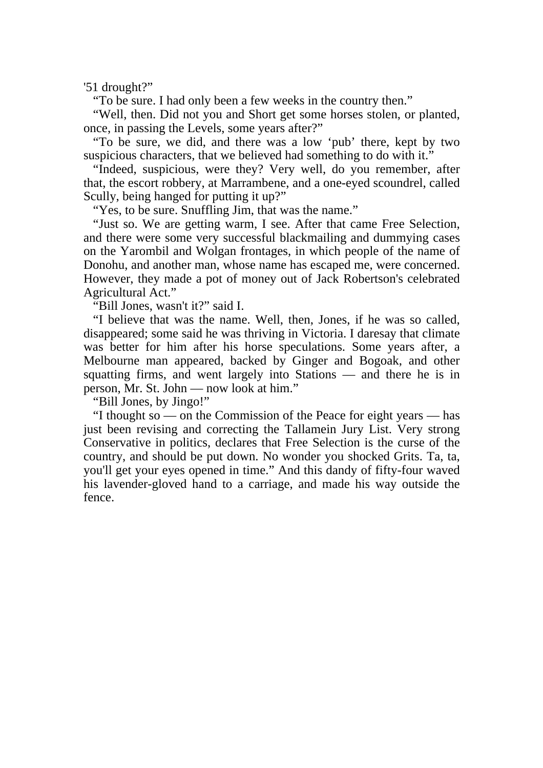'51 drought?"

"To be sure. I had only been a few weeks in the country then."

"Well, then. Did not you and Short get some horses stolen, or planted, once, in passing the Levels, some years after?"

"To be sure, we did, and there was a low 'pub' there, kept by two suspicious characters, that we believed had something to do with it."

"Indeed, suspicious, were they? Very well, do you remember, after that, the escort robbery, at Marrambene, and a one-eyed scoundrel, called Scully, being hanged for putting it up?"

"Yes, to be sure. Snuffling Jim, that was the name."

"Just so. We are getting warm, I see. After that came Free Selection, and there were some very successful blackmailing and dummying cases on the Yarombil and Wolgan frontages, in which people of the name of Donohu, and another man, whose name has escaped me, were concerned. However, they made a pot of money out of Jack Robertson's celebrated Agricultural Act."

"Bill Jones, wasn't it?" said I.

"I believe that was the name. Well, then, Jones, if he was so called, disappeared; some said he was thriving in Victoria. I daresay that climate was better for him after his horse speculations. Some years after, a Melbourne man appeared, backed by Ginger and Bogoak, and other squatting firms, and went largely into Stations — and there he is in person, Mr. St. John — now look at him."

"Bill Jones, by Jingo!"

"I thought so — on the Commission of the Peace for eight years — has just been revising and correcting the Tallamein Jury List. Very strong Conservative in politics, declares that Free Selection is the curse of the country, and should be put down. No wonder you shocked Grits. Ta, ta, you'll get your eyes opened in time." And this dandy of fifty-four waved his lavender-gloved hand to a carriage, and made his way outside the fence.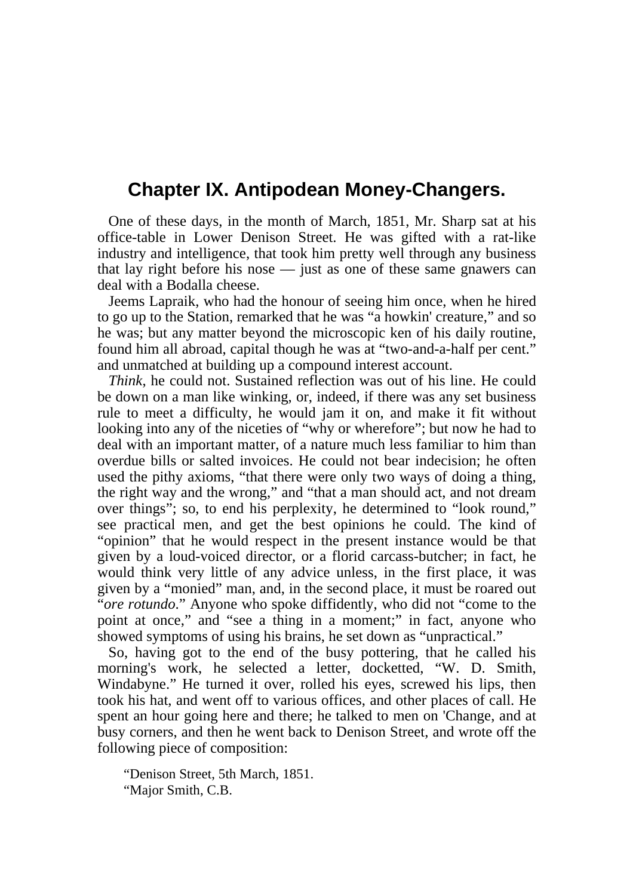# Chapter IX. Antipodean Money-Changers.

One of these days, in the month of March, 1851, Mr. Sharp sat at his office-table in Lower Denison Street. He was gifted with a rat-like industry and intelligence, that took him pretty well through any business that lay right before his nose — just as one of these same gnawers can deal with a Bodalla cheese.

Jeems Lapraik, who had the honour of seeing him once, when he hired to go up to the Station, remarked that he was "a howkin' creature," and so he was; but any matter beyond the microscopic ken of his daily routine, found him all abroad, capital though he was at "two-and-a-half per cent." and unmatched at building up a compound interest account.

*Think*, he could not. Sustained reflection was out of his line. He could be down on a man like winking, or, indeed, if there was any set business rule to meet a difficulty, he would jam it on, and make it fit without looking into any of the niceties of "why or wherefore"; but now he had to deal with an important matter, of a nature much less familiar to him than overdue bills or salted invoices. He could not bear indecision; he often used the pithy axioms, "that there were only two ways of doing a thing, the right way and the wrong," and "that a man should act, and not dream over things"; so, to end his perplexity, he determined to "look round," see practical men, and get the best opinions he could. The kind of "opinion" that he would respect in the present instance would be that given by a loud-voiced director, or a florid carcass-butcher; in fact, he would think very little of any advice unless, in the first place, it was given by a "monied" man, and, in the second place, it must be roared out "*ore rotundo*." Anyone who spoke diffidently, who did not "come to the point at once," and "see a thing in a moment;" in fact, anyone who showed symptoms of using his brains, he set down as "unpractical."

So, having got to the end of the busy pottering, that he called his morning's work, he selected a letter, docketted, "W. D. Smith, Windabyne." He turned it over, rolled his eyes, screwed his lips, then took his hat, and went off to various offices, and other places of call. He spent an hour going here and there; he talked to men on 'Change, and at busy corners, and then he went back to Denison Street, and wrote off the following piece of composition:

"Denison Street, 5th March, 1851.
"Major Smith, C.B.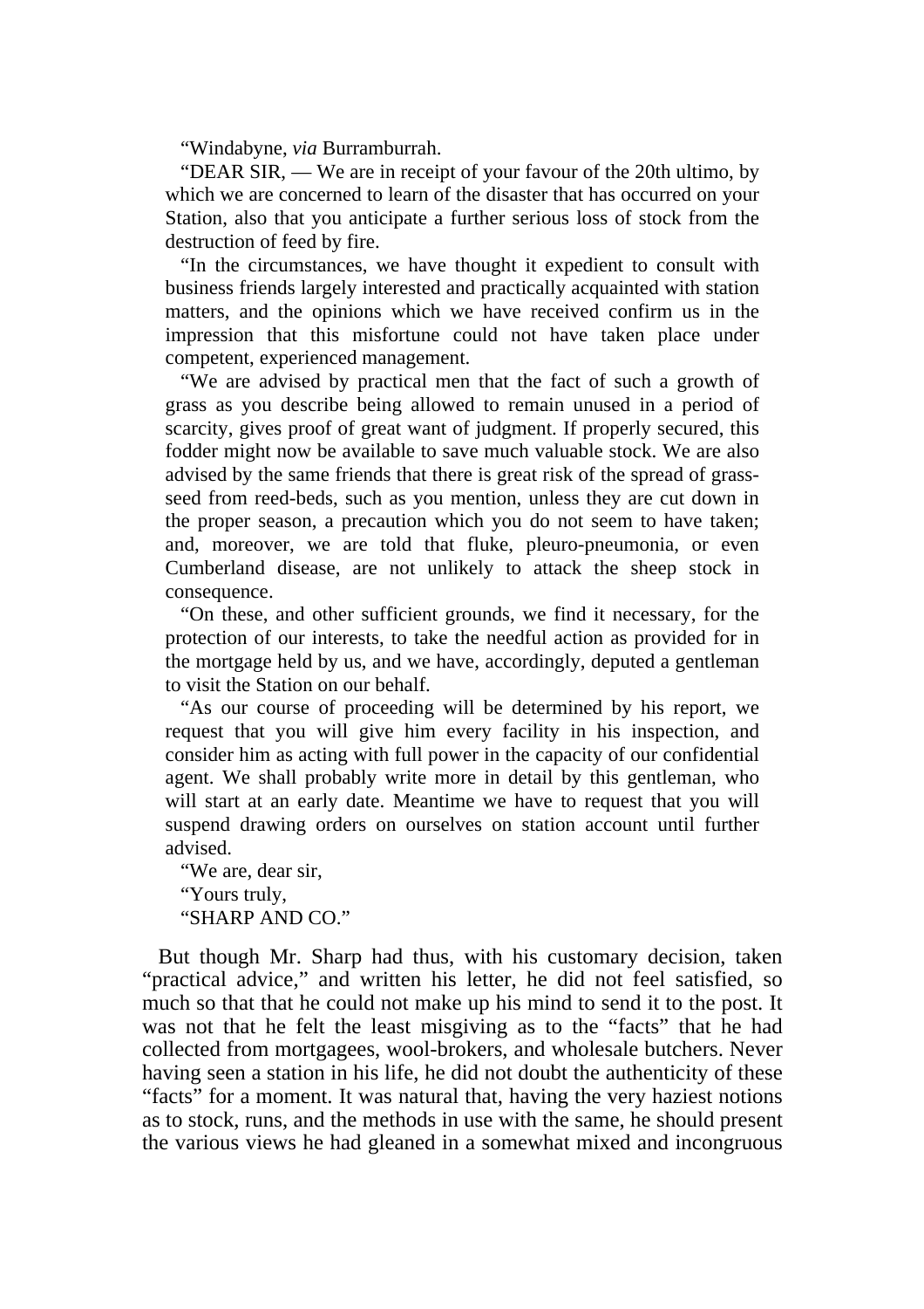"Windabyne, *via* Burramburrah.

"DEAR SIR, — We are in receipt of your favour of the 20th ultimo, by which we are concerned to learn of the disaster that has occurred on your Station, also that you anticipate a further serious loss of stock from the destruction of feed by fire.

"In the circumstances, we have thought it expedient to consult with business friends largely interested and practically acquainted with station matters, and the opinions which we have received confirm us in the impression that this misfortune could not have taken place under competent, experienced management.

"We are advised by practical men that the fact of such a growth of grass as you describe being allowed to remain unused in a period of scarcity, gives proof of great want of judgment. If properly secured, this fodder might now be available to save much valuable stock. We are also advised by the same friends that there is great risk of the spread of grass-seed from reed-beds, such as you mention, unless they are cut down in the proper season, a precaution which you do not seem to have taken; and, moreover, we are told that fluke, pleuro-pneumonia, or even Cumberland disease, are not unlikely to attack the sheep stock in consequence.

"On these, and other sufficient grounds, we find it necessary, for the protection of our interests, to take the needful action as provided for in the mortgage held by us, and we have, accordingly, deputed a gentleman to visit the Station on our behalf.

"As our course of proceeding will be determined by his report, we request that you will give him every facility in his inspection, and consider him as acting with full power in the capacity of our confidential agent. We shall probably write more in detail by this gentleman, who will start at an early date. Meantime we have to request that you will suspend drawing orders on ourselves on station account until further advised.

"We are, dear sir,

"Yours truly,

"SHARP AND CO."

But though Mr. Sharp had thus, with his customary decision, taken "practical advice," and written his letter, he did not feel satisfied, so much so that that he could not make up his mind to send it to the post. It was not that he felt the least misgiving as to the "facts" that he had collected from mortgagees, wool-brokers, and wholesale butchers. Never having seen a station in his life, he did not doubt the authenticity of these "facts" for a moment. It was natural that, having the very haziest notions as to stock, runs, and the methods in use with the same, he should present the various views he had gleaned in a somewhat mixed and incongruous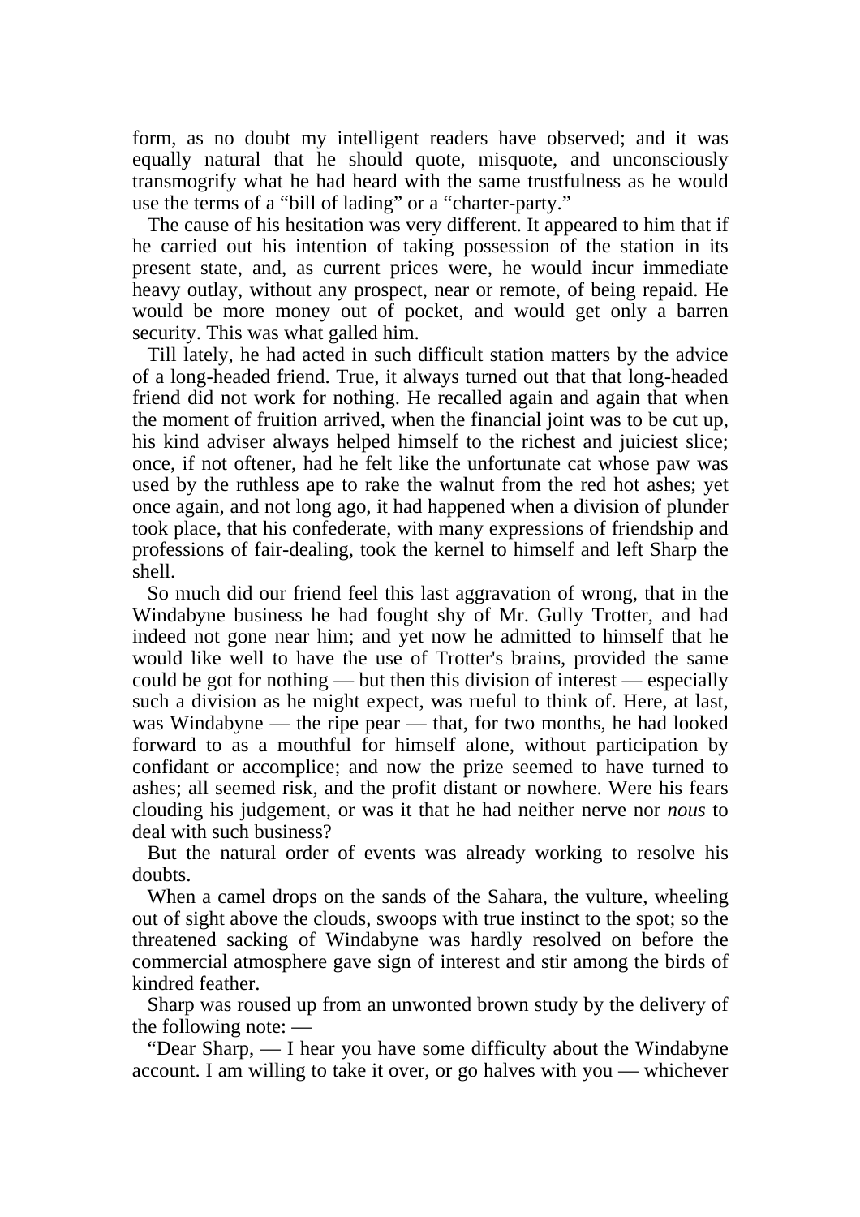form, as no doubt my intelligent readers have observed; and it was equally natural that he should quote, misquote, and unconsciously transmogrify what he had heard with the same trustfulness as he would use the terms of a "bill of lading" or a "charter-party."

The cause of his hesitation was very different. It appeared to him that if he carried out his intention of taking possession of the station in its present state, and, as current prices were, he would incur immediate heavy outlay, without any prospect, near or remote, of being repaid. He would be more money out of pocket, and would get only a barren security. This was what galled him.

Till lately, he had acted in such difficult station matters by the advice of a long-headed friend. True, it always turned out that that long-headed friend did not work for nothing. He recalled again and again that when the moment of fruition arrived, when the financial joint was to be cut up, his kind adviser always helped himself to the richest and juiciest slice; once, if not oftener, had he felt like the unfortunate cat whose paw was used by the ruthless ape to rake the walnut from the red hot ashes; yet once again, and not long ago, it had happened when a division of plunder took place, that his confederate, with many expressions of friendship and professions of fair-dealing, took the kernel to himself and left Sharp the shell.

So much did our friend feel this last aggravation of wrong, that in the Windabyne business he had fought shy of Mr. Gully Trotter, and had indeed not gone near him; and yet now he admitted to himself that he would like well to have the use of Trotter's brains, provided the same could be got for nothing — but then this division of interest — especially such a division as he might expect, was rueful to think of. Here, at last, was Windabyne — the ripe pear — that, for two months, he had looked forward to as a mouthful for himself alone, without participation by confidant or accomplice; and now the prize seemed to have turned to ashes; all seemed risk, and the profit distant or nowhere. Were his fears clouding his judgement, or was it that he had neither nerve nor *nous* to deal with such business?

But the natural order of events was already working to resolve his doubts.

When a camel drops on the sands of the Sahara, the vulture, wheeling out of sight above the clouds, swoops with true instinct to the spot; so the threatened sacking of Windabyne was hardly resolved on before the commercial atmosphere gave sign of interest and stir among the birds of kindred feather.

Sharp was roused up from an unwonted brown study by the delivery of the following note: —

"Dear Sharp, — I hear you have some difficulty about the Windabyne account. I am willing to take it over, or go halves with you — whichever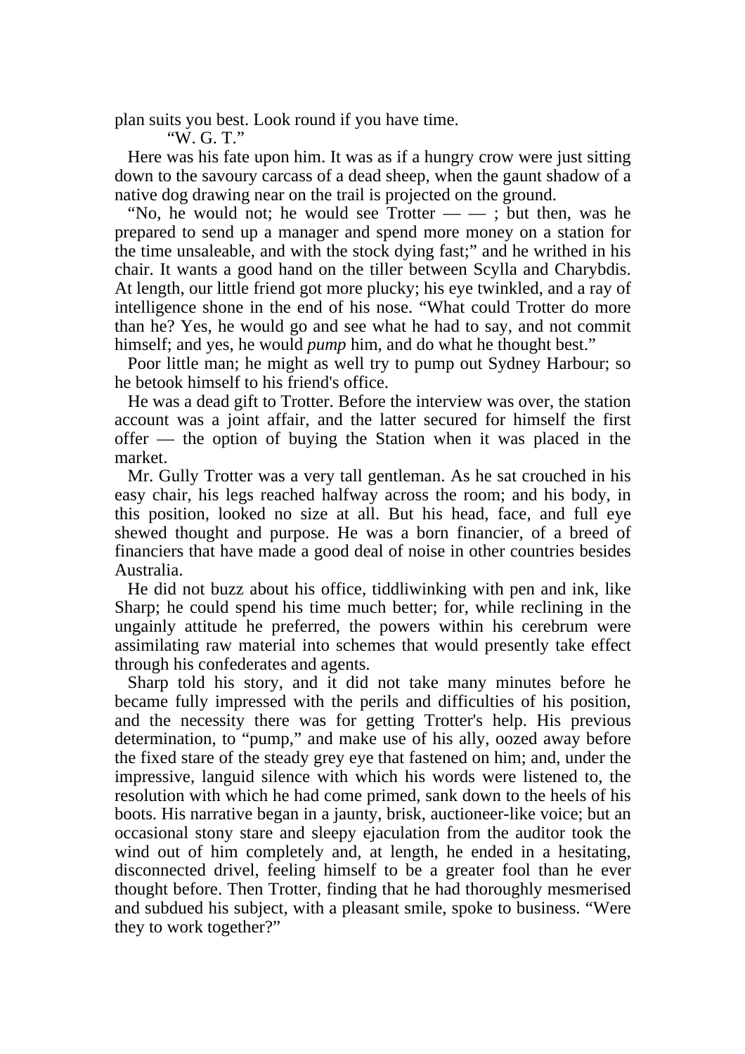plan suits you best. Look round if you have time.

"W. G. T."

Here was his fate upon him. It was as if a hungry crow were just sitting down to the savoury carcass of a dead sheep, when the gaunt shadow of a native dog drawing near on the trail is projected on the ground.

"No, he would not; he would see Trotter — — ; but then, was he prepared to send up a manager and spend more money on a station for the time unsaleable, and with the stock dying fast;" and he writhed in his chair. It wants a good hand on the tiller between Scylla and Charybdis. At length, our little friend got more plucky; his eye twinkled, and a ray of intelligence shone in the end of his nose. "What could Trotter do more than he? Yes, he would go and see what he had to say, and not commit himself; and yes, he would *pump* him, and do what he thought best."

Poor little man; he might as well try to pump out Sydney Harbour; so he betook himself to his friend's office.

He was a dead gift to Trotter. Before the interview was over, the station account was a joint affair, and the latter secured for himself the first offer — the option of buying the Station when it was placed in the market.

Mr. Gully Trotter was a very tall gentleman. As he sat crouched in his easy chair, his legs reached halfway across the room; and his body, in this position, looked no size at all. But his head, face, and full eye shewed thought and purpose. He was a born financier, of a breed of financiers that have made a good deal of noise in other countries besides Australia.

He did not buzz about his office, tiddliwinking with pen and ink, like Sharp; he could spend his time much better; for, while reclining in the ungainly attitude he preferred, the powers within his cerebrum were assimilating raw material into schemes that would presently take effect through his confederates and agents.

Sharp told his story, and it did not take many minutes before he became fully impressed with the perils and difficulties of his position, and the necessity there was for getting Trotter's help. His previous determination, to "pump," and make use of his ally, oozed away before the fixed stare of the steady grey eye that fastened on him; and, under the impressive, languid silence with which his words were listened to, the resolution with which he had come primed, sank down to the heels of his boots. His narrative began in a jaunty, brisk, auctioneer-like voice; but an occasional stony stare and sleepy ejaculation from the auditor took the wind out of him completely and, at length, he ended in a hesitating, disconnected drivel, feeling himself to be a greater fool than he ever thought before. Then Trotter, finding that he had thoroughly mesmerised and subdued his subject, with a pleasant smile, spoke to business. "Were they to work together?"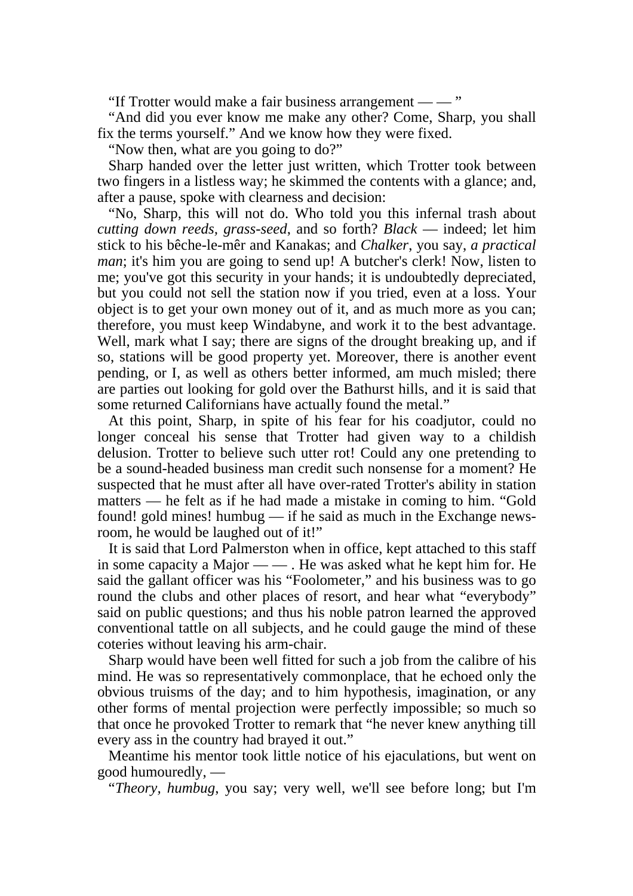"If Trotter would make a fair business arrangement — — "

"And did you ever know me make any other? Come, Sharp, you shall fix the terms yourself." And we know how they were fixed.

"Now then, what are you going to do?"

Sharp handed over the letter just written, which Trotter took between two fingers in a listless way; he skimmed the contents with a glance; and, after a pause, spoke with clearness and decision:

"No, Sharp, this will not do. Who told you this infernal trash about *cutting down reeds, grass-seed*, and so forth? *Black* — indeed; let him stick to his bêche-le-mêr and Kanakas; and *Chalker*, you say, *a practical man*; it's him you are going to send up! A butcher's clerk! Now, listen to me; you've got this security in your hands; it is undoubtedly depreciated, but you could not sell the station now if you tried, even at a loss. Your object is to get your own money out of it, and as much more as you can; therefore, you must keep Windabyne, and work it to the best advantage. Well, mark what I say; there are signs of the drought breaking up, and if so, stations will be good property yet. Moreover, there is another event pending, or I, as well as others better informed, am much misled; there are parties out looking for gold over the Bathurst hills, and it is said that some returned Californians have actually found the metal."

At this point, Sharp, in spite of his fear for his coadjutor, could no longer conceal his sense that Trotter had given way to a childish delusion. Trotter to believe such utter rot! Could any one pretending to be a sound-headed business man credit such nonsense for a moment? He suspected that he must after all have over-rated Trotter's ability in station matters — he felt as if he had made a mistake in coming to him. "Gold found! gold mines! humbug — if he said as much in the Exchange news-room, he would be laughed out of it!"

It is said that Lord Palmerston when in office, kept attached to this staff in some capacity a Major — — . He was asked what he kept him for. He said the gallant officer was his "Foolometer," and his business was to go round the clubs and other places of resort, and hear what "everybody" said on public questions; and thus his noble patron learned the approved conventional tattle on all subjects, and he could gauge the mind of these coteries without leaving his arm-chair.

Sharp would have been well fitted for such a job from the calibre of his mind. He was so representatively commonplace, that he echoed only the obvious truisms of the day; and to him hypothesis, imagination, or any other forms of mental projection were perfectly impossible; so much so that once he provoked Trotter to remark that "he never knew anything till every ass in the country had brayed it out."

Meantime his mentor took little notice of his ejaculations, but went on good humouredly, —

"*Theory, humbug*, you say; very well, we'll see before long; but I'm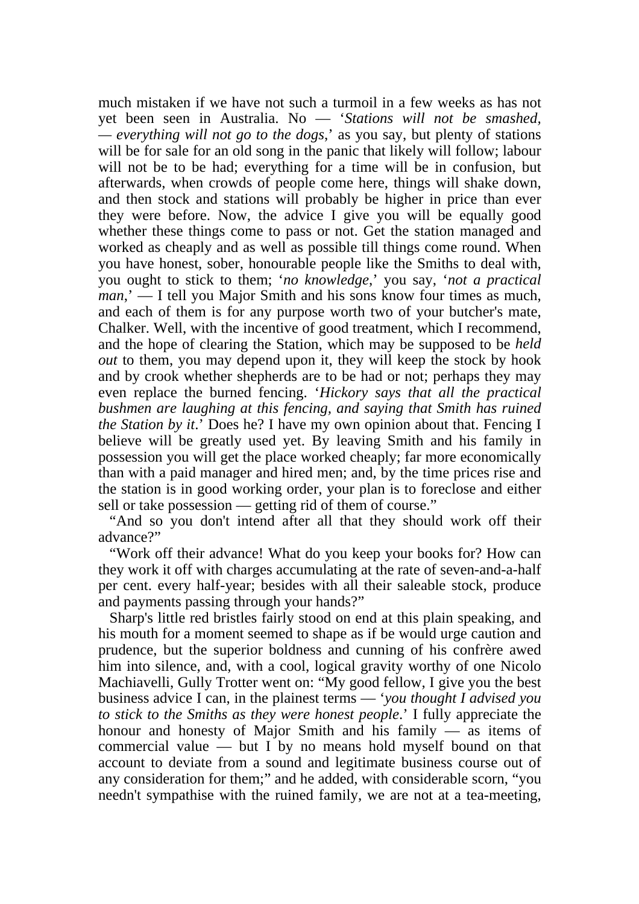much mistaken if we have not such a turmoil in a few weeks as has not yet been seen in Australia. No — '*Stations will not be smashed, — everything will not go to the dogs*,' as you say, but plenty of stations will be for sale for an old song in the panic that likely will follow; labour will not be to be had; everything for a time will be in confusion, but afterwards, when crowds of people come here, things will shake down, and then stock and stations will probably be higher in price than ever they were before. Now, the advice I give you will be equally good whether these things come to pass or not. Get the station managed and worked as cheaply and as well as possible till things come round. When you have honest, sober, honourable people like the Smiths to deal with, you ought to stick to them; '*no knowledge*,' you say, '*not a practical man*,' — I tell you Major Smith and his sons know four times as much, and each of them is for any purpose worth two of your butcher's mate, Chalker. Well, with the incentive of good treatment, which I recommend, and the hope of clearing the Station, which may be supposed to be *held out* to them, you may depend upon it, they will keep the stock by hook and by crook whether shepherds are to be had or not; perhaps they may even replace the burned fencing. '*Hickory says that all the practical bushmen are laughing at this fencing, and saying that Smith has ruined the Station by it*.' Does he? I have my own opinion about that. Fencing I believe will be greatly used yet. By leaving Smith and his family in possession you will get the place worked cheaply; far more economically than with a paid manager and hired men; and, by the time prices rise and the station is in good working order, your plan is to foreclose and either sell or take possession — getting rid of them of course."

"And so you don't intend after all that they should work off their advance?"

"Work off their advance! What do you keep your books for? How can they work it off with charges accumulating at the rate of seven-and-a-half per cent. every half-year; besides with all their saleable stock, produce and payments passing through your hands?"

Sharp's little red bristles fairly stood on end at this plain speaking, and his mouth for a moment seemed to shape as if be would urge caution and prudence, but the superior boldness and cunning of his confrère awed him into silence, and, with a cool, logical gravity worthy of one Nicolo Machiavelli, Gully Trotter went on: "My good fellow, I give you the best business advice I can, in the plainest terms — '*you thought I advised you to stick to the Smiths as they were honest people*.' I fully appreciate the honour and honesty of Major Smith and his family — as items of commercial value — but I by no means hold myself bound on that account to deviate from a sound and legitimate business course out of any consideration for them;" and he added, with considerable scorn, "you needn't sympathise with the ruined family, we are not at a tea-meeting,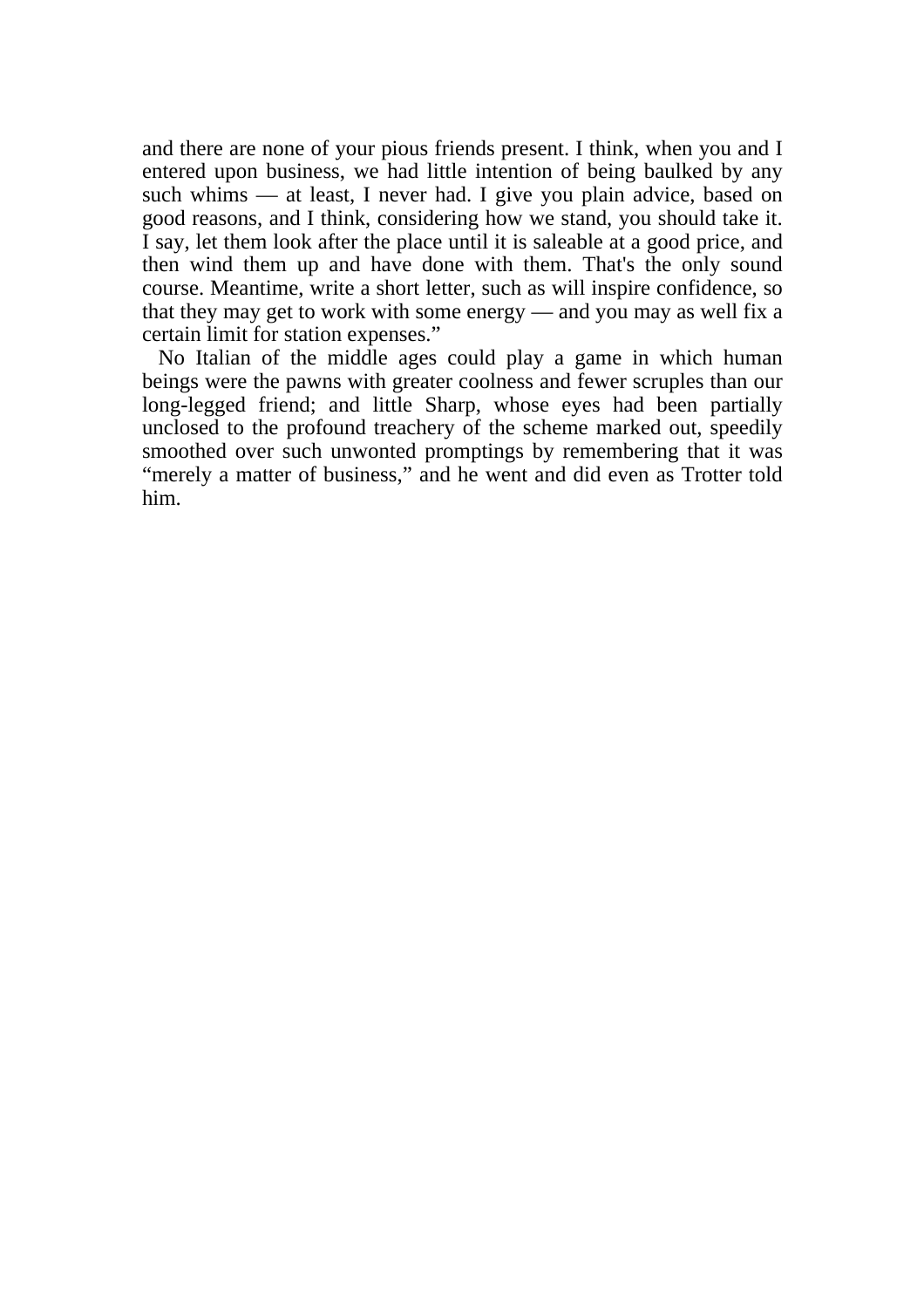and there are none of your pious friends present. I think, when you and I entered upon business, we had little intention of being baulked by any such whims — at least, I never had. I give you plain advice, based on good reasons, and I think, considering how we stand, you should take it. I say, let them look after the place until it is saleable at a good price, and then wind them up and have done with them. That's the only sound course. Meantime, write a short letter, such as will inspire confidence, so that they may get to work with some energy — and you may as well fix a certain limit for station expenses."

No Italian of the middle ages could play a game in which human beings were the pawns with greater coolness and fewer scruples than our long-legged friend; and little Sharp, whose eyes had been partially unclosed to the profound treachery of the scheme marked out, speedily smoothed over such unwonted promptings by remembering that it was "merely a matter of business," and he went and did even as Trotter told him.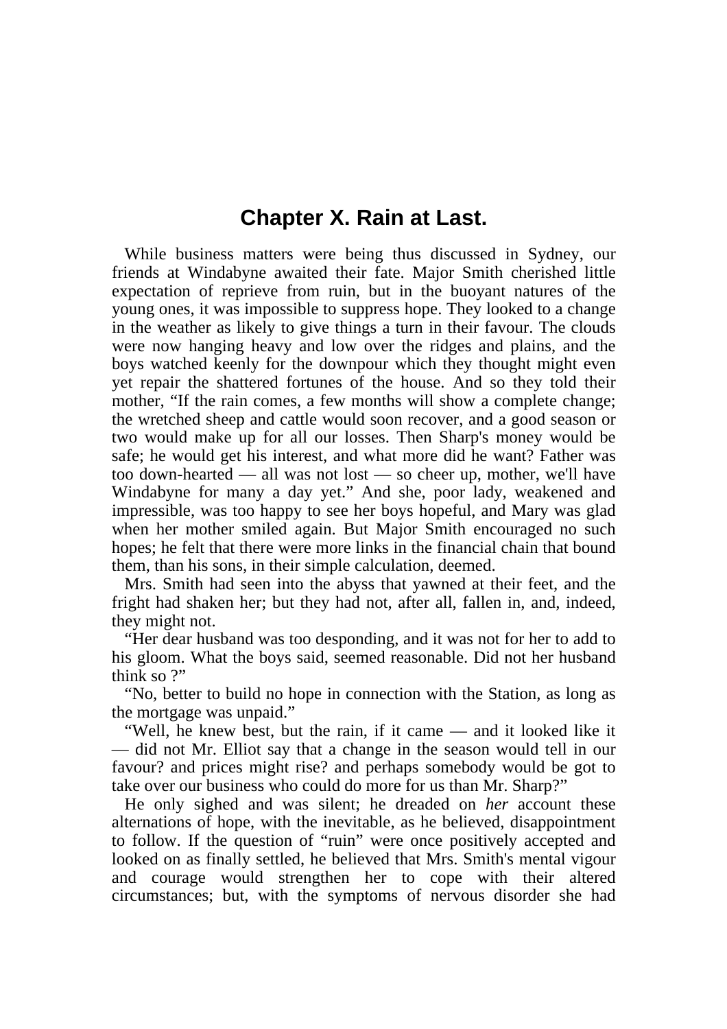# Chapter X. Rain at Last.

While business matters were being thus discussed in Sydney, our friends at Windabyne awaited their fate. Major Smith cherished little expectation of reprieve from ruin, but in the buoyant natures of the young ones, it was impossible to suppress hope. They looked to a change in the weather as likely to give things a turn in their favour. The clouds were now hanging heavy and low over the ridges and plains, and the boys watched keenly for the downpour which they thought might even yet repair the shattered fortunes of the house. And so they told their mother, "If the rain comes, a few months will show a complete change; the wretched sheep and cattle would soon recover, and a good season or two would make up for all our losses. Then Sharp's money would be safe; he would get his interest, and what more did he want? Father was too down-hearted — all was not lost — so cheer up, mother, we'll have Windabyne for many a day yet." And she, poor lady, weakened and impressible, was too happy to see her boys hopeful, and Mary was glad when her mother smiled again. But Major Smith encouraged no such hopes; he felt that there were more links in the financial chain that bound them, than his sons, in their simple calculation, deemed.

Mrs. Smith had seen into the abyss that yawned at their feet, and the fright had shaken her; but they had not, after all, fallen in, and, indeed, they might not.

"Her dear husband was too desponding, and it was not for her to add to his gloom. What the boys said, seemed reasonable. Did not her husband think so ?"

"No, better to build no hope in connection with the Station, as long as the mortgage was unpaid."

"Well, he knew best, but the rain, if it came — and it looked like it — did not Mr. Elliot say that a change in the season would tell in our favour? and prices might rise? and perhaps somebody would be got to take over our business who could do more for us than Mr. Sharp?"

He only sighed and was silent; he dreaded on *her* account these alternations of hope, with the inevitable, as he believed, disappointment to follow. If the question of "ruin" were once positively accepted and looked on as finally settled, he believed that Mrs. Smith's mental vigour and courage would strengthen her to cope with their altered circumstances; but, with the symptoms of nervous disorder she had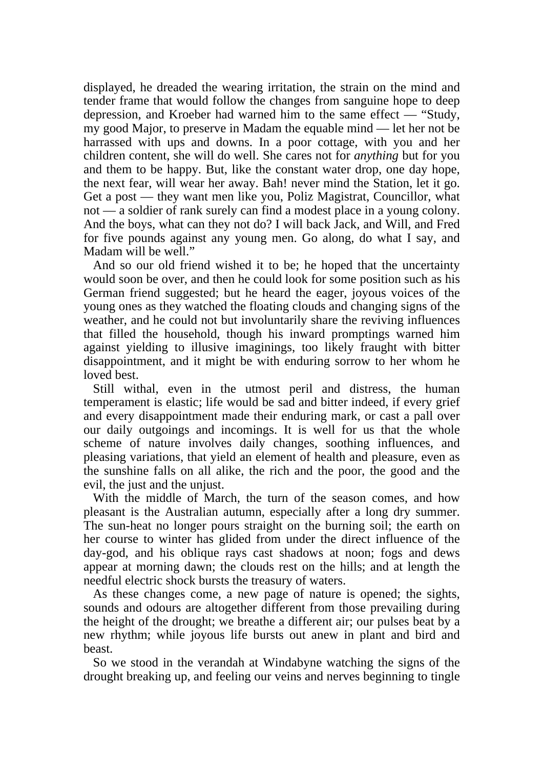displayed, he dreaded the wearing irritation, the strain on the mind and tender frame that would follow the changes from sanguine hope to deep depression, and Kroeber had warned him to the same effect — “Study, my good Major, to preserve in Madam the equable mind — let her not be harrassed with ups and downs. In a poor cottage, with you and her children content, she will do well. She cares not for *anything* but for you and them to be happy. But, like the constant water drop, one day hope, the next fear, will wear her away. Bah! never mind the Station, let it go. Get a post — they want men like you, Poliz Magistrat, Councillor, what not — a soldier of rank surely can find a modest place in a young colony. And the boys, what can they not do? I will back Jack, and Will, and Fred for five pounds against any young men. Go along, do what I say, and Madam will be well.”

And so our old friend wished it to be; he hoped that the uncertainty would soon be over, and then he could look for some position such as his German friend suggested; but he heard the eager, joyous voices of the young ones as they watched the floating clouds and changing signs of the weather, and he could not but involuntarily share the reviving influences that filled the household, though his inward promptings warned him against yielding to illusive imaginings, too likely fraught with bitter disappointment, and it might be with enduring sorrow to her whom he loved best.

Still withal, even in the utmost peril and distress, the human temperament is elastic; life would be sad and bitter indeed, if every grief and every disappointment made their enduring mark, or cast a pall over our daily outgoings and incomings. It is well for us that the whole scheme of nature involves daily changes, soothing influences, and pleasing variations, that yield an element of health and pleasure, even as the sunshine falls on all alike, the rich and the poor, the good and the evil, the just and the unjust.

With the middle of March, the turn of the season comes, and how pleasant is the Australian autumn, especially after a long dry summer. The sun-heat no longer pours straight on the burning soil; the earth on her course to winter has glided from under the direct influence of the day-god, and his oblique rays cast shadows at noon; fogs and dews appear at morning dawn; the clouds rest on the hills; and at length the needful electric shock bursts the treasury of waters.

As these changes come, a new page of nature is opened; the sights, sounds and odours are altogether different from those prevailing during the height of the drought; we breathe a different air; our pulses beat by a new rhythm; while joyous life bursts out anew in plant and bird and beast.

So we stood in the verandah at Windabyne watching the signs of the drought breaking up, and feeling our veins and nerves beginning to tingle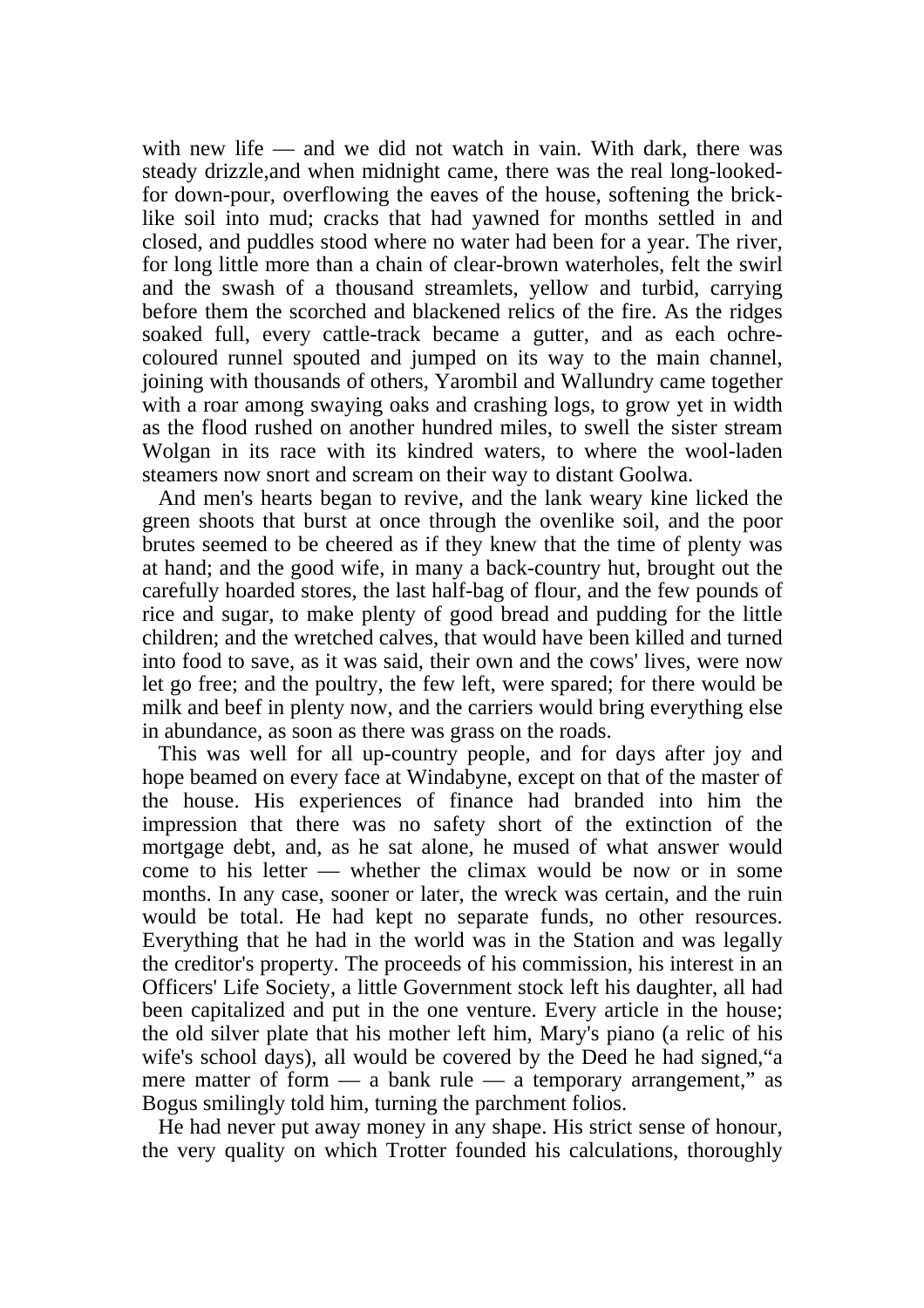with new life — and we did not watch in vain. With dark, there was steady drizzle,and when midnight came, there was the real long-looked-for down-pour, overflowing the eaves of the house, softening the brick-like soil into mud; cracks that had yawned for months settled in and closed, and puddles stood where no water had been for a year. The river, for long little more than a chain of clear-brown waterholes, felt the swirl and the swash of a thousand streamlets, yellow and turbid, carrying before them the scorched and blackened relics of the fire. As the ridges soaked full, every cattle-track became a gutter, and as each ochre-coloured runnel spouted and jumped on its way to the main channel, joining with thousands of others, Yarombil and Wallundry came together with a roar among swaying oaks and crashing logs, to grow yet in width as the flood rushed on another hundred miles, to swell the sister stream Wolgan in its race with its kindred waters, to where the wool-laden steamers now snort and scream on their way to distant Goolwa.

And men's hearts began to revive, and the lank weary kine licked the green shoots that burst at once through the ovenlike soil, and the poor brutes seemed to be cheered as if they knew that the time of plenty was at hand; and the good wife, in many a back-country hut, brought out the carefully hoarded stores, the last half-bag of flour, and the few pounds of rice and sugar, to make plenty of good bread and pudding for the little children; and the wretched calves, that would have been killed and turned into food to save, as it was said, their own and the cows' lives, were now let go free; and the poultry, the few left, were spared; for there would be milk and beef in plenty now, and the carriers would bring everything else in abundance, as soon as there was grass on the roads.

This was well for all up-country people, and for days after joy and hope beamed on every face at Windabyne, except on that of the master of the house. His experiences of finance had branded into him the impression that there was no safety short of the extinction of the mortgage debt, and, as he sat alone, he mused of what answer would come to his letter — whether the climax would be now or in some months. In any case, sooner or later, the wreck was certain, and the ruin would be total. He had kept no separate funds, no other resources. Everything that he had in the world was in the Station and was legally the creditor's property. The proceeds of his commission, his interest in an Officers' Life Society, a little Government stock left his daughter, all had been capitalized and put in the one venture. Every article in the house; the old silver plate that his mother left him, Mary's piano (a relic of his wife's school days), all would be covered by the Deed he had signed,"a mere matter of form — a bank rule — a temporary arrangement," as Bogus smilingly told him, turning the parchment folios.

He had never put away money in any shape. His strict sense of honour, the very quality on which Trotter founded his calculations, thoroughly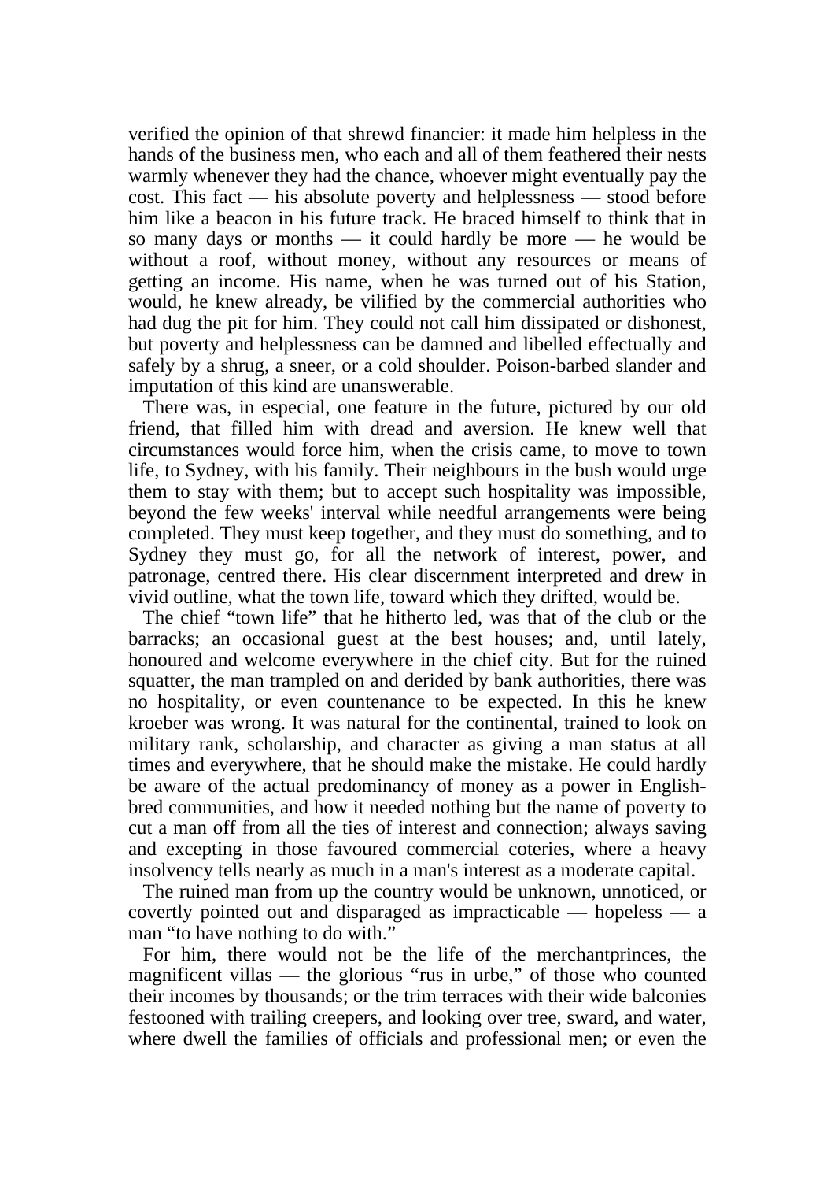verified the opinion of that shrewd financier: it made him helpless in the hands of the business men, who each and all of them feathered their nests warmly whenever they had the chance, whoever might eventually pay the cost. This fact — his absolute poverty and helplessness — stood before him like a beacon in his future track. He braced himself to think that in so many days or months — it could hardly be more — he would be without a roof, without money, without any resources or means of getting an income. His name, when he was turned out of his Station, would, he knew already, be vilified by the commercial authorities who had dug the pit for him. They could not call him dissipated or dishonest, but poverty and helplessness can be damned and libelled effectually and safely by a shrug, a sneer, or a cold shoulder. Poison-barbed slander and imputation of this kind are unanswerable.

There was, in especial, one feature in the future, pictured by our old friend, that filled him with dread and aversion. He knew well that circumstances would force him, when the crisis came, to move to town life, to Sydney, with his family. Their neighbours in the bush would urge them to stay with them; but to accept such hospitality was impossible, beyond the few weeks' interval while needful arrangements were being completed. They must keep together, and they must do something, and to Sydney they must go, for all the network of interest, power, and patronage, centred there. His clear discernment interpreted and drew in vivid outline, what the town life, toward which they drifted, would be.

The chief "town life" that he hitherto led, was that of the club or the barracks; an occasional guest at the best houses; and, until lately, honoured and welcome everywhere in the chief city. But for the ruined squatter, the man trampled on and derided by bank authorities, there was no hospitality, or even countenance to be expected. In this he knew kroeber was wrong. It was natural for the continental, trained to look on military rank, scholarship, and character as giving a man status at all times and everywhere, that he should make the mistake. He could hardly be aware of the actual predominancy of money as a power in English-bred communities, and how it needed nothing but the name of poverty to cut a man off from all the ties of interest and connection; always saving and excepting in those favoured commercial coteries, where a heavy insolvency tells nearly as much in a man's interest as a moderate capital.

The ruined man from up the country would be unknown, unnoticed, or covertly pointed out and disparaged as impracticable — hopeless — a man "to have nothing to do with."

For him, there would not be the life of the merchantprinces, the magnificent villas — the glorious "rus in urbe," of those who counted their incomes by thousands; or the trim terraces with their wide balconies festooned with trailing creepers, and looking over tree, sward, and water, where dwell the families of officials and professional men; or even the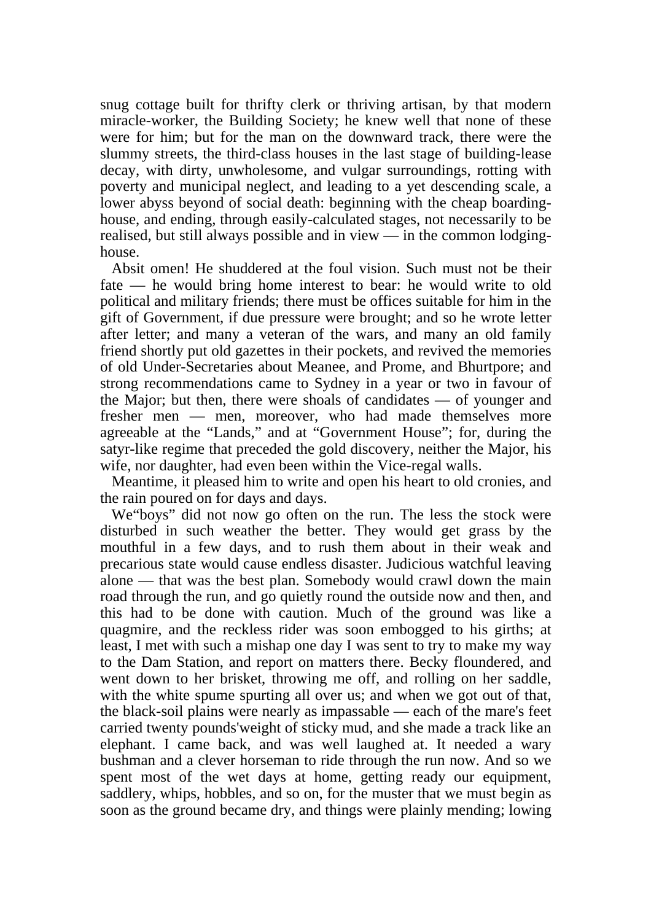snug cottage built for thrifty clerk or thriving artisan, by that modern miracle-worker, the Building Society; he knew well that none of these were for him; but for the man on the downward track, there were the slummy streets, the third-class houses in the last stage of building-lease decay, with dirty, unwholesome, and vulgar surroundings, rotting with poverty and municipal neglect, and leading to a yet descending scale, a lower abyss beyond of social death: beginning with the cheap boarding-house, and ending, through easily-calculated stages, not necessarily to be realised, but still always possible and in view — in the common lodging-house.

Absit omen! He shuddered at the foul vision. Such must not be their fate — he would bring home interest to bear: he would write to old political and military friends; there must be offices suitable for him in the gift of Government, if due pressure were brought; and so he wrote letter after letter; and many a veteran of the wars, and many an old family friend shortly put old gazettes in their pockets, and revived the memories of old Under-Secretaries about Meanee, and Prome, and Bhurtpore; and strong recommendations came to Sydney in a year or two in favour of the Major; but then, there were shoals of candidates — of younger and fresher men — men, moreover, who had made themselves more agreeable at the "Lands," and at "Government House"; for, during the satyr-like regime that preceded the gold discovery, neither the Major, his wife, nor daughter, had even been within the Vice-regal walls.

Meantime, it pleased him to write and open his heart to old cronies, and the rain poured on for days and days.

We"boys" did not now go often on the run. The less the stock were disturbed in such weather the better. They would get grass by the mouthful in a few days, and to rush them about in their weak and precarious state would cause endless disaster. Judicious watchful leaving alone — that was the best plan. Somebody would crawl down the main road through the run, and go quietly round the outside now and then, and this had to be done with caution. Much of the ground was like a quagmire, and the reckless rider was soon embogged to his girths; at least, I met with such a mishap one day I was sent to try to make my way to the Dam Station, and report on matters there. Becky floundered, and went down to her brisket, throwing me off, and rolling on her saddle, with the white spume spurting all over us; and when we got out of that, the black-soil plains were nearly as impassable — each of the mare's feet carried twenty pounds'weight of sticky mud, and she made a track like an elephant. I came back, and was well laughed at. It needed a wary bushman and a clever horseman to ride through the run now. And so we spent most of the wet days at home, getting ready our equipment, saddlery, whips, hobbles, and so on, for the muster that we must begin as soon as the ground became dry, and things were plainly mending; lowing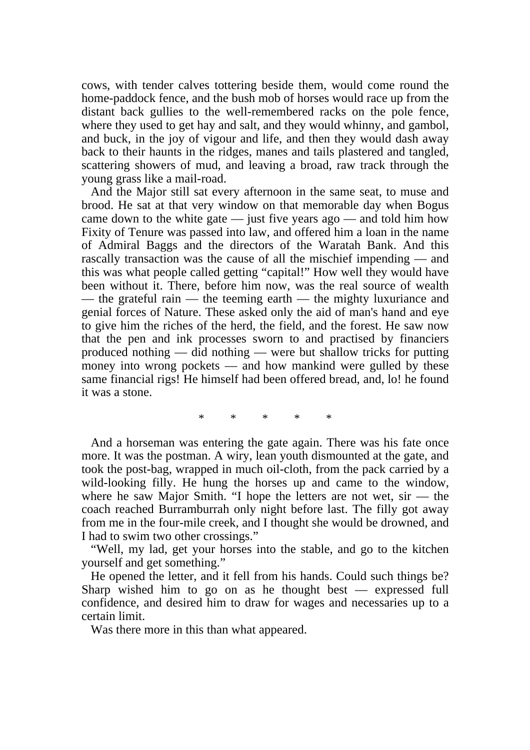cows, with tender calves tottering beside them, would come round the home-paddock fence, and the bush mob of horses would race up from the distant back gullies to the well-remembered racks on the pole fence, where they used to get hay and salt, and they would whinny, and gambol, and buck, in the joy of vigour and life, and then they would dash away back to their haunts in the ridges, manes and tails plastered and tangled, scattering showers of mud, and leaving a broad, raw track through the young grass like a mail-road.

And the Major still sat every afternoon in the same seat, to muse and brood. He sat at that very window on that memorable day when Bogus came down to the white gate — just five years ago — and told him how Fixity of Tenure was passed into law, and offered him a loan in the name of Admiral Baggs and the directors of the Waratah Bank. And this rascally transaction was the cause of all the mischief impending — and this was what people called getting "capital!" How well they would have been without it. There, before him now, was the real source of wealth — the grateful rain — the teeming earth — the mighty luxuriance and genial forces of Nature. These asked only the aid of man's hand and eye to give him the riches of the herd, the field, and the forest. He saw now that the pen and ink processes sworn to and practised by financiers produced nothing — did nothing — were but shallow tricks for putting money into wrong pockets — and how mankind were gulled by these same financial rigs! He himself had been offered bread, and, lo! he found it was a stone.

\*     \*     \*     \*     \*

And a horseman was entering the gate again. There was his fate once more. It was the postman. A wiry, lean youth dismounted at the gate, and took the post-bag, wrapped in much oil-cloth, from the pack carried by a wild-looking filly. He hung the horses up and came to the window, where he saw Major Smith. "I hope the letters are not wet, sir — the coach reached Burramburrah only night before last. The filly got away from me in the four-mile creek, and I thought she would be drowned, and I had to swim two other crossings."

"Well, my lad, get your horses into the stable, and go to the kitchen yourself and get something."

He opened the letter, and it fell from his hands. Could such things be? Sharp wished him to go on as he thought best — expressed full confidence, and desired him to draw for wages and necessaries up to a certain limit.

Was there more in this than what appeared.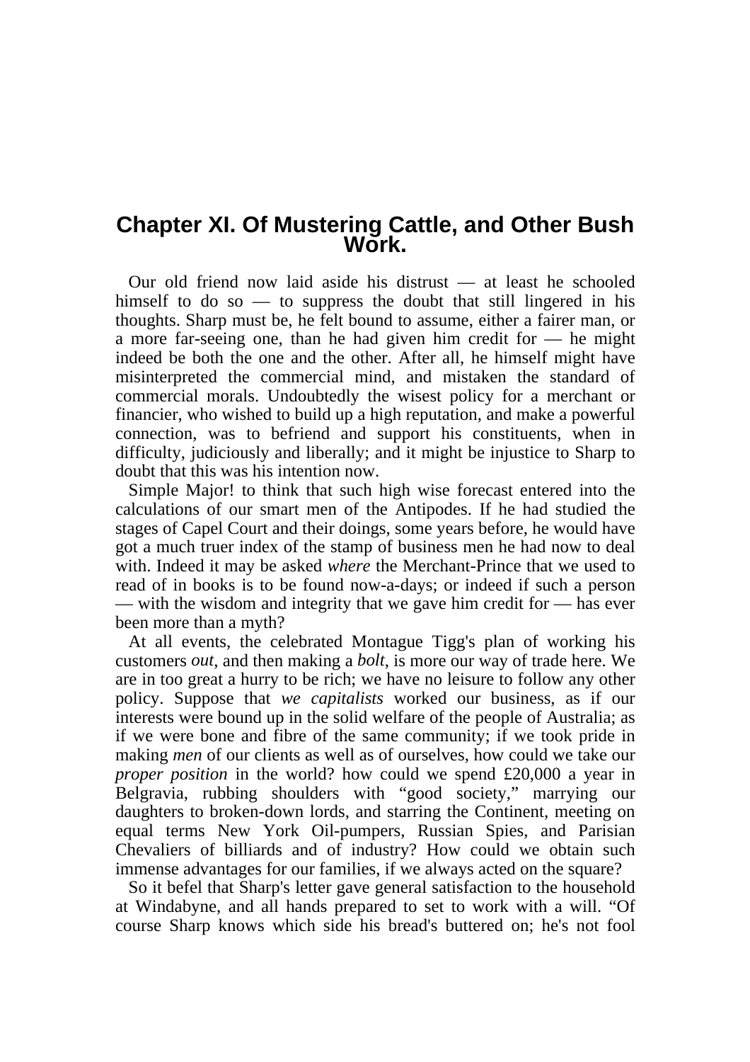# Chapter XI. Of Mustering Cattle, and Other Bush Work.

Our old friend now laid aside his distrust — at least he schooled himself to do so — to suppress the doubt that still lingered in his thoughts. Sharp must be, he felt bound to assume, either a fairer man, or a more far-seeing one, than he had given him credit for — he might indeed be both the one and the other. After all, he himself might have misinterpreted the commercial mind, and mistaken the standard of commercial morals. Undoubtedly the wisest policy for a merchant or financier, who wished to build up a high reputation, and make a powerful connection, was to befriend and support his constituents, when in difficulty, judiciously and liberally; and it might be injustice to Sharp to doubt that this was his intention now.

Simple Major! to think that such high wise forecast entered into the calculations of our smart men of the Antipodes. If he had studied the stages of Capel Court and their doings, some years before, he would have got a much truer index of the stamp of business men he had now to deal with. Indeed it may be asked *where* the Merchant-Prince that we used to read of in books is to be found now-a-days; or indeed if such a person — with the wisdom and integrity that we gave him credit for — has ever been more than a myth?

At all events, the celebrated Montague Tigg's plan of working his customers *out*, and then making a *bolt*, is more our way of trade here. We are in too great a hurry to be rich; we have no leisure to follow any other policy. Suppose that *we capitalists* worked our business, as if our interests were bound up in the solid welfare of the people of Australia; as if we were bone and fibre of the same community; if we took pride in making *men* of our clients as well as of ourselves, how could we take our *proper position* in the world? how could we spend £20,000 a year in Belgravia, rubbing shoulders with "good society," marrying our daughters to broken-down lords, and starring the Continent, meeting on equal terms New York Oil-pumpers, Russian Spies, and Parisian Chevaliers of billiards and of industry? How could we obtain such immense advantages for our families, if we always acted on the square?

So it befel that Sharp's letter gave general satisfaction to the household at Windabyne, and all hands prepared to set to work with a will. "Of course Sharp knows which side his bread's buttered on; he's not fool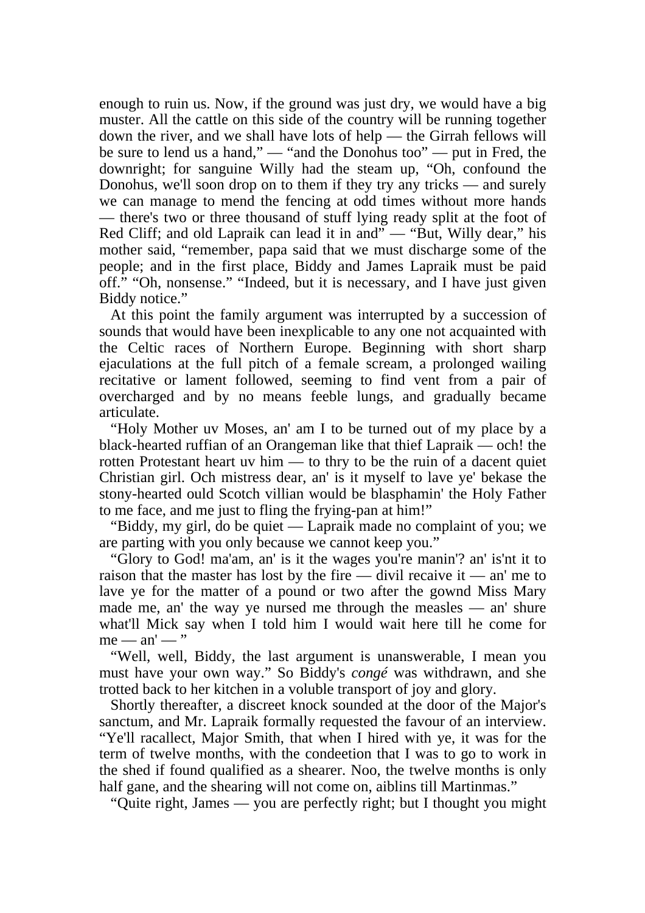enough to ruin us. Now, if the ground was just dry, we would have a big muster. All the cattle on this side of the country will be running together down the river, and we shall have lots of help — the Girrah fellows will be sure to lend us a hand," — "and the Donohus too" — put in Fred, the downright; for sanguine Willy had the steam up, "Oh, confound the Donohus, we'll soon drop on to them if they try any tricks — and surely we can manage to mend the fencing at odd times without more hands — there's two or three thousand of stuff lying ready split at the foot of Red Cliff; and old Lapraik can lead it in and" — "But, Willy dear," his mother said, "remember, papa said that we must discharge some of the people; and in the first place, Biddy and James Lapraik must be paid off." "Oh, nonsense." "Indeed, but it is necessary, and I have just given Biddy notice."

At this point the family argument was interrupted by a succession of sounds that would have been inexplicable to any one not acquainted with the Celtic races of Northern Europe. Beginning with short sharp ejaculations at the full pitch of a female scream, a prolonged wailing recitative or lament followed, seeming to find vent from a pair of overcharged and by no means feeble lungs, and gradually became articulate.

"Holy Mother uv Moses, an' am I to be turned out of my place by a black-hearted ruffian of an Orangeman like that thief Lapraik — och! the rotten Protestant heart uv him — to thry to be the ruin of a dacent quiet Christian girl. Och mistress dear, an' is it myself to lave ye' bekase the stony-hearted ould Scotch villian would be blasphamin' the Holy Father to me face, and me just to fling the frying-pan at him!"

"Biddy, my girl, do be quiet — Lapraik made no complaint of you; we are parting with you only because we cannot keep you."

"Glory to God! ma'am, an' is it the wages you're manin'? an' is'nt it to raison that the master has lost by the fire — divil recaive it — an' me to lave ye for the matter of a pound or two after the gownd Miss Mary made me, an' the way ye nursed me through the measles — an' shure what'll Mick say when I told him I would wait here till he come for me — an' — "

"Well, well, Biddy, the last argument is unanswerable, I mean you must have your own way." So Biddy's *congé* was withdrawn, and she trotted back to her kitchen in a voluble transport of joy and glory.

Shortly thereafter, a discreet knock sounded at the door of the Major's sanctum, and Mr. Lapraik formally requested the favour of an interview. "Ye'll racallect, Major Smith, that when I hired with ye, it was for the term of twelve months, with the condeetion that I was to go to work in the shed if found qualified as a shearer. Noo, the twelve months is only half gane, and the shearing will not come on, aiblins till Martinmas."

"Quite right, James — you are perfectly right; but I thought you might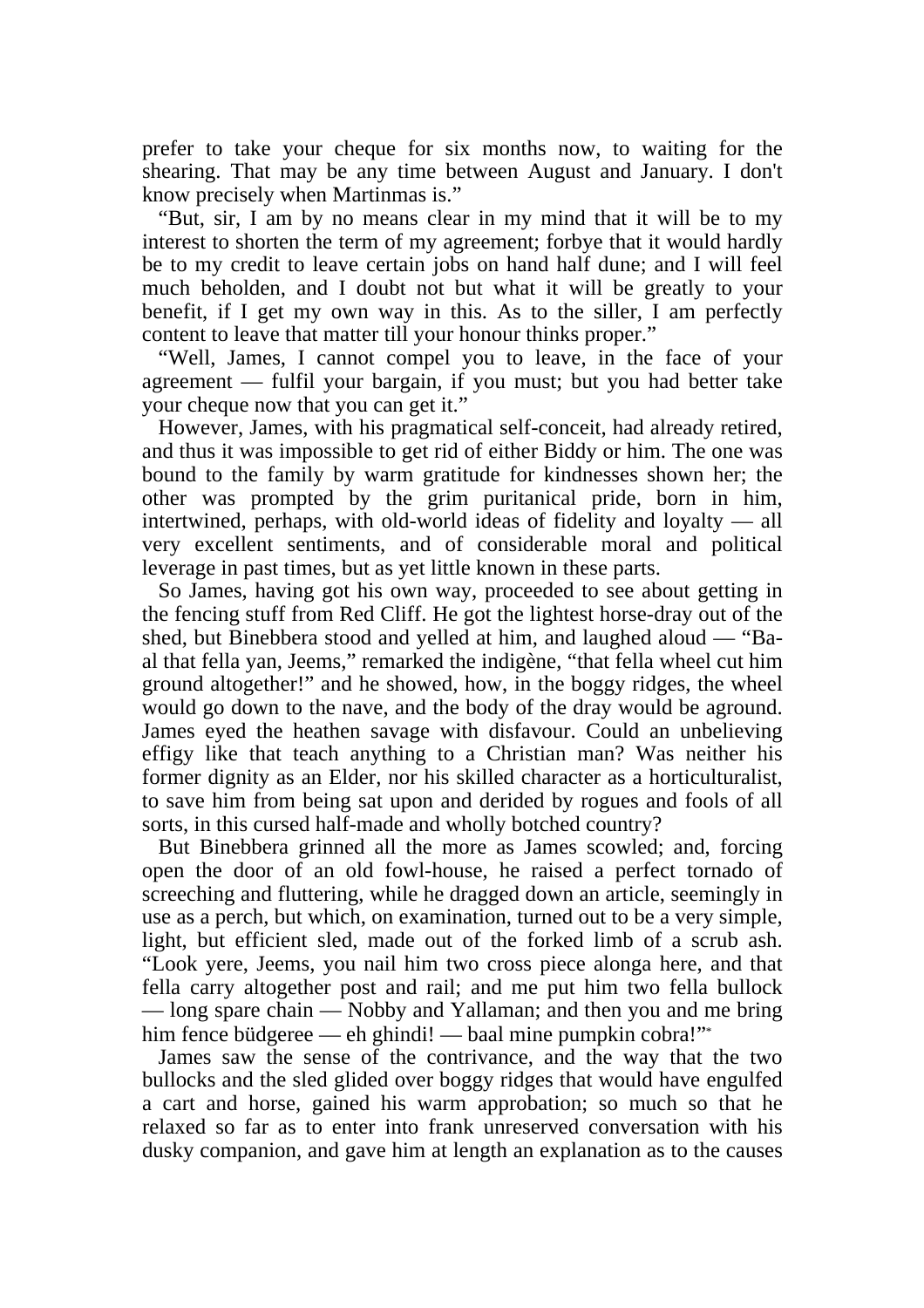prefer to take your cheque for six months now, to waiting for the shearing. That may be any time between August and January. I don't know precisely when Martinmas is."

"But, sir, I am by no means clear in my mind that it will be to my interest to shorten the term of my agreement; forbye that it would hardly be to my credit to leave certain jobs on hand half dune; and I will feel much beholden, and I doubt not but what it will be greatly to your benefit, if I get my own way in this. As to the siller, I am perfectly content to leave that matter till your honour thinks proper."

"Well, James, I cannot compel you to leave, in the face of your agreement — fulfil your bargain, if you must; but you had better take your cheque now that you can get it."

However, James, with his pragmatical self-conceit, had already retired, and thus it was impossible to get rid of either Biddy or him. The one was bound to the family by warm gratitude for kindnesses shown her; the other was prompted by the grim puritanical pride, born in him, intertwined, perhaps, with old-world ideas of fidelity and loyalty — all very excellent sentiments, and of considerable moral and political leverage in past times, but as yet little known in these parts.

So James, having got his own way, proceeded to see about getting in the fencing stuff from Red Cliff. He got the lightest horse-dray out of the shed, but Binebbera stood and yelled at him, and laughed aloud — "Ba-al that fella yan, Jeems," remarked the indigène, "that fella wheel cut him ground altogether!" and he showed, how, in the boggy ridges, the wheel would go down to the nave, and the body of the dray would be aground. James eyed the heathen savage with disfavour. Could an unbelieving effigy like that teach anything to a Christian man? Was neither his former dignity as an Elder, nor his skilled character as a horticulturalist, to save him from being sat upon and derided by rogues and fools of all sorts, in this cursed half-made and wholly botched country?

But Binebbera grinned all the more as James scowled; and, forcing open the door of an old fowl-house, he raised a perfect tornado of screeching and fluttering, while he dragged down an article, seemingly in use as a perch, but which, on examination, turned out to be a very simple, light, but efficient sled, made out of the forked limb of a scrub ash. "Look yere, Jeems, you nail him two cross piece alonga here, and that fella carry altogether post and rail; and me put him two fella bullock — long spare chain — Nobby and Yallaman; and then you and me bring him fence büdgeree — eh ghindi! — baal mine pumpkin cobra!"*

James saw the sense of the contrivance, and the way that the two bullocks and the sled glided over boggy ridges that would have engulfed a cart and horse, gained his warm approbation; so much so that he relaxed so far as to enter into frank unreserved conversation with his dusky companion, and gave him at length an explanation as to the causes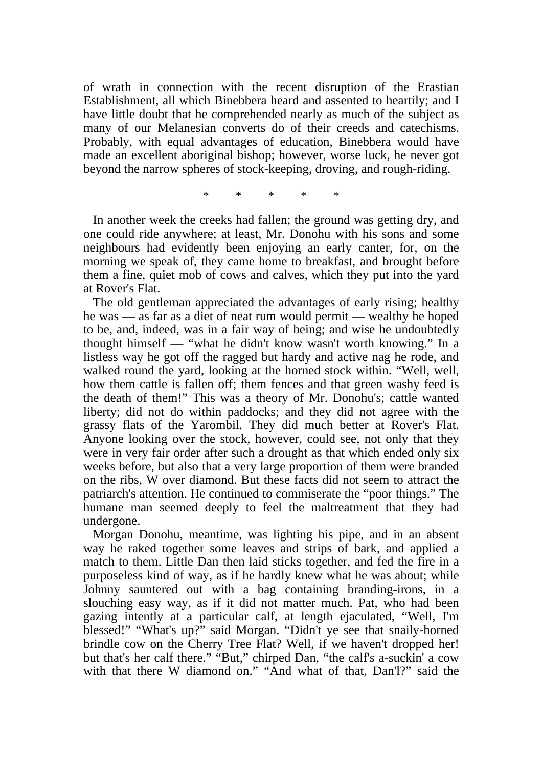of wrath in connection with the recent disruption of the Erastian Establishment, all which Binebbera heard and assented to heartily; and I have little doubt that he comprehended nearly as much of the subject as many of our Melanesian converts do of their creeds and catechisms. Probably, with equal advantages of education, Binebbera would have made an excellent aboriginal bishop; however, worse luck, he never got beyond the narrow spheres of stock-keeping, droving, and rough-riding.

\*       \*       \*       \*       \*

In another week the creeks had fallen; the ground was getting dry, and one could ride anywhere; at least, Mr. Donohu with his sons and some neighbours had evidently been enjoying an early canter, for, on the morning we speak of, they came home to breakfast, and brought before them a fine, quiet mob of cows and calves, which they put into the yard at Rover's Flat.

The old gentleman appreciated the advantages of early rising; healthy he was — as far as a diet of neat rum would permit — wealthy he hoped to be, and, indeed, was in a fair way of being; and wise he undoubtedly thought himself — "what he didn't know wasn't worth knowing." In a listless way he got off the ragged but hardy and active nag he rode, and walked round the yard, looking at the horned stock within. "Well, well, how them cattle is fallen off; them fences and that green washy feed is the death of them!" This was a theory of Mr. Donohu's; cattle wanted liberty; did not do within paddocks; and they did not agree with the grassy flats of the Yarombil. They did much better at Rover's Flat. Anyone looking over the stock, however, could see, not only that they were in very fair order after such a drought as that which ended only six weeks before, but also that a very large proportion of them were branded on the ribs, W over diamond. But these facts did not seem to attract the patriarch's attention. He continued to commiserate the "poor things." The humane man seemed deeply to feel the maltreatment that they had undergone.

Morgan Donohu, meantime, was lighting his pipe, and in an absent way he raked together some leaves and strips of bark, and applied a match to them. Little Dan then laid sticks together, and fed the fire in a purposeless kind of way, as if he hardly knew what he was about; while Johnny sauntered out with a bag containing branding-irons, in a slouching easy way, as if it did not matter much. Pat, who had been gazing intently at a particular calf, at length ejaculated, "Well, I'm blessed!" "What's up?" said Morgan. "Didn't ye see that snaily-horned brindle cow on the Cherry Tree Flat? Well, if we haven't dropped her! but that's her calf there." "But," chirped Dan, "the calf's a-suckin' a cow with that there W diamond on." "And what of that, Dan'l?" said the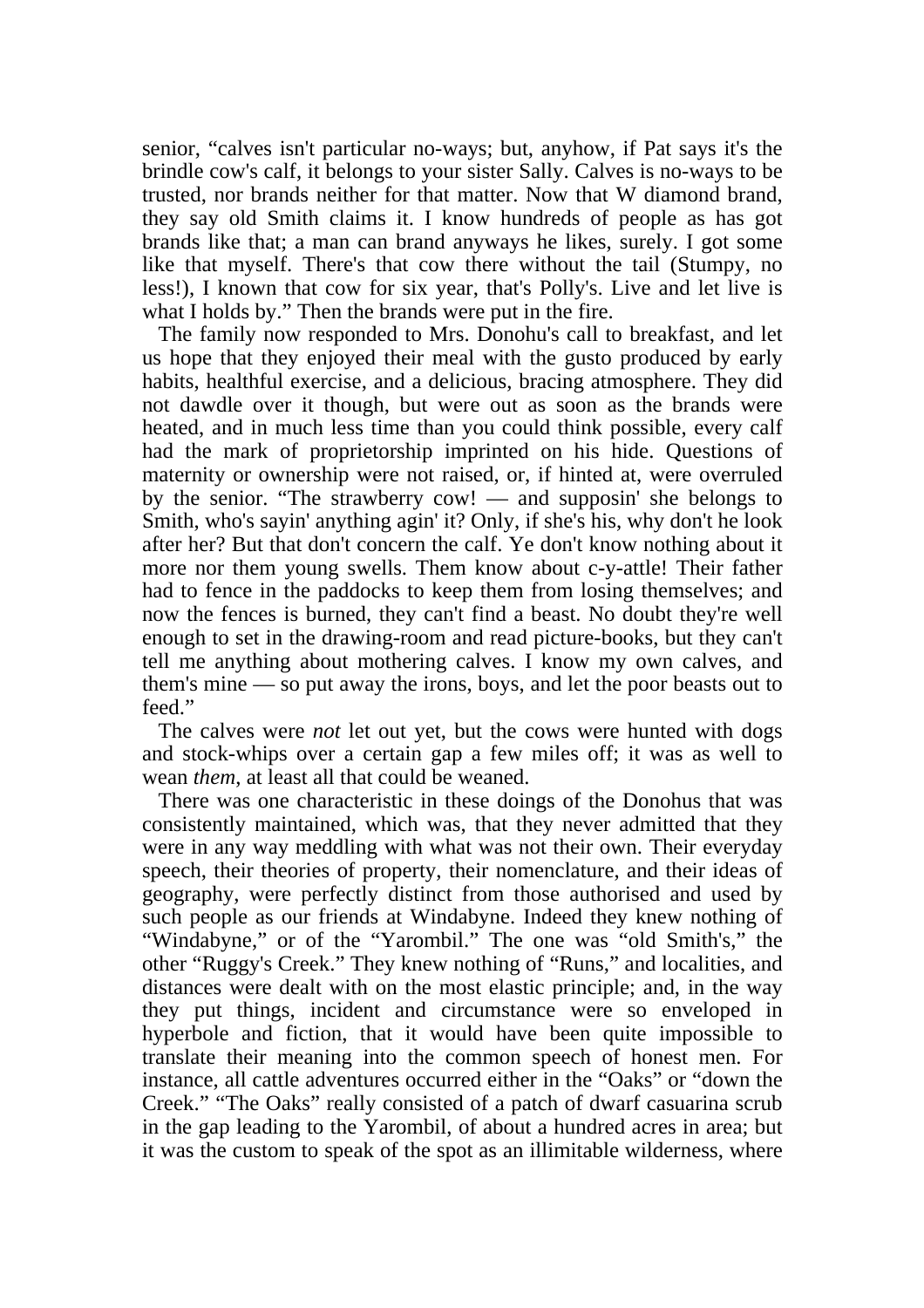senior, "calves isn't particular no-ways; but, anyhow, if Pat says it's the brindle cow's calf, it belongs to your sister Sally. Calves is no-ways to be trusted, nor brands neither for that matter. Now that W diamond brand, they say old Smith claims it. I know hundreds of people as has got brands like that; a man can brand anyways he likes, surely. I got some like that myself. There's that cow there without the tail (Stumpy, no less!), I known that cow for six year, that's Polly's. Live and let live is what I holds by." Then the brands were put in the fire.

The family now responded to Mrs. Donohu's call to breakfast, and let us hope that they enjoyed their meal with the gusto produced by early habits, healthful exercise, and a delicious, bracing atmosphere. They did not dawdle over it though, but were out as soon as the brands were heated, and in much less time than you could think possible, every calf had the mark of proprietorship imprinted on his hide. Questions of maternity or ownership were not raised, or, if hinted at, were overruled by the senior. "The strawberry cow! — and supposin' she belongs to Smith, who's sayin' anything agin' it? Only, if she's his, why don't he look after her? But that don't concern the calf. Ye don't know nothing about it more nor them young swells. Them know about c-y-attle! Their father had to fence in the paddocks to keep them from losing themselves; and now the fences is burned, they can't find a beast. No doubt they're well enough to set in the drawing-room and read picture-books, but they can't tell me anything about mothering calves. I know my own calves, and them's mine — so put away the irons, boys, and let the poor beasts out to feed."

The calves were *not* let out yet, but the cows were hunted with dogs and stock-whips over a certain gap a few miles off; it was as well to wean *them*, at least all that could be weaned.

There was one characteristic in these doings of the Donohus that was consistently maintained, which was, that they never admitted that they were in any way meddling with what was not their own. Their everyday speech, their theories of property, their nomenclature, and their ideas of geography, were perfectly distinct from those authorised and used by such people as our friends at Windabyne. Indeed they knew nothing of "Windabyne," or of the "Yarombil." The one was "old Smith's," the other "Ruggy's Creek." They knew nothing of "Runs," and localities, and distances were dealt with on the most elastic principle; and, in the way they put things, incident and circumstance were so enveloped in hyperbole and fiction, that it would have been quite impossible to translate their meaning into the common speech of honest men. For instance, all cattle adventures occurred either in the "Oaks" or "down the Creek." "The Oaks" really consisted of a patch of dwarf casuarina scrub in the gap leading to the Yarombil, of about a hundred acres in area; but it was the custom to speak of the spot as an illimitable wilderness, where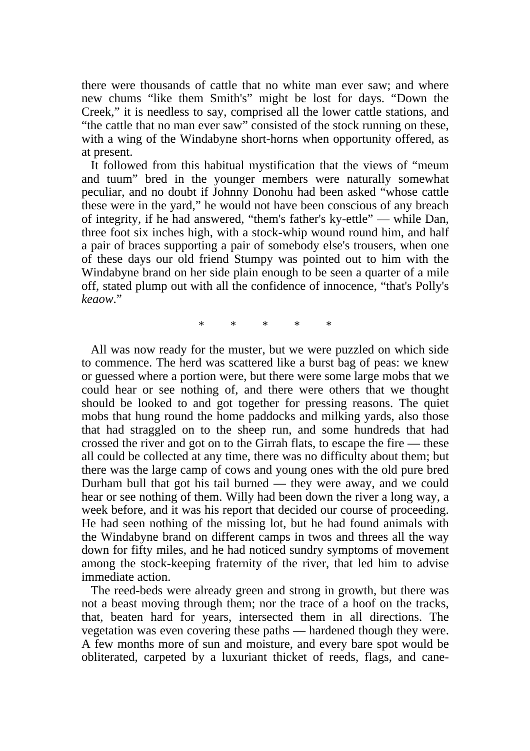there were thousands of cattle that no white man ever saw; and where new chums "like them Smith's" might be lost for days. "Down the Creek," it is needless to say, comprised all the lower cattle stations, and "the cattle that no man ever saw" consisted of the stock running on these, with a wing of the Windabyne short-horns when opportunity offered, as at present.

It followed from this habitual mystification that the views of "meum and tuum" bred in the younger members were naturally somewhat peculiar, and no doubt if Johnny Donohu had been asked "whose cattle these were in the yard," he would not have been conscious of any breach of integrity, if he had answered, "them's father's ky-ettle" — while Dan, three foot six inches high, with a stock-whip wound round him, and half a pair of braces supporting a pair of somebody else's trousers, when one of these days our old friend Stumpy was pointed out to him with the Windabyne brand on her side plain enough to be seen a quarter of a mile off, stated plump out with all the confidence of innocence, "that's Polly's *keaow*."

\* \* \* \* \*

All was now ready for the muster, but we were puzzled on which side to commence. The herd was scattered like a burst bag of peas: we knew or guessed where a portion were, but there were some large mobs that we could hear or see nothing of, and there were others that we thought should be looked to and got together for pressing reasons. The quiet mobs that hung round the home paddocks and milking yards, also those that had straggled on to the sheep run, and some hundreds that had crossed the river and got on to the Girrah flats, to escape the fire — these all could be collected at any time, there was no difficulty about them; but there was the large camp of cows and young ones with the old pure bred Durham bull that got his tail burned — they were away, and we could hear or see nothing of them. Willy had been down the river a long way, a week before, and it was his report that decided our course of proceeding. He had seen nothing of the missing lot, but he had found animals with the Windabyne brand on different camps in twos and threes all the way down for fifty miles, and he had noticed sundry symptoms of movement among the stock-keeping fraternity of the river, that led him to advise immediate action.

The reed-beds were already green and strong in growth, but there was not a beast moving through them; nor the trace of a hoof on the tracks, that, beaten hard for years, intersected them in all directions. The vegetation was even covering these paths — hardened though they were. A few months more of sun and moisture, and every bare spot would be obliterated, carpeted by a luxuriant thicket of reeds, flags, and cane-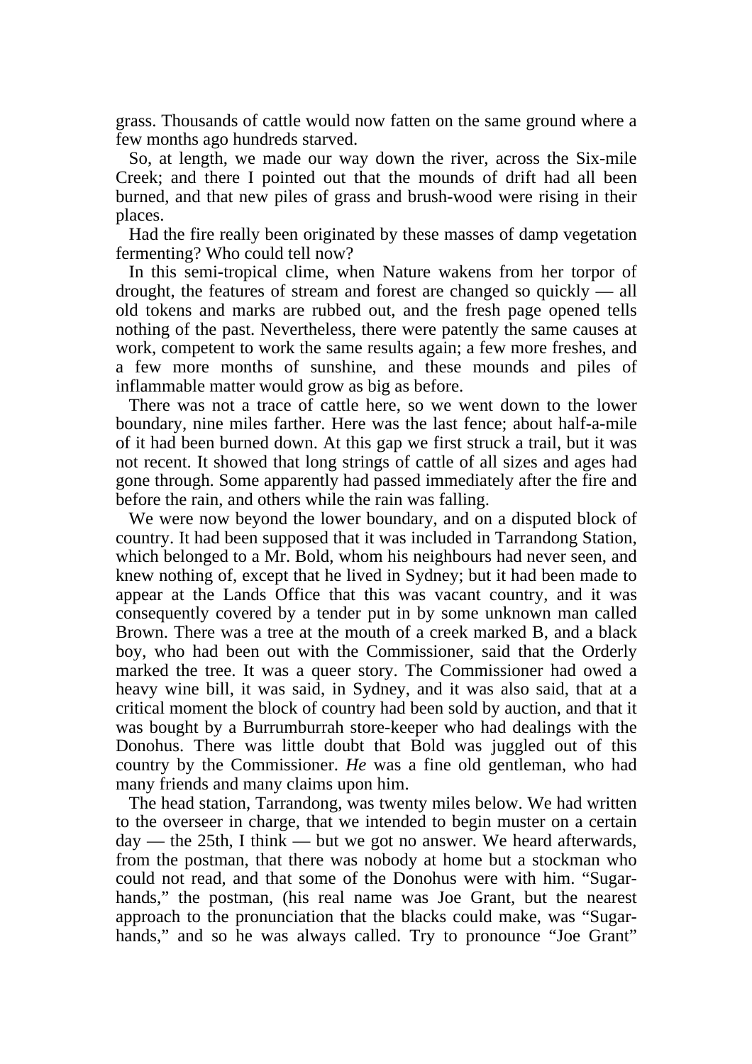grass. Thousands of cattle would now fatten on the same ground where a few months ago hundreds starved.

So, at length, we made our way down the river, across the Six-mile Creek; and there I pointed out that the mounds of drift had all been burned, and that new piles of grass and brush-wood were rising in their places.

Had the fire really been originated by these masses of damp vegetation fermenting? Who could tell now?

In this semi-tropical clime, when Nature wakens from her torpor of drought, the features of stream and forest are changed so quickly — all old tokens and marks are rubbed out, and the fresh page opened tells nothing of the past. Nevertheless, there were patently the same causes at work, competent to work the same results again; a few more freshes, and a few more months of sunshine, and these mounds and piles of inflammable matter would grow as big as before.

There was not a trace of cattle here, so we went down to the lower boundary, nine miles farther. Here was the last fence; about half-a-mile of it had been burned down. At this gap we first struck a trail, but it was not recent. It showed that long strings of cattle of all sizes and ages had gone through. Some apparently had passed immediately after the fire and before the rain, and others while the rain was falling.

We were now beyond the lower boundary, and on a disputed block of country. It had been supposed that it was included in Tarrandong Station, which belonged to a Mr. Bold, whom his neighbours had never seen, and knew nothing of, except that he lived in Sydney; but it had been made to appear at the Lands Office that this was vacant country, and it was consequently covered by a tender put in by some unknown man called Brown. There was a tree at the mouth of a creek marked B, and a black boy, who had been out with the Commissioner, said that the Orderly marked the tree. It was a queer story. The Commissioner had owed a heavy wine bill, it was said, in Sydney, and it was also said, that at a critical moment the block of country had been sold by auction, and that it was bought by a Burrumburrah store-keeper who had dealings with the Donohus. There was little doubt that Bold was juggled out of this country by the Commissioner. *He* was a fine old gentleman, who had many friends and many claims upon him.

The head station, Tarrandong, was twenty miles below. We had written to the overseer in charge, that we intended to begin muster on a certain day — the 25th, I think — but we got no answer. We heard afterwards, from the postman, that there was nobody at home but a stockman who could not read, and that some of the Donohus were with him. "Sugar-hands," the postman, (his real name was Joe Grant, but the nearest approach to the pronunciation that the blacks could make, was "Sugar-hands," and so he was always called. Try to pronounce "Joe Grant"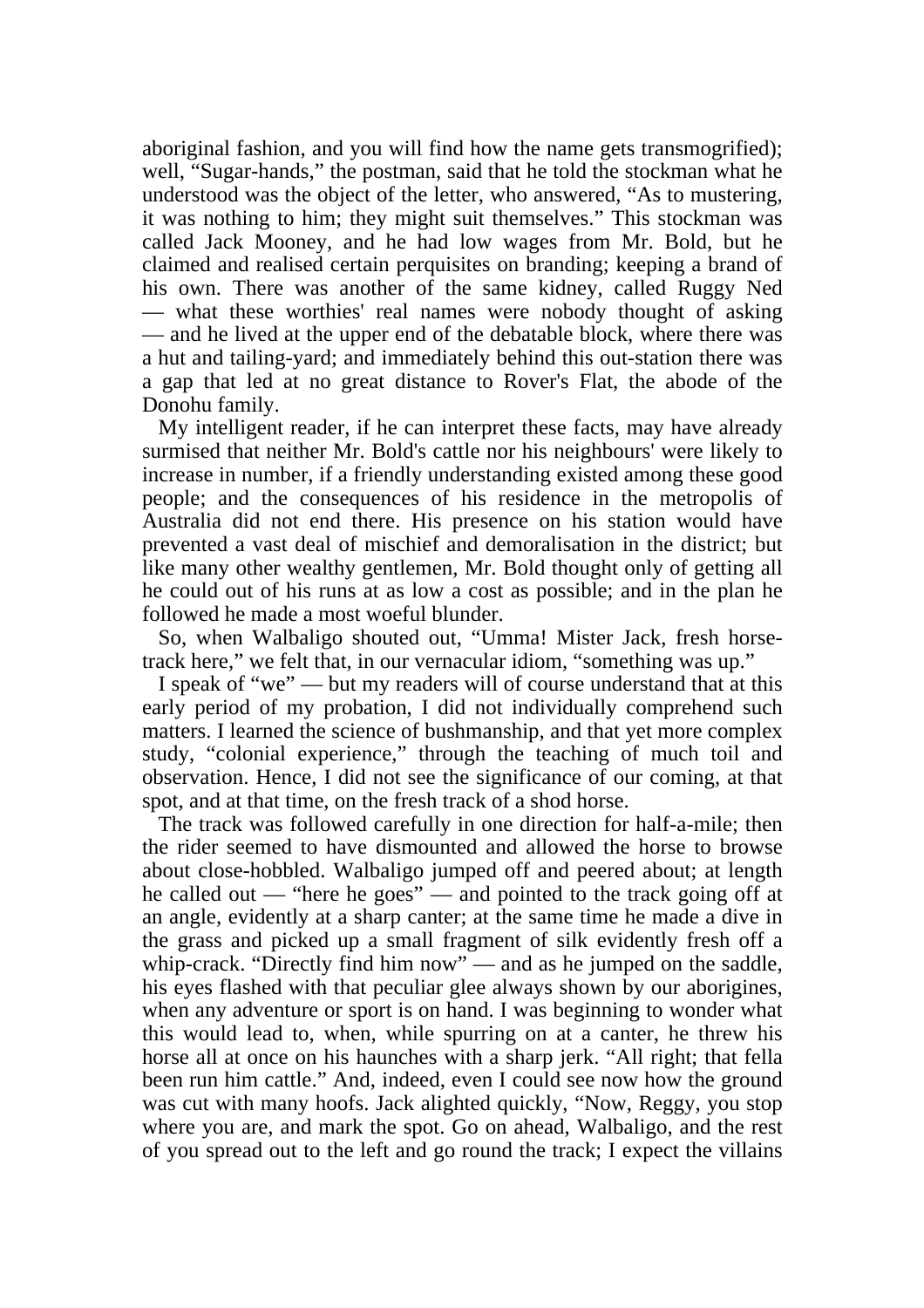aboriginal fashion, and you will find how the name gets transmogrified); well, "Sugar-hands," the postman, said that he told the stockman what he understood was the object of the letter, who answered, "As to mustering, it was nothing to him; they might suit themselves." This stockman was called Jack Mooney, and he had low wages from Mr. Bold, but he claimed and realised certain perquisites on branding; keeping a brand of his own. There was another of the same kidney, called Ruggy Ned — what these worthies' real names were nobody thought of asking — and he lived at the upper end of the debatable block, where there was a hut and tailing-yard; and immediately behind this out-station there was a gap that led at no great distance to Rover's Flat, the abode of the Donohu family.

My intelligent reader, if he can interpret these facts, may have already surmised that neither Mr. Bold's cattle nor his neighbours' were likely to increase in number, if a friendly understanding existed among these good people; and the consequences of his residence in the metropolis of Australia did not end there. His presence on his station would have prevented a vast deal of mischief and demoralisation in the district; but like many other wealthy gentlemen, Mr. Bold thought only of getting all he could out of his runs at as low a cost as possible; and in the plan he followed he made a most woeful blunder.

So, when Walbaligo shouted out, "Umma! Mister Jack, fresh horse-track here," we felt that, in our vernacular idiom, "something was up."

I speak of "we" — but my readers will of course understand that at this early period of my probation, I did not individually comprehend such matters. I learned the science of bushmanship, and that yet more complex study, "colonial experience," through the teaching of much toil and observation. Hence, I did not see the significance of our coming, at that spot, and at that time, on the fresh track of a shod horse.

The track was followed carefully in one direction for half-a-mile; then the rider seemed to have dismounted and allowed the horse to browse about close-hobbled. Walbaligo jumped off and peered about; at length he called out — "here he goes" — and pointed to the track going off at an angle, evidently at a sharp canter; at the same time he made a dive in the grass and picked up a small fragment of silk evidently fresh off a whip-crack. "Directly find him now" — and as he jumped on the saddle, his eyes flashed with that peculiar glee always shown by our aborigines, when any adventure or sport is on hand. I was beginning to wonder what this would lead to, when, while spurring on at a canter, he threw his horse all at once on his haunches with a sharp jerk. "All right; that fella been run him cattle." And, indeed, even I could see now how the ground was cut with many hoofs. Jack alighted quickly, "Now, Reggy, you stop where you are, and mark the spot. Go on ahead, Walbaligo, and the rest of you spread out to the left and go round the track; I expect the villains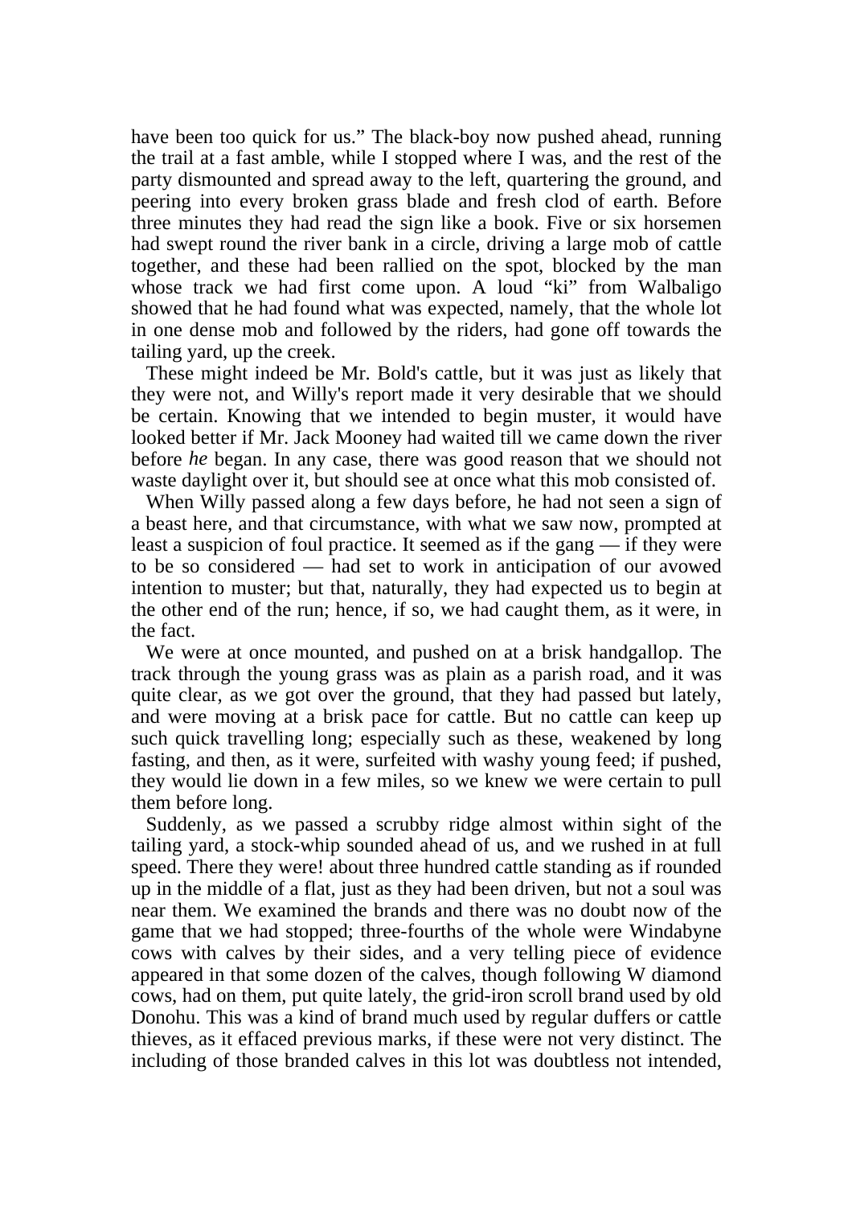have been too quick for us." The black-boy now pushed ahead, running the trail at a fast amble, while I stopped where I was, and the rest of the party dismounted and spread away to the left, quartering the ground, and peering into every broken grass blade and fresh clod of earth. Before three minutes they had read the sign like a book. Five or six horsemen had swept round the river bank in a circle, driving a large mob of cattle together, and these had been rallied on the spot, blocked by the man whose track we had first come upon. A loud "ki" from Walbaligo showed that he had found what was expected, namely, that the whole lot in one dense mob and followed by the riders, had gone off towards the tailing yard, up the creek.

These might indeed be Mr. Bold's cattle, but it was just as likely that they were not, and Willy's report made it very desirable that we should be certain. Knowing that we intended to begin muster, it would have looked better if Mr. Jack Mooney had waited till we came down the river before *he* began. In any case, there was good reason that we should not waste daylight over it, but should see at once what this mob consisted of.

When Willy passed along a few days before, he had not seen a sign of a beast here, and that circumstance, with what we saw now, prompted at least a suspicion of foul practice. It seemed as if the gang — if they were to be so considered — had set to work in anticipation of our avowed intention to muster; but that, naturally, they had expected us to begin at the other end of the run; hence, if so, we had caught them, as it were, in the fact.

We were at once mounted, and pushed on at a brisk handgallop. The track through the young grass was as plain as a parish road, and it was quite clear, as we got over the ground, that they had passed but lately, and were moving at a brisk pace for cattle. But no cattle can keep up such quick travelling long; especially such as these, weakened by long fasting, and then, as it were, surfeited with washy young feed; if pushed, they would lie down in a few miles, so we knew we were certain to pull them before long.

Suddenly, as we passed a scrubby ridge almost within sight of the tailing yard, a stock-whip sounded ahead of us, and we rushed in at full speed. There they were! about three hundred cattle standing as if rounded up in the middle of a flat, just as they had been driven, but not a soul was near them. We examined the brands and there was no doubt now of the game that we had stopped; three-fourths of the whole were Windabyne cows with calves by their sides, and a very telling piece of evidence appeared in that some dozen of the calves, though following W diamond cows, had on them, put quite lately, the grid-iron scroll brand used by old Donohu. This was a kind of brand much used by regular duffers or cattle thieves, as it effaced previous marks, if these were not very distinct. The including of those branded calves in this lot was doubtless not intended,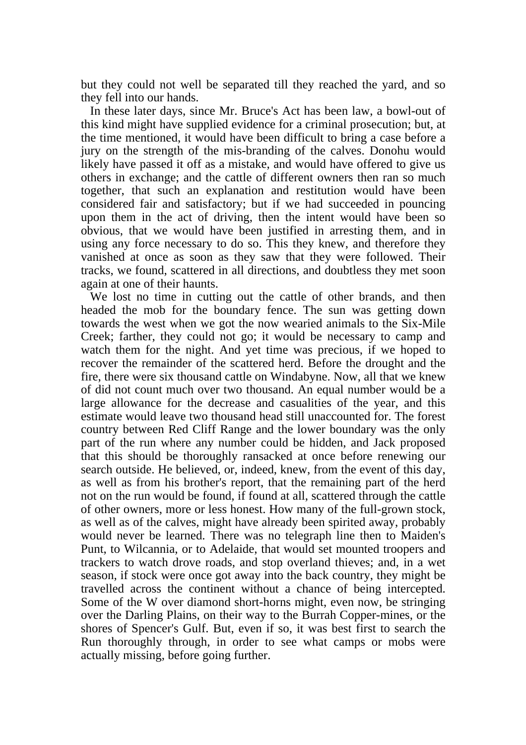but they could not well be separated till they reached the yard, and so they fell into our hands.

In these later days, since Mr. Bruce's Act has been law, a bowl-out of this kind might have supplied evidence for a criminal prosecution; but, at the time mentioned, it would have been difficult to bring a case before a jury on the strength of the mis-branding of the calves. Donohu would likely have passed it off as a mistake, and would have offered to give us others in exchange; and the cattle of different owners then ran so much together, that such an explanation and restitution would have been considered fair and satisfactory; but if we had succeeded in pouncing upon them in the act of driving, then the intent would have been so obvious, that we would have been justified in arresting them, and in using any force necessary to do so. This they knew, and therefore they vanished at once as soon as they saw that they were followed. Their tracks, we found, scattered in all directions, and doubtless they met soon again at one of their haunts.

We lost no time in cutting out the cattle of other brands, and then headed the mob for the boundary fence. The sun was getting down towards the west when we got the now wearied animals to the Six-Mile Creek; farther, they could not go; it would be necessary to camp and watch them for the night. And yet time was precious, if we hoped to recover the remainder of the scattered herd. Before the drought and the fire, there were six thousand cattle on Windabyne. Now, all that we knew of did not count much over two thousand. An equal number would be a large allowance for the decrease and casualities of the year, and this estimate would leave two thousand head still unaccounted for. The forest country between Red Cliff Range and the lower boundary was the only part of the run where any number could be hidden, and Jack proposed that this should be thoroughly ransacked at once before renewing our search outside. He believed, or, indeed, knew, from the event of this day, as well as from his brother's report, that the remaining part of the herd not on the run would be found, if found at all, scattered through the cattle of other owners, more or less honest. How many of the full-grown stock, as well as of the calves, might have already been spirited away, probably would never be learned. There was no telegraph line then to Maiden's Punt, to Wilcannia, or to Adelaide, that would set mounted troopers and trackers to watch drove roads, and stop overland thieves; and, in a wet season, if stock were once got away into the back country, they might be travelled across the continent without a chance of being intercepted. Some of the W over diamond short-horns might, even now, be stringing over the Darling Plains, on their way to the Burrah Copper-mines, or the shores of Spencer's Gulf. But, even if so, it was best first to search the Run thoroughly through, in order to see what camps or mobs were actually missing, before going further.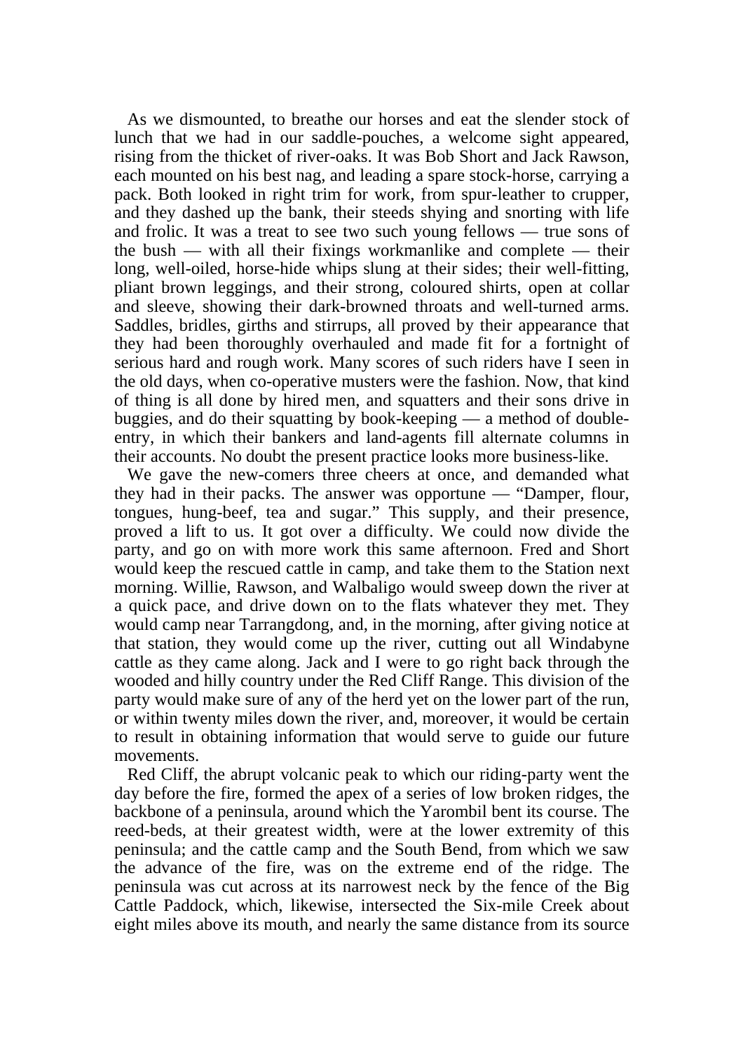As we dismounted, to breathe our horses and eat the slender stock of lunch that we had in our saddle-pouches, a welcome sight appeared, rising from the thicket of river-oaks. It was Bob Short and Jack Rawson, each mounted on his best nag, and leading a spare stock-horse, carrying a pack. Both looked in right trim for work, from spur-leather to crupper, and they dashed up the bank, their steeds shying and snorting with life and frolic. It was a treat to see two such young fellows — true sons of the bush — with all their fixings workmanlike and complete — their long, well-oiled, horse-hide whips slung at their sides; their well-fitting, pliant brown leggings, and their strong, coloured shirts, open at collar and sleeve, showing their dark-browned throats and well-turned arms. Saddles, bridles, girths and stirrups, all proved by their appearance that they had been thoroughly overhauled and made fit for a fortnight of serious hard and rough work. Many scores of such riders have I seen in the old days, when co-operative musters were the fashion. Now, that kind of thing is all done by hired men, and squatters and their sons drive in buggies, and do their squatting by book-keeping — a method of double-entry, in which their bankers and land-agents fill alternate columns in their accounts. No doubt the present practice looks more business-like.

We gave the new-comers three cheers at once, and demanded what they had in their packs. The answer was opportune — "Damper, flour, tongues, hung-beef, tea and sugar." This supply, and their presence, proved a lift to us. It got over a difficulty. We could now divide the party, and go on with more work this same afternoon. Fred and Short would keep the rescued cattle in camp, and take them to the Station next morning. Willie, Rawson, and Walbaligo would sweep down the river at a quick pace, and drive down on to the flats whatever they met. They would camp near Tarrangdong, and, in the morning, after giving notice at that station, they would come up the river, cutting out all Windabyne cattle as they came along. Jack and I were to go right back through the wooded and hilly country under the Red Cliff Range. This division of the party would make sure of any of the herd yet on the lower part of the run, or within twenty miles down the river, and, moreover, it would be certain to result in obtaining information that would serve to guide our future movements.

Red Cliff, the abrupt volcanic peak to which our riding-party went the day before the fire, formed the apex of a series of low broken ridges, the backbone of a peninsula, around which the Yarombil bent its course. The reed-beds, at their greatest width, were at the lower extremity of this peninsula; and the cattle camp and the South Bend, from which we saw the advance of the fire, was on the extreme end of the ridge. The peninsula was cut across at its narrowest neck by the fence of the Big Cattle Paddock, which, likewise, intersected the Six-mile Creek about eight miles above its mouth, and nearly the same distance from its source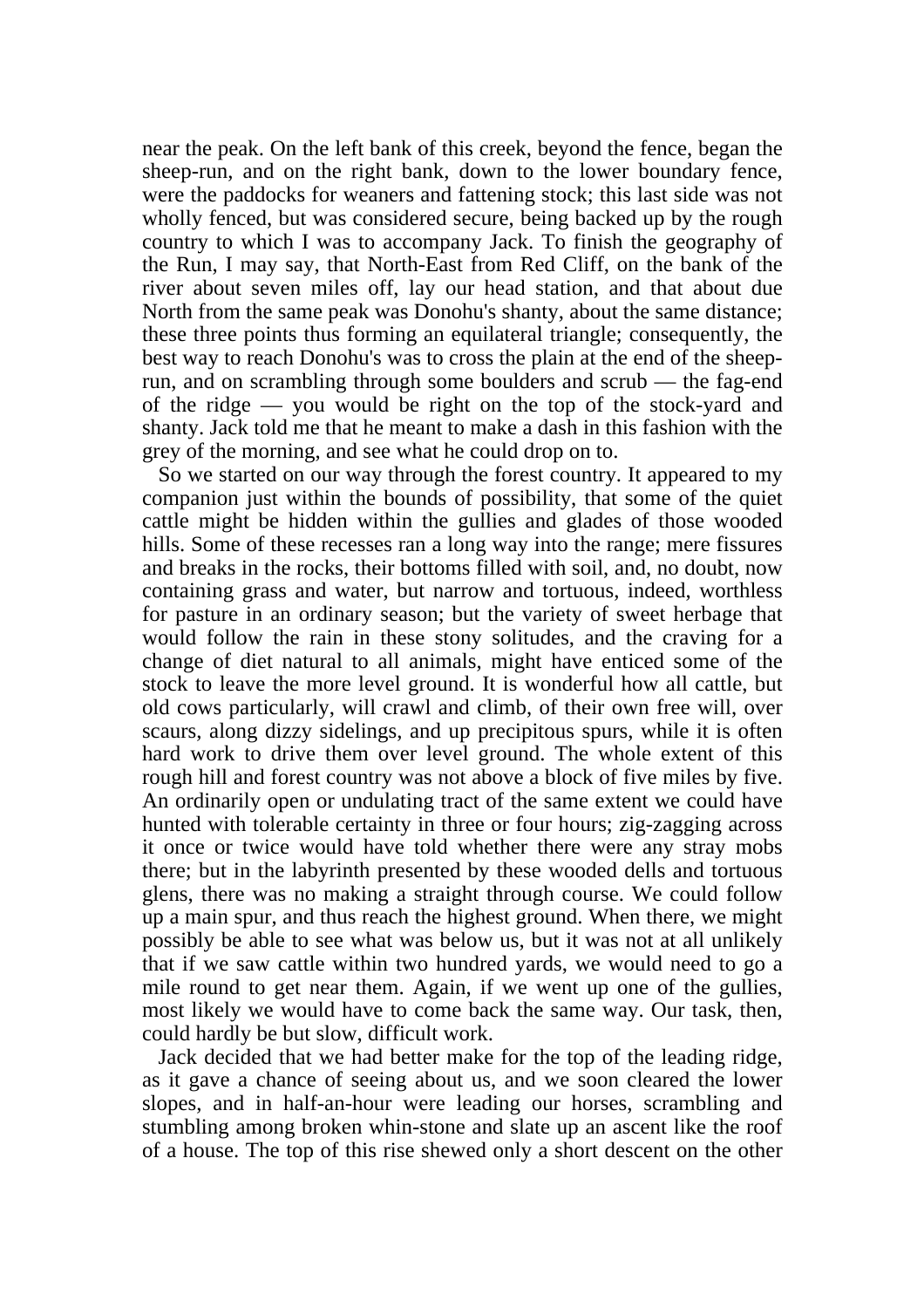near the peak. On the left bank of this creek, beyond the fence, began the sheep-run, and on the right bank, down to the lower boundary fence, were the paddocks for weaners and fattening stock; this last side was not wholly fenced, but was considered secure, being backed up by the rough country to which I was to accompany Jack. To finish the geography of the Run, I may say, that North-East from Red Cliff, on the bank of the river about seven miles off, lay our head station, and that about due North from the same peak was Donohu's shanty, about the same distance; these three points thus forming an equilateral triangle; consequently, the best way to reach Donohu's was to cross the plain at the end of the sheep-run, and on scrambling through some boulders and scrub — the fag-end of the ridge — you would be right on the top of the stock-yard and shanty. Jack told me that he meant to make a dash in this fashion with the grey of the morning, and see what he could drop on to.

So we started on our way through the forest country. It appeared to my companion just within the bounds of possibility, that some of the quiet cattle might be hidden within the gullies and glades of those wooded hills. Some of these recesses ran a long way into the range; mere fissures and breaks in the rocks, their bottoms filled with soil, and, no doubt, now containing grass and water, but narrow and tortuous, indeed, worthless for pasture in an ordinary season; but the variety of sweet herbage that would follow the rain in these stony solitudes, and the craving for a change of diet natural to all animals, might have enticed some of the stock to leave the more level ground. It is wonderful how all cattle, but old cows particularly, will crawl and climb, of their own free will, over scaurs, along dizzy sidelings, and up precipitous spurs, while it is often hard work to drive them over level ground. The whole extent of this rough hill and forest country was not above a block of five miles by five. An ordinarily open or undulating tract of the same extent we could have hunted with tolerable certainty in three or four hours; zig-zagging across it once or twice would have told whether there were any stray mobs there; but in the labyrinth presented by these wooded dells and tortuous glens, there was no making a straight through course. We could follow up a main spur, and thus reach the highest ground. When there, we might possibly be able to see what was below us, but it was not at all unlikely that if we saw cattle within two hundred yards, we would need to go a mile round to get near them. Again, if we went up one of the gullies, most likely we would have to come back the same way. Our task, then, could hardly be but slow, difficult work.

Jack decided that we had better make for the top of the leading ridge, as it gave a chance of seeing about us, and we soon cleared the lower slopes, and in half-an-hour were leading our horses, scrambling and stumbling among broken whin-stone and slate up an ascent like the roof of a house. The top of this rise shewed only a short descent on the other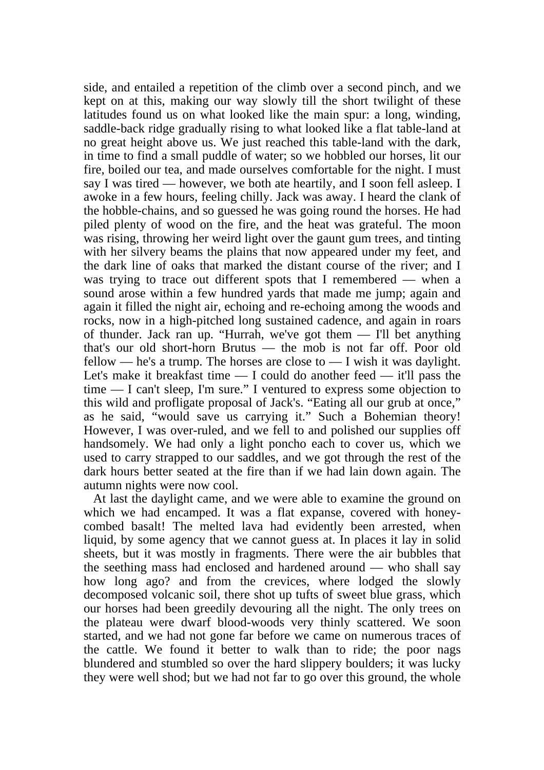side, and entailed a repetition of the climb over a second pinch, and we kept on at this, making our way slowly till the short twilight of these latitudes found us on what looked like the main spur: a long, winding, saddle-back ridge gradually rising to what looked like a flat table-land at no great height above us. We just reached this table-land with the dark, in time to find a small puddle of water; so we hobbled our horses, lit our fire, boiled our tea, and made ourselves comfortable for the night. I must say I was tired — however, we both ate heartily, and I soon fell asleep. I awoke in a few hours, feeling chilly. Jack was away. I heard the clank of the hobble-chains, and so guessed he was going round the horses. He had piled plenty of wood on the fire, and the heat was grateful. The moon was rising, throwing her weird light over the gaunt gum trees, and tinting with her silvery beams the plains that now appeared under my feet, and the dark line of oaks that marked the distant course of the river; and I was trying to trace out different spots that I remembered — when a sound arose within a few hundred yards that made me jump; again and again it filled the night air, echoing and re-echoing among the woods and rocks, now in a high-pitched long sustained cadence, and again in roars of thunder. Jack ran up. "Hurrah, we've got them — I'll bet anything that's our old short-horn Brutus — the mob is not far off. Poor old fellow — he's a trump. The horses are close to — I wish it was daylight. Let's make it breakfast time — I could do another feed — it'll pass the time — I can't sleep, I'm sure." I ventured to express some objection to this wild and profligate proposal of Jack's. "Eating all our grub at once," as he said, "would save us carrying it." Such a Bohemian theory! However, I was over-ruled, and we fell to and polished our supplies off handsomely. We had only a light poncho each to cover us, which we used to carry strapped to our saddles, and we got through the rest of the dark hours better seated at the fire than if we had lain down again. The autumn nights were now cool.

At last the daylight came, and we were able to examine the ground on which we had encamped. It was a flat expanse, covered with honey-combed basalt! The melted lava had evidently been arrested, when liquid, by some agency that we cannot guess at. In places it lay in solid sheets, but it was mostly in fragments. There were the air bubbles that the seething mass had enclosed and hardened around — who shall say how long ago? and from the crevices, where lodged the slowly decomposed volcanic soil, there shot up tufts of sweet blue grass, which our horses had been greedily devouring all the night. The only trees on the plateau were dwarf blood-woods very thinly scattered. We soon started, and we had not gone far before we came on numerous traces of the cattle. We found it better to walk than to ride; the poor nags blundered and stumbled so over the hard slippery boulders; it was lucky they were well shod; but we had not far to go over this ground, the whole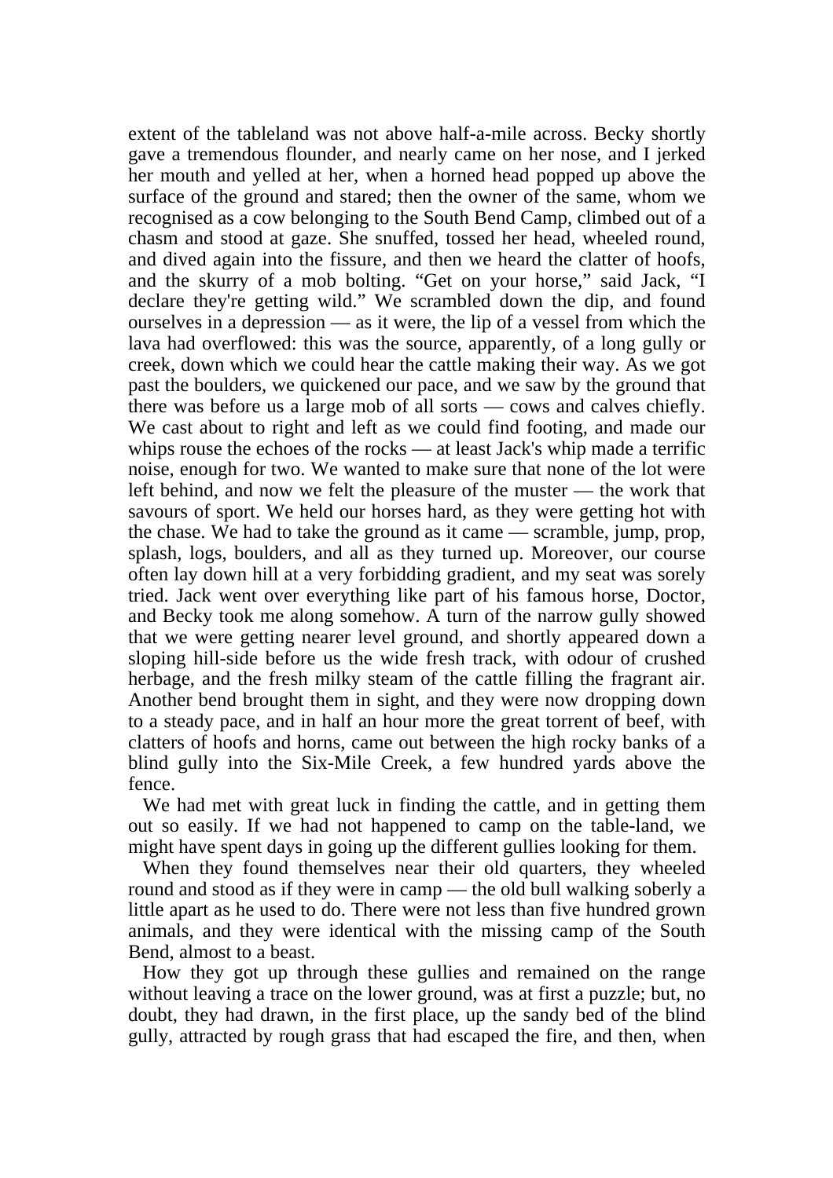extent of the tableland was not above half-a-mile across. Becky shortly gave a tremendous flounder, and nearly came on her nose, and I jerked her mouth and yelled at her, when a horned head popped up above the surface of the ground and stared; then the owner of the same, whom we recognised as a cow belonging to the South Bend Camp, climbed out of a chasm and stood at gaze. She snuffed, tossed her head, wheeled round, and dived again into the fissure, and then we heard the clatter of hoofs, and the skurry of a mob bolting. "Get on your horse," said Jack, "I declare they're getting wild." We scrambled down the dip, and found ourselves in a depression — as it were, the lip of a vessel from which the lava had overflowed: this was the source, apparently, of a long gully or creek, down which we could hear the cattle making their way. As we got past the boulders, we quickened our pace, and we saw by the ground that there was before us a large mob of all sorts — cows and calves chiefly. We cast about to right and left as we could find footing, and made our whips rouse the echoes of the rocks — at least Jack's whip made a terrific noise, enough for two. We wanted to make sure that none of the lot were left behind, and now we felt the pleasure of the muster — the work that savours of sport. We held our horses hard, as they were getting hot with the chase. We had to take the ground as it came — scramble, jump, prop, splash, logs, boulders, and all as they turned up. Moreover, our course often lay down hill at a very forbidding gradient, and my seat was sorely tried. Jack went over everything like part of his famous horse, Doctor, and Becky took me along somehow. A turn of the narrow gully showed that we were getting nearer level ground, and shortly appeared down a sloping hill-side before us the wide fresh track, with odour of crushed herbage, and the fresh milky steam of the cattle filling the fragrant air. Another bend brought them in sight, and they were now dropping down to a steady pace, and in half an hour more the great torrent of beef, with clatters of hoofs and horns, came out between the high rocky banks of a blind gully into the Six-Mile Creek, a few hundred yards above the fence.

We had met with great luck in finding the cattle, and in getting them out so easily. If we had not happened to camp on the table-land, we might have spent days in going up the different gullies looking for them.

When they found themselves near their old quarters, they wheeled round and stood as if they were in camp — the old bull walking soberly a little apart as he used to do. There were not less than five hundred grown animals, and they were identical with the missing camp of the South Bend, almost to a beast.

How they got up through these gullies and remained on the range without leaving a trace on the lower ground, was at first a puzzle; but, no doubt, they had drawn, in the first place, up the sandy bed of the blind gully, attracted by rough grass that had escaped the fire, and then, when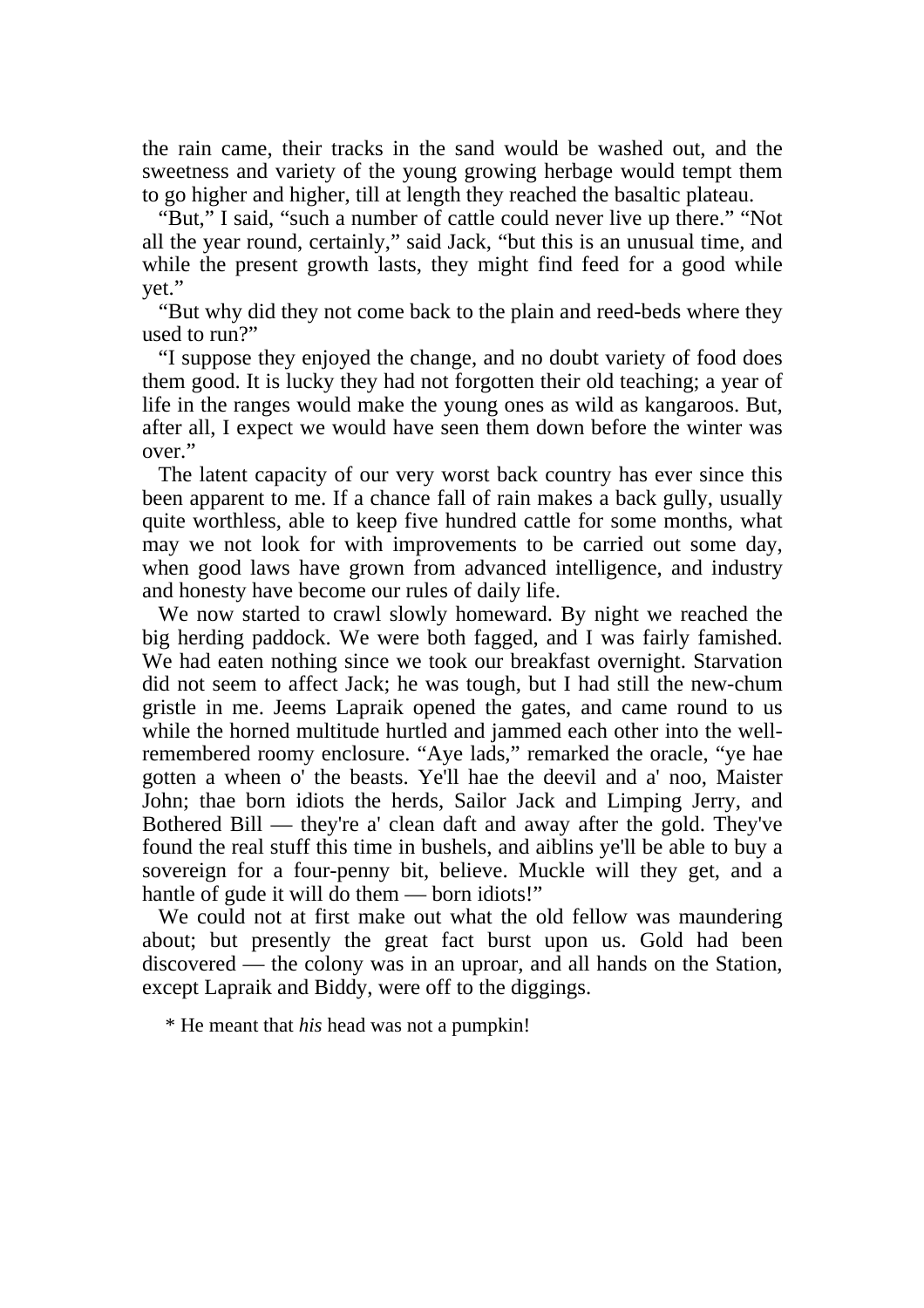the rain came, their tracks in the sand would be washed out, and the sweetness and variety of the young growing herbage would tempt them to go higher and higher, till at length they reached the basaltic plateau.

"But," I said, "such a number of cattle could never live up there." "Not all the year round, certainly," said Jack, "but this is an unusual time, and while the present growth lasts, they might find feed for a good while yet."

"But why did they not come back to the plain and reed-beds where they used to run?"

"I suppose they enjoyed the change, and no doubt variety of food does them good. It is lucky they had not forgotten their old teaching; a year of life in the ranges would make the young ones as wild as kangaroos. But, after all, I expect we would have seen them down before the winter was over."

The latent capacity of our very worst back country has ever since this been apparent to me. If a chance fall of rain makes a back gully, usually quite worthless, able to keep five hundred cattle for some months, what may we not look for with improvements to be carried out some day, when good laws have grown from advanced intelligence, and industry and honesty have become our rules of daily life.

We now started to crawl slowly homeward. By night we reached the big herding paddock. We were both fagged, and I was fairly famished. We had eaten nothing since we took our breakfast overnight. Starvation did not seem to affect Jack; he was tough, but I had still the new-chum gristle in me. Jeems Lapraik opened the gates, and came round to us while the horned multitude hurtled and jammed each other into the well-remembered roomy enclosure. "Aye lads," remarked the oracle, "ye hae gotten a wheen o' the beasts. Ye'll hae the deevil and a' noo, Maister John; thae born idiots the herds, Sailor Jack and Limping Jerry, and Bothered Bill — they're a' clean daft and away after the gold. They've found the real stuff this time in bushels, and aiblins ye'll be able to buy a sovereign for a four-penny bit, believe. Muckle will they get, and a hantle of gude it will do them — born idiots!"

We could not at first make out what the old fellow was maundering about; but presently the great fact burst upon us. Gold had been discovered — the colony was in an uproar, and all hands on the Station, except Lapraik and Biddy, were off to the diggings.

\* He meant that *his* head was not a pumpkin!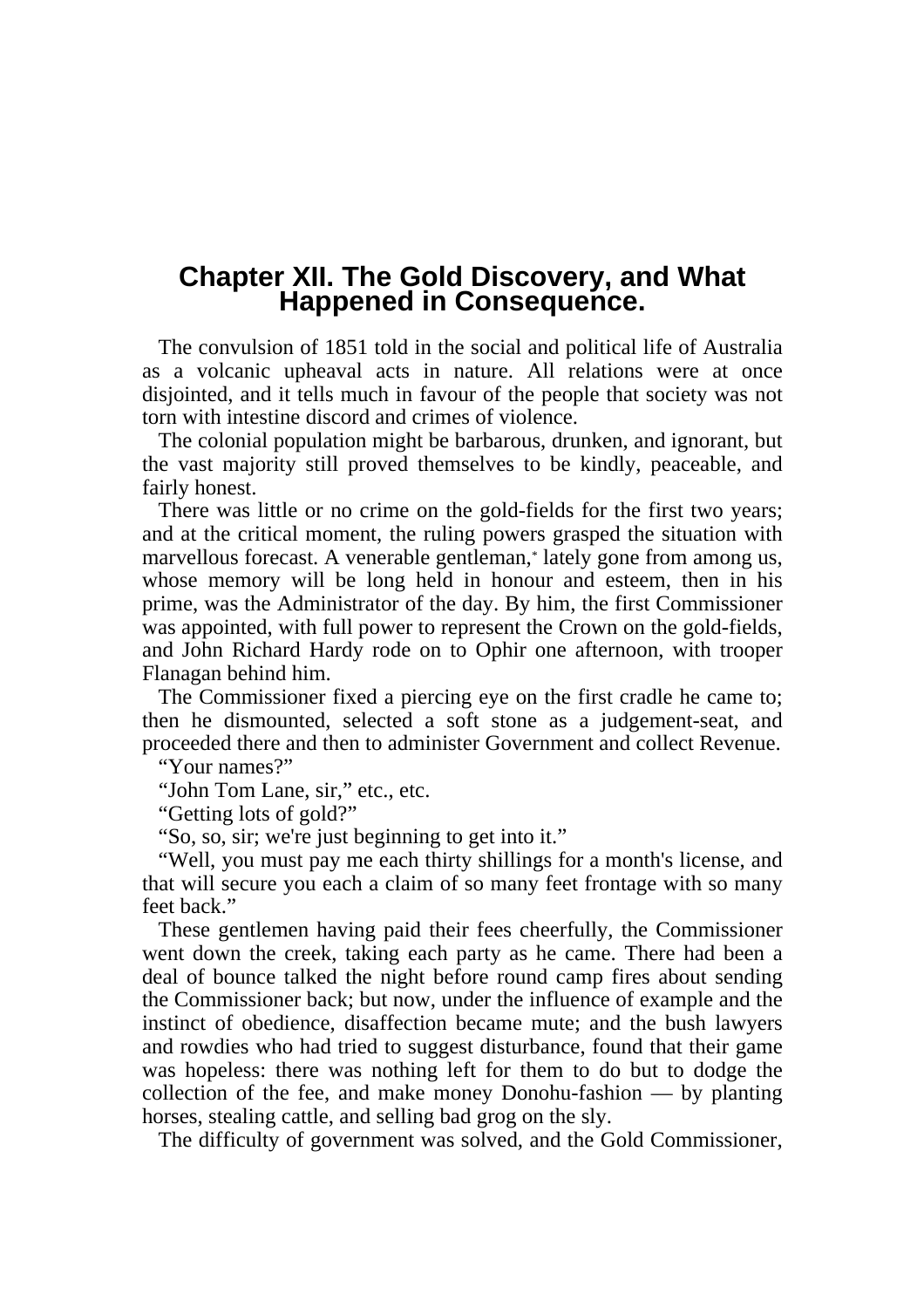# Chapter XII. The Gold Discovery, and What Happened in Consequence.

The convulsion of 1851 told in the social and political life of Australia as a volcanic upheaval acts in nature. All relations were at once disjointed, and it tells much in favour of the people that society was not torn with intestine discord and crimes of violence.

The colonial population might be barbarous, drunken, and ignorant, but the vast majority still proved themselves to be kindly, peaceable, and fairly honest.

There was little or no crime on the gold-fields for the first two years; and at the critical moment, the ruling powers grasped the situation with marvellous forecast. A venerable gentleman,* lately gone from among us, whose memory will be long held in honour and esteem, then in his prime, was the Administrator of the day. By him, the first Commissioner was appointed, with full power to represent the Crown on the gold-fields, and John Richard Hardy rode on to Ophir one afternoon, with trooper Flanagan behind him.

The Commissioner fixed a piercing eye on the first cradle he came to; then he dismounted, selected a soft stone as a judgement-seat, and proceeded there and then to administer Government and collect Revenue.

"Your names?"

"John Tom Lane, sir," etc., etc.

"Getting lots of gold?"

"So, so, sir; we're just beginning to get into it."

"Well, you must pay me each thirty shillings for a month's license, and that will secure you each a claim of so many feet frontage with so many feet back."

These gentlemen having paid their fees cheerfully, the Commissioner went down the creek, taking each party as he came. There had been a deal of bounce talked the night before round camp fires about sending the Commissioner back; but now, under the influence of example and the instinct of obedience, disaffection became mute; and the bush lawyers and rowdies who had tried to suggest disturbance, found that their game was hopeless: there was nothing left for them to do but to dodge the collection of the fee, and make money Donohu-fashion — by planting horses, stealing cattle, and selling bad grog on the sly.

The difficulty of government was solved, and the Gold Commissioner,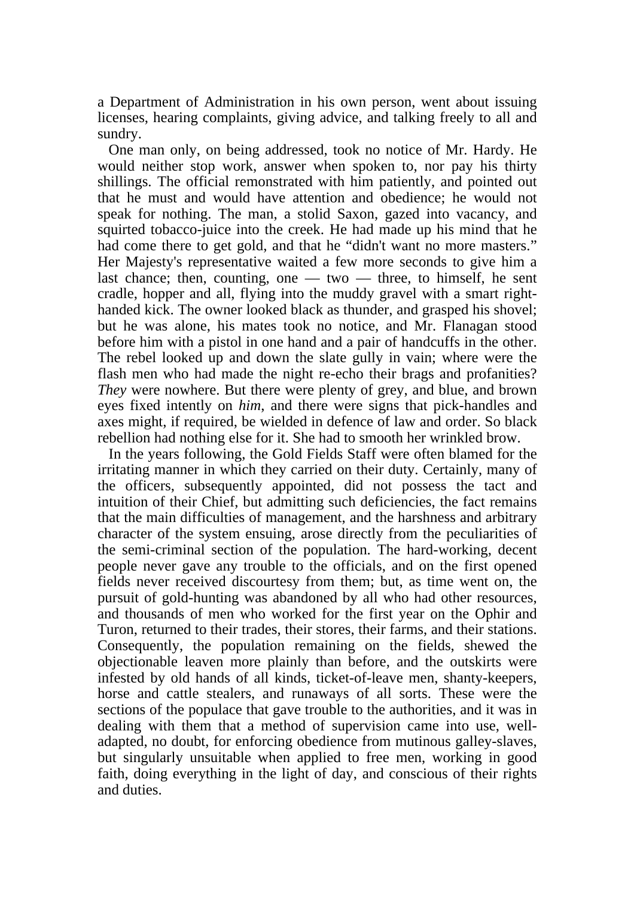a Department of Administration in his own person, went about issuing licenses, hearing complaints, giving advice, and talking freely to all and sundry.

One man only, on being addressed, took no notice of Mr. Hardy. He would neither stop work, answer when spoken to, nor pay his thirty shillings. The official remonstrated with him patiently, and pointed out that he must and would have attention and obedience; he would not speak for nothing. The man, a stolid Saxon, gazed into vacancy, and squirted tobacco-juice into the creek. He had made up his mind that he had come there to get gold, and that he "didn't want no more masters." Her Majesty's representative waited a few more seconds to give him a last chance; then, counting, one — two — three, to himself, he sent cradle, hopper and all, flying into the muddy gravel with a smart right-handed kick. The owner looked black as thunder, and grasped his shovel; but he was alone, his mates took no notice, and Mr. Flanagan stood before him with a pistol in one hand and a pair of handcuffs in the other. The rebel looked up and down the slate gully in vain; where were the flash men who had made the night re-echo their brags and profanities? *They* were nowhere. But there were plenty of grey, and blue, and brown eyes fixed intently on *him*, and there were signs that pick-handles and axes might, if required, be wielded in defence of law and order. So black rebellion had nothing else for it. She had to smooth her wrinkled brow.

In the years following, the Gold Fields Staff were often blamed for the irritating manner in which they carried on their duty. Certainly, many of the officers, subsequently appointed, did not possess the tact and intuition of their Chief, but admitting such deficiencies, the fact remains that the main difficulties of management, and the harshness and arbitrary character of the system ensuing, arose directly from the peculiarities of the semi-criminal section of the population. The hard-working, decent people never gave any trouble to the officials, and on the first opened fields never received discourtesy from them; but, as time went on, the pursuit of gold-hunting was abandoned by all who had other resources, and thousands of men who worked for the first year on the Ophir and Turon, returned to their trades, their stores, their farms, and their stations. Consequently, the population remaining on the fields, shewed the objectionable leaven more plainly than before, and the outskirts were infested by old hands of all kinds, ticket-of-leave men, shanty-keepers, horse and cattle stealers, and runaways of all sorts. These were the sections of the populace that gave trouble to the authorities, and it was in dealing with them that a method of supervision came into use, well-adapted, no doubt, for enforcing obedience from mutinous galley-slaves, but singularly unsuitable when applied to free men, working in good faith, doing everything in the light of day, and conscious of their rights and duties.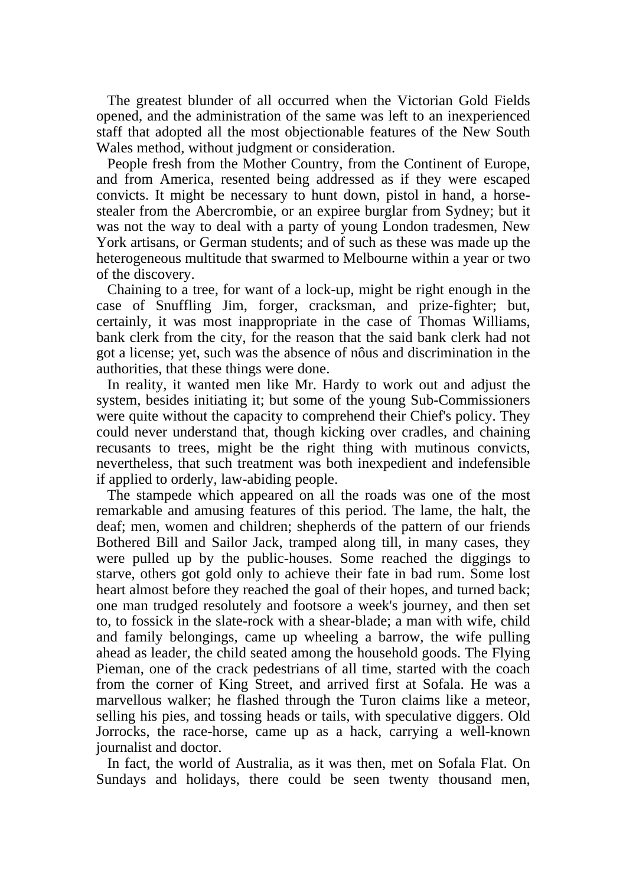The greatest blunder of all occurred when the Victorian Gold Fields opened, and the administration of the same was left to an inexperienced staff that adopted all the most objectionable features of the New South Wales method, without judgment or consideration.

People fresh from the Mother Country, from the Continent of Europe, and from America, resented being addressed as if they were escaped convicts. It might be necessary to hunt down, pistol in hand, a horse-stealer from the Abercrombie, or an expiree burglar from Sydney; but it was not the way to deal with a party of young London tradesmen, New York artisans, or German students; and of such as these was made up the heterogeneous multitude that swarmed to Melbourne within a year or two of the discovery.

Chaining to a tree, for want of a lock-up, might be right enough in the case of Snuffling Jim, forger, cracksman, and prize-fighter; but, certainly, it was most inappropriate in the case of Thomas Williams, bank clerk from the city, for the reason that the said bank clerk had not got a license; yet, such was the absence of nôus and discrimination in the authorities, that these things were done.

In reality, it wanted men like Mr. Hardy to work out and adjust the system, besides initiating it; but some of the young Sub-Commissioners were quite without the capacity to comprehend their Chief's policy. They could never understand that, though kicking over cradles, and chaining recusants to trees, might be the right thing with mutinous convicts, nevertheless, that such treatment was both inexpedient and indefensible if applied to orderly, law-abiding people.

The stampede which appeared on all the roads was one of the most remarkable and amusing features of this period. The lame, the halt, the deaf; men, women and children; shepherds of the pattern of our friends Bothered Bill and Sailor Jack, tramped along till, in many cases, they were pulled up by the public-houses. Some reached the diggings to starve, others got gold only to achieve their fate in bad rum. Some lost heart almost before they reached the goal of their hopes, and turned back; one man trudged resolutely and footsore a week's journey, and then set to, to fossick in the slate-rock with a shear-blade; a man with wife, child and family belongings, came up wheeling a barrow, the wife pulling ahead as leader, the child seated among the household goods. The Flying Pieman, one of the crack pedestrians of all time, started with the coach from the corner of King Street, and arrived first at Sofala. He was a marvellous walker; he flashed through the Turon claims like a meteor, selling his pies, and tossing heads or tails, with speculative diggers. Old Jorrocks, the race-horse, came up as a hack, carrying a well-known journalist and doctor.

In fact, the world of Australia, as it was then, met on Sofala Flat. On Sundays and holidays, there could be seen twenty thousand men,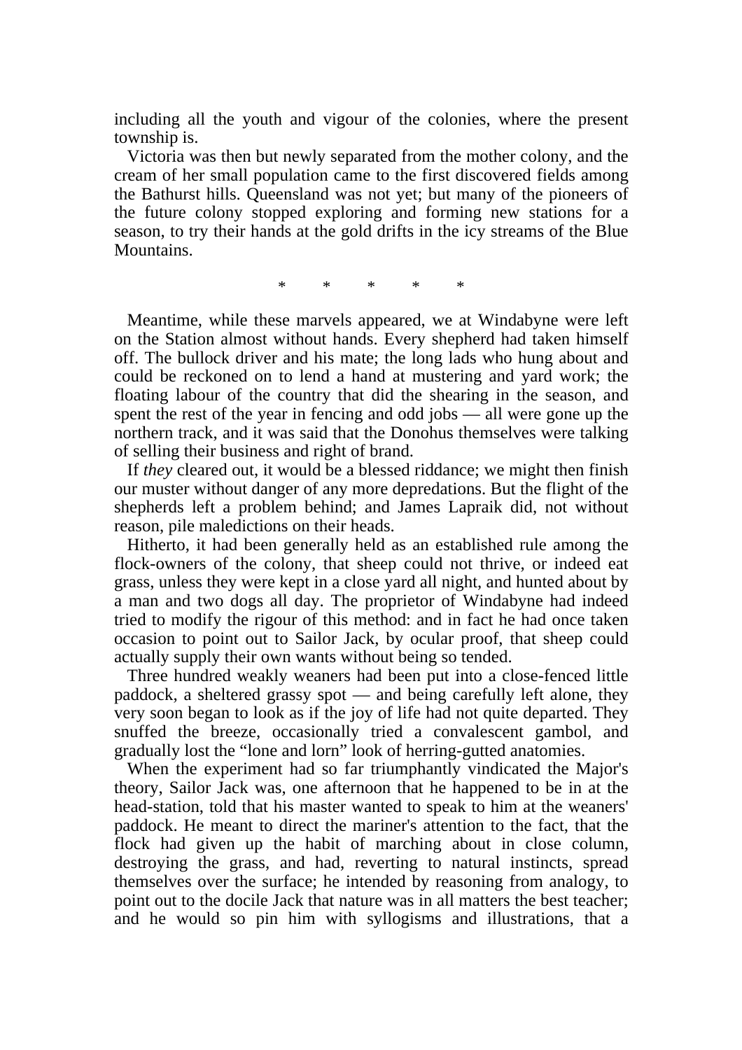including all the youth and vigour of the colonies, where the present township is.

Victoria was then but newly separated from the mother colony, and the cream of her small population came to the first discovered fields among the Bathurst hills. Queensland was not yet; but many of the pioneers of the future colony stopped exploring and forming new stations for a season, to try their hands at the gold drifts in the icy streams of the Blue Mountains.

\*      \*      \*      \*      \*

Meantime, while these marvels appeared, we at Windabyne were left on the Station almost without hands. Every shepherd had taken himself off. The bullock driver and his mate; the long lads who hung about and could be reckoned on to lend a hand at mustering and yard work; the floating labour of the country that did the shearing in the season, and spent the rest of the year in fencing and odd jobs — all were gone up the northern track, and it was said that the Donohus themselves were talking of selling their business and right of brand.

If *they* cleared out, it would be a blessed riddance; we might then finish our muster without danger of any more depredations. But the flight of the shepherds left a problem behind; and James Lapraik did, not without reason, pile maledictions on their heads.

Hitherto, it had been generally held as an established rule among the flock-owners of the colony, that sheep could not thrive, or indeed eat grass, unless they were kept in a close yard all night, and hunted about by a man and two dogs all day. The proprietor of Windabyne had indeed tried to modify the rigour of this method: and in fact he had once taken occasion to point out to Sailor Jack, by ocular proof, that sheep could actually supply their own wants without being so tended.

Three hundred weakly weaners had been put into a close-fenced little paddock, a sheltered grassy spot — and being carefully left alone, they very soon began to look as if the joy of life had not quite departed. They snuffed the breeze, occasionally tried a convalescent gambol, and gradually lost the "lone and lorn" look of herring-gutted anatomies.

When the experiment had so far triumphantly vindicated the Major's theory, Sailor Jack was, one afternoon that he happened to be in at the head-station, told that his master wanted to speak to him at the weaners' paddock. He meant to direct the mariner's attention to the fact, that the flock had given up the habit of marching about in close column, destroying the grass, and had, reverting to natural instincts, spread themselves over the surface; he intended by reasoning from analogy, to point out to the docile Jack that nature was in all matters the best teacher; and he would so pin him with syllogisms and illustrations, that a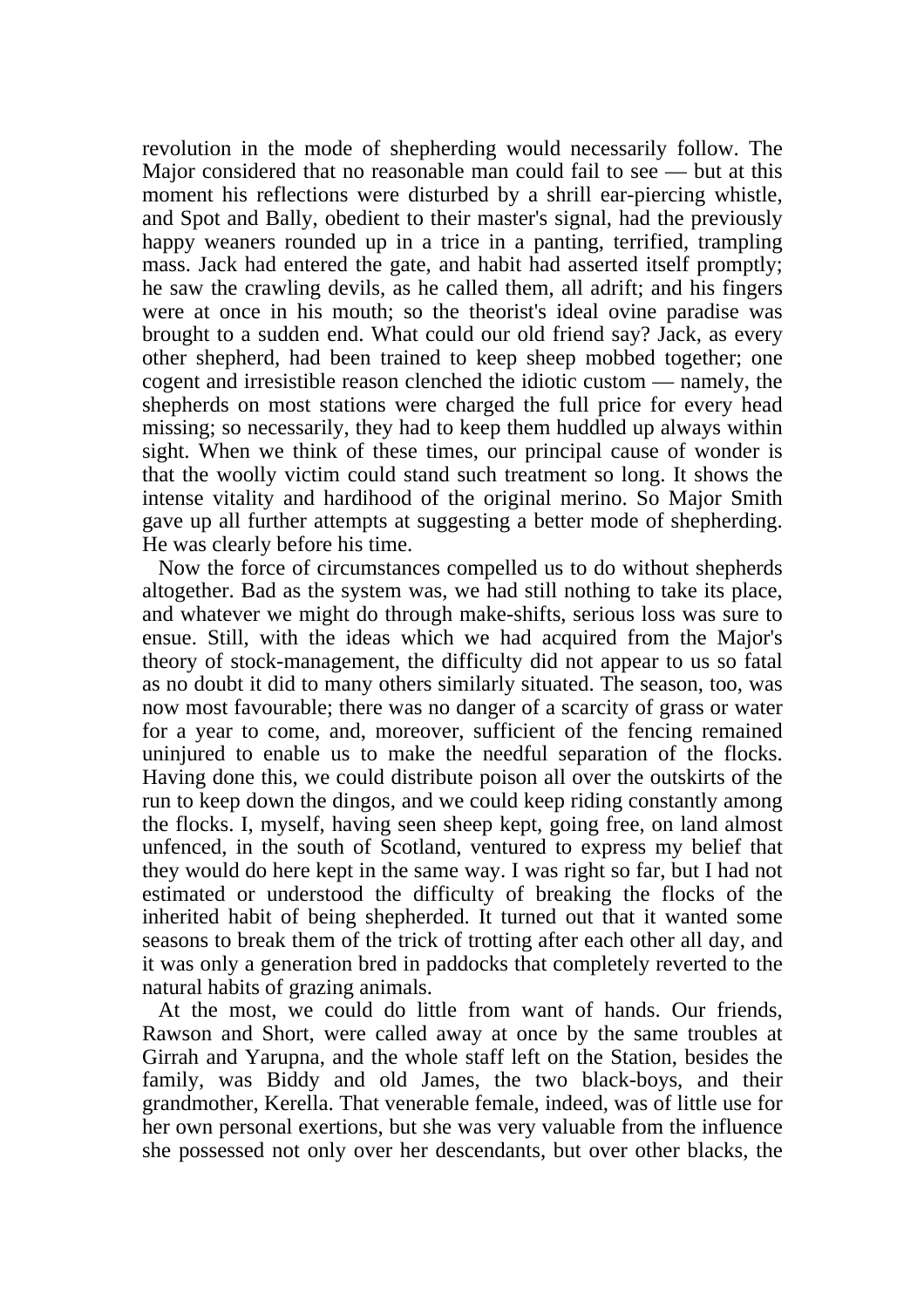revolution in the mode of shepherding would necessarily follow. The Major considered that no reasonable man could fail to see — but at this moment his reflections were disturbed by a shrill ear-piercing whistle, and Spot and Bally, obedient to their master's signal, had the previously happy weaners rounded up in a trice in a panting, terrified, trampling mass. Jack had entered the gate, and habit had asserted itself promptly; he saw the crawling devils, as he called them, all adrift; and his fingers were at once in his mouth; so the theorist's ideal ovine paradise was brought to a sudden end. What could our old friend say? Jack, as every other shepherd, had been trained to keep sheep mobbed together; one cogent and irresistible reason clenched the idiotic custom — namely, the shepherds on most stations were charged the full price for every head missing; so necessarily, they had to keep them huddled up always within sight. When we think of these times, our principal cause of wonder is that the woolly victim could stand such treatment so long. It shows the intense vitality and hardihood of the original merino. So Major Smith gave up all further attempts at suggesting a better mode of shepherding. He was clearly before his time.

Now the force of circumstances compelled us to do without shepherds altogether. Bad as the system was, we had still nothing to take its place, and whatever we might do through make-shifts, serious loss was sure to ensue. Still, with the ideas which we had acquired from the Major's theory of stock-management, the difficulty did not appear to us so fatal as no doubt it did to many others similarly situated. The season, too, was now most favourable; there was no danger of a scarcity of grass or water for a year to come, and, moreover, sufficient of the fencing remained uninjured to enable us to make the needful separation of the flocks. Having done this, we could distribute poison all over the outskirts of the run to keep down the dingos, and we could keep riding constantly among the flocks. I, myself, having seen sheep kept, going free, on land almost unfenced, in the south of Scotland, ventured to express my belief that they would do here kept in the same way. I was right so far, but I had not estimated or understood the difficulty of breaking the flocks of the inherited habit of being shepherded. It turned out that it wanted some seasons to break them of the trick of trotting after each other all day, and it was only a generation bred in paddocks that completely reverted to the natural habits of grazing animals.

At the most, we could do little from want of hands. Our friends, Rawson and Short, were called away at once by the same troubles at Girrah and Yarupna, and the whole staff left on the Station, besides the family, was Biddy and old James, the two black-boys, and their grandmother, Kerella. That venerable female, indeed, was of little use for her own personal exertions, but she was very valuable from the influence she possessed not only over her descendants, but over other blacks, the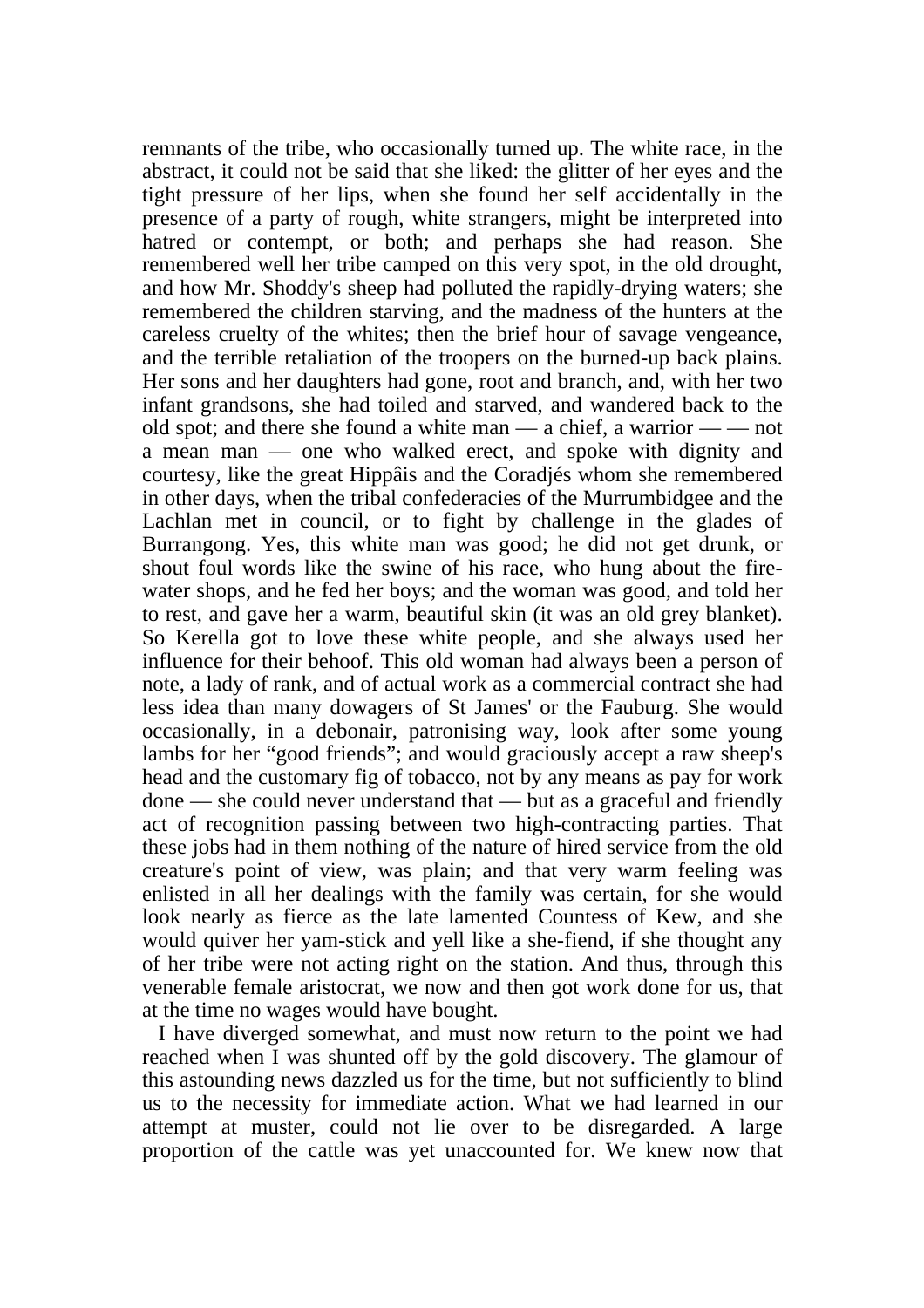remnants of the tribe, who occasionally turned up. The white race, in the abstract, it could not be said that she liked: the glitter of her eyes and the tight pressure of her lips, when she found her self accidentally in the presence of a party of rough, white strangers, might be interpreted into hatred or contempt, or both; and perhaps she had reason. She remembered well her tribe camped on this very spot, in the old drought, and how Mr. Shoddy's sheep had polluted the rapidly-drying waters; she remembered the children starving, and the madness of the hunters at the careless cruelty of the whites; then the brief hour of savage vengeance, and the terrible retaliation of the troopers on the burned-up back plains. Her sons and her daughters had gone, root and branch, and, with her two infant grandsons, she had toiled and starved, and wandered back to the old spot; and there she found a white man — a chief, a warrior — — not a mean man — one who walked erect, and spoke with dignity and courtesy, like the great Hippâis and the Coradjés whom she remembered in other days, when the tribal confederacies of the Murrumbidgee and the Lachlan met in council, or to fight by challenge in the glades of Burrangong. Yes, this white man was good; he did not get drunk, or shout foul words like the swine of his race, who hung about the fire-water shops, and he fed her boys; and the woman was good, and told her to rest, and gave her a warm, beautiful skin (it was an old grey blanket). So Kerella got to love these white people, and she always used her influence for their behoof. This old woman had always been a person of note, a lady of rank, and of actual work as a commercial contract she had less idea than many dowagers of St James' or the Fauburg. She would occasionally, in a debonair, patronising way, look after some young lambs for her "good friends"; and would graciously accept a raw sheep's head and the customary fig of tobacco, not by any means as pay for work done — she could never understand that — but as a graceful and friendly act of recognition passing between two high-contracting parties. That these jobs had in them nothing of the nature of hired service from the old creature's point of view, was plain; and that very warm feeling was enlisted in all her dealings with the family was certain, for she would look nearly as fierce as the late lamented Countess of Kew, and she would quiver her yam-stick and yell like a she-fiend, if she thought any of her tribe were not acting right on the station. And thus, through this venerable female aristocrat, we now and then got work done for us, that at the time no wages would have bought.

I have diverged somewhat, and must now return to the point we had reached when I was shunted off by the gold discovery. The glamour of this astounding news dazzled us for the time, but not sufficiently to blind us to the necessity for immediate action. What we had learned in our attempt at muster, could not lie over to be disregarded. A large proportion of the cattle was yet unaccounted for. We knew now that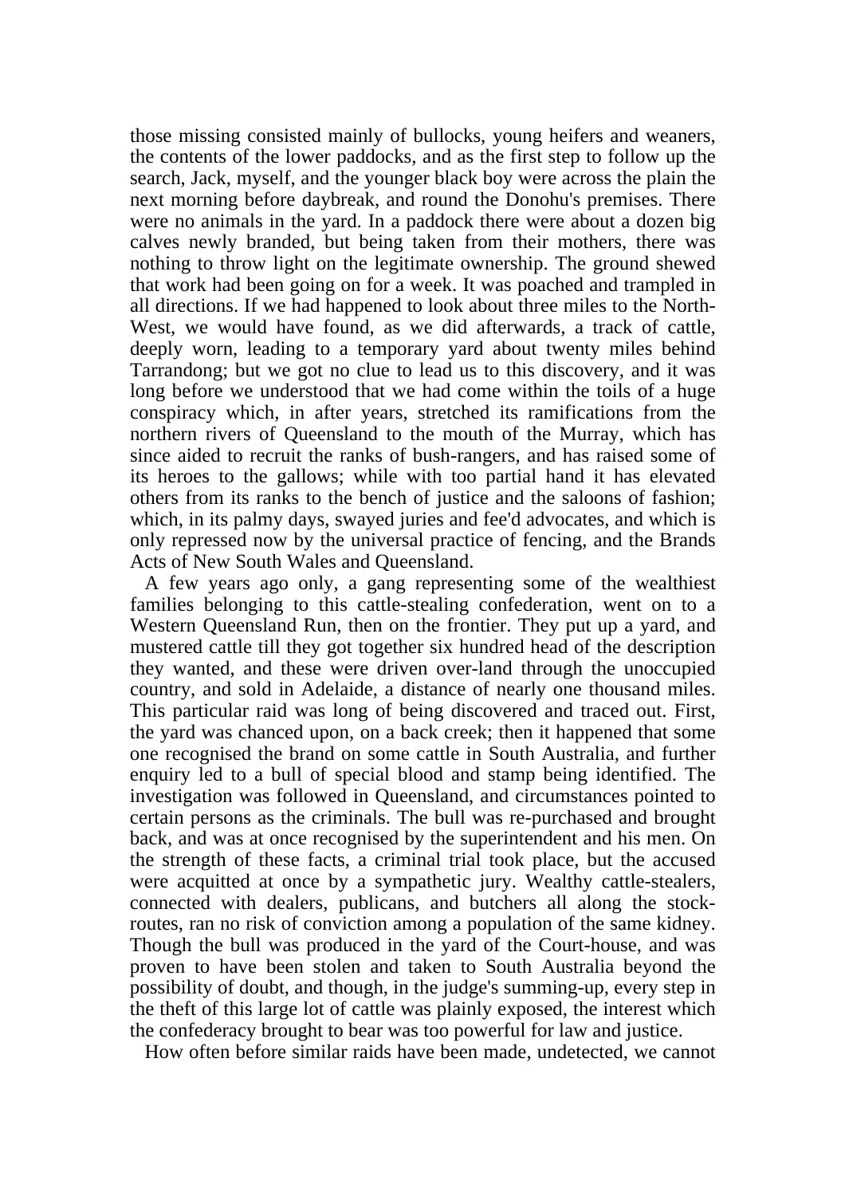those missing consisted mainly of bullocks, young heifers and weaners, the contents of the lower paddocks, and as the first step to follow up the search, Jack, myself, and the younger black boy were across the plain the next morning before daybreak, and round the Donohu's premises. There were no animals in the yard. In a paddock there were about a dozen big calves newly branded, but being taken from their mothers, there was nothing to throw light on the legitimate ownership. The ground shewed that work had been going on for a week. It was poached and trampled in all directions. If we had happened to look about three miles to the North-West, we would have found, as we did afterwards, a track of cattle, deeply worn, leading to a temporary yard about twenty miles behind Tarrandong; but we got no clue to lead us to this discovery, and it was long before we understood that we had come within the toils of a huge conspiracy which, in after years, stretched its ramifications from the northern rivers of Queensland to the mouth of the Murray, which has since aided to recruit the ranks of bush-rangers, and has raised some of its heroes to the gallows; while with too partial hand it has elevated others from its ranks to the bench of justice and the saloons of fashion; which, in its palmy days, swayed juries and fee'd advocates, and which is only repressed now by the universal practice of fencing, and the Brands Acts of New South Wales and Queensland.

A few years ago only, a gang representing some of the wealthiest families belonging to this cattle-stealing confederation, went on to a Western Queensland Run, then on the frontier. They put up a yard, and mustered cattle till they got together six hundred head of the description they wanted, and these were driven over-land through the unoccupied country, and sold in Adelaide, a distance of nearly one thousand miles. This particular raid was long of being discovered and traced out. First, the yard was chanced upon, on a back creek; then it happened that some one recognised the brand on some cattle in South Australia, and further enquiry led to a bull of special blood and stamp being identified. The investigation was followed in Queensland, and circumstances pointed to certain persons as the criminals. The bull was re-purchased and brought back, and was at once recognised by the superintendent and his men. On the strength of these facts, a criminal trial took place, but the accused were acquitted at once by a sympathetic jury. Wealthy cattle-stealers, connected with dealers, publicans, and butchers all along the stock-routes, ran no risk of conviction among a population of the same kidney. Though the bull was produced in the yard of the Court-house, and was proven to have been stolen and taken to South Australia beyond the possibility of doubt, and though, in the judge's summing-up, every step in the theft of this large lot of cattle was plainly exposed, the interest which the confederacy brought to bear was too powerful for law and justice.

How often before similar raids have been made, undetected, we cannot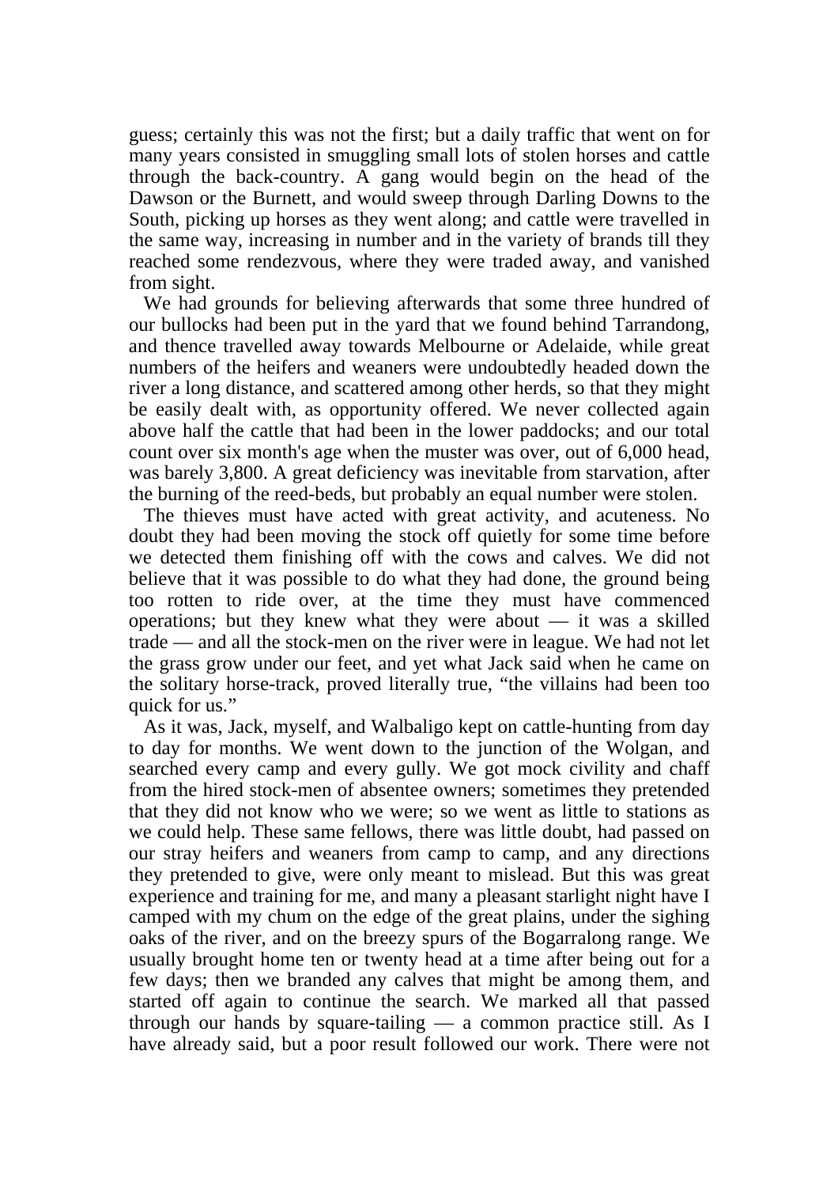guess; certainly this was not the first; but a daily traffic that went on for many years consisted in smuggling small lots of stolen horses and cattle through the back-country. A gang would begin on the head of the Dawson or the Burnett, and would sweep through Darling Downs to the South, picking up horses as they went along; and cattle were travelled in the same way, increasing in number and in the variety of brands till they reached some rendezvous, where they were traded away, and vanished from sight.

We had grounds for believing afterwards that some three hundred of our bullocks had been put in the yard that we found behind Tarrandong, and thence travelled away towards Melbourne or Adelaide, while great numbers of the heifers and weaners were undoubtedly headed down the river a long distance, and scattered among other herds, so that they might be easily dealt with, as opportunity offered. We never collected again above half the cattle that had been in the lower paddocks; and our total count over six month's age when the muster was over, out of 6,000 head, was barely 3,800. A great deficiency was inevitable from starvation, after the burning of the reed-beds, but probably an equal number were stolen.

The thieves must have acted with great activity, and acuteness. No doubt they had been moving the stock off quietly for some time before we detected them finishing off with the cows and calves. We did not believe that it was possible to do what they had done, the ground being too rotten to ride over, at the time they must have commenced operations; but they knew what they were about — it was a skilled trade — and all the stock-men on the river were in league. We had not let the grass grow under our feet, and yet what Jack said when he came on the solitary horse-track, proved literally true, "the villains had been too quick for us."

As it was, Jack, myself, and Walbaligo kept on cattle-hunting from day to day for months. We went down to the junction of the Wolgan, and searched every camp and every gully. We got mock civility and chaff from the hired stock-men of absentee owners; sometimes they pretended that they did not know who we were; so we went as little to stations as we could help. These same fellows, there was little doubt, had passed on our stray heifers and weaners from camp to camp, and any directions they pretended to give, were only meant to mislead. But this was great experience and training for me, and many a pleasant starlight night have I camped with my chum on the edge of the great plains, under the sighing oaks of the river, and on the breezy spurs of the Bogarralong range. We usually brought home ten or twenty head at a time after being out for a few days; then we branded any calves that might be among them, and started off again to continue the search. We marked all that passed through our hands by square-tailing — a common practice still. As I have already said, but a poor result followed our work. There were not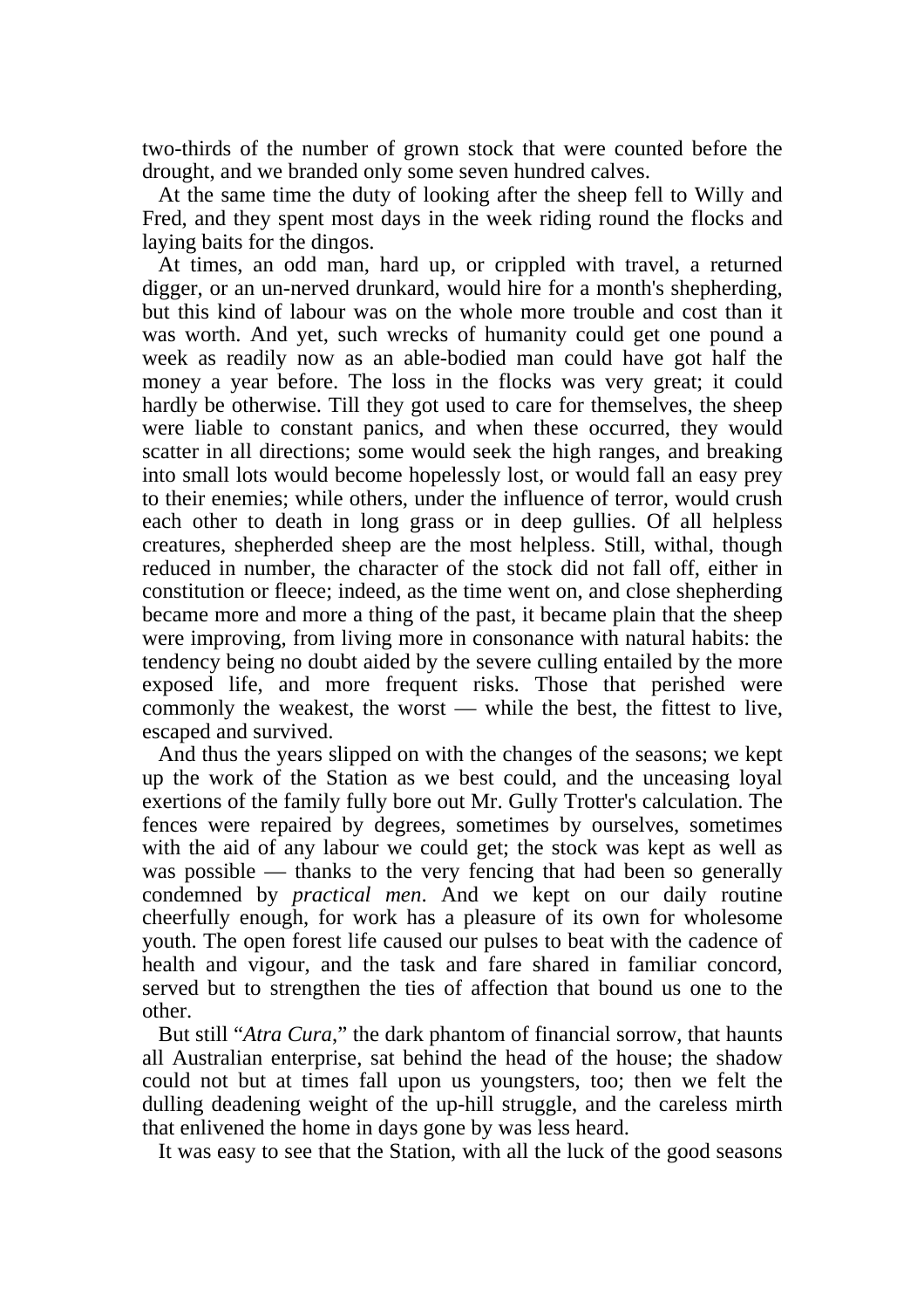two-thirds of the number of grown stock that were counted before the drought, and we branded only some seven hundred calves.

At the same time the duty of looking after the sheep fell to Willy and Fred, and they spent most days in the week riding round the flocks and laying baits for the dingos.

At times, an odd man, hard up, or crippled with travel, a returned digger, or an un-nerved drunkard, would hire for a month's shepherding, but this kind of labour was on the whole more trouble and cost than it was worth. And yet, such wrecks of humanity could get one pound a week as readily now as an able-bodied man could have got half the money a year before. The loss in the flocks was very great; it could hardly be otherwise. Till they got used to care for themselves, the sheep were liable to constant panics, and when these occurred, they would scatter in all directions; some would seek the high ranges, and breaking into small lots would become hopelessly lost, or would fall an easy prey to their enemies; while others, under the influence of terror, would crush each other to death in long grass or in deep gullies. Of all helpless creatures, shepherded sheep are the most helpless. Still, withal, though reduced in number, the character of the stock did not fall off, either in constitution or fleece; indeed, as the time went on, and close shepherding became more and more a thing of the past, it became plain that the sheep were improving, from living more in consonance with natural habits: the tendency being no doubt aided by the severe culling entailed by the more exposed life, and more frequent risks. Those that perished were commonly the weakest, the worst — while the best, the fittest to live, escaped and survived.

And thus the years slipped on with the changes of the seasons; we kept up the work of the Station as we best could, and the unceasing loyal exertions of the family fully bore out Mr. Gully Trotter's calculation. The fences were repaired by degrees, sometimes by ourselves, sometimes with the aid of any labour we could get; the stock was kept as well as was possible — thanks to the very fencing that had been so generally condemned by *practical men*. And we kept on our daily routine cheerfully enough, for work has a pleasure of its own for wholesome youth. The open forest life caused our pulses to beat with the cadence of health and vigour, and the task and fare shared in familiar concord, served but to strengthen the ties of affection that bound us one to the other.

But still "*Atra Cura*," the dark phantom of financial sorrow, that haunts all Australian enterprise, sat behind the head of the house; the shadow could not but at times fall upon us youngsters, too; then we felt the dulling deadening weight of the up-hill struggle, and the careless mirth that enlivened the home in days gone by was less heard.

It was easy to see that the Station, with all the luck of the good seasons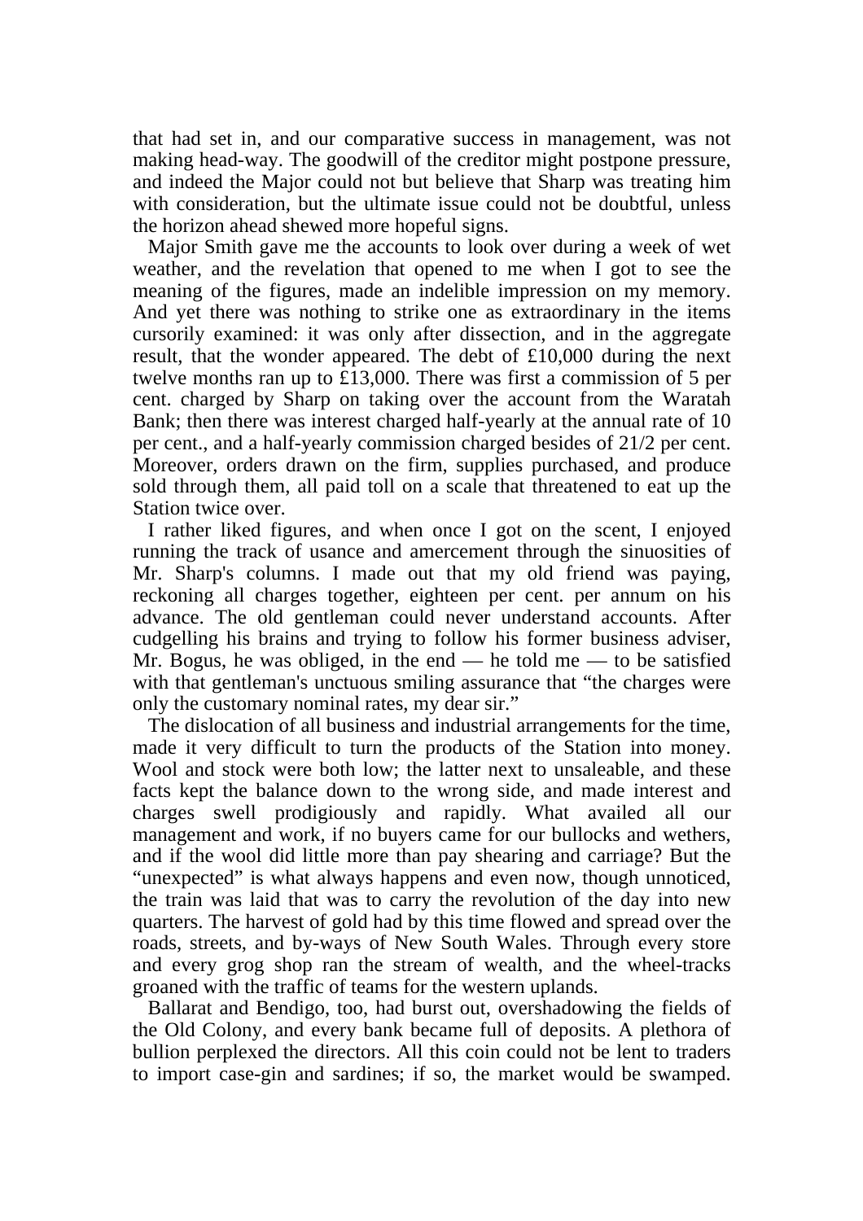that had set in, and our comparative success in management, was not making head-way. The goodwill of the creditor might postpone pressure, and indeed the Major could not but believe that Sharp was treating him with consideration, but the ultimate issue could not be doubtful, unless the horizon ahead shewed more hopeful signs.

Major Smith gave me the accounts to look over during a week of wet weather, and the revelation that opened to me when I got to see the meaning of the figures, made an indelible impression on my memory. And yet there was nothing to strike one as extraordinary in the items cursorily examined: it was only after dissection, and in the aggregate result, that the wonder appeared. The debt of £10,000 during the next twelve months ran up to £13,000. There was first a commission of 5 per cent. charged by Sharp on taking over the account from the Waratah Bank; then there was interest charged half-yearly at the annual rate of 10 per cent., and a half-yearly commission charged besides of 21/2 per cent. Moreover, orders drawn on the firm, supplies purchased, and produce sold through them, all paid toll on a scale that threatened to eat up the Station twice over.

I rather liked figures, and when once I got on the scent, I enjoyed running the track of usance and amercement through the sinuosities of Mr. Sharp's columns. I made out that my old friend was paying, reckoning all charges together, eighteen per cent. per annum on his advance. The old gentleman could never understand accounts. After cudgelling his brains and trying to follow his former business adviser, Mr. Bogus, he was obliged, in the end — he told me — to be satisfied with that gentleman's unctuous smiling assurance that "the charges were only the customary nominal rates, my dear sir."

The dislocation of all business and industrial arrangements for the time, made it very difficult to turn the products of the Station into money. Wool and stock were both low; the latter next to unsaleable, and these facts kept the balance down to the wrong side, and made interest and charges swell prodigiously and rapidly. What availed all our management and work, if no buyers came for our bullocks and wethers, and if the wool did little more than pay shearing and carriage? But the "unexpected" is what always happens and even now, though unnoticed, the train was laid that was to carry the revolution of the day into new quarters. The harvest of gold had by this time flowed and spread over the roads, streets, and by-ways of New South Wales. Through every store and every grog shop ran the stream of wealth, and the wheel-tracks groaned with the traffic of teams for the western uplands.

Ballarat and Bendigo, too, had burst out, overshadowing the fields of the Old Colony, and every bank became full of deposits. A plethora of bullion perplexed the directors. All this coin could not be lent to traders to import case-gin and sardines; if so, the market would be swamped.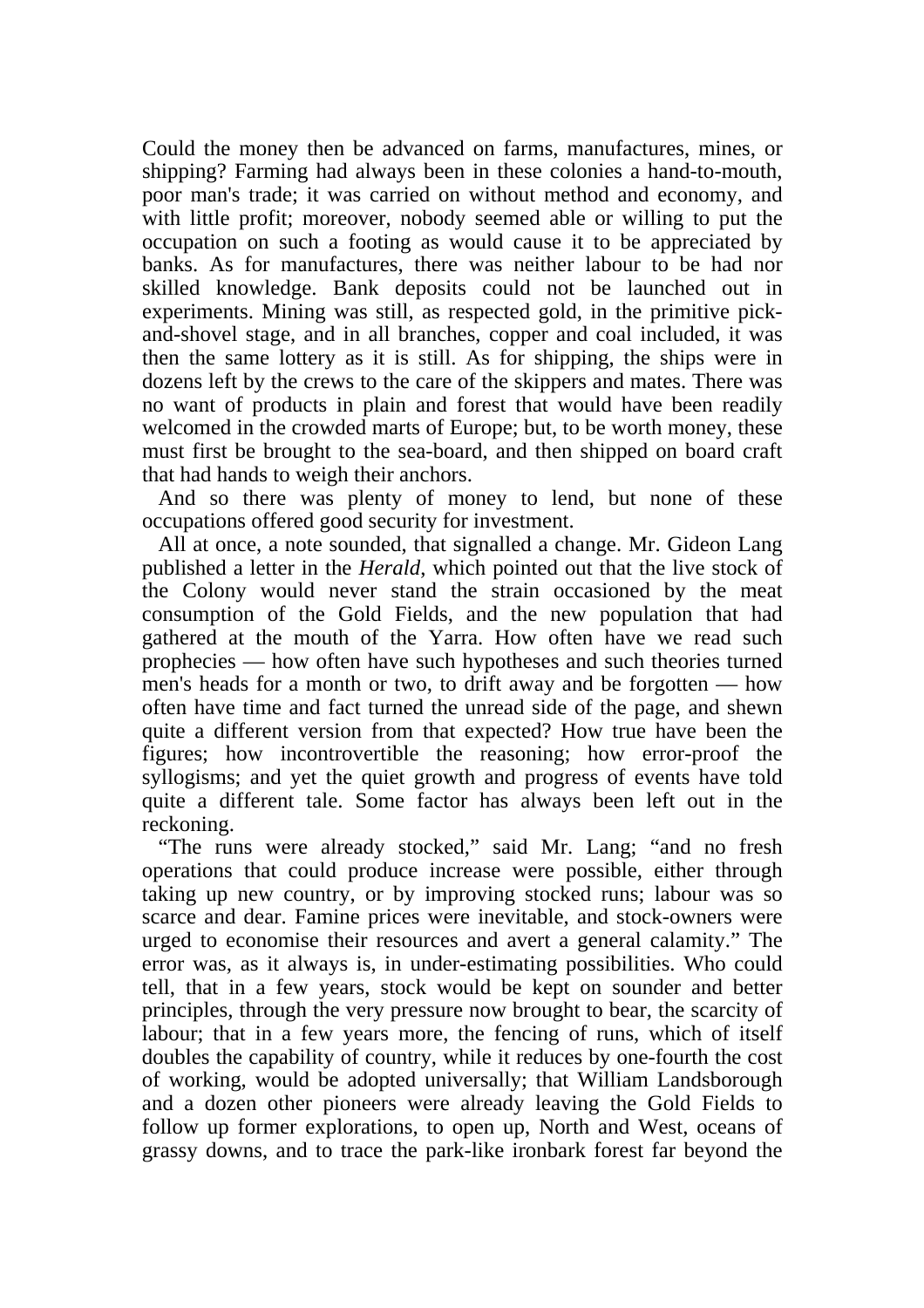Could the money then be advanced on farms, manufactures, mines, or shipping? Farming had always been in these colonies a hand-to-mouth, poor man's trade; it was carried on without method and economy, and with little profit; moreover, nobody seemed able or willing to put the occupation on such a footing as would cause it to be appreciated by banks. As for manufactures, there was neither labour to be had nor skilled knowledge. Bank deposits could not be launched out in experiments. Mining was still, as respected gold, in the primitive pick-and-shovel stage, and in all branches, copper and coal included, it was then the same lottery as it is still. As for shipping, the ships were in dozens left by the crews to the care of the skippers and mates. There was no want of products in plain and forest that would have been readily welcomed in the crowded marts of Europe; but, to be worth money, these must first be brought to the sea-board, and then shipped on board craft that had hands to weigh their anchors.

And so there was plenty of money to lend, but none of these occupations offered good security for investment.

All at once, a note sounded, that signalled a change. Mr. Gideon Lang published a letter in the *Herald*, which pointed out that the live stock of the Colony would never stand the strain occasioned by the meat consumption of the Gold Fields, and the new population that had gathered at the mouth of the Yarra. How often have we read such prophecies — how often have such hypotheses and such theories turned men's heads for a month or two, to drift away and be forgotten — how often have time and fact turned the unread side of the page, and shewn quite a different version from that expected? How true have been the figures; how incontrovertible the reasoning; how error-proof the syllogisms; and yet the quiet growth and progress of events have told quite a different tale. Some factor has always been left out in the reckoning.

"The runs were already stocked," said Mr. Lang; "and no fresh operations that could produce increase were possible, either through taking up new country, or by improving stocked runs; labour was so scarce and dear. Famine prices were inevitable, and stock-owners were urged to economise their resources and avert a general calamity." The error was, as it always is, in under-estimating possibilities. Who could tell, that in a few years, stock would be kept on sounder and better principles, through the very pressure now brought to bear, the scarcity of labour; that in a few years more, the fencing of runs, which of itself doubles the capability of country, while it reduces by one-fourth the cost of working, would be adopted universally; that William Landsborough and a dozen other pioneers were already leaving the Gold Fields to follow up former explorations, to open up, North and West, oceans of grassy downs, and to trace the park-like ironbark forest far beyond the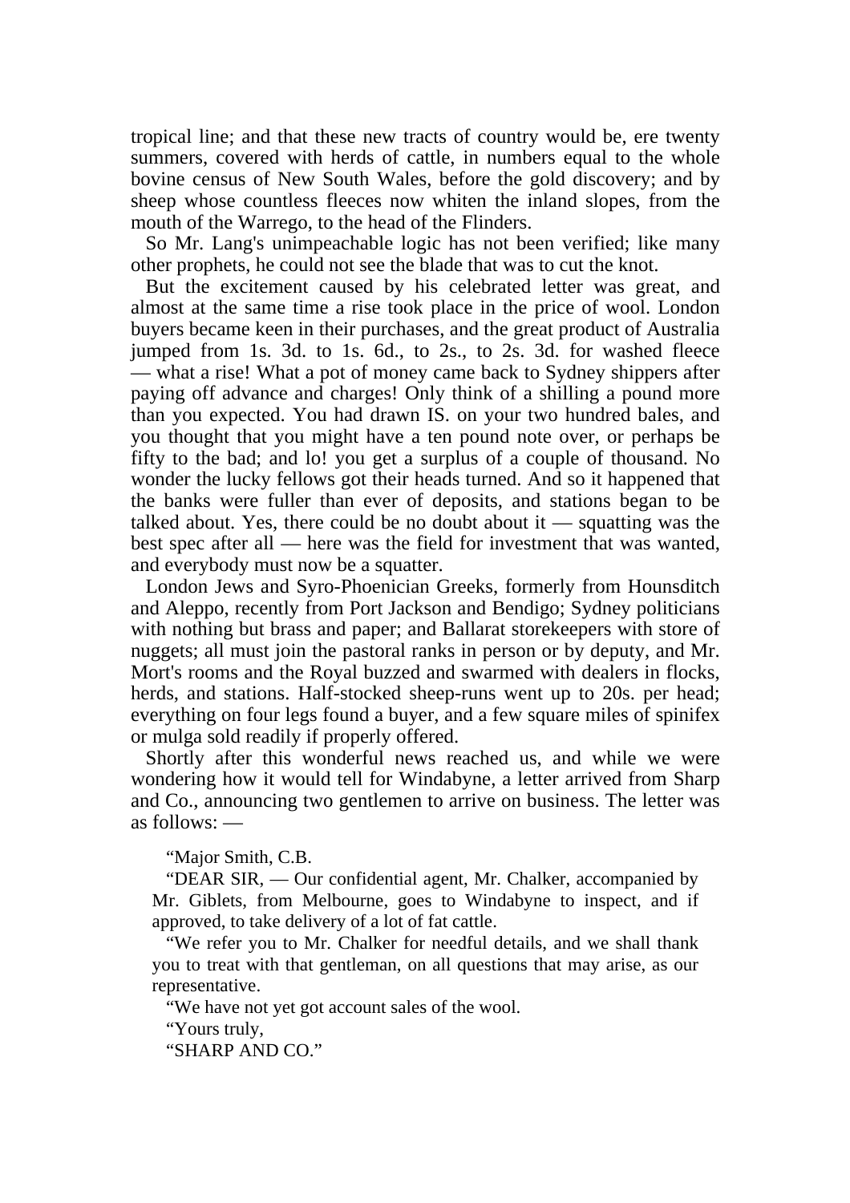tropical line; and that these new tracts of country would be, ere twenty summers, covered with herds of cattle, in numbers equal to the whole bovine census of New South Wales, before the gold discovery; and by sheep whose countless fleeces now whiten the inland slopes, from the mouth of the Warrego, to the head of the Flinders.

So Mr. Lang's unimpeachable logic has not been verified; like many other prophets, he could not see the blade that was to cut the knot.

But the excitement caused by his celebrated letter was great, and almost at the same time a rise took place in the price of wool. London buyers became keen in their purchases, and the great product of Australia jumped from 1s. 3d. to 1s. 6d., to 2s., to 2s. 3d. for washed fleece — what a rise! What a pot of money came back to Sydney shippers after paying off advance and charges! Only think of a shilling a pound more than you expected. You had drawn IS. on your two hundred bales, and you thought that you might have a ten pound note over, or perhaps be fifty to the bad; and lo! you get a surplus of a couple of thousand. No wonder the lucky fellows got their heads turned. And so it happened that the banks were fuller than ever of deposits, and stations began to be talked about. Yes, there could be no doubt about it — squatting was the best spec after all — here was the field for investment that was wanted, and everybody must now be a squatter.

London Jews and Syro-Phoenician Greeks, formerly from Hounsditch and Aleppo, recently from Port Jackson and Bendigo; Sydney politicians with nothing but brass and paper; and Ballarat storekeepers with store of nuggets; all must join the pastoral ranks in person or by deputy, and Mr. Mort's rooms and the Royal buzzed and swarmed with dealers in flocks, herds, and stations. Half-stocked sheep-runs went up to 20s. per head; everything on four legs found a buyer, and a few square miles of spinifex or mulga sold readily if properly offered.

Shortly after this wonderful news reached us, and while we were wondering how it would tell for Windabyne, a letter arrived from Sharp and Co., announcing two gentlemen to arrive on business. The letter was as follows: —

> "Major Smith, C.B.
>
> "DEAR SIR, — Our confidential agent, Mr. Chalker, accompanied by Mr. Giblets, from Melbourne, goes to Windabyne to inspect, and if approved, to take delivery of a lot of fat cattle.
>
> "We refer you to Mr. Chalker for needful details, and we shall thank you to treat with that gentleman, on all questions that may arise, as our representative.
>
> "We have not yet got account sales of the wool.
>
> "Yours truly,
>
> "SHARP AND CO."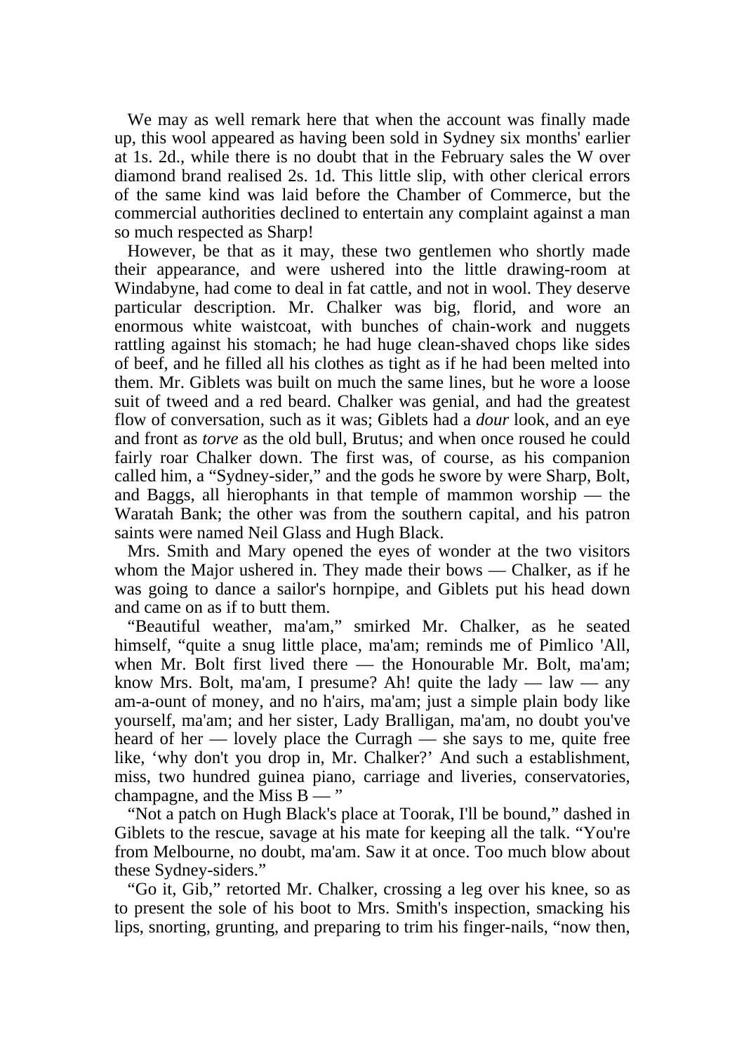We may as well remark here that when the account was finally made up, this wool appeared as having been sold in Sydney six months' earlier at 1s. 2d., while there is no doubt that in the February sales the W over diamond brand realised 2s. 1d. This little slip, with other clerical errors of the same kind was laid before the Chamber of Commerce, but the commercial authorities declined to entertain any complaint against a man so much respected as Sharp!

However, be that as it may, these two gentlemen who shortly made their appearance, and were ushered into the little drawing-room at Windabyne, had come to deal in fat cattle, and not in wool. They deserve particular description. Mr. Chalker was big, florid, and wore an enormous white waistcoat, with bunches of chain-work and nuggets rattling against his stomach; he had huge clean-shaved chops like sides of beef, and he filled all his clothes as tight as if he had been melted into them. Mr. Giblets was built on much the same lines, but he wore a loose suit of tweed and a red beard. Chalker was genial, and had the greatest flow of conversation, such as it was; Giblets had a *dour* look, and an eye and front as *torve* as the old bull, Brutus; and when once roused he could fairly roar Chalker down. The first was, of course, as his companion called him, a "Sydney-sider," and the gods he swore by were Sharp, Bolt, and Baggs, all hierophants in that temple of mammon worship — the Waratah Bank; the other was from the southern capital, and his patron saints were named Neil Glass and Hugh Black.

Mrs. Smith and Mary opened the eyes of wonder at the two visitors whom the Major ushered in. They made their bows — Chalker, as if he was going to dance a sailor's hornpipe, and Giblets put his head down and came on as if to butt them.

"Beautiful weather, ma'am," smirked Mr. Chalker, as he seated himself, "quite a snug little place, ma'am; reminds me of Pimlico 'All, when Mr. Bolt first lived there — the Honourable Mr. Bolt, ma'am; know Mrs. Bolt, ma'am, I presume? Ah! quite the lady — law — any am-a-ount of money, and no h'airs, ma'am; just a simple plain body like yourself, ma'am; and her sister, Lady Bralligan, ma'am, no doubt you've heard of her — lovely place the Curragh — she says to me, quite free like, 'why don't you drop in, Mr. Chalker?' And such a establishment, miss, two hundred guinea piano, carriage and liveries, conservatories, champagne, and the Miss B — "

"Not a patch on Hugh Black's place at Toorak, I'll be bound," dashed in Giblets to the rescue, savage at his mate for keeping all the talk. "You're from Melbourne, no doubt, ma'am. Saw it at once. Too much blow about these Sydney-siders."

"Go it, Gib," retorted Mr. Chalker, crossing a leg over his knee, so as to present the sole of his boot to Mrs. Smith's inspection, smacking his lips, snorting, grunting, and preparing to trim his finger-nails, "now then,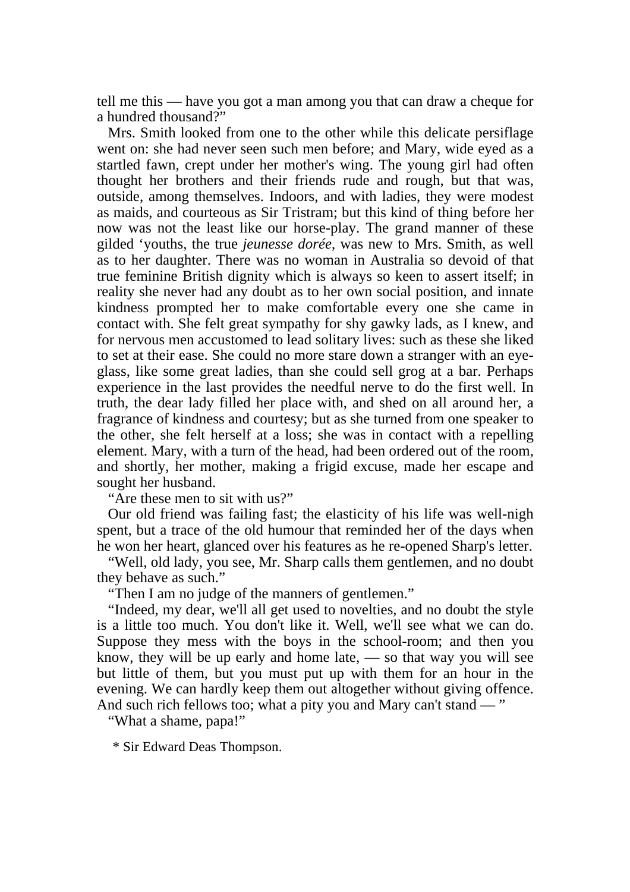tell me this — have you got a man among you that can draw a cheque for a hundred thousand?"

Mrs. Smith looked from one to the other while this delicate persiflage went on: she had never seen such men before; and Mary, wide eyed as a startled fawn, crept under her mother's wing. The young girl had often thought her brothers and their friends rude and rough, but that was, outside, among themselves. Indoors, and with ladies, they were modest as maids, and courteous as Sir Tristram; but this kind of thing before her now was not the least like our horse-play. The grand manner of these gilded 'youths, the true *jeunesse dorée*, was new to Mrs. Smith, as well as to her daughter. There was no woman in Australia so devoid of that true feminine British dignity which is always so keen to assert itself; in reality she never had any doubt as to her own social position, and innate kindness prompted her to make comfortable every one she came in contact with. She felt great sympathy for shy gawky lads, as I knew, and for nervous men accustomed to lead solitary lives: such as these she liked to set at their ease. She could no more stare down a stranger with an eye-glass, like some great ladies, than she could sell grog at a bar. Perhaps experience in the last provides the needful nerve to do the first well. In truth, the dear lady filled her place with, and shed on all around her, a fragrance of kindness and courtesy; but as she turned from one speaker to the other, she felt herself at a loss; she was in contact with a repelling element. Mary, with a turn of the head, had been ordered out of the room, and shortly, her mother, making a frigid excuse, made her escape and sought her husband.

"Are these men to sit with us?"

Our old friend was failing fast; the elasticity of his life was well-nigh spent, but a trace of the old humour that reminded her of the days when he won her heart, glanced over his features as he re-opened Sharp's letter.

"Well, old lady, you see, Mr. Sharp calls them gentlemen, and no doubt they behave as such."

"Then I am no judge of the manners of gentlemen."

"Indeed, my dear, we'll all get used to novelties, and no doubt the style is a little too much. You don't like it. Well, we'll see what we can do. Suppose they mess with the boys in the school-room; and then you know, they will be up early and home late, — so that way you will see but little of them, but you must put up with them for an hour in the evening. We can hardly keep them out altogether without giving offence. And such rich fellows too; what a pity you and Mary can't stand — "

"What a shame, papa!"

\* Sir Edward Deas Thompson.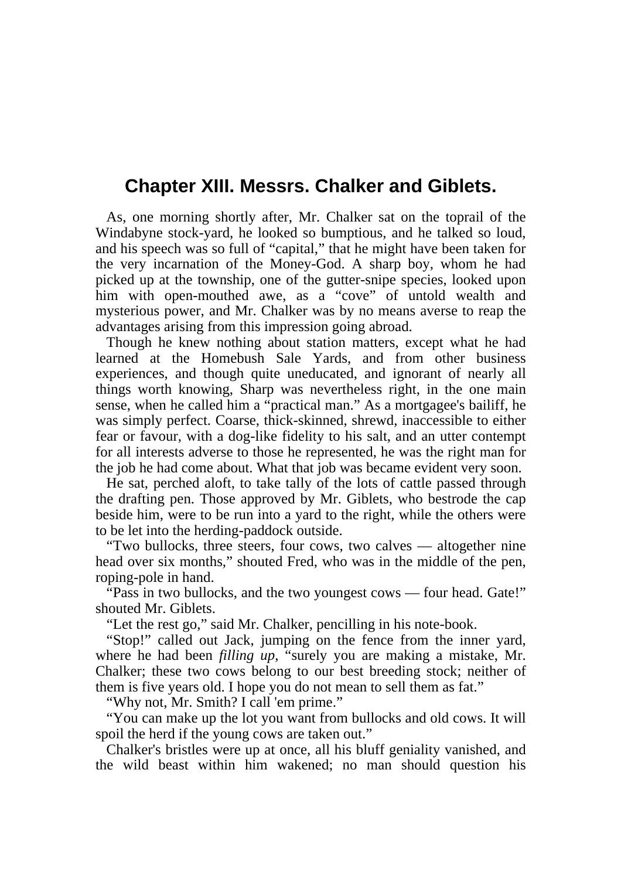## Chapter XIII. Messrs. Chalker and Giblets.

As, one morning shortly after, Mr. Chalker sat on the toprail of the Windabyne stock-yard, he looked so bumptious, and he talked so loud, and his speech was so full of "capital," that he might have been taken for the very incarnation of the Money-God. A sharp boy, whom he had picked up at the township, one of the gutter-snipe species, looked upon him with open-mouthed awe, as a "cove" of untold wealth and mysterious power, and Mr. Chalker was by no means averse to reap the advantages arising from this impression going abroad.

Though he knew nothing about station matters, except what he had learned at the Homebush Sale Yards, and from other business experiences, and though quite uneducated, and ignorant of nearly all things worth knowing, Sharp was nevertheless right, in the one main sense, when he called him a "practical man." As a mortgagee's bailiff, he was simply perfect. Coarse, thick-skinned, shrewd, inaccessible to either fear or favour, with a dog-like fidelity to his salt, and an utter contempt for all interests adverse to those he represented, he was the right man for the job he had come about. What that job was became evident very soon.

He sat, perched aloft, to take tally of the lots of cattle passed through the drafting pen. Those approved by Mr. Giblets, who bestrode the cap beside him, were to be run into a yard to the right, while the others were to be let into the herding-paddock outside.

"Two bullocks, three steers, four cows, two calves — altogether nine head over six months," shouted Fred, who was in the middle of the pen, roping-pole in hand.

"Pass in two bullocks, and the two youngest cows — four head. Gate!" shouted Mr. Giblets.

"Let the rest go," said Mr. Chalker, pencilling in his note-book.

"Stop!" called out Jack, jumping on the fence from the inner yard, where he had been *filling up*, "surely you are making a mistake, Mr. Chalker; these two cows belong to our best breeding stock; neither of them is five years old. I hope you do not mean to sell them as fat."

"Why not, Mr. Smith? I call 'em prime."

"You can make up the lot you want from bullocks and old cows. It will spoil the herd if the young cows are taken out."

Chalker's bristles were up at once, all his bluff geniality vanished, and the wild beast within him wakened; no man should question his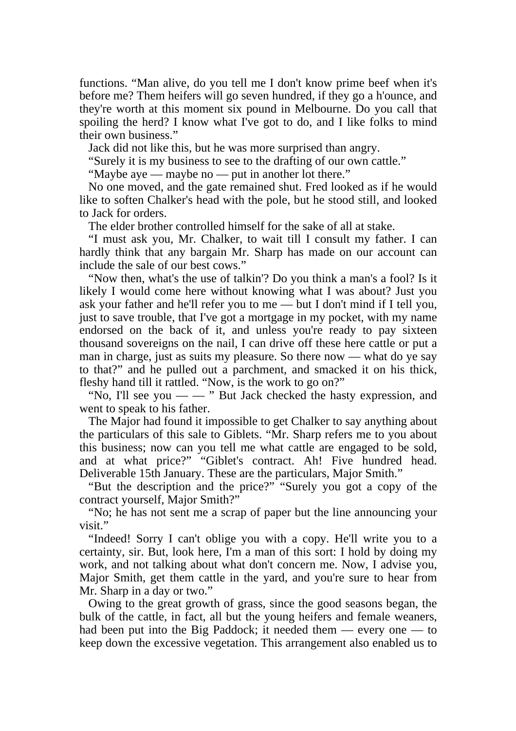functions. "Man alive, do you tell me I don't know prime beef when it's before me? Them heifers will go seven hundred, if they go a h'ounce, and they're worth at this moment six pound in Melbourne. Do you call that spoiling the herd? I know what I've got to do, and I like folks to mind their own business."

Jack did not like this, but he was more surprised than angry.

"Surely it is my business to see to the drafting of our own cattle."

"Maybe aye — maybe no — put in another lot there."

No one moved, and the gate remained shut. Fred looked as if he would like to soften Chalker's head with the pole, but he stood still, and looked to Jack for orders.

The elder brother controlled himself for the sake of all at stake.

"I must ask you, Mr. Chalker, to wait till I consult my father. I can hardly think that any bargain Mr. Sharp has made on our account can include the sale of our best cows."

"Now then, what's the use of talkin'? Do you think a man's a fool? Is it likely I would come here without knowing what I was about? Just you ask your father and he'll refer you to me — but I don't mind if I tell you, just to save trouble, that I've got a mortgage in my pocket, with my name endorsed on the back of it, and unless you're ready to pay sixteen thousand sovereigns on the nail, I can drive off these here cattle or put a man in charge, just as suits my pleasure. So there now — what do ye say to that?" and he pulled out a parchment, and smacked it on his thick, fleshy hand till it rattled. "Now, is the work to go on?"

"No, I'll see you — — " But Jack checked the hasty expression, and went to speak to his father.

The Major had found it impossible to get Chalker to say anything about the particulars of this sale to Giblets. "Mr. Sharp refers me to you about this business; now can you tell me what cattle are engaged to be sold, and at what price?" "Giblet's contract. Ah! Five hundred head. Deliverable 15th January. These are the particulars, Major Smith."

"But the description and the price?" "Surely you got a copy of the contract yourself, Major Smith?"

"No; he has not sent me a scrap of paper but the line announcing your visit."

"Indeed! Sorry I can't oblige you with a copy. He'll write you to a certainty, sir. But, look here, I'm a man of this sort: I hold by doing my work, and not talking about what don't concern me. Now, I advise you, Major Smith, get them cattle in the yard, and you're sure to hear from Mr. Sharp in a day or two."

Owing to the great growth of grass, since the good seasons began, the bulk of the cattle, in fact, all but the young heifers and female weaners, had been put into the Big Paddock; it needed them — every one — to keep down the excessive vegetation. This arrangement also enabled us to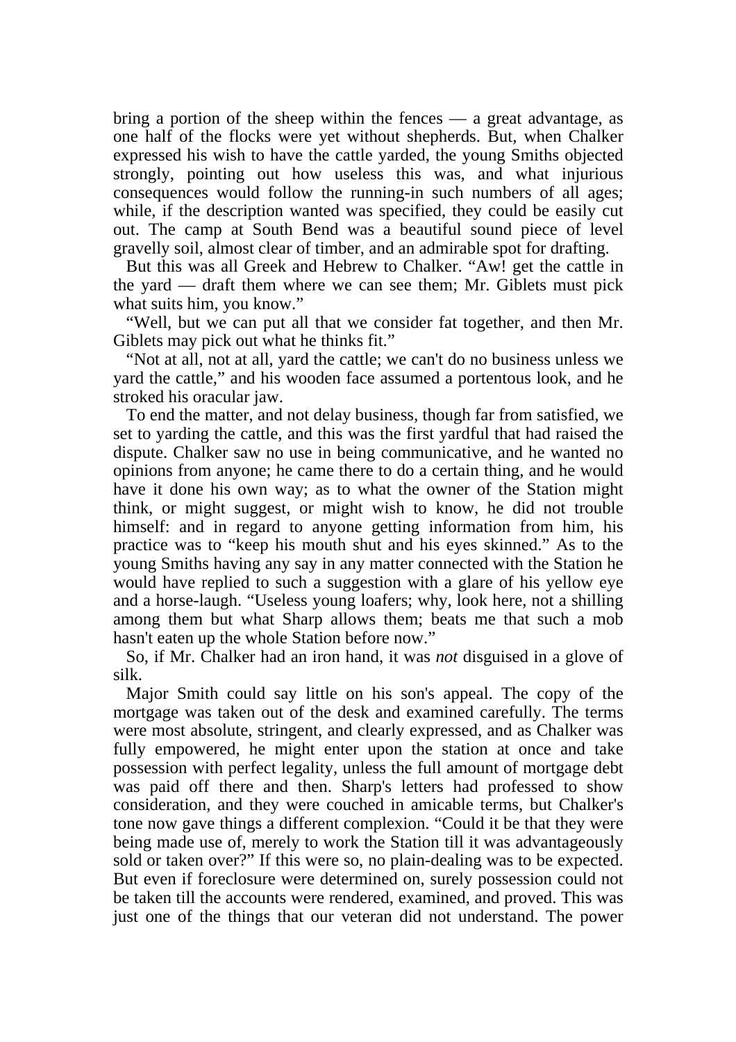bring a portion of the sheep within the fences — a great advantage, as one half of the flocks were yet without shepherds. But, when Chalker expressed his wish to have the cattle yarded, the young Smiths objected strongly, pointing out how useless this was, and what injurious consequences would follow the running-in such numbers of all ages; while, if the description wanted was specified, they could be easily cut out. The camp at South Bend was a beautiful sound piece of level gravelly soil, almost clear of timber, and an admirable spot for drafting.

But this was all Greek and Hebrew to Chalker. "Aw! get the cattle in the yard — draft them where we can see them; Mr. Giblets must pick what suits him, you know."

"Well, but we can put all that we consider fat together, and then Mr. Giblets may pick out what he thinks fit."

"Not at all, not at all, yard the cattle; we can't do no business unless we yard the cattle," and his wooden face assumed a portentous look, and he stroked his oracular jaw.

To end the matter, and not delay business, though far from satisfied, we set to yarding the cattle, and this was the first yardful that had raised the dispute. Chalker saw no use in being communicative, and he wanted no opinions from anyone; he came there to do a certain thing, and he would have it done his own way; as to what the owner of the Station might think, or might suggest, or might wish to know, he did not trouble himself: and in regard to anyone getting information from him, his practice was to "keep his mouth shut and his eyes skinned." As to the young Smiths having any say in any matter connected with the Station he would have replied to such a suggestion with a glare of his yellow eye and a horse-laugh. "Useless young loafers; why, look here, not a shilling among them but what Sharp allows them; beats me that such a mob hasn't eaten up the whole Station before now."

So, if Mr. Chalker had an iron hand, it was *not* disguised in a glove of silk.

Major Smith could say little on his son's appeal. The copy of the mortgage was taken out of the desk and examined carefully. The terms were most absolute, stringent, and clearly expressed, and as Chalker was fully empowered, he might enter upon the station at once and take possession with perfect legality, unless the full amount of mortgage debt was paid off there and then. Sharp's letters had professed to show consideration, and they were couched in amicable terms, but Chalker's tone now gave things a different complexion. "Could it be that they were being made use of, merely to work the Station till it was advantageously sold or taken over?" If this were so, no plain-dealing was to be expected. But even if foreclosure were determined on, surely possession could not be taken till the accounts were rendered, examined, and proved. This was just one of the things that our veteran did not understand. The power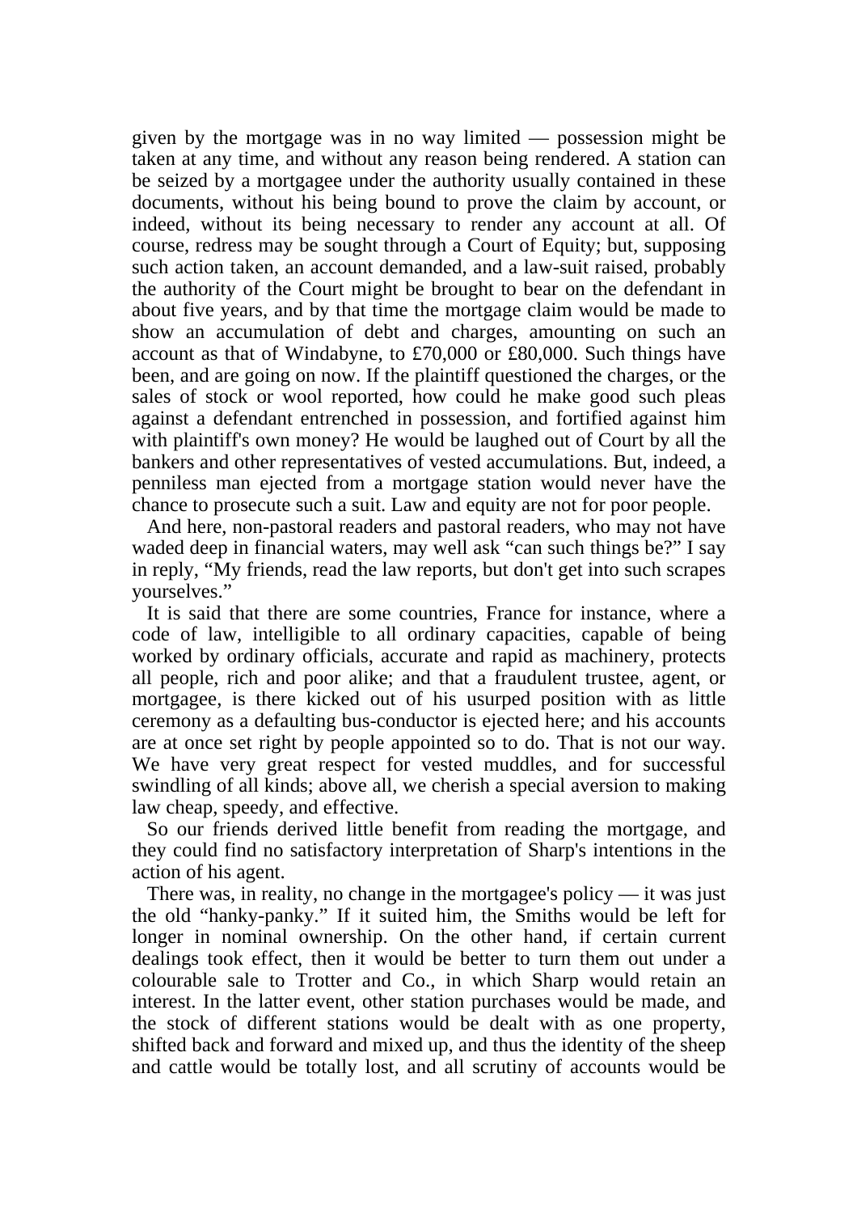given by the mortgage was in no way limited — possession might be taken at any time, and without any reason being rendered. A station can be seized by a mortgagee under the authority usually contained in these documents, without his being bound to prove the claim by account, or indeed, without its being necessary to render any account at all. Of course, redress may be sought through a Court of Equity; but, supposing such action taken, an account demanded, and a law-suit raised, probably the authority of the Court might be brought to bear on the defendant in about five years, and by that time the mortgage claim would be made to show an accumulation of debt and charges, amounting on such an account as that of Windabyne, to £70,000 or £80,000. Such things have been, and are going on now. If the plaintiff questioned the charges, or the sales of stock or wool reported, how could he make good such pleas against a defendant entrenched in possession, and fortified against him with plaintiff's own money? He would be laughed out of Court by all the bankers and other representatives of vested accumulations. But, indeed, a penniless man ejected from a mortgage station would never have the chance to prosecute such a suit. Law and equity are not for poor people.

And here, non-pastoral readers and pastoral readers, who may not have waded deep in financial waters, may well ask "can such things be?" I say in reply, "My friends, read the law reports, but don't get into such scrapes yourselves."

It is said that there are some countries, France for instance, where a code of law, intelligible to all ordinary capacities, capable of being worked by ordinary officials, accurate and rapid as machinery, protects all people, rich and poor alike; and that a fraudulent trustee, agent, or mortgagee, is there kicked out of his usurped position with as little ceremony as a defaulting bus-conductor is ejected here; and his accounts are at once set right by people appointed so to do. That is not our way. We have very great respect for vested muddles, and for successful swindling of all kinds; above all, we cherish a special aversion to making law cheap, speedy, and effective.

So our friends derived little benefit from reading the mortgage, and they could find no satisfactory interpretation of Sharp's intentions in the action of his agent.

There was, in reality, no change in the mortgagee's policy — it was just the old "hanky-panky." If it suited him, the Smiths would be left for longer in nominal ownership. On the other hand, if certain current dealings took effect, then it would be better to turn them out under a colourable sale to Trotter and Co., in which Sharp would retain an interest. In the latter event, other station purchases would be made, and the stock of different stations would be dealt with as one property, shifted back and forward and mixed up, and thus the identity of the sheep and cattle would be totally lost, and all scrutiny of accounts would be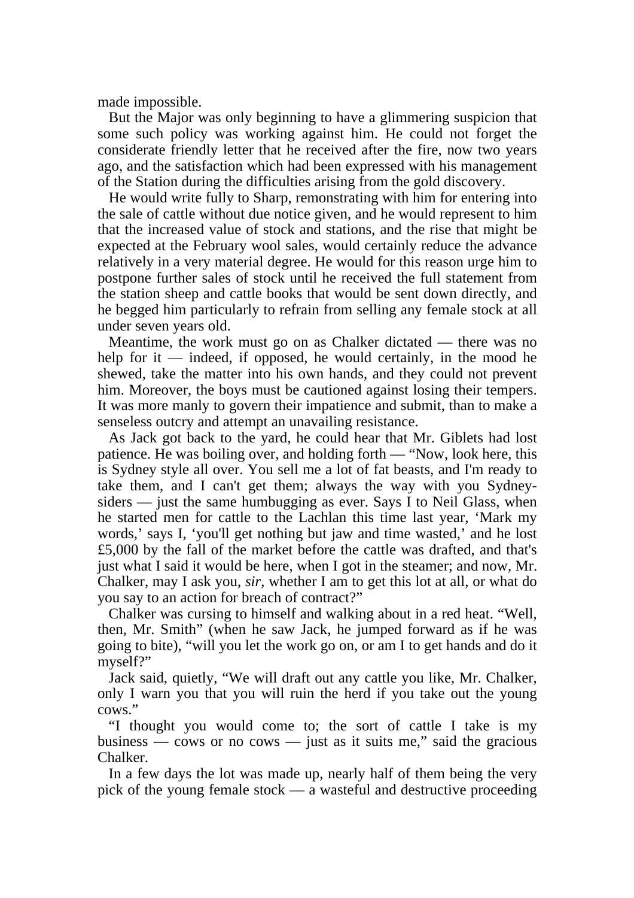made impossible.

But the Major was only beginning to have a glimmering suspicion that some such policy was working against him. He could not forget the considerate friendly letter that he received after the fire, now two years ago, and the satisfaction which had been expressed with his management of the Station during the difficulties arising from the gold discovery.

He would write fully to Sharp, remonstrating with him for entering into the sale of cattle without due notice given, and he would represent to him that the increased value of stock and stations, and the rise that might be expected at the February wool sales, would certainly reduce the advance relatively in a very material degree. He would for this reason urge him to postpone further sales of stock until he received the full statement from the station sheep and cattle books that would be sent down directly, and he begged him particularly to refrain from selling any female stock at all under seven years old.

Meantime, the work must go on as Chalker dictated — there was no help for it — indeed, if opposed, he would certainly, in the mood he shewed, take the matter into his own hands, and they could not prevent him. Moreover, the boys must be cautioned against losing their tempers. It was more manly to govern their impatience and submit, than to make a senseless outcry and attempt an unavailing resistance.

As Jack got back to the yard, he could hear that Mr. Giblets had lost patience. He was boiling over, and holding forth — "Now, look here, this is Sydney style all over. You sell me a lot of fat beasts, and I'm ready to take them, and I can't get them; always the way with you Sydney-siders — just the same humbugging as ever. Says I to Neil Glass, when he started men for cattle to the Lachlan this time last year, 'Mark my words,' says I, 'you'll get nothing but jaw and time wasted,' and he lost £5,000 by the fall of the market before the cattle was drafted, and that's just what I said it would be here, when I got in the steamer; and now, Mr. Chalker, may I ask you, *sir*, whether I am to get this lot at all, or what do you say to an action for breach of contract?"

Chalker was cursing to himself and walking about in a red heat. "Well, then, Mr. Smith" (when he saw Jack, he jumped forward as if he was going to bite), "will you let the work go on, or am I to get hands and do it myself?"

Jack said, quietly, "We will draft out any cattle you like, Mr. Chalker, only I warn you that you will ruin the herd if you take out the young cows."

"I thought you would come to; the sort of cattle I take is my business — cows or no cows — just as it suits me," said the gracious Chalker.

In a few days the lot was made up, nearly half of them being the very pick of the young female stock — a wasteful and destructive proceeding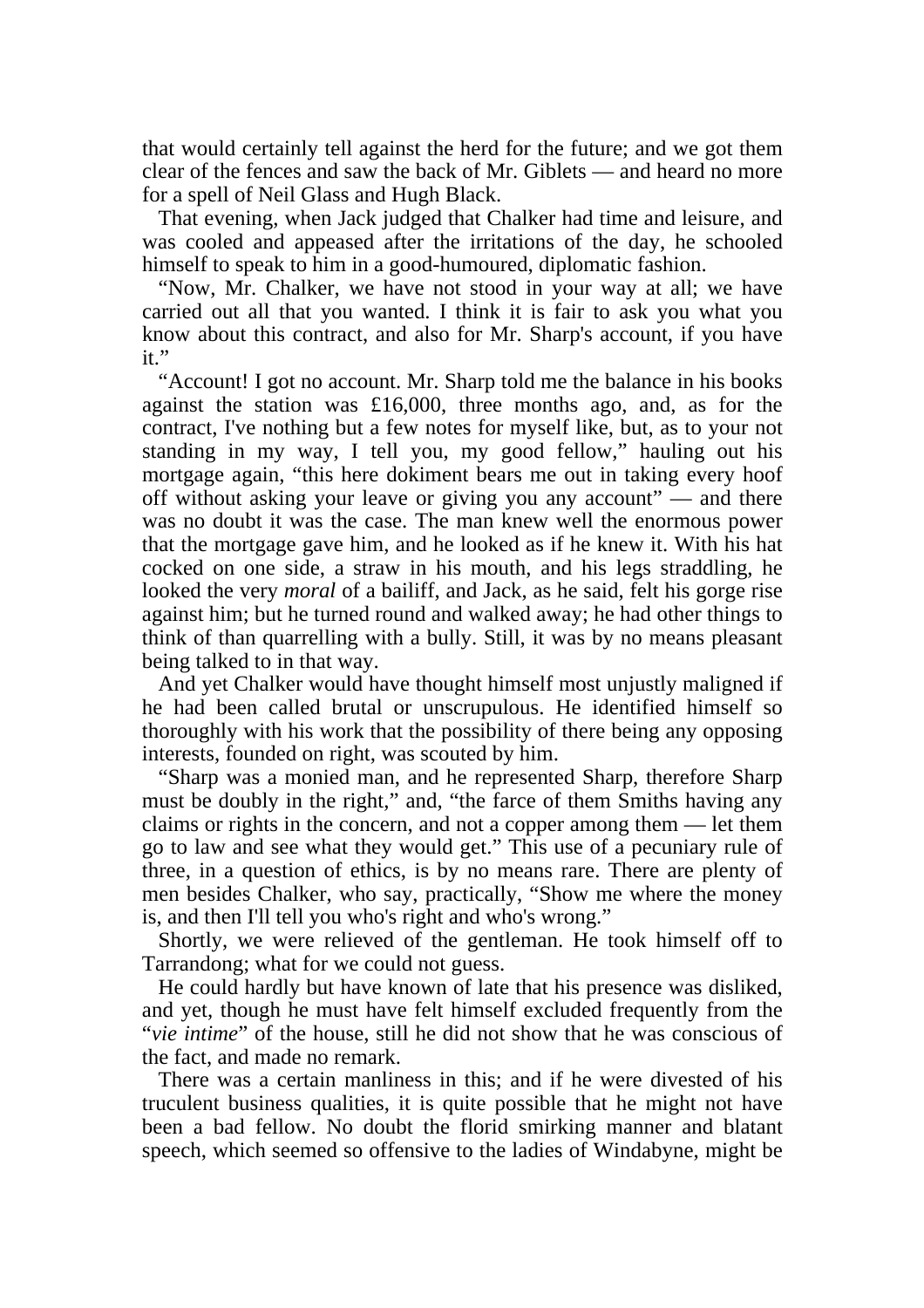that would certainly tell against the herd for the future; and we got them clear of the fences and saw the back of Mr. Giblets — and heard no more for a spell of Neil Glass and Hugh Black.

That evening, when Jack judged that Chalker had time and leisure, and was cooled and appeased after the irritations of the day, he schooled himself to speak to him in a good-humoured, diplomatic fashion.

"Now, Mr. Chalker, we have not stood in your way at all; we have carried out all that you wanted. I think it is fair to ask you what you know about this contract, and also for Mr. Sharp's account, if you have it."

"Account! I got no account. Mr. Sharp told me the balance in his books against the station was £16,000, three months ago, and, as for the contract, I've nothing but a few notes for myself like, but, as to your not standing in my way, I tell you, my good fellow," hauling out his mortgage again, "this here dokiment bears me out in taking every hoof off without asking your leave or giving you any account" — and there was no doubt it was the case. The man knew well the enormous power that the mortgage gave him, and he looked as if he knew it. With his hat cocked on one side, a straw in his mouth, and his legs straddling, he looked the very *moral* of a bailiff, and Jack, as he said, felt his gorge rise against him; but he turned round and walked away; he had other things to think of than quarrelling with a bully. Still, it was by no means pleasant being talked to in that way.

And yet Chalker would have thought himself most unjustly maligned if he had been called brutal or unscrupulous. He identified himself so thoroughly with his work that the possibility of there being any opposing interests, founded on right, was scouted by him.

"Sharp was a monied man, and he represented Sharp, therefore Sharp must be doubly in the right," and, "the farce of them Smiths having any claims or rights in the concern, and not a copper among them — let them go to law and see what they would get." This use of a pecuniary rule of three, in a question of ethics, is by no means rare. There are plenty of men besides Chalker, who say, practically, "Show me where the money is, and then I'll tell you who's right and who's wrong."

Shortly, we were relieved of the gentleman. He took himself off to Tarrandong; what for we could not guess.

He could hardly but have known of late that his presence was disliked, and yet, though he must have felt himself excluded frequently from the "*vie intime*" of the house, still he did not show that he was conscious of the fact, and made no remark.

There was a certain manliness in this; and if he were divested of his truculent business qualities, it is quite possible that he might not have been a bad fellow. No doubt the florid smirking manner and blatant speech, which seemed so offensive to the ladies of Windabyne, might be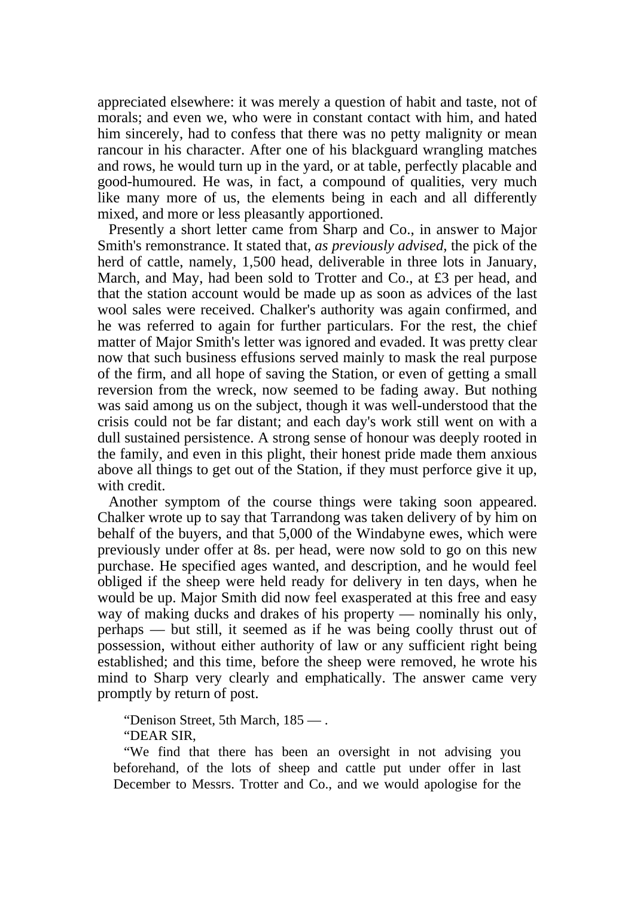appreciated elsewhere: it was merely a question of habit and taste, not of morals; and even we, who were in constant contact with him, and hated him sincerely, had to confess that there was no petty malignity or mean rancour in his character. After one of his blackguard wrangling matches and rows, he would turn up in the yard, or at table, perfectly placable and good-humoured. He was, in fact, a compound of qualities, very much like many more of us, the elements being in each and all differently mixed, and more or less pleasantly apportioned.

Presently a short letter came from Sharp and Co., in answer to Major Smith's remonstrance. It stated that, *as previously advised*, the pick of the herd of cattle, namely, 1,500 head, deliverable in three lots in January, March, and May, had been sold to Trotter and Co., at £3 per head, and that the station account would be made up as soon as advices of the last wool sales were received. Chalker's authority was again confirmed, and he was referred to again for further particulars. For the rest, the chief matter of Major Smith's letter was ignored and evaded. It was pretty clear now that such business effusions served mainly to mask the real purpose of the firm, and all hope of saving the Station, or even of getting a small reversion from the wreck, now seemed to be fading away. But nothing was said among us on the subject, though it was well-understood that the crisis could not be far distant; and each day's work still went on with a dull sustained persistence. A strong sense of honour was deeply rooted in the family, and even in this plight, their honest pride made them anxious above all things to get out of the Station, if they must perforce give it up, with credit.

Another symptom of the course things were taking soon appeared. Chalker wrote up to say that Tarrandong was taken delivery of by him on behalf of the buyers, and that 5,000 of the Windabyne ewes, which were previously under offer at 8s. per head, were now sold to go on this new purchase. He specified ages wanted, and description, and he would feel obliged if the sheep were held ready for delivery in ten days, when he would be up. Major Smith did now feel exasperated at this free and easy way of making ducks and drakes of his property — nominally his only, perhaps — but still, it seemed as if he was being coolly thrust out of possession, without either authority of law or any sufficient right being established; and this time, before the sheep were removed, he wrote his mind to Sharp very clearly and emphatically. The answer came very promptly by return of post.

"Denison Street, 5th March, 185 — .

"DEAR SIR,

"We find that there has been an oversight in not advising you beforehand, of the lots of sheep and cattle put under offer in last December to Messrs. Trotter and Co., and we would apologise for the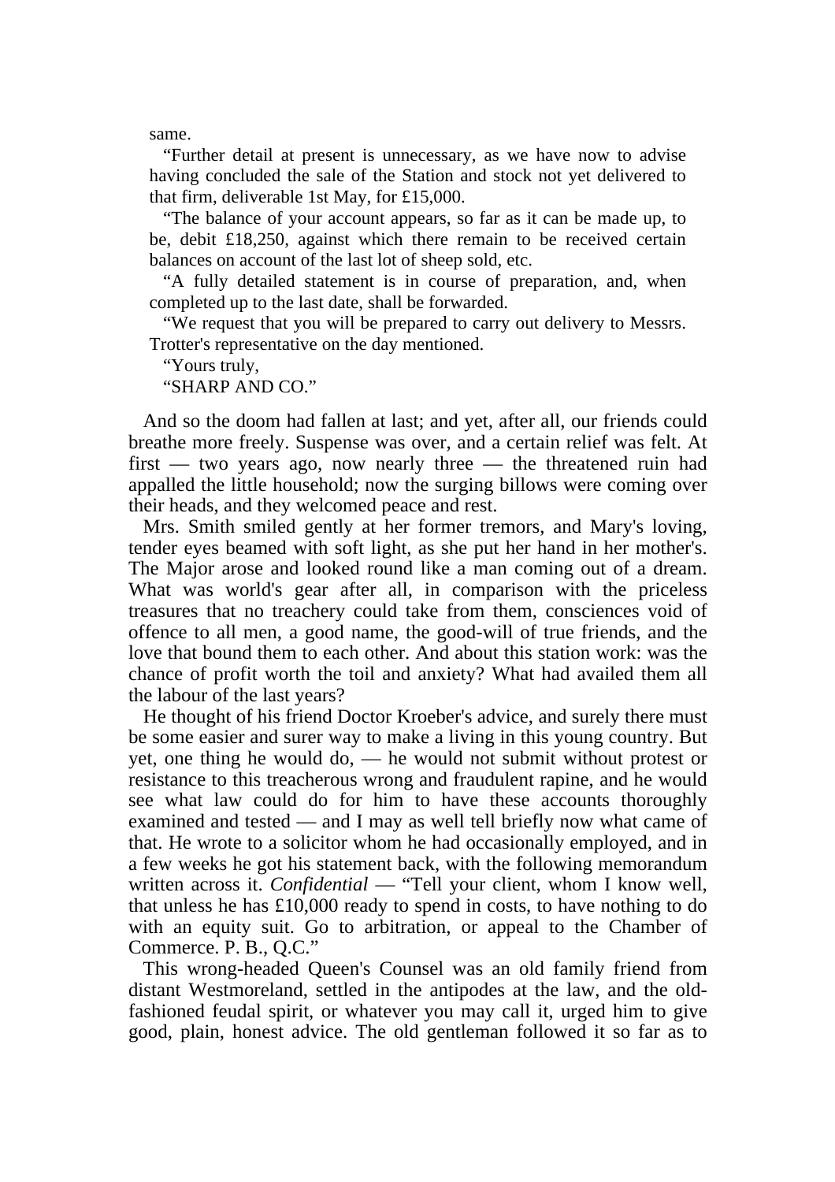same.

"Further detail at present is unnecessary, as we have now to advise having concluded the sale of the Station and stock not yet delivered to that firm, deliverable 1st May, for £15,000.

"The balance of your account appears, so far as it can be made up, to be, debit £18,250, against which there remain to be received certain balances on account of the last lot of sheep sold, etc.

"A fully detailed statement is in course of preparation, and, when completed up to the last date, shall be forwarded.

"We request that you will be prepared to carry out delivery to Messrs. Trotter's representative on the day mentioned.

"Yours truly,

"SHARP AND CO."

And so the doom had fallen at last; and yet, after all, our friends could breathe more freely. Suspense was over, and a certain relief was felt. At first — two years ago, now nearly three — the threatened ruin had appalled the little household; now the surging billows were coming over their heads, and they welcomed peace and rest.

Mrs. Smith smiled gently at her former tremors, and Mary's loving, tender eyes beamed with soft light, as she put her hand in her mother's. The Major arose and looked round like a man coming out of a dream. What was world's gear after all, in comparison with the priceless treasures that no treachery could take from them, consciences void of offence to all men, a good name, the good-will of true friends, and the love that bound them to each other. And about this station work: was the chance of profit worth the toil and anxiety? What had availed them all the labour of the last years?

He thought of his friend Doctor Kroeber's advice, and surely there must be some easier and surer way to make a living in this young country. But yet, one thing he would do, — he would not submit without protest or resistance to this treacherous wrong and fraudulent rapine, and he would see what law could do for him to have these accounts thoroughly examined and tested — and I may as well tell briefly now what came of that. He wrote to a solicitor whom he had occasionally employed, and in a few weeks he got his statement back, with the following memorandum written across it. *Confidential* — "Tell your client, whom I know well, that unless he has £10,000 ready to spend in costs, to have nothing to do with an equity suit. Go to arbitration, or appeal to the Chamber of Commerce. P. B., Q.C."

This wrong-headed Queen's Counsel was an old family friend from distant Westmoreland, settled in the antipodes at the law, and the old-fashioned feudal spirit, or whatever you may call it, urged him to give good, plain, honest advice. The old gentleman followed it so far as to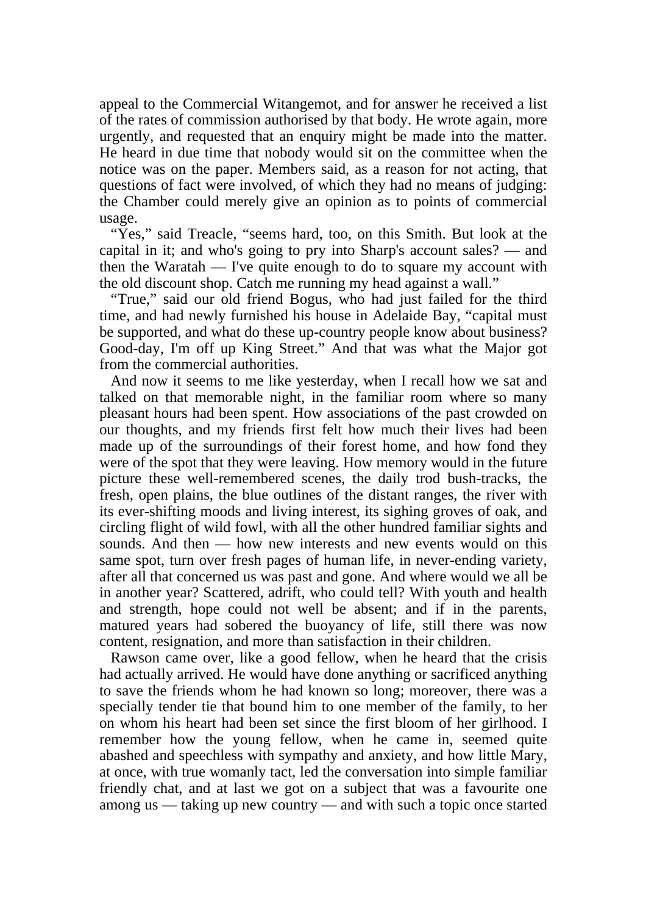appeal to the Commercial Witangemot, and for answer he received a list of the rates of commission authorised by that body. He wrote again, more urgently, and requested that an enquiry might be made into the matter. He heard in due time that nobody would sit on the committee when the notice was on the paper. Members said, as a reason for not acting, that questions of fact were involved, of which they had no means of judging: the Chamber could merely give an opinion as to points of commercial usage.

"Yes," said Treacle, "seems hard, too, on this Smith. But look at the capital in it; and who's going to pry into Sharp's account sales? — and then the Waratah — I've quite enough to do to square my account with the old discount shop. Catch me running my head against a wall."

"True," said our old friend Bogus, who had just failed for the third time, and had newly furnished his house in Adelaide Bay, "capital must be supported, and what do these up-country people know about business? Good-day, I'm off up King Street." And that was what the Major got from the commercial authorities.

And now it seems to me like yesterday, when I recall how we sat and talked on that memorable night, in the familiar room where so many pleasant hours had been spent. How associations of the past crowded on our thoughts, and my friends first felt how much their lives had been made up of the surroundings of their forest home, and how fond they were of the spot that they were leaving. How memory would in the future picture these well-remembered scenes, the daily trod bush-tracks, the fresh, open plains, the blue outlines of the distant ranges, the river with its ever-shifting moods and living interest, its sighing groves of oak, and circling flight of wild fowl, with all the other hundred familiar sights and sounds. And then — how new interests and new events would on this same spot, turn over fresh pages of human life, in never-ending variety, after all that concerned us was past and gone. And where would we all be in another year? Scattered, adrift, who could tell? With youth and health and strength, hope could not well be absent; and if in the parents, matured years had sobered the buoyancy of life, still there was now content, resignation, and more than satisfaction in their children.

Rawson came over, like a good fellow, when he heard that the crisis had actually arrived. He would have done anything or sacrificed anything to save the friends whom he had known so long; moreover, there was a specially tender tie that bound him to one member of the family, to her on whom his heart had been set since the first bloom of her girlhood. I remember how the young fellow, when he came in, seemed quite abashed and speechless with sympathy and anxiety, and how little Mary, at once, with true womanly tact, led the conversation into simple familiar friendly chat, and at last we got on a subject that was a favourite one among us — taking up new country — and with such a topic once started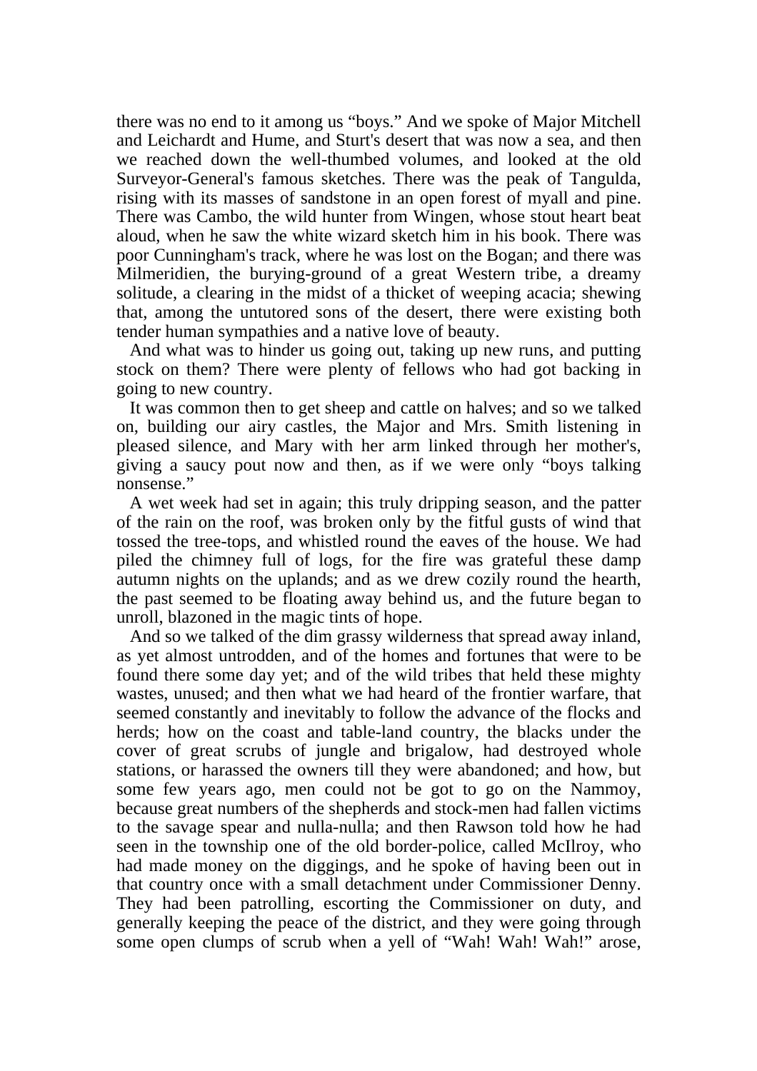there was no end to it among us "boys." And we spoke of Major Mitchell and Leichardt and Hume, and Sturt's desert that was now a sea, and then we reached down the well-thumbed volumes, and looked at the old Surveyor-General's famous sketches. There was the peak of Tangulda, rising with its masses of sandstone in an open forest of myall and pine. There was Cambo, the wild hunter from Wingen, whose stout heart beat aloud, when he saw the white wizard sketch him in his book. There was poor Cunningham's track, where he was lost on the Bogan; and there was Milmeridien, the burying-ground of a great Western tribe, a dreamy solitude, a clearing in the midst of a thicket of weeping acacia; shewing that, among the untutored sons of the desert, there were existing both tender human sympathies and a native love of beauty.

And what was to hinder us going out, taking up new runs, and putting stock on them? There were plenty of fellows who had got backing in going to new country.

It was common then to get sheep and cattle on halves; and so we talked on, building our airy castles, the Major and Mrs. Smith listening in pleased silence, and Mary with her arm linked through her mother's, giving a saucy pout now and then, as if we were only "boys talking nonsense."

A wet week had set in again; this truly dripping season, and the patter of the rain on the roof, was broken only by the fitful gusts of wind that tossed the tree-tops, and whistled round the eaves of the house. We had piled the chimney full of logs, for the fire was grateful these damp autumn nights on the uplands; and as we drew cozily round the hearth, the past seemed to be floating away behind us, and the future began to unroll, blazoned in the magic tints of hope.

And so we talked of the dim grassy wilderness that spread away inland, as yet almost untrodden, and of the homes and fortunes that were to be found there some day yet; and of the wild tribes that held these mighty wastes, unused; and then what we had heard of the frontier warfare, that seemed constantly and inevitably to follow the advance of the flocks and herds; how on the coast and table-land country, the blacks under the cover of great scrubs of jungle and brigalow, had destroyed whole stations, or harassed the owners till they were abandoned; and how, but some few years ago, men could not be got to go on the Nammoy, because great numbers of the shepherds and stock-men had fallen victims to the savage spear and nulla-nulla; and then Rawson told how he had seen in the township one of the old border-police, called McIlroy, who had made money on the diggings, and he spoke of having been out in that country once with a small detachment under Commissioner Denny. They had been patrolling, escorting the Commissioner on duty, and generally keeping the peace of the district, and they were going through some open clumps of scrub when a yell of "Wah! Wah! Wah!" arose,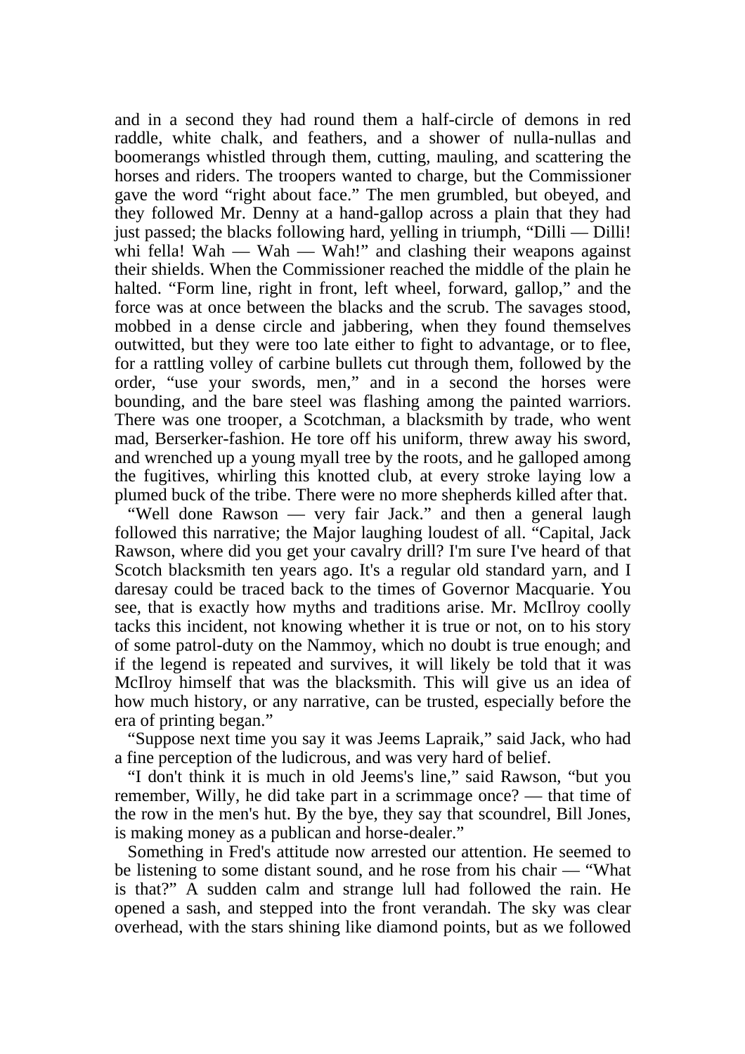and in a second they had round them a half-circle of demons in red raddle, white chalk, and feathers, and a shower of nulla-nullas and boomerangs whistled through them, cutting, mauling, and scattering the horses and riders. The troopers wanted to charge, but the Commissioner gave the word "right about face." The men grumbled, but obeyed, and they followed Mr. Denny at a hand-gallop across a plain that they had just passed; the blacks following hard, yelling in triumph, "Dilli — Dilli! whi fella! Wah — Wah — Wah!" and clashing their weapons against their shields. When the Commissioner reached the middle of the plain he halted. "Form line, right in front, left wheel, forward, gallop," and the force was at once between the blacks and the scrub. The savages stood, mobbed in a dense circle and jabbering, when they found themselves outwitted, but they were too late either to fight to advantage, or to flee, for a rattling volley of carbine bullets cut through them, followed by the order, "use your swords, men," and in a second the horses were bounding, and the bare steel was flashing among the painted warriors. There was one trooper, a Scotchman, a blacksmith by trade, who went mad, Berserker-fashion. He tore off his uniform, threw away his sword, and wrenched up a young myall tree by the roots, and he galloped among the fugitives, whirling this knotted club, at every stroke laying low a plumed buck of the tribe. There were no more shepherds killed after that.

"Well done Rawson — very fair Jack." and then a general laugh followed this narrative; the Major laughing loudest of all. "Capital, Jack Rawson, where did you get your cavalry drill? I'm sure I've heard of that Scotch blacksmith ten years ago. It's a regular old standard yarn, and I daresay could be traced back to the times of Governor Macquarie. You see, that is exactly how myths and traditions arise. Mr. McIlroy coolly tacks this incident, not knowing whether it is true or not, on to his story of some patrol-duty on the Nammoy, which no doubt is true enough; and if the legend is repeated and survives, it will likely be told that it was McIlroy himself that was the blacksmith. This will give us an idea of how much history, or any narrative, can be trusted, especially before the era of printing began."

"Suppose next time you say it was Jeems Lapraik," said Jack, who had a fine perception of the ludicrous, and was very hard of belief.

"I don't think it is much in old Jeems's line," said Rawson, "but you remember, Willy, he did take part in a scrimmage once? — that time of the row in the men's hut. By the bye, they say that scoundrel, Bill Jones, is making money as a publican and horse-dealer."

Something in Fred's attitude now arrested our attention. He seemed to be listening to some distant sound, and he rose from his chair — "What is that?" A sudden calm and strange lull had followed the rain. He opened a sash, and stepped into the front verandah. The sky was clear overhead, with the stars shining like diamond points, but as we followed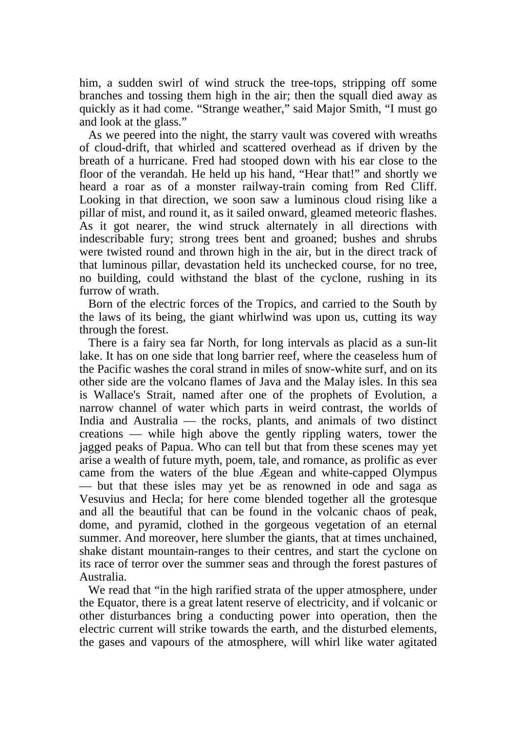him, a sudden swirl of wind struck the tree-tops, stripping off some branches and tossing them high in the air; then the squall died away as quickly as it had come. “Strange weather,” said Major Smith, “I must go and look at the glass.”

As we peered into the night, the starry vault was covered with wreaths of cloud-drift, that whirled and scattered overhead as if driven by the breath of a hurricane. Fred had stooped down with his ear close to the floor of the verandah. He held up his hand, “Hear that!” and shortly we heard a roar as of a monster railway-train coming from Red Cliff. Looking in that direction, we soon saw a luminous cloud rising like a pillar of mist, and round it, as it sailed onward, gleamed meteoric flashes. As it got nearer, the wind struck alternately in all directions with indescribable fury; strong trees bent and groaned; bushes and shrubs were twisted round and thrown high in the air, but in the direct track of that luminous pillar, devastation held its unchecked course, for no tree, no building, could withstand the blast of the cyclone, rushing in its furrow of wrath.

Born of the electric forces of the Tropics, and carried to the South by the laws of its being, the giant whirlwind was upon us, cutting its way through the forest.

There is a fairy sea far North, for long intervals as placid as a sun-lit lake. It has on one side that long barrier reef, where the ceaseless hum of the Pacific washes the coral strand in miles of snow-white surf, and on its other side are the volcano flames of Java and the Malay isles. In this sea is Wallace's Strait, named after one of the prophets of Evolution, a narrow channel of water which parts in weird contrast, the worlds of India and Australia — the rocks, plants, and animals of two distinct creations — while high above the gently rippling waters, tower the jagged peaks of Papua. Who can tell but that from these scenes may yet arise a wealth of future myth, poem, tale, and romance, as prolific as ever came from the waters of the blue Ægean and white-capped Olympus — but that these isles may yet be as renowned in ode and saga as Vesuvius and Hecla; for here come blended together all the grotesque and all the beautiful that can be found in the volcanic chaos of peak, dome, and pyramid, clothed in the gorgeous vegetation of an eternal summer. And moreover, here slumber the giants, that at times unchained, shake distant mountain-ranges to their centres, and start the cyclone on its race of terror over the summer seas and through the forest pastures of Australia.

We read that “in the high rarified strata of the upper atmosphere, under the Equator, there is a great latent reserve of electricity, and if volcanic or other disturbances bring a conducting power into operation, then the electric current will strike towards the earth, and the disturbed elements, the gases and vapours of the atmosphere, will whirl like water agitated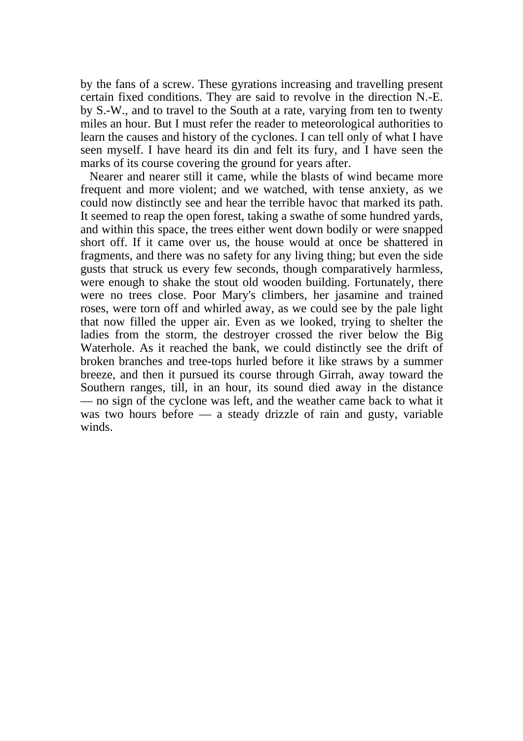by the fans of a screw. These gyrations increasing and travelling present certain fixed conditions. They are said to revolve in the direction N.-E. by S.-W., and to travel to the South at a rate, varying from ten to twenty miles an hour. But I must refer the reader to meteorological authorities to learn the causes and history of the cyclones. I can tell only of what I have seen myself. I have heard its din and felt its fury, and I have seen the marks of its course covering the ground for years after.

Nearer and nearer still it came, while the blasts of wind became more frequent and more violent; and we watched, with tense anxiety, as we could now distinctly see and hear the terrible havoc that marked its path. It seemed to reap the open forest, taking a swathe of some hundred yards, and within this space, the trees either went down bodily or were snapped short off. If it came over us, the house would at once be shattered in fragments, and there was no safety for any living thing; but even the side gusts that struck us every few seconds, though comparatively harmless, were enough to shake the stout old wooden building. Fortunately, there were no trees close. Poor Mary's climbers, her jasamine and trained roses, were torn off and whirled away, as we could see by the pale light that now filled the upper air. Even as we looked, trying to shelter the ladies from the storm, the destroyer crossed the river below the Big Waterhole. As it reached the bank, we could distinctly see the drift of broken branches and tree-tops hurled before it like straws by a summer breeze, and then it pursued its course through Girrah, away toward the Southern ranges, till, in an hour, its sound died away in the distance — no sign of the cyclone was left, and the weather came back to what it was two hours before — a steady drizzle of rain and gusty, variable winds.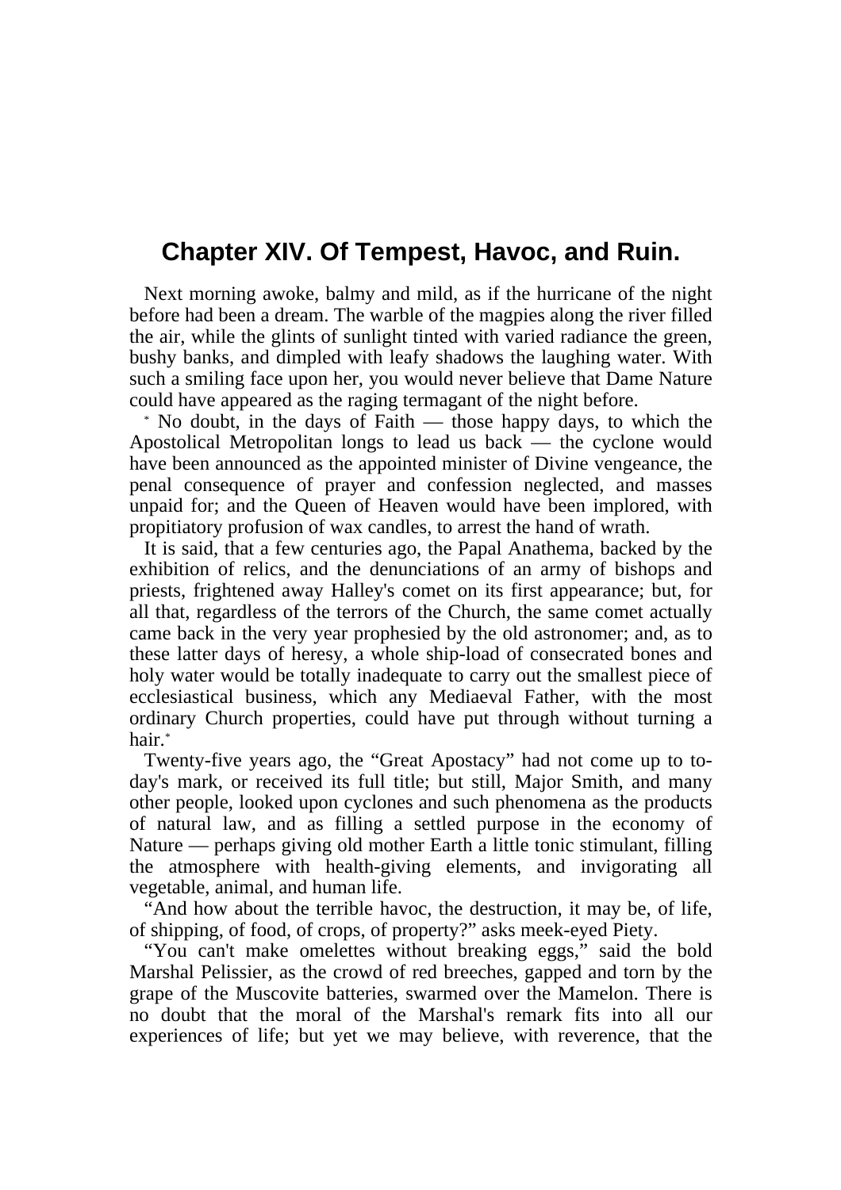# Chapter XIV. Of Tempest, Havoc, and Ruin.

Next morning awoke, balmy and mild, as if the hurricane of the night before had been a dream. The warble of the magpies along the river filled the air, while the glints of sunlight tinted with varied radiance the green, bushy banks, and dimpled with leafy shadows the laughing water. With such a smiling face upon her, you would never believe that Dame Nature could have appeared as the raging termagant of the night before.

* No doubt, in the days of Faith — those happy days, to which the Apostolical Metropolitan longs to lead us back — the cyclone would have been announced as the appointed minister of Divine vengeance, the penal consequence of prayer and confession neglected, and masses unpaid for; and the Queen of Heaven would have been implored, with propitiatory profusion of wax candles, to arrest the hand of wrath.

It is said, that a few centuries ago, the Papal Anathema, backed by the exhibition of relics, and the denunciations of an army of bishops and priests, frightened away Halley's comet on its first appearance; but, for all that, regardless of the terrors of the Church, the same comet actually came back in the very year prophesied by the old astronomer; and, as to these latter days of heresy, a whole ship-load of consecrated bones and holy water would be totally inadequate to carry out the smallest piece of ecclesiastical business, which any Mediaeval Father, with the most ordinary Church properties, could have put through without turning a hair.*

Twenty-five years ago, the "Great Apostacy" had not come up to to-day's mark, or received its full title; but still, Major Smith, and many other people, looked upon cyclones and such phenomena as the products of natural law, and as filling a settled purpose in the economy of Nature — perhaps giving old mother Earth a little tonic stimulant, filling the atmosphere with health-giving elements, and invigorating all vegetable, animal, and human life.

"And how about the terrible havoc, the destruction, it may be, of life, of shipping, of food, of crops, of property?" asks meek-eyed Piety.

"You can't make omelettes without breaking eggs," said the bold Marshal Pelissier, as the crowd of red breeches, gapped and torn by the grape of the Muscovite batteries, swarmed over the Mamelon. There is no doubt that the moral of the Marshal's remark fits into all our experiences of life; but yet we may believe, with reverence, that the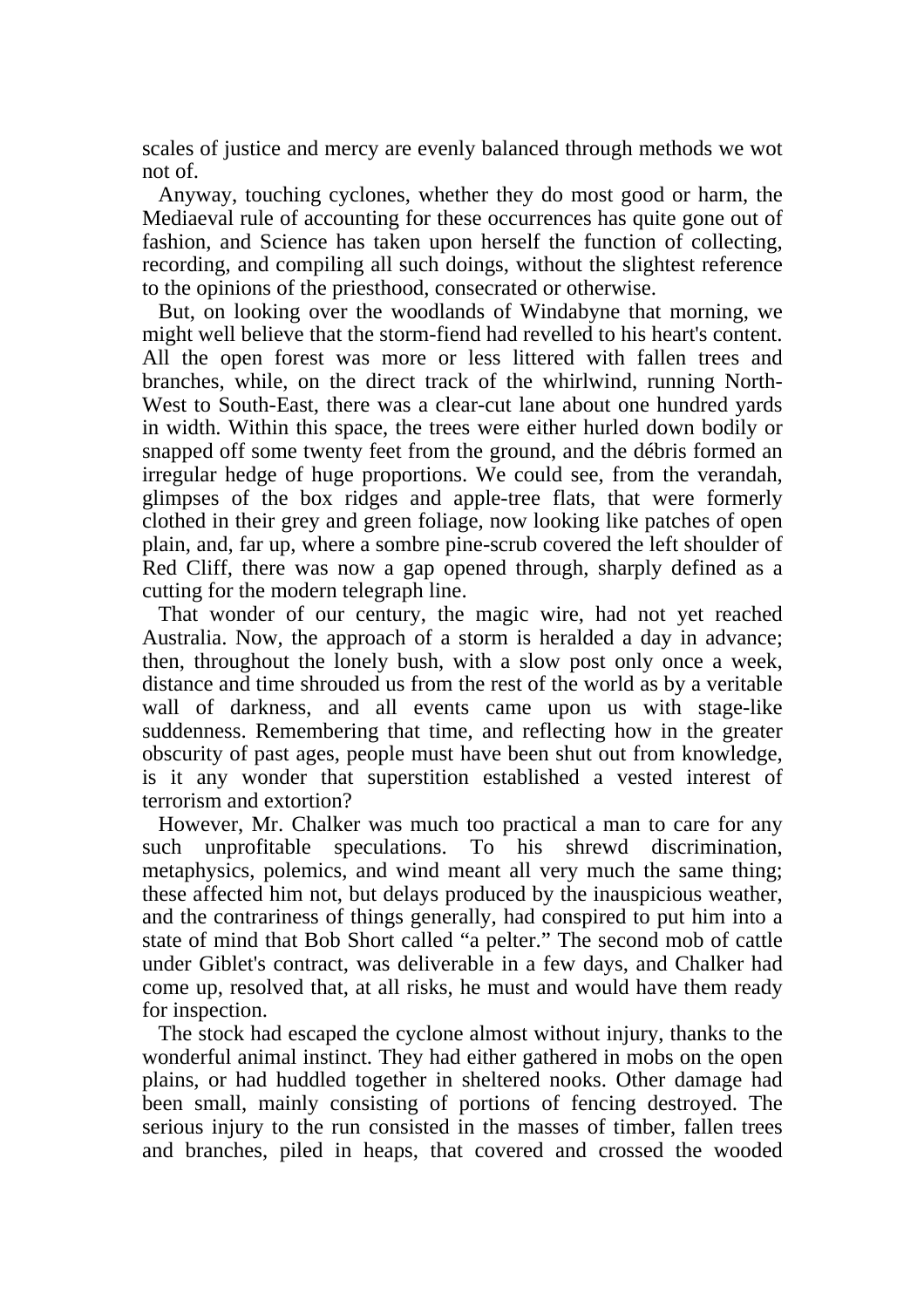scales of justice and mercy are evenly balanced through methods we wot not of.

Anyway, touching cyclones, whether they do most good or harm, the Mediaeval rule of accounting for these occurrences has quite gone out of fashion, and Science has taken upon herself the function of collecting, recording, and compiling all such doings, without the slightest reference to the opinions of the priesthood, consecrated or otherwise.

But, on looking over the woodlands of Windabyne that morning, we might well believe that the storm-fiend had revelled to his heart's content. All the open forest was more or less littered with fallen trees and branches, while, on the direct track of the whirlwind, running North-West to South-East, there was a clear-cut lane about one hundred yards in width. Within this space, the trees were either hurled down bodily or snapped off some twenty feet from the ground, and the débris formed an irregular hedge of huge proportions. We could see, from the verandah, glimpses of the box ridges and apple-tree flats, that were formerly clothed in their grey and green foliage, now looking like patches of open plain, and, far up, where a sombre pine-scrub covered the left shoulder of Red Cliff, there was now a gap opened through, sharply defined as a cutting for the modern telegraph line.

That wonder of our century, the magic wire, had not yet reached Australia. Now, the approach of a storm is heralded a day in advance; then, throughout the lonely bush, with a slow post only once a week, distance and time shrouded us from the rest of the world as by a veritable wall of darkness, and all events came upon us with stage-like suddenness. Remembering that time, and reflecting how in the greater obscurity of past ages, people must have been shut out from knowledge, is it any wonder that superstition established a vested interest of terrorism and extortion?

However, Mr. Chalker was much too practical a man to care for any such unprofitable speculations. To his shrewd discrimination, metaphysics, polemics, and wind meant all very much the same thing; these affected him not, but delays produced by the inauspicious weather, and the contrariness of things generally, had conspired to put him into a state of mind that Bob Short called "a pelter." The second mob of cattle under Giblet's contract, was deliverable in a few days, and Chalker had come up, resolved that, at all risks, he must and would have them ready for inspection.

The stock had escaped the cyclone almost without injury, thanks to the wonderful animal instinct. They had either gathered in mobs on the open plains, or had huddled together in sheltered nooks. Other damage had been small, mainly consisting of portions of fencing destroyed. The serious injury to the run consisted in the masses of timber, fallen trees and branches, piled in heaps, that covered and crossed the wooded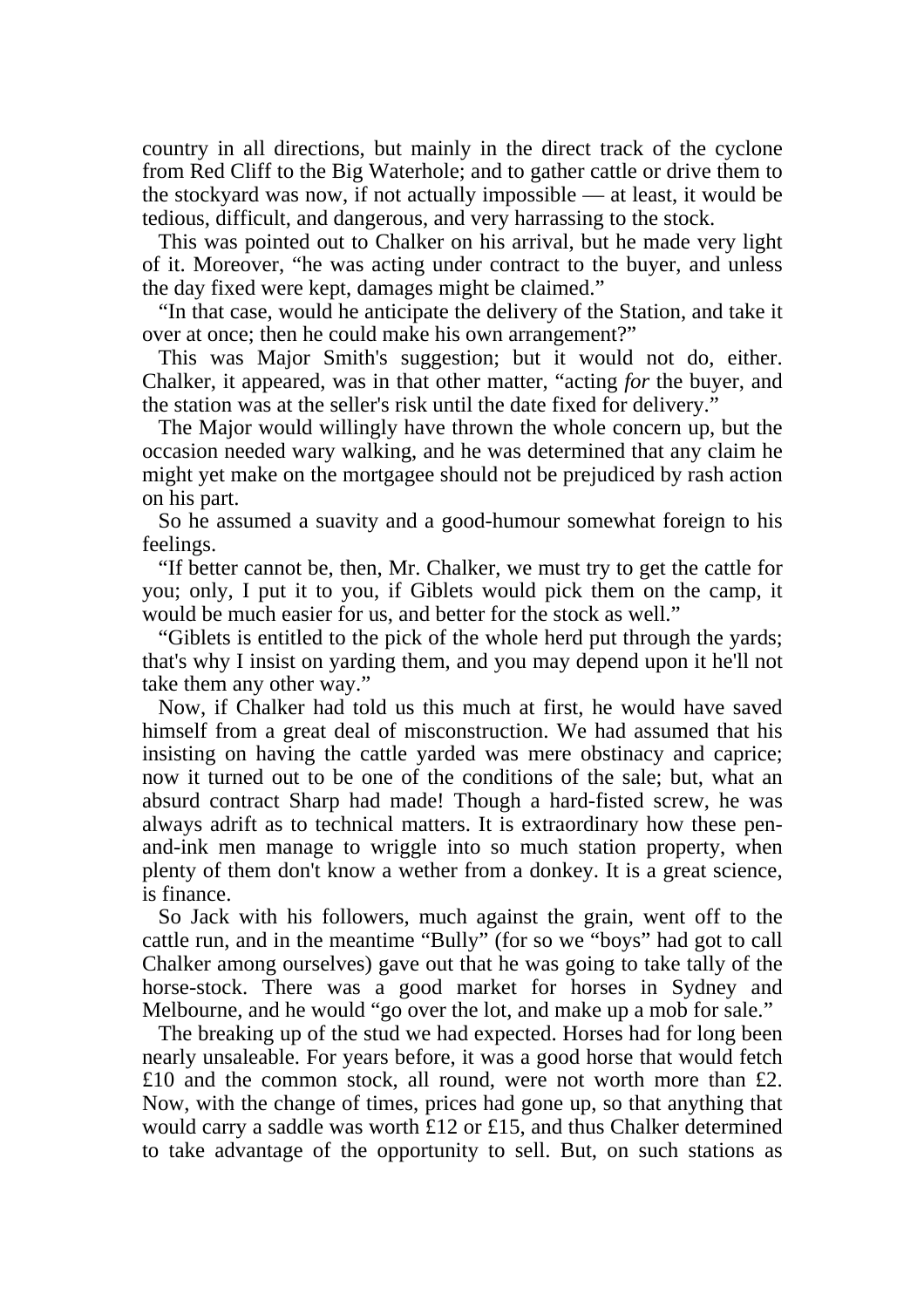country in all directions, but mainly in the direct track of the cyclone from Red Cliff to the Big Waterhole; and to gather cattle or drive them to the stockyard was now, if not actually impossible — at least, it would be tedious, difficult, and dangerous, and very harrassing to the stock.

This was pointed out to Chalker on his arrival, but he made very light of it. Moreover, "he was acting under contract to the buyer, and unless the day fixed were kept, damages might be claimed."

"In that case, would he anticipate the delivery of the Station, and take it over at once; then he could make his own arrangement?"

This was Major Smith's suggestion; but it would not do, either. Chalker, it appeared, was in that other matter, "acting *for* the buyer, and the station was at the seller's risk until the date fixed for delivery."

The Major would willingly have thrown the whole concern up, but the occasion needed wary walking, and he was determined that any claim he might yet make on the mortgagee should not be prejudiced by rash action on his part.

So he assumed a suavity and a good-humour somewhat foreign to his feelings.

"If better cannot be, then, Mr. Chalker, we must try to get the cattle for you; only, I put it to you, if Giblets would pick them on the camp, it would be much easier for us, and better for the stock as well."

"Giblets is entitled to the pick of the whole herd put through the yards; that's why I insist on yarding them, and you may depend upon it he'll not take them any other way."

Now, if Chalker had told us this much at first, he would have saved himself from a great deal of misconstruction. We had assumed that his insisting on having the cattle yarded was mere obstinacy and caprice; now it turned out to be one of the conditions of the sale; but, what an absurd contract Sharp had made! Though a hard-fisted screw, he was always adrift as to technical matters. It is extraordinary how these pen-and-ink men manage to wriggle into so much station property, when plenty of them don't know a wether from a donkey. It is a great science, is finance.

So Jack with his followers, much against the grain, went off to the cattle run, and in the meantime "Bully" (for so we "boys" had got to call Chalker among ourselves) gave out that he was going to take tally of the horse-stock. There was a good market for horses in Sydney and Melbourne, and he would "go over the lot, and make up a mob for sale."

The breaking up of the stud we had expected. Horses had for long been nearly unsaleable. For years before, it was a good horse that would fetch £10 and the common stock, all round, were not worth more than £2. Now, with the change of times, prices had gone up, so that anything that would carry a saddle was worth £12 or £15, and thus Chalker determined to take advantage of the opportunity to sell. But, on such stations as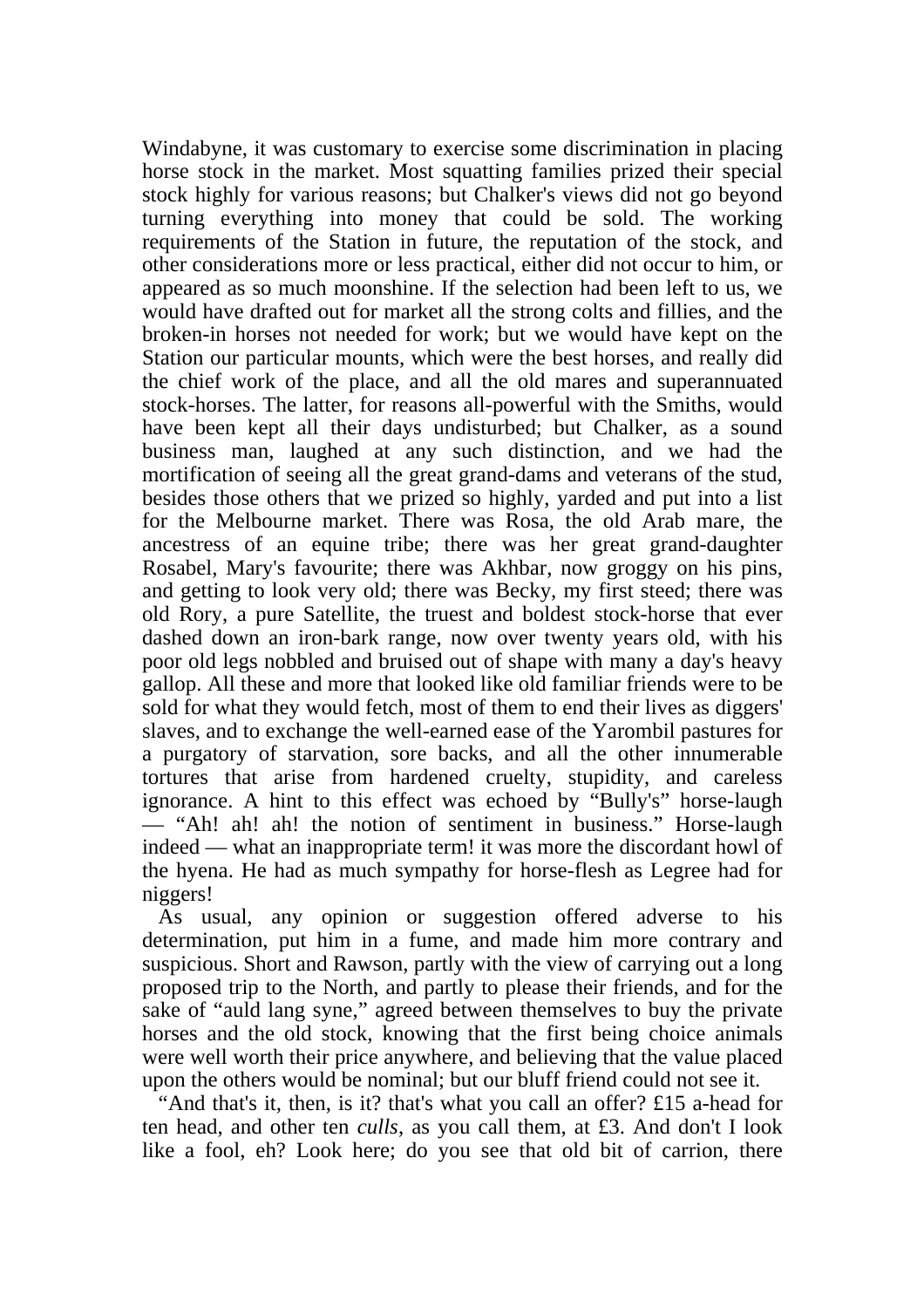Windabyne, it was customary to exercise some discrimination in placing horse stock in the market. Most squatting families prized their special stock highly for various reasons; but Chalker's views did not go beyond turning everything into money that could be sold. The working requirements of the Station in future, the reputation of the stock, and other considerations more or less practical, either did not occur to him, or appeared as so much moonshine. If the selection had been left to us, we would have drafted out for market all the strong colts and fillies, and the broken-in horses not needed for work; but we would have kept on the Station our particular mounts, which were the best horses, and really did the chief work of the place, and all the old mares and superannuated stock-horses. The latter, for reasons all-powerful with the Smiths, would have been kept all their days undisturbed; but Chalker, as a sound business man, laughed at any such distinction, and we had the mortification of seeing all the great grand-dams and veterans of the stud, besides those others that we prized so highly, yarded and put into a list for the Melbourne market. There was Rosa, the old Arab mare, the ancestress of an equine tribe; there was her great grand-daughter Rosabel, Mary's favourite; there was Akhbar, now groggy on his pins, and getting to look very old; there was Becky, my first steed; there was old Rory, a pure Satellite, the truest and boldest stock-horse that ever dashed down an iron-bark range, now over twenty years old, with his poor old legs nobbled and bruised out of shape with many a day's heavy gallop. All these and more that looked like old familiar friends were to be sold for what they would fetch, most of them to end their lives as diggers' slaves, and to exchange the well-earned ease of the Yarombil pastures for a purgatory of starvation, sore backs, and all the other innumerable tortures that arise from hardened cruelty, stupidity, and careless ignorance. A hint to this effect was echoed by "Bully's" horse-laugh — "Ah! ah! ah! the notion of sentiment in business." Horse-laugh indeed — what an inappropriate term! it was more the discordant howl of the hyena. He had as much sympathy for horse-flesh as Legree had for niggers!

As usual, any opinion or suggestion offered adverse to his determination, put him in a fume, and made him more contrary and suspicious. Short and Rawson, partly with the view of carrying out a long proposed trip to the North, and partly to please their friends, and for the sake of "auld lang syne," agreed between themselves to buy the private horses and the old stock, knowing that the first being choice animals were well worth their price anywhere, and believing that the value placed upon the others would be nominal; but our bluff friend could not see it.

"And that's it, then, is it? that's what you call an offer? £15 a-head for ten head, and other ten *culls*, as you call them, at £3. And don't I look like a fool, eh? Look here; do you see that old bit of carrion, there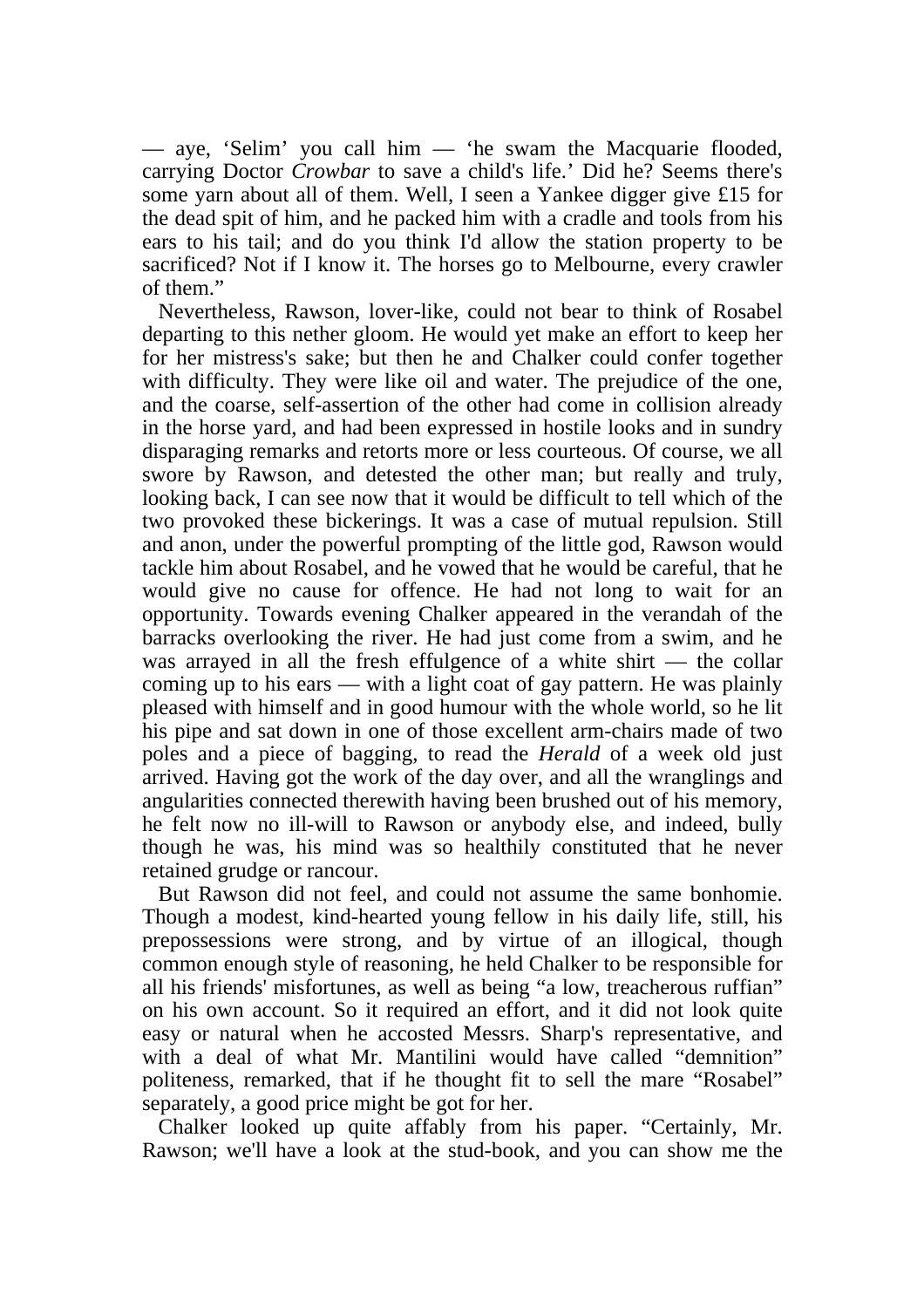— aye, 'Selim' you call him — 'he swam the Macquarie flooded, carrying Doctor *Crowbar* to save a child's life.' Did he? Seems there's some yarn about all of them. Well, I seen a Yankee digger give £15 for the dead spit of him, and he packed him with a cradle and tools from his ears to his tail; and do you think I'd allow the station property to be sacrificed? Not if I know it. The horses go to Melbourne, every crawler of them."

Nevertheless, Rawson, lover-like, could not bear to think of Rosabel departing to this nether gloom. He would yet make an effort to keep her for her mistress's sake; but then he and Chalker could confer together with difficulty. They were like oil and water. The prejudice of the one, and the coarse, self-assertion of the other had come in collision already in the horse yard, and had been expressed in hostile looks and in sundry disparaging remarks and retorts more or less courteous. Of course, we all swore by Rawson, and detested the other man; but really and truly, looking back, I can see now that it would be difficult to tell which of the two provoked these bickerings. It was a case of mutual repulsion. Still and anon, under the powerful prompting of the little god, Rawson would tackle him about Rosabel, and he vowed that he would be careful, that he would give no cause for offence. He had not long to wait for an opportunity. Towards evening Chalker appeared in the verandah of the barracks overlooking the river. He had just come from a swim, and he was arrayed in all the fresh effulgence of a white shirt — the collar coming up to his ears — with a light coat of gay pattern. He was plainly pleased with himself and in good humour with the whole world, so he lit his pipe and sat down in one of those excellent arm-chairs made of two poles and a piece of bagging, to read the *Herald* of a week old just arrived. Having got the work of the day over, and all the wranglings and angularities connected therewith having been brushed out of his memory, he felt now no ill-will to Rawson or anybody else, and indeed, bully though he was, his mind was so healthily constituted that he never retained grudge or rancour.

But Rawson did not feel, and could not assume the same bonhomie. Though a modest, kind-hearted young fellow in his daily life, still, his prepossessions were strong, and by virtue of an illogical, though common enough style of reasoning, he held Chalker to be responsible for all his friends' misfortunes, as well as being "a low, treacherous ruffian" on his own account. So it required an effort, and it did not look quite easy or natural when he accosted Messrs. Sharp's representative, and with a deal of what Mr. Mantilini would have called "demnition" politeness, remarked, that if he thought fit to sell the mare "Rosabel" separately, a good price might be got for her.

Chalker looked up quite affably from his paper. "Certainly, Mr. Rawson; we'll have a look at the stud-book, and you can show me the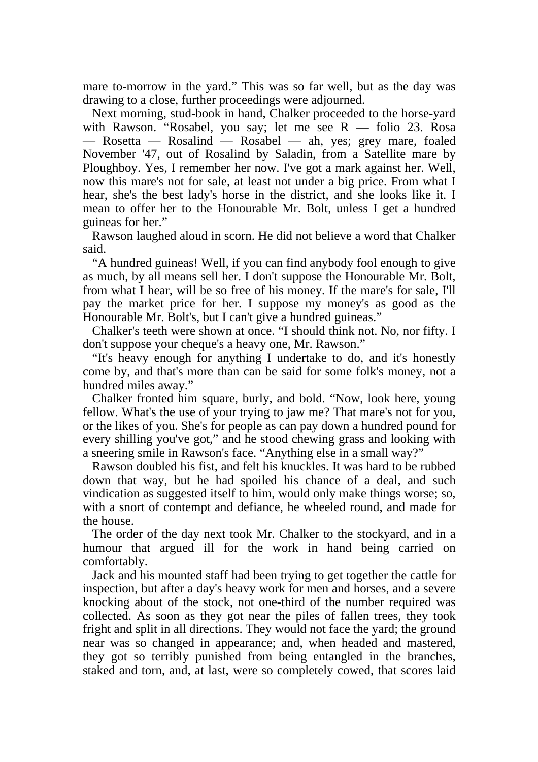mare to-morrow in the yard." This was so far well, but as the day was drawing to a close, further proceedings were adjourned.

Next morning, stud-book in hand, Chalker proceeded to the horse-yard with Rawson. "Rosabel, you say; let me see R — folio 23. Rosa — Rosetta — Rosalind — Rosabel — ah, yes; grey mare, foaled November '47, out of Rosalind by Saladin, from a Satellite mare by Ploughboy. Yes, I remember her now. I've got a mark against her. Well, now this mare's not for sale, at least not under a big price. From what I hear, she's the best lady's horse in the district, and she looks like it. I mean to offer her to the Honourable Mr. Bolt, unless I get a hundred guineas for her."

Rawson laughed aloud in scorn. He did not believe a word that Chalker said.

"A hundred guineas! Well, if you can find anybody fool enough to give as much, by all means sell her. I don't suppose the Honourable Mr. Bolt, from what I hear, will be so free of his money. If the mare's for sale, I'll pay the market price for her. I suppose my money's as good as the Honourable Mr. Bolt's, but I can't give a hundred guineas."

Chalker's teeth were shown at once. "I should think not. No, nor fifty. I don't suppose your cheque's a heavy one, Mr. Rawson."

"It's heavy enough for anything I undertake to do, and it's honestly come by, and that's more than can be said for some folk's money, not a hundred miles away."

Chalker fronted him square, burly, and bold. "Now, look here, young fellow. What's the use of your trying to jaw me? That mare's not for you, or the likes of you. She's for people as can pay down a hundred pound for every shilling you've got," and he stood chewing grass and looking with a sneering smile in Rawson's face. "Anything else in a small way?"

Rawson doubled his fist, and felt his knuckles. It was hard to be rubbed down that way, but he had spoiled his chance of a deal, and such vindication as suggested itself to him, would only make things worse; so, with a snort of contempt and defiance, he wheeled round, and made for the house.

The order of the day next took Mr. Chalker to the stockyard, and in a humour that argued ill for the work in hand being carried on comfortably.

Jack and his mounted staff had been trying to get together the cattle for inspection, but after a day's heavy work for men and horses, and a severe knocking about of the stock, not one-third of the number required was collected. As soon as they got near the piles of fallen trees, they took fright and split in all directions. They would not face the yard; the ground near was so changed in appearance; and, when headed and mastered, they got so terribly punished from being entangled in the branches, staked and torn, and, at last, were so completely cowed, that scores laid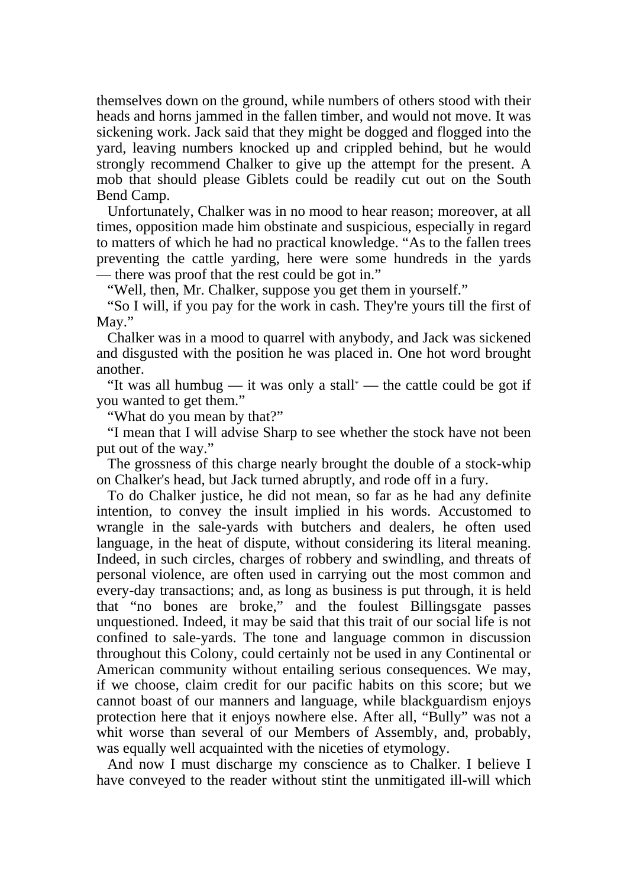themselves down on the ground, while numbers of others stood with their heads and horns jammed in the fallen timber, and would not move. It was sickening work. Jack said that they might be dogged and flogged into the yard, leaving numbers knocked up and crippled behind, but he would strongly recommend Chalker to give up the attempt for the present. A mob that should please Giblets could be readily cut out on the South Bend Camp.

Unfortunately, Chalker was in no mood to hear reason; moreover, at all times, opposition made him obstinate and suspicious, especially in regard to matters of which he had no practical knowledge. "As to the fallen trees preventing the cattle yarding, here were some hundreds in the yards — there was proof that the rest could be got in."

"Well, then, Mr. Chalker, suppose you get them in yourself."

"So I will, if you pay for the work in cash. They're yours till the first of May."

Chalker was in a mood to quarrel with anybody, and Jack was sickened and disgusted with the position he was placed in. One hot word brought another.

"It was all humbug — it was only a stall* — the cattle could be got if you wanted to get them."

"What do you mean by that?"

"I mean that I will advise Sharp to see whether the stock have not been put out of the way."

The grossness of this charge nearly brought the double of a stock-whip on Chalker's head, but Jack turned abruptly, and rode off in a fury.

To do Chalker justice, he did not mean, so far as he had any definite intention, to convey the insult implied in his words. Accustomed to wrangle in the sale-yards with butchers and dealers, he often used language, in the heat of dispute, without considering its literal meaning. Indeed, in such circles, charges of robbery and swindling, and threats of personal violence, are often used in carrying out the most common and every-day transactions; and, as long as business is put through, it is held that "no bones are broke," and the foulest Billingsgate passes unquestioned. Indeed, it may be said that this trait of our social life is not confined to sale-yards. The tone and language common in discussion throughout this Colony, could certainly not be used in any Continental or American community without entailing serious consequences. We may, if we choose, claim credit for our pacific habits on this score; but we cannot boast of our manners and language, while blackguardism enjoys protection here that it enjoys nowhere else. After all, "Bully" was not a whit worse than several of our Members of Assembly, and, probably, was equally well acquainted with the niceties of etymology.

And now I must discharge my conscience as to Chalker. I believe I have conveyed to the reader without stint the unmitigated ill-will which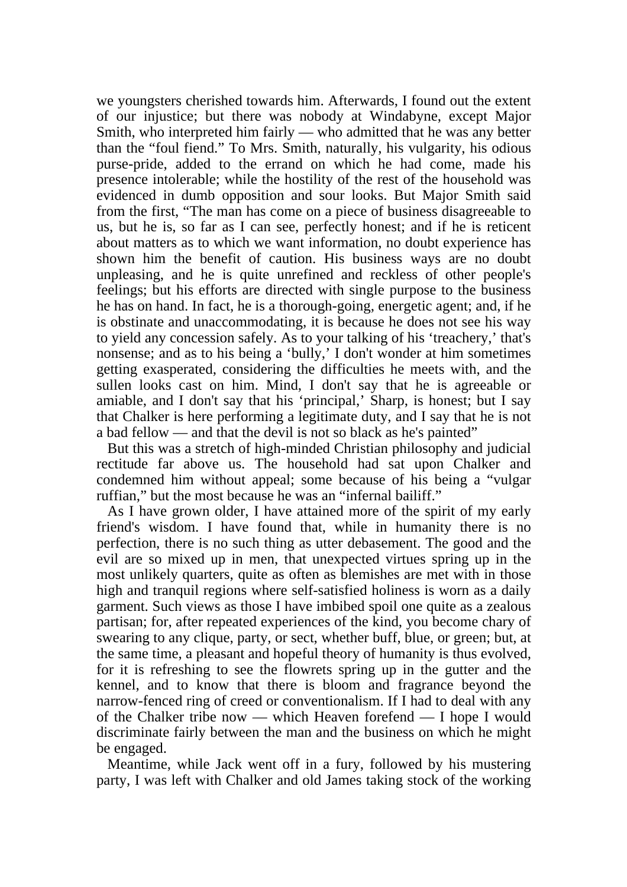we youngsters cherished towards him. Afterwards, I found out the extent of our injustice; but there was nobody at Windabyne, except Major Smith, who interpreted him fairly — who admitted that he was any better than the "foul fiend." To Mrs. Smith, naturally, his vulgarity, his odious purse-pride, added to the errand on which he had come, made his presence intolerable; while the hostility of the rest of the household was evidenced in dumb opposition and sour looks. But Major Smith said from the first, "The man has come on a piece of business disagreeable to us, but he is, so far as I can see, perfectly honest; and if he is reticent about matters as to which we want information, no doubt experience has shown him the benefit of caution. His business ways are no doubt unpleasing, and he is quite unrefined and reckless of other people's feelings; but his efforts are directed with single purpose to the business he has on hand. In fact, he is a thorough-going, energetic agent; and, if he is obstinate and unaccommodating, it is because he does not see his way to yield any concession safely. As to your talking of his 'treachery,' that's nonsense; and as to his being a 'bully,' I don't wonder at him sometimes getting exasperated, considering the difficulties he meets with, and the sullen looks cast on him. Mind, I don't say that he is agreeable or amiable, and I don't say that his 'principal,' Sharp, is honest; but I say that Chalker is here performing a legitimate duty, and I say that he is not a bad fellow — and that the devil is not so black as he's painted"

But this was a stretch of high-minded Christian philosophy and judicial rectitude far above us. The household had sat upon Chalker and condemned him without appeal; some because of his being a "vulgar ruffian," but the most because he was an "infernal bailiff."

As I have grown older, I have attained more of the spirit of my early friend's wisdom. I have found that, while in humanity there is no perfection, there is no such thing as utter debasement. The good and the evil are so mixed up in men, that unexpected virtues spring up in the most unlikely quarters, quite as often as blemishes are met with in those high and tranquil regions where self-satisfied holiness is worn as a daily garment. Such views as those I have imbibed spoil one quite as a zealous partisan; for, after repeated experiences of the kind, you become chary of swearing to any clique, party, or sect, whether buff, blue, or green; but, at the same time, a pleasant and hopeful theory of humanity is thus evolved, for it is refreshing to see the flowrets spring up in the gutter and the kennel, and to know that there is bloom and fragrance beyond the narrow-fenced ring of creed or conventionalism. If I had to deal with any of the Chalker tribe now — which Heaven forefend — I hope I would discriminate fairly between the man and the business on which he might be engaged.

Meantime, while Jack went off in a fury, followed by his mustering party, I was left with Chalker and old James taking stock of the working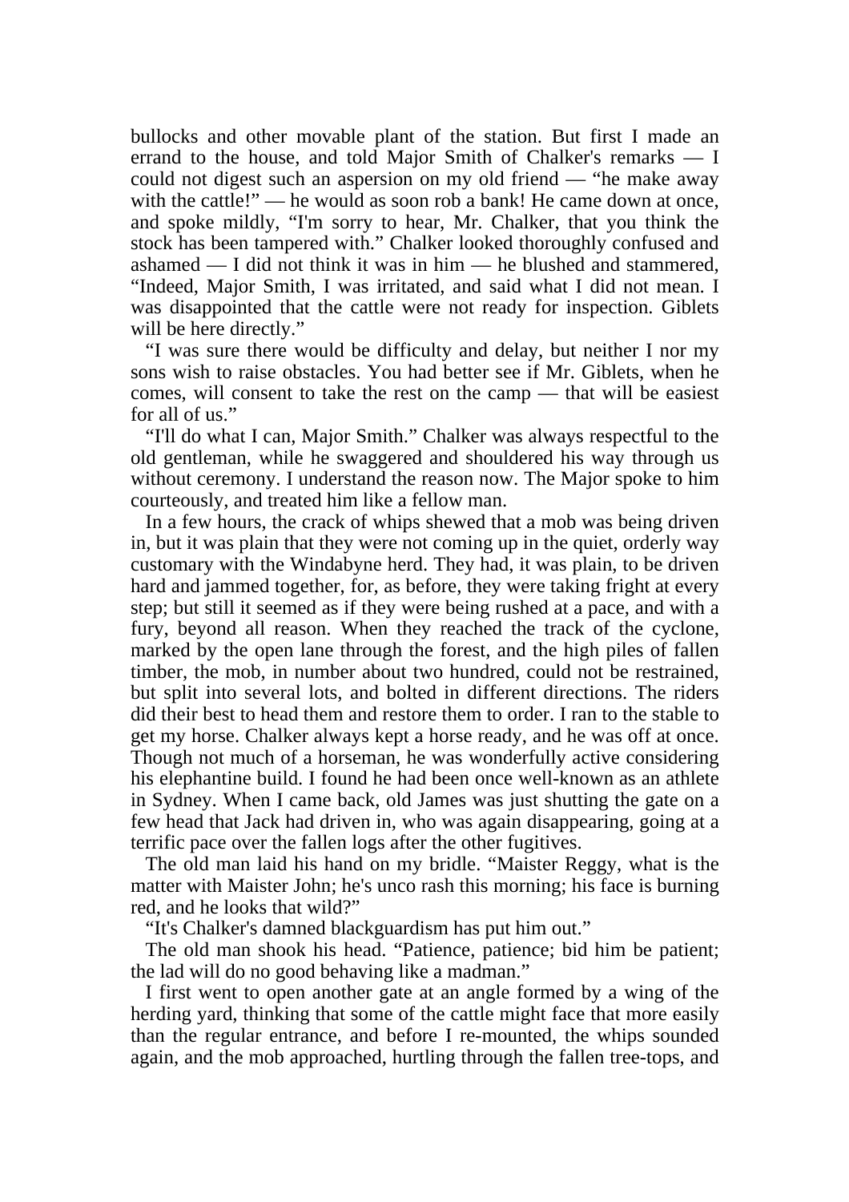bullocks and other movable plant of the station. But first I made an errand to the house, and told Major Smith of Chalker's remarks — I could not digest such an aspersion on my old friend — "he make away with the cattle!" — he would as soon rob a bank! He came down at once, and spoke mildly, "I'm sorry to hear, Mr. Chalker, that you think the stock has been tampered with." Chalker looked thoroughly confused and ashamed — I did not think it was in him — he blushed and stammered, "Indeed, Major Smith, I was irritated, and said what I did not mean. I was disappointed that the cattle were not ready for inspection. Giblets will be here directly."

"I was sure there would be difficulty and delay, but neither I nor my sons wish to raise obstacles. You had better see if Mr. Giblets, when he comes, will consent to take the rest on the camp — that will be easiest for all of us."

"I'll do what I can, Major Smith." Chalker was always respectful to the old gentleman, while he swaggered and shouldered his way through us without ceremony. I understand the reason now. The Major spoke to him courteously, and treated him like a fellow man.

In a few hours, the crack of whips shewed that a mob was being driven in, but it was plain that they were not coming up in the quiet, orderly way customary with the Windabyne herd. They had, it was plain, to be driven hard and jammed together, for, as before, they were taking fright at every step; but still it seemed as if they were being rushed at a pace, and with a fury, beyond all reason. When they reached the track of the cyclone, marked by the open lane through the forest, and the high piles of fallen timber, the mob, in number about two hundred, could not be restrained, but split into several lots, and bolted in different directions. The riders did their best to head them and restore them to order. I ran to the stable to get my horse. Chalker always kept a horse ready, and he was off at once. Though not much of a horseman, he was wonderfully active considering his elephantine build. I found he had been once well-known as an athlete in Sydney. When I came back, old James was just shutting the gate on a few head that Jack had driven in, who was again disappearing, going at a terrific pace over the fallen logs after the other fugitives.

The old man laid his hand on my bridle. "Maister Reggy, what is the matter with Maister John; he's unco rash this morning; his face is burning red, and he looks that wild?"

"It's Chalker's damned blackguardism has put him out."

The old man shook his head. "Patience, patience; bid him be patient; the lad will do no good behaving like a madman."

I first went to open another gate at an angle formed by a wing of the herding yard, thinking that some of the cattle might face that more easily than the regular entrance, and before I re-mounted, the whips sounded again, and the mob approached, hurtling through the fallen tree-tops, and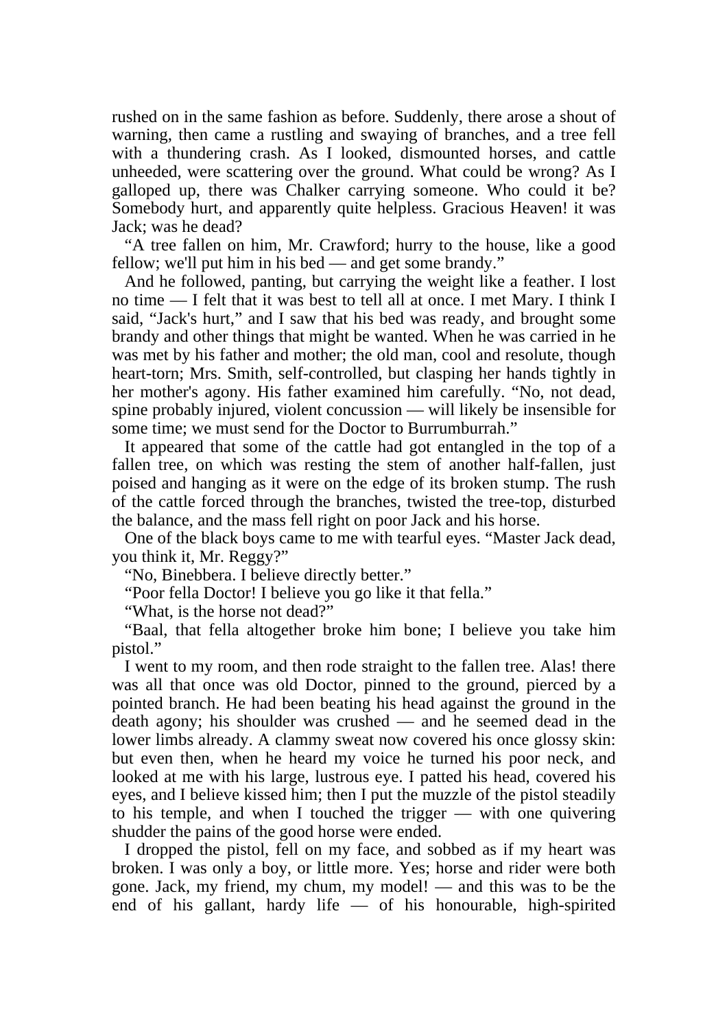rushed on in the same fashion as before. Suddenly, there arose a shout of warning, then came a rustling and swaying of branches, and a tree fell with a thundering crash. As I looked, dismounted horses, and cattle unheeded, were scattering over the ground. What could be wrong? As I galloped up, there was Chalker carrying someone. Who could it be? Somebody hurt, and apparently quite helpless. Gracious Heaven! it was Jack; was he dead?

"A tree fallen on him, Mr. Crawford; hurry to the house, like a good fellow; we'll put him in his bed — and get some brandy."

And he followed, panting, but carrying the weight like a feather. I lost no time — I felt that it was best to tell all at once. I met Mary. I think I said, "Jack's hurt," and I saw that his bed was ready, and brought some brandy and other things that might be wanted. When he was carried in he was met by his father and mother; the old man, cool and resolute, though heart-torn; Mrs. Smith, self-controlled, but clasping her hands tightly in her mother's agony. His father examined him carefully. "No, not dead, spine probably injured, violent concussion — will likely be insensible for some time; we must send for the Doctor to Burrumburrah."

It appeared that some of the cattle had got entangled in the top of a fallen tree, on which was resting the stem of another half-fallen, just poised and hanging as it were on the edge of its broken stump. The rush of the cattle forced through the branches, twisted the tree-top, disturbed the balance, and the mass fell right on poor Jack and his horse.

One of the black boys came to me with tearful eyes. "Master Jack dead, you think it, Mr. Reggy?"

"No, Binebbera. I believe directly better."

"Poor fella Doctor! I believe you go like it that fella."

"What, is the horse not dead?"

"Baal, that fella altogether broke him bone; I believe you take him pistol."

I went to my room, and then rode straight to the fallen tree. Alas! there was all that once was old Doctor, pinned to the ground, pierced by a pointed branch. He had been beating his head against the ground in the death agony; his shoulder was crushed — and he seemed dead in the lower limbs already. A clammy sweat now covered his once glossy skin: but even then, when he heard my voice he turned his poor neck, and looked at me with his large, lustrous eye. I patted his head, covered his eyes, and I believe kissed him; then I put the muzzle of the pistol steadily to his temple, and when I touched the trigger — with one quivering shudder the pains of the good horse were ended.

I dropped the pistol, fell on my face, and sobbed as if my heart was broken. I was only a boy, or little more. Yes; horse and rider were both gone. Jack, my friend, my chum, my model! — and this was to be the end of his gallant, hardy life — of his honourable, high-spirited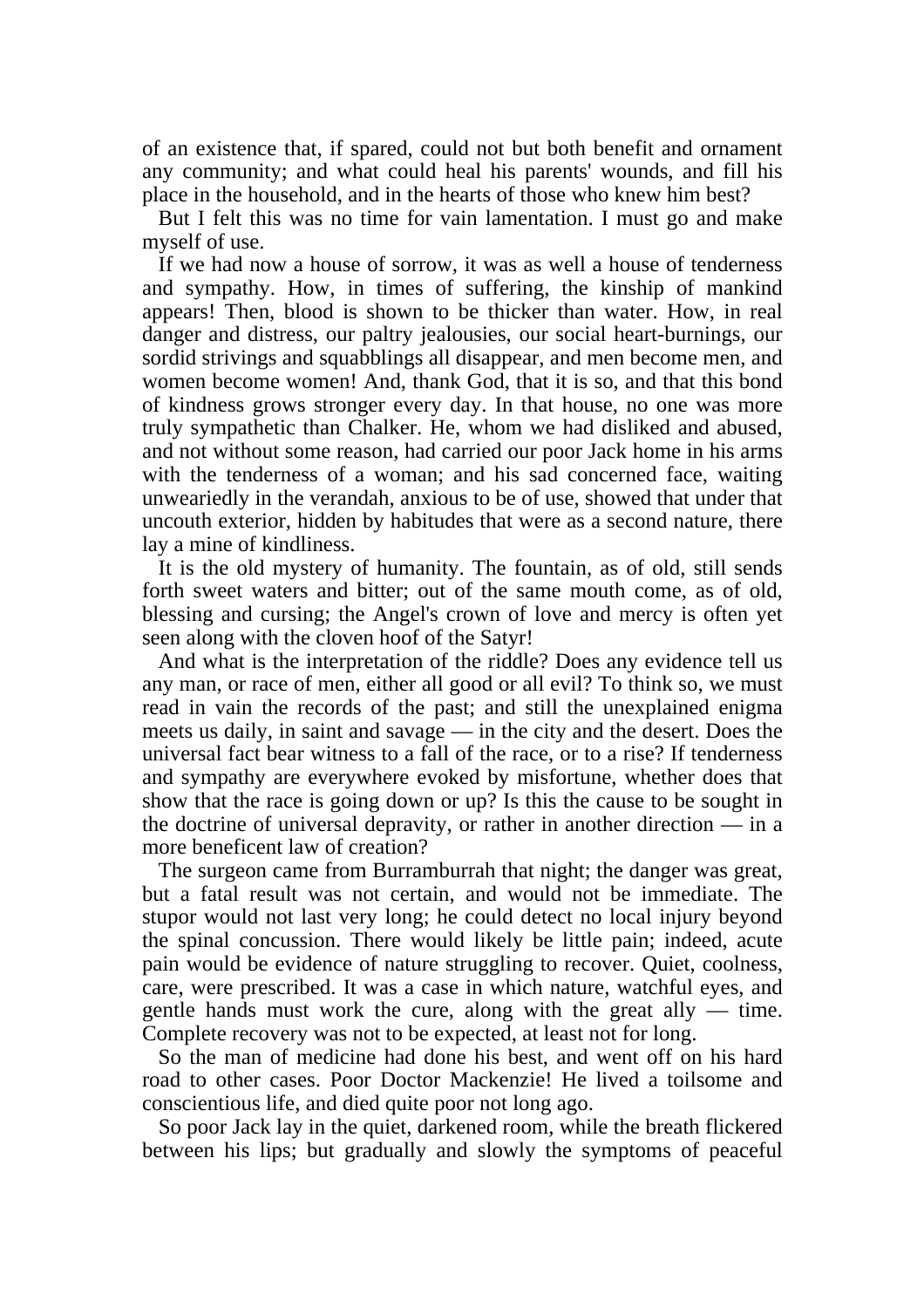of an existence that, if spared, could not but both benefit and ornament any community; and what could heal his parents' wounds, and fill his place in the household, and in the hearts of those who knew him best?

But I felt this was no time for vain lamentation. I must go and make myself of use.

If we had now a house of sorrow, it was as well a house of tenderness and sympathy. How, in times of suffering, the kinship of mankind appears! Then, blood is shown to be thicker than water. How, in real danger and distress, our paltry jealousies, our social heart-burnings, our sordid strivings and squabblings all disappear, and men become men, and women become women! And, thank God, that it is so, and that this bond of kindness grows stronger every day. In that house, no one was more truly sympathetic than Chalker. He, whom we had disliked and abused, and not without some reason, had carried our poor Jack home in his arms with the tenderness of a woman; and his sad concerned face, waiting unweariedly in the verandah, anxious to be of use, showed that under that uncouth exterior, hidden by habitudes that were as a second nature, there lay a mine of kindliness.

It is the old mystery of humanity. The fountain, as of old, still sends forth sweet waters and bitter; out of the same mouth come, as of old, blessing and cursing; the Angel's crown of love and mercy is often yet seen along with the cloven hoof of the Satyr!

And what is the interpretation of the riddle? Does any evidence tell us any man, or race of men, either all good or all evil? To think so, we must read in vain the records of the past; and still the unexplained enigma meets us daily, in saint and savage — in the city and the desert. Does the universal fact bear witness to a fall of the race, or to a rise? If tenderness and sympathy are everywhere evoked by misfortune, whether does that show that the race is going down or up? Is this the cause to be sought in the doctrine of universal depravity, or rather in another direction — in a more beneficent law of creation?

The surgeon came from Burramburrah that night; the danger was great, but a fatal result was not certain, and would not be immediate. The stupor would not last very long; he could detect no local injury beyond the spinal concussion. There would likely be little pain; indeed, acute pain would be evidence of nature struggling to recover. Quiet, coolness, care, were prescribed. It was a case in which nature, watchful eyes, and gentle hands must work the cure, along with the great ally — time. Complete recovery was not to be expected, at least not for long.

So the man of medicine had done his best, and went off on his hard road to other cases. Poor Doctor Mackenzie! He lived a toilsome and conscientious life, and died quite poor not long ago.

So poor Jack lay in the quiet, darkened room, while the breath flickered between his lips; but gradually and slowly the symptoms of peaceful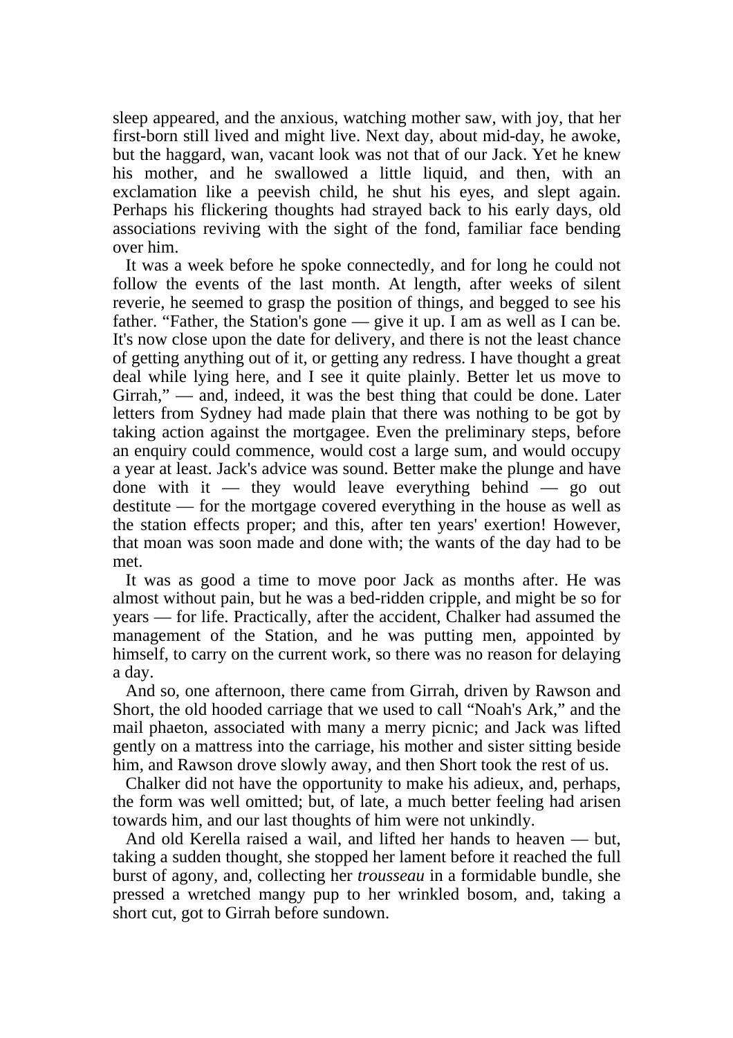sleep appeared, and the anxious, watching mother saw, with joy, that her first-born still lived and might live. Next day, about mid-day, he awoke, but the haggard, wan, vacant look was not that of our Jack. Yet he knew his mother, and he swallowed a little liquid, and then, with an exclamation like a peevish child, he shut his eyes, and slept again. Perhaps his flickering thoughts had strayed back to his early days, old associations reviving with the sight of the fond, familiar face bending over him.

It was a week before he spoke connectedly, and for long he could not follow the events of the last month. At length, after weeks of silent reverie, he seemed to grasp the position of things, and begged to see his father. "Father, the Station's gone — give it up. I am as well as I can be. It's now close upon the date for delivery, and there is not the least chance of getting anything out of it, or getting any redress. I have thought a great deal while lying here, and I see it quite plainly. Better let us move to Girrah," — and, indeed, it was the best thing that could be done. Later letters from Sydney had made plain that there was nothing to be got by taking action against the mortgagee. Even the preliminary steps, before an enquiry could commence, would cost a large sum, and would occupy a year at least. Jack's advice was sound. Better make the plunge and have done with it — they would leave everything behind — go out destitute — for the mortgage covered everything in the house as well as the station effects proper; and this, after ten years' exertion! However, that moan was soon made and done with; the wants of the day had to be met.

It was as good a time to move poor Jack as months after. He was almost without pain, but he was a bed-ridden cripple, and might be so for years — for life. Practically, after the accident, Chalker had assumed the management of the Station, and he was putting men, appointed by himself, to carry on the current work, so there was no reason for delaying a day.

And so, one afternoon, there came from Girrah, driven by Rawson and Short, the old hooded carriage that we used to call "Noah's Ark," and the mail phaeton, associated with many a merry picnic; and Jack was lifted gently on a mattress into the carriage, his mother and sister sitting beside him, and Rawson drove slowly away, and then Short took the rest of us.

Chalker did not have the opportunity to make his adieux, and, perhaps, the form was well omitted; but, of late, a much better feeling had arisen towards him, and our last thoughts of him were not unkindly.

And old Kerella raised a wail, and lifted her hands to heaven — but, taking a sudden thought, she stopped her lament before it reached the full burst of agony, and, collecting her *trousseau* in a formidable bundle, she pressed a wretched mangy pup to her wrinkled bosom, and, taking a short cut, got to Girrah before sundown.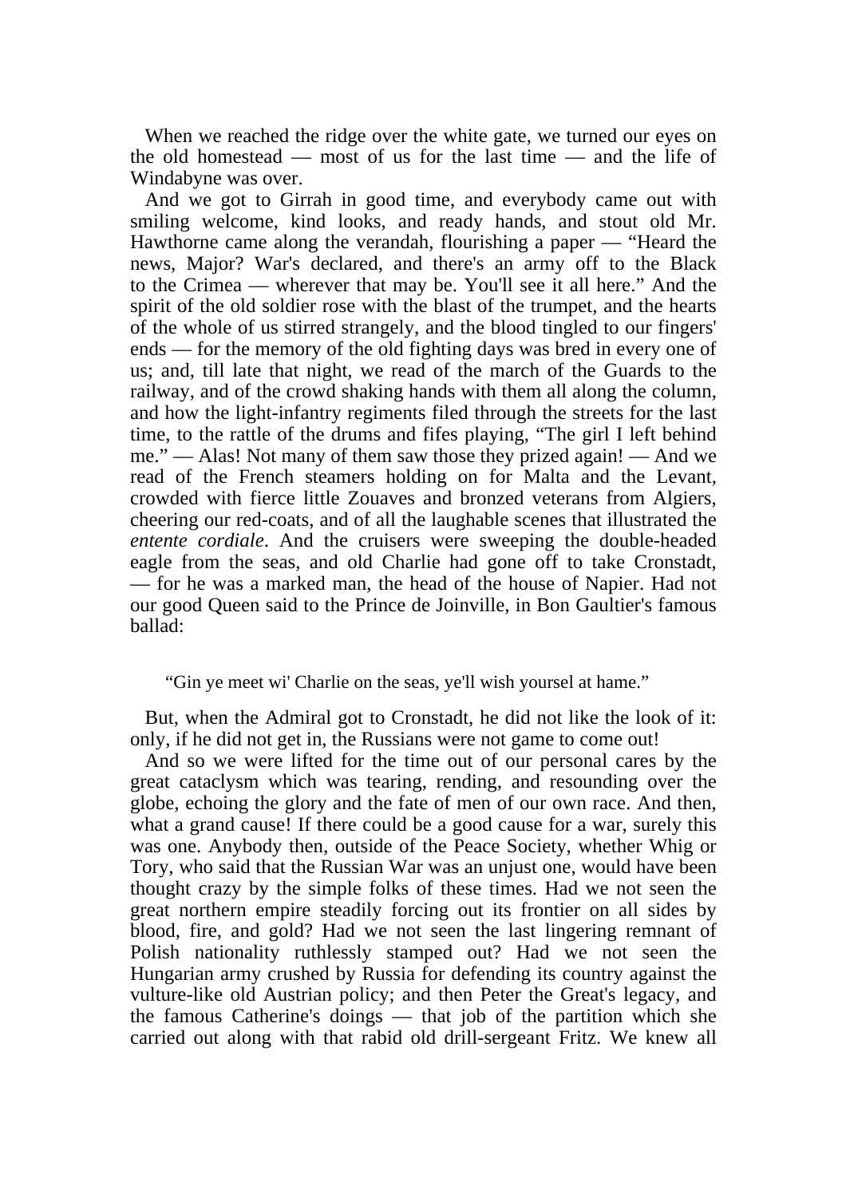When we reached the ridge over the white gate, we turned our eyes on the old homestead — most of us for the last time — and the life of Windabyne was over.

And we got to Girrah in good time, and everybody came out with smiling welcome, kind looks, and ready hands, and stout old Mr. Hawthorne came along the verandah, flourishing a paper — "Heard the news, Major? War's declared, and there's an army off to the Black to the Crimea — wherever that may be. You'll see it all here." And the spirit of the old soldier rose with the blast of the trumpet, and the hearts of the whole of us stirred strangely, and the blood tingled to our fingers' ends — for the memory of the old fighting days was bred in every one of us; and, till late that night, we read of the march of the Guards to the railway, and of the crowd shaking hands with them all along the column, and how the light-infantry regiments filed through the streets for the last time, to the rattle of the drums and fifes playing, "The girl I left behind me." — Alas! Not many of them saw those they prized again! — And we read of the French steamers holding on for Malta and the Levant, crowded with fierce little Zouaves and bronzed veterans from Algiers, cheering our red-coats, and of all the laughable scenes that illustrated the *entente cordiale*. And the cruisers were sweeping the double-headed eagle from the seas, and old Charlie had gone off to take Cronstadt, — for he was a marked man, the head of the house of Napier. Had not our good Queen said to the Prince de Joinville, in Bon Gaultier's famous ballad:

> "Gin ye meet wi' Charlie on the seas, ye'll wish yoursel at hame."

But, when the Admiral got to Cronstadt, he did not like the look of it: only, if he did not get in, the Russians were not game to come out!

And so we were lifted for the time out of our personal cares by the great cataclysm which was tearing, rending, and resounding over the globe, echoing the glory and the fate of men of our own race. And then, what a grand cause! If there could be a good cause for a war, surely this was one. Anybody then, outside of the Peace Society, whether Whig or Tory, who said that the Russian War was an unjust one, would have been thought crazy by the simple folks of these times. Had we not seen the great northern empire steadily forcing out its frontier on all sides by blood, fire, and gold? Had we not seen the last lingering remnant of Polish nationality ruthlessly stamped out? Had we not seen the Hungarian army crushed by Russia for defending its country against the vulture-like old Austrian policy; and then Peter the Great's legacy, and the famous Catherine's doings — that job of the partition which she carried out along with that rabid old drill-sergeant Fritz. We knew all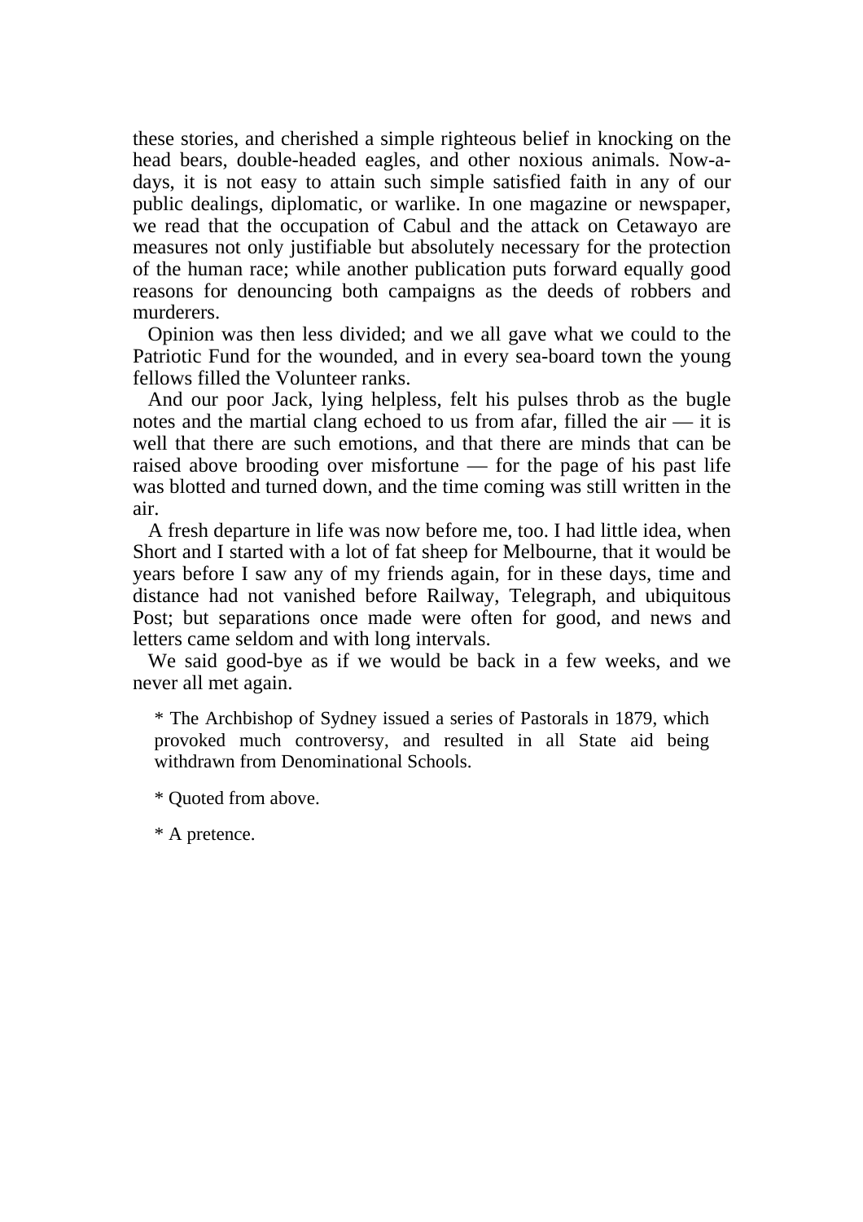these stories, and cherished a simple righteous belief in knocking on the head bears, double-headed eagles, and other noxious animals. Now-a-days, it is not easy to attain such simple satisfied faith in any of our public dealings, diplomatic, or warlike. In one magazine or newspaper, we read that the occupation of Cabul and the attack on Cetawayo are measures not only justifiable but absolutely necessary for the protection of the human race; while another publication puts forward equally good reasons for denouncing both campaigns as the deeds of robbers and murderers.

Opinion was then less divided; and we all gave what we could to the Patriotic Fund for the wounded, and in every sea-board town the young fellows filled the Volunteer ranks.

And our poor Jack, lying helpless, felt his pulses throb as the bugle notes and the martial clang echoed to us from afar, filled the air — it is well that there are such emotions, and that there are minds that can be raised above brooding over misfortune — for the page of his past life was blotted and turned down, and the time coming was still written in the air.

A fresh departure in life was now before me, too. I had little idea, when Short and I started with a lot of fat sheep for Melbourne, that it would be years before I saw any of my friends again, for in these days, time and distance had not vanished before Railway, Telegraph, and ubiquitous Post; but separations once made were often for good, and news and letters came seldom and with long intervals.

We said good-bye as if we would be back in a few weeks, and we never all met again.

* The Archbishop of Sydney issued a series of Pastorals in 1879, which provoked much controversy, and resulted in all State aid being withdrawn from Denominational Schools.

* Quoted from above.

* A pretence.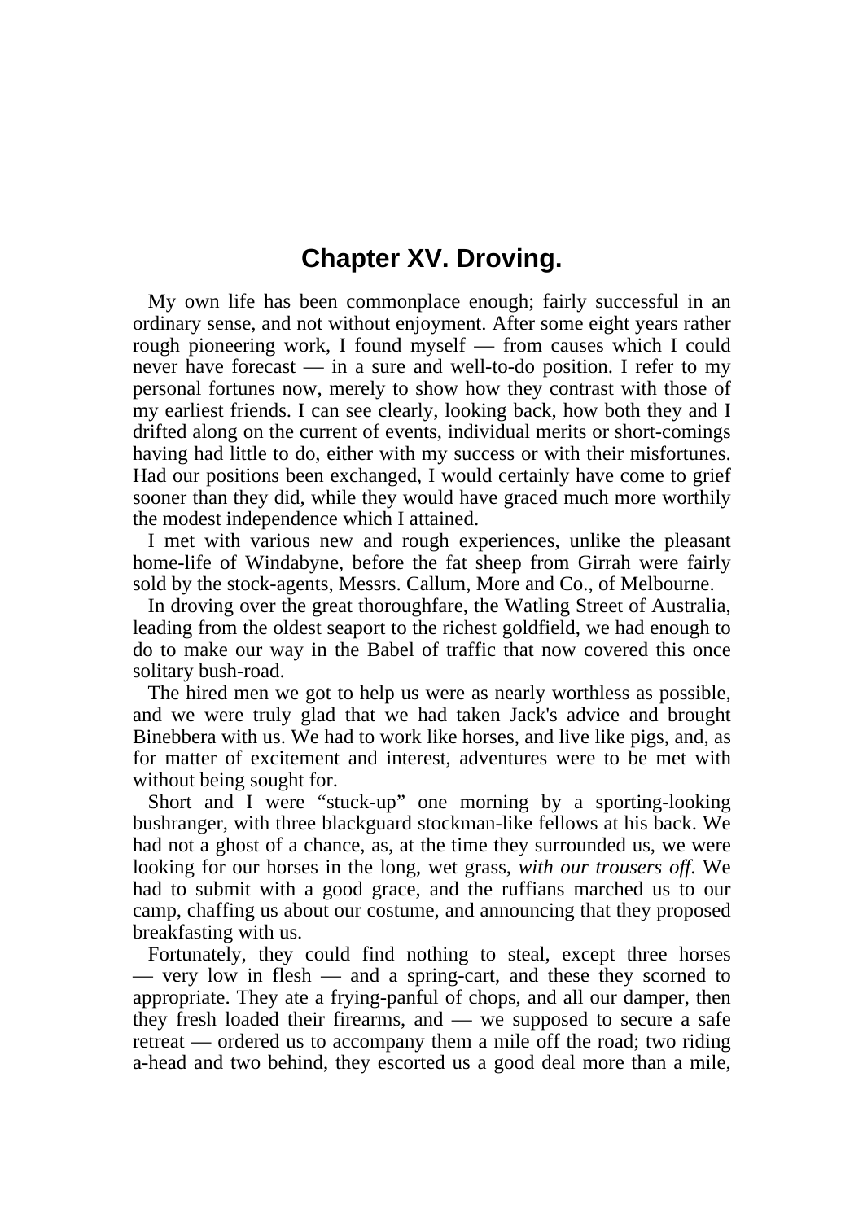# Chapter XV. Droving.

My own life has been commonplace enough; fairly successful in an ordinary sense, and not without enjoyment. After some eight years rather rough pioneering work, I found myself — from causes which I could never have forecast — in a sure and well-to-do position. I refer to my personal fortunes now, merely to show how they contrast with those of my earliest friends. I can see clearly, looking back, how both they and I drifted along on the current of events, individual merits or short-comings having had little to do, either with my success or with their misfortunes. Had our positions been exchanged, I would certainly have come to grief sooner than they did, while they would have graced much more worthily the modest independence which I attained.

I met with various new and rough experiences, unlike the pleasant home-life of Windabyne, before the fat sheep from Girrah were fairly sold by the stock-agents, Messrs. Callum, More and Co., of Melbourne.

In droving over the great thoroughfare, the Watling Street of Australia, leading from the oldest seaport to the richest goldfield, we had enough to do to make our way in the Babel of traffic that now covered this once solitary bush-road.

The hired men we got to help us were as nearly worthless as possible, and we were truly glad that we had taken Jack's advice and brought Binebbera with us. We had to work like horses, and live like pigs, and, as for matter of excitement and interest, adventures were to be met with without being sought for.

Short and I were "stuck-up" one morning by a sporting-looking bushranger, with three blackguard stockman-like fellows at his back. We had not a ghost of a chance, as, at the time they surrounded us, we were looking for our horses in the long, wet grass, *with our trousers off*. We had to submit with a good grace, and the ruffians marched us to our camp, chaffing us about our costume, and announcing that they proposed breakfasting with us.

Fortunately, they could find nothing to steal, except three horses — very low in flesh — and a spring-cart, and these they scorned to appropriate. They ate a frying-panful of chops, and all our damper, then they fresh loaded their firearms, and — we supposed to secure a safe retreat — ordered us to accompany them a mile off the road; two riding a-head and two behind, they escorted us a good deal more than a mile,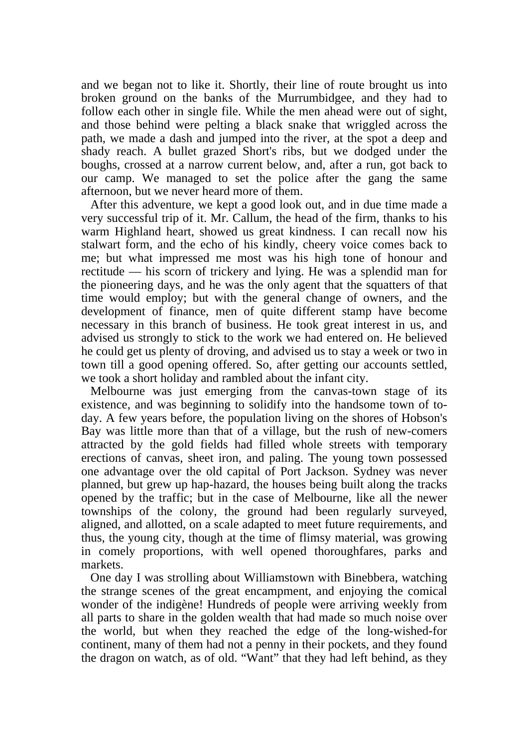and we began not to like it. Shortly, their line of route brought us into broken ground on the banks of the Murrumbidgee, and they had to follow each other in single file. While the men ahead were out of sight, and those behind were pelting a black snake that wriggled across the path, we made a dash and jumped into the river, at the spot a deep and shady reach. A bullet grazed Short's ribs, but we dodged under the boughs, crossed at a narrow current below, and, after a run, got back to our camp. We managed to set the police after the gang the same afternoon, but we never heard more of them.

After this adventure, we kept a good look out, and in due time made a very successful trip of it. Mr. Callum, the head of the firm, thanks to his warm Highland heart, showed us great kindness. I can recall now his stalwart form, and the echo of his kindly, cheery voice comes back to me; but what impressed me most was his high tone of honour and rectitude — his scorn of trickery and lying. He was a splendid man for the pioneering days, and he was the only agent that the squatters of that time would employ; but with the general change of owners, and the development of finance, men of quite different stamp have become necessary in this branch of business. He took great interest in us, and advised us strongly to stick to the work we had entered on. He believed he could get us plenty of droving, and advised us to stay a week or two in town till a good opening offered. So, after getting our accounts settled, we took a short holiday and rambled about the infant city.

Melbourne was just emerging from the canvas-town stage of its existence, and was beginning to solidify into the handsome town of to-day. A few years before, the population living on the shores of Hobson's Bay was little more than that of a village, but the rush of new-comers attracted by the gold fields had filled whole streets with temporary erections of canvas, sheet iron, and paling. The young town possessed one advantage over the old capital of Port Jackson. Sydney was never planned, but grew up hap-hazard, the houses being built along the tracks opened by the traffic; but in the case of Melbourne, like all the newer townships of the colony, the ground had been regularly surveyed, aligned, and allotted, on a scale adapted to meet future requirements, and thus, the young city, though at the time of flimsy material, was growing in comely proportions, with well opened thoroughfares, parks and markets.

One day I was strolling about Williamstown with Binebbera, watching the strange scenes of the great encampment, and enjoying the comical wonder of the indigène! Hundreds of people were arriving weekly from all parts to share in the golden wealth that had made so much noise over the world, but when they reached the edge of the long-wished-for continent, many of them had not a penny in their pockets, and they found the dragon on watch, as of old. "Want" that they had left behind, as they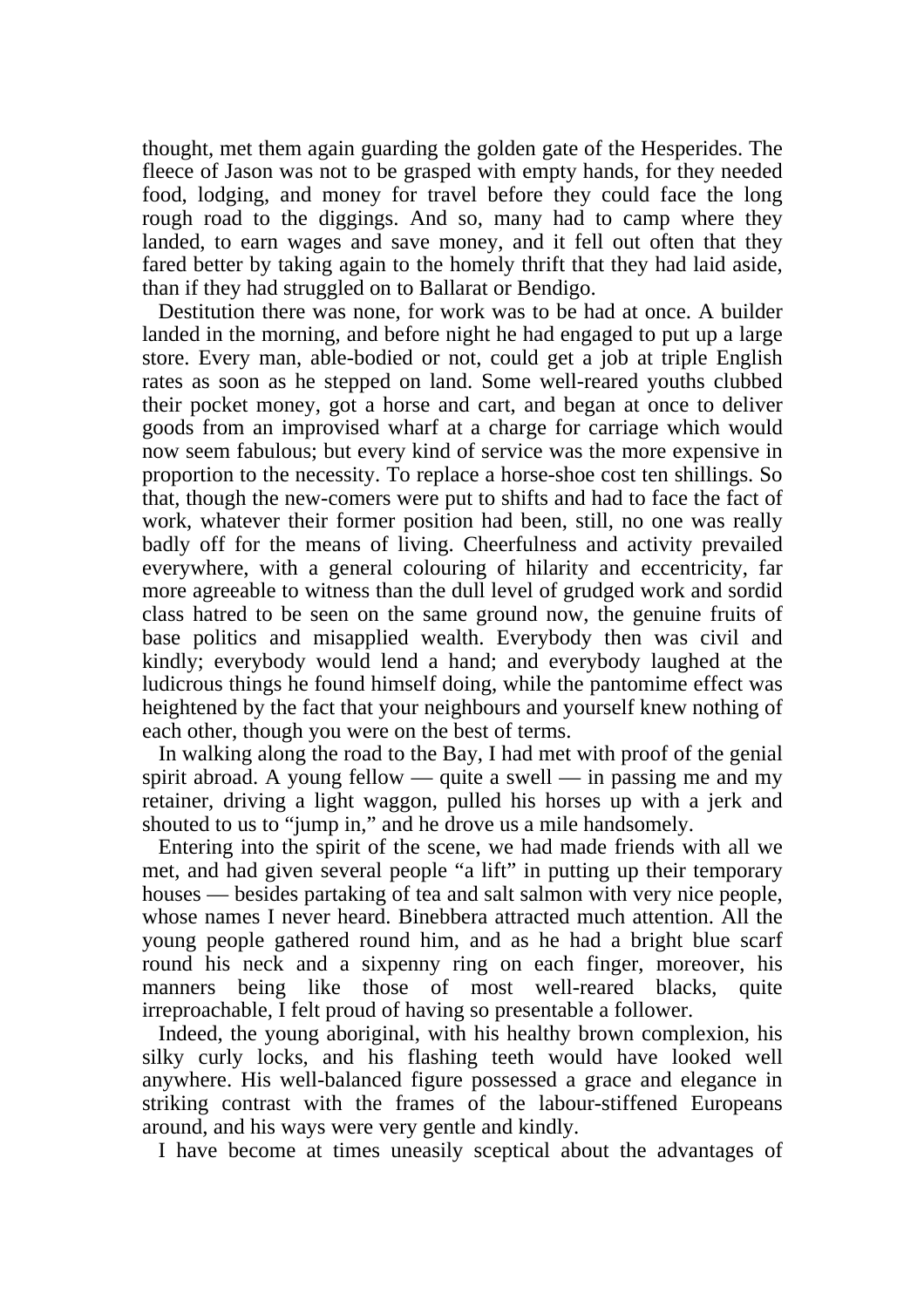thought, met them again guarding the golden gate of the Hesperides. The fleece of Jason was not to be grasped with empty hands, for they needed food, lodging, and money for travel before they could face the long rough road to the diggings. And so, many had to camp where they landed, to earn wages and save money, and it fell out often that they fared better by taking again to the homely thrift that they had laid aside, than if they had struggled on to Ballarat or Bendigo.

Destitution there was none, for work was to be had at once. A builder landed in the morning, and before night he had engaged to put up a large store. Every man, able-bodied or not, could get a job at triple English rates as soon as he stepped on land. Some well-reared youths clubbed their pocket money, got a horse and cart, and began at once to deliver goods from an improvised wharf at a charge for carriage which would now seem fabulous; but every kind of service was the more expensive in proportion to the necessity. To replace a horse-shoe cost ten shillings. So that, though the new-comers were put to shifts and had to face the fact of work, whatever their former position had been, still, no one was really badly off for the means of living. Cheerfulness and activity prevailed everywhere, with a general colouring of hilarity and eccentricity, far more agreeable to witness than the dull level of grudged work and sordid class hatred to be seen on the same ground now, the genuine fruits of base politics and misapplied wealth. Everybody then was civil and kindly; everybody would lend a hand; and everybody laughed at the ludicrous things he found himself doing, while the pantomime effect was heightened by the fact that your neighbours and yourself knew nothing of each other, though you were on the best of terms.

In walking along the road to the Bay, I had met with proof of the genial spirit abroad. A young fellow — quite a swell — in passing me and my retainer, driving a light waggon, pulled his horses up with a jerk and shouted to us to "jump in," and he drove us a mile handsomely.

Entering into the spirit of the scene, we had made friends with all we met, and had given several people "a lift" in putting up their temporary houses — besides partaking of tea and salt salmon with very nice people, whose names I never heard. Binebbera attracted much attention. All the young people gathered round him, and as he had a bright blue scarf round his neck and a sixpenny ring on each finger, moreover, his manners being like those of most well-reared blacks, quite irreproachable, I felt proud of having so presentable a follower.

Indeed, the young aboriginal, with his healthy brown complexion, his silky curly locks, and his flashing teeth would have looked well anywhere. His well-balanced figure possessed a grace and elegance in striking contrast with the frames of the labour-stiffened Europeans around, and his ways were very gentle and kindly.

I have become at times uneasily sceptical about the advantages of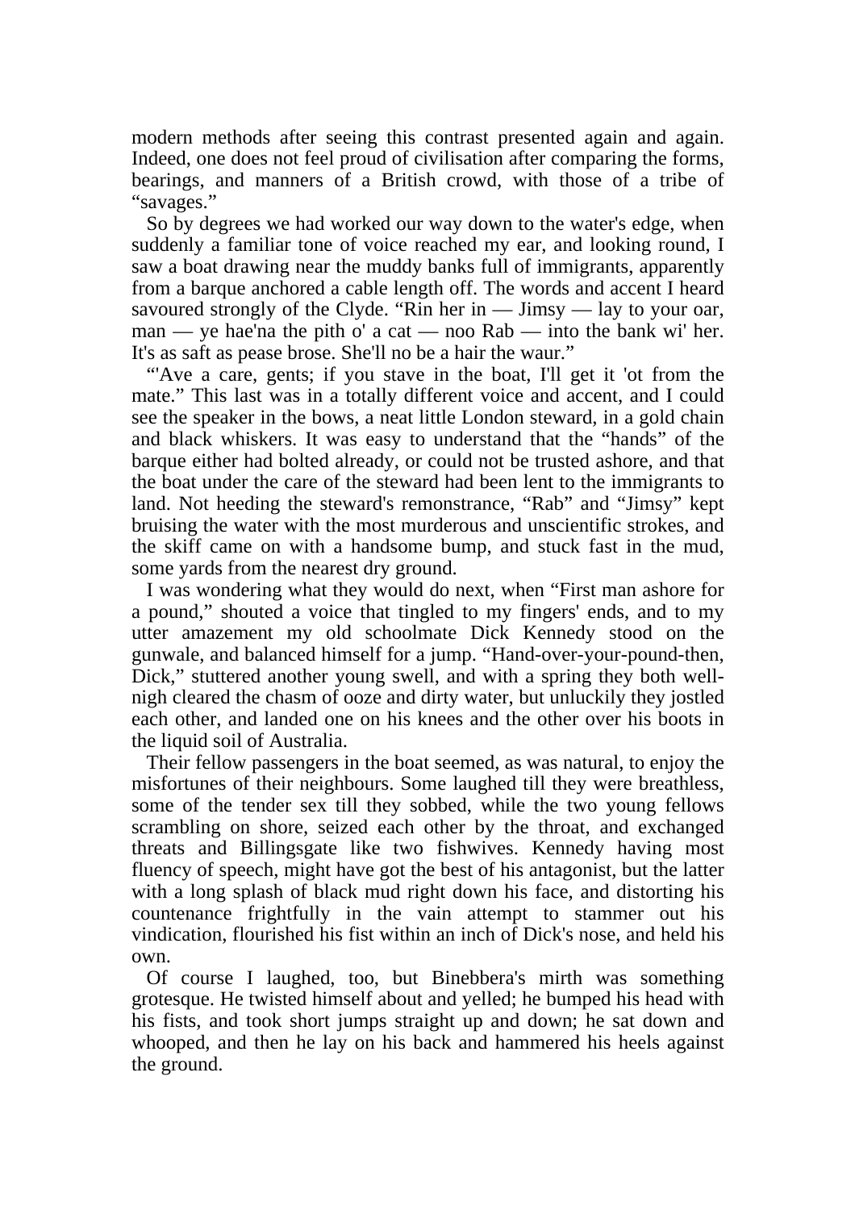modern methods after seeing this contrast presented again and again. Indeed, one does not feel proud of civilisation after comparing the forms, bearings, and manners of a British crowd, with those of a tribe of “savages.”

So by degrees we had worked our way down to the water's edge, when suddenly a familiar tone of voice reached my ear, and looking round, I saw a boat drawing near the muddy banks full of immigrants, apparently from a barque anchored a cable length off. The words and accent I heard savoured strongly of the Clyde. “Rin her in — Jimsy — lay to your oar, man — ye hae'na the pith o' a cat — noo Rab — into the bank wi' her. It's as saft as pease brose. She'll no be a hair the waur.”

“'Ave a care, gents; if you stave in the boat, I'll get it 'ot from the mate.” This last was in a totally different voice and accent, and I could see the speaker in the bows, a neat little London steward, in a gold chain and black whiskers. It was easy to understand that the “hands” of the barque either had bolted already, or could not be trusted ashore, and that the boat under the care of the steward had been lent to the immigrants to land. Not heeding the steward's remonstrance, “Rab” and “Jimsy” kept bruising the water with the most murderous and unscientific strokes, and the skiff came on with a handsome bump, and stuck fast in the mud, some yards from the nearest dry ground.

I was wondering what they would do next, when “First man ashore for a pound,” shouted a voice that tingled to my fingers' ends, and to my utter amazement my old schoolmate Dick Kennedy stood on the gunwale, and balanced himself for a jump. “Hand-over-your-pound-then, Dick,” stuttered another young swell, and with a spring they both well-nigh cleared the chasm of ooze and dirty water, but unluckily they jostled each other, and landed one on his knees and the other over his boots in the liquid soil of Australia.

Their fellow passengers in the boat seemed, as was natural, to enjoy the misfortunes of their neighbours. Some laughed till they were breathless, some of the tender sex till they sobbed, while the two young fellows scrambling on shore, seized each other by the throat, and exchanged threats and Billingsgate like two fishwives. Kennedy having most fluency of speech, might have got the best of his antagonist, but the latter with a long splash of black mud right down his face, and distorting his countenance frightfully in the vain attempt to stammer out his vindication, flourished his fist within an inch of Dick's nose, and held his own.

Of course I laughed, too, but Binebbera's mirth was something grotesque. He twisted himself about and yelled; he bumped his head with his fists, and took short jumps straight up and down; he sat down and whooped, and then he lay on his back and hammered his heels against the ground.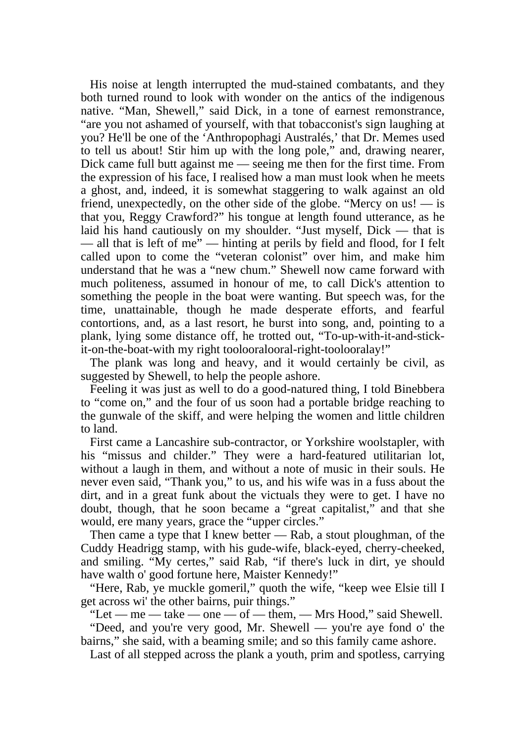His noise at length interrupted the mud-stained combatants, and they both turned round to look with wonder on the antics of the indigenous native. "Man, Shewell," said Dick, in a tone of earnest remonstrance, "are you not ashamed of yourself, with that tobacconist's sign laughing at you? He'll be one of the 'Anthropophagi Australés,' that Dr. Memes used to tell us about! Stir him up with the long pole," and, drawing nearer, Dick came full butt against me — seeing me then for the first time. From the expression of his face, I realised how a man must look when he meets a ghost, and, indeed, it is somewhat staggering to walk against an old friend, unexpectedly, on the other side of the globe. "Mercy on us! — is that you, Reggy Crawford?" his tongue at length found utterance, as he laid his hand cautiously on my shoulder. "Just myself, Dick — that is — all that is left of me" — hinting at perils by field and flood, for I felt called upon to come the "veteran colonist" over him, and make him understand that he was a "new chum." Shewell now came forward with much politeness, assumed in honour of me, to call Dick's attention to something the people in the boat were wanting. But speech was, for the time, unattainable, though he made desperate efforts, and fearful contortions, and, as a last resort, he burst into song, and, pointing to a plank, lying some distance off, he trotted out, "To-up-with-it-and-stick-it-on-the-boat-with my right toolooralooral-right-toolooralay!"

The plank was long and heavy, and it would certainly be civil, as suggested by Shewell, to help the people ashore.

Feeling it was just as well to do a good-natured thing, I told Binebbera to "come on," and the four of us soon had a portable bridge reaching to the gunwale of the skiff, and were helping the women and little children to land.

First came a Lancashire sub-contractor, or Yorkshire woolstapler, with his "missus and childer." They were a hard-featured utilitarian lot, without a laugh in them, and without a note of music in their souls. He never even said, "Thank you," to us, and his wife was in a fuss about the dirt, and in a great funk about the victuals they were to get. I have no doubt, though, that he soon became a "great capitalist," and that she would, ere many years, grace the "upper circles."

Then came a type that I knew better — Rab, a stout ploughman, of the Cuddy Headrigg stamp, with his gude-wife, black-eyed, cherry-cheeked, and smiling. "My certes," said Rab, "if there's luck in dirt, ye should have walth o' good fortune here, Maister Kennedy!"

"Here, Rab, ye muckle gomeril," quoth the wife, "keep wee Elsie till I get across wi' the other bairns, puir things."

"Let — me — take — one — of — them, — Mrs Hood," said Shewell.

"Deed, and you're very good, Mr. Shewell — you're aye fond o' the bairns," she said, with a beaming smile; and so this family came ashore.

Last of all stepped across the plank a youth, prim and spotless, carrying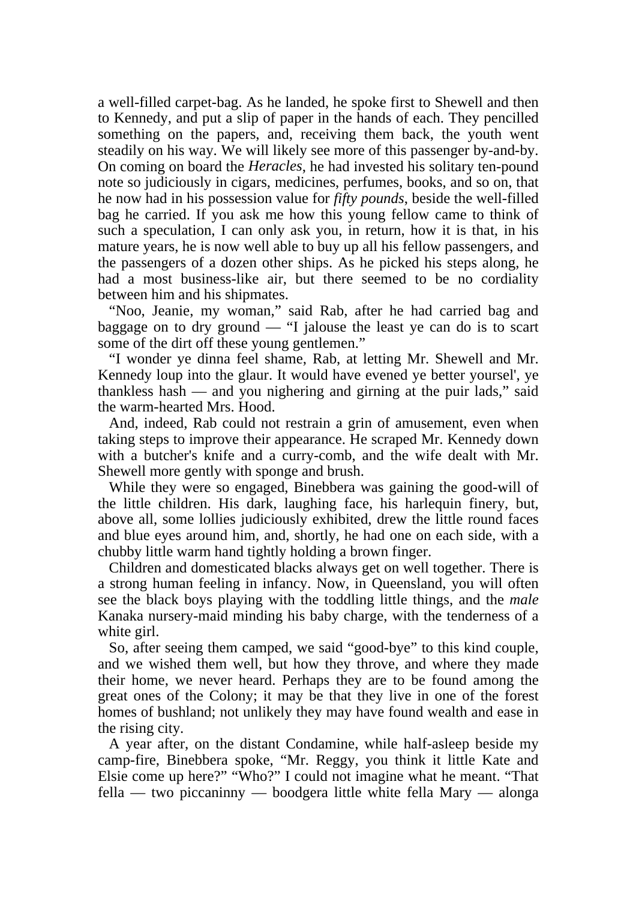a well-filled carpet-bag. As he landed, he spoke first to Shewell and then to Kennedy, and put a slip of paper in the hands of each. They pencilled something on the papers, and, receiving them back, the youth went steadily on his way. We will likely see more of this passenger by-and-by. On coming on board the *Heracles*, he had invested his solitary ten-pound note so judiciously in cigars, medicines, perfumes, books, and so on, that he now had in his possession value for *fifty pounds*, beside the well-filled bag he carried. If you ask me how this young fellow came to think of such a speculation, I can only ask you, in return, how it is that, in his mature years, he is now well able to buy up all his fellow passengers, and the passengers of a dozen other ships. As he picked his steps along, he had a most business-like air, but there seemed to be no cordiality between him and his shipmates.

"Noo, Jeanie, my woman," said Rab, after he had carried bag and baggage on to dry ground — "I jalouse the least ye can do is to scart some of the dirt off these young gentlemen."

"I wonder ye dinna feel shame, Rab, at letting Mr. Shewell and Mr. Kennedy loup into the glaur. It would have evened ye better yoursel', ye thankless hash — and you nighering and girning at the puir lads," said the warm-hearted Mrs. Hood.

And, indeed, Rab could not restrain a grin of amusement, even when taking steps to improve their appearance. He scraped Mr. Kennedy down with a butcher's knife and a curry-comb, and the wife dealt with Mr. Shewell more gently with sponge and brush.

While they were so engaged, Binebbera was gaining the good-will of the little children. His dark, laughing face, his harlequin finery, but, above all, some lollies judiciously exhibited, drew the little round faces and blue eyes around him, and, shortly, he had one on each side, with a chubby little warm hand tightly holding a brown finger.

Children and domesticated blacks always get on well together. There is a strong human feeling in infancy. Now, in Queensland, you will often see the black boys playing with the toddling little things, and the *male* Kanaka nursery-maid minding his baby charge, with the tenderness of a white girl.

So, after seeing them camped, we said "good-bye" to this kind couple, and we wished them well, but how they throve, and where they made their home, we never heard. Perhaps they are to be found among the great ones of the Colony; it may be that they live in one of the forest homes of bushland; not unlikely they may have found wealth and ease in the rising city.

A year after, on the distant Condamine, while half-asleep beside my camp-fire, Binebbera spoke, "Mr. Reggy, you think it little Kate and Elsie come up here?" "Who?" I could not imagine what he meant. "That fella — two piccaninny — boodgera little white fella Mary — alonga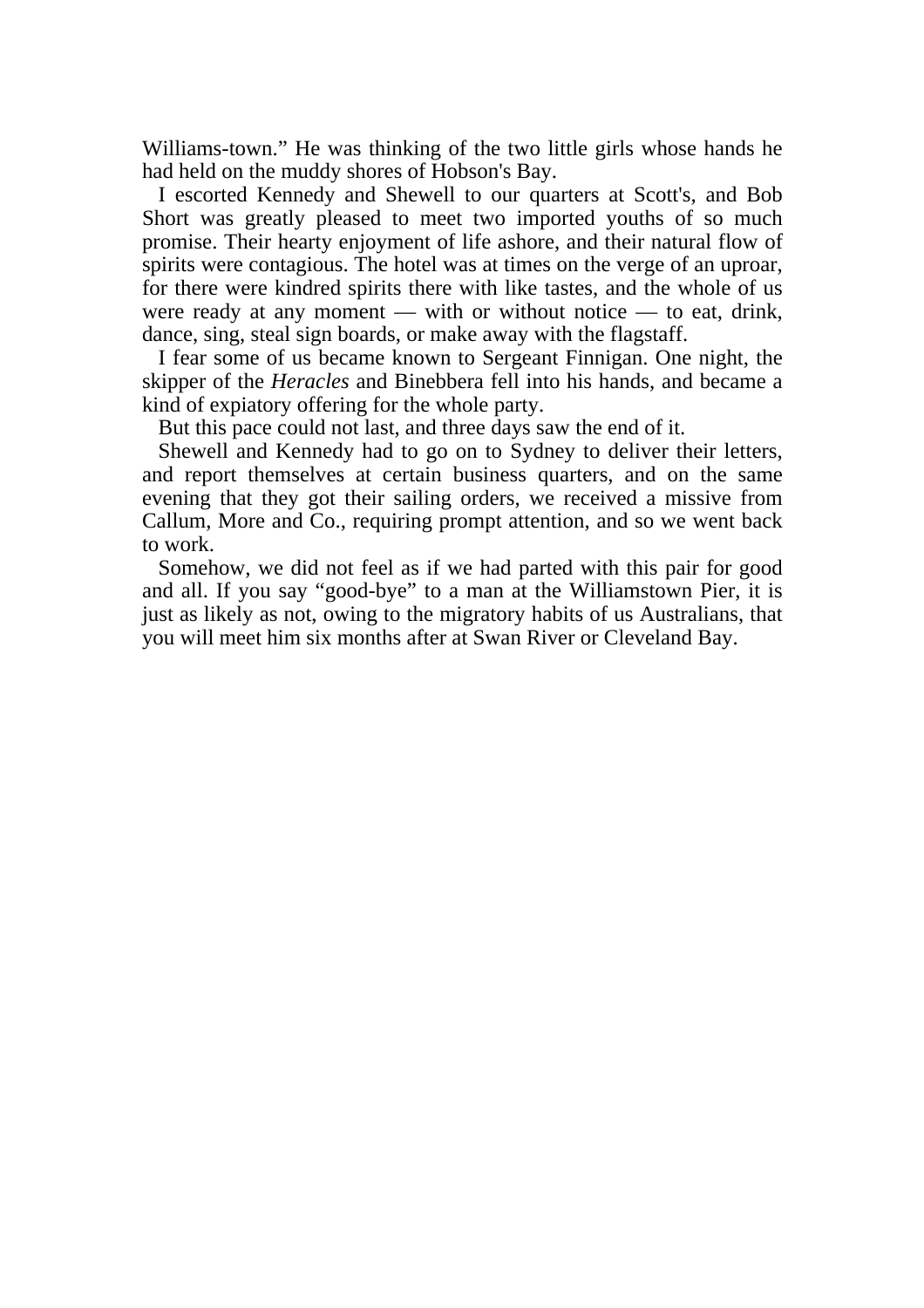Williams-town.” He was thinking of the two little girls whose hands he had held on the muddy shores of Hobson's Bay.

I escorted Kennedy and Shewell to our quarters at Scott's, and Bob Short was greatly pleased to meet two imported youths of so much promise. Their hearty enjoyment of life ashore, and their natural flow of spirits were contagious. The hotel was at times on the verge of an uproar, for there were kindred spirits there with like tastes, and the whole of us were ready at any moment — with or without notice — to eat, drink, dance, sing, steal sign boards, or make away with the flagstaff.

I fear some of us became known to Sergeant Finnigan. One night, the skipper of the *Heracles* and Binebbera fell into his hands, and became a kind of expiatory offering for the whole party.

But this pace could not last, and three days saw the end of it.

Shewell and Kennedy had to go on to Sydney to deliver their letters, and report themselves at certain business quarters, and on the same evening that they got their sailing orders, we received a missive from Callum, More and Co., requiring prompt attention, and so we went back to work.

Somehow, we did not feel as if we had parted with this pair for good and all. If you say “good-bye” to a man at the Williamstown Pier, it is just as likely as not, owing to the migratory habits of us Australians, that you will meet him six months after at Swan River or Cleveland Bay.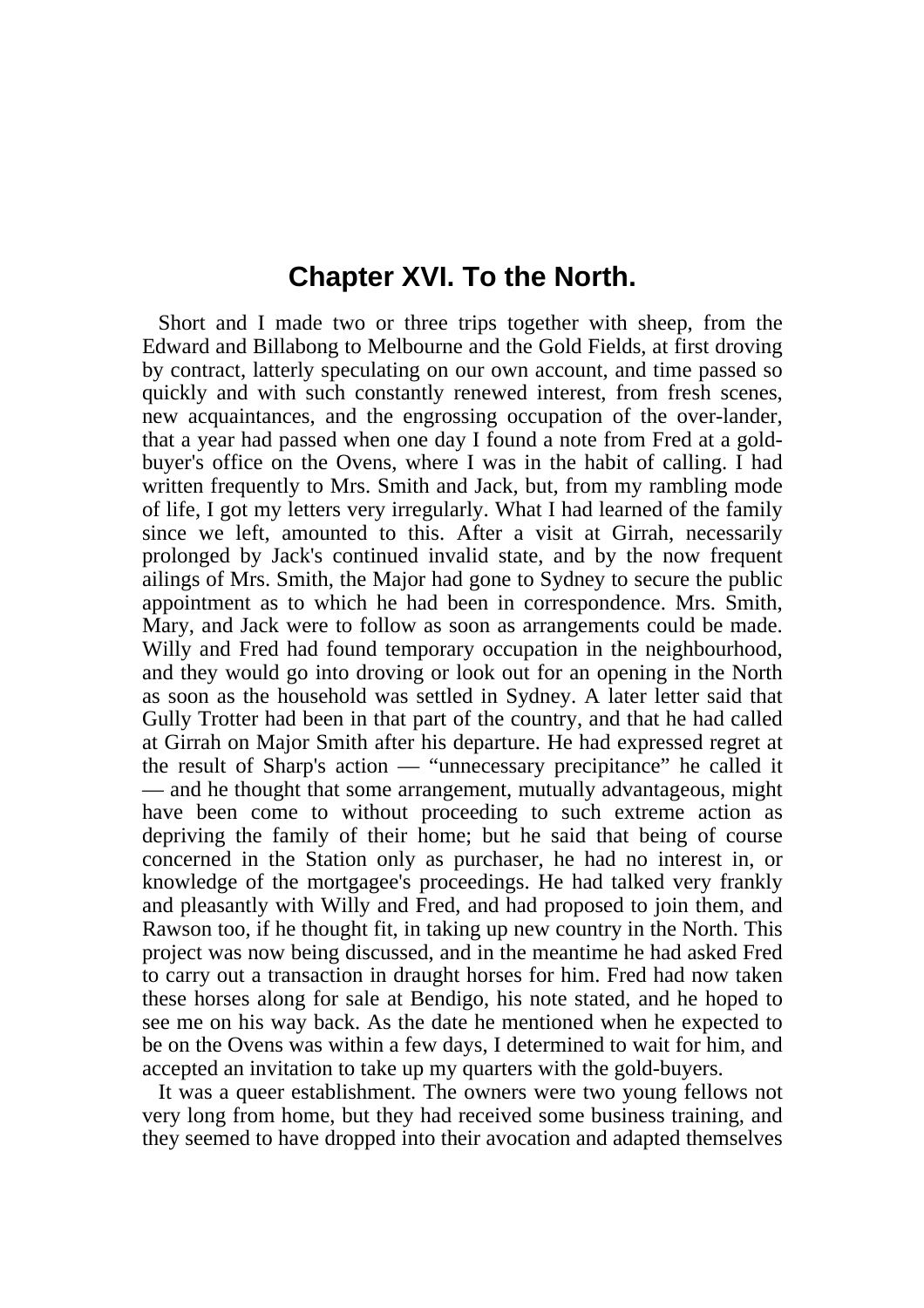## Chapter XVI. To the North.

Short and I made two or three trips together with sheep, from the Edward and Billabong to Melbourne and the Gold Fields, at first droving by contract, latterly speculating on our own account, and time passed so quickly and with such constantly renewed interest, from fresh scenes, new acquaintances, and the engrossing occupation of the over-lander, that a year had passed when one day I found a note from Fred at a gold-buyer's office on the Ovens, where I was in the habit of calling. I had written frequently to Mrs. Smith and Jack, but, from my rambling mode of life, I got my letters very irregularly. What I had learned of the family since we left, amounted to this. After a visit at Girrah, necessarily prolonged by Jack's continued invalid state, and by the now frequent ailings of Mrs. Smith, the Major had gone to Sydney to secure the public appointment as to which he had been in correspondence. Mrs. Smith, Mary, and Jack were to follow as soon as arrangements could be made. Willy and Fred had found temporary occupation in the neighbourhood, and they would go into droving or look out for an opening in the North as soon as the household was settled in Sydney. A later letter said that Gully Trotter had been in that part of the country, and that he had called at Girrah on Major Smith after his departure. He had expressed regret at the result of Sharp's action — "unnecessary precipitance" he called it — and he thought that some arrangement, mutually advantageous, might have been come to without proceeding to such extreme action as depriving the family of their home; but he said that being of course concerned in the Station only as purchaser, he had no interest in, or knowledge of the mortgagee's proceedings. He had talked very frankly and pleasantly with Willy and Fred, and had proposed to join them, and Rawson too, if he thought fit, in taking up new country in the North. This project was now being discussed, and in the meantime he had asked Fred to carry out a transaction in draught horses for him. Fred had now taken these horses along for sale at Bendigo, his note stated, and he hoped to see me on his way back. As the date he mentioned when he expected to be on the Ovens was within a few days, I determined to wait for him, and accepted an invitation to take up my quarters with the gold-buyers.

It was a queer establishment. The owners were two young fellows not very long from home, but they had received some business training, and they seemed to have dropped into their avocation and adapted themselves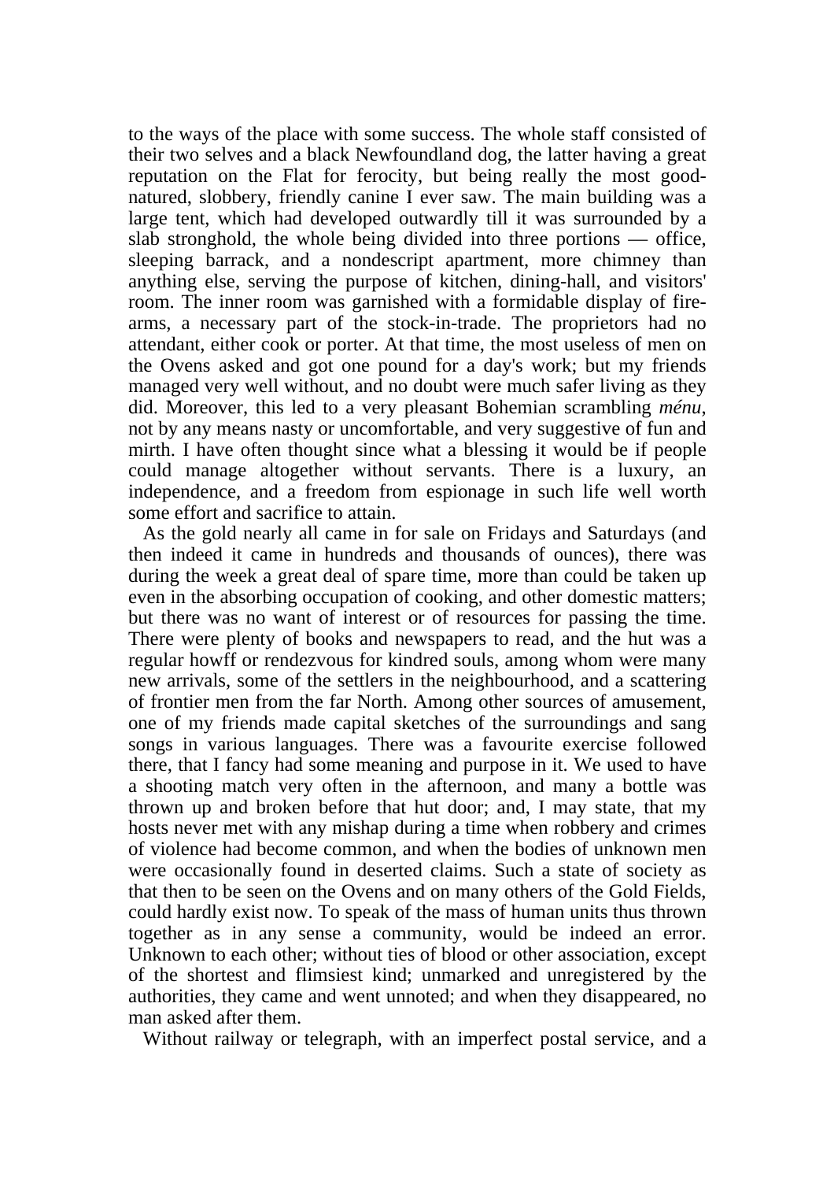to the ways of the place with some success. The whole staff consisted of their two selves and a black Newfoundland dog, the latter having a great reputation on the Flat for ferocity, but being really the most good-natured, slobbery, friendly canine I ever saw. The main building was a large tent, which had developed outwardly till it was surrounded by a slab stronghold, the whole being divided into three portions — office, sleeping barrack, and a nondescript apartment, more chimney than anything else, serving the purpose of kitchen, dining-hall, and visitors' room. The inner room was garnished with a formidable display of fire-arms, a necessary part of the stock-in-trade. The proprietors had no attendant, either cook or porter. At that time, the most useless of men on the Ovens asked and got one pound for a day's work; but my friends managed very well without, and no doubt were much safer living as they did. Moreover, this led to a very pleasant Bohemian scrambling *ménu*, not by any means nasty or uncomfortable, and very suggestive of fun and mirth. I have often thought since what a blessing it would be if people could manage altogether without servants. There is a luxury, an independence, and a freedom from espionage in such life well worth some effort and sacrifice to attain.

As the gold nearly all came in for sale on Fridays and Saturdays (and then indeed it came in hundreds and thousands of ounces), there was during the week a great deal of spare time, more than could be taken up even in the absorbing occupation of cooking, and other domestic matters; but there was no want of interest or of resources for passing the time. There were plenty of books and newspapers to read, and the hut was a regular howff or rendezvous for kindred souls, among whom were many new arrivals, some of the settlers in the neighbourhood, and a scattering of frontier men from the far North. Among other sources of amusement, one of my friends made capital sketches of the surroundings and sang songs in various languages. There was a favourite exercise followed there, that I fancy had some meaning and purpose in it. We used to have a shooting match very often in the afternoon, and many a bottle was thrown up and broken before that hut door; and, I may state, that my hosts never met with any mishap during a time when robbery and crimes of violence had become common, and when the bodies of unknown men were occasionally found in deserted claims. Such a state of society as that then to be seen on the Ovens and on many others of the Gold Fields, could hardly exist now. To speak of the mass of human units thus thrown together as in any sense a community, would be indeed an error. Unknown to each other; without ties of blood or other association, except of the shortest and flimsiest kind; unmarked and unregistered by the authorities, they came and went unnoted; and when they disappeared, no man asked after them.

Without railway or telegraph, with an imperfect postal service, and a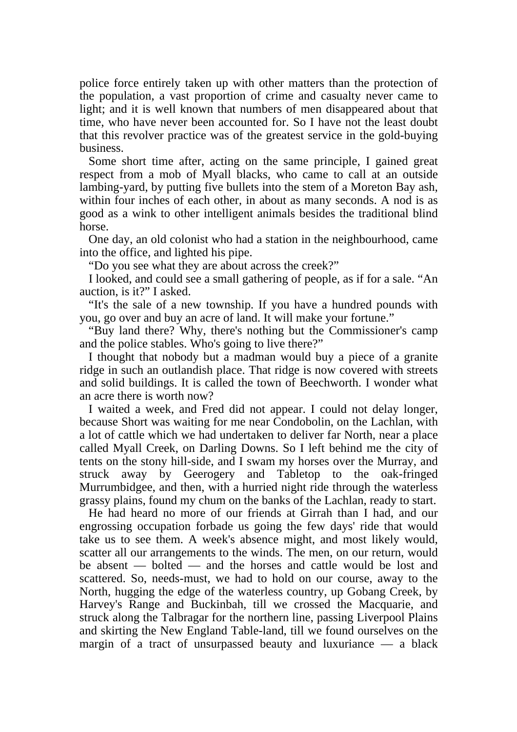police force entirely taken up with other matters than the protection of the population, a vast proportion of crime and casualty never came to light; and it is well known that numbers of men disappeared about that time, who have never been accounted for. So I have not the least doubt that this revolver practice was of the greatest service in the gold-buying business.

Some short time after, acting on the same principle, I gained great respect from a mob of Myall blacks, who came to call at an outside lambing-yard, by putting five bullets into the stem of a Moreton Bay ash, within four inches of each other, in about as many seconds. A nod is as good as a wink to other intelligent animals besides the traditional blind horse.

One day, an old colonist who had a station in the neighbourhood, came into the office, and lighted his pipe.

"Do you see what they are about across the creek?"

I looked, and could see a small gathering of people, as if for a sale. "An auction, is it?" I asked.

"It's the sale of a new township. If you have a hundred pounds with you, go over and buy an acre of land. It will make your fortune."

"Buy land there? Why, there's nothing but the Commissioner's camp and the police stables. Who's going to live there?"

I thought that nobody but a madman would buy a piece of a granite ridge in such an outlandish place. That ridge is now covered with streets and solid buildings. It is called the town of Beechworth. I wonder what an acre there is worth now?

I waited a week, and Fred did not appear. I could not delay longer, because Short was waiting for me near Condobolin, on the Lachlan, with a lot of cattle which we had undertaken to deliver far North, near a place called Myall Creek, on Darling Downs. So I left behind me the city of tents on the stony hill-side, and I swam my horses over the Murray, and struck away by Geerogery and Tabletop to the oak-fringed Murrumbidgee, and then, with a hurried night ride through the waterless grassy plains, found my chum on the banks of the Lachlan, ready to start.

He had heard no more of our friends at Girrah than I had, and our engrossing occupation forbade us going the few days' ride that would take us to see them. A week's absence might, and most likely would, scatter all our arrangements to the winds. The men, on our return, would be absent — bolted — and the horses and cattle would be lost and scattered. So, needs-must, we had to hold on our course, away to the North, hugging the edge of the waterless country, up Gobang Creek, by Harvey's Range and Buckinbah, till we crossed the Macquarie, and struck along the Talbragar for the northern line, passing Liverpool Plains and skirting the New England Table-land, till we found ourselves on the margin of a tract of unsurpassed beauty and luxuriance — a black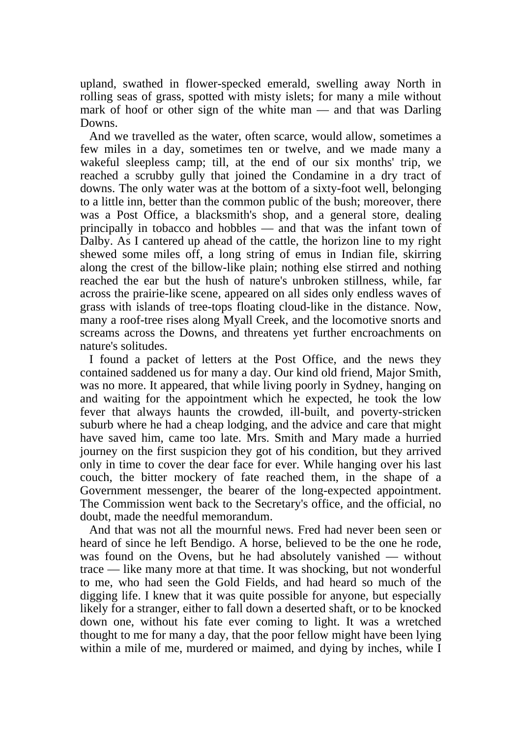upland, swathed in flower-specked emerald, swelling away North in rolling seas of grass, spotted with misty islets; for many a mile without mark of hoof or other sign of the white man — and that was Darling Downs.

And we travelled as the water, often scarce, would allow, sometimes a few miles in a day, sometimes ten or twelve, and we made many a wakeful sleepless camp; till, at the end of our six months' trip, we reached a scrubby gully that joined the Condamine in a dry tract of downs. The only water was at the bottom of a sixty-foot well, belonging to a little inn, better than the common public of the bush; moreover, there was a Post Office, a blacksmith's shop, and a general store, dealing principally in tobacco and hobbles — and that was the infant town of Dalby. As I cantered up ahead of the cattle, the horizon line to my right shewed some miles off, a long string of emus in Indian file, skirring along the crest of the billow-like plain; nothing else stirred and nothing reached the ear but the hush of nature's unbroken stillness, while, far across the prairie-like scene, appeared on all sides only endless waves of grass with islands of tree-tops floating cloud-like in the distance. Now, many a roof-tree rises along Myall Creek, and the locomotive snorts and screams across the Downs, and threatens yet further encroachments on nature's solitudes.

I found a packet of letters at the Post Office, and the news they contained saddened us for many a day. Our kind old friend, Major Smith, was no more. It appeared, that while living poorly in Sydney, hanging on and waiting for the appointment which he expected, he took the low fever that always haunts the crowded, ill-built, and poverty-stricken suburb where he had a cheap lodging, and the advice and care that might have saved him, came too late. Mrs. Smith and Mary made a hurried journey on the first suspicion they got of his condition, but they arrived only in time to cover the dear face for ever. While hanging over his last couch, the bitter mockery of fate reached them, in the shape of a Government messenger, the bearer of the long-expected appointment. The Commission went back to the Secretary's office, and the official, no doubt, made the needful memorandum.

And that was not all the mournful news. Fred had never been seen or heard of since he left Bendigo. A horse, believed to be the one he rode, was found on the Ovens, but he had absolutely vanished — without trace — like many more at that time. It was shocking, but not wonderful to me, who had seen the Gold Fields, and had heard so much of the digging life. I knew that it was quite possible for anyone, but especially likely for a stranger, either to fall down a deserted shaft, or to be knocked down one, without his fate ever coming to light. It was a wretched thought to me for many a day, that the poor fellow might have been lying within a mile of me, murdered or maimed, and dying by inches, while I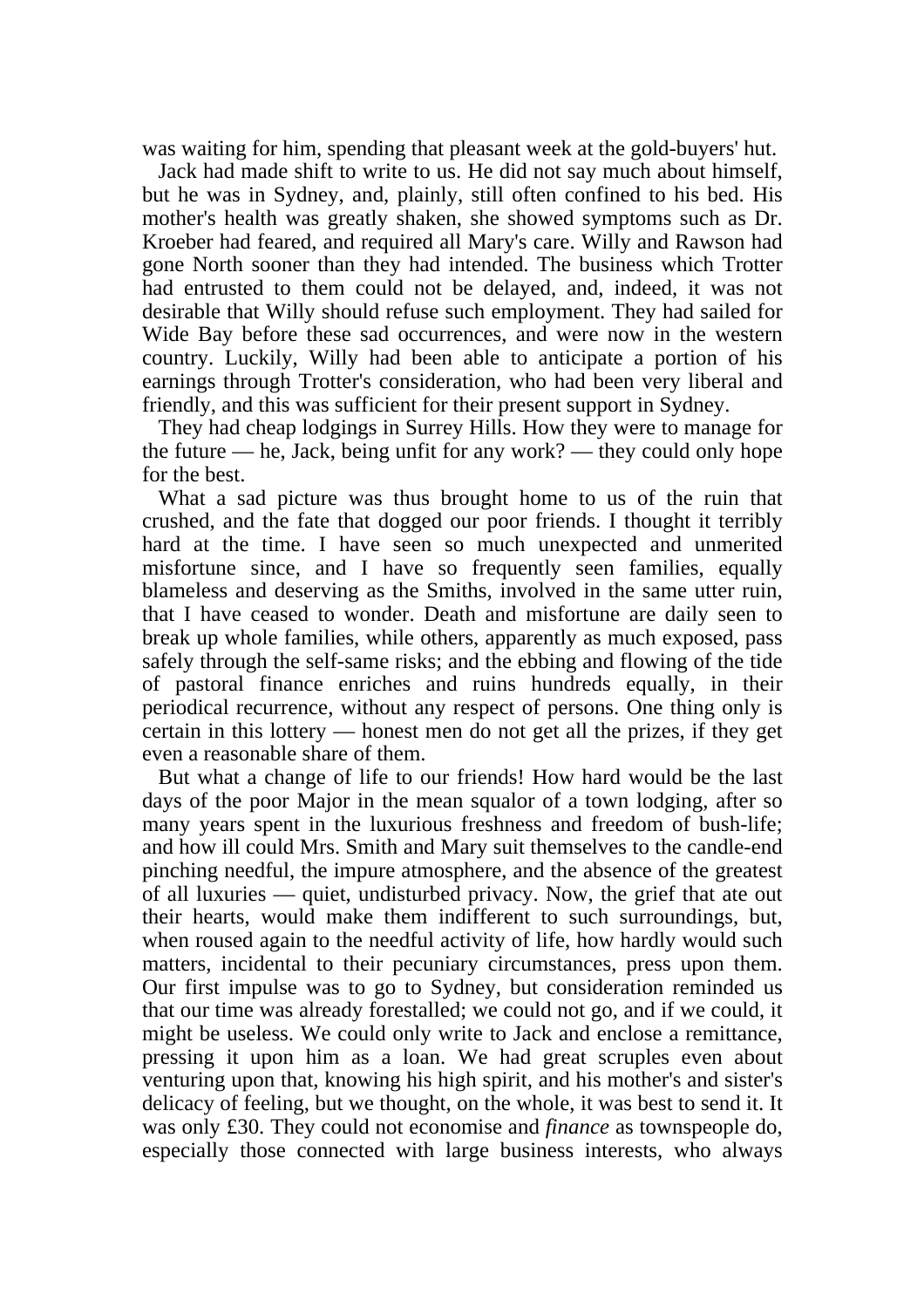was waiting for him, spending that pleasant week at the gold-buyers' hut.

Jack had made shift to write to us. He did not say much about himself, but he was in Sydney, and, plainly, still often confined to his bed. His mother's health was greatly shaken, she showed symptoms such as Dr. Kroeber had feared, and required all Mary's care. Willy and Rawson had gone North sooner than they had intended. The business which Trotter had entrusted to them could not be delayed, and, indeed, it was not desirable that Willy should refuse such employment. They had sailed for Wide Bay before these sad occurrences, and were now in the western country. Luckily, Willy had been able to anticipate a portion of his earnings through Trotter's consideration, who had been very liberal and friendly, and this was sufficient for their present support in Sydney.

They had cheap lodgings in Surrey Hills. How they were to manage for the future — he, Jack, being unfit for any work? — they could only hope for the best.

What a sad picture was thus brought home to us of the ruin that crushed, and the fate that dogged our poor friends. I thought it terribly hard at the time. I have seen so much unexpected and unmerited misfortune since, and I have so frequently seen families, equally blameless and deserving as the Smiths, involved in the same utter ruin, that I have ceased to wonder. Death and misfortune are daily seen to break up whole families, while others, apparently as much exposed, pass safely through the self-same risks; and the ebbing and flowing of the tide of pastoral finance enriches and ruins hundreds equally, in their periodical recurrence, without any respect of persons. One thing only is certain in this lottery — honest men do not get all the prizes, if they get even a reasonable share of them.

But what a change of life to our friends! How hard would be the last days of the poor Major in the mean squalor of a town lodging, after so many years spent in the luxurious freshness and freedom of bush-life; and how ill could Mrs. Smith and Mary suit themselves to the candle-end pinching needful, the impure atmosphere, and the absence of the greatest of all luxuries — quiet, undisturbed privacy. Now, the grief that ate out their hearts, would make them indifferent to such surroundings, but, when roused again to the needful activity of life, how hardly would such matters, incidental to their pecuniary circumstances, press upon them. Our first impulse was to go to Sydney, but consideration reminded us that our time was already forestalled; we could not go, and if we could, it might be useless. We could only write to Jack and enclose a remittance, pressing it upon him as a loan. We had great scruples even about venturing upon that, knowing his high spirit, and his mother's and sister's delicacy of feeling, but we thought, on the whole, it was best to send it. It was only £30. They could not economise and *finance* as townspeople do, especially those connected with large business interests, who always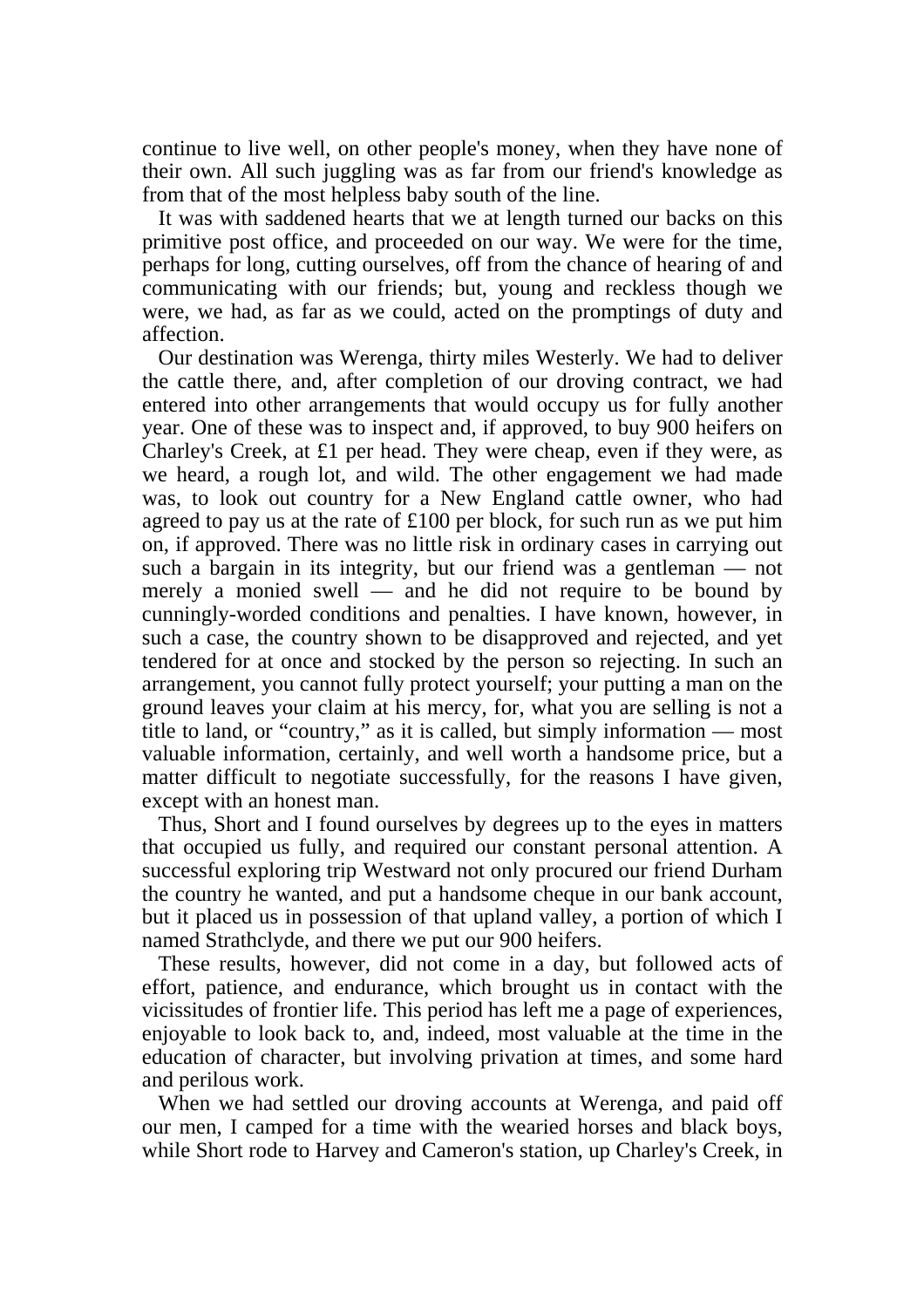continue to live well, on other people's money, when they have none of their own. All such juggling was as far from our friend's knowledge as from that of the most helpless baby south of the line.

It was with saddened hearts that we at length turned our backs on this primitive post office, and proceeded on our way. We were for the time, perhaps for long, cutting ourselves, off from the chance of hearing of and communicating with our friends; but, young and reckless though we were, we had, as far as we could, acted on the promptings of duty and affection.

Our destination was Werenga, thirty miles Westerly. We had to deliver the cattle there, and, after completion of our droving contract, we had entered into other arrangements that would occupy us for fully another year. One of these was to inspect and, if approved, to buy 900 heifers on Charley's Creek, at £1 per head. They were cheap, even if they were, as we heard, a rough lot, and wild. The other engagement we had made was, to look out country for a New England cattle owner, who had agreed to pay us at the rate of £100 per block, for such run as we put him on, if approved. There was no little risk in ordinary cases in carrying out such a bargain in its integrity, but our friend was a gentleman — not merely a monied swell — and he did not require to be bound by cunningly-worded conditions and penalties. I have known, however, in such a case, the country shown to be disapproved and rejected, and yet tendered for at once and stocked by the person so rejecting. In such an arrangement, you cannot fully protect yourself; your putting a man on the ground leaves your claim at his mercy, for, what you are selling is not a title to land, or "country," as it is called, but simply information — most valuable information, certainly, and well worth a handsome price, but a matter difficult to negotiate successfully, for the reasons I have given, except with an honest man.

Thus, Short and I found ourselves by degrees up to the eyes in matters that occupied us fully, and required our constant personal attention. A successful exploring trip Westward not only procured our friend Durham the country he wanted, and put a handsome cheque in our bank account, but it placed us in possession of that upland valley, a portion of which I named Strathclyde, and there we put our 900 heifers.

These results, however, did not come in a day, but followed acts of effort, patience, and endurance, which brought us in contact with the vicissitudes of frontier life. This period has left me a page of experiences, enjoyable to look back to, and, indeed, most valuable at the time in the education of character, but involving privation at times, and some hard and perilous work.

When we had settled our droving accounts at Werenga, and paid off our men, I camped for a time with the wearied horses and black boys, while Short rode to Harvey and Cameron's station, up Charley's Creek, in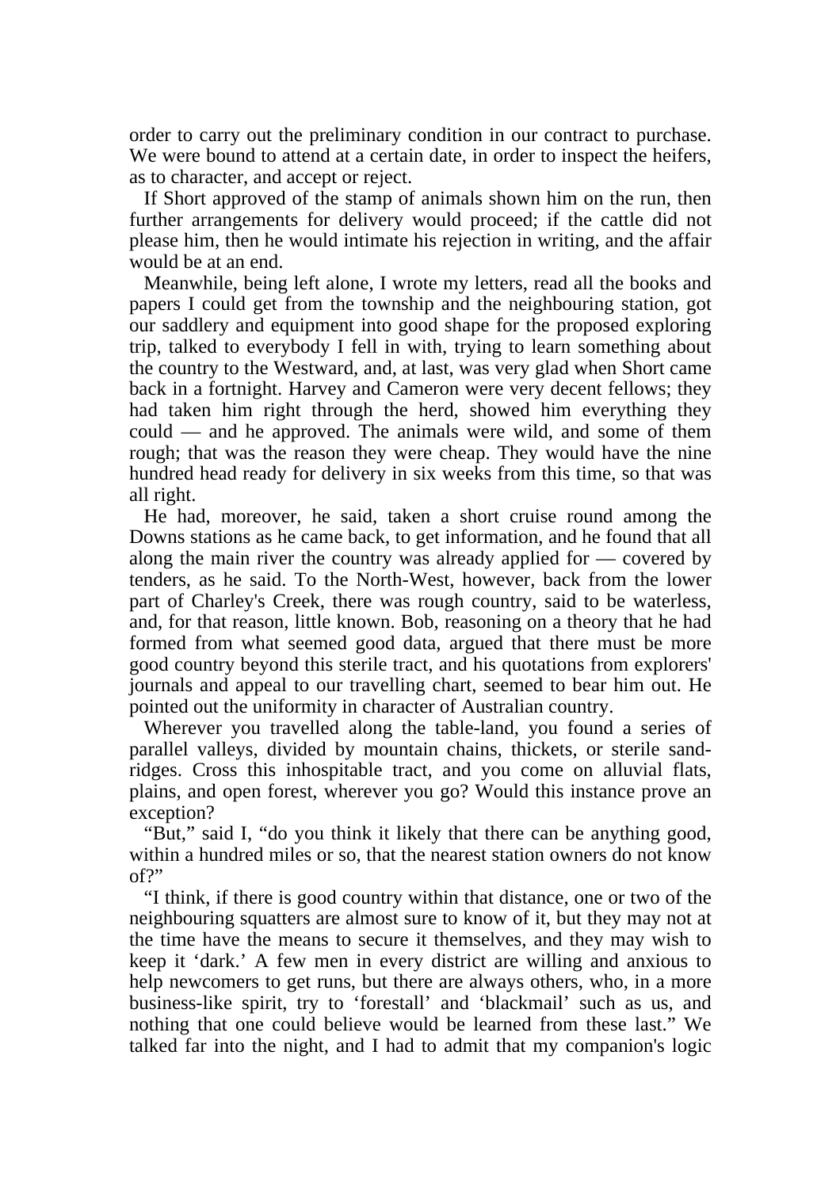order to carry out the preliminary condition in our contract to purchase. We were bound to attend at a certain date, in order to inspect the heifers, as to character, and accept or reject.

If Short approved of the stamp of animals shown him on the run, then further arrangements for delivery would proceed; if the cattle did not please him, then he would intimate his rejection in writing, and the affair would be at an end.

Meanwhile, being left alone, I wrote my letters, read all the books and papers I could get from the township and the neighbouring station, got our saddlery and equipment into good shape for the proposed exploring trip, talked to everybody I fell in with, trying to learn something about the country to the Westward, and, at last, was very glad when Short came back in a fortnight. Harvey and Cameron were very decent fellows; they had taken him right through the herd, showed him everything they could — and he approved. The animals were wild, and some of them rough; that was the reason they were cheap. They would have the nine hundred head ready for delivery in six weeks from this time, so that was all right.

He had, moreover, he said, taken a short cruise round among the Downs stations as he came back, to get information, and he found that all along the main river the country was already applied for — covered by tenders, as he said. To the North-West, however, back from the lower part of Charley's Creek, there was rough country, said to be waterless, and, for that reason, little known. Bob, reasoning on a theory that he had formed from what seemed good data, argued that there must be more good country beyond this sterile tract, and his quotations from explorers' journals and appeal to our travelling chart, seemed to bear him out. He pointed out the uniformity in character of Australian country.

Wherever you travelled along the table-land, you found a series of parallel valleys, divided by mountain chains, thickets, or sterile sand-ridges. Cross this inhospitable tract, and you come on alluvial flats, plains, and open forest, wherever you go? Would this instance prove an exception?

"But," said I, "do you think it likely that there can be anything good, within a hundred miles or so, that the nearest station owners do not know of?"

"I think, if there is good country within that distance, one or two of the neighbouring squatters are almost sure to know of it, but they may not at the time have the means to secure it themselves, and they may wish to keep it 'dark.' A few men in every district are willing and anxious to help newcomers to get runs, but there are always others, who, in a more business-like spirit, try to 'forestall' and 'blackmail' such as us, and nothing that one could believe would be learned from these last." We talked far into the night, and I had to admit that my companion's logic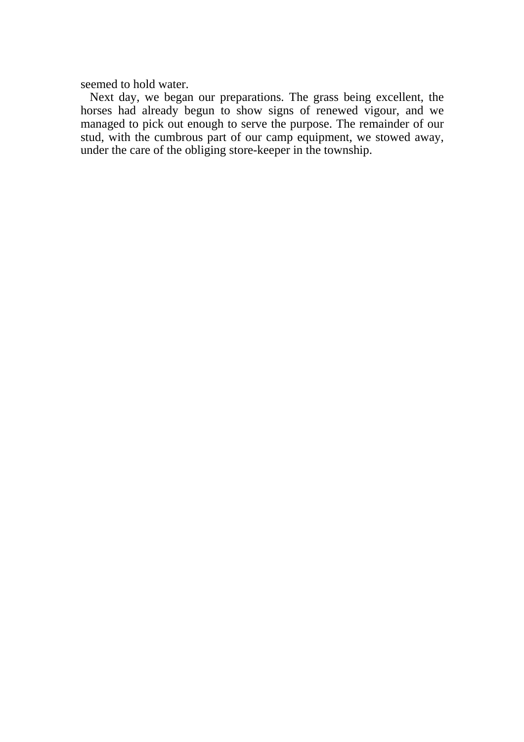seemed to hold water.

Next day, we began our preparations. The grass being excellent, the horses had already begun to show signs of renewed vigour, and we managed to pick out enough to serve the purpose. The remainder of our stud, with the cumbrous part of our camp equipment, we stowed away, under the care of the obliging store-keeper in the township.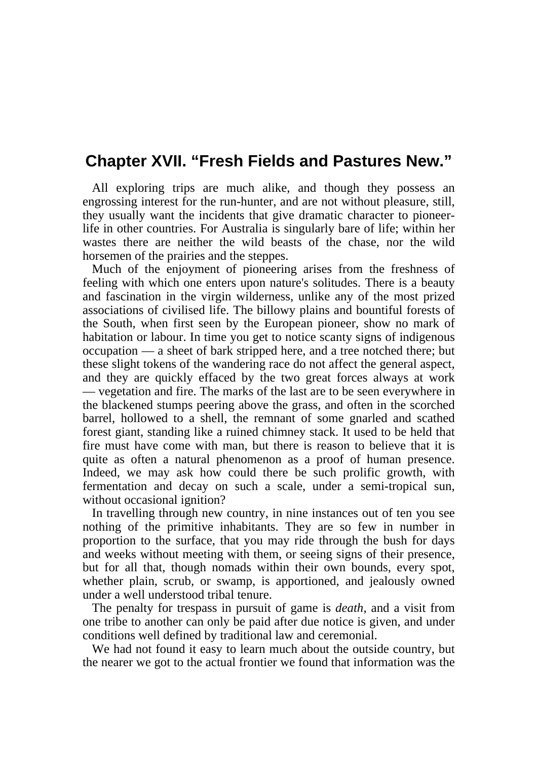# Chapter XVII. "Fresh Fields and Pastures New."

All exploring trips are much alike, and though they possess an engrossing interest for the run-hunter, and are not without pleasure, still, they usually want the incidents that give dramatic character to pioneer-life in other countries. For Australia is singularly bare of life; within her wastes there are neither the wild beasts of the chase, nor the wild horsemen of the prairies and the steppes.

Much of the enjoyment of pioneering arises from the freshness of feeling with which one enters upon nature's solitudes. There is a beauty and fascination in the virgin wilderness, unlike any of the most prized associations of civilised life. The billowy plains and bountiful forests of the South, when first seen by the European pioneer, show no mark of habitation or labour. In time you get to notice scanty signs of indigenous occupation — a sheet of bark stripped here, and a tree notched there; but these slight tokens of the wandering race do not affect the general aspect, and they are quickly effaced by the two great forces always at work — vegetation and fire. The marks of the last are to be seen everywhere in the blackened stumps peering above the grass, and often in the scorched barrel, hollowed to a shell, the remnant of some gnarled and scathed forest giant, standing like a ruined chimney stack. It used to be held that fire must have come with man, but there is reason to believe that it is quite as often a natural phenomenon as a proof of human presence. Indeed, we may ask how could there be such prolific growth, with fermentation and decay on such a scale, under a semi-tropical sun, without occasional ignition?

In travelling through new country, in nine instances out of ten you see nothing of the primitive inhabitants. They are so few in number in proportion to the surface, that you may ride through the bush for days and weeks without meeting with them, or seeing signs of their presence, but for all that, though nomads within their own bounds, every spot, whether plain, scrub, or swamp, is apportioned, and jealously owned under a well understood tribal tenure.

The penalty for trespass in pursuit of game is *death*, and a visit from one tribe to another can only be paid after due notice is given, and under conditions well defined by traditional law and ceremonial.

We had not found it easy to learn much about the outside country, but the nearer we got to the actual frontier we found that information was the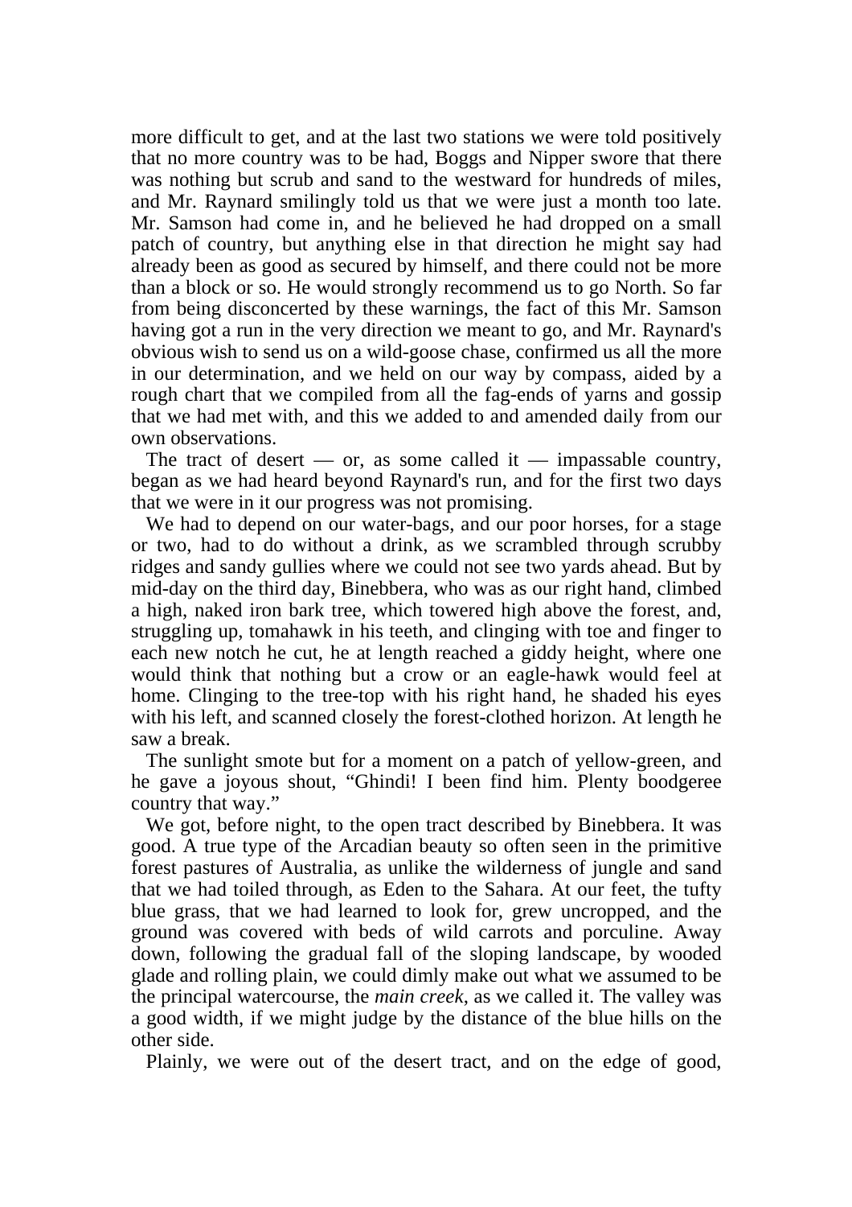more difficult to get, and at the last two stations we were told positively that no more country was to be had, Boggs and Nipper swore that there was nothing but scrub and sand to the westward for hundreds of miles, and Mr. Raynard smilingly told us that we were just a month too late. Mr. Samson had come in, and he believed he had dropped on a small patch of country, but anything else in that direction he might say had already been as good as secured by himself, and there could not be more than a block or so. He would strongly recommend us to go North. So far from being disconcerted by these warnings, the fact of this Mr. Samson having got a run in the very direction we meant to go, and Mr. Raynard's obvious wish to send us on a wild-goose chase, confirmed us all the more in our determination, and we held on our way by compass, aided by a rough chart that we compiled from all the fag-ends of yarns and gossip that we had met with, and this we added to and amended daily from our own observations.

The tract of desert — or, as some called it — impassable country, began as we had heard beyond Raynard's run, and for the first two days that we were in it our progress was not promising.

We had to depend on our water-bags, and our poor horses, for a stage or two, had to do without a drink, as we scrambled through scrubby ridges and sandy gullies where we could not see two yards ahead. But by mid-day on the third day, Binebbera, who was as our right hand, climbed a high, naked iron bark tree, which towered high above the forest, and, struggling up, tomahawk in his teeth, and clinging with toe and finger to each new notch he cut, he at length reached a giddy height, where one would think that nothing but a crow or an eagle-hawk would feel at home. Clinging to the tree-top with his right hand, he shaded his eyes with his left, and scanned closely the forest-clothed horizon. At length he saw a break.

The sunlight smote but for a moment on a patch of yellow-green, and he gave a joyous shout, “Ghindi! I been find him. Plenty boodgeree country that way.”

We got, before night, to the open tract described by Binebbera. It was good. A true type of the Arcadian beauty so often seen in the primitive forest pastures of Australia, as unlike the wilderness of jungle and sand that we had toiled through, as Eden to the Sahara. At our feet, the tufty blue grass, that we had learned to look for, grew uncropped, and the ground was covered with beds of wild carrots and porculine. Away down, following the gradual fall of the sloping landscape, by wooded glade and rolling plain, we could dimly make out what we assumed to be the principal watercourse, the *main creek*, as we called it. The valley was a good width, if we might judge by the distance of the blue hills on the other side.

Plainly, we were out of the desert tract, and on the edge of good,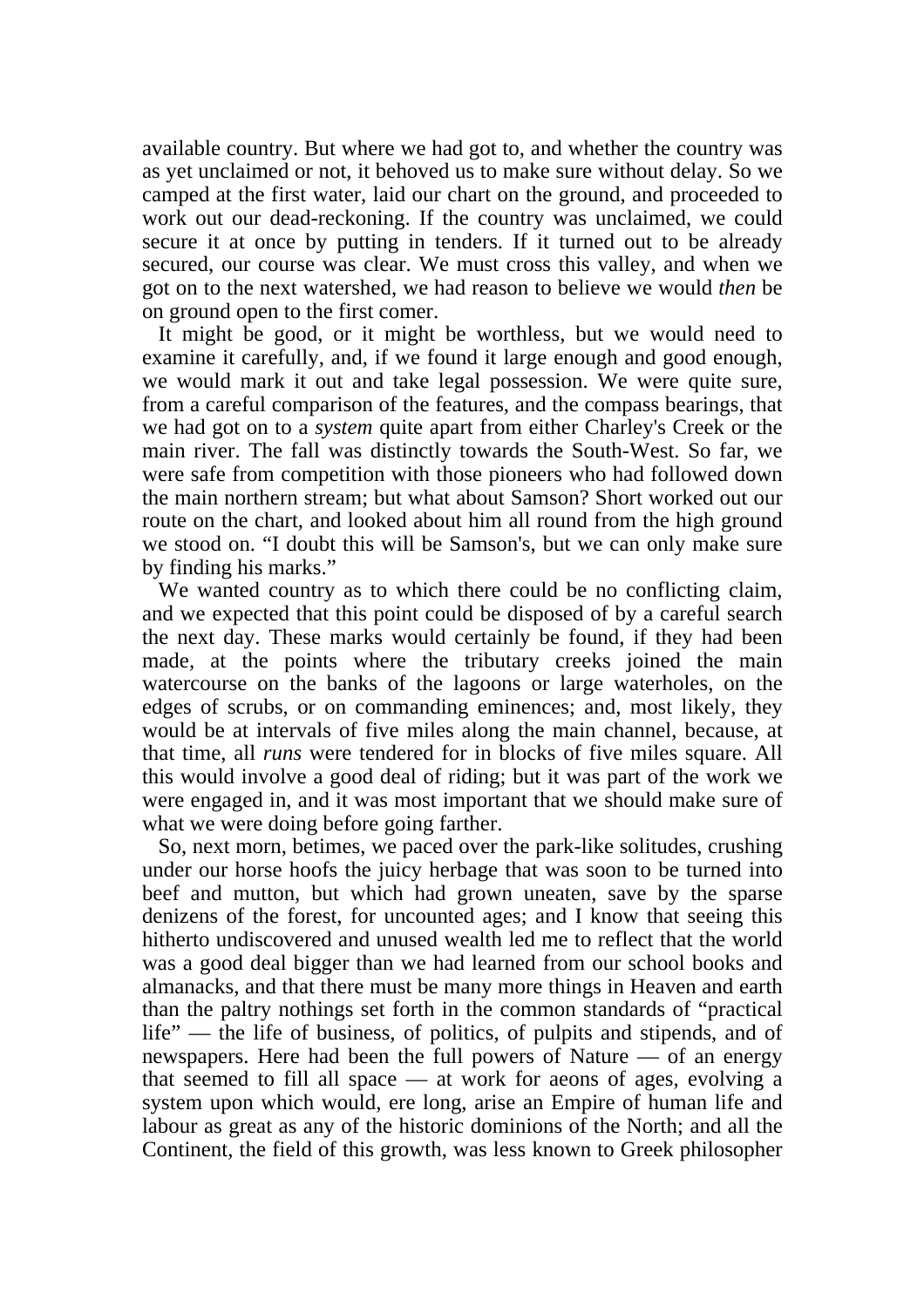available country. But where we had got to, and whether the country was as yet unclaimed or not, it behoved us to make sure without delay. So we camped at the first water, laid our chart on the ground, and proceeded to work out our dead-reckoning. If the country was unclaimed, we could secure it at once by putting in tenders. If it turned out to be already secured, our course was clear. We must cross this valley, and when we got on to the next watershed, we had reason to believe we would *then* be on ground open to the first comer.

It might be good, or it might be worthless, but we would need to examine it carefully, and, if we found it large enough and good enough, we would mark it out and take legal possession. We were quite sure, from a careful comparison of the features, and the compass bearings, that we had got on to a *system* quite apart from either Charley's Creek or the main river. The fall was distinctly towards the South-West. So far, we were safe from competition with those pioneers who had followed down the main northern stream; but what about Samson? Short worked out our route on the chart, and looked about him all round from the high ground we stood on. "I doubt this will be Samson's, but we can only make sure by finding his marks."

We wanted country as to which there could be no conflicting claim, and we expected that this point could be disposed of by a careful search the next day. These marks would certainly be found, if they had been made, at the points where the tributary creeks joined the main watercourse on the banks of the lagoons or large waterholes, on the edges of scrubs, or on commanding eminences; and, most likely, they would be at intervals of five miles along the main channel, because, at that time, all *runs* were tendered for in blocks of five miles square. All this would involve a good deal of riding; but it was part of the work we were engaged in, and it was most important that we should make sure of what we were doing before going farther.

So, next morn, betimes, we paced over the park-like solitudes, crushing under our horse hoofs the juicy herbage that was soon to be turned into beef and mutton, but which had grown uneaten, save by the sparse denizens of the forest, for uncounted ages; and I know that seeing this hitherto undiscovered and unused wealth led me to reflect that the world was a good deal bigger than we had learned from our school books and almanacks, and that there must be many more things in Heaven and earth than the paltry nothings set forth in the common standards of "practical life" — the life of business, of politics, of pulpits and stipends, and of newspapers. Here had been the full powers of Nature — of an energy that seemed to fill all space — at work for aeons of ages, evolving a system upon which would, ere long, arise an Empire of human life and labour as great as any of the historic dominions of the North; and all the Continent, the field of this growth, was less known to Greek philosopher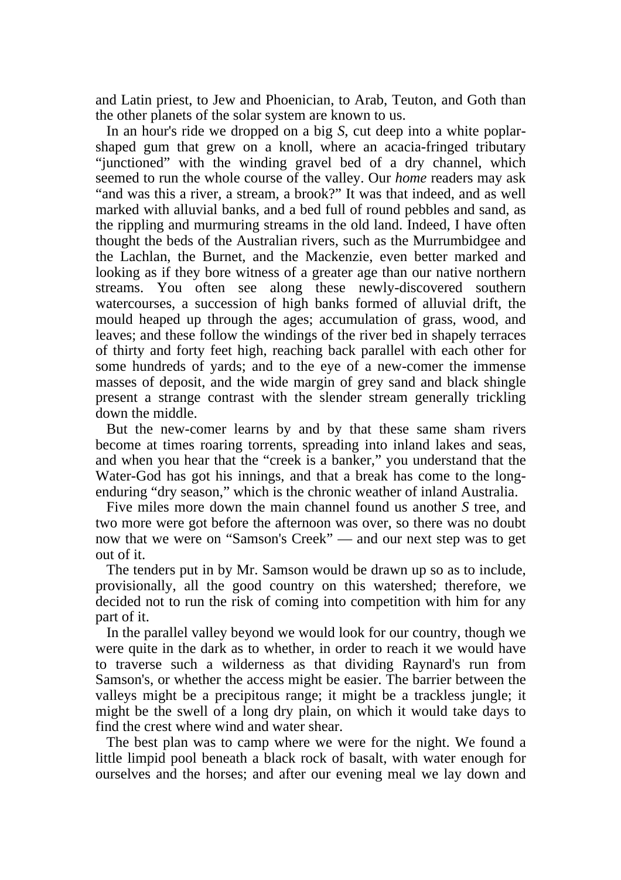and Latin priest, to Jew and Phoenician, to Arab, Teuton, and Goth than the other planets of the solar system are known to us.

In an hour's ride we dropped on a big *S*, cut deep into a white poplar-shaped gum that grew on a knoll, where an acacia-fringed tributary “junctioned” with the winding gravel bed of a dry channel, which seemed to run the whole course of the valley. Our *home* readers may ask “and was this a river, a stream, a brook?” It was that indeed, and as well marked with alluvial banks, and a bed full of round pebbles and sand, as the rippling and murmuring streams in the old land. Indeed, I have often thought the beds of the Australian rivers, such as the Murrumbidgee and the Lachlan, the Burnet, and the Mackenzie, even better marked and looking as if they bore witness of a greater age than our native northern streams. You often see along these newly-discovered southern watercourses, a succession of high banks formed of alluvial drift, the mould heaped up through the ages; accumulation of grass, wood, and leaves; and these follow the windings of the river bed in shapely terraces of thirty and forty feet high, reaching back parallel with each other for some hundreds of yards; and to the eye of a new-comer the immense masses of deposit, and the wide margin of grey sand and black shingle present a strange contrast with the slender stream generally trickling down the middle.

But the new-comer learns by and by that these same sham rivers become at times roaring torrents, spreading into inland lakes and seas, and when you hear that the “creek is a banker,” you understand that the Water-God has got his innings, and that a break has come to the long-enduring “dry season,” which is the chronic weather of inland Australia.

Five miles more down the main channel found us another *S* tree, and two more were got before the afternoon was over, so there was no doubt now that we were on “Samson's Creek” — and our next step was to get out of it.

The tenders put in by Mr. Samson would be drawn up so as to include, provisionally, all the good country on this watershed; therefore, we decided not to run the risk of coming into competition with him for any part of it.

In the parallel valley beyond we would look for our country, though we were quite in the dark as to whether, in order to reach it we would have to traverse such a wilderness as that dividing Raynard's run from Samson's, or whether the access might be easier. The barrier between the valleys might be a precipitous range; it might be a trackless jungle; it might be the swell of a long dry plain, on which it would take days to find the crest where wind and water shear.

The best plan was to camp where we were for the night. We found a little limpid pool beneath a black rock of basalt, with water enough for ourselves and the horses; and after our evening meal we lay down and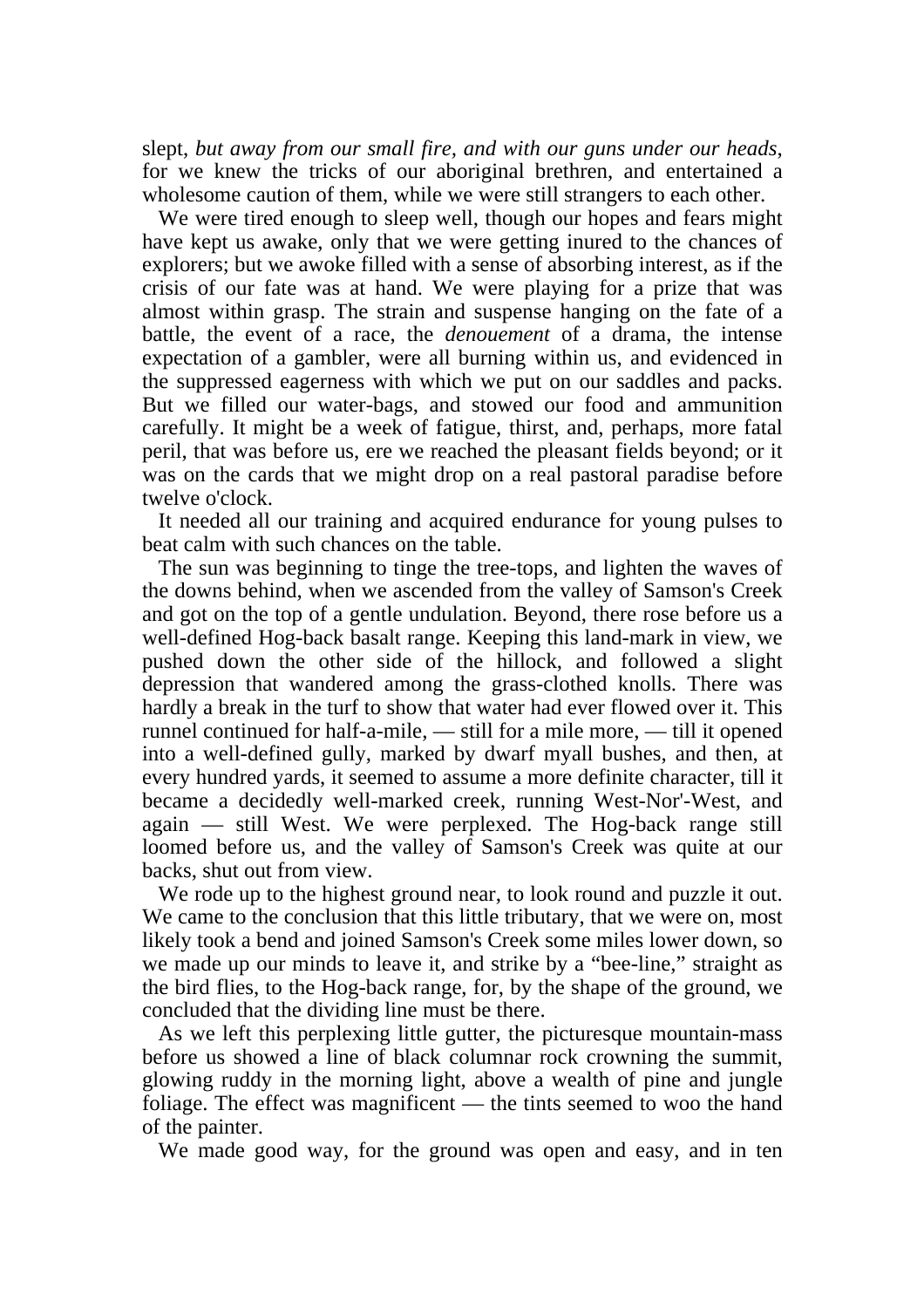slept, *but away from our small fire, and with our guns under our heads*, for we knew the tricks of our aboriginal brethren, and entertained a wholesome caution of them, while we were still strangers to each other.

We were tired enough to sleep well, though our hopes and fears might have kept us awake, only that we were getting inured to the chances of explorers; but we awoke filled with a sense of absorbing interest, as if the crisis of our fate was at hand. We were playing for a prize that was almost within grasp. The strain and suspense hanging on the fate of a battle, the event of a race, the *denouement* of a drama, the intense expectation of a gambler, were all burning within us, and evidenced in the suppressed eagerness with which we put on our saddles and packs. But we filled our water-bags, and stowed our food and ammunition carefully. It might be a week of fatigue, thirst, and, perhaps, more fatal peril, that was before us, ere we reached the pleasant fields beyond; or it was on the cards that we might drop on a real pastoral paradise before twelve o'clock.

It needed all our training and acquired endurance for young pulses to beat calm with such chances on the table.

The sun was beginning to tinge the tree-tops, and lighten the waves of the downs behind, when we ascended from the valley of Samson's Creek and got on the top of a gentle undulation. Beyond, there rose before us a well-defined Hog-back basalt range. Keeping this land-mark in view, we pushed down the other side of the hillock, and followed a slight depression that wandered among the grass-clothed knolls. There was hardly a break in the turf to show that water had ever flowed over it. This runnel continued for half-a-mile, — still for a mile more, — till it opened into a well-defined gully, marked by dwarf myall bushes, and then, at every hundred yards, it seemed to assume a more definite character, till it became a decidedly well-marked creek, running West-Nor'-West, and again — still West. We were perplexed. The Hog-back range still loomed before us, and the valley of Samson's Creek was quite at our backs, shut out from view.

We rode up to the highest ground near, to look round and puzzle it out. We came to the conclusion that this little tributary, that we were on, most likely took a bend and joined Samson's Creek some miles lower down, so we made up our minds to leave it, and strike by a "bee-line," straight as the bird flies, to the Hog-back range, for, by the shape of the ground, we concluded that the dividing line must be there.

As we left this perplexing little gutter, the picturesque mountain-mass before us showed a line of black columnar rock crowning the summit, glowing ruddy in the morning light, above a wealth of pine and jungle foliage. The effect was magnificent — the tints seemed to woo the hand of the painter.

We made good way, for the ground was open and easy, and in ten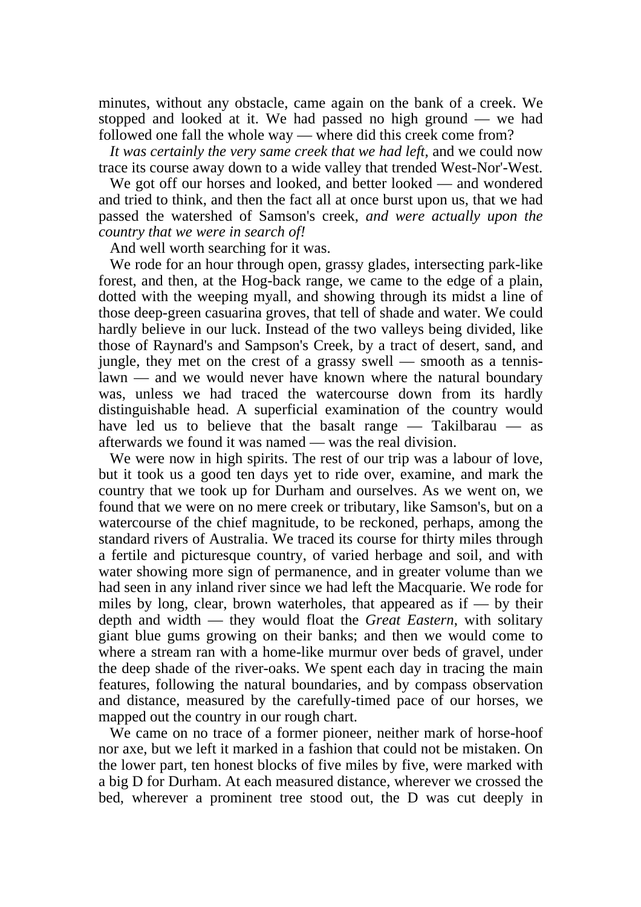minutes, without any obstacle, came again on the bank of a creek. We stopped and looked at it. We had passed no high ground — we had followed one fall the whole way — where did this creek come from?

*It was certainly the very same creek that we had left*, and we could now trace its course away down to a wide valley that trended West-Nor'-West.

We got off our horses and looked, and better looked — and wondered and tried to think, and then the fact all at once burst upon us, that we had passed the watershed of Samson's creek, *and were actually upon the country that we were in search of!*

And well worth searching for it was.

We rode for an hour through open, grassy glades, intersecting park-like forest, and then, at the Hog-back range, we came to the edge of a plain, dotted with the weeping myall, and showing through its midst a line of those deep-green casuarina groves, that tell of shade and water. We could hardly believe in our luck. Instead of the two valleys being divided, like those of Raynard's and Sampson's Creek, by a tract of desert, sand, and jungle, they met on the crest of a grassy swell — smooth as a tennis-lawn — and we would never have known where the natural boundary was, unless we had traced the watercourse down from its hardly distinguishable head. A superficial examination of the country would have led us to believe that the basalt range — Takilbarau — as afterwards we found it was named — was the real division.

We were now in high spirits. The rest of our trip was a labour of love, but it took us a good ten days yet to ride over, examine, and mark the country that we took up for Durham and ourselves. As we went on, we found that we were on no mere creek or tributary, like Samson's, but on a watercourse of the chief magnitude, to be reckoned, perhaps, among the standard rivers of Australia. We traced its course for thirty miles through a fertile and picturesque country, of varied herbage and soil, and with water showing more sign of permanence, and in greater volume than we had seen in any inland river since we had left the Macquarie. We rode for miles by long, clear, brown waterholes, that appeared as if — by their depth and width — they would float the *Great Eastern*, with solitary giant blue gums growing on their banks; and then we would come to where a stream ran with a home-like murmur over beds of gravel, under the deep shade of the river-oaks. We spent each day in tracing the main features, following the natural boundaries, and by compass observation and distance, measured by the carefully-timed pace of our horses, we mapped out the country in our rough chart.

We came on no trace of a former pioneer, neither mark of horse-hoof nor axe, but we left it marked in a fashion that could not be mistaken. On the lower part, ten honest blocks of five miles by five, were marked with a big D for Durham. At each measured distance, wherever we crossed the bed, wherever a prominent tree stood out, the D was cut deeply in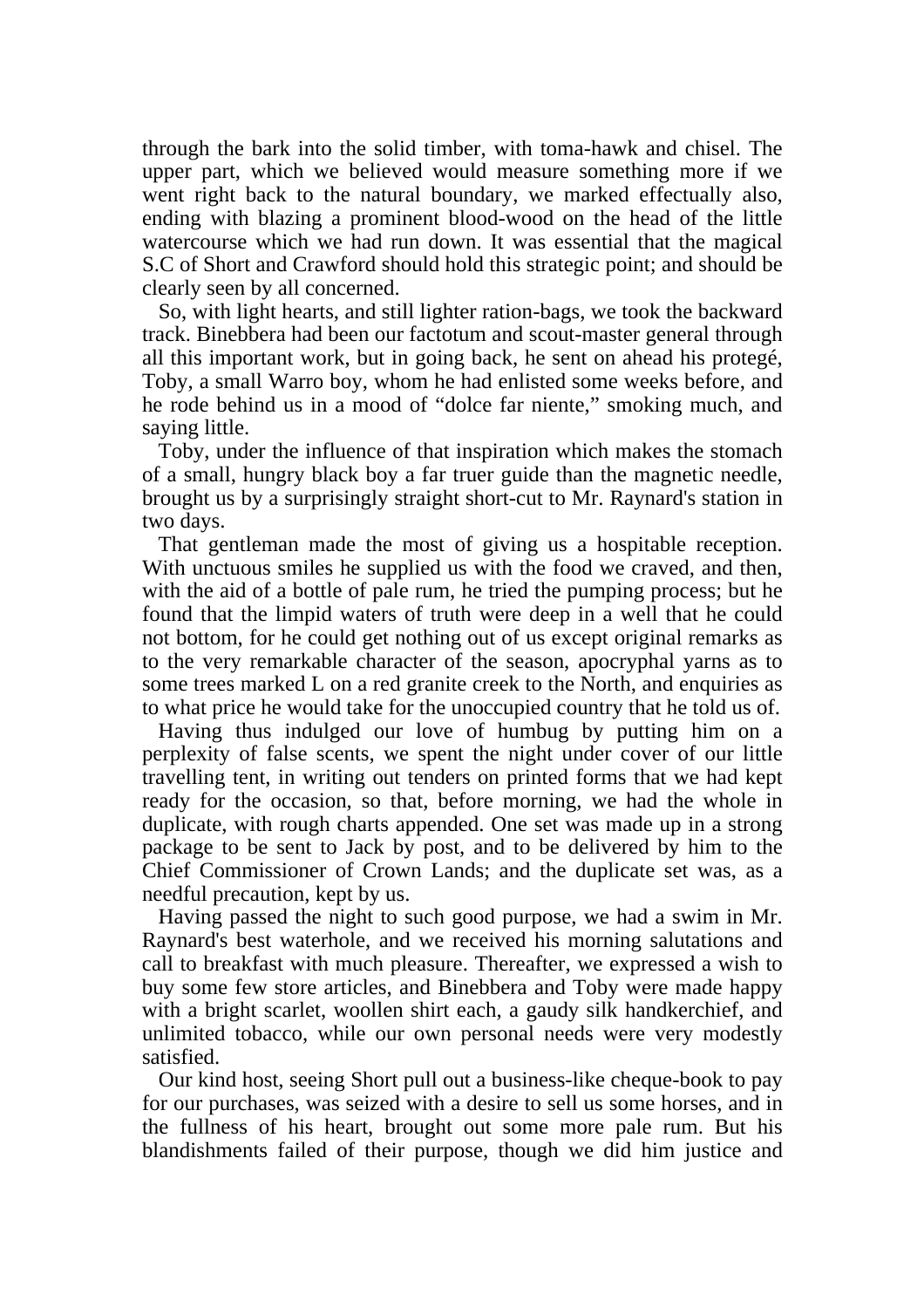through the bark into the solid timber, with toma-hawk and chisel. The upper part, which we believed would measure something more if we went right back to the natural boundary, we marked effectually also, ending with blazing a prominent blood-wood on the head of the little watercourse which we had run down. It was essential that the magical S.C of Short and Crawford should hold this strategic point; and should be clearly seen by all concerned.

So, with light hearts, and still lighter ration-bags, we took the backward track. Binebbera had been our factotum and scout-master general through all this important work, but in going back, he sent on ahead his protegé, Toby, a small Warro boy, whom he had enlisted some weeks before, and he rode behind us in a mood of "dolce far niente," smoking much, and saying little.

Toby, under the influence of that inspiration which makes the stomach of a small, hungry black boy a far truer guide than the magnetic needle, brought us by a surprisingly straight short-cut to Mr. Raynard's station in two days.

That gentleman made the most of giving us a hospitable reception. With unctuous smiles he supplied us with the food we craved, and then, with the aid of a bottle of pale rum, he tried the pumping process; but he found that the limpid waters of truth were deep in a well that he could not bottom, for he could get nothing out of us except original remarks as to the very remarkable character of the season, apocryphal yarns as to some trees marked L on a red granite creek to the North, and enquiries as to what price he would take for the unoccupied country that he told us of.

Having thus indulged our love of humbug by putting him on a perplexity of false scents, we spent the night under cover of our little travelling tent, in writing out tenders on printed forms that we had kept ready for the occasion, so that, before morning, we had the whole in duplicate, with rough charts appended. One set was made up in a strong package to be sent to Jack by post, and to be delivered by him to the Chief Commissioner of Crown Lands; and the duplicate set was, as a needful precaution, kept by us.

Having passed the night to such good purpose, we had a swim in Mr. Raynard's best waterhole, and we received his morning salutations and call to breakfast with much pleasure. Thereafter, we expressed a wish to buy some few store articles, and Binebbera and Toby were made happy with a bright scarlet, woollen shirt each, a gaudy silk handkerchief, and unlimited tobacco, while our own personal needs were very modestly satisfied.

Our kind host, seeing Short pull out a business-like cheque-book to pay for our purchases, was seized with a desire to sell us some horses, and in the fullness of his heart, brought out some more pale rum. But his blandishments failed of their purpose, though we did him justice and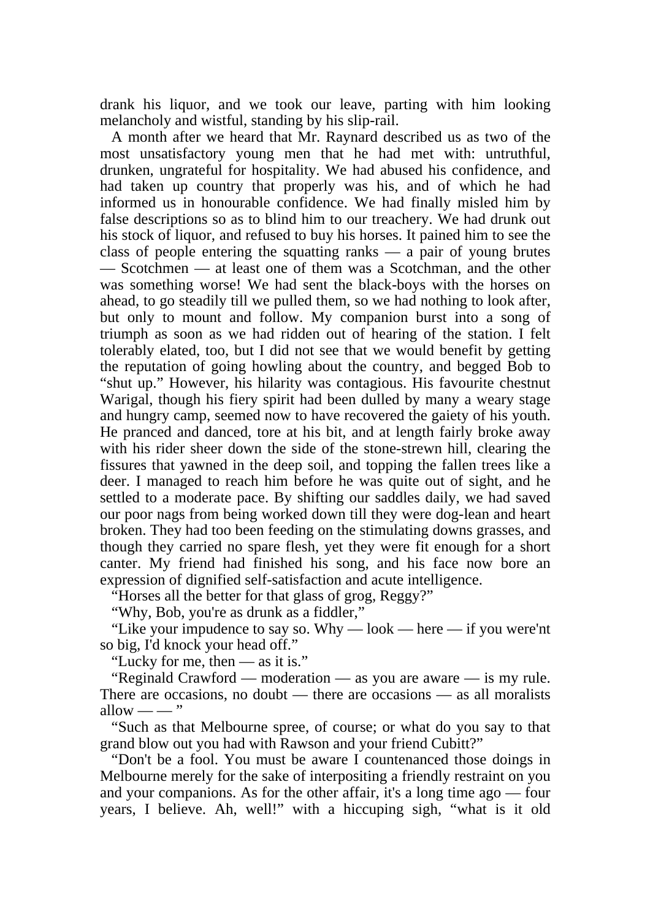drank his liquor, and we took our leave, parting with him looking melancholy and wistful, standing by his slip-rail.

A month after we heard that Mr. Raynard described us as two of the most unsatisfactory young men that he had met with: untruthful, drunken, ungrateful for hospitality. We had abused his confidence, and had taken up country that properly was his, and of which he had informed us in honourable confidence. We had finally misled him by false descriptions so as to blind him to our treachery. We had drunk out his stock of liquor, and refused to buy his horses. It pained him to see the class of people entering the squatting ranks — a pair of young brutes — Scotchmen — at least one of them was a Scotchman, and the other was something worse! We had sent the black-boys with the horses on ahead, to go steadily till we pulled them, so we had nothing to look after, but only to mount and follow. My companion burst into a song of triumph as soon as we had ridden out of hearing of the station. I felt tolerably elated, too, but I did not see that we would benefit by getting the reputation of going howling about the country, and begged Bob to "shut up." However, his hilarity was contagious. His favourite chestnut Warigal, though his fiery spirit had been dulled by many a weary stage and hungry camp, seemed now to have recovered the gaiety of his youth. He pranced and danced, tore at his bit, and at length fairly broke away with his rider sheer down the side of the stone-strewn hill, clearing the fissures that yawned in the deep soil, and topping the fallen trees like a deer. I managed to reach him before he was quite out of sight, and he settled to a moderate pace. By shifting our saddles daily, we had saved our poor nags from being worked down till they were dog-lean and heart broken. They had too been feeding on the stimulating downs grasses, and though they carried no spare flesh, yet they were fit enough for a short canter. My friend had finished his song, and his face now bore an expression of dignified self-satisfaction and acute intelligence.

"Horses all the better for that glass of grog, Reggy?"

"Why, Bob, you're as drunk as a fiddler,"

"Like your impudence to say so. Why — look — here — if you were'nt so big, I'd knock your head off."

"Lucky for me, then — as it is."

"Reginald Crawford — moderation — as you are aware — is my rule. There are occasions, no doubt — there are occasions — as all moralists allow — — "

"Such as that Melbourne spree, of course; or what do you say to that grand blow out you had with Rawson and your friend Cubitt?"

"Don't be a fool. You must be aware I countenanced those doings in Melbourne merely for the sake of interpositing a friendly restraint on you and your companions. As for the other affair, it's a long time ago — four years, I believe. Ah, well!" with a hiccuping sigh, "what is it old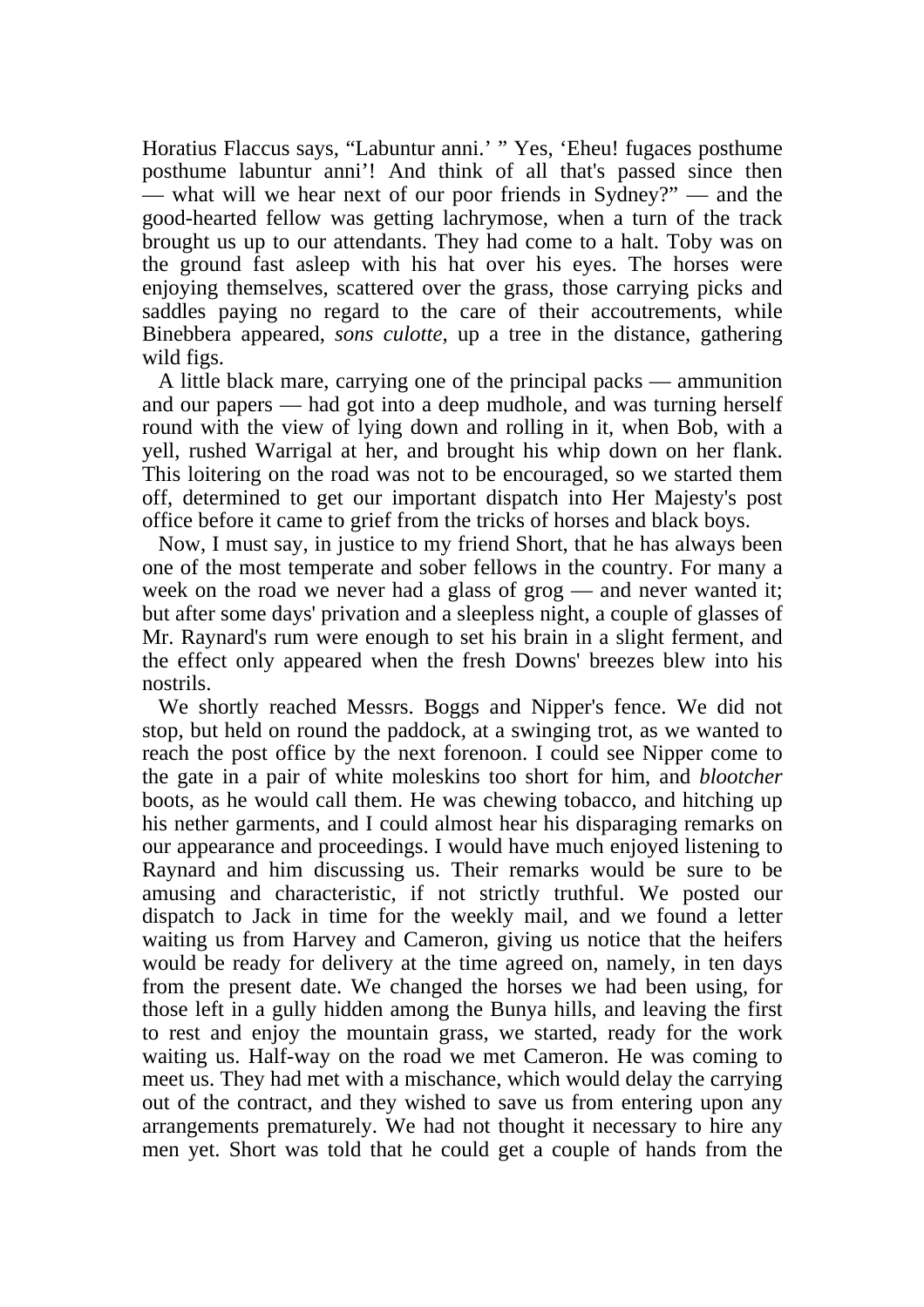Horatius Flaccus says, “Labuntur anni.’ ” Yes, ‘Eheu! fugaces posthume posthume labuntur anni’! And think of all that's passed since then — what will we hear next of our poor friends in Sydney?” — and the good-hearted fellow was getting lachrymose, when a turn of the track brought us up to our attendants. They had come to a halt. Toby was on the ground fast asleep with his hat over his eyes. The horses were enjoying themselves, scattered over the grass, those carrying picks and saddles paying no regard to the care of their accoutrements, while Binebbera appeared, *sons culotte*, up a tree in the distance, gathering wild figs.

A little black mare, carrying one of the principal packs — ammunition and our papers — had got into a deep mudhole, and was turning herself round with the view of lying down and rolling in it, when Bob, with a yell, rushed Warrigal at her, and brought his whip down on her flank. This loitering on the road was not to be encouraged, so we started them off, determined to get our important dispatch into Her Majesty's post office before it came to grief from the tricks of horses and black boys.

Now, I must say, in justice to my friend Short, that he has always been one of the most temperate and sober fellows in the country. For many a week on the road we never had a glass of grog — and never wanted it; but after some days' privation and a sleepless night, a couple of glasses of Mr. Raynard's rum were enough to set his brain in a slight ferment, and the effect only appeared when the fresh Downs' breezes blew into his nostrils.

We shortly reached Messrs. Boggs and Nipper's fence. We did not stop, but held on round the paddock, at a swinging trot, as we wanted to reach the post office by the next forenoon. I could see Nipper come to the gate in a pair of white moleskins too short for him, and *blootcher* boots, as he would call them. He was chewing tobacco, and hitching up his nether garments, and I could almost hear his disparaging remarks on our appearance and proceedings. I would have much enjoyed listening to Raynard and him discussing us. Their remarks would be sure to be amusing and characteristic, if not strictly truthful. We posted our dispatch to Jack in time for the weekly mail, and we found a letter waiting us from Harvey and Cameron, giving us notice that the heifers would be ready for delivery at the time agreed on, namely, in ten days from the present date. We changed the horses we had been using, for those left in a gully hidden among the Bunya hills, and leaving the first to rest and enjoy the mountain grass, we started, ready for the work waiting us. Half-way on the road we met Cameron. He was coming to meet us. They had met with a mischance, which would delay the carrying out of the contract, and they wished to save us from entering upon any arrangements prematurely. We had not thought it necessary to hire any men yet. Short was told that he could get a couple of hands from the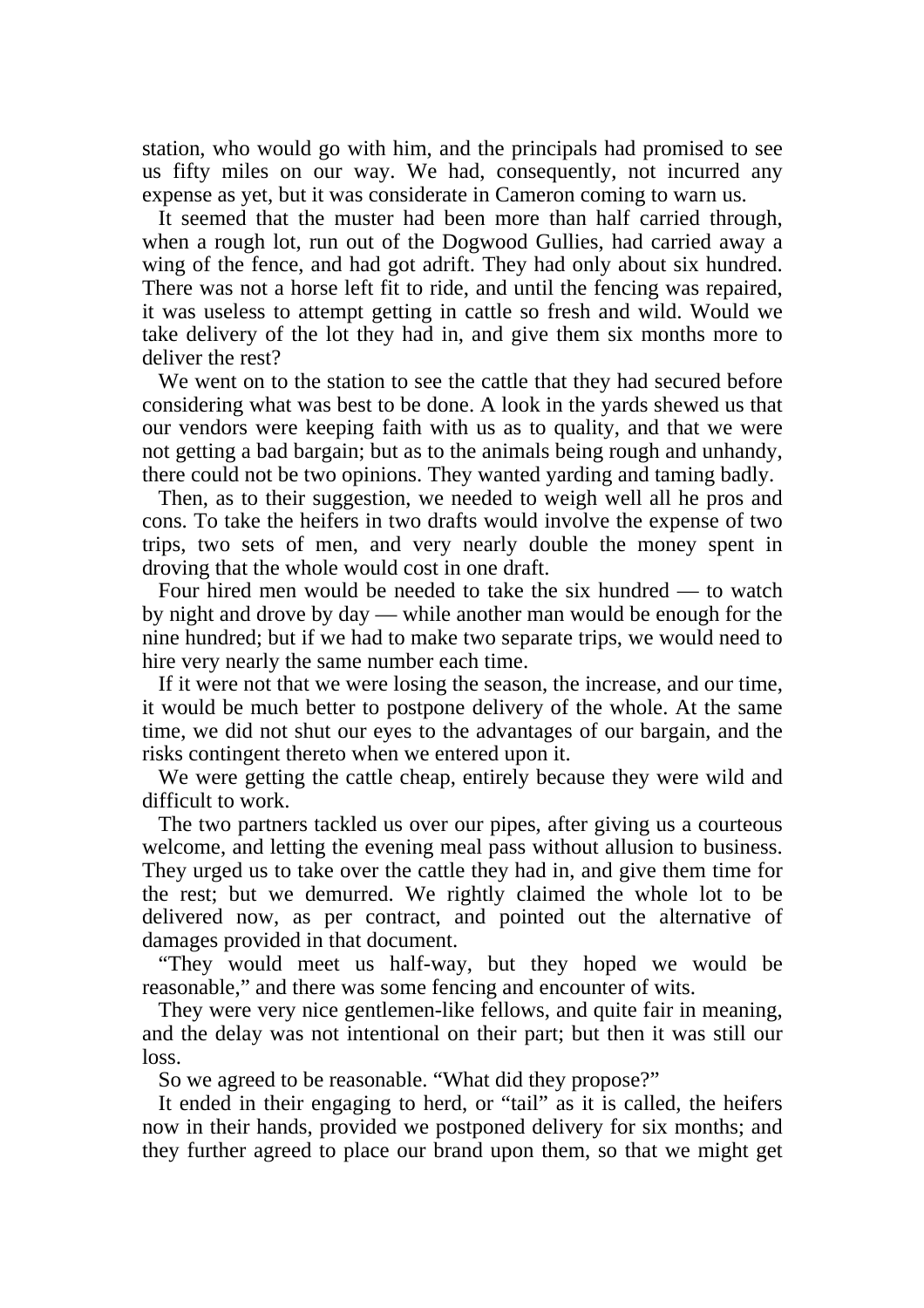station, who would go with him, and the principals had promised to see us fifty miles on our way. We had, consequently, not incurred any expense as yet, but it was considerate in Cameron coming to warn us.

It seemed that the muster had been more than half carried through, when a rough lot, run out of the Dogwood Gullies, had carried away a wing of the fence, and had got adrift. They had only about six hundred. There was not a horse left fit to ride, and until the fencing was repaired, it was useless to attempt getting in cattle so fresh and wild. Would we take delivery of the lot they had in, and give them six months more to deliver the rest?

We went on to the station to see the cattle that they had secured before considering what was best to be done. A look in the yards shewed us that our vendors were keeping faith with us as to quality, and that we were not getting a bad bargain; but as to the animals being rough and unhandy, there could not be two opinions. They wanted yarding and taming badly.

Then, as to their suggestion, we needed to weigh well all he pros and cons. To take the heifers in two drafts would involve the expense of two trips, two sets of men, and very nearly double the money spent in droving that the whole would cost in one draft.

Four hired men would be needed to take the six hundred — to watch by night and drove by day — while another man would be enough for the nine hundred; but if we had to make two separate trips, we would need to hire very nearly the same number each time.

If it were not that we were losing the season, the increase, and our time, it would be much better to postpone delivery of the whole. At the same time, we did not shut our eyes to the advantages of our bargain, and the risks contingent thereto when we entered upon it.

We were getting the cattle cheap, entirely because they were wild and difficult to work.

The two partners tackled us over our pipes, after giving us a courteous welcome, and letting the evening meal pass without allusion to business. They urged us to take over the cattle they had in, and give them time for the rest; but we demurred. We rightly claimed the whole lot to be delivered now, as per contract, and pointed out the alternative of damages provided in that document.

"They would meet us half-way, but they hoped we would be reasonable," and there was some fencing and encounter of wits.

They were very nice gentlemen-like fellows, and quite fair in meaning, and the delay was not intentional on their part; but then it was still our loss.

So we agreed to be reasonable. "What did they propose?"

It ended in their engaging to herd, or "tail" as it is called, the heifers now in their hands, provided we postponed delivery for six months; and they further agreed to place our brand upon them, so that we might get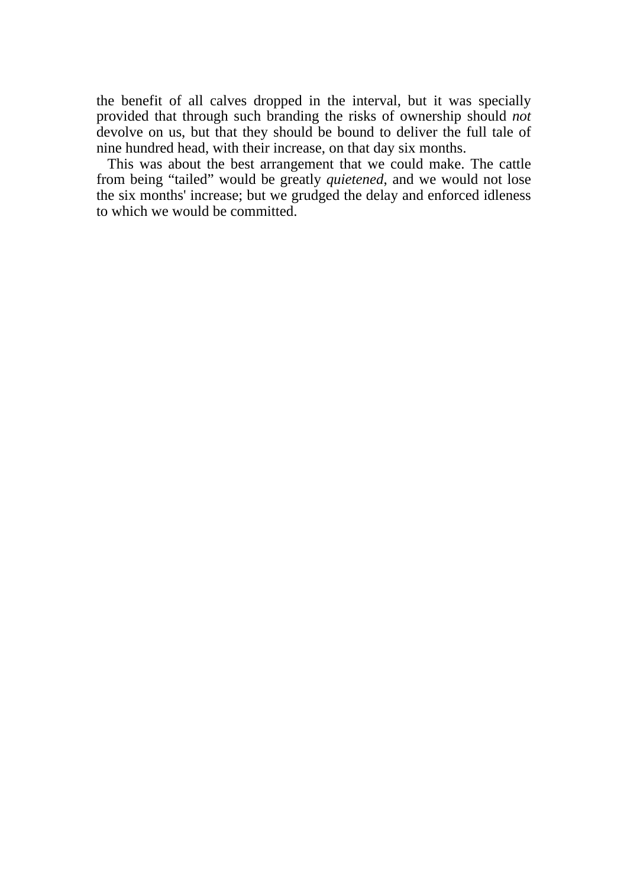the benefit of all calves dropped in the interval, but it was specially provided that through such branding the risks of ownership should *not* devolve on us, but that they should be bound to deliver the full tale of nine hundred head, with their increase, on that day six months.

This was about the best arrangement that we could make. The cattle from being "tailed" would be greatly *quietened*, and we would not lose the six months' increase; but we grudged the delay and enforced idleness to which we would be committed.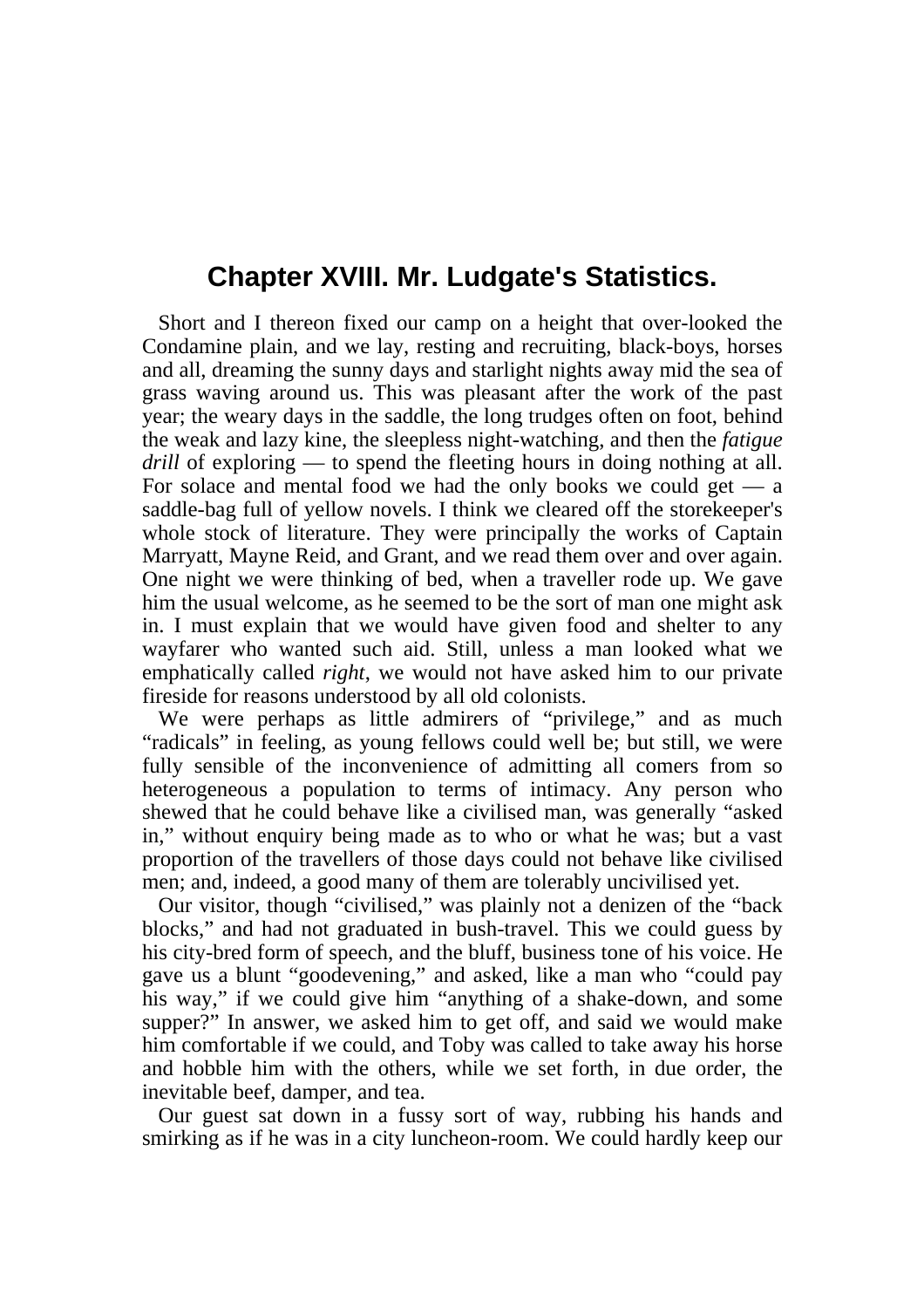# Chapter XVIII. Mr. Ludgate's Statistics.

Short and I thereon fixed our camp on a height that over-looked the Condamine plain, and we lay, resting and recruiting, black-boys, horses and all, dreaming the sunny days and starlight nights away mid the sea of grass waving around us. This was pleasant after the work of the past year; the weary days in the saddle, the long trudges often on foot, behind the weak and lazy kine, the sleepless night-watching, and then the *fatigue drill* of exploring — to spend the fleeting hours in doing nothing at all. For solace and mental food we had the only books we could get — a saddle-bag full of yellow novels. I think we cleared off the storekeeper's whole stock of literature. They were principally the works of Captain Marryatt, Mayne Reid, and Grant, and we read them over and over again. One night we were thinking of bed, when a traveller rode up. We gave him the usual welcome, as he seemed to be the sort of man one might ask in. I must explain that we would have given food and shelter to any wayfarer who wanted such aid. Still, unless a man looked what we emphatically called *right*, we would not have asked him to our private fireside for reasons understood by all old colonists.

We were perhaps as little admirers of "privilege," and as much "radicals" in feeling, as young fellows could well be; but still, we were fully sensible of the inconvenience of admitting all comers from so heterogeneous a population to terms of intimacy. Any person who shewed that he could behave like a civilised man, was generally "asked in," without enquiry being made as to who or what he was; but a vast proportion of the travellers of those days could not behave like civilised men; and, indeed, a good many of them are tolerably uncivilised yet.

Our visitor, though "civilised," was plainly not a denizen of the "back blocks," and had not graduated in bush-travel. This we could guess by his city-bred form of speech, and the bluff, business tone of his voice. He gave us a blunt "goodevening," and asked, like a man who "could pay his way," if we could give him "anything of a shake-down, and some supper?" In answer, we asked him to get off, and said we would make him comfortable if we could, and Toby was called to take away his horse and hobble him with the others, while we set forth, in due order, the inevitable beef, damper, and tea.

Our guest sat down in a fussy sort of way, rubbing his hands and smirking as if he was in a city luncheon-room. We could hardly keep our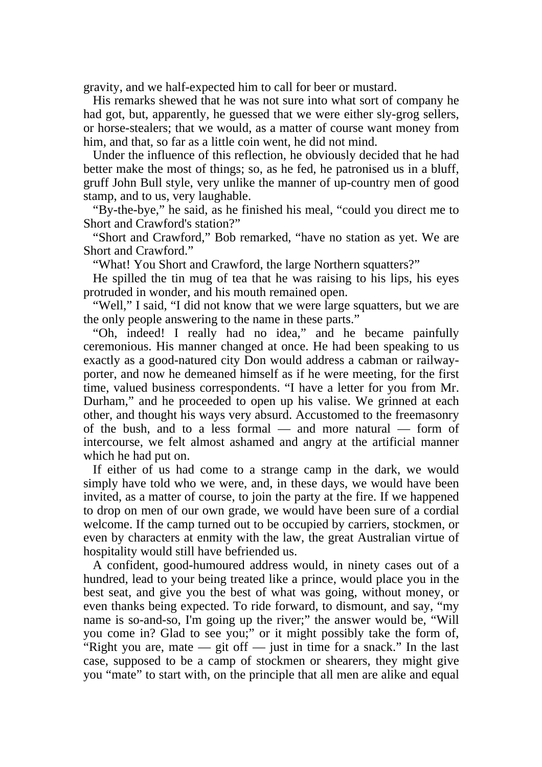gravity, and we half-expected him to call for beer or mustard.

His remarks shewed that he was not sure into what sort of company he had got, but, apparently, he guessed that we were either sly-grog sellers, or horse-stealers; that we would, as a matter of course want money from him, and that, so far as a little coin went, he did not mind.

Under the influence of this reflection, he obviously decided that he had better make the most of things; so, as he fed, he patronised us in a bluff, gruff John Bull style, very unlike the manner of up-country men of good stamp, and to us, very laughable.

"By-the-bye," he said, as he finished his meal, "could you direct me to Short and Crawford's station?"

"Short and Crawford," Bob remarked, "have no station as yet. We are Short and Crawford."

"What! You Short and Crawford, the large Northern squatters?"

He spilled the tin mug of tea that he was raising to his lips, his eyes protruded in wonder, and his mouth remained open.

"Well," I said, "I did not know that we were large squatters, but we are the only people answering to the name in these parts."

"Oh, indeed! I really had no idea," and he became painfully ceremonious. His manner changed at once. He had been speaking to us exactly as a good-natured city Don would address a cabman or railway-porter, and now he demeaned himself as if he were meeting, for the first time, valued business correspondents. "I have a letter for you from Mr. Durham," and he proceeded to open up his valise. We grinned at each other, and thought his ways very absurd. Accustomed to the freemasonry of the bush, and to a less formal — and more natural — form of intercourse, we felt almost ashamed and angry at the artificial manner which he had put on.

If either of us had come to a strange camp in the dark, we would simply have told who we were, and, in these days, we would have been invited, as a matter of course, to join the party at the fire. If we happened to drop on men of our own grade, we would have been sure of a cordial welcome. If the camp turned out to be occupied by carriers, stockmen, or even by characters at enmity with the law, the great Australian virtue of hospitality would still have befriended us.

A confident, good-humoured address would, in ninety cases out of a hundred, lead to your being treated like a prince, would place you in the best seat, and give you the best of what was going, without money, or even thanks being expected. To ride forward, to dismount, and say, "my name is so-and-so, I'm going up the river;" the answer would be, "Will you come in? Glad to see you;" or it might possibly take the form of, "Right you are, mate — git off — just in time for a snack." In the last case, supposed to be a camp of stockmen or shearers, they might give you "mate" to start with, on the principle that all men are alike and equal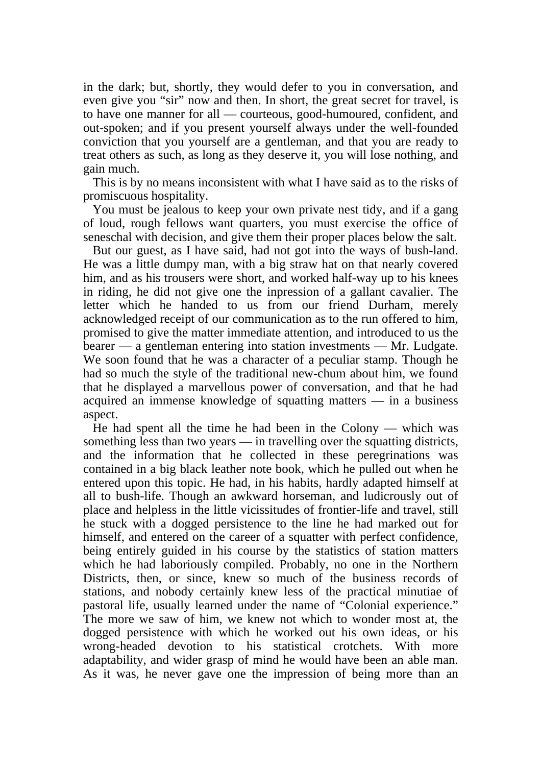in the dark; but, shortly, they would defer to you in conversation, and even give you "sir" now and then. In short, the great secret for travel, is to have one manner for all — courteous, good-humoured, confident, and out-spoken; and if you present yourself always under the well-founded conviction that you yourself are a gentleman, and that you are ready to treat others as such, as long as they deserve it, you will lose nothing, and gain much.

This is by no means inconsistent with what I have said as to the risks of promiscuous hospitality.

You must be jealous to keep your own private nest tidy, and if a gang of loud, rough fellows want quarters, you must exercise the office of seneschal with decision, and give them their proper places below the salt.

But our guest, as I have said, had not got into the ways of bush-land. He was a little dumpy man, with a big straw hat on that nearly covered him, and as his trousers were short, and worked half-way up to his knees in riding, he did not give one the inpression of a gallant cavalier. The letter which he handed to us from our friend Durham, merely acknowledged receipt of our communication as to the run offered to him, promised to give the matter immediate attention, and introduced to us the bearer — a gentleman entering into station investments — Mr. Ludgate. We soon found that he was a character of a peculiar stamp. Though he had so much the style of the traditional new-chum about him, we found that he displayed a marvellous power of conversation, and that he had acquired an immense knowledge of squatting matters — in a business aspect.

He had spent all the time he had been in the Colony — which was something less than two years — in travelling over the squatting districts, and the information that he collected in these peregrinations was contained in a big black leather note book, which he pulled out when he entered upon this topic. He had, in his habits, hardly adapted himself at all to bush-life. Though an awkward horseman, and ludicrously out of place and helpless in the little vicissitudes of frontier-life and travel, still he stuck with a dogged persistence to the line he had marked out for himself, and entered on the career of a squatter with perfect confidence, being entirely guided in his course by the statistics of station matters which he had laboriously compiled. Probably, no one in the Northern Districts, then, or since, knew so much of the business records of stations, and nobody certainly knew less of the practical minutiae of pastoral life, usually learned under the name of "Colonial experience." The more we saw of him, we knew not which to wonder most at, the dogged persistence with which he worked out his own ideas, or his wrong-headed devotion to his statistical crotchets. With more adaptability, and wider grasp of mind he would have been an able man. As it was, he never gave one the impression of being more than an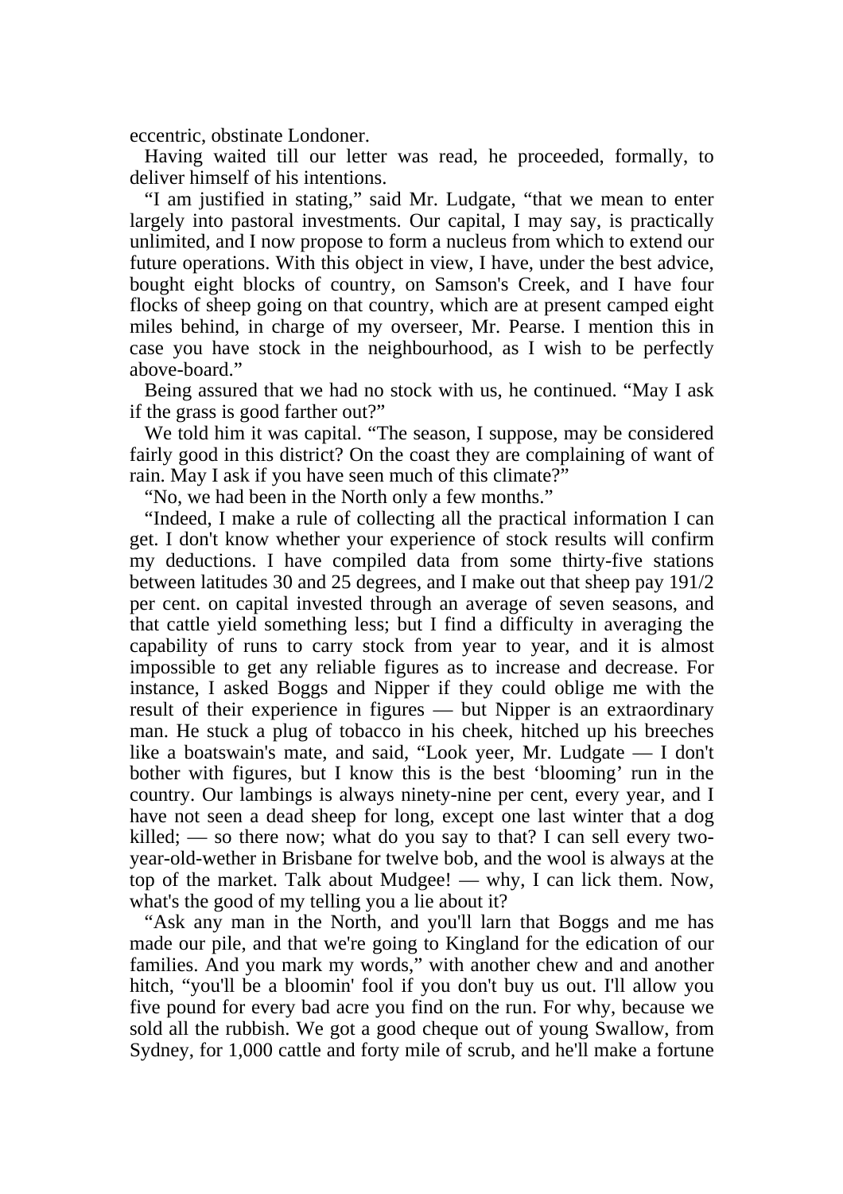eccentric, obstinate Londoner.

Having waited till our letter was read, he proceeded, formally, to deliver himself of his intentions.

"I am justified in stating," said Mr. Ludgate, "that we mean to enter largely into pastoral investments. Our capital, I may say, is practically unlimited, and I now propose to form a nucleus from which to extend our future operations. With this object in view, I have, under the best advice, bought eight blocks of country, on Samson's Creek, and I have four flocks of sheep going on that country, which are at present camped eight miles behind, in charge of my overseer, Mr. Pearse. I mention this in case you have stock in the neighbourhood, as I wish to be perfectly above-board."

Being assured that we had no stock with us, he continued. "May I ask if the grass is good farther out?"

We told him it was capital. "The season, I suppose, may be considered fairly good in this district? On the coast they are complaining of want of rain. May I ask if you have seen much of this climate?"

"No, we had been in the North only a few months."

"Indeed, I make a rule of collecting all the practical information I can get. I don't know whether your experience of stock results will confirm my deductions. I have compiled data from some thirty-five stations between latitudes 30 and 25 degrees, and I make out that sheep pay 191/2 per cent. on capital invested through an average of seven seasons, and that cattle yield something less; but I find a difficulty in averaging the capability of runs to carry stock from year to year, and it is almost impossible to get any reliable figures as to increase and decrease. For instance, I asked Boggs and Nipper if they could oblige me with the result of their experience in figures — but Nipper is an extraordinary man. He stuck a plug of tobacco in his cheek, hitched up his breeches like a boatswain's mate, and said, "Look yeer, Mr. Ludgate — I don't bother with figures, but I know this is the best 'blooming' run in the country. Our lambings is always ninety-nine per cent, every year, and I have not seen a dead sheep for long, except one last winter that a dog killed; — so there now; what do you say to that? I can sell every two-year-old-wether in Brisbane for twelve bob, and the wool is always at the top of the market. Talk about Mudgee! — why, I can lick them. Now, what's the good of my telling you a lie about it?

"Ask any man in the North, and you'll larn that Boggs and me has made our pile, and that we're going to Kingland for the edication of our families. And you mark my words," with another chew and and another hitch, "you'll be a bloomin' fool if you don't buy us out. I'll allow you five pound for every bad acre you find on the run. For why, because we sold all the rubbish. We got a good cheque out of young Swallow, from Sydney, for 1,000 cattle and forty mile of scrub, and he'll make a fortune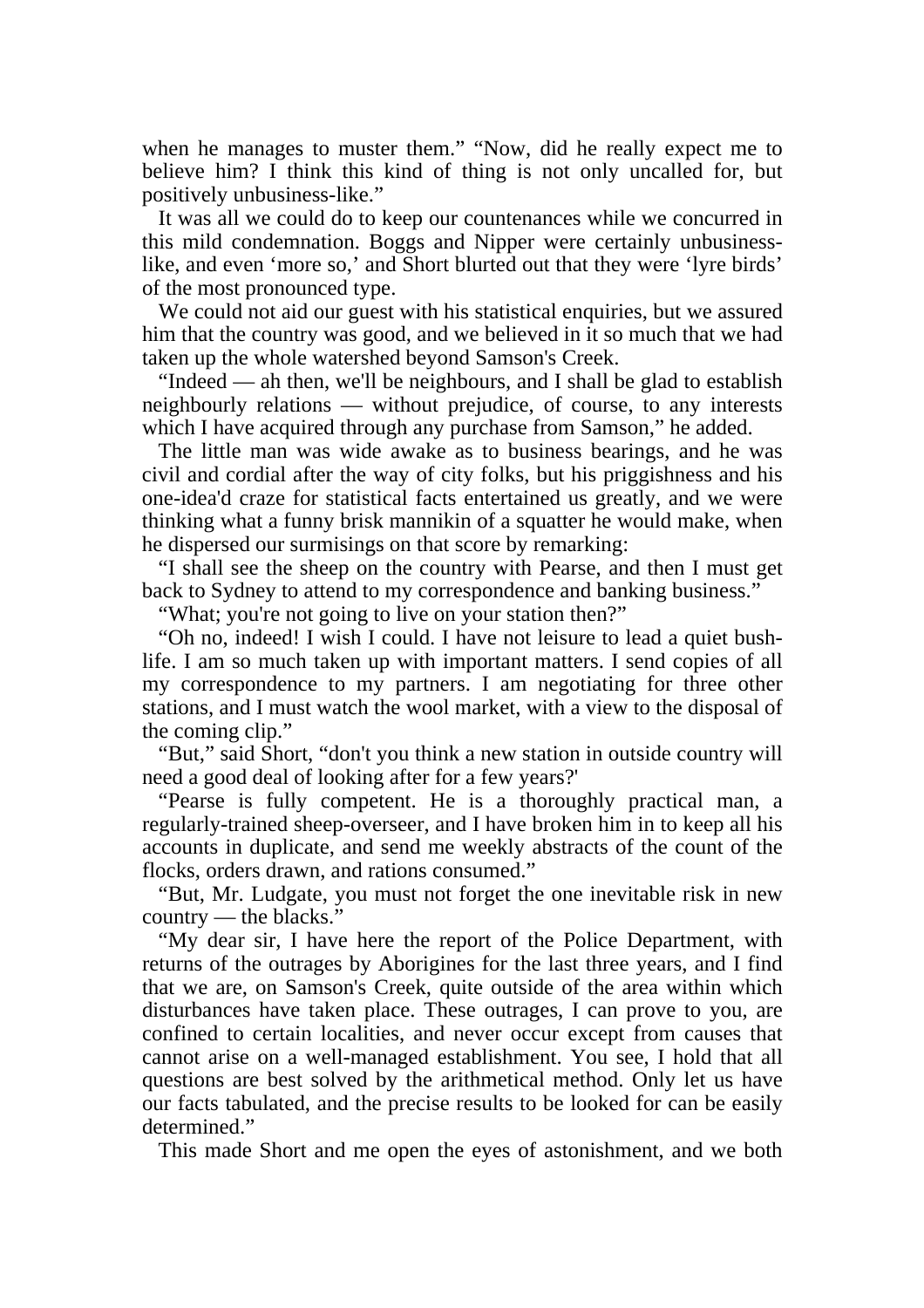when he manages to muster them." "Now, did he really expect me to believe him? I think this kind of thing is not only uncalled for, but positively unbusiness-like."

It was all we could do to keep our countenances while we concurred in this mild condemnation. Boggs and Nipper were certainly unbusiness-like, and even 'more so,' and Short blurted out that they were 'lyre birds' of the most pronounced type.

We could not aid our guest with his statistical enquiries, but we assured him that the country was good, and we believed in it so much that we had taken up the whole watershed beyond Samson's Creek.

"Indeed — ah then, we'll be neighbours, and I shall be glad to establish neighbourly relations — without prejudice, of course, to any interests which I have acquired through any purchase from Samson," he added.

The little man was wide awake as to business bearings, and he was civil and cordial after the way of city folks, but his priggishness and his one-idea'd craze for statistical facts entertained us greatly, and we were thinking what a funny brisk mannikin of a squatter he would make, when he dispersed our surmisings on that score by remarking:

"I shall see the sheep on the country with Pearse, and then I must get back to Sydney to attend to my correspondence and banking business."

"What; you're not going to live on your station then?"

"Oh no, indeed! I wish I could. I have not leisure to lead a quiet bush-life. I am so much taken up with important matters. I send copies of all my correspondence to my partners. I am negotiating for three other stations, and I must watch the wool market, with a view to the disposal of the coming clip."

"But," said Short, "don't you think a new station in outside country will need a good deal of looking after for a few years?'

"Pearse is fully competent. He is a thoroughly practical man, a regularly-trained sheep-overseer, and I have broken him in to keep all his accounts in duplicate, and send me weekly abstracts of the count of the flocks, orders drawn, and rations consumed."

"But, Mr. Ludgate, you must not forget the one inevitable risk in new country — the blacks."

"My dear sir, I have here the report of the Police Department, with returns of the outrages by Aborigines for the last three years, and I find that we are, on Samson's Creek, quite outside of the area within which disturbances have taken place. These outrages, I can prove to you, are confined to certain localities, and never occur except from causes that cannot arise on a well-managed establishment. You see, I hold that all questions are best solved by the arithmetical method. Only let us have our facts tabulated, and the precise results to be looked for can be easily determined."

This made Short and me open the eyes of astonishment, and we both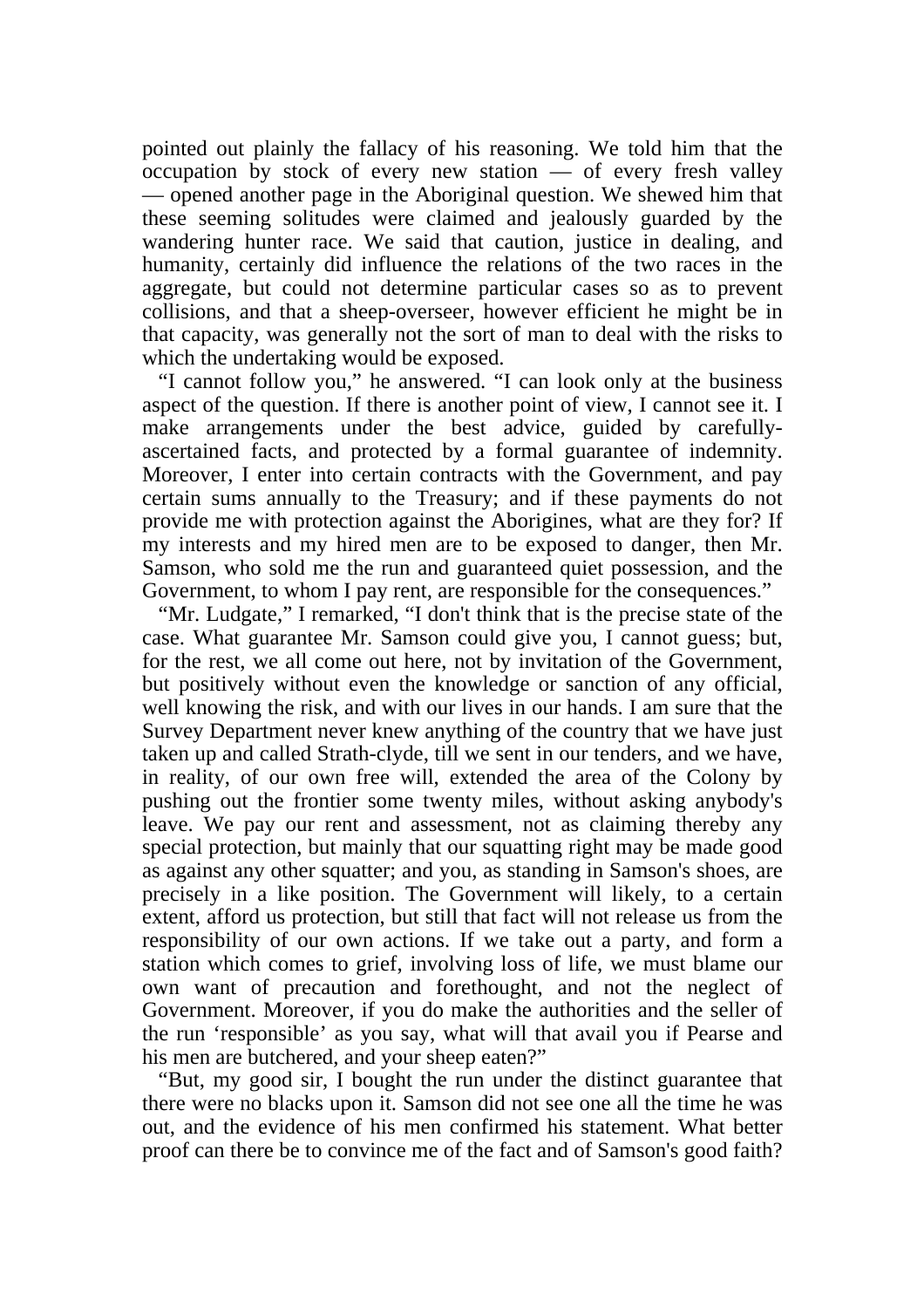pointed out plainly the fallacy of his reasoning. We told him that the occupation by stock of every new station — of every fresh valley — opened another page in the Aboriginal question. We shewed him that these seeming solitudes were claimed and jealously guarded by the wandering hunter race. We said that caution, justice in dealing, and humanity, certainly did influence the relations of the two races in the aggregate, but could not determine particular cases so as to prevent collisions, and that a sheep-overseer, however efficient he might be in that capacity, was generally not the sort of man to deal with the risks to which the undertaking would be exposed.

"I cannot follow you," he answered. "I can look only at the business aspect of the question. If there is another point of view, I cannot see it. I make arrangements under the best advice, guided by carefully-ascertained facts, and protected by a formal guarantee of indemnity. Moreover, I enter into certain contracts with the Government, and pay certain sums annually to the Treasury; and if these payments do not provide me with protection against the Aborigines, what are they for? If my interests and my hired men are to be exposed to danger, then Mr. Samson, who sold me the run and guaranteed quiet possession, and the Government, to whom I pay rent, are responsible for the consequences."

"Mr. Ludgate," I remarked, "I don't think that is the precise state of the case. What guarantee Mr. Samson could give you, I cannot guess; but, for the rest, we all come out here, not by invitation of the Government, but positively without even the knowledge or sanction of any official, well knowing the risk, and with our lives in our hands. I am sure that the Survey Department never knew anything of the country that we have just taken up and called Strath-clyde, till we sent in our tenders, and we have, in reality, of our own free will, extended the area of the Colony by pushing out the frontier some twenty miles, without asking anybody's leave. We pay our rent and assessment, not as claiming thereby any special protection, but mainly that our squatting right may be made good as against any other squatter; and you, as standing in Samson's shoes, are precisely in a like position. The Government will likely, to a certain extent, afford us protection, but still that fact will not release us from the responsibility of our own actions. If we take out a party, and form a station which comes to grief, involving loss of life, we must blame our own want of precaution and forethought, and not the neglect of Government. Moreover, if you do make the authorities and the seller of the run 'responsible' as you say, what will that avail you if Pearse and his men are butchered, and your sheep eaten?"

"But, my good sir, I bought the run under the distinct guarantee that there were no blacks upon it. Samson did not see one all the time he was out, and the evidence of his men confirmed his statement. What better proof can there be to convince me of the fact and of Samson's good faith?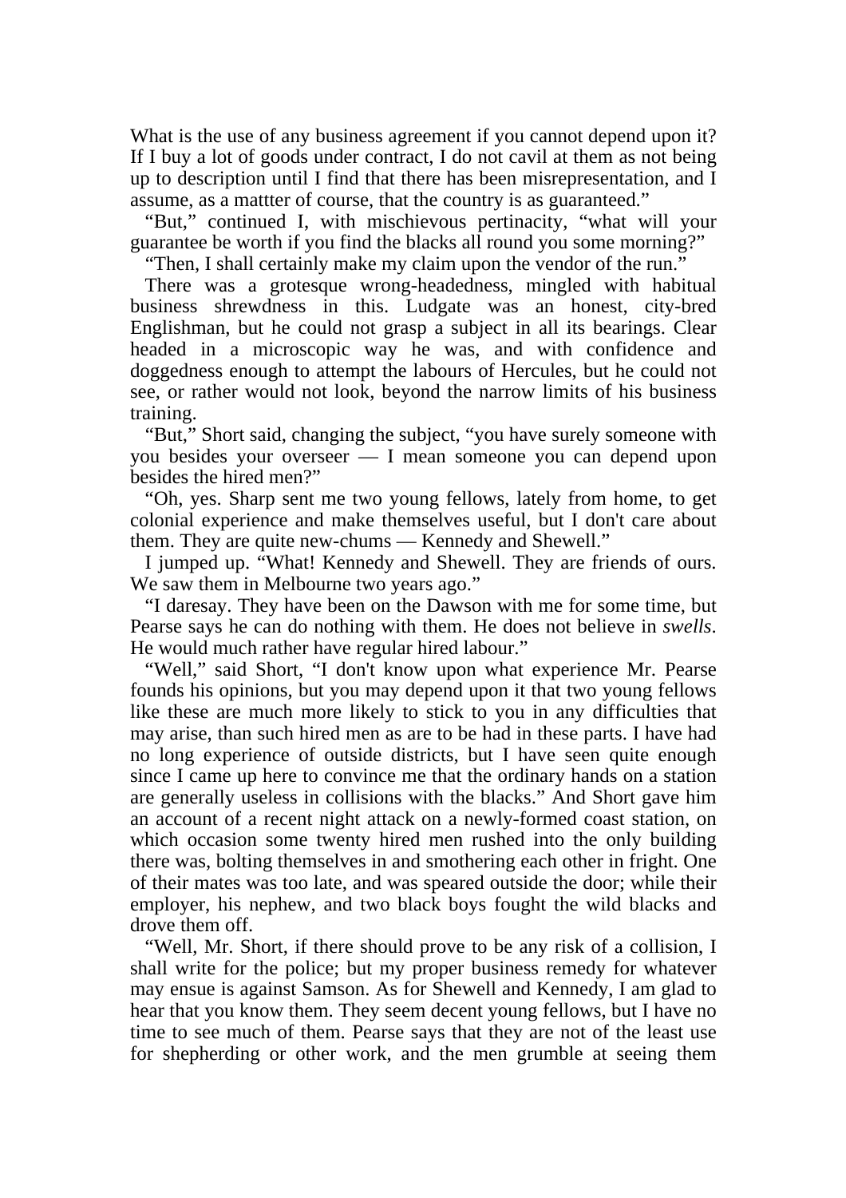What is the use of any business agreement if you cannot depend upon it? If I buy a lot of goods under contract, I do not cavil at them as not being up to description until I find that there has been misrepresentation, and I assume, as a mattter of course, that the country is as guaranteed."

"But," continued I, with mischievous pertinacity, "what will your guarantee be worth if you find the blacks all round you some morning?"

"Then, I shall certainly make my claim upon the vendor of the run."

There was a grotesque wrong-headedness, mingled with habitual business shrewdness in this. Ludgate was an honest, city-bred Englishman, but he could not grasp a subject in all its bearings. Clear headed in a microscopic way he was, and with confidence and doggedness enough to attempt the labours of Hercules, but he could not see, or rather would not look, beyond the narrow limits of his business training.

"But," Short said, changing the subject, "you have surely someone with you besides your overseer — I mean someone you can depend upon besides the hired men?"

"Oh, yes. Sharp sent me two young fellows, lately from home, to get colonial experience and make themselves useful, but I don't care about them. They are quite new-chums — Kennedy and Shewell."

I jumped up. "What! Kennedy and Shewell. They are friends of ours. We saw them in Melbourne two years ago."

"I daresay. They have been on the Dawson with me for some time, but Pearse says he can do nothing with them. He does not believe in *swells*. He would much rather have regular hired labour."

"Well," said Short, "I don't know upon what experience Mr. Pearse founds his opinions, but you may depend upon it that two young fellows like these are much more likely to stick to you in any difficulties that may arise, than such hired men as are to be had in these parts. I have had no long experience of outside districts, but I have seen quite enough since I came up here to convince me that the ordinary hands on a station are generally useless in collisions with the blacks." And Short gave him an account of a recent night attack on a newly-formed coast station, on which occasion some twenty hired men rushed into the only building there was, bolting themselves in and smothering each other in fright. One of their mates was too late, and was speared outside the door; while their employer, his nephew, and two black boys fought the wild blacks and drove them off.

"Well, Mr. Short, if there should prove to be any risk of a collision, I shall write for the police; but my proper business remedy for whatever may ensue is against Samson. As for Shewell and Kennedy, I am glad to hear that you know them. They seem decent young fellows, but I have no time to see much of them. Pearse says that they are not of the least use for shepherding or other work, and the men grumble at seeing them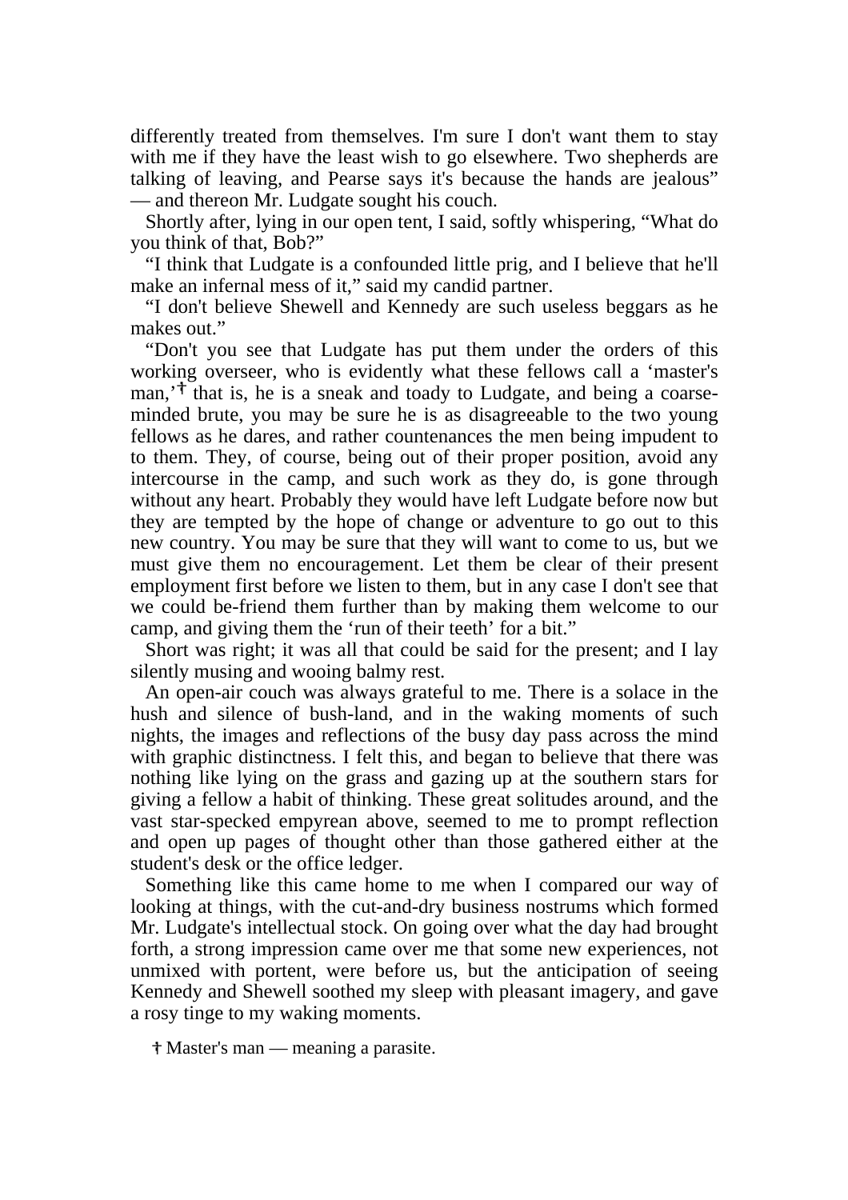differently treated from themselves. I'm sure I don't want them to stay with me if they have the least wish to go elsewhere. Two shepherds are talking of leaving, and Pearse says it's because the hands are jealous" — and thereon Mr. Ludgate sought his couch.

Shortly after, lying in our open tent, I said, softly whispering, "What do you think of that, Bob?"

"I think that Ludgate is a confounded little prig, and I believe that he'll make an infernal mess of it," said my candid partner.

"I don't believe Shewell and Kennedy are such useless beggars as he makes out."

"Don't you see that Ludgate has put them under the orders of this working overseer, who is evidently what these fellows call a 'master's man,'† that is, he is a sneak and toady to Ludgate, and being a coarse-minded brute, you may be sure he is as disagreeable to the two young fellows as he dares, and rather countenances the men being impudent to to them. They, of course, being out of their proper position, avoid any intercourse in the camp, and such work as they do, is gone through without any heart. Probably they would have left Ludgate before now but they are tempted by the hope of change or adventure to go out to this new country. You may be sure that they will want to come to us, but we must give them no encouragement. Let them be clear of their present employment first before we listen to them, but in any case I don't see that we could be-friend them further than by making them welcome to our camp, and giving them the 'run of their teeth' for a bit."

Short was right; it was all that could be said for the present; and I lay silently musing and wooing balmy rest.

An open-air couch was always grateful to me. There is a solace in the hush and silence of bush-land, and in the waking moments of such nights, the images and reflections of the busy day pass across the mind with graphic distinctness. I felt this, and began to believe that there was nothing like lying on the grass and gazing up at the southern stars for giving a fellow a habit of thinking. These great solitudes around, and the vast star-specked empyrean above, seemed to me to prompt reflection and open up pages of thought other than those gathered either at the student's desk or the office ledger.

Something like this came home to me when I compared our way of looking at things, with the cut-and-dry business nostrums which formed Mr. Ludgate's intellectual stock. On going over what the day had brought forth, a strong impression came over me that some new experiences, not unmixed with portent, were before us, but the anticipation of seeing Kennedy and Shewell soothed my sleep with pleasant imagery, and gave a rosy tinge to my waking moments.

† Master's man — meaning a parasite.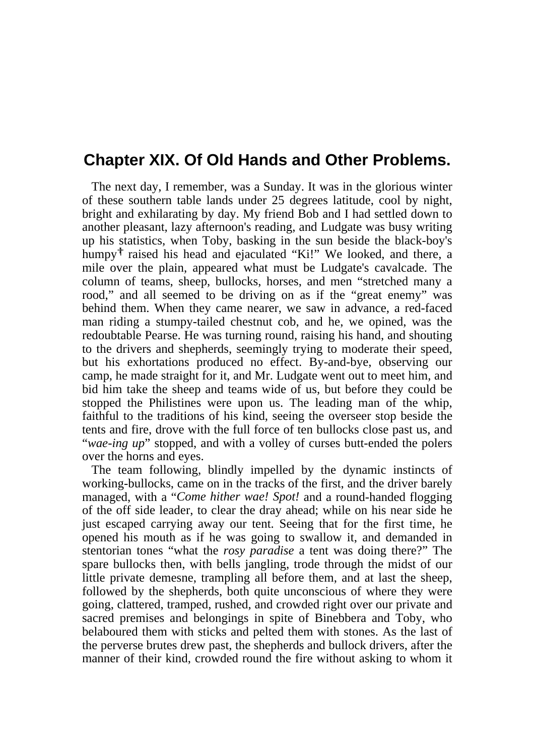# Chapter XIX. Of Old Hands and Other Problems.

The next day, I remember, was a Sunday. It was in the glorious winter of these southern table lands under 25 degrees latitude, cool by night, bright and exhilarating by day. My friend Bob and I had settled down to another pleasant, lazy afternoon's reading, and Ludgate was busy writing up his statistics, when Toby, basking in the sun beside the black-boy's humpy† raised his head and ejaculated "Ki!" We looked, and there, a mile over the plain, appeared what must be Ludgate's cavalcade. The column of teams, sheep, bullocks, horses, and men "stretched many a rood," and all seemed to be driving on as if the "great enemy" was behind them. When they came nearer, we saw in advance, a red-faced man riding a stumpy-tailed chestnut cob, and he, we opined, was the redoubtable Pearse. He was turning round, raising his hand, and shouting to the drivers and shepherds, seemingly trying to moderate their speed, but his exhortations produced no effect. By-and-bye, observing our camp, he made straight for it, and Mr. Ludgate went out to meet him, and bid him take the sheep and teams wide of us, but before they could be stopped the Philistines were upon us. The leading man of the whip, faithful to the traditions of his kind, seeing the overseer stop beside the tents and fire, drove with the full force of ten bullocks close past us, and "*wae-ing up*" stopped, and with a volley of curses butt-ended the polers over the horns and eyes.

The team following, blindly impelled by the dynamic instincts of working-bullocks, came on in the tracks of the first, and the driver barely managed, with a "*Come hither wae! Spot!* and a round-handed flogging of the off side leader, to clear the dray ahead; while on his near side he just escaped carrying away our tent. Seeing that for the first time, he opened his mouth as if he was going to swallow it, and demanded in stentorian tones "what the *rosy paradise* a tent was doing there?" The spare bullocks then, with bells jangling, trode through the midst of our little private demesne, trampling all before them, and at last the sheep, followed by the shepherds, both quite unconscious of where they were going, clattered, tramped, rushed, and crowded right over our private and sacred premises and belongings in spite of Binebbera and Toby, who belaboured them with sticks and pelted them with stones. As the last of the perverse brutes drew past, the shepherds and bullock drivers, after the manner of their kind, crowded round the fire without asking to whom it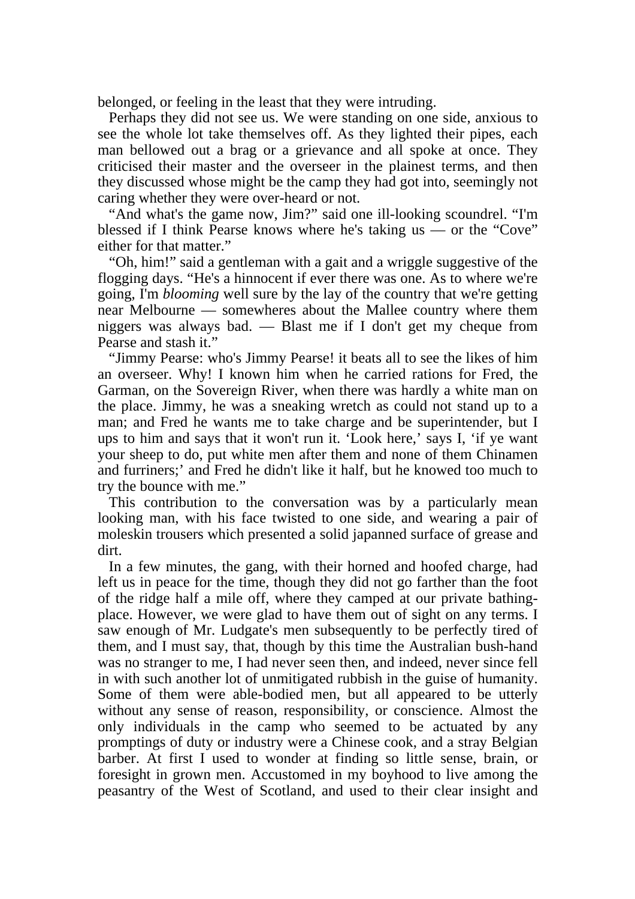belonged, or feeling in the least that they were intruding.

Perhaps they did not see us. We were standing on one side, anxious to see the whole lot take themselves off. As they lighted their pipes, each man bellowed out a brag or a grievance and all spoke at once. They criticised their master and the overseer in the plainest terms, and then they discussed whose might be the camp they had got into, seemingly not caring whether they were over-heard or not.

"And what's the game now, Jim?" said one ill-looking scoundrel. "I'm blessed if I think Pearse knows where he's taking us — or the "Cove" either for that matter."

"Oh, him!" said a gentleman with a gait and a wriggle suggestive of the flogging days. "He's a hinnocent if ever there was one. As to where we're going, I'm *blooming* well sure by the lay of the country that we're getting near Melbourne — somewheres about the Mallee country where them niggers was always bad. — Blast me if I don't get my cheque from Pearse and stash it."

"Jimmy Pearse: who's Jimmy Pearse! it beats all to see the likes of him an overseer. Why! I known him when he carried rations for Fred, the Garman, on the Sovereign River, when there was hardly a white man on the place. Jimmy, he was a sneaking wretch as could not stand up to a man; and Fred he wants me to take charge and be superintender, but I ups to him and says that it won't run it. 'Look here,' says I, 'if ye want your sheep to do, put white men after them and none of them Chinamen and furriners;' and Fred he didn't like it half, but he knowed too much to try the bounce with me."

This contribution to the conversation was by a particularly mean looking man, with his face twisted to one side, and wearing a pair of moleskin trousers which presented a solid japanned surface of grease and dirt.

In a few minutes, the gang, with their horned and hoofed charge, had left us in peace for the time, though they did not go farther than the foot of the ridge half a mile off, where they camped at our private bathing-place. However, we were glad to have them out of sight on any terms. I saw enough of Mr. Ludgate's men subsequently to be perfectly tired of them, and I must say, that, though by this time the Australian bush-hand was no stranger to me, I had never seen then, and indeed, never since fell in with such another lot of unmitigated rubbish in the guise of humanity. Some of them were able-bodied men, but all appeared to be utterly without any sense of reason, responsibility, or conscience. Almost the only individuals in the camp who seemed to be actuated by any promptings of duty or industry were a Chinese cook, and a stray Belgian barber. At first I used to wonder at finding so little sense, brain, or foresight in grown men. Accustomed in my boyhood to live among the peasantry of the West of Scotland, and used to their clear insight and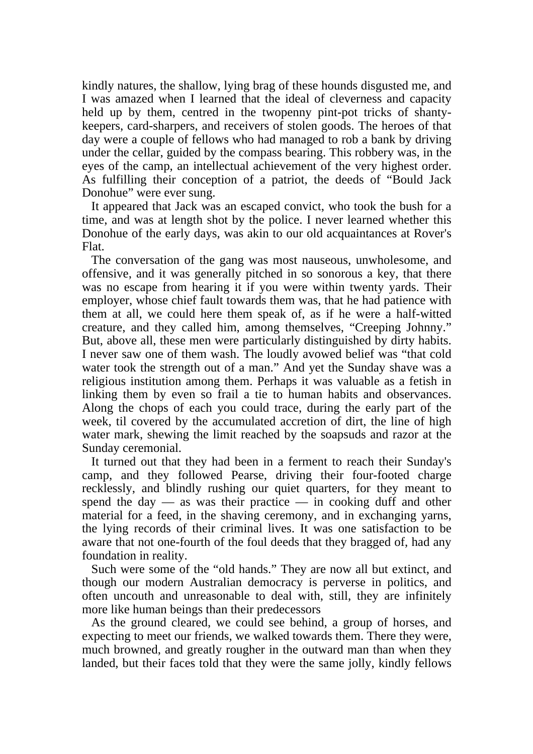kindly natures, the shallow, lying brag of these hounds disgusted me, and I was amazed when I learned that the ideal of cleverness and capacity held up by them, centred in the twopenny pint-pot tricks of shanty-keepers, card-sharpers, and receivers of stolen goods. The heroes of that day were a couple of fellows who had managed to rob a bank by driving under the cellar, guided by the compass bearing. This robbery was, in the eyes of the camp, an intellectual achievement of the very highest order. As fulfilling their conception of a patriot, the deeds of "Bould Jack Donohue" were ever sung.

It appeared that Jack was an escaped convict, who took the bush for a time, and was at length shot by the police. I never learned whether this Donohue of the early days, was akin to our old acquaintances at Rover's Flat.

The conversation of the gang was most nauseous, unwholesome, and offensive, and it was generally pitched in so sonorous a key, that there was no escape from hearing it if you were within twenty yards. Their employer, whose chief fault towards them was, that he had patience with them at all, we could here them speak of, as if he were a half-witted creature, and they called him, among themselves, "Creeping Johnny." But, above all, these men were particularly distinguished by dirty habits. I never saw one of them wash. The loudly avowed belief was "that cold water took the strength out of a man." And yet the Sunday shave was a religious institution among them. Perhaps it was valuable as a fetish in linking them by even so frail a tie to human habits and observances. Along the chops of each you could trace, during the early part of the week, til covered by the accumulated accretion of dirt, the line of high water mark, shewing the limit reached by the soapsuds and razor at the Sunday ceremonial.

It turned out that they had been in a ferment to reach their Sunday's camp, and they followed Pearse, driving their four-footed charge recklessly, and blindly rushing our quiet quarters, for they meant to spend the day — as was their practice — in cooking duff and other material for a feed, in the shaving ceremony, and in exchanging yarns, the lying records of their criminal lives. It was one satisfaction to be aware that not one-fourth of the foul deeds that they bragged of, had any foundation in reality.

Such were some of the "old hands." They are now all but extinct, and though our modern Australian democracy is perverse in politics, and often uncouth and unreasonable to deal with, still, they are infinitely more like human beings than their predecessors

As the ground cleared, we could see behind, a group of horses, and expecting to meet our friends, we walked towards them. There they were, much browned, and greatly rougher in the outward man than when they landed, but their faces told that they were the same jolly, kindly fellows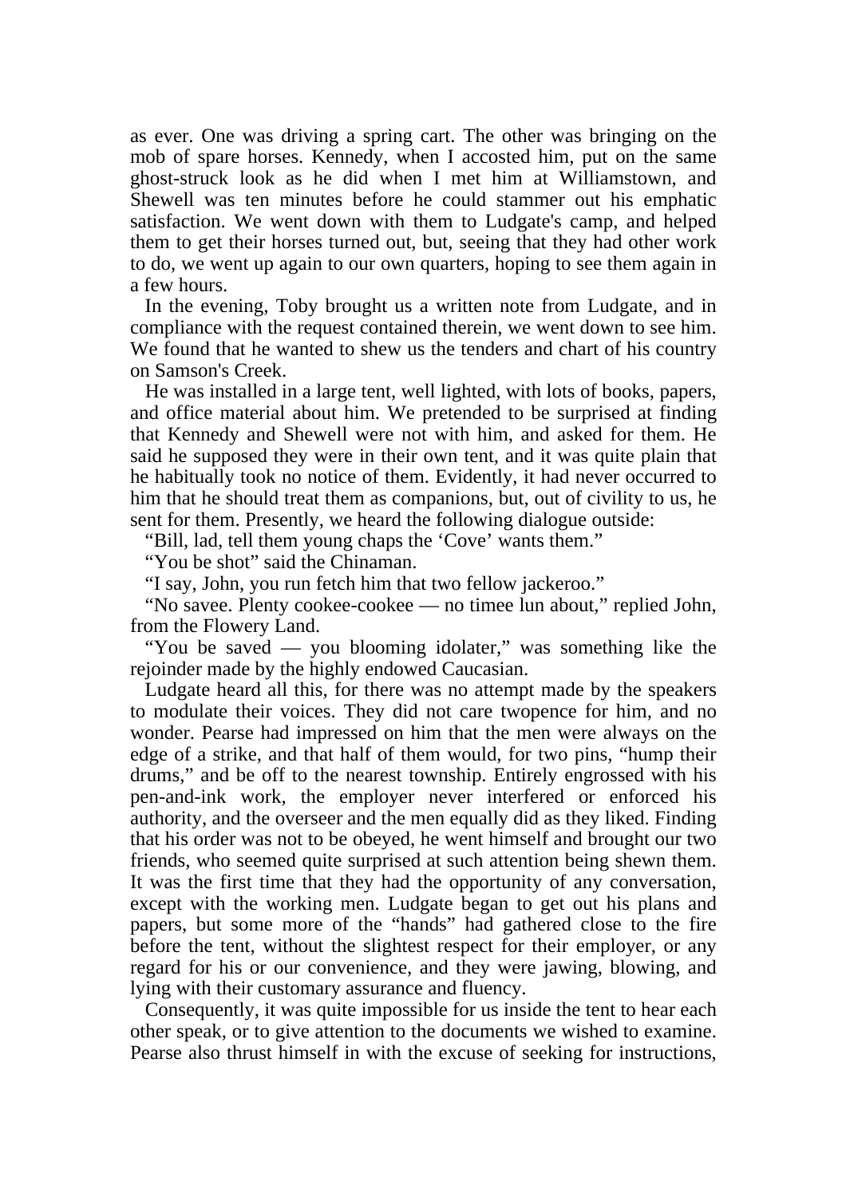as ever. One was driving a spring cart. The other was bringing on the mob of spare horses. Kennedy, when I accosted him, put on the same ghost-struck look as he did when I met him at Williamstown, and Shewell was ten minutes before he could stammer out his emphatic satisfaction. We went down with them to Ludgate's camp, and helped them to get their horses turned out, but, seeing that they had other work to do, we went up again to our own quarters, hoping to see them again in a few hours.

In the evening, Toby brought us a written note from Ludgate, and in compliance with the request contained therein, we went down to see him. We found that he wanted to shew us the tenders and chart of his country on Samson's Creek.

He was installed in a large tent, well lighted, with lots of books, papers, and office material about him. We pretended to be surprised at finding that Kennedy and Shewell were not with him, and asked for them. He said he supposed they were in their own tent, and it was quite plain that he habitually took no notice of them. Evidently, it had never occurred to him that he should treat them as companions, but, out of civility to us, he sent for them. Presently, we heard the following dialogue outside:

"Bill, lad, tell them young chaps the 'Cove' wants them."

"You be shot" said the Chinaman.

"I say, John, you run fetch him that two fellow jackeroo."

"No savee. Plenty cookee-cookee — no timee lun about," replied John, from the Flowery Land.

"You be saved — you blooming idolater," was something like the rejoinder made by the highly endowed Caucasian.

Ludgate heard all this, for there was no attempt made by the speakers to modulate their voices. They did not care twopence for him, and no wonder. Pearse had impressed on him that the men were always on the edge of a strike, and that half of them would, for two pins, "hump their drums," and be off to the nearest township. Entirely engrossed with his pen-and-ink work, the employer never interfered or enforced his authority, and the overseer and the men equally did as they liked. Finding that his order was not to be obeyed, he went himself and brought our two friends, who seemed quite surprised at such attention being shewn them. It was the first time that they had the opportunity of any conversation, except with the working men. Ludgate began to get out his plans and papers, but some more of the "hands" had gathered close to the fire before the tent, without the slightest respect for their employer, or any regard for his or our convenience, and they were jawing, blowing, and lying with their customary assurance and fluency.

Consequently, it was quite impossible for us inside the tent to hear each other speak, or to give attention to the documents we wished to examine. Pearse also thrust himself in with the excuse of seeking for instructions,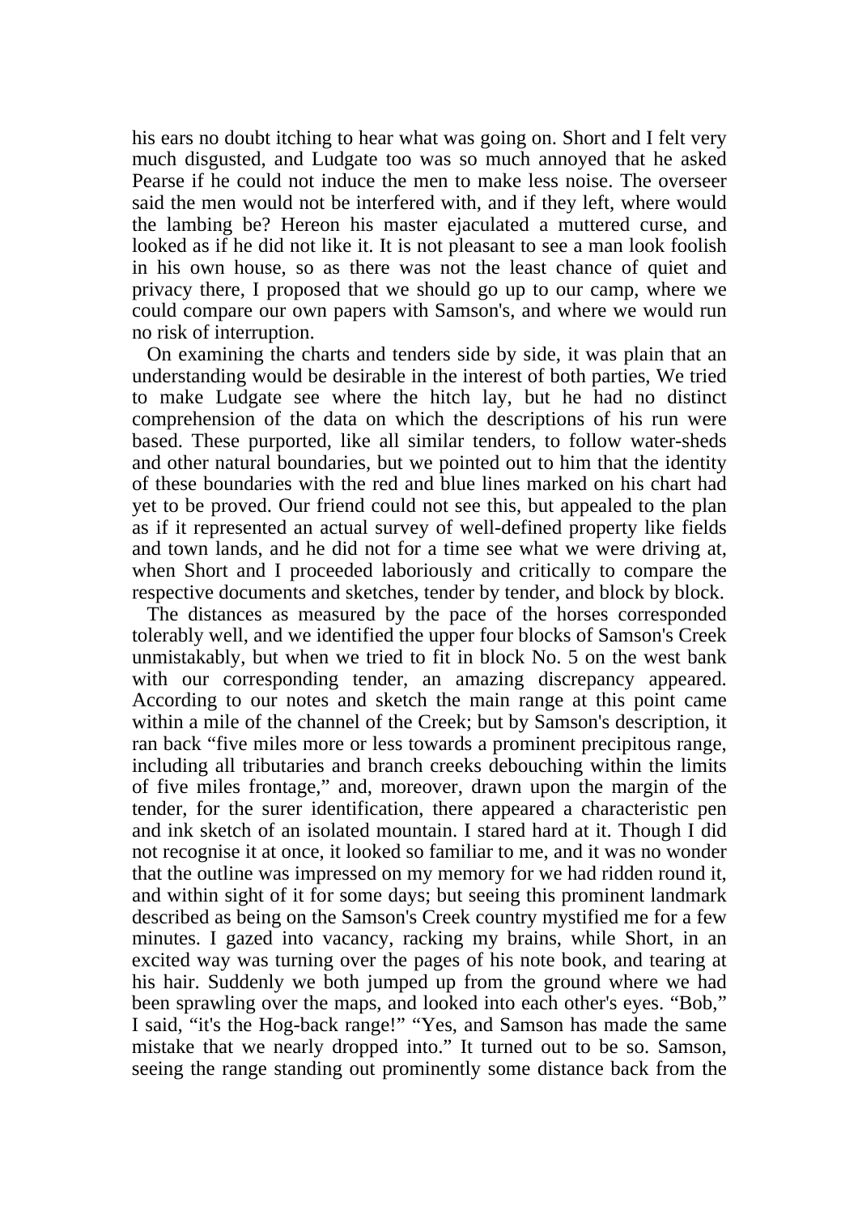his ears no doubt itching to hear what was going on. Short and I felt very much disgusted, and Ludgate too was so much annoyed that he asked Pearse if he could not induce the men to make less noise. The overseer said the men would not be interfered with, and if they left, where would the lambing be? Hereon his master ejaculated a muttered curse, and looked as if he did not like it. It is not pleasant to see a man look foolish in his own house, so as there was not the least chance of quiet and privacy there, I proposed that we should go up to our camp, where we could compare our own papers with Samson's, and where we would run no risk of interruption.

On examining the charts and tenders side by side, it was plain that an understanding would be desirable in the interest of both parties, We tried to make Ludgate see where the hitch lay, but he had no distinct comprehension of the data on which the descriptions of his run were based. These purported, like all similar tenders, to follow water-sheds and other natural boundaries, but we pointed out to him that the identity of these boundaries with the red and blue lines marked on his chart had yet to be proved. Our friend could not see this, but appealed to the plan as if it represented an actual survey of well-defined property like fields and town lands, and he did not for a time see what we were driving at, when Short and I proceeded laboriously and critically to compare the respective documents and sketches, tender by tender, and block by block.

The distances as measured by the pace of the horses corresponded tolerably well, and we identified the upper four blocks of Samson's Creek unmistakably, but when we tried to fit in block No. 5 on the west bank with our corresponding tender, an amazing discrepancy appeared. According to our notes and sketch the main range at this point came within a mile of the channel of the Creek; but by Samson's description, it ran back "five miles more or less towards a prominent precipitous range, including all tributaries and branch creeks debouching within the limits of five miles frontage," and, moreover, drawn upon the margin of the tender, for the surer identification, there appeared a characteristic pen and ink sketch of an isolated mountain. I stared hard at it. Though I did not recognise it at once, it looked so familiar to me, and it was no wonder that the outline was impressed on my memory for we had ridden round it, and within sight of it for some days; but seeing this prominent landmark described as being on the Samson's Creek country mystified me for a few minutes. I gazed into vacancy, racking my brains, while Short, in an excited way was turning over the pages of his note book, and tearing at his hair. Suddenly we both jumped up from the ground where we had been sprawling over the maps, and looked into each other's eyes. "Bob," I said, "it's the Hog-back range!" "Yes, and Samson has made the same mistake that we nearly dropped into." It turned out to be so. Samson, seeing the range standing out prominently some distance back from the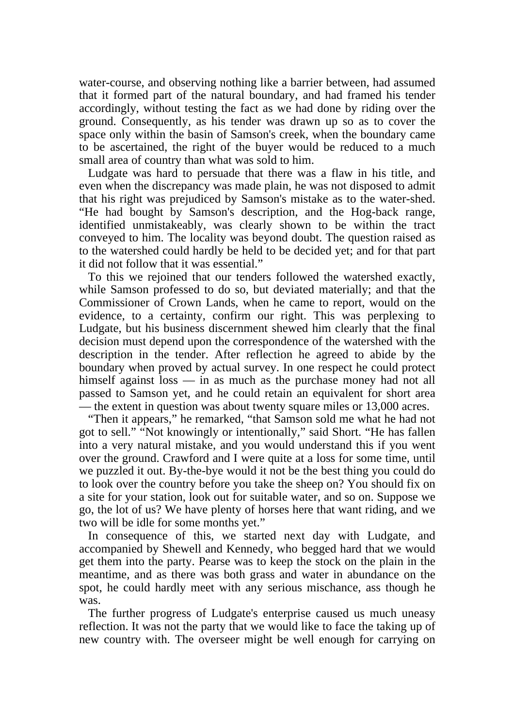water-course, and observing nothing like a barrier between, had assumed that it formed part of the natural boundary, and had framed his tender accordingly, without testing the fact as we had done by riding over the ground. Consequently, as his tender was drawn up so as to cover the space only within the basin of Samson's creek, when the boundary came to be ascertained, the right of the buyer would be reduced to a much small area of country than what was sold to him.

Ludgate was hard to persuade that there was a flaw in his title, and even when the discrepancy was made plain, he was not disposed to admit that his right was prejudiced by Samson's mistake as to the water-shed. "He had bought by Samson's description, and the Hog-back range, identified unmistakeably, was clearly shown to be within the tract conveyed to him. The locality was beyond doubt. The question raised as to the watershed could hardly be held to be decided yet; and for that part it did not follow that it was essential."

To this we rejoined that our tenders followed the watershed exactly, while Samson professed to do so, but deviated materially; and that the Commissioner of Crown Lands, when he came to report, would on the evidence, to a certainty, confirm our right. This was perplexing to Ludgate, but his business discernment shewed him clearly that the final decision must depend upon the correspondence of the watershed with the description in the tender. After reflection he agreed to abide by the boundary when proved by actual survey. In one respect he could protect himself against loss — in as much as the purchase money had not all passed to Samson yet, and he could retain an equivalent for short area — the extent in question was about twenty square miles or 13,000 acres.

"Then it appears," he remarked, "that Samson sold me what he had not got to sell." "Not knowingly or intentionally," said Short. "He has fallen into a very natural mistake, and you would understand this if you went over the ground. Crawford and I were quite at a loss for some time, until we puzzled it out. By-the-bye would it not be the best thing you could do to look over the country before you take the sheep on? You should fix on a site for your station, look out for suitable water, and so on. Suppose we go, the lot of us? We have plenty of horses here that want riding, and we two will be idle for some months yet."

In consequence of this, we started next day with Ludgate, and accompanied by Shewell and Kennedy, who begged hard that we would get them into the party. Pearse was to keep the stock on the plain in the meantime, and as there was both grass and water in abundance on the spot, he could hardly meet with any serious mischance, ass though he was.

The further progress of Ludgate's enterprise caused us much uneasy reflection. It was not the party that we would like to face the taking up of new country with. The overseer might be well enough for carrying on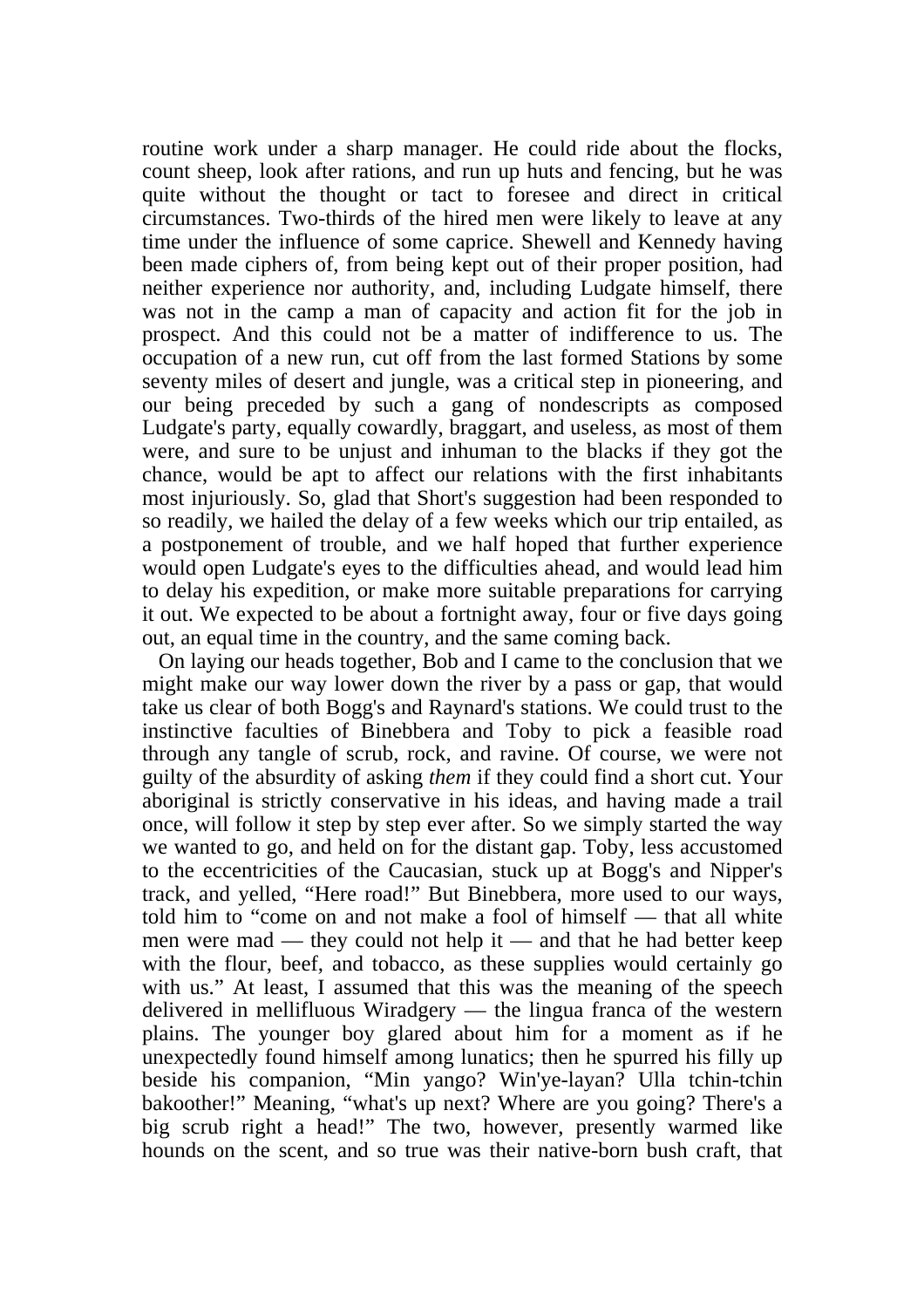routine work under a sharp manager. He could ride about the flocks, count sheep, look after rations, and run up huts and fencing, but he was quite without the thought or tact to foresee and direct in critical circumstances. Two-thirds of the hired men were likely to leave at any time under the influence of some caprice. Shewell and Kennedy having been made ciphers of, from being kept out of their proper position, had neither experience nor authority, and, including Ludgate himself, there was not in the camp a man of capacity and action fit for the job in prospect. And this could not be a matter of indifference to us. The occupation of a new run, cut off from the last formed Stations by some seventy miles of desert and jungle, was a critical step in pioneering, and our being preceded by such a gang of nondescripts as composed Ludgate's party, equally cowardly, braggart, and useless, as most of them were, and sure to be unjust and inhuman to the blacks if they got the chance, would be apt to affect our relations with the first inhabitants most injuriously. So, glad that Short's suggestion had been responded to so readily, we hailed the delay of a few weeks which our trip entailed, as a postponement of trouble, and we half hoped that further experience would open Ludgate's eyes to the difficulties ahead, and would lead him to delay his expedition, or make more suitable preparations for carrying it out. We expected to be about a fortnight away, four or five days going out, an equal time in the country, and the same coming back.

On laying our heads together, Bob and I came to the conclusion that we might make our way lower down the river by a pass or gap, that would take us clear of both Bogg's and Raynard's stations. We could trust to the instinctive faculties of Binebbera and Toby to pick a feasible road through any tangle of scrub, rock, and ravine. Of course, we were not guilty of the absurdity of asking *them* if they could find a short cut. Your aboriginal is strictly conservative in his ideas, and having made a trail once, will follow it step by step ever after. So we simply started the way we wanted to go, and held on for the distant gap. Toby, less accustomed to the eccentricities of the Caucasian, stuck up at Bogg's and Nipper's track, and yelled, "Here road!" But Binebbera, more used to our ways, told him to "come on and not make a fool of himself — that all white men were mad — they could not help it — and that he had better keep with the flour, beef, and tobacco, as these supplies would certainly go with us." At least, I assumed that this was the meaning of the speech delivered in mellifluous Wiradgery — the lingua franca of the western plains. The younger boy glared about him for a moment as if he unexpectedly found himself among lunatics; then he spurred his filly up beside his companion, "Min yango? Win'ye-layan? Ulla tchin-tchin bakoother!" Meaning, "what's up next? Where are you going? There's a big scrub right a head!" The two, however, presently warmed like hounds on the scent, and so true was their native-born bush craft, that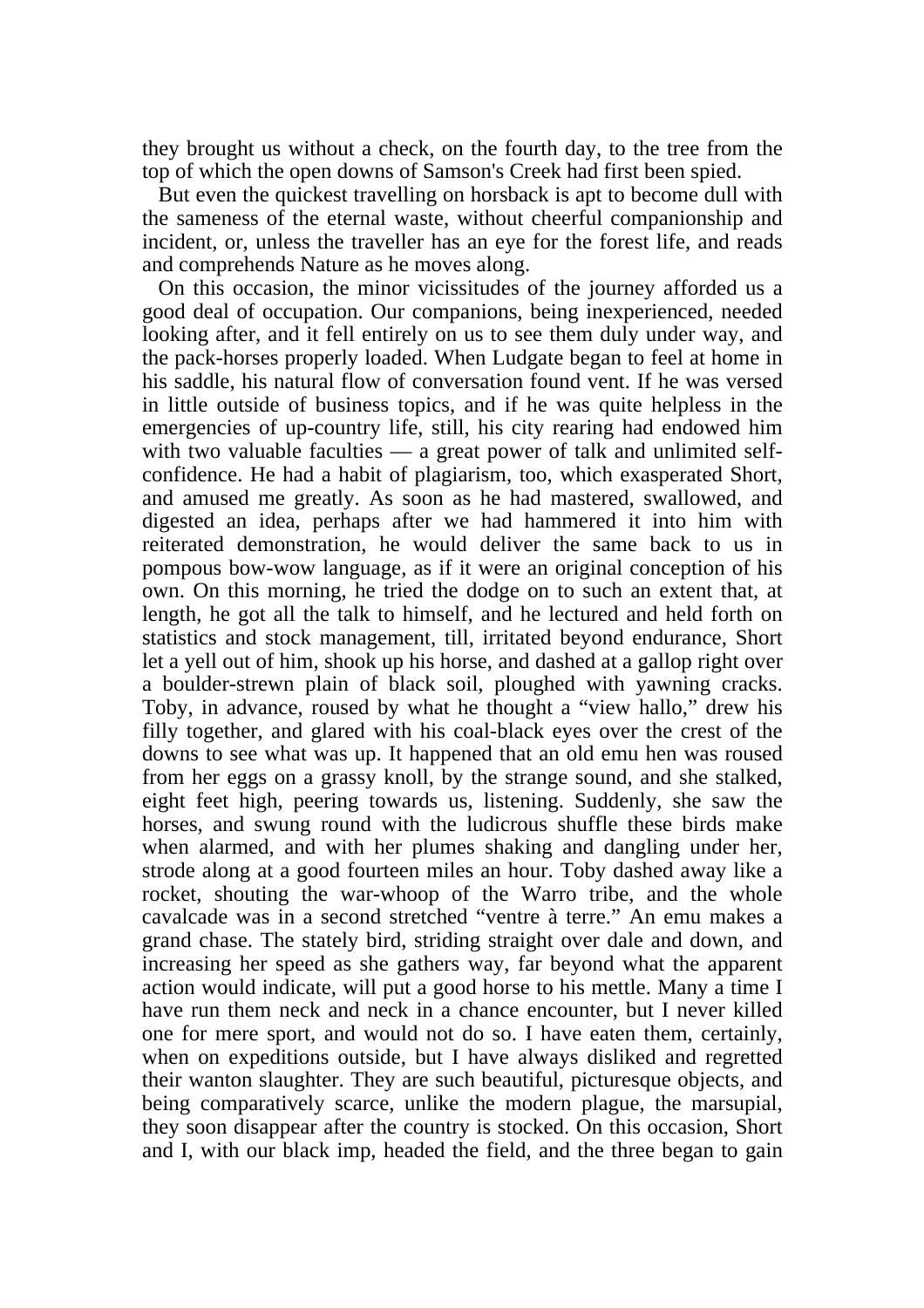they brought us without a check, on the fourth day, to the tree from the top of which the open downs of Samson's Creek had first been spied.

But even the quickest travelling on horsback is apt to become dull with the sameness of the eternal waste, without cheerful companionship and incident, or, unless the traveller has an eye for the forest life, and reads and comprehends Nature as he moves along.

On this occasion, the minor vicissitudes of the journey afforded us a good deal of occupation. Our companions, being inexperienced, needed looking after, and it fell entirely on us to see them duly under way, and the pack-horses properly loaded. When Ludgate began to feel at home in his saddle, his natural flow of conversation found vent. If he was versed in little outside of business topics, and if he was quite helpless in the emergencies of up-country life, still, his city rearing had endowed him with two valuable faculties — a great power of talk and unlimited self-confidence. He had a habit of plagiarism, too, which exasperated Short, and amused me greatly. As soon as he had mastered, swallowed, and digested an idea, perhaps after we had hammered it into him with reiterated demonstration, he would deliver the same back to us in pompous bow-wow language, as if it were an original conception of his own. On this morning, he tried the dodge on to such an extent that, at length, he got all the talk to himself, and he lectured and held forth on statistics and stock management, till, irritated beyond endurance, Short let a yell out of him, shook up his horse, and dashed at a gallop right over a boulder-strewn plain of black soil, ploughed with yawning cracks. Toby, in advance, roused by what he thought a “view hallo,” drew his filly together, and glared with his coal-black eyes over the crest of the downs to see what was up. It happened that an old emu hen was roused from her eggs on a grassy knoll, by the strange sound, and she stalked, eight feet high, peering towards us, listening. Suddenly, she saw the horses, and swung round with the ludicrous shuffle these birds make when alarmed, and with her plumes shaking and dangling under her, strode along at a good fourteen miles an hour. Toby dashed away like a rocket, shouting the war-whoop of the Warro tribe, and the whole cavalcade was in a second stretched “ventre à terre.” An emu makes a grand chase. The stately bird, striding straight over dale and down, and increasing her speed as she gathers way, far beyond what the apparent action would indicate, will put a good horse to his mettle. Many a time I have run them neck and neck in a chance encounter, but I never killed one for mere sport, and would not do so. I have eaten them, certainly, when on expeditions outside, but I have always disliked and regretted their wanton slaughter. They are such beautiful, picturesque objects, and being comparatively scarce, unlike the modern plague, the marsupial, they soon disappear after the country is stocked. On this occasion, Short and I, with our black imp, headed the field, and the three began to gain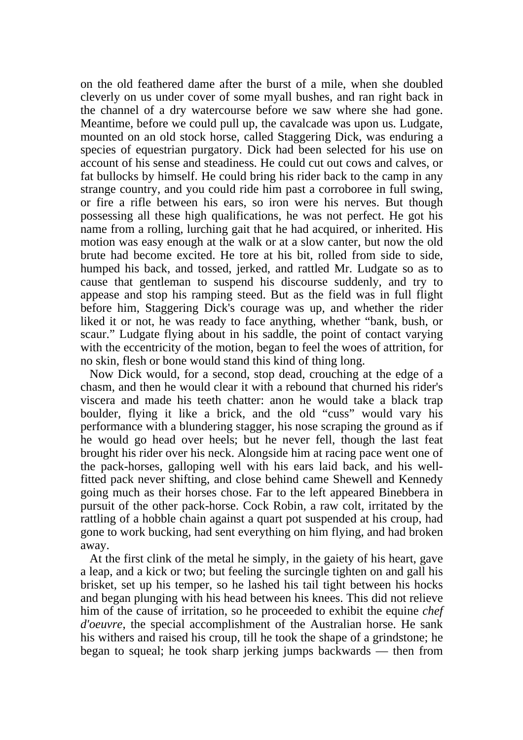on the old feathered dame after the burst of a mile, when she doubled cleverly on us under cover of some myall bushes, and ran right back in the channel of a dry watercourse before we saw where she had gone. Meantime, before we could pull up, the cavalcade was upon us. Ludgate, mounted on an old stock horse, called Staggering Dick, was enduring a species of equestrian purgatory. Dick had been selected for his use on account of his sense and steadiness. He could cut out cows and calves, or fat bullocks by himself. He could bring his rider back to the camp in any strange country, and you could ride him past a corroboree in full swing, or fire a rifle between his ears, so iron were his nerves. But though possessing all these high qualifications, he was not perfect. He got his name from a rolling, lurching gait that he had acquired, or inherited. His motion was easy enough at the walk or at a slow canter, but now the old brute had become excited. He tore at his bit, rolled from side to side, humped his back, and tossed, jerked, and rattled Mr. Ludgate so as to cause that gentleman to suspend his discourse suddenly, and try to appease and stop his ramping steed. But as the field was in full flight before him, Staggering Dick's courage was up, and whether the rider liked it or not, he was ready to face anything, whether "bank, bush, or scaur." Ludgate flying about in his saddle, the point of contact varying with the eccentricity of the motion, began to feel the woes of attrition, for no skin, flesh or bone would stand this kind of thing long.

Now Dick would, for a second, stop dead, crouching at the edge of a chasm, and then he would clear it with a rebound that churned his rider's viscera and made his teeth chatter: anon he would take a black trap boulder, flying it like a brick, and the old "cuss" would vary his performance with a blundering stagger, his nose scraping the ground as if he would go head over heels; but he never fell, though the last feat brought his rider over his neck. Alongside him at racing pace went one of the pack-horses, galloping well with his ears laid back, and his well-fitted pack never shifting, and close behind came Shewell and Kennedy going much as their horses chose. Far to the left appeared Binebbera in pursuit of the other pack-horse. Cock Robin, a raw colt, irritated by the rattling of a hobble chain against a quart pot suspended at his croup, had gone to work bucking, had sent everything on him flying, and had broken away.

At the first clink of the metal he simply, in the gaiety of his heart, gave a leap, and a kick or two; but feeling the surcingle tighten on and gall his brisket, set up his temper, so he lashed his tail tight between his hocks and began plunging with his head between his knees. This did not relieve him of the cause of irritation, so he proceeded to exhibit the equine *chef d'oeuvre*, the special accomplishment of the Australian horse. He sank his withers and raised his croup, till he took the shape of a grindstone; he began to squeal; he took sharp jerking jumps backwards — then from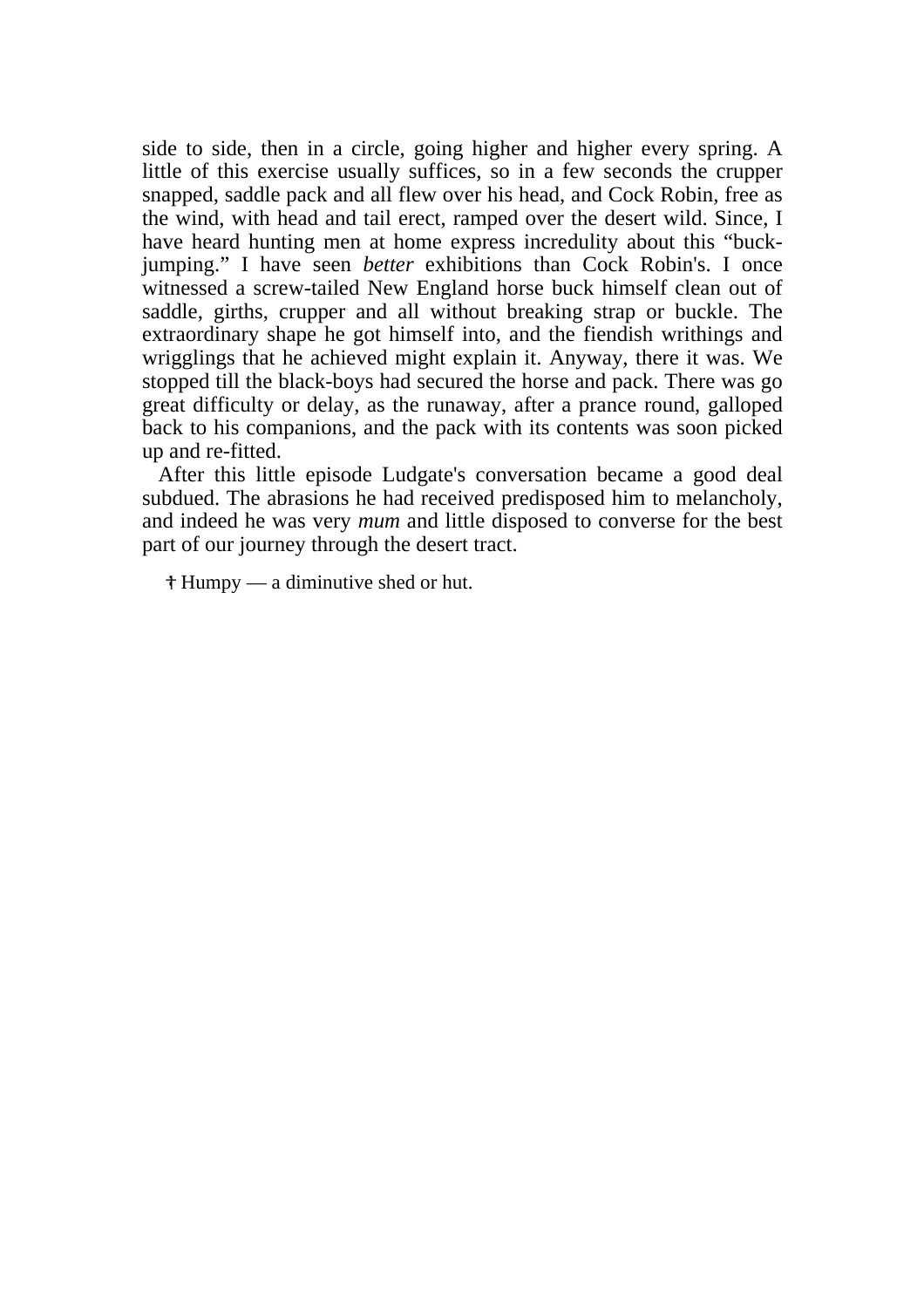side to side, then in a circle, going higher and higher every spring. A little of this exercise usually suffices, so in a few seconds the crupper snapped, saddle pack and all flew over his head, and Cock Robin, free as the wind, with head and tail erect, ramped over the desert wild. Since, I have heard hunting men at home express incredulity about this "buck-jumping." I have seen *better* exhibitions than Cock Robin's. I once witnessed a screw-tailed New England horse buck himself clean out of saddle, girths, crupper and all without breaking strap or buckle. The extraordinary shape he got himself into, and the fiendish writhings and wrigglings that he achieved might explain it. Anyway, there it was. We stopped till the black-boys had secured the horse and pack. There was go great difficulty or delay, as the runaway, after a prance round, galloped back to his companions, and the pack with its contents was soon picked up and re-fitted.

After this little episode Ludgate's conversation became a good deal subdued. The abrasions he had received predisposed him to melancholy, and indeed he was very *mum* and little disposed to converse for the best part of our journey through the desert tract.

† Humpy — a diminutive shed or hut.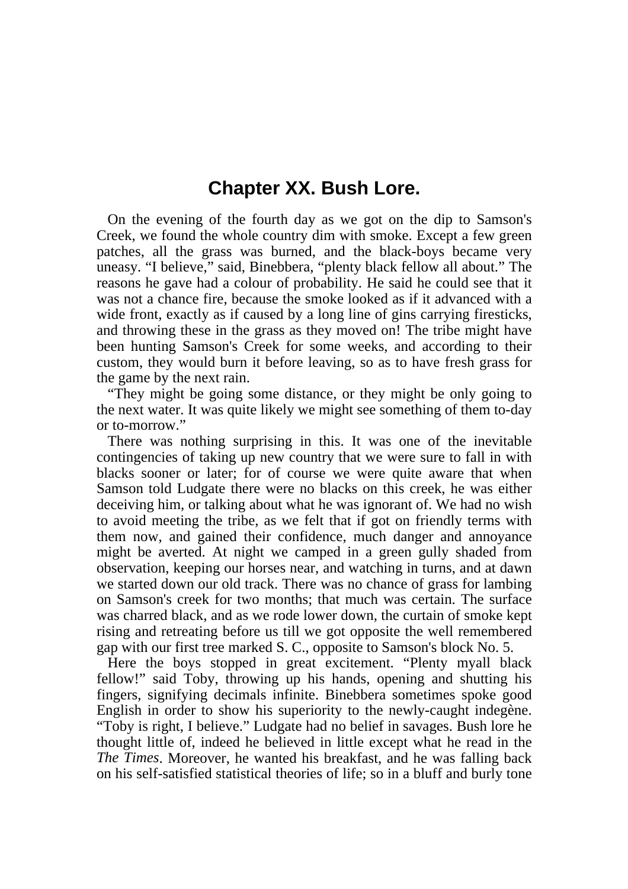# Chapter XX. Bush Lore.

On the evening of the fourth day as we got on the dip to Samson's Creek, we found the whole country dim with smoke. Except a few green patches, all the grass was burned, and the black-boys became very uneasy. “I believe,” said, Binebbera, “plenty black fellow all about.” The reasons he gave had a colour of probability. He said he could see that it was not a chance fire, because the smoke looked as if it advanced with a wide front, exactly as if caused by a long line of gins carrying firesticks, and throwing these in the grass as they moved on! The tribe might have been hunting Samson's Creek for some weeks, and according to their custom, they would burn it before leaving, so as to have fresh grass for the game by the next rain.

“They might be going some distance, or they might be only going to the next water. It was quite likely we might see something of them to-day or to-morrow.”

There was nothing surprising in this. It was one of the inevitable contingencies of taking up new country that we were sure to fall in with blacks sooner or later; for of course we were quite aware that when Samson told Ludgate there were no blacks on this creek, he was either deceiving him, or talking about what he was ignorant of. We had no wish to avoid meeting the tribe, as we felt that if got on friendly terms with them now, and gained their confidence, much danger and annoyance might be averted. At night we camped in a green gully shaded from observation, keeping our horses near, and watching in turns, and at dawn we started down our old track. There was no chance of grass for lambing on Samson's creek for two months; that much was certain. The surface was charred black, and as we rode lower down, the curtain of smoke kept rising and retreating before us till we got opposite the well remembered gap with our first tree marked S. C., opposite to Samson's block No. 5.

Here the boys stopped in great excitement. “Plenty myall black fellow!” said Toby, throwing up his hands, opening and shutting his fingers, signifying decimals infinite. Binebbera sometimes spoke good English in order to show his superiority to the newly-caught indegène. “Toby is right, I believe.” Ludgate had no belief in savages. Bush lore he thought little of, indeed he believed in little except what he read in the *The Times*. Moreover, he wanted his breakfast, and he was falling back on his self-satisfied statistical theories of life; so in a bluff and burly tone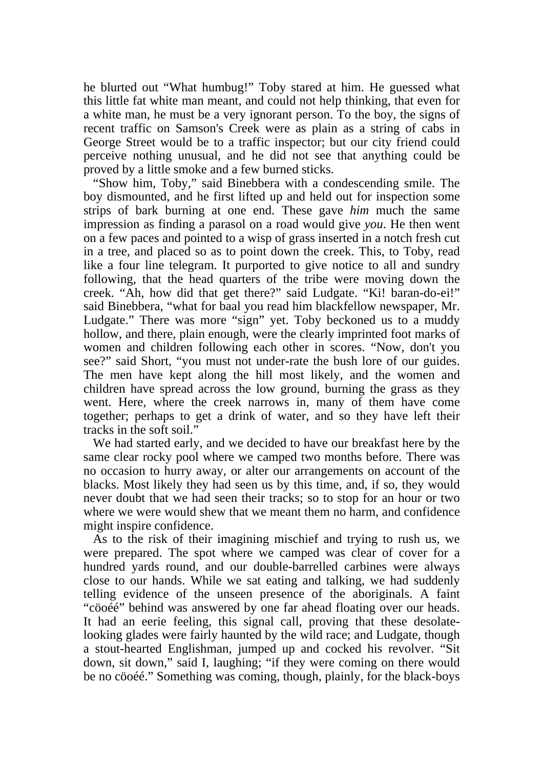he blurted out "What humbug!" Toby stared at him. He guessed what this little fat white man meant, and could not help thinking, that even for a white man, he must be a very ignorant person. To the boy, the signs of recent traffic on Samson's Creek were as plain as a string of cabs in George Street would be to a traffic inspector; but our city friend could perceive nothing unusual, and he did not see that anything could be proved by a little smoke and a few burned sticks.

"Show him, Toby," said Binebbera with a condescending smile. The boy dismounted, and he first lifted up and held out for inspection some strips of bark burning at one end. These gave *him* much the same impression as finding a parasol on a road would give *you*. He then went on a few paces and pointed to a wisp of grass inserted in a notch fresh cut in a tree, and placed so as to point down the creek. This, to Toby, read like a four line telegram. It purported to give notice to all and sundry following, that the head quarters of the tribe were moving down the creek. "Ah, how did that get there?" said Ludgate. "Ki! baran-do-ei!" said Binebbera, "what for baal you read him blackfellow newspaper, Mr. Ludgate." There was more "sign" yet. Toby beckoned us to a muddy hollow, and there, plain enough, were the clearly imprinted foot marks of women and children following each other in scores. "Now, don't you see?" said Short, "you must not under-rate the bush lore of our guides. The men have kept along the hill most likely, and the women and children have spread across the low ground, burning the grass as they went. Here, where the creek narrows in, many of them have come together; perhaps to get a drink of water, and so they have left their tracks in the soft soil."

We had started early, and we decided to have our breakfast here by the same clear rocky pool where we camped two months before. There was no occasion to hurry away, or alter our arrangements on account of the blacks. Most likely they had seen us by this time, and, if so, they would never doubt that we had seen their tracks; so to stop for an hour or two where we were would shew that we meant them no harm, and confidence might inspire confidence.

As to the risk of their imagining mischief and trying to rush us, we were prepared. The spot where we camped was clear of cover for a hundred yards round, and our double-barrelled carbines were always close to our hands. While we sat eating and talking, we had suddenly telling evidence of the unseen presence of the aboriginals. A faint "cöoéé" behind was answered by one far ahead floating over our heads. It had an eerie feeling, this signal call, proving that these desolate-looking glades were fairly haunted by the wild race; and Ludgate, though a stout-hearted Englishman, jumped up and cocked his revolver. "Sit down, sit down," said I, laughing; "if they were coming on there would be no cöoéé." Something was coming, though, plainly, for the black-boys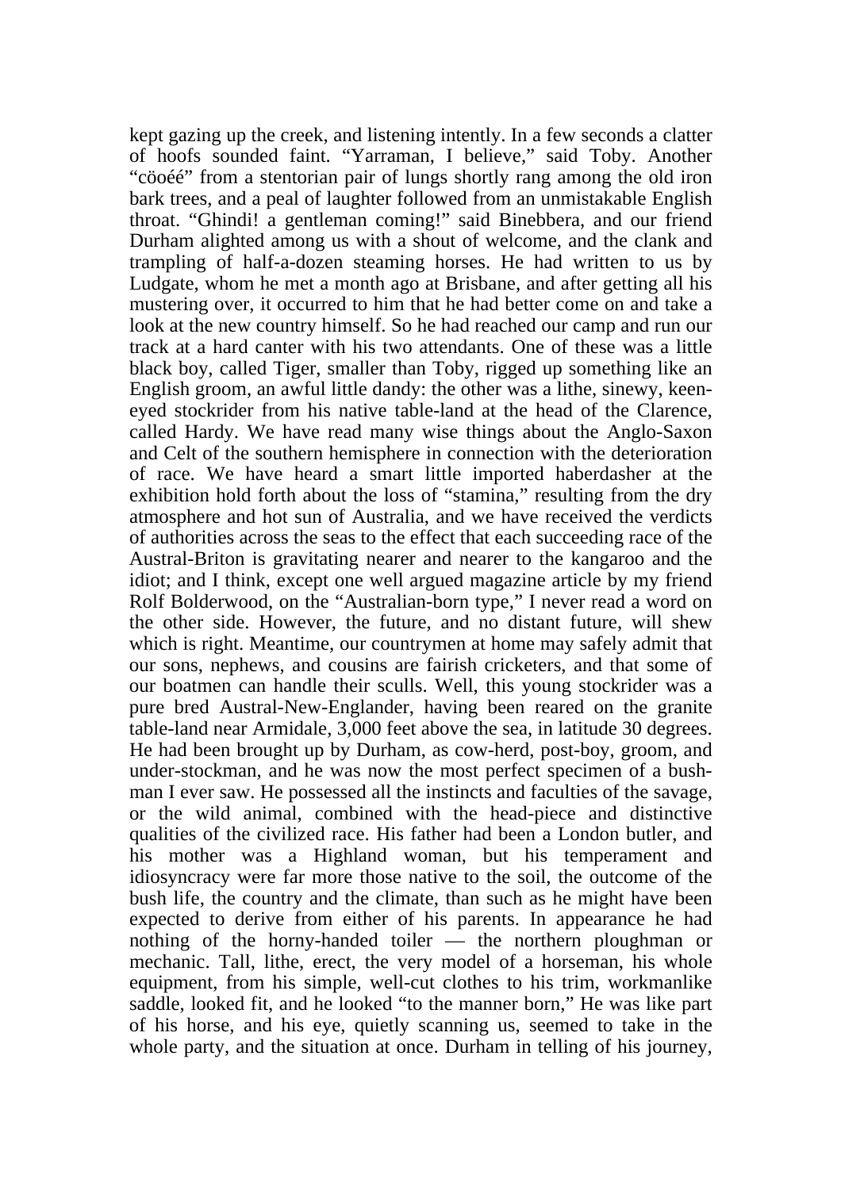kept gazing up the creek, and listening intently. In a few seconds a clatter of hoofs sounded faint. "Yarraman, I believe," said Toby. Another "cöoéé" from a stentorian pair of lungs shortly rang among the old iron bark trees, and a peal of laughter followed from an unmistakable English throat. "Ghindi! a gentleman coming!" said Binebbera, and our friend Durham alighted among us with a shout of welcome, and the clank and trampling of half-a-dozen steaming horses. He had written to us by Ludgate, whom he met a month ago at Brisbane, and after getting all his mustering over, it occurred to him that he had better come on and take a look at the new country himself. So he had reached our camp and run our track at a hard canter with his two attendants. One of these was a little black boy, called Tiger, smaller than Toby, rigged up something like an English groom, an awful little dandy: the other was a lithe, sinewy, keen-eyed stockrider from his native table-land at the head of the Clarence, called Hardy. We have read many wise things about the Anglo-Saxon and Celt of the southern hemisphere in connection with the deterioration of race. We have heard a smart little imported haberdasher at the exhibition hold forth about the loss of "stamina," resulting from the dry atmosphere and hot sun of Australia, and we have received the verdicts of authorities across the seas to the effect that each succeeding race of the Austral-Briton is gravitating nearer and nearer to the kangaroo and the idiot; and I think, except one well argued magazine article by my friend Rolf Bolderwood, on the "Australian-born type," I never read a word on the other side. However, the future, and no distant future, will shew which is right. Meantime, our countrymen at home may safely admit that our sons, nephews, and cousins are fairish cricketers, and that some of our boatmen can handle their sculls. Well, this young stockrider was a pure bred Austral-New-Englander, having been reared on the granite table-land near Armidale, 3,000 feet above the sea, in latitude 30 degrees. He had been brought up by Durham, as cow-herd, post-boy, groom, and under-stockman, and he was now the most perfect specimen of a bush-man I ever saw. He possessed all the instincts and faculties of the savage, or the wild animal, combined with the head-piece and distinctive qualities of the civilized race. His father had been a London butler, and his mother was a Highland woman, but his temperament and idiosyncracy were far more those native to the soil, the outcome of the bush life, the country and the climate, than such as he might have been expected to derive from either of his parents. In appearance he had nothing of the horny-handed toiler — the northern ploughman or mechanic. Tall, lithe, erect, the very model of a horseman, his whole equipment, from his simple, well-cut clothes to his trim, workmanlike saddle, looked fit, and he looked "to the manner born," He was like part of his horse, and his eye, quietly scanning us, seemed to take in the whole party, and the situation at once. Durham in telling of his journey,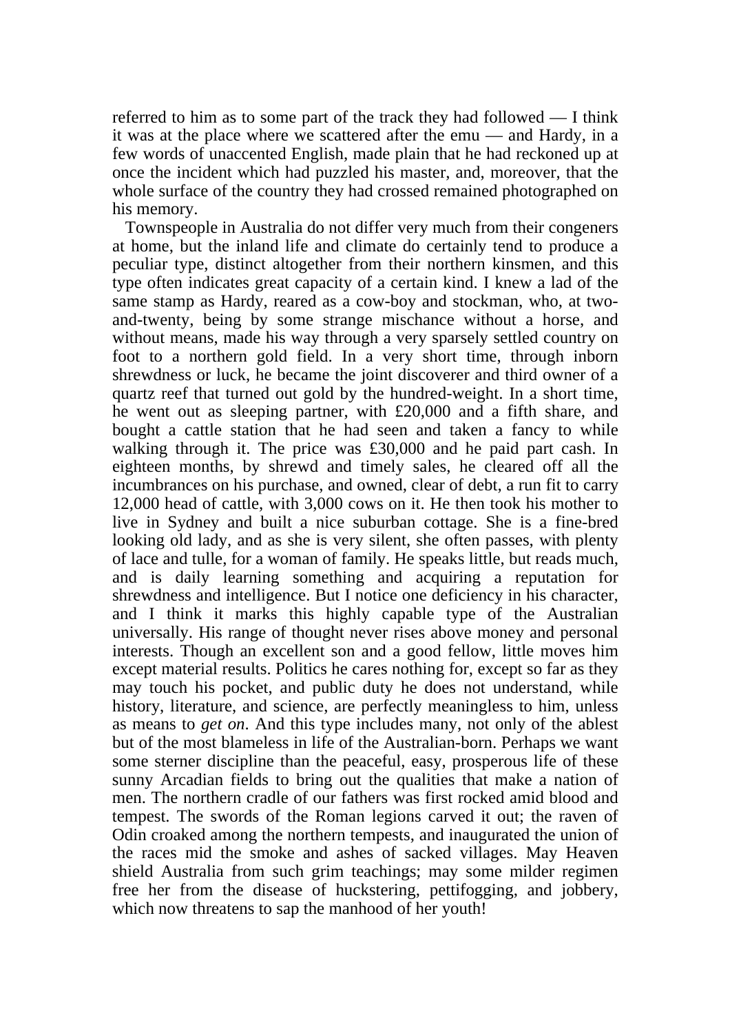referred to him as to some part of the track they had followed — I think it was at the place where we scattered after the emu — and Hardy, in a few words of unaccented English, made plain that he had reckoned up at once the incident which had puzzled his master, and, moreover, that the whole surface of the country they had crossed remained photographed on his memory.

Townspeople in Australia do not differ very much from their congeners at home, but the inland life and climate do certainly tend to produce a peculiar type, distinct altogether from their northern kinsmen, and this type often indicates great capacity of a certain kind. I knew a lad of the same stamp as Hardy, reared as a cow-boy and stockman, who, at two-and-twenty, being by some strange mischance without a horse, and without means, made his way through a very sparsely settled country on foot to a northern gold field. In a very short time, through inborn shrewdness or luck, he became the joint discoverer and third owner of a quartz reef that turned out gold by the hundred-weight. In a short time, he went out as sleeping partner, with £20,000 and a fifth share, and bought a cattle station that he had seen and taken a fancy to while walking through it. The price was £30,000 and he paid part cash. In eighteen months, by shrewd and timely sales, he cleared off all the incumbrances on his purchase, and owned, clear of debt, a run fit to carry 12,000 head of cattle, with 3,000 cows on it. He then took his mother to live in Sydney and built a nice suburban cottage. She is a fine-bred looking old lady, and as she is very silent, she often passes, with plenty of lace and tulle, for a woman of family. He speaks little, but reads much, and is daily learning something and acquiring a reputation for shrewdness and intelligence. But I notice one deficiency in his character, and I think it marks this highly capable type of the Australian universally. His range of thought never rises above money and personal interests. Though an excellent son and a good fellow, little moves him except material results. Politics he cares nothing for, except so far as they may touch his pocket, and public duty he does not understand, while history, literature, and science, are perfectly meaningless to him, unless as means to *get on*. And this type includes many, not only of the ablest but of the most blameless in life of the Australian-born. Perhaps we want some sterner discipline than the peaceful, easy, prosperous life of these sunny Arcadian fields to bring out the qualities that make a nation of men. The northern cradle of our fathers was first rocked amid blood and tempest. The swords of the Roman legions carved it out; the raven of Odin croaked among the northern tempests, and inaugurated the union of the races mid the smoke and ashes of sacked villages. May Heaven shield Australia from such grim teachings; may some milder regimen free her from the disease of huckstering, pettifogging, and jobbery, which now threatens to sap the manhood of her youth!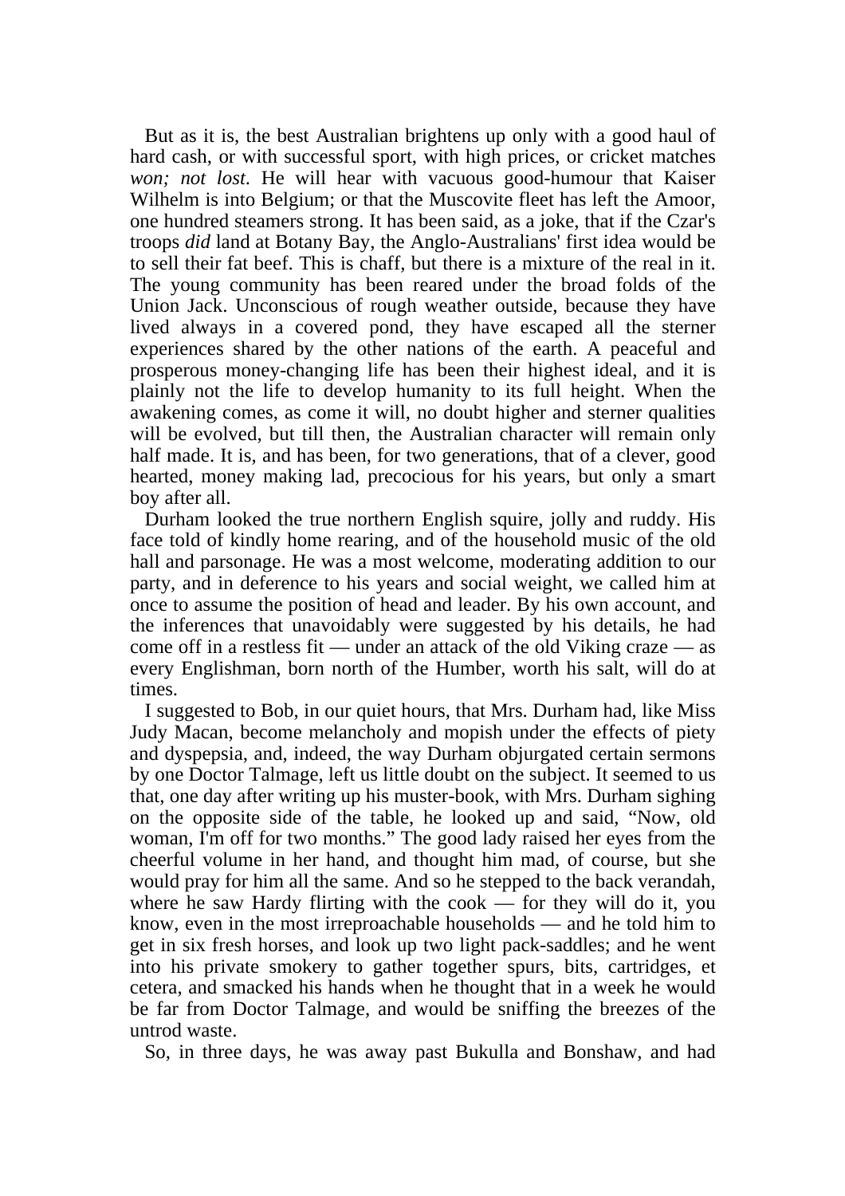But as it is, the best Australian brightens up only with a good haul of hard cash, or with successful sport, with high prices, or cricket matches *won; not lost*. He will hear with vacuous good-humour that Kaiser Wilhelm is into Belgium; or that the Muscovite fleet has left the Amoor, one hundred steamers strong. It has been said, as a joke, that if the Czar's troops *did* land at Botany Bay, the Anglo-Australians' first idea would be to sell their fat beef. This is chaff, but there is a mixture of the real in it. The young community has been reared under the broad folds of the Union Jack. Unconscious of rough weather outside, because they have lived always in a covered pond, they have escaped all the sterner experiences shared by the other nations of the earth. A peaceful and prosperous money-changing life has been their highest ideal, and it is plainly not the life to develop humanity to its full height. When the awakening comes, as come it will, no doubt higher and sterner qualities will be evolved, but till then, the Australian character will remain only half made. It is, and has been, for two generations, that of a clever, good hearted, money making lad, precocious for his years, but only a smart boy after all.

Durham looked the true northern English squire, jolly and ruddy. His face told of kindly home rearing, and of the household music of the old hall and parsonage. He was a most welcome, moderating addition to our party, and in deference to his years and social weight, we called him at once to assume the position of head and leader. By his own account, and the inferences that unavoidably were suggested by his details, he had come off in a restless fit — under an attack of the old Viking craze — as every Englishman, born north of the Humber, worth his salt, will do at times.

I suggested to Bob, in our quiet hours, that Mrs. Durham had, like Miss Judy Macan, become melancholy and mopish under the effects of piety and dyspepsia, and, indeed, the way Durham objurgated certain sermons by one Doctor Talmage, left us little doubt on the subject. It seemed to us that, one day after writing up his muster-book, with Mrs. Durham sighing on the opposite side of the table, he looked up and said, "Now, old woman, I'm off for two months." The good lady raised her eyes from the cheerful volume in her hand, and thought him mad, of course, but she would pray for him all the same. And so he stepped to the back verandah, where he saw Hardy flirting with the cook — for they will do it, you know, even in the most irreproachable households — and he told him to get in six fresh horses, and look up two light pack-saddles; and he went into his private smokery to gather together spurs, bits, cartridges, et cetera, and smacked his hands when he thought that in a week he would be far from Doctor Talmage, and would be sniffing the breezes of the untrod waste.

So, in three days, he was away past Bukulla and Bonshaw, and had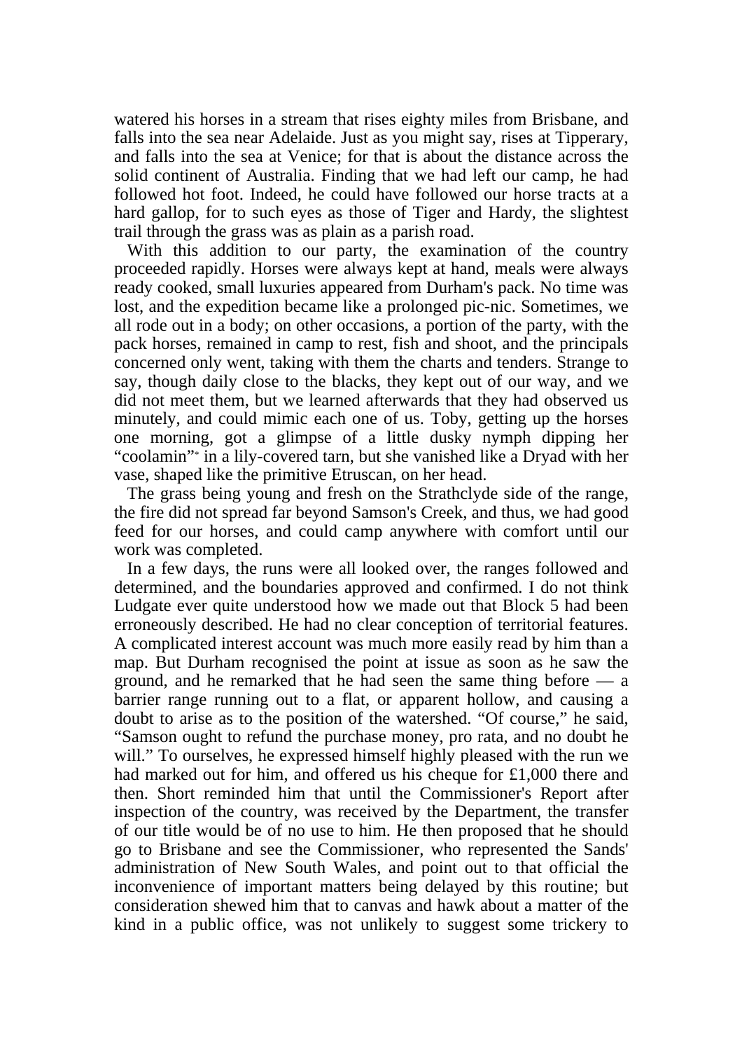watered his horses in a stream that rises eighty miles from Brisbane, and falls into the sea near Adelaide. Just as you might say, rises at Tipperary, and falls into the sea at Venice; for that is about the distance across the solid continent of Australia. Finding that we had left our camp, he had followed hot foot. Indeed, he could have followed our horse tracts at a hard gallop, for to such eyes as those of Tiger and Hardy, the slightest trail through the grass was as plain as a parish road.

With this addition to our party, the examination of the country proceeded rapidly. Horses were always kept at hand, meals were always ready cooked, small luxuries appeared from Durham's pack. No time was lost, and the expedition became like a prolonged pic-nic. Sometimes, we all rode out in a body; on other occasions, a portion of the party, with the pack horses, remained in camp to rest, fish and shoot, and the principals concerned only went, taking with them the charts and tenders. Strange to say, though daily close to the blacks, they kept out of our way, and we did not meet them, but we learned afterwards that they had observed us minutely, and could mimic each one of us. Toby, getting up the horses one morning, got a glimpse of a little dusky nymph dipping her "coolamin"* in a lily-covered tarn, but she vanished like a Dryad with her vase, shaped like the primitive Etruscan, on her head.

The grass being young and fresh on the Strathclyde side of the range, the fire did not spread far beyond Samson's Creek, and thus, we had good feed for our horses, and could camp anywhere with comfort until our work was completed.

In a few days, the runs were all looked over, the ranges followed and determined, and the boundaries approved and confirmed. I do not think Ludgate ever quite understood how we made out that Block 5 had been erroneously described. He had no clear conception of territorial features. A complicated interest account was much more easily read by him than a map. But Durham recognised the point at issue as soon as he saw the ground, and he remarked that he had seen the same thing before — a barrier range running out to a flat, or apparent hollow, and causing a doubt to arise as to the position of the watershed. "Of course," he said, "Samson ought to refund the purchase money, pro rata, and no doubt he will." To ourselves, he expressed himself highly pleased with the run we had marked out for him, and offered us his cheque for £1,000 there and then. Short reminded him that until the Commissioner's Report after inspection of the country, was received by the Department, the transfer of our title would be of no use to him. He then proposed that he should go to Brisbane and see the Commissioner, who represented the Sands' administration of New South Wales, and point out to that official the inconvenience of important matters being delayed by this routine; but consideration shewed him that to canvas and hawk about a matter of the kind in a public office, was not unlikely to suggest some trickery to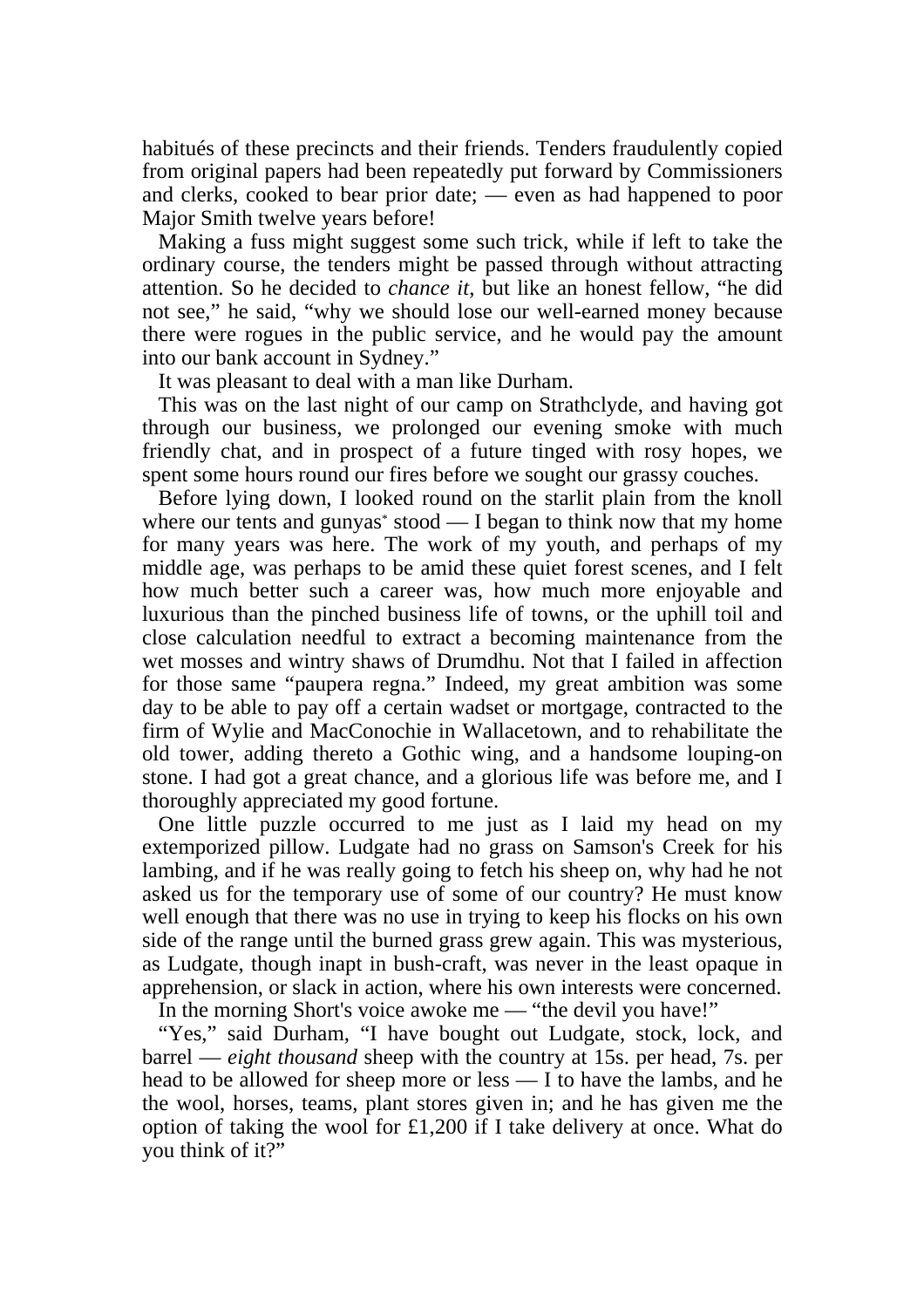habitués of these precincts and their friends. Tenders fraudulently copied from original papers had been repeatedly put forward by Commissioners and clerks, cooked to bear prior date; — even as had happened to poor Major Smith twelve years before!

Making a fuss might suggest some such trick, while if left to take the ordinary course, the tenders might be passed through without attracting attention. So he decided to *chance it*, but like an honest fellow, "he did not see," he said, "why we should lose our well-earned money because there were rogues in the public service, and he would pay the amount into our bank account in Sydney."

It was pleasant to deal with a man like Durham.

This was on the last night of our camp on Strathclyde, and having got through our business, we prolonged our evening smoke with much friendly chat, and in prospect of a future tinged with rosy hopes, we spent some hours round our fires before we sought our grassy couches.

Before lying down, I looked round on the starlit plain from the knoll where our tents and gunyas* stood — I began to think now that my home for many years was here. The work of my youth, and perhaps of my middle age, was perhaps to be amid these quiet forest scenes, and I felt how much better such a career was, how much more enjoyable and luxurious than the pinched business life of towns, or the uphill toil and close calculation needful to extract a becoming maintenance from the wet mosses and wintry shaws of Drumdhu. Not that I failed in affection for those same "paupera regna." Indeed, my great ambition was some day to be able to pay off a certain wadset or mortgage, contracted to the firm of Wylie and MacConochie in Wallacetown, and to rehabilitate the old tower, adding thereto a Gothic wing, and a handsome louping-on stone. I had got a great chance, and a glorious life was before me, and I thoroughly appreciated my good fortune.

One little puzzle occurred to me just as I laid my head on my extemporized pillow. Ludgate had no grass on Samson's Creek for his lambing, and if he was really going to fetch his sheep on, why had he not asked us for the temporary use of some of our country? He must know well enough that there was no use in trying to keep his flocks on his own side of the range until the burned grass grew again. This was mysterious, as Ludgate, though inapt in bush-craft, was never in the least opaque in apprehension, or slack in action, where his own interests were concerned.

In the morning Short's voice awoke me — "the devil you have!"

"Yes," said Durham, "I have bought out Ludgate, stock, lock, and barrel — *eight thousand* sheep with the country at 15s. per head, 7s. per head to be allowed for sheep more or less — I to have the lambs, and he the wool, horses, teams, plant stores given in; and he has given me the option of taking the wool for £1,200 if I take delivery at once. What do you think of it?"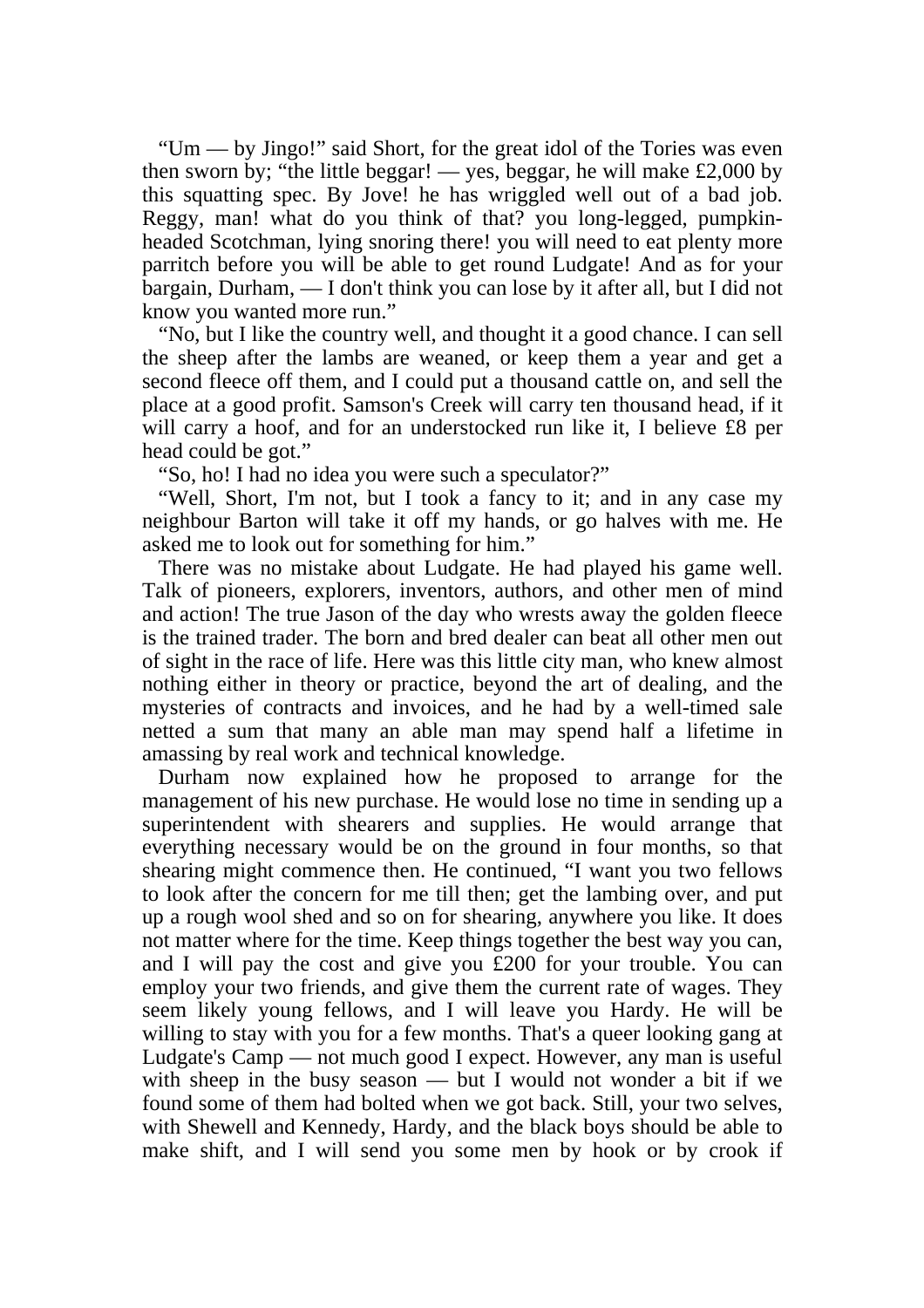"Um — by Jingo!" said Short, for the great idol of the Tories was even then sworn by; "the little beggar! — yes, beggar, he will make £2,000 by this squatting spec. By Jove! he has wriggled well out of a bad job. Reggy, man! what do you think of that? you long-legged, pumpkin-headed Scotchman, lying snoring there! you will need to eat plenty more parritch before you will be able to get round Ludgate! And as for your bargain, Durham, — I don't think you can lose by it after all, but I did not know you wanted more run."

"No, but I like the country well, and thought it a good chance. I can sell the sheep after the lambs are weaned, or keep them a year and get a second fleece off them, and I could put a thousand cattle on, and sell the place at a good profit. Samson's Creek will carry ten thousand head, if it will carry a hoof, and for an understocked run like it, I believe £8 per head could be got."

"So, ho! I had no idea you were such a speculator?"

"Well, Short, I'm not, but I took a fancy to it; and in any case my neighbour Barton will take it off my hands, or go halves with me. He asked me to look out for something for him."

There was no mistake about Ludgate. He had played his game well. Talk of pioneers, explorers, inventors, authors, and other men of mind and action! The true Jason of the day who wrests away the golden fleece is the trained trader. The born and bred dealer can beat all other men out of sight in the race of life. Here was this little city man, who knew almost nothing either in theory or practice, beyond the art of dealing, and the mysteries of contracts and invoices, and he had by a well-timed sale netted a sum that many an able man may spend half a lifetime in amassing by real work and technical knowledge.

Durham now explained how he proposed to arrange for the management of his new purchase. He would lose no time in sending up a superintendent with shearers and supplies. He would arrange that everything necessary would be on the ground in four months, so that shearing might commence then. He continued, "I want you two fellows to look after the concern for me till then; get the lambing over, and put up a rough wool shed and so on for shearing, anywhere you like. It does not matter where for the time. Keep things together the best way you can, and I will pay the cost and give you £200 for your trouble. You can employ your two friends, and give them the current rate of wages. They seem likely young fellows, and I will leave you Hardy. He will be willing to stay with you for a few months. That's a queer looking gang at Ludgate's Camp — not much good I expect. However, any man is useful with sheep in the busy season — but I would not wonder a bit if we found some of them had bolted when we got back. Still, your two selves, with Shewell and Kennedy, Hardy, and the black boys should be able to make shift, and I will send you some men by hook or by crook if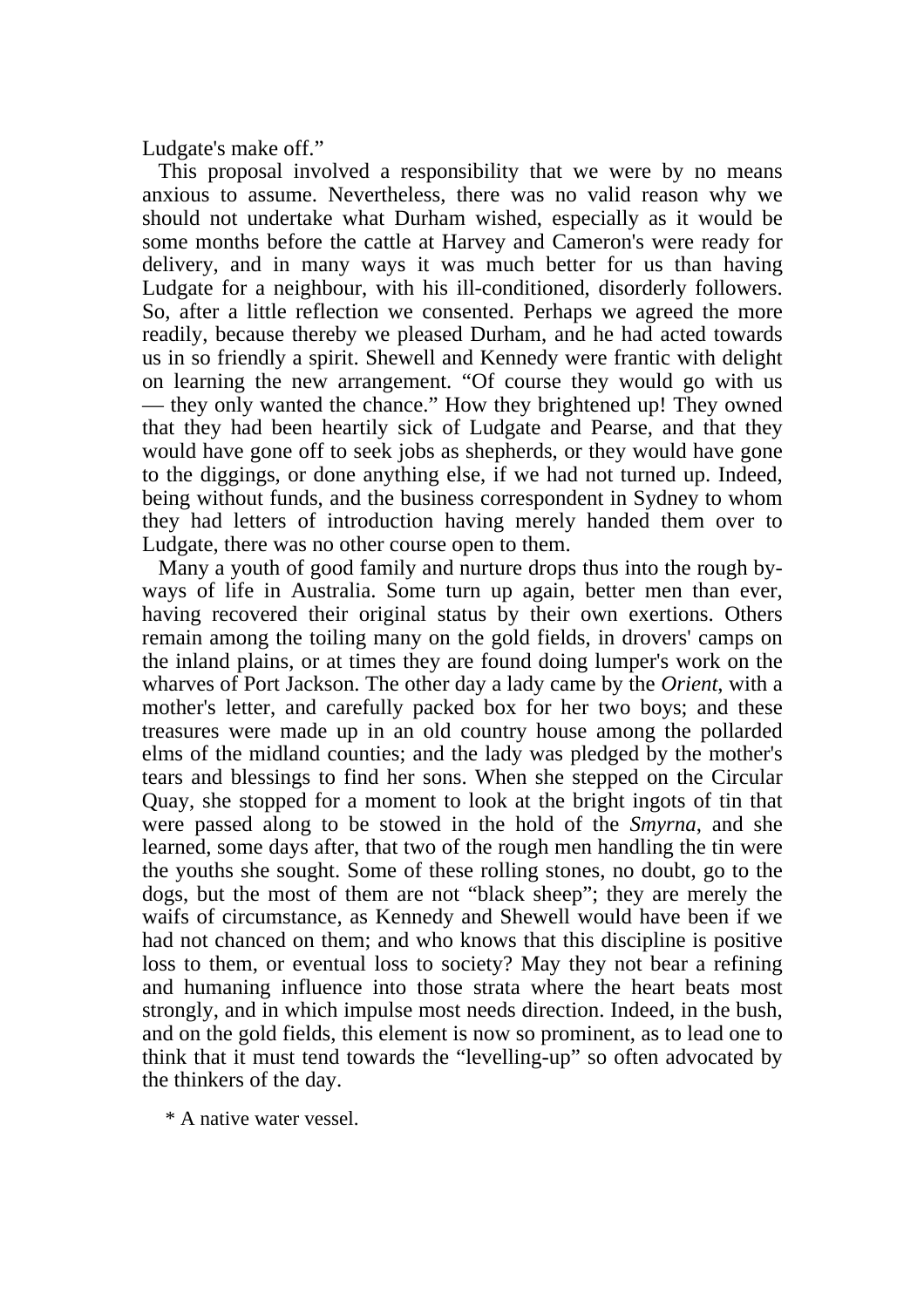Ludgate's make off."

This proposal involved a responsibility that we were by no means anxious to assume. Nevertheless, there was no valid reason why we should not undertake what Durham wished, especially as it would be some months before the cattle at Harvey and Cameron's were ready for delivery, and in many ways it was much better for us than having Ludgate for a neighbour, with his ill-conditioned, disorderly followers. So, after a little reflection we consented. Perhaps we agreed the more readily, because thereby we pleased Durham, and he had acted towards us in so friendly a spirit. Shewell and Kennedy were frantic with delight on learning the new arrangement. "Of course they would go with us — they only wanted the chance." How they brightened up! They owned that they had been heartily sick of Ludgate and Pearse, and that they would have gone off to seek jobs as shepherds, or they would have gone to the diggings, or done anything else, if we had not turned up. Indeed, being without funds, and the business correspondent in Sydney to whom they had letters of introduction having merely handed them over to Ludgate, there was no other course open to them.

Many a youth of good family and nurture drops thus into the rough by-ways of life in Australia. Some turn up again, better men than ever, having recovered their original status by their own exertions. Others remain among the toiling many on the gold fields, in drovers' camps on the inland plains, or at times they are found doing lumper's work on the wharves of Port Jackson. The other day a lady came by the *Orient*, with a mother's letter, and carefully packed box for her two boys; and these treasures were made up in an old country house among the pollarded elms of the midland counties; and the lady was pledged by the mother's tears and blessings to find her sons. When she stepped on the Circular Quay, she stopped for a moment to look at the bright ingots of tin that were passed along to be stowed in the hold of the *Smyrna*, and she learned, some days after, that two of the rough men handling the tin were the youths she sought. Some of these rolling stones, no doubt, go to the dogs, but the most of them are not "black sheep"; they are merely the waifs of circumstance, as Kennedy and Shewell would have been if we had not chanced on them; and who knows that this discipline is positive loss to them, or eventual loss to society? May they not bear a refining and humaning influence into those strata where the heart beats most strongly, and in which impulse most needs direction. Indeed, in the bush, and on the gold fields, this element is now so prominent, as to lead one to think that it must tend towards the "levelling-up" so often advocated by the thinkers of the day.

* A native water vessel.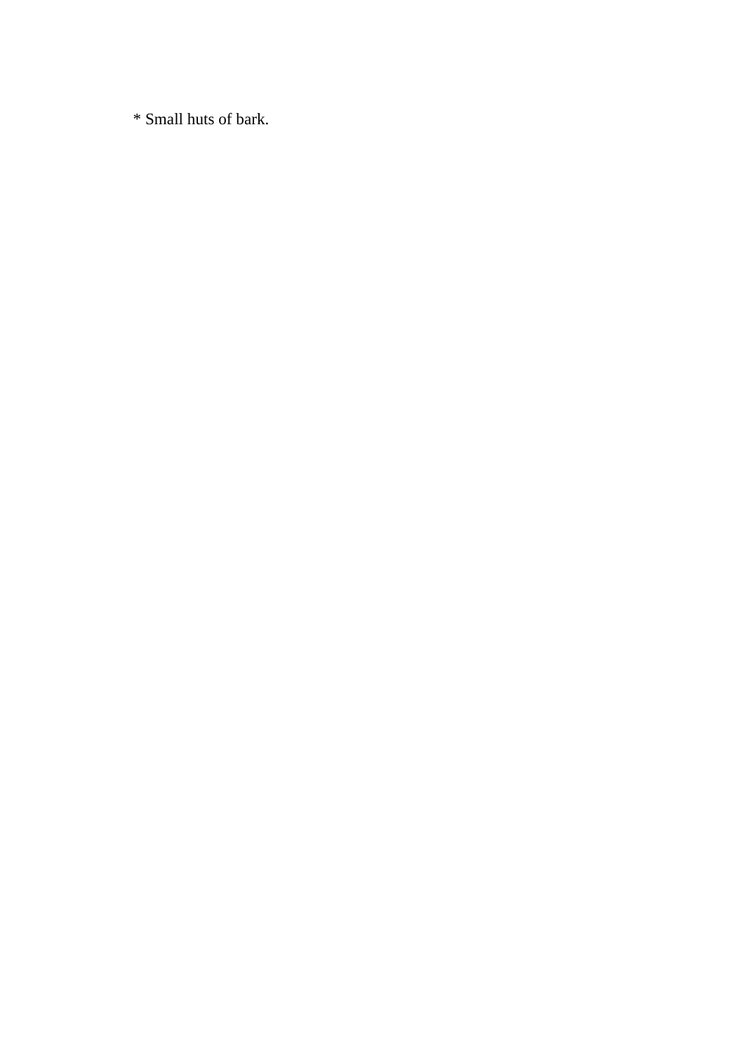* Small huts of bark.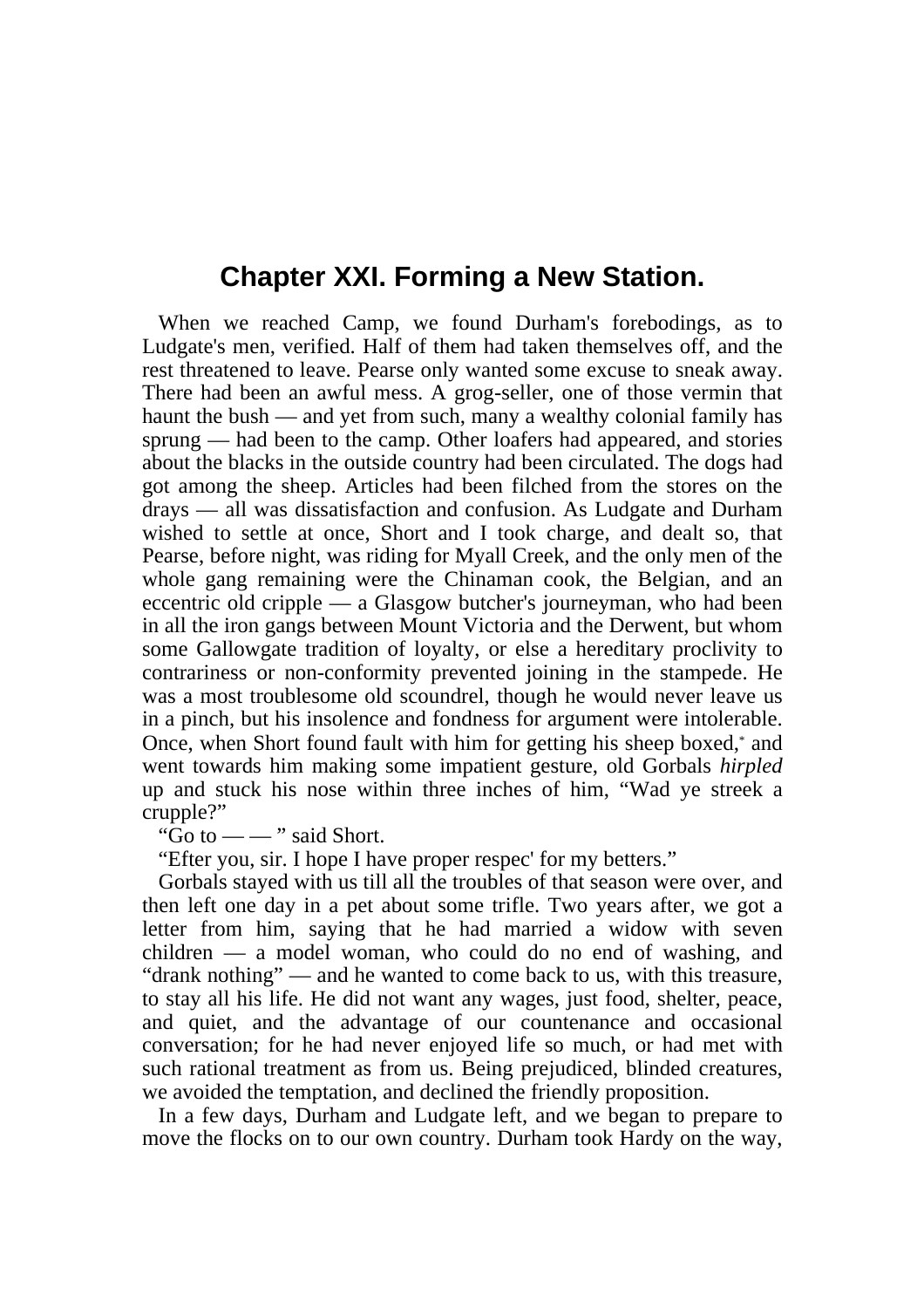# Chapter XXI. Forming a New Station.

When we reached Camp, we found Durham's forebodings, as to Ludgate's men, verified. Half of them had taken themselves off, and the rest threatened to leave. Pearse only wanted some excuse to sneak away. There had been an awful mess. A grog-seller, one of those vermin that haunt the bush — and yet from such, many a wealthy colonial family has sprung — had been to the camp. Other loafers had appeared, and stories about the blacks in the outside country had been circulated. The dogs had got among the sheep. Articles had been filched from the stores on the drays — all was dissatisfaction and confusion. As Ludgate and Durham wished to settle at once, Short and I took charge, and dealt so, that Pearse, before night, was riding for Myall Creek, and the only men of the whole gang remaining were the Chinaman cook, the Belgian, and an eccentric old cripple — a Glasgow butcher's journeyman, who had been in all the iron gangs between Mount Victoria and the Derwent, but whom some Gallowgate tradition of loyalty, or else a hereditary proclivity to contrariness or non-conformity prevented joining in the stampede. He was a most troublesome old scoundrel, though he would never leave us in a pinch, but his insolence and fondness for argument were intolerable. Once, when Short found fault with him for getting his sheep boxed,* and went towards him making some impatient gesture, old Gorbals *hirpled* up and stuck his nose within three inches of him, "Wad ye streek a crupple?"

"Go to — — " said Short.

"Efter you, sir. I hope I have proper respec' for my betters."

Gorbals stayed with us till all the troubles of that season were over, and then left one day in a pet about some trifle. Two years after, we got a letter from him, saying that he had married a widow with seven children — a model woman, who could do no end of washing, and "drank nothing" — and he wanted to come back to us, with this treasure, to stay all his life. He did not want any wages, just food, shelter, peace, and quiet, and the advantage of our countenance and occasional conversation; for he had never enjoyed life so much, or had met with such rational treatment as from us. Being prejudiced, blinded creatures, we avoided the temptation, and declined the friendly proposition.

In a few days, Durham and Ludgate left, and we began to prepare to move the flocks on to our own country. Durham took Hardy on the way,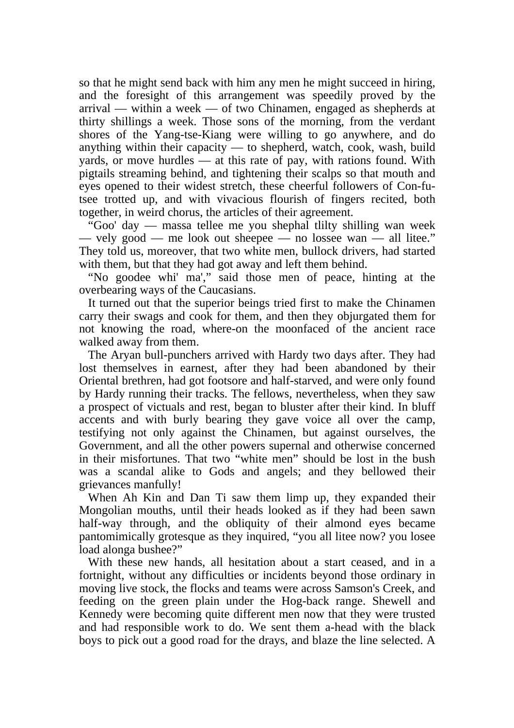so that he might send back with him any men he might succeed in hiring, and the foresight of this arrangement was speedily proved by the arrival — within a week — of two Chinamen, engaged as shepherds at thirty shillings a week. Those sons of the morning, from the verdant shores of the Yang-tse-Kiang were willing to go anywhere, and do anything within their capacity — to shepherd, watch, cook, wash, build yards, or move hurdles — at this rate of pay, with rations found. With pigtails streaming behind, and tightening their scalps so that mouth and eyes opened to their widest stretch, these cheerful followers of Con-fu-tsee trotted up, and with vivacious flourish of fingers recited, both together, in weird chorus, the articles of their agreement.

"Goo' day — massa tellee me you shephal tlilty shilling wan week — vely good — me look out sheepee — no lossee wan — all litee." They told us, moreover, that two white men, bullock drivers, had started with them, but that they had got away and left them behind.

"No goodee whi' ma'," said those men of peace, hinting at the overbearing ways of the Caucasians.

It turned out that the superior beings tried first to make the Chinamen carry their swags and cook for them, and then they objurgated them for not knowing the road, where-on the moonfaced of the ancient race walked away from them.

The Aryan bull-punchers arrived with Hardy two days after. They had lost themselves in earnest, after they had been abandoned by their Oriental brethren, had got footsore and half-starved, and were only found by Hardy running their tracks. The fellows, nevertheless, when they saw a prospect of victuals and rest, began to bluster after their kind. In bluff accents and with burly bearing they gave voice all over the camp, testifying not only against the Chinamen, but against ourselves, the Government, and all the other powers supernal and otherwise concerned in their misfortunes. That two "white men" should be lost in the bush was a scandal alike to Gods and angels; and they bellowed their grievances manfully!

When Ah Kin and Dan Ti saw them limp up, they expanded their Mongolian mouths, until their heads looked as if they had been sawn half-way through, and the obliquity of their almond eyes became pantomimically grotesque as they inquired, "you all litee now? you losee load alonga bushee?"

With these new hands, all hesitation about a start ceased, and in a fortnight, without any difficulties or incidents beyond those ordinary in moving live stock, the flocks and teams were across Samson's Creek, and feeding on the green plain under the Hog-back range. Shewell and Kennedy were becoming quite different men now that they were trusted and had responsible work to do. We sent them a-head with the black boys to pick out a good road for the drays, and blaze the line selected. A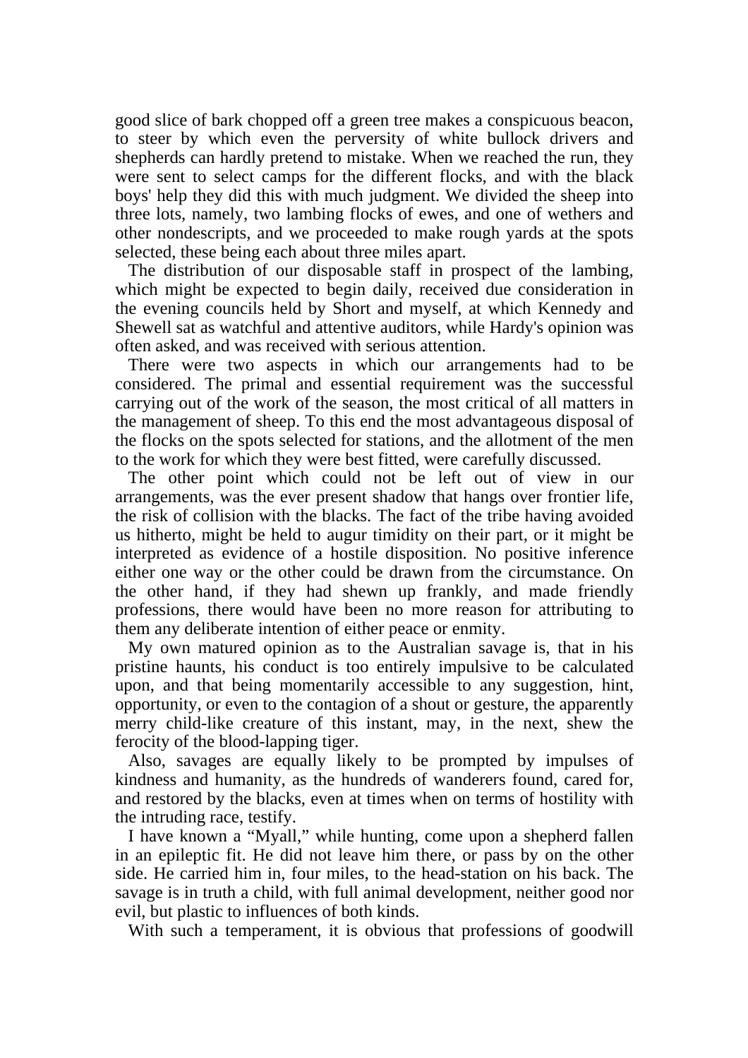good slice of bark chopped off a green tree makes a conspicuous beacon, to steer by which even the perversity of white bullock drivers and shepherds can hardly pretend to mistake. When we reached the run, they were sent to select camps for the different flocks, and with the black boys' help they did this with much judgment. We divided the sheep into three lots, namely, two lambing flocks of ewes, and one of wethers and other nondescripts, and we proceeded to make rough yards at the spots selected, these being each about three miles apart.

The distribution of our disposable staff in prospect of the lambing, which might be expected to begin daily, received due consideration in the evening councils held by Short and myself, at which Kennedy and Shewell sat as watchful and attentive auditors, while Hardy's opinion was often asked, and was received with serious attention.

There were two aspects in which our arrangements had to be considered. The primal and essential requirement was the successful carrying out of the work of the season, the most critical of all matters in the management of sheep. To this end the most advantageous disposal of the flocks on the spots selected for stations, and the allotment of the men to the work for which they were best fitted, were carefully discussed.

The other point which could not be left out of view in our arrangements, was the ever present shadow that hangs over frontier life, the risk of collision with the blacks. The fact of the tribe having avoided us hitherto, might be held to augur timidity on their part, or it might be interpreted as evidence of a hostile disposition. No positive inference either one way or the other could be drawn from the circumstance. On the other hand, if they had shewn up frankly, and made friendly professions, there would have been no more reason for attributing to them any deliberate intention of either peace or enmity.

My own matured opinion as to the Australian savage is, that in his pristine haunts, his conduct is too entirely impulsive to be calculated upon, and that being momentarily accessible to any suggestion, hint, opportunity, or even to the contagion of a shout or gesture, the apparently merry child-like creature of this instant, may, in the next, shew the ferocity of the blood-lapping tiger.

Also, savages are equally likely to be prompted by impulses of kindness and humanity, as the hundreds of wanderers found, cared for, and restored by the blacks, even at times when on terms of hostility with the intruding race, testify.

I have known a "Myall," while hunting, come upon a shepherd fallen in an epileptic fit. He did not leave him there, or pass by on the other side. He carried him in, four miles, to the head-station on his back. The savage is in truth a child, with full animal development, neither good nor evil, but plastic to influences of both kinds.

With such a temperament, it is obvious that professions of goodwill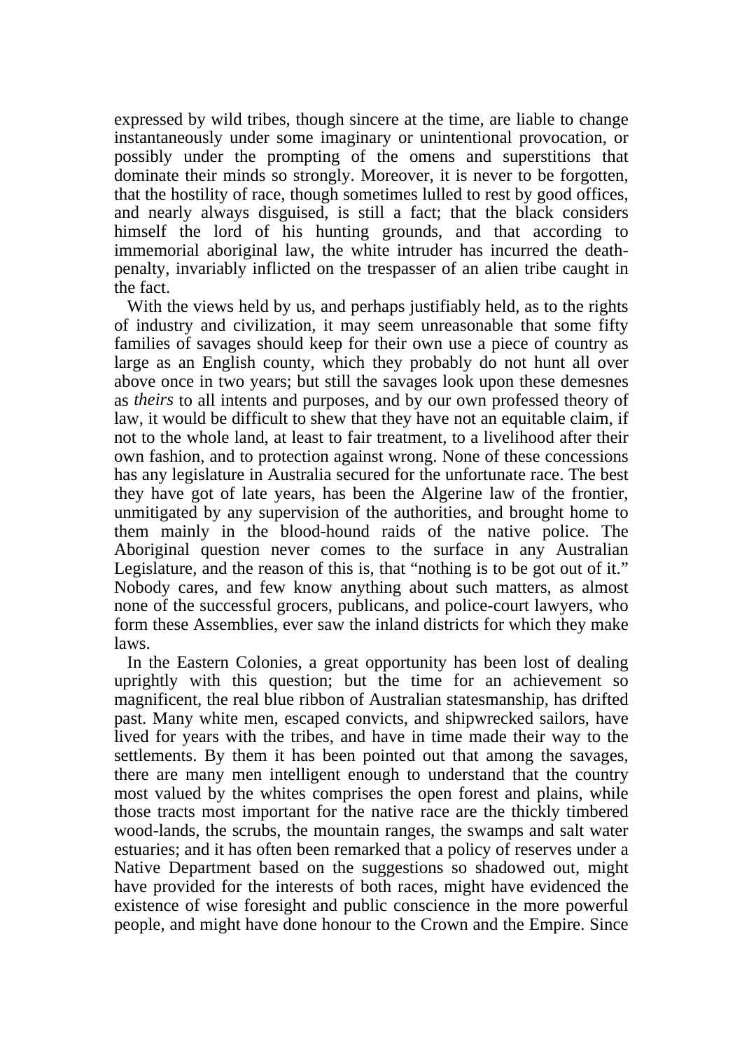expressed by wild tribes, though sincere at the time, are liable to change instantaneously under some imaginary or unintentional provocation, or possibly under the prompting of the omens and superstitions that dominate their minds so strongly. Moreover, it is never to be forgotten, that the hostility of race, though sometimes lulled to rest by good offices, and nearly always disguised, is still a fact; that the black considers himself the lord of his hunting grounds, and that according to immemorial aboriginal law, the white intruder has incurred the death-penalty, invariably inflicted on the trespasser of an alien tribe caught in the fact.

With the views held by us, and perhaps justifiably held, as to the rights of industry and civilization, it may seem unreasonable that some fifty families of savages should keep for their own use a piece of country as large as an English county, which they probably do not hunt all over above once in two years; but still the savages look upon these demesnes as *theirs* to all intents and purposes, and by our own professed theory of law, it would be difficult to shew that they have not an equitable claim, if not to the whole land, at least to fair treatment, to a livelihood after their own fashion, and to protection against wrong. None of these concessions has any legislature in Australia secured for the unfortunate race. The best they have got of late years, has been the Algerine law of the frontier, unmitigated by any supervision of the authorities, and brought home to them mainly in the blood-hound raids of the native police. The Aboriginal question never comes to the surface in any Australian Legislature, and the reason of this is, that "nothing is to be got out of it." Nobody cares, and few know anything about such matters, as almost none of the successful grocers, publicans, and police-court lawyers, who form these Assemblies, ever saw the inland districts for which they make laws.

In the Eastern Colonies, a great opportunity has been lost of dealing uprightly with this question; but the time for an achievement so magnificent, the real blue ribbon of Australian statesmanship, has drifted past. Many white men, escaped convicts, and shipwrecked sailors, have lived for years with the tribes, and have in time made their way to the settlements. By them it has been pointed out that among the savages, there are many men intelligent enough to understand that the country most valued by the whites comprises the open forest and plains, while those tracts most important for the native race are the thickly timbered wood-lands, the scrubs, the mountain ranges, the swamps and salt water estuaries; and it has often been remarked that a policy of reserves under a Native Department based on the suggestions so shadowed out, might have provided for the interests of both races, might have evidenced the existence of wise foresight and public conscience in the more powerful people, and might have done honour to the Crown and the Empire. Since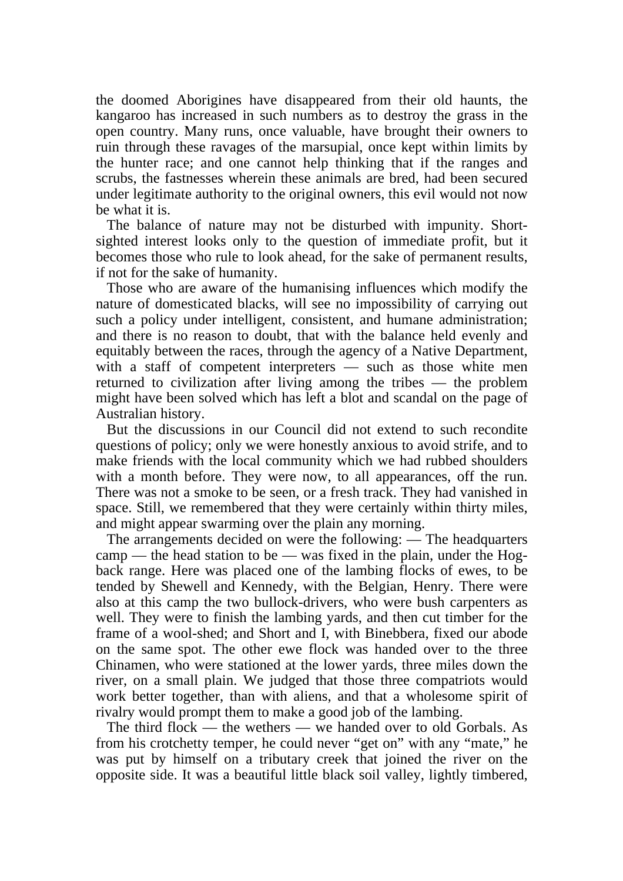the doomed Aborigines have disappeared from their old haunts, the kangaroo has increased in such numbers as to destroy the grass in the open country. Many runs, once valuable, have brought their owners to ruin through these ravages of the marsupial, once kept within limits by the hunter race; and one cannot help thinking that if the ranges and scrubs, the fastnesses wherein these animals are bred, had been secured under legitimate authority to the original owners, this evil would not now be what it is.

The balance of nature may not be disturbed with impunity. Short-sighted interest looks only to the question of immediate profit, but it becomes those who rule to look ahead, for the sake of permanent results, if not for the sake of humanity.

Those who are aware of the humanising influences which modify the nature of domesticated blacks, will see no impossibility of carrying out such a policy under intelligent, consistent, and humane administration; and there is no reason to doubt, that with the balance held evenly and equitably between the races, through the agency of a Native Department, with a staff of competent interpreters — such as those white men returned to civilization after living among the tribes — the problem might have been solved which has left a blot and scandal on the page of Australian history.

But the discussions in our Council did not extend to such recondite questions of policy; only we were honestly anxious to avoid strife, and to make friends with the local community which we had rubbed shoulders with a month before. They were now, to all appearances, off the run. There was not a smoke to be seen, or a fresh track. They had vanished in space. Still, we remembered that they were certainly within thirty miles, and might appear swarming over the plain any morning.

The arrangements decided on were the following: — The headquarters camp — the head station to be — was fixed in the plain, under the Hog-back range. Here was placed one of the lambing flocks of ewes, to be tended by Shewell and Kennedy, with the Belgian, Henry. There were also at this camp the two bullock-drivers, who were bush carpenters as well. They were to finish the lambing yards, and then cut timber for the frame of a wool-shed; and Short and I, with Binebbera, fixed our abode on the same spot. The other ewe flock was handed over to the three Chinamen, who were stationed at the lower yards, three miles down the river, on a small plain. We judged that those three compatriots would work better together, than with aliens, and that a wholesome spirit of rivalry would prompt them to make a good job of the lambing.

The third flock — the wethers — we handed over to old Gorbals. As from his crotchetty temper, he could never "get on" with any "mate," he was put by himself on a tributary creek that joined the river on the opposite side. It was a beautiful little black soil valley, lightly timbered,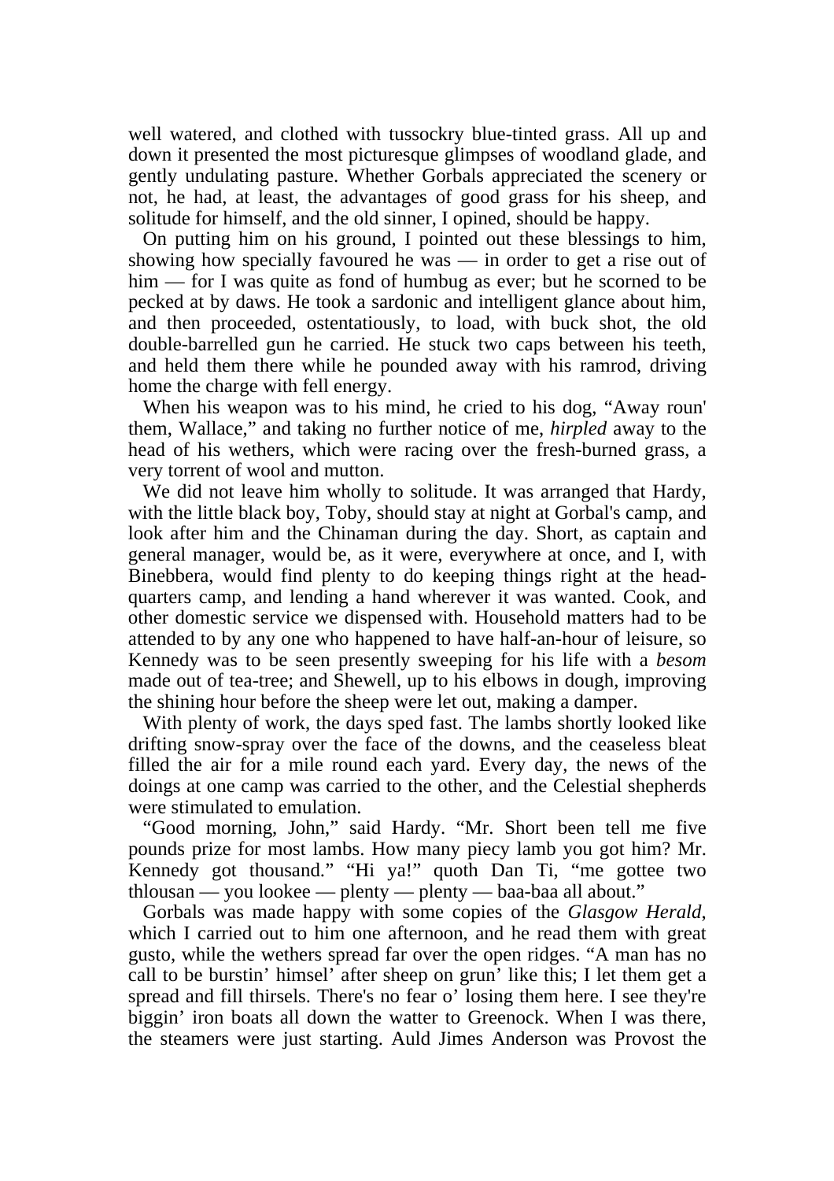well watered, and clothed with tussockry blue-tinted grass. All up and down it presented the most picturesque glimpses of woodland glade, and gently undulating pasture. Whether Gorbals appreciated the scenery or not, he had, at least, the advantages of good grass for his sheep, and solitude for himself, and the old sinner, I opined, should be happy.

On putting him on his ground, I pointed out these blessings to him, showing how specially favoured he was — in order to get a rise out of him — for I was quite as fond of humbug as ever; but he scorned to be pecked at by daws. He took a sardonic and intelligent glance about him, and then proceeded, ostentatiously, to load, with buck shot, the old double-barrelled gun he carried. He stuck two caps between his teeth, and held them there while he pounded away with his ramrod, driving home the charge with fell energy.

When his weapon was to his mind, he cried to his dog, "Away roun' them, Wallace," and taking no further notice of me, *hirpled* away to the head of his wethers, which were racing over the fresh-burned grass, a very torrent of wool and mutton.

We did not leave him wholly to solitude. It was arranged that Hardy, with the little black boy, Toby, should stay at night at Gorbal's camp, and look after him and the Chinaman during the day. Short, as captain and general manager, would be, as it were, everywhere at once, and I, with Binebbera, would find plenty to do keeping things right at the head-quarters camp, and lending a hand wherever it was wanted. Cook, and other domestic service we dispensed with. Household matters had to be attended to by any one who happened to have half-an-hour of leisure, so Kennedy was to be seen presently sweeping for his life with a *besom* made out of tea-tree; and Shewell, up to his elbows in dough, improving the shining hour before the sheep were let out, making a damper.

With plenty of work, the days sped fast. The lambs shortly looked like drifting snow-spray over the face of the downs, and the ceaseless bleat filled the air for a mile round each yard. Every day, the news of the doings at one camp was carried to the other, and the Celestial shepherds were stimulated to emulation.

"Good morning, John," said Hardy. "Mr. Short been tell me five pounds prize for most lambs. How many piecy lamb you got him? Mr. Kennedy got thousand." "Hi ya!" quoth Dan Ti, "me gottee two thlousan — you lookee — plenty — plenty — baa-baa all about."

Gorbals was made happy with some copies of the *Glasgow Herald*, which I carried out to him one afternoon, and he read them with great gusto, while the wethers spread far over the open ridges. "A man has no call to be burstin' himsel' after sheep on grun' like this; I let them get a spread and fill thirsels. There's no fear o' losing them here. I see they're biggin' iron boats all down the watter to Greenock. When I was there, the steamers were just starting. Auld James Anderson was Provost the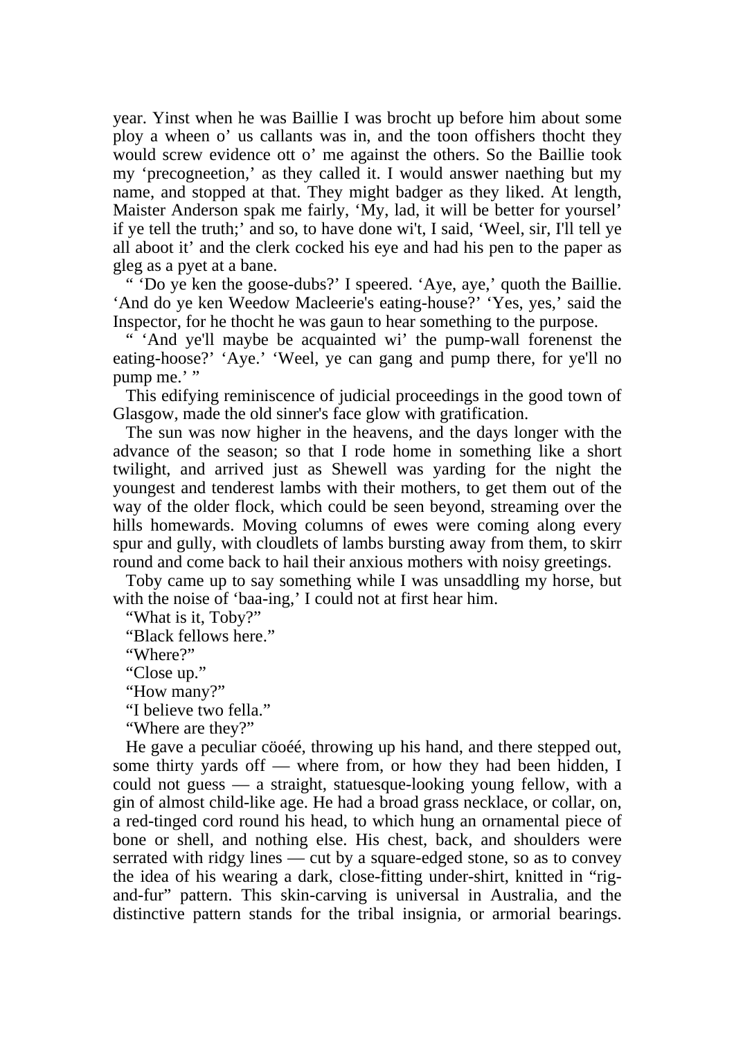year. Yinst when he was Baillie I was brocht up before him about some ploy a wheen o' us callants was in, and the toon offishers thocht they would screw evidence ott o' me against the others. So the Baillie took my 'precogneetion,' as they called it. I would answer naething but my name, and stopped at that. They might badger as they liked. At length, Maister Anderson spak me fairly, 'My, lad, it will be better for yoursel' if ye tell the truth;' and so, to have done wi't, I said, 'Weel, sir, I'll tell ye all aboot it' and the clerk cocked his eye and had his pen to the paper as gleg as a pyet at a bane.

" 'Do ye ken the goose-dubs?' I speered. 'Aye, aye,' quoth the Baillie. 'And do ye ken Weedow Macleerie's eating-house?' 'Yes, yes,' said the Inspector, for he thocht he was gaun to hear something to the purpose.

" 'And ye'll maybe be acquainted wi' the pump-wall forenenst the eating-hoose?' 'Aye.' 'Weel, ye can gang and pump there, for ye'll no pump me.' "

This edifying reminiscence of judicial proceedings in the good town of Glasgow, made the old sinner's face glow with gratification.

The sun was now higher in the heavens, and the days longer with the advance of the season; so that I rode home in something like a short twilight, and arrived just as Shewell was yarding for the night the youngest and tenderest lambs with their mothers, to get them out of the way of the older flock, which could be seen beyond, streaming over the hills homewards. Moving columns of ewes were coming along every spur and gully, with cloudlets of lambs bursting away from them, to skirr round and come back to hail their anxious mothers with noisy greetings.

Toby came up to say something while I was unsaddling my horse, but with the noise of 'baa-ing,' I could not at first hear him.

"What is it, Toby?"

"Black fellows here."

"Where?"

"Close up."

"How many?"

"I believe two fella."

"Where are they?"

He gave a peculiar cöoéé, throwing up his hand, and there stepped out, some thirty yards off — where from, or how they had been hidden, I could not guess — a straight, statuesque-looking young fellow, with a gin of almost child-like age. He had a broad grass necklace, or collar, on, a red-tinged cord round his head, to which hung an ornamental piece of bone or shell, and nothing else. His chest, back, and shoulders were serrated with ridgy lines — cut by a square-edged stone, so as to convey the idea of his wearing a dark, close-fitting under-shirt, knitted in "rig-and-fur" pattern. This skin-carving is universal in Australia, and the distinctive pattern stands for the tribal insignia, or armorial bearings.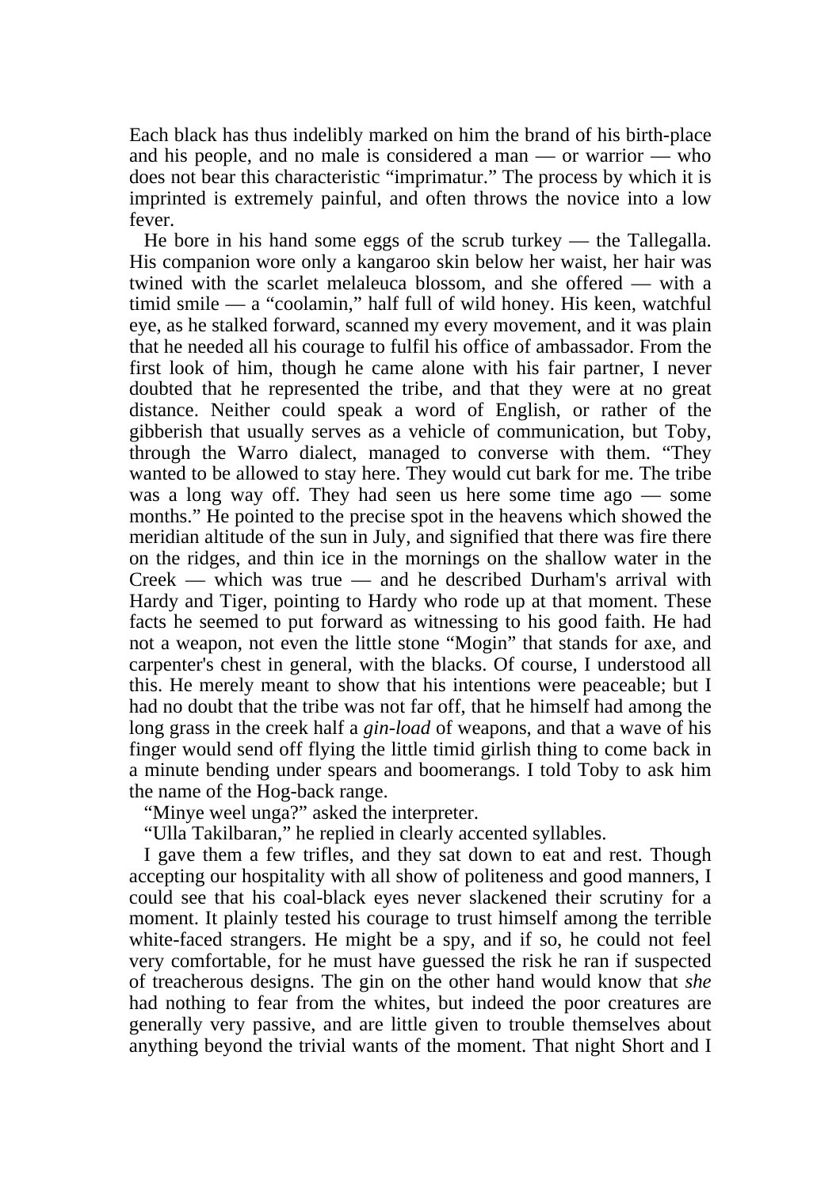Each black has thus indelibly marked on him the brand of his birth-place and his people, and no male is considered a man — or warrior — who does not bear this characteristic "imprimatur." The process by which it is imprinted is extremely painful, and often throws the novice into a low fever.

He bore in his hand some eggs of the scrub turkey — the Tallegalla. His companion wore only a kangaroo skin below her waist, her hair was twined with the scarlet melaleuca blossom, and she offered — with a timid smile — a "coolamin," half full of wild honey. His keen, watchful eye, as he stalked forward, scanned my every movement, and it was plain that he needed all his courage to fulfil his office of ambassador. From the first look of him, though he came alone with his fair partner, I never doubted that he represented the tribe, and that they were at no great distance. Neither could speak a word of English, or rather of the gibberish that usually serves as a vehicle of communication, but Toby, through the Warro dialect, managed to converse with them. "They wanted to be allowed to stay here. They would cut bark for me. The tribe was a long way off. They had seen us here some time ago — some months." He pointed to the precise spot in the heavens which showed the meridian altitude of the sun in July, and signified that there was fire there on the ridges, and thin ice in the mornings on the shallow water in the Creek — which was true — and he described Durham's arrival with Hardy and Tiger, pointing to Hardy who rode up at that moment. These facts he seemed to put forward as witnessing to his good faith. He had not a weapon, not even the little stone "Mogin" that stands for axe, and carpenter's chest in general, with the blacks. Of course, I understood all this. He merely meant to show that his intentions were peaceable; but I had no doubt that the tribe was not far off, that he himself had among the long grass in the creek half a *gin-load* of weapons, and that a wave of his finger would send off flying the little timid girlish thing to come back in a minute bending under spears and boomerangs. I told Toby to ask him the name of the Hog-back range.

"Minye weel unga?" asked the interpreter.

"Ulla Takilbaran," he replied in clearly accented syllables.

I gave them a few trifles, and they sat down to eat and rest. Though accepting our hospitality with all show of politeness and good manners, I could see that his coal-black eyes never slackened their scrutiny for a moment. It plainly tested his courage to trust himself among the terrible white-faced strangers. He might be a spy, and if so, he could not feel very comfortable, for he must have guessed the risk he ran if suspected of treacherous designs. The gin on the other hand would know that *she* had nothing to fear from the whites, but indeed the poor creatures are generally very passive, and are little given to trouble themselves about anything beyond the trivial wants of the moment. That night Short and I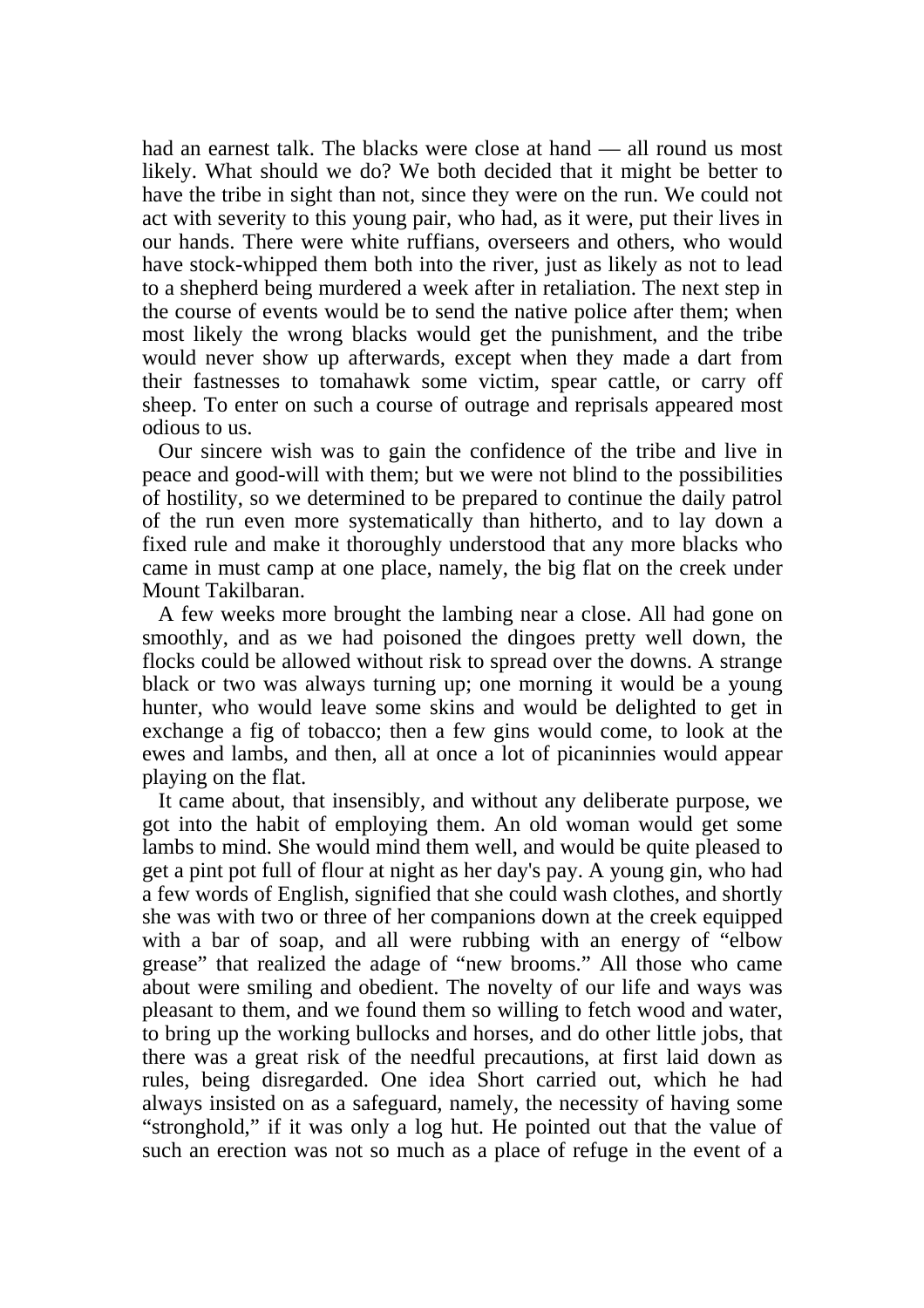had an earnest talk. The blacks were close at hand — all round us most likely. What should we do? We both decided that it might be better to have the tribe in sight than not, since they were on the run. We could not act with severity to this young pair, who had, as it were, put their lives in our hands. There were white ruffians, overseers and others, who would have stock-whipped them both into the river, just as likely as not to lead to a shepherd being murdered a week after in retaliation. The next step in the course of events would be to send the native police after them; when most likely the wrong blacks would get the punishment, and the tribe would never show up afterwards, except when they made a dart from their fastnesses to tomahawk some victim, spear cattle, or carry off sheep. To enter on such a course of outrage and reprisals appeared most odious to us.

Our sincere wish was to gain the confidence of the tribe and live in peace and good-will with them; but we were not blind to the possibilities of hostility, so we determined to be prepared to continue the daily patrol of the run even more systematically than hitherto, and to lay down a fixed rule and make it thoroughly understood that any more blacks who came in must camp at one place, namely, the big flat on the creek under Mount Takilbaran.

A few weeks more brought the lambing near a close. All had gone on smoothly, and as we had poisoned the dingoes pretty well down, the flocks could be allowed without risk to spread over the downs. A strange black or two was always turning up; one morning it would be a young hunter, who would leave some skins and would be delighted to get in exchange a fig of tobacco; then a few gins would come, to look at the ewes and lambs, and then, all at once a lot of picaninnies would appear playing on the flat.

It came about, that insensibly, and without any deliberate purpose, we got into the habit of employing them. An old woman would get some lambs to mind. She would mind them well, and would be quite pleased to get a pint pot full of flour at night as her day's pay. A young gin, who had a few words of English, signified that she could wash clothes, and shortly she was with two or three of her companions down at the creek equipped with a bar of soap, and all were rubbing with an energy of "elbow grease" that realized the adage of "new brooms." All those who came about were smiling and obedient. The novelty of our life and ways was pleasant to them, and we found them so willing to fetch wood and water, to bring up the working bullocks and horses, and do other little jobs, that there was a great risk of the needful precautions, at first laid down as rules, being disregarded. One idea Short carried out, which he had always insisted on as a safeguard, namely, the necessity of having some "stronghold," if it was only a log hut. He pointed out that the value of such an erection was not so much as a place of refuge in the event of a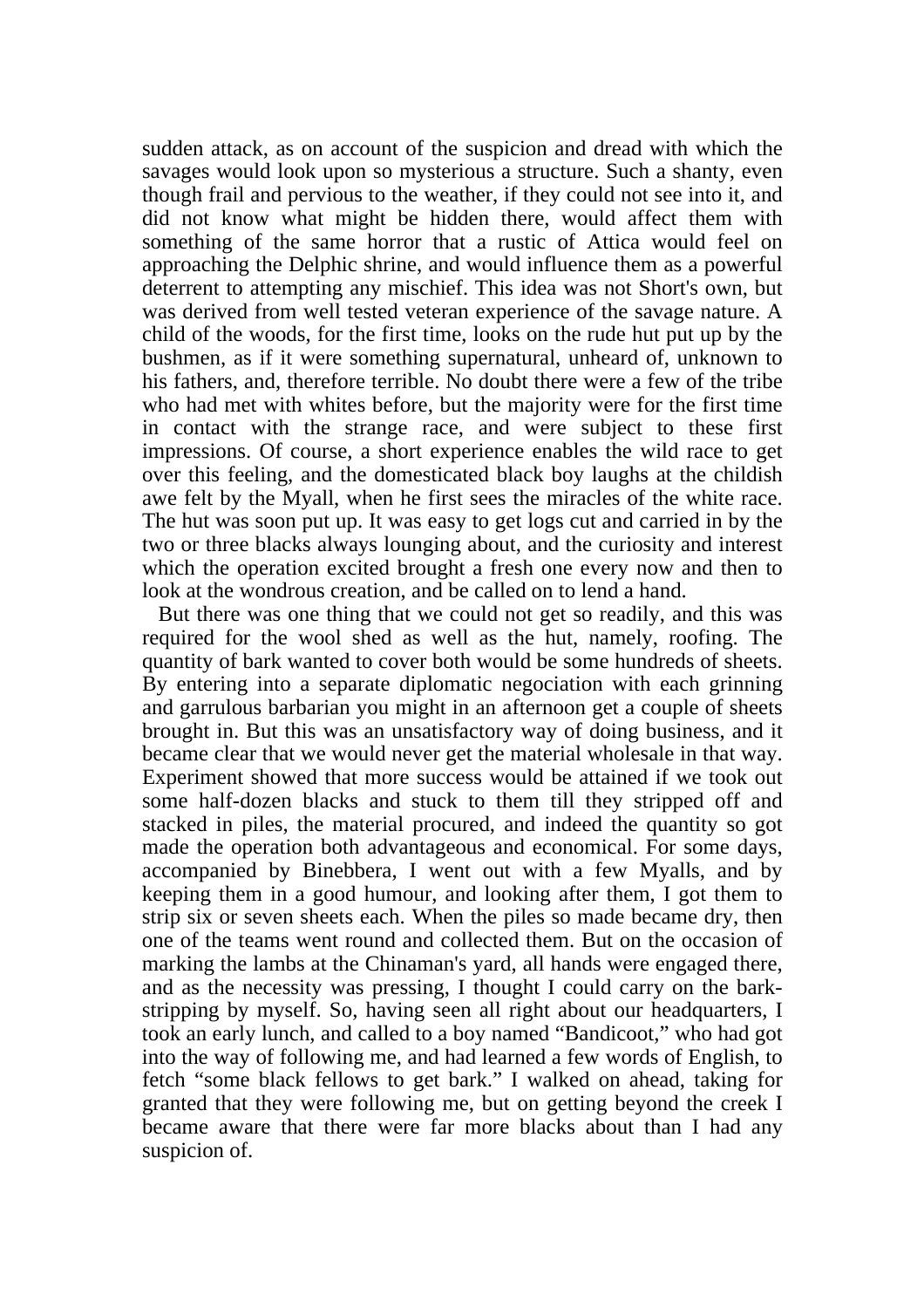sudden attack, as on account of the suspicion and dread with which the savages would look upon so mysterious a structure. Such a shanty, even though frail and pervious to the weather, if they could not see into it, and did not know what might be hidden there, would affect them with something of the same horror that a rustic of Attica would feel on approaching the Delphic shrine, and would influence them as a powerful deterrent to attempting any mischief. This idea was not Short's own, but was derived from well tested veteran experience of the savage nature. A child of the woods, for the first time, looks on the rude hut put up by the bushmen, as if it were something supernatural, unheard of, unknown to his fathers, and, therefore terrible. No doubt there were a few of the tribe who had met with whites before, but the majority were for the first time in contact with the strange race, and were subject to these first impressions. Of course, a short experience enables the wild race to get over this feeling, and the domesticated black boy laughs at the childish awe felt by the Myall, when he first sees the miracles of the white race. The hut was soon put up. It was easy to get logs cut and carried in by the two or three blacks always lounging about, and the curiosity and interest which the operation excited brought a fresh one every now and then to look at the wondrous creation, and be called on to lend a hand.

But there was one thing that we could not get so readily, and this was required for the wool shed as well as the hut, namely, roofing. The quantity of bark wanted to cover both would be some hundreds of sheets. By entering into a separate diplomatic negociation with each grinning and garrulous barbarian you might in an afternoon get a couple of sheets brought in. But this was an unsatisfactory way of doing business, and it became clear that we would never get the material wholesale in that way. Experiment showed that more success would be attained if we took out some half-dozen blacks and stuck to them till they stripped off and stacked in piles, the material procured, and indeed the quantity so got made the operation both advantageous and economical. For some days, accompanied by Binebbera, I went out with a few Myalls, and by keeping them in a good humour, and looking after them, I got them to strip six or seven sheets each. When the piles so made became dry, then one of the teams went round and collected them. But on the occasion of marking the lambs at the Chinaman's yard, all hands were engaged there, and as the necessity was pressing, I thought I could carry on the bark-stripping by myself. So, having seen all right about our headquarters, I took an early lunch, and called to a boy named "Bandicoot," who had got into the way of following me, and had learned a few words of English, to fetch "some black fellows to get bark." I walked on ahead, taking for granted that they were following me, but on getting beyond the creek I became aware that there were far more blacks about than I had any suspicion of.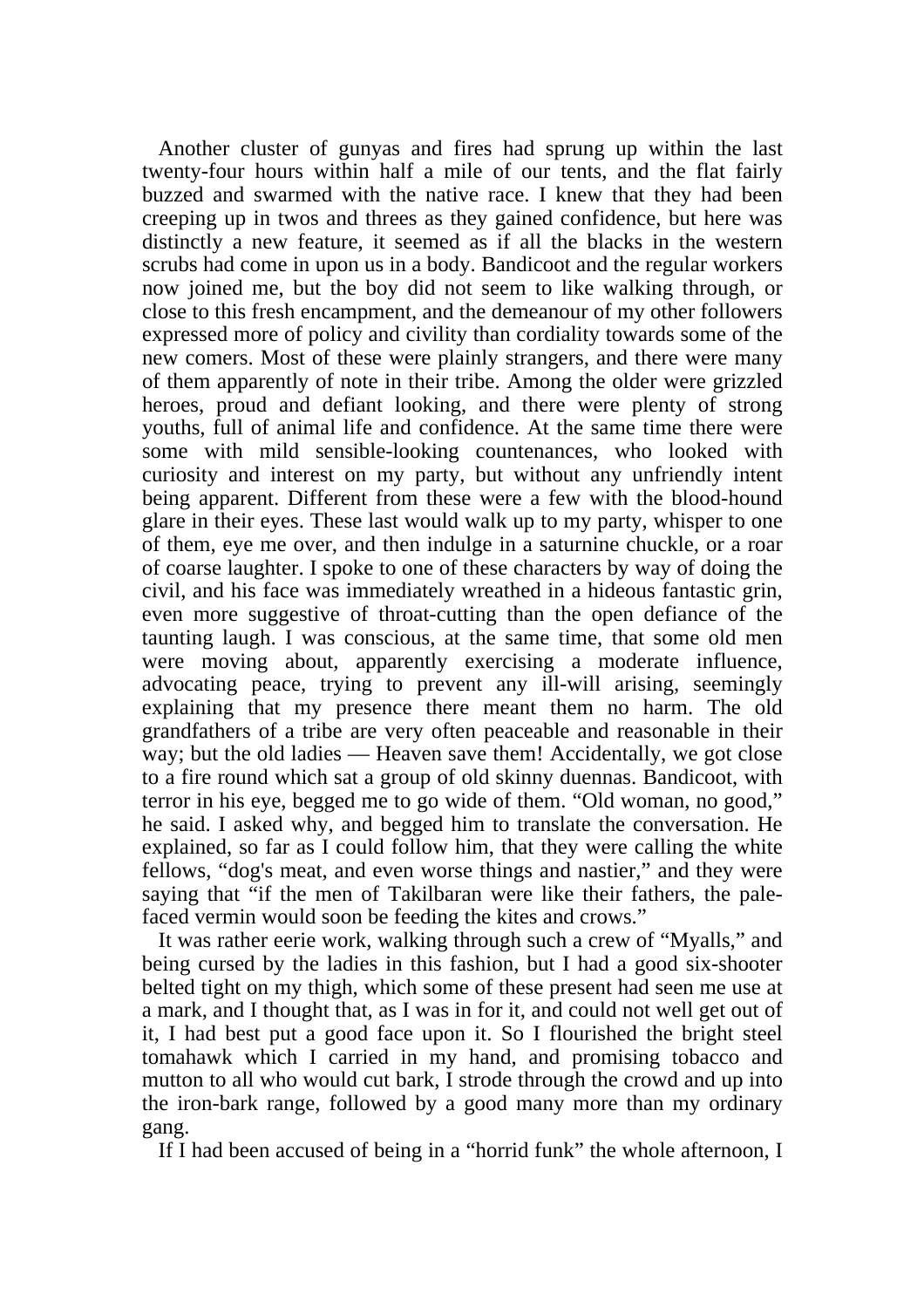Another cluster of gunyas and fires had sprung up within the last twenty-four hours within half a mile of our tents, and the flat fairly buzzed and swarmed with the native race. I knew that they had been creeping up in twos and threes as they gained confidence, but here was distinctly a new feature, it seemed as if all the blacks in the western scrubs had come in upon us in a body. Bandicoot and the regular workers now joined me, but the boy did not seem to like walking through, or close to this fresh encampment, and the demeanour of my other followers expressed more of policy and civility than cordiality towards some of the new comers. Most of these were plainly strangers, and there were many of them apparently of note in their tribe. Among the older were grizzled heroes, proud and defiant looking, and there were plenty of strong youths, full of animal life and confidence. At the same time there were some with mild sensible-looking countenances, who looked with curiosity and interest on my party, but without any unfriendly intent being apparent. Different from these were a few with the blood-hound glare in their eyes. These last would walk up to my party, whisper to one of them, eye me over, and then indulge in a saturnine chuckle, or a roar of coarse laughter. I spoke to one of these characters by way of doing the civil, and his face was immediately wreathed in a hideous fantastic grin, even more suggestive of throat-cutting than the open defiance of the taunting laugh. I was conscious, at the same time, that some old men were moving about, apparently exercising a moderate influence, advocating peace, trying to prevent any ill-will arising, seemingly explaining that my presence there meant them no harm. The old grandfathers of a tribe are very often peaceable and reasonable in their way; but the old ladies — Heaven save them! Accidentally, we got close to a fire round which sat a group of old skinny duennas. Bandicoot, with terror in his eye, begged me to go wide of them. "Old woman, no good," he said. I asked why, and begged him to translate the conversation. He explained, so far as I could follow him, that they were calling the white fellows, "dog's meat, and even worse things and nastier," and they were saying that "if the men of Takilbaran were like their fathers, the pale-faced vermin would soon be feeding the kites and crows."

It was rather eerie work, walking through such a crew of "Myalls," and being cursed by the ladies in this fashion, but I had a good six-shooter belted tight on my thigh, which some of these present had seen me use at a mark, and I thought that, as I was in for it, and could not well get out of it, I had best put a good face upon it. So I flourished the bright steel tomahawk which I carried in my hand, and promising tobacco and mutton to all who would cut bark, I strode through the crowd and up into the iron-bark range, followed by a good many more than my ordinary gang.

If I had been accused of being in a "horrid funk" the whole afternoon, I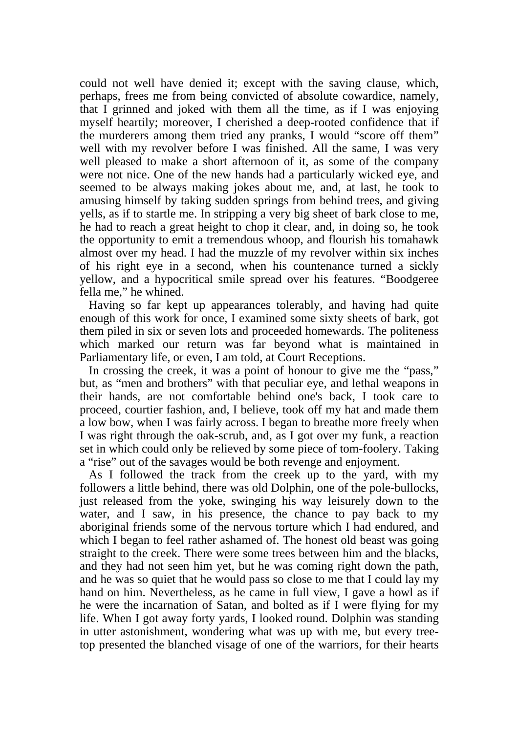could not well have denied it; except with the saving clause, which, perhaps, frees me from being convicted of absolute cowardice, namely, that I grinned and joked with them all the time, as if I was enjoying myself heartily; moreover, I cherished a deep-rooted confidence that if the murderers among them tried any pranks, I would "score off them" well with my revolver before I was finished. All the same, I was very well pleased to make a short afternoon of it, as some of the company were not nice. One of the new hands had a particularly wicked eye, and seemed to be always making jokes about me, and, at last, he took to amusing himself by taking sudden springs from behind trees, and giving yells, as if to startle me. In stripping a very big sheet of bark close to me, he had to reach a great height to chop it clear, and, in doing so, he took the opportunity to emit a tremendous whoop, and flourish his tomahawk almost over my head. I had the muzzle of my revolver within six inches of his right eye in a second, when his countenance turned a sickly yellow, and a hypocritical smile spread over his features. "Boodgeree fella me," he whined.

Having so far kept up appearances tolerably, and having had quite enough of this work for once, I examined some sixty sheets of bark, got them piled in six or seven lots and proceeded homewards. The politeness which marked our return was far beyond what is maintained in Parliamentary life, or even, I am told, at Court Receptions.

In crossing the creek, it was a point of honour to give me the "pass," but, as "men and brothers" with that peculiar eye, and lethal weapons in their hands, are not comfortable behind one's back, I took care to proceed, courtier fashion, and, I believe, took off my hat and made them a low bow, when I was fairly across. I began to breathe more freely when I was right through the oak-scrub, and, as I got over my funk, a reaction set in which could only be relieved by some piece of tom-foolery. Taking a "rise" out of the savages would be both revenge and enjoyment.

As I followed the track from the creek up to the yard, with my followers a little behind, there was old Dolphin, one of the pole-bullocks, just released from the yoke, swinging his way leisurely down to the water, and I saw, in his presence, the chance to pay back to my aboriginal friends some of the nervous torture which I had endured, and which I began to feel rather ashamed of. The honest old beast was going straight to the creek. There were some trees between him and the blacks, and they had not seen him yet, but he was coming right down the path, and he was so quiet that he would pass so close to me that I could lay my hand on him. Nevertheless, as he came in full view, I gave a howl as if he were the incarnation of Satan, and bolted as if I were flying for my life. When I got away forty yards, I looked round. Dolphin was standing in utter astonishment, wondering what was up with me, but every tree-top presented the blanched visage of one of the warriors, for their hearts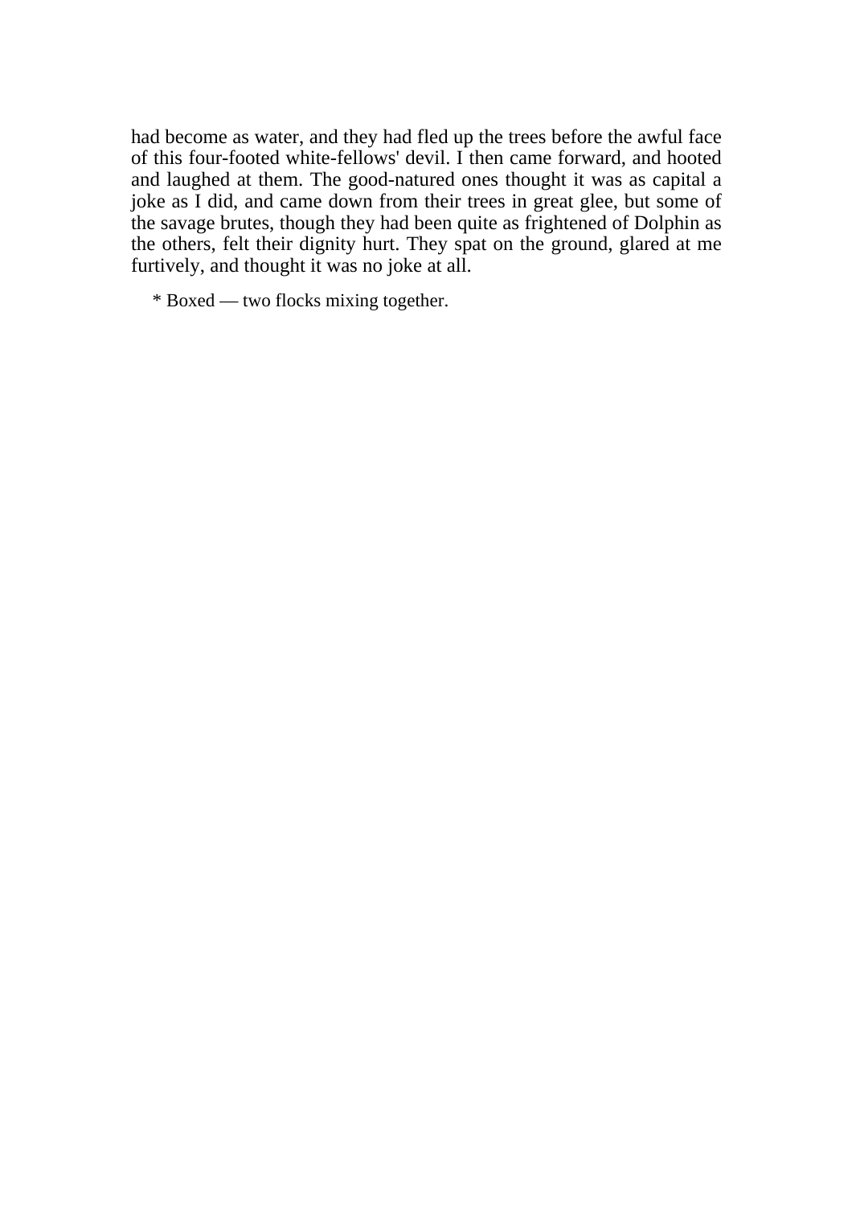had become as water, and they had fled up the trees before the awful face of this four-footed white-fellows' devil. I then came forward, and hooted and laughed at them. The good-natured ones thought it was as capital a joke as I did, and came down from their trees in great glee, but some of the savage brutes, though they had been quite as frightened of Dolphin as the others, felt their dignity hurt. They spat on the ground, glared at me furtively, and thought it was no joke at all.

* Boxed — two flocks mixing together.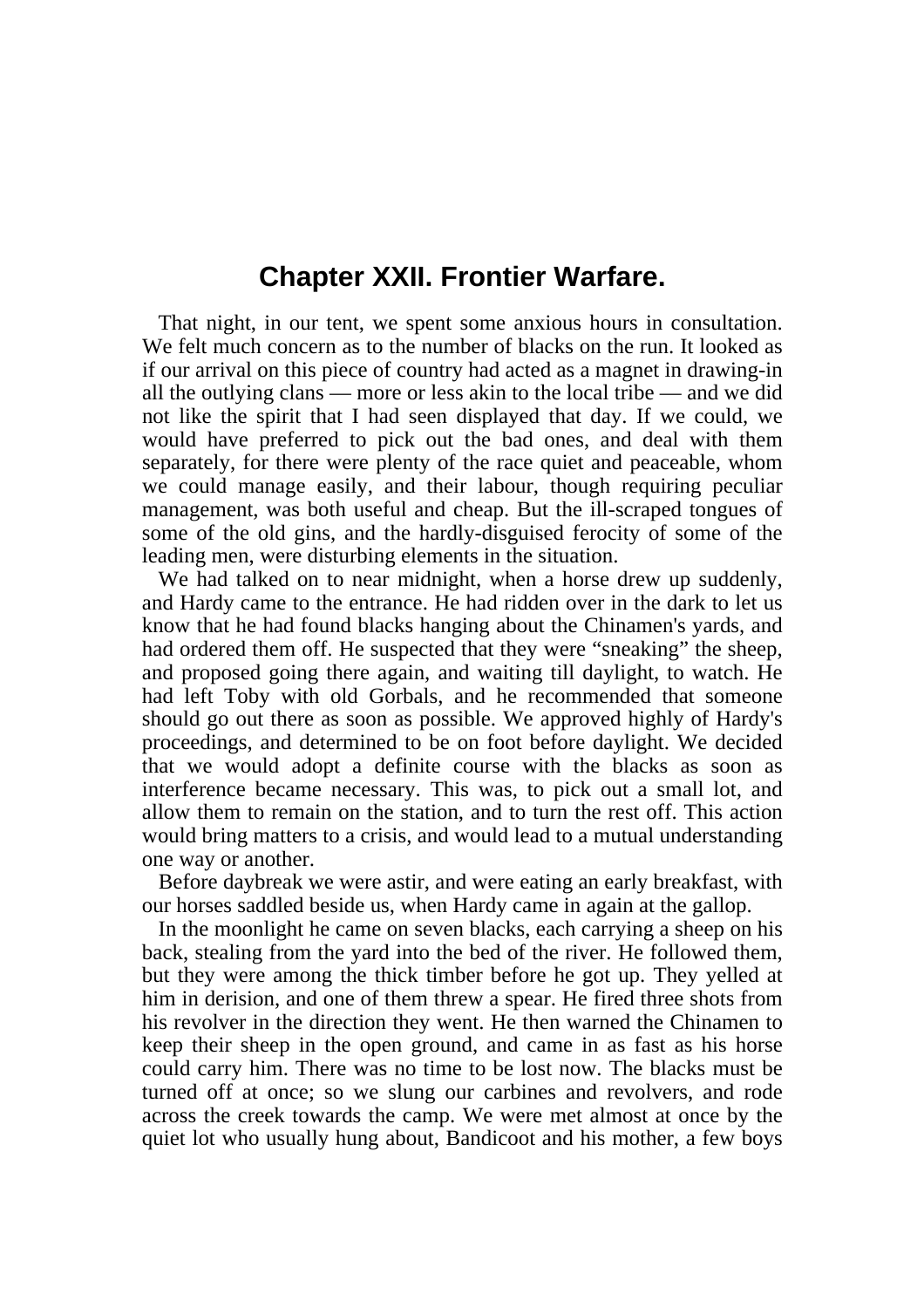# Chapter XXII. Frontier Warfare.

That night, in our tent, we spent some anxious hours in consultation. We felt much concern as to the number of blacks on the run. It looked as if our arrival on this piece of country had acted as a magnet in drawing-in all the outlying clans — more or less akin to the local tribe — and we did not like the spirit that I had seen displayed that day. If we could, we would have preferred to pick out the bad ones, and deal with them separately, for there were plenty of the race quiet and peaceable, whom we could manage easily, and their labour, though requiring peculiar management, was both useful and cheap. But the ill-scraped tongues of some of the old gins, and the hardly-disguised ferocity of some of the leading men, were disturbing elements in the situation.

We had talked on to near midnight, when a horse drew up suddenly, and Hardy came to the entrance. He had ridden over in the dark to let us know that he had found blacks hanging about the Chinamen's yards, and had ordered them off. He suspected that they were "sneaking" the sheep, and proposed going there again, and waiting till daylight, to watch. He had left Toby with old Gorbals, and he recommended that someone should go out there as soon as possible. We approved highly of Hardy's proceedings, and determined to be on foot before daylight. We decided that we would adopt a definite course with the blacks as soon as interference became necessary. This was, to pick out a small lot, and allow them to remain on the station, and to turn the rest off. This action would bring matters to a crisis, and would lead to a mutual understanding one way or another.

Before daybreak we were astir, and were eating an early breakfast, with our horses saddled beside us, when Hardy came in again at the gallop.

In the moonlight he came on seven blacks, each carrying a sheep on his back, stealing from the yard into the bed of the river. He followed them, but they were among the thick timber before he got up. They yelled at him in derision, and one of them threw a spear. He fired three shots from his revolver in the direction they went. He then warned the Chinamen to keep their sheep in the open ground, and came in as fast as his horse could carry him. There was no time to be lost now. The blacks must be turned off at once; so we slung our carbines and revolvers, and rode across the creek towards the camp. We were met almost at once by the quiet lot who usually hung about, Bandicoot and his mother, a few boys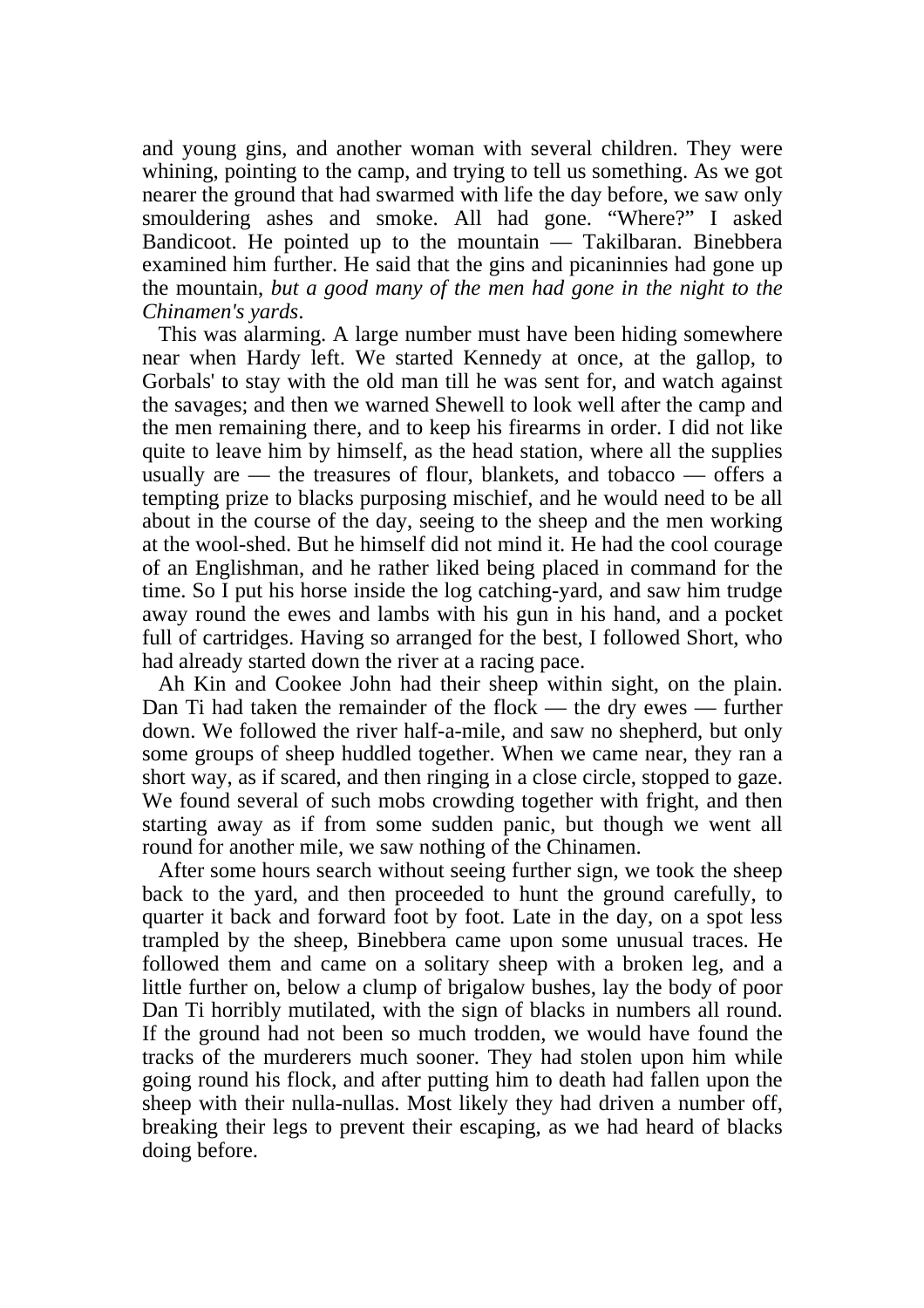and young gins, and another woman with several children. They were whining, pointing to the camp, and trying to tell us something. As we got nearer the ground that had swarmed with life the day before, we saw only smouldering ashes and smoke. All had gone. "Where?" I asked Bandicoot. He pointed up to the mountain — Takilbaran. Binebbera examined him further. He said that the gins and picaninnies had gone up the mountain, *but a good many of the men had gone in the night to the Chinamen's yards*.

This was alarming. A large number must have been hiding somewhere near when Hardy left. We started Kennedy at once, at the gallop, to Gorbals' to stay with the old man till he was sent for, and watch against the savages; and then we warned Shewell to look well after the camp and the men remaining there, and to keep his firearms in order. I did not like quite to leave him by himself, as the head station, where all the supplies usually are — the treasures of flour, blankets, and tobacco — offers a tempting prize to blacks purposing mischief, and he would need to be all about in the course of the day, seeing to the sheep and the men working at the wool-shed. But he himself did not mind it. He had the cool courage of an Englishman, and he rather liked being placed in command for the time. So I put his horse inside the log catching-yard, and saw him trudge away round the ewes and lambs with his gun in his hand, and a pocket full of cartridges. Having so arranged for the best, I followed Short, who had already started down the river at a racing pace.

Ah Kin and Cookee John had their sheep within sight, on the plain. Dan Ti had taken the remainder of the flock — the dry ewes — further down. We followed the river half-a-mile, and saw no shepherd, but only some groups of sheep huddled together. When we came near, they ran a short way, as if scared, and then ringing in a close circle, stopped to gaze. We found several of such mobs crowding together with fright, and then starting away as if from some sudden panic, but though we went all round for another mile, we saw nothing of the Chinamen.

After some hours search without seeing further sign, we took the sheep back to the yard, and then proceeded to hunt the ground carefully, to quarter it back and forward foot by foot. Late in the day, on a spot less trampled by the sheep, Binebbera came upon some unusual traces. He followed them and came on a solitary sheep with a broken leg, and a little further on, below a clump of brigalow bushes, lay the body of poor Dan Ti horribly mutilated, with the sign of blacks in numbers all round. If the ground had not been so much trodden, we would have found the tracks of the murderers much sooner. They had stolen upon him while going round his flock, and after putting him to death had fallen upon the sheep with their nulla-nullas. Most likely they had driven a number off, breaking their legs to prevent their escaping, as we had heard of blacks doing before.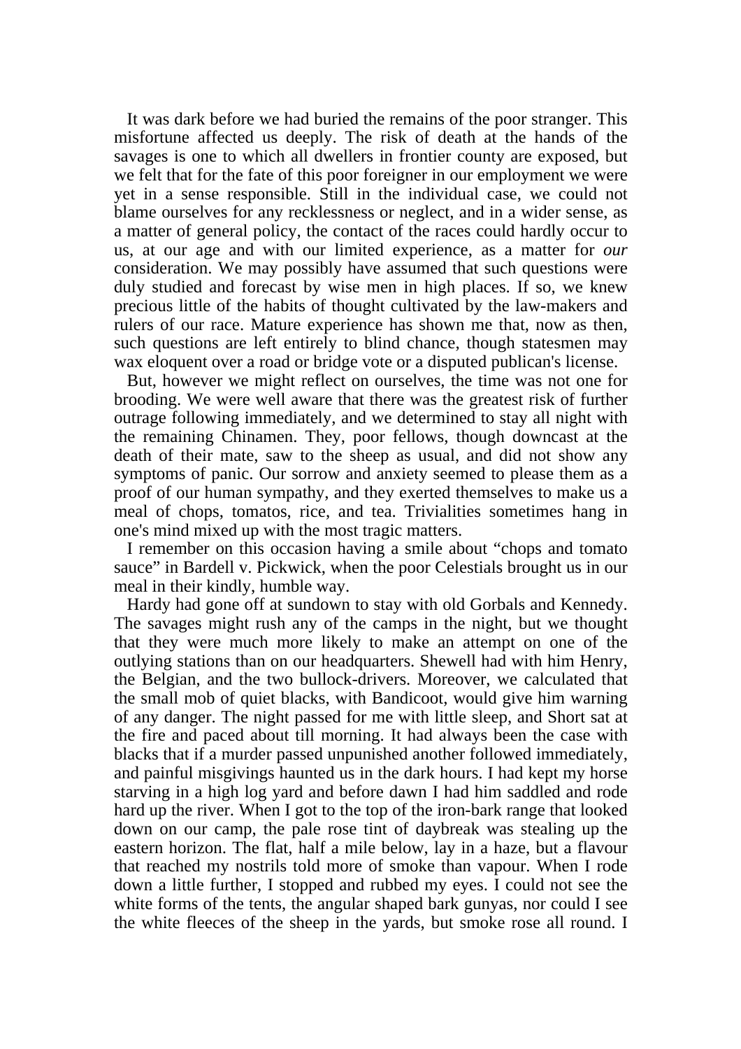It was dark before we had buried the remains of the poor stranger. This misfortune affected us deeply. The risk of death at the hands of the savages is one to which all dwellers in frontier county are exposed, but we felt that for the fate of this poor foreigner in our employment we were yet in a sense responsible. Still in the individual case, we could not blame ourselves for any recklessness or neglect, and in a wider sense, as a matter of general policy, the contact of the races could hardly occur to us, at our age and with our limited experience, as a matter for *our* consideration. We may possibly have assumed that such questions were duly studied and forecast by wise men in high places. If so, we knew precious little of the habits of thought cultivated by the law-makers and rulers of our race. Mature experience has shown me that, now as then, such questions are left entirely to blind chance, though statesmen may wax eloquent over a road or bridge vote or a disputed publican's license.

But, however we might reflect on ourselves, the time was not one for brooding. We were well aware that there was the greatest risk of further outrage following immediately, and we determined to stay all night with the remaining Chinamen. They, poor fellows, though downcast at the death of their mate, saw to the sheep as usual, and did not show any symptoms of panic. Our sorrow and anxiety seemed to please them as a proof of our human sympathy, and they exerted themselves to make us a meal of chops, tomatos, rice, and tea. Trivialities sometimes hang in one's mind mixed up with the most tragic matters.

I remember on this occasion having a smile about "chops and tomato sauce" in Bardell v. Pickwick, when the poor Celestials brought us in our meal in their kindly, humble way.

Hardy had gone off at sundown to stay with old Gorbals and Kennedy. The savages might rush any of the camps in the night, but we thought that they were much more likely to make an attempt on one of the outlying stations than on our headquarters. Shewell had with him Henry, the Belgian, and the two bullock-drivers. Moreover, we calculated that the small mob of quiet blacks, with Bandicoot, would give him warning of any danger. The night passed for me with little sleep, and Short sat at the fire and paced about till morning. It had always been the case with blacks that if a murder passed unpunished another followed immediately, and painful misgivings haunted us in the dark hours. I had kept my horse starving in a high log yard and before dawn I had him saddled and rode hard up the river. When I got to the top of the iron-bark range that looked down on our camp, the pale rose tint of daybreak was stealing up the eastern horizon. The flat, half a mile below, lay in a haze, but a flavour that reached my nostrils told more of smoke than vapour. When I rode down a little further, I stopped and rubbed my eyes. I could not see the white forms of the tents, the angular shaped bark gunyas, nor could I see the white fleeces of the sheep in the yards, but smoke rose all round. I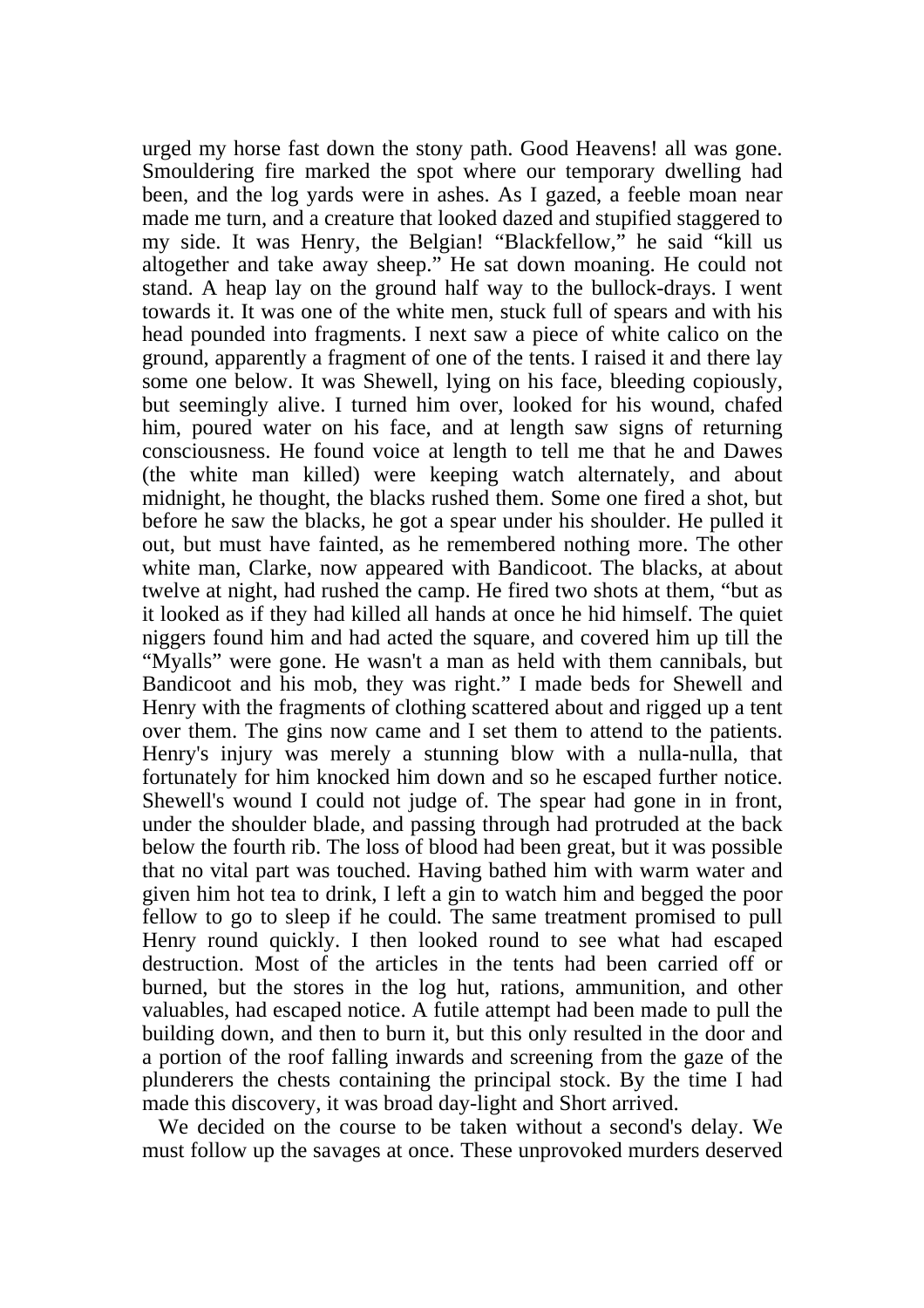urged my horse fast down the stony path. Good Heavens! all was gone. Smouldering fire marked the spot where our temporary dwelling had been, and the log yards were in ashes. As I gazed, a feeble moan near made me turn, and a creature that looked dazed and stupified staggered to my side. It was Henry, the Belgian! "Blackfellow," he said "kill us altogether and take away sheep." He sat down moaning. He could not stand. A heap lay on the ground half way to the bullock-drays. I went towards it. It was one of the white men, stuck full of spears and with his head pounded into fragments. I next saw a piece of white calico on the ground, apparently a fragment of one of the tents. I raised it and there lay some one below. It was Shewell, lying on his face, bleeding copiously, but seemingly alive. I turned him over, looked for his wound, chafed him, poured water on his face, and at length saw signs of returning consciousness. He found voice at length to tell me that he and Dawes (the white man killed) were keeping watch alternately, and about midnight, he thought, the blacks rushed them. Some one fired a shot, but before he saw the blacks, he got a spear under his shoulder. He pulled it out, but must have fainted, as he remembered nothing more. The other white man, Clarke, now appeared with Bandicoot. The blacks, at about twelve at night, had rushed the camp. He fired two shots at them, "but as it looked as if they had killed all hands at once he hid himself. The quiet niggers found him and had acted the square, and covered him up till the "Myalls" were gone. He wasn't a man as held with them cannibals, but Bandicoot and his mob, they was right." I made beds for Shewell and Henry with the fragments of clothing scattered about and rigged up a tent over them. The gins now came and I set them to attend to the patients. Henry's injury was merely a stunning blow with a nulla-nulla, that fortunately for him knocked him down and so he escaped further notice. Shewell's wound I could not judge of. The spear had gone in in front, under the shoulder blade, and passing through had protruded at the back below the fourth rib. The loss of blood had been great, but it was possible that no vital part was touched. Having bathed him with warm water and given him hot tea to drink, I left a gin to watch him and begged the poor fellow to go to sleep if he could. The same treatment promised to pull Henry round quickly. I then looked round to see what had escaped destruction. Most of the articles in the tents had been carried off or burned, but the stores in the log hut, rations, ammunition, and other valuables, had escaped notice. A futile attempt had been made to pull the building down, and then to burn it, but this only resulted in the door and a portion of the roof falling inwards and screening from the gaze of the plunderers the chests containing the principal stock. By the time I had made this discovery, it was broad day-light and Short arrived.

We decided on the course to be taken without a second's delay. We must follow up the savages at once. These unprovoked murders deserved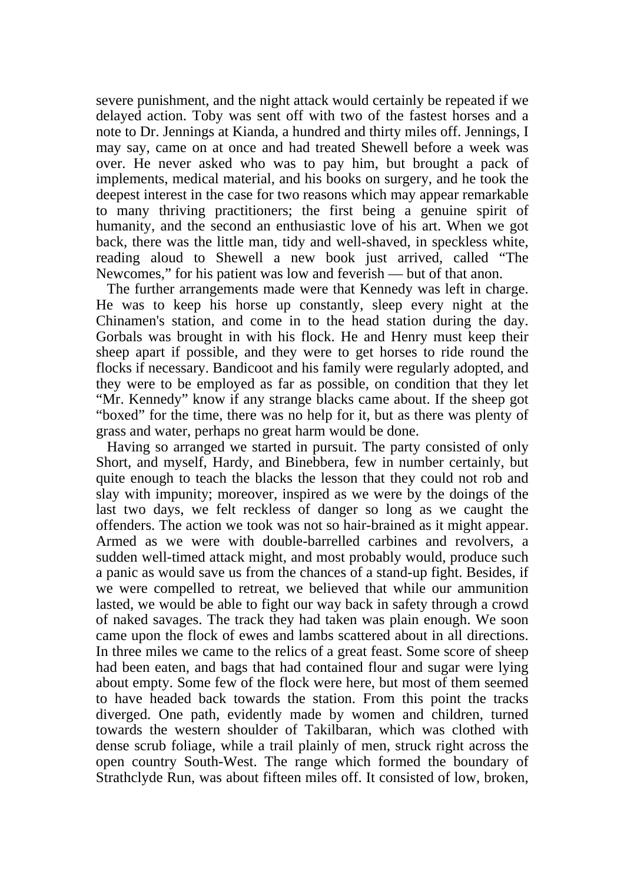severe punishment, and the night attack would certainly be repeated if we delayed action. Toby was sent off with two of the fastest horses and a note to Dr. Jennings at Kianda, a hundred and thirty miles off. Jennings, I may say, came on at once and had treated Shewell before a week was over. He never asked who was to pay him, but brought a pack of implements, medical material, and his books on surgery, and he took the deepest interest in the case for two reasons which may appear remarkable to many thriving practitioners; the first being a genuine spirit of humanity, and the second an enthusiastic love of his art. When we got back, there was the little man, tidy and well-shaved, in speckless white, reading aloud to Shewell a new book just arrived, called "The Newcomes," for his patient was low and feverish — but of that anon.

The further arrangements made were that Kennedy was left in charge. He was to keep his horse up constantly, sleep every night at the Chinamen's station, and come in to the head station during the day. Gorbals was brought in with his flock. He and Henry must keep their sheep apart if possible, and they were to get horses to ride round the flocks if necessary. Bandicoot and his family were regularly adopted, and they were to be employed as far as possible, on condition that they let "Mr. Kennedy" know if any strange blacks came about. If the sheep got "boxed" for the time, there was no help for it, but as there was plenty of grass and water, perhaps no great harm would be done.

Having so arranged we started in pursuit. The party consisted of only Short, and myself, Hardy, and Binebbera, few in number certainly, but quite enough to teach the blacks the lesson that they could not rob and slay with impunity; moreover, inspired as we were by the doings of the last two days, we felt reckless of danger so long as we caught the offenders. The action we took was not so hair-brained as it might appear. Armed as we were with double-barrelled carbines and revolvers, a sudden well-timed attack might, and most probably would, produce such a panic as would save us from the chances of a stand-up fight. Besides, if we were compelled to retreat, we believed that while our ammunition lasted, we would be able to fight our way back in safety through a crowd of naked savages. The track they had taken was plain enough. We soon came upon the flock of ewes and lambs scattered about in all directions. In three miles we came to the relics of a great feast. Some score of sheep had been eaten, and bags that had contained flour and sugar were lying about empty. Some few of the flock were here, but most of them seemed to have headed back towards the station. From this point the tracks diverged. One path, evidently made by women and children, turned towards the western shoulder of Takilbaran, which was clothed with dense scrub foliage, while a trail plainly of men, struck right across the open country South-West. The range which formed the boundary of Strathclyde Run, was about fifteen miles off. It consisted of low, broken,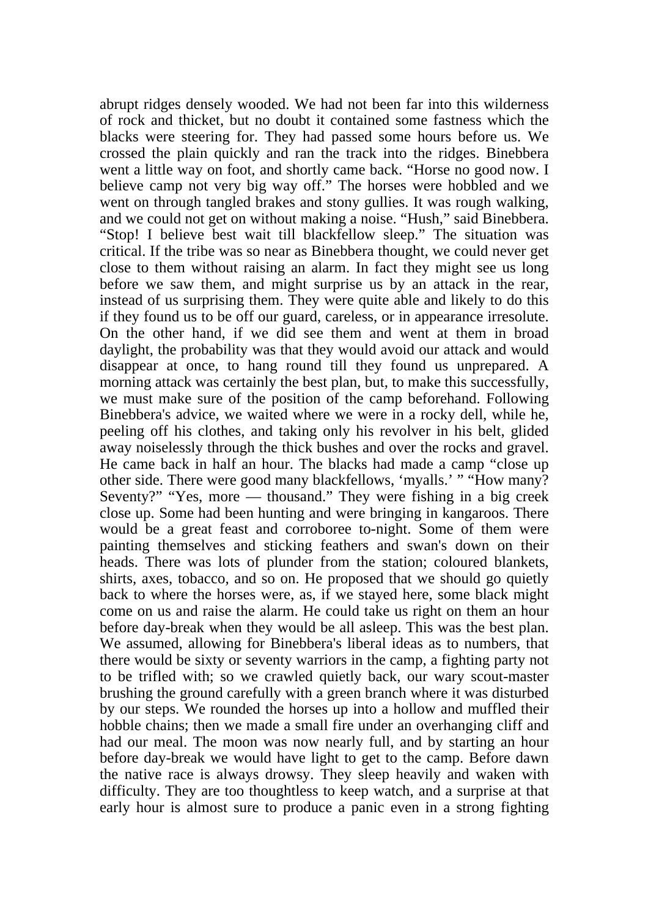abrupt ridges densely wooded. We had not been far into this wilderness of rock and thicket, but no doubt it contained some fastness which the blacks were steering for. They had passed some hours before us. We crossed the plain quickly and ran the track into the ridges. Binebbera went a little way on foot, and shortly came back. "Horse no good now. I believe camp not very big way off." The horses were hobbled and we went on through tangled brakes and stony gullies. It was rough walking, and we could not get on without making a noise. "Hush," said Binebbera. "Stop! I believe best wait till blackfellow sleep." The situation was critical. If the tribe was so near as Binebbera thought, we could never get close to them without raising an alarm. In fact they might see us long before we saw them, and might surprise us by an attack in the rear, instead of us surprising them. They were quite able and likely to do this if they found us to be off our guard, careless, or in appearance irresolute. On the other hand, if we did see them and went at them in broad daylight, the probability was that they would avoid our attack and would disappear at once, to hang round till they found us unprepared. A morning attack was certainly the best plan, but, to make this successfully, we must make sure of the position of the camp beforehand. Following Binebbera's advice, we waited where we were in a rocky dell, while he, peeling off his clothes, and taking only his revolver in his belt, glided away noiselessly through the thick bushes and over the rocks and gravel. He came back in half an hour. The blacks had made a camp "close up other side. There were good many blackfellows, 'myalls.' " "How many? Seventy?" "Yes, more — thousand." They were fishing in a big creek close up. Some had been hunting and were bringing in kangaroos. There would be a great feast and corroboree to-night. Some of them were painting themselves and sticking feathers and swan's down on their heads. There was lots of plunder from the station; coloured blankets, shirts, axes, tobacco, and so on. He proposed that we should go quietly back to where the horses were, as, if we stayed here, some black might come on us and raise the alarm. He could take us right on them an hour before day-break when they would be all asleep. This was the best plan. We assumed, allowing for Binebbera's liberal ideas as to numbers, that there would be sixty or seventy warriors in the camp, a fighting party not to be trifled with; so we crawled quietly back, our wary scout-master brushing the ground carefully with a green branch where it was disturbed by our steps. We rounded the horses up into a hollow and muffled their hobble chains; then we made a small fire under an overhanging cliff and had our meal. The moon was now nearly full, and by starting an hour before day-break we would have light to get to the camp. Before dawn the native race is always drowsy. They sleep heavily and waken with difficulty. They are too thoughtless to keep watch, and a surprise at that early hour is almost sure to produce a panic even in a strong fighting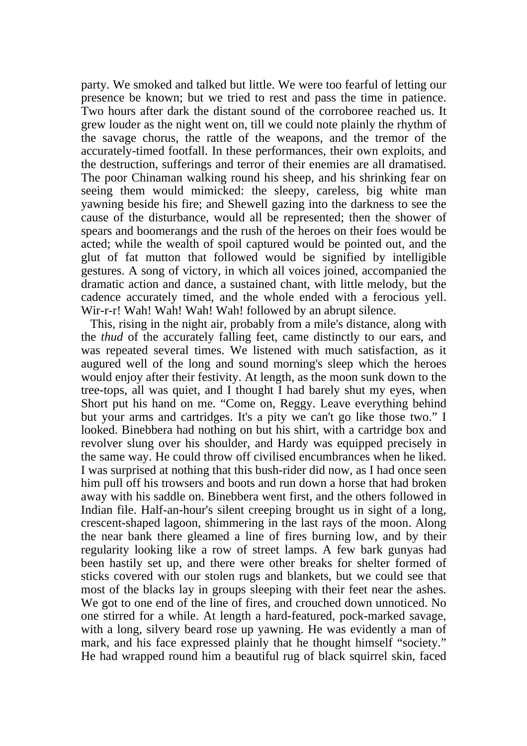party. We smoked and talked but little. We were too fearful of letting our presence be known; but we tried to rest and pass the time in patience. Two hours after dark the distant sound of the corroboree reached us. It grew louder as the night went on, till we could note plainly the rhythm of the savage chorus, the rattle of the weapons, and the tremor of the accurately-timed footfall. In these performances, their own exploits, and the destruction, sufferings and terror of their enemies are all dramatised. The poor Chinaman walking round his sheep, and his shrinking fear on seeing them would mimicked: the sleepy, careless, big white man yawning beside his fire; and Shewell gazing into the darkness to see the cause of the disturbance, would all be represented; then the shower of spears and boomerangs and the rush of the heroes on their foes would be acted; while the wealth of spoil captured would be pointed out, and the glut of fat mutton that followed would be signified by intelligible gestures. A song of victory, in which all voices joined, accompanied the dramatic action and dance, a sustained chant, with little melody, but the cadence accurately timed, and the whole ended with a ferocious yell. Wir-r-r! Wah! Wah! Wah! Wah! followed by an abrupt silence.

This, rising in the night air, probably from a mile's distance, along with the *thud* of the accurately falling feet, came distinctly to our ears, and was repeated several times. We listened with much satisfaction, as it augured well of the long and sound morning's sleep which the heroes would enjoy after their festivity. At length, as the moon sunk down to the tree-tops, all was quiet, and I thought I had barely shut my eyes, when Short put his hand on me. "Come on, Reggy. Leave everything behind but your arms and cartridges. It's a pity we can't go like those two." I looked. Binebbera had nothing on but his shirt, with a cartridge box and revolver slung over his shoulder, and Hardy was equipped precisely in the same way. He could throw off civilised encumbrances when he liked. I was surprised at nothing that this bush-rider did now, as I had once seen him pull off his trowsers and boots and run down a horse that had broken away with his saddle on. Binebbera went first, and the others followed in Indian file. Half-an-hour's silent creeping brought us in sight of a long, crescent-shaped lagoon, shimmering in the last rays of the moon. Along the near bank there gleamed a line of fires burning low, and by their regularity looking like a row of street lamps. A few bark gunyas had been hastily set up, and there were other breaks for shelter formed of sticks covered with our stolen rugs and blankets, but we could see that most of the blacks lay in groups sleeping with their feet near the ashes. We got to one end of the line of fires, and crouched down unnoticed. No one stirred for a while. At length a hard-featured, pock-marked savage, with a long, silvery beard rose up yawning. He was evidently a man of mark, and his face expressed plainly that he thought himself "society." He had wrapped round him a beautiful rug of black squirrel skin, faced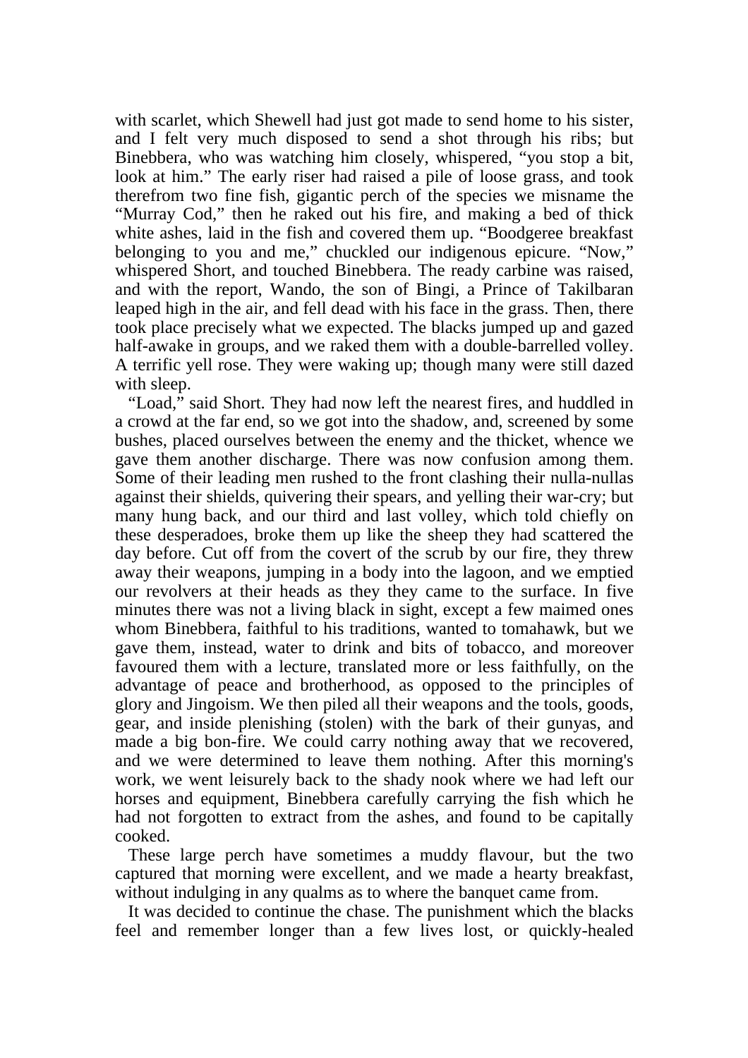with scarlet, which Shewell had just got made to send home to his sister, and I felt very much disposed to send a shot through his ribs; but Binebbera, who was watching him closely, whispered, "you stop a bit, look at him." The early riser had raised a pile of loose grass, and took therefrom two fine fish, gigantic perch of the species we misname the "Murray Cod," then he raked out his fire, and making a bed of thick white ashes, laid in the fish and covered them up. "Boodgeree breakfast belonging to you and me," chuckled our indigenous epicure. "Now," whispered Short, and touched Binebbera. The ready carbine was raised, and with the report, Wando, the son of Bingi, a Prince of Takilbaran leaped high in the air, and fell dead with his face in the grass. Then, there took place precisely what we expected. The blacks jumped up and gazed half-awake in groups, and we raked them with a double-barrelled volley. A terrific yell rose. They were waking up; though many were still dazed with sleep.

"Load," said Short. They had now left the nearest fires, and huddled in a crowd at the far end, so we got into the shadow, and, screened by some bushes, placed ourselves between the enemy and the thicket, whence we gave them another discharge. There was now confusion among them. Some of their leading men rushed to the front clashing their nulla-nullas against their shields, quivering their spears, and yelling their war-cry; but many hung back, and our third and last volley, which told chiefly on these desperadoes, broke them up like the sheep they had scattered the day before. Cut off from the covert of the scrub by our fire, they threw away their weapons, jumping in a body into the lagoon, and we emptied our revolvers at their heads as they they came to the surface. In five minutes there was not a living black in sight, except a few maimed ones whom Binebbera, faithful to his traditions, wanted to tomahawk, but we gave them, instead, water to drink and bits of tobacco, and moreover favoured them with a lecture, translated more or less faithfully, on the advantage of peace and brotherhood, as opposed to the principles of glory and Jingoism. We then piled all their weapons and the tools, goods, gear, and inside plenishing (stolen) with the bark of their gunyas, and made a big bon-fire. We could carry nothing away that we recovered, and we were determined to leave them nothing. After this morning's work, we went leisurely back to the shady nook where we had left our horses and equipment, Binebbera carefully carrying the fish which he had not forgotten to extract from the ashes, and found to be capitally cooked.

These large perch have sometimes a muddy flavour, but the two captured that morning were excellent, and we made a hearty breakfast, without indulging in any qualms as to where the banquet came from.

It was decided to continue the chase. The punishment which the blacks feel and remember longer than a few lives lost, or quickly-healed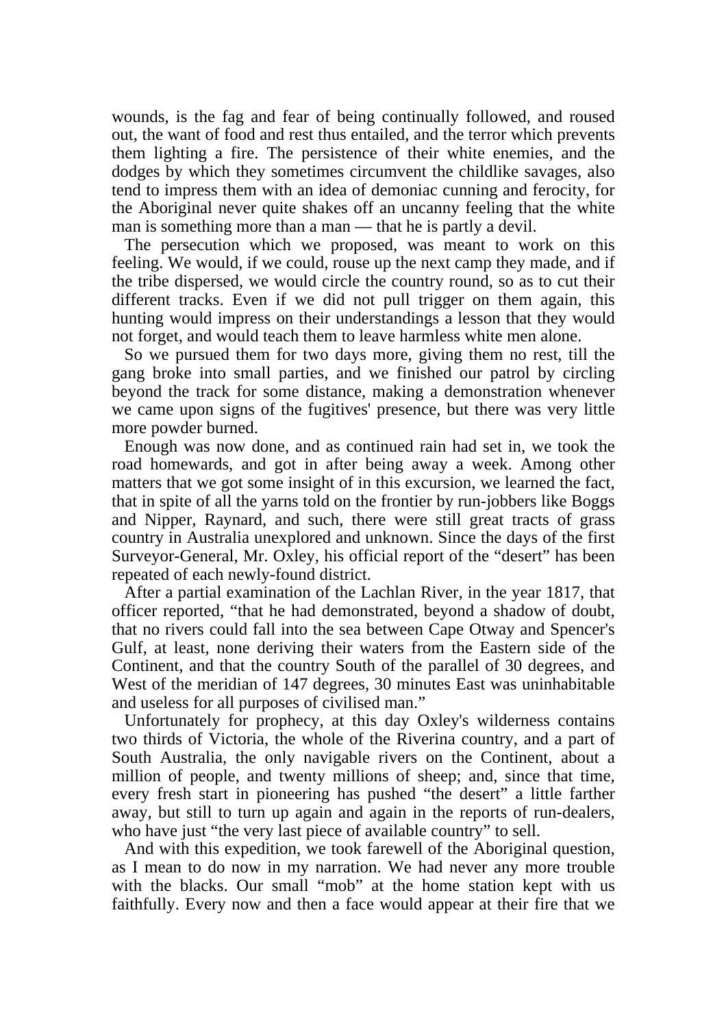wounds, is the fag and fear of being continually followed, and roused out, the want of food and rest thus entailed, and the terror which prevents them lighting a fire. The persistence of their white enemies, and the dodges by which they sometimes circumvent the childlike savages, also tend to impress them with an idea of demoniac cunning and ferocity, for the Aboriginal never quite shakes off an uncanny feeling that the white man is something more than a man — that he is partly a devil.

The persecution which we proposed, was meant to work on this feeling. We would, if we could, rouse up the next camp they made, and if the tribe dispersed, we would circle the country round, so as to cut their different tracks. Even if we did not pull trigger on them again, this hunting would impress on their understandings a lesson that they would not forget, and would teach them to leave harmless white men alone.

So we pursued them for two days more, giving them no rest, till the gang broke into small parties, and we finished our patrol by circling beyond the track for some distance, making a demonstration whenever we came upon signs of the fugitives' presence, but there was very little more powder burned.

Enough was now done, and as continued rain had set in, we took the road homewards, and got in after being away a week. Among other matters that we got some insight of in this excursion, we learned the fact, that in spite of all the yarns told on the frontier by run-jobbers like Boggs and Nipper, Raynard, and such, there were still great tracts of grass country in Australia unexplored and unknown. Since the days of the first Surveyor-General, Mr. Oxley, his official report of the "desert" has been repeated of each newly-found district.

After a partial examination of the Lachlan River, in the year 1817, that officer reported, "that he had demonstrated, beyond a shadow of doubt, that no rivers could fall into the sea between Cape Otway and Spencer's Gulf, at least, none deriving their waters from the Eastern side of the Continent, and that the country South of the parallel of 30 degrees, and West of the meridian of 147 degrees, 30 minutes East was uninhabitable and useless for all purposes of civilised man."

Unfortunately for prophecy, at this day Oxley's wilderness contains two thirds of Victoria, the whole of the Riverina country, and a part of South Australia, the only navigable rivers on the Continent, about a million of people, and twenty millions of sheep; and, since that time, every fresh start in pioneering has pushed "the desert" a little farther away, but still to turn up again and again in the reports of run-dealers, who have just "the very last piece of available country" to sell.

And with this expedition, we took farewell of the Aboriginal question, as I mean to do now in my narration. We had never any more trouble with the blacks. Our small "mob" at the home station kept with us faithfully. Every now and then a face would appear at their fire that we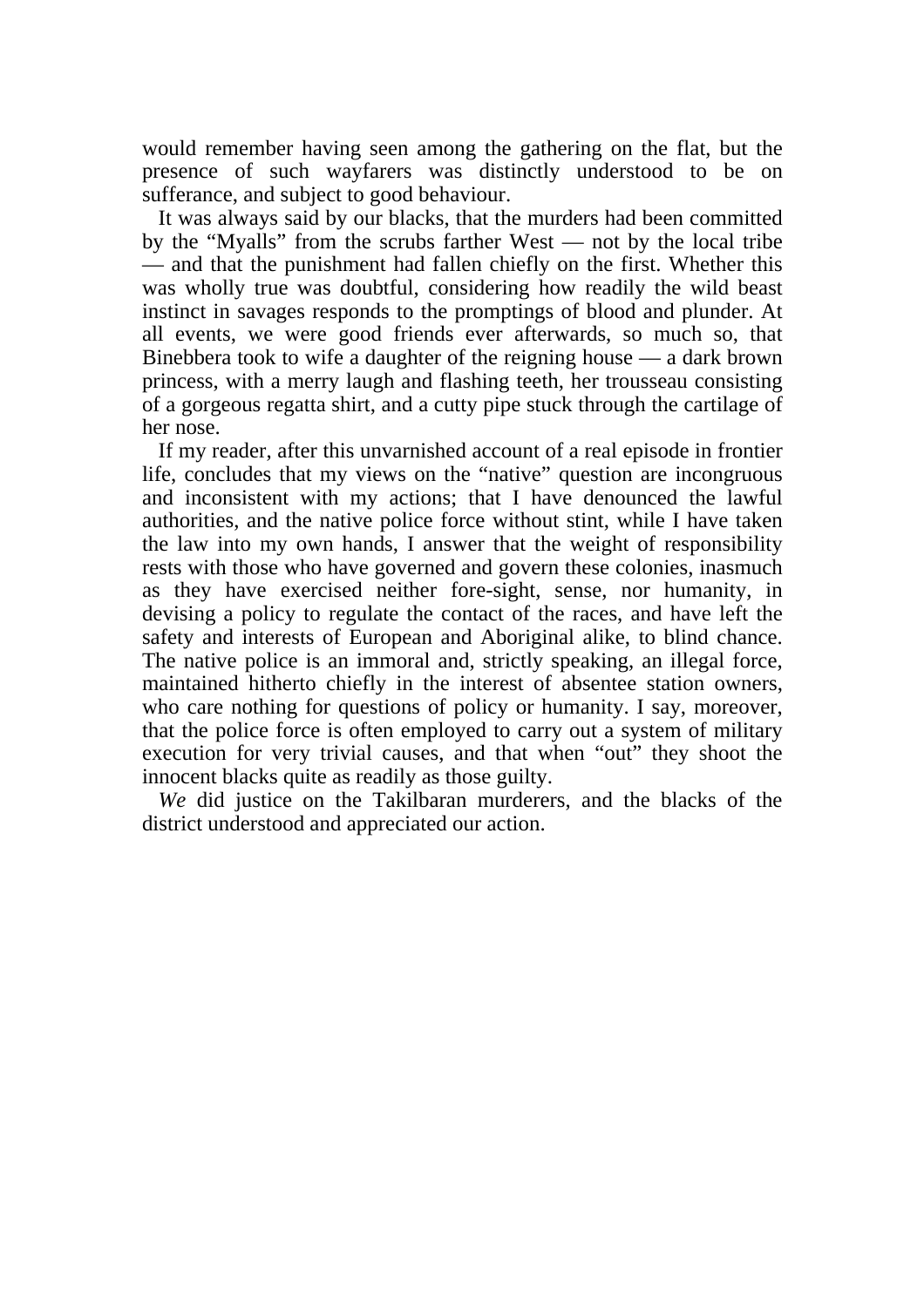would remember having seen among the gathering on the flat, but the presence of such wayfarers was distinctly understood to be on sufferance, and subject to good behaviour.

It was always said by our blacks, that the murders had been committed by the "Myalls" from the scrubs farther West — not by the local tribe — and that the punishment had fallen chiefly on the first. Whether this was wholly true was doubtful, considering how readily the wild beast instinct in savages responds to the promptings of blood and plunder. At all events, we were good friends ever afterwards, so much so, that Binebbera took to wife a daughter of the reigning house — a dark brown princess, with a merry laugh and flashing teeth, her trousseau consisting of a gorgeous regatta shirt, and a cutty pipe stuck through the cartilage of her nose.

If my reader, after this unvarnished account of a real episode in frontier life, concludes that my views on the "native" question are incongruous and inconsistent with my actions; that I have denounced the lawful authorities, and the native police force without stint, while I have taken the law into my own hands, I answer that the weight of responsibility rests with those who have governed and govern these colonies, inasmuch as they have exercised neither fore-sight, sense, nor humanity, in devising a policy to regulate the contact of the races, and have left the safety and interests of European and Aboriginal alike, to blind chance. The native police is an immoral and, strictly speaking, an illegal force, maintained hitherto chiefly in the interest of absentee station owners, who care nothing for questions of policy or humanity. I say, moreover, that the police force is often employed to carry out a system of military execution for very trivial causes, and that when "out" they shoot the innocent blacks quite as readily as those guilty.

*We* did justice on the Takilbaran murderers, and the blacks of the district understood and appreciated our action.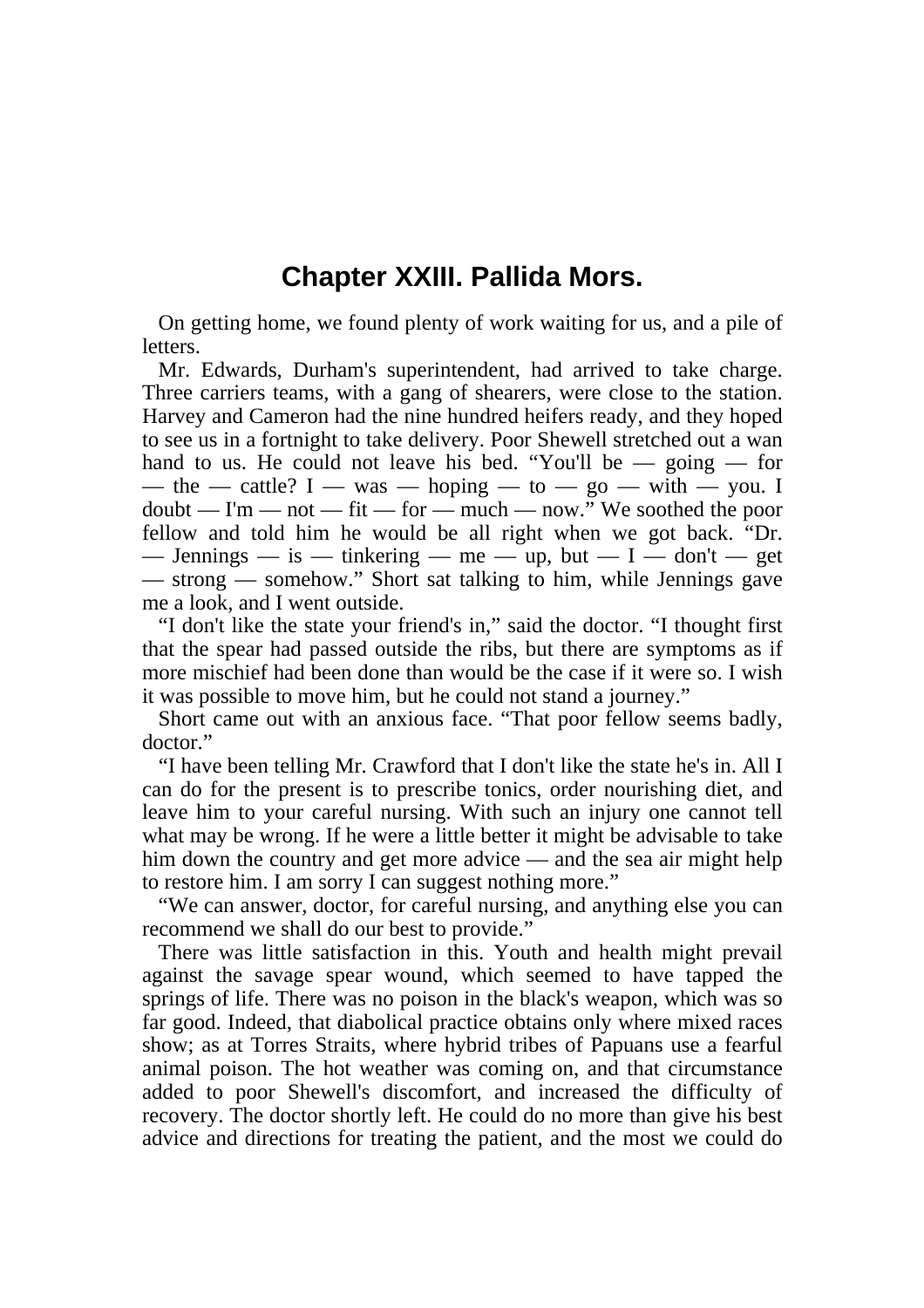# Chapter XXIII. Pallida Mors.

On getting home, we found plenty of work waiting for us, and a pile of letters.

Mr. Edwards, Durham's superintendent, had arrived to take charge. Three carriers teams, with a gang of shearers, were close to the station. Harvey and Cameron had the nine hundred heifers ready, and they hoped to see us in a fortnight to take delivery. Poor Shewell stretched out a wan hand to us. He could not leave his bed. “You'll be — going — for — the — cattle? I — was — hoping — to — go — with — you. I doubt — I'm — not — fit — for — much — now.” We soothed the poor fellow and told him he would be all right when we got back. “Dr. — Jennings — is — tinkering — me — up, but — I — don't — get — strong — somehow.” Short sat talking to him, while Jennings gave me a look, and I went outside.

“I don't like the state your friend's in,” said the doctor. “I thought first that the spear had passed outside the ribs, but there are symptoms as if more mischief had been done than would be the case if it were so. I wish it was possible to move him, but he could not stand a journey.”

Short came out with an anxious face. “That poor fellow seems badly, doctor.”

“I have been telling Mr. Crawford that I don't like the state he's in. All I can do for the present is to prescribe tonics, order nourishing diet, and leave him to your careful nursing. With such an injury one cannot tell what may be wrong. If he were a little better it might be advisable to take him down the country and get more advice — and the sea air might help to restore him. I am sorry I can suggest nothing more.”

“We can answer, doctor, for careful nursing, and anything else you can recommend we shall do our best to provide.”

There was little satisfaction in this. Youth and health might prevail against the savage spear wound, which seemed to have tapped the springs of life. There was no poison in the black's weapon, which was so far good. Indeed, that diabolical practice obtains only where mixed races show; as at Torres Straits, where hybrid tribes of Papuans use a fearful animal poison. The hot weather was coming on, and that circumstance added to poor Shewell's discomfort, and increased the difficulty of recovery. The doctor shortly left. He could do no more than give his best advice and directions for treating the patient, and the most we could do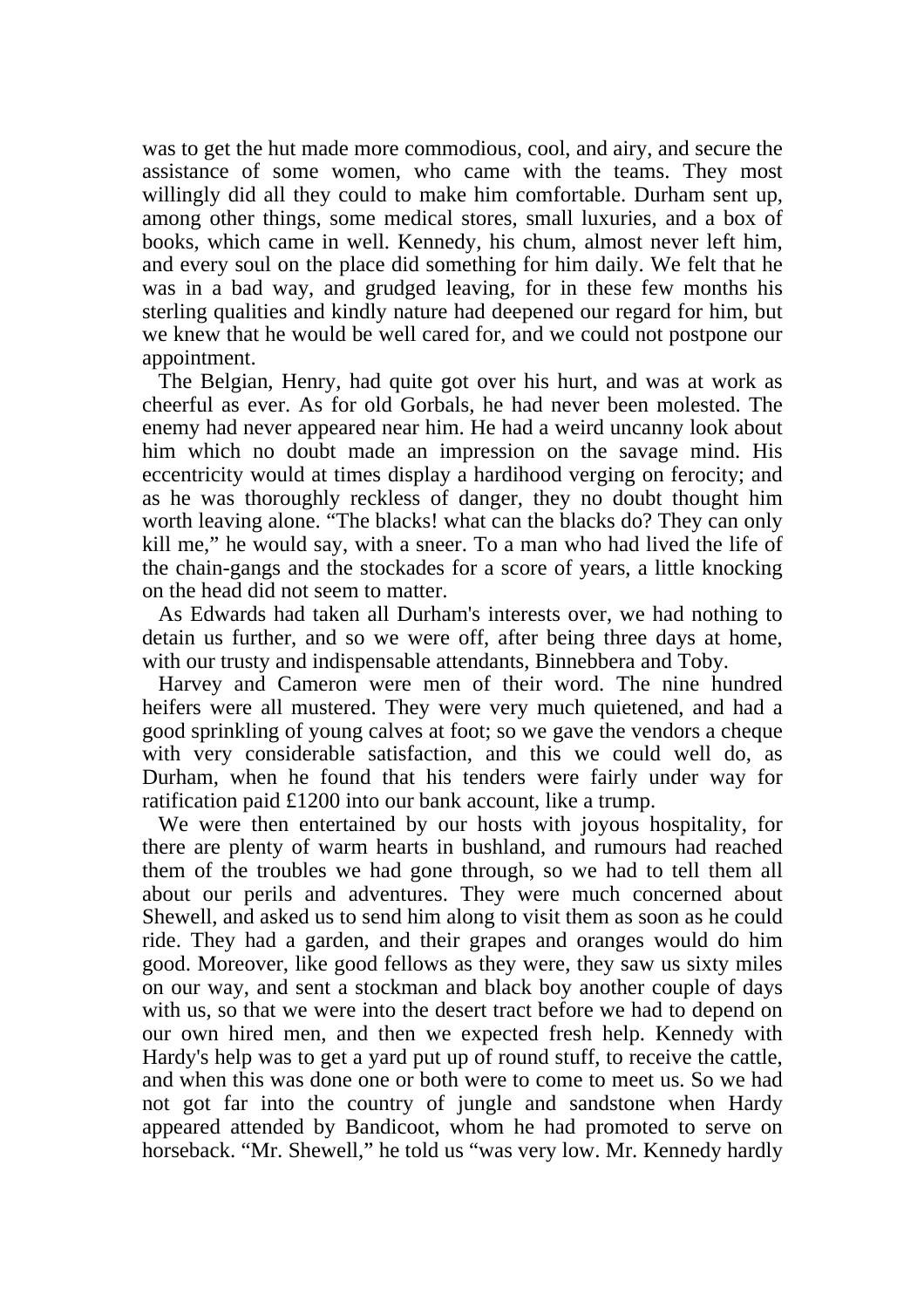was to get the hut made more commodious, cool, and airy, and secure the assistance of some women, who came with the teams. They most willingly did all they could to make him comfortable. Durham sent up, among other things, some medical stores, small luxuries, and a box of books, which came in well. Kennedy, his chum, almost never left him, and every soul on the place did something for him daily. We felt that he was in a bad way, and grudged leaving, for in these few months his sterling qualities and kindly nature had deepened our regard for him, but we knew that he would be well cared for, and we could not postpone our appointment.

The Belgian, Henry, had quite got over his hurt, and was at work as cheerful as ever. As for old Gorbals, he had never been molested. The enemy had never appeared near him. He had a weird uncanny look about him which no doubt made an impression on the savage mind. His eccentricity would at times display a hardihood verging on ferocity; and as he was thoroughly reckless of danger, they no doubt thought him worth leaving alone. "The blacks! what can the blacks do? They can only kill me," he would say, with a sneer. To a man who had lived the life of the chain-gangs and the stockades for a score of years, a little knocking on the head did not seem to matter.

As Edwards had taken all Durham's interests over, we had nothing to detain us further, and so we were off, after being three days at home, with our trusty and indispensable attendants, Binnebbera and Toby.

Harvey and Cameron were men of their word. The nine hundred heifers were all mustered. They were very much quietened, and had a good sprinkling of young calves at foot; so we gave the vendors a cheque with very considerable satisfaction, and this we could well do, as Durham, when he found that his tenders were fairly under way for ratification paid £1200 into our bank account, like a trump.

We were then entertained by our hosts with joyous hospitality, for there are plenty of warm hearts in bushland, and rumours had reached them of the troubles we had gone through, so we had to tell them all about our perils and adventures. They were much concerned about Shewell, and asked us to send him along to visit them as soon as he could ride. They had a garden, and their grapes and oranges would do him good. Moreover, like good fellows as they were, they saw us sixty miles on our way, and sent a stockman and black boy another couple of days with us, so that we were into the desert tract before we had to depend on our own hired men, and then we expected fresh help. Kennedy with Hardy's help was to get a yard put up of round stuff, to receive the cattle, and when this was done one or both were to come to meet us. So we had not got far into the country of jungle and sandstone when Hardy appeared attended by Bandicoot, whom he had promoted to serve on horseback. "Mr. Shewell," he told us "was very low. Mr. Kennedy hardly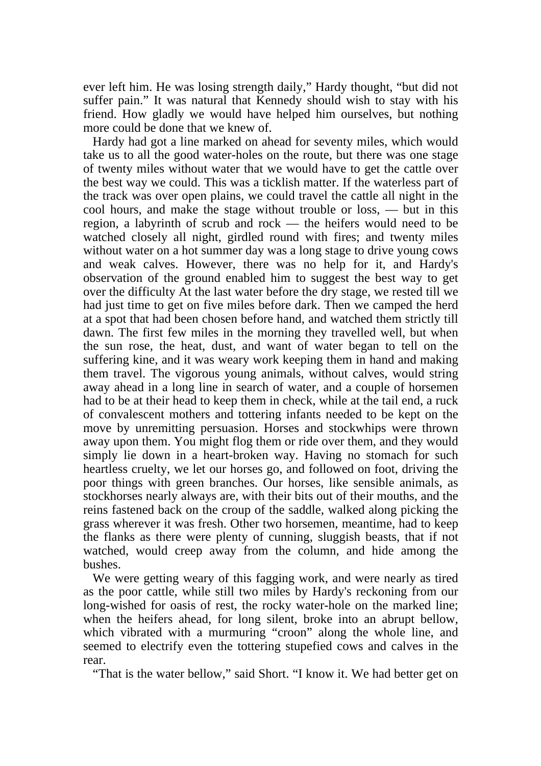ever left him. He was losing strength daily," Hardy thought, "but did not suffer pain." It was natural that Kennedy should wish to stay with his friend. How gladly we would have helped him ourselves, but nothing more could be done that we knew of.

Hardy had got a line marked on ahead for seventy miles, which would take us to all the good water-holes on the route, but there was one stage of twenty miles without water that we would have to get the cattle over the best way we could. This was a ticklish matter. If the waterless part of the track was over open plains, we could travel the cattle all night in the cool hours, and make the stage without trouble or loss, — but in this region, a labyrinth of scrub and rock — the heifers would need to be watched closely all night, girdled round with fires; and twenty miles without water on a hot summer day was a long stage to drive young cows and weak calves. However, there was no help for it, and Hardy's observation of the ground enabled him to suggest the best way to get over the difficulty At the last water before the dry stage, we rested till we had just time to get on five miles before dark. Then we camped the herd at a spot that had been chosen before hand, and watched them strictly till dawn. The first few miles in the morning they travelled well, but when the sun rose, the heat, dust, and want of water began to tell on the suffering kine, and it was weary work keeping them in hand and making them travel. The vigorous young animals, without calves, would string away ahead in a long line in search of water, and a couple of horsemen had to be at their head to keep them in check, while at the tail end, a ruck of convalescent mothers and tottering infants needed to be kept on the move by unremitting persuasion. Horses and stockwhips were thrown away upon them. You might flog them or ride over them, and they would simply lie down in a heart-broken way. Having no stomach for such heartless cruelty, we let our horses go, and followed on foot, driving the poor things with green branches. Our horses, like sensible animals, as stockhorses nearly always are, with their bits out of their mouths, and the reins fastened back on the croup of the saddle, walked along picking the grass wherever it was fresh. Other two horsemen, meantime, had to keep the flanks as there were plenty of cunning, sluggish beasts, that if not watched, would creep away from the column, and hide among the bushes.

We were getting weary of this fagging work, and were nearly as tired as the poor cattle, while still two miles by Hardy's reckoning from our long-wished for oasis of rest, the rocky water-hole on the marked line; when the heifers ahead, for long silent, broke into an abrupt bellow, which vibrated with a murmuring "croon" along the whole line, and seemed to electrify even the tottering stupefied cows and calves in the rear.

"That is the water bellow," said Short. "I know it. We had better get on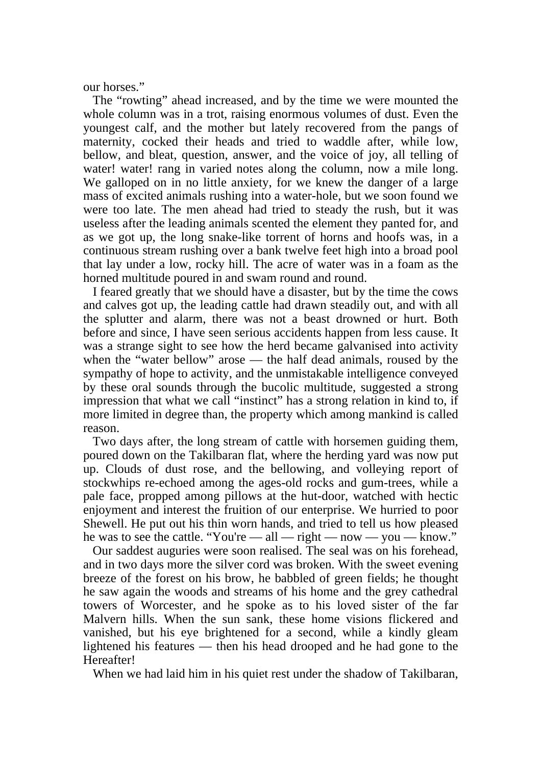our horses."

The "rowting" ahead increased, and by the time we were mounted the whole column was in a trot, raising enormous volumes of dust. Even the youngest calf, and the mother but lately recovered from the pangs of maternity, cocked their heads and tried to waddle after, while low, bellow, and bleat, question, answer, and the voice of joy, all telling of water! water! rang in varied notes along the column, now a mile long. We galloped on in no little anxiety, for we knew the danger of a large mass of excited animals rushing into a water-hole, but we soon found we were too late. The men ahead had tried to steady the rush, but it was useless after the leading animals scented the element they panted for, and as we got up, the long snake-like torrent of horns and hoofs was, in a continuous stream rushing over a bank twelve feet high into a broad pool that lay under a low, rocky hill. The acre of water was in a foam as the horned multitude poured in and swam round and round.

I feared greatly that we should have a disaster, but by the time the cows and calves got up, the leading cattle had drawn steadily out, and with all the splutter and alarm, there was not a beast drowned or hurt. Both before and since, I have seen serious accidents happen from less cause. It was a strange sight to see how the herd became galvanised into activity when the "water bellow" arose — the half dead animals, roused by the sympathy of hope to activity, and the unmistakable intelligence conveyed by these oral sounds through the bucolic multitude, suggested a strong impression that what we call "instinct" has a strong relation in kind to, if more limited in degree than, the property which among mankind is called reason.

Two days after, the long stream of cattle with horsemen guiding them, poured down on the Takilbaran flat, where the herding yard was now put up. Clouds of dust rose, and the bellowing, and volleying report of stockwhips re-echoed among the ages-old rocks and gum-trees, while a pale face, propped among pillows at the hut-door, watched with hectic enjoyment and interest the fruition of our enterprise. We hurried to poor Shewell. He put out his thin worn hands, and tried to tell us how pleased he was to see the cattle. "You're — all — right — now — you — know."

Our saddest auguries were soon realised. The seal was on his forehead, and in two days more the silver cord was broken. With the sweet evening breeze of the forest on his brow, he babbled of green fields; he thought he saw again the woods and streams of his home and the grey cathedral towers of Worcester, and he spoke as to his loved sister of the far Malvern hills. When the sun sank, these home visions flickered and vanished, but his eye brightened for a second, while a kindly gleam lightened his features — then his head drooped and he had gone to the Hereafter!

When we had laid him in his quiet rest under the shadow of Takilbaran,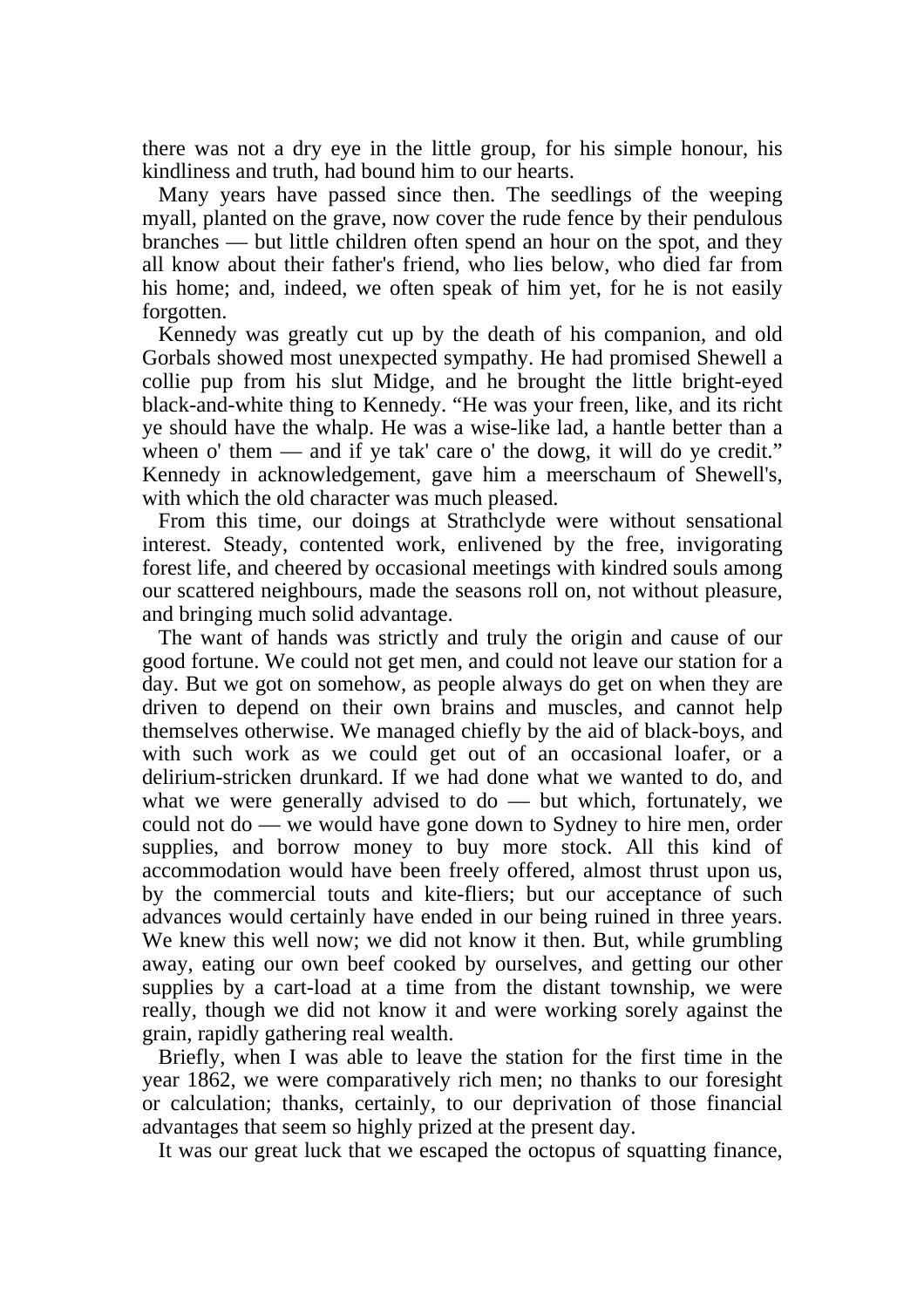there was not a dry eye in the little group, for his simple honour, his kindliness and truth, had bound him to our hearts.

Many years have passed since then. The seedlings of the weeping myall, planted on the grave, now cover the rude fence by their pendulous branches — but little children often spend an hour on the spot, and they all know about their father's friend, who lies below, who died far from his home; and, indeed, we often speak of him yet, for he is not easily forgotten.

Kennedy was greatly cut up by the death of his companion, and old Gorbals showed most unexpected sympathy. He had promised Shewell a collie pup from his slut Midge, and he brought the little bright-eyed black-and-white thing to Kennedy. "He was your freen, like, and its richt ye should have the whalp. He was a wise-like lad, a hantle better than a wheen o' them — and if ye tak' care o' the dowg, it will do ye credit." Kennedy in acknowledgement, gave him a meerschaum of Shewell's, with which the old character was much pleased.

From this time, our doings at Strathclyde were without sensational interest. Steady, contented work, enlivened by the free, invigorating forest life, and cheered by occasional meetings with kindred souls among our scattered neighbours, made the seasons roll on, not without pleasure, and bringing much solid advantage.

The want of hands was strictly and truly the origin and cause of our good fortune. We could not get men, and could not leave our station for a day. But we got on somehow, as people always do get on when they are driven to depend on their own brains and muscles, and cannot help themselves otherwise. We managed chiefly by the aid of black-boys, and with such work as we could get out of an occasional loafer, or a delirium-stricken drunkard. If we had done what we wanted to do, and what we were generally advised to do — but which, fortunately, we could not do — we would have gone down to Sydney to hire men, order supplies, and borrow money to buy more stock. All this kind of accommodation would have been freely offered, almost thrust upon us, by the commercial touts and kite-fliers; but our acceptance of such advances would certainly have ended in our being ruined in three years. We knew this well now; we did not know it then. But, while grumbling away, eating our own beef cooked by ourselves, and getting our other supplies by a cart-load at a time from the distant township, we were really, though we did not know it and were working sorely against the grain, rapidly gathering real wealth.

Briefly, when I was able to leave the station for the first time in the year 1862, we were comparatively rich men; no thanks to our foresight or calculation; thanks, certainly, to our deprivation of those financial advantages that seem so highly prized at the present day.

It was our great luck that we escaped the octopus of squatting finance,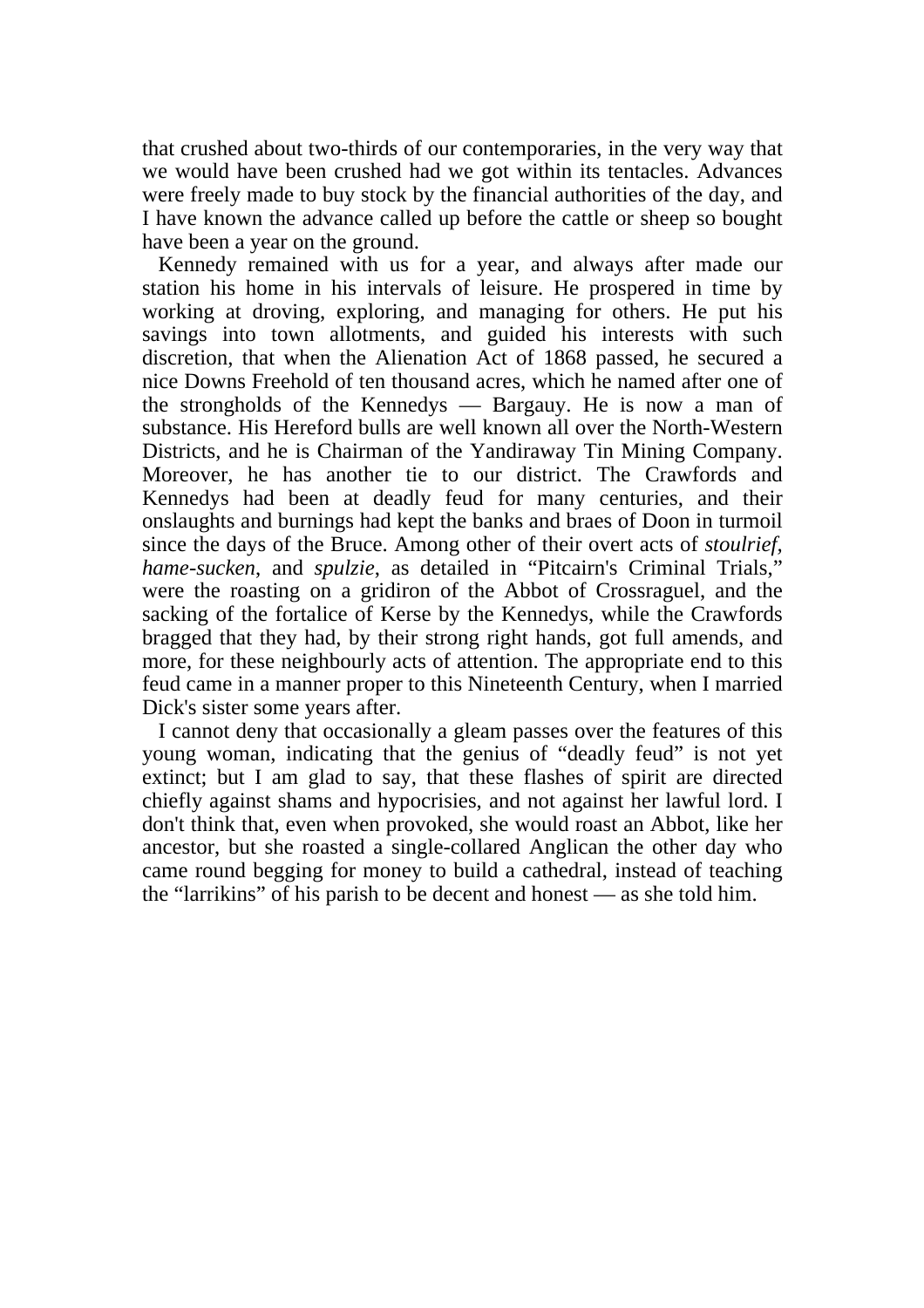that crushed about two-thirds of our contemporaries, in the very way that we would have been crushed had we got within its tentacles. Advances were freely made to buy stock by the financial authorities of the day, and I have known the advance called up before the cattle or sheep so bought have been a year on the ground.

Kennedy remained with us for a year, and always after made our station his home in his intervals of leisure. He prospered in time by working at droving, exploring, and managing for others. He put his savings into town allotments, and guided his interests with such discretion, that when the Alienation Act of 1868 passed, he secured a nice Downs Freehold of ten thousand acres, which he named after one of the strongholds of the Kennedys — Bargauy. He is now a man of substance. His Hereford bulls are well known all over the North-Western Districts, and he is Chairman of the Yandiraway Tin Mining Company. Moreover, he has another tie to our district. The Crawfords and Kennedys had been at deadly feud for many centuries, and their onslaughts and burnings had kept the banks and braes of Doon in turmoil since the days of the Bruce. Among other of their overt acts of *stoulrief*, *hame-sucken*, and *spulzie*, as detailed in "Pitcairn's Criminal Trials," were the roasting on a gridiron of the Abbot of Crossraguel, and the sacking of the fortalice of Kerse by the Kennedys, while the Crawfords bragged that they had, by their strong right hands, got full amends, and more, for these neighbourly acts of attention. The appropriate end to this feud came in a manner proper to this Nineteenth Century, when I married Dick's sister some years after.

I cannot deny that occasionally a gleam passes over the features of this young woman, indicating that the genius of "deadly feud" is not yet extinct; but I am glad to say, that these flashes of spirit are directed chiefly against shams and hypocrisies, and not against her lawful lord. I don't think that, even when provoked, she would roast an Abbot, like her ancestor, but she roasted a single-collared Anglican the other day who came round begging for money to build a cathedral, instead of teaching the "larrikins" of his parish to be decent and honest — as she told him.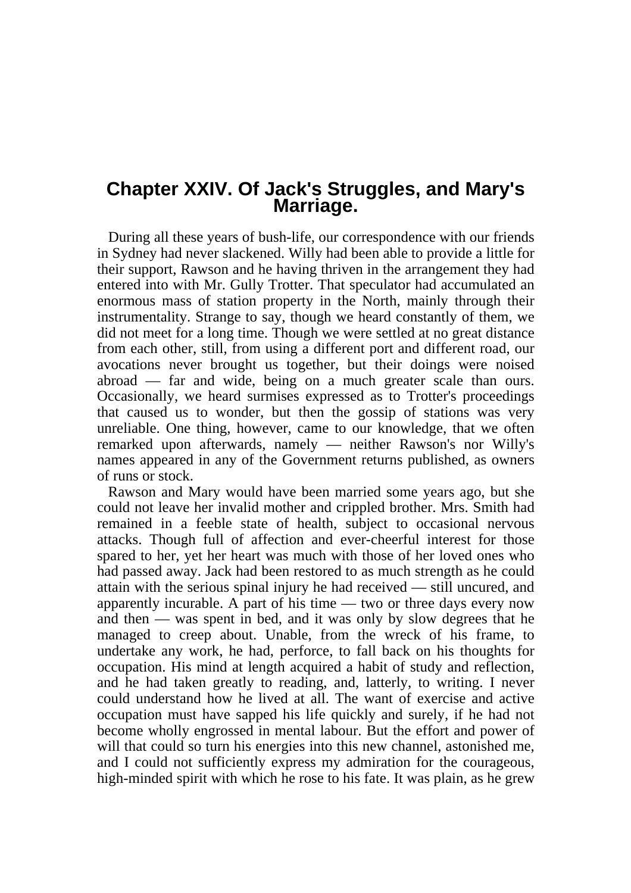# Chapter XXIV. Of Jack's Struggles, and Mary's Marriage.

During all these years of bush-life, our correspondence with our friends in Sydney had never slackened. Willy had been able to provide a little for their support, Rawson and he having thriven in the arrangement they had entered into with Mr. Gully Trotter. That speculator had accumulated an enormous mass of station property in the North, mainly through their instrumentality. Strange to say, though we heard constantly of them, we did not meet for a long time. Though we were settled at no great distance from each other, still, from using a different port and different road, our avocations never brought us together, but their doings were noised abroad — far and wide, being on a much greater scale than ours. Occasionally, we heard surmises expressed as to Trotter's proceedings that caused us to wonder, but then the gossip of stations was very unreliable. One thing, however, came to our knowledge, that we often remarked upon afterwards, namely — neither Rawson's nor Willy's names appeared in any of the Government returns published, as owners of runs or stock.

Rawson and Mary would have been married some years ago, but she could not leave her invalid mother and crippled brother. Mrs. Smith had remained in a feeble state of health, subject to occasional nervous attacks. Though full of affection and ever-cheerful interest for those spared to her, yet her heart was much with those of her loved ones who had passed away. Jack had been restored to as much strength as he could attain with the serious spinal injury he had received — still uncured, and apparently incurable. A part of his time — two or three days every now and then — was spent in bed, and it was only by slow degrees that he managed to creep about. Unable, from the wreck of his frame, to undertake any work, he had, perforce, to fall back on his thoughts for occupation. His mind at length acquired a habit of study and reflection, and he had taken greatly to reading, and, latterly, to writing. I never could understand how he lived at all. The want of exercise and active occupation must have sapped his life quickly and surely, if he had not become wholly engrossed in mental labour. But the effort and power of will that could so turn his energies into this new channel, astonished me, and I could not sufficiently express my admiration for the courageous, high-minded spirit with which he rose to his fate. It was plain, as he grew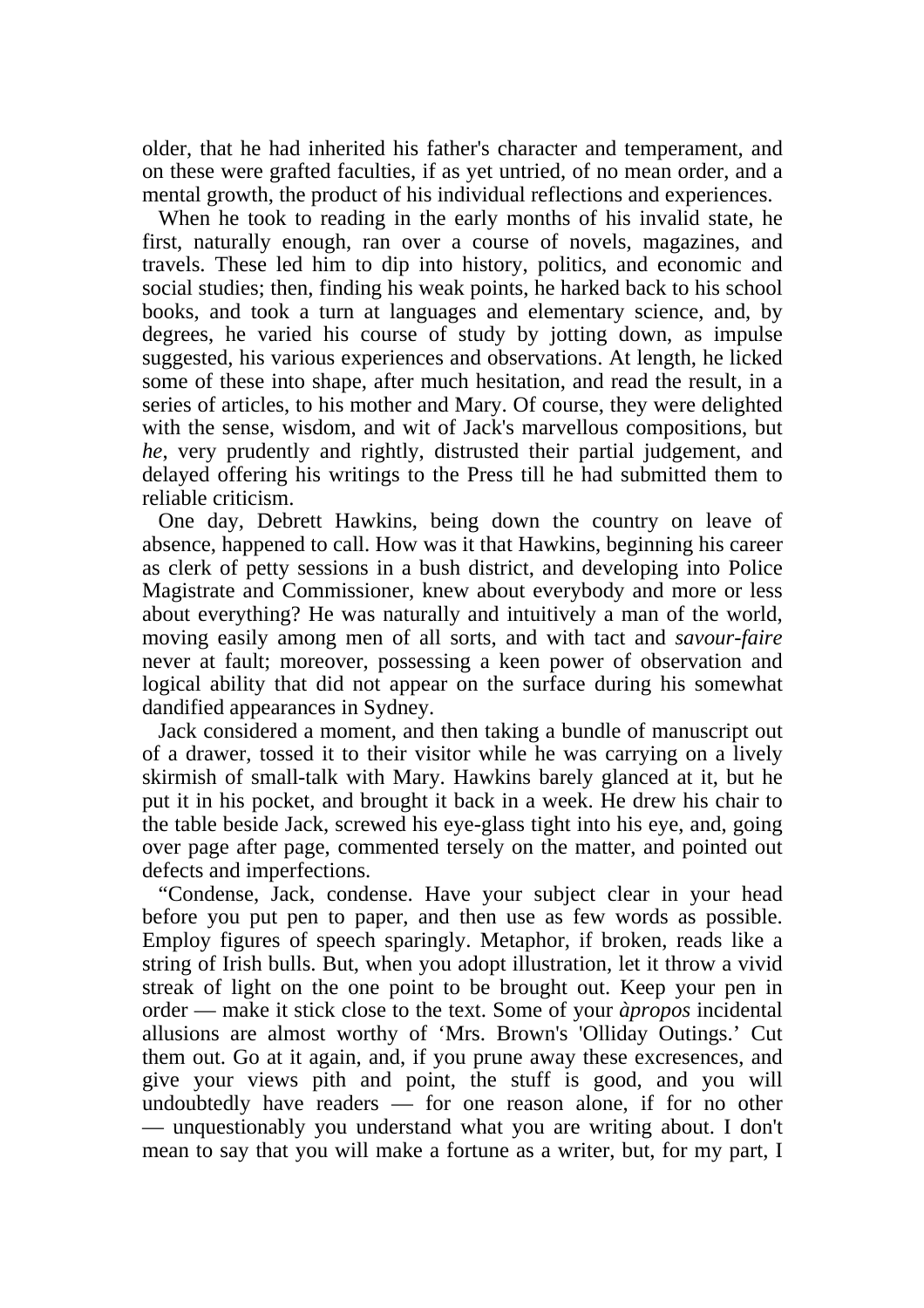older, that he had inherited his father's character and temperament, and on these were grafted faculties, if as yet untried, of no mean order, and a mental growth, the product of his individual reflections and experiences.

When he took to reading in the early months of his invalid state, he first, naturally enough, ran over a course of novels, magazines, and travels. These led him to dip into history, politics, and economic and social studies; then, finding his weak points, he harked back to his school books, and took a turn at languages and elementary science, and, by degrees, he varied his course of study by jotting down, as impulse suggested, his various experiences and observations. At length, he licked some of these into shape, after much hesitation, and read the result, in a series of articles, to his mother and Mary. Of course, they were delighted with the sense, wisdom, and wit of Jack's marvellous compositions, but *he*, very prudently and rightly, distrusted their partial judgement, and delayed offering his writings to the Press till he had submitted them to reliable criticism.

One day, Debrett Hawkins, being down the country on leave of absence, happened to call. How was it that Hawkins, beginning his career as clerk of petty sessions in a bush district, and developing into Police Magistrate and Commissioner, knew about everybody and more or less about everything? He was naturally and intuitively a man of the world, moving easily among men of all sorts, and with tact and *savour-faire* never at fault; moreover, possessing a keen power of observation and logical ability that did not appear on the surface during his somewhat dandified appearances in Sydney.

Jack considered a moment, and then taking a bundle of manuscript out of a drawer, tossed it to their visitor while he was carrying on a lively skirmish of small-talk with Mary. Hawkins barely glanced at it, but he put it in his pocket, and brought it back in a week. He drew his chair to the table beside Jack, screwed his eye-glass tight into his eye, and, going over page after page, commented tersely on the matter, and pointed out defects and imperfections.

"Condense, Jack, condense. Have your subject clear in your head before you put pen to paper, and then use as few words as possible. Employ figures of speech sparingly. Metaphor, if broken, reads like a string of Irish bulls. But, when you adopt illustration, let it throw a vivid streak of light on the one point to be brought out. Keep your pen in order — make it stick close to the text. Some of your *àpropos* incidental allusions are almost worthy of 'Mrs. Brown's 'Olliday Outings.' Cut them out. Go at it again, and, if you prune away these excresences, and give your views pith and point, the stuff is good, and you will undoubtedly have readers — for one reason alone, if for no other — unquestionably you understand what you are writing about. I don't mean to say that you will make a fortune as a writer, but, for my part, I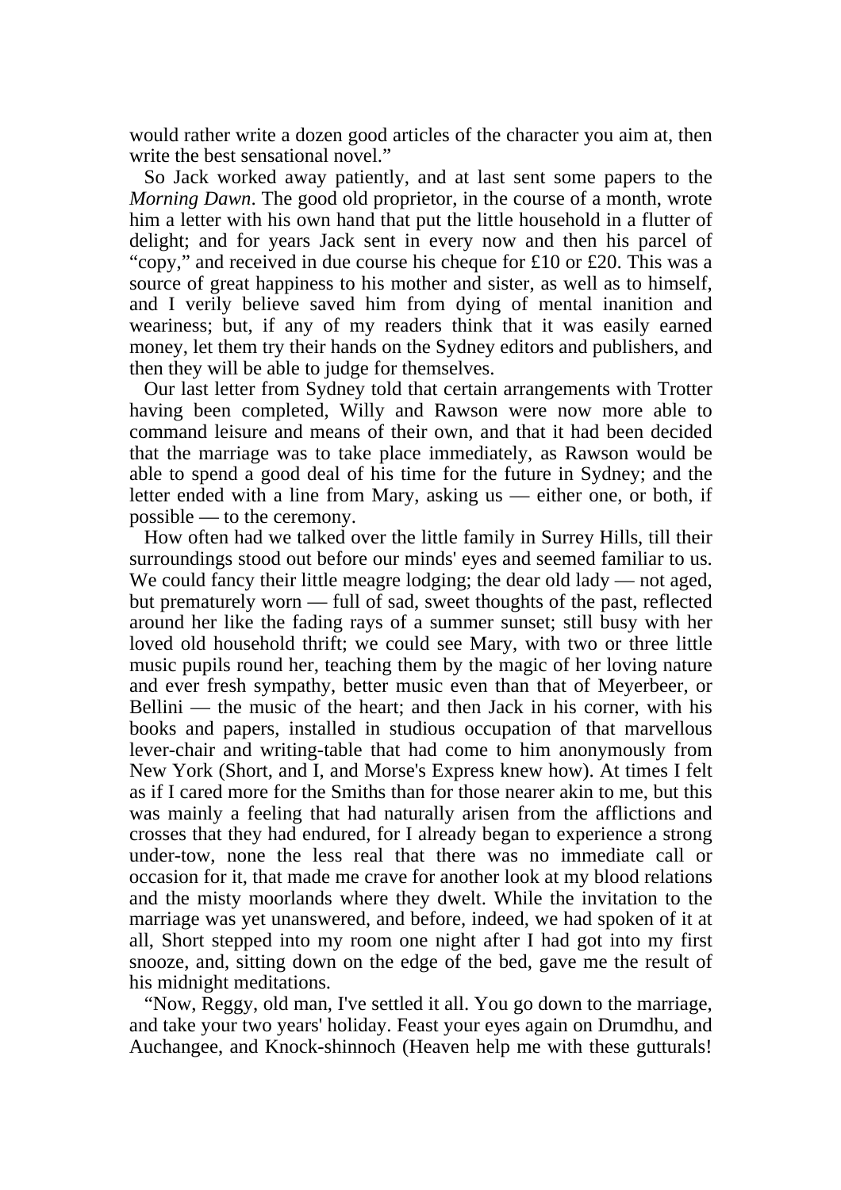would rather write a dozen good articles of the character you aim at, then write the best sensational novel."

So Jack worked away patiently, and at last sent some papers to the *Morning Dawn*. The good old proprietor, in the course of a month, wrote him a letter with his own hand that put the little household in a flutter of delight; and for years Jack sent in every now and then his parcel of "copy," and received in due course his cheque for £10 or £20. This was a source of great happiness to his mother and sister, as well as to himself, and I verily believe saved him from dying of mental inanition and weariness; but, if any of my readers think that it was easily earned money, let them try their hands on the Sydney editors and publishers, and then they will be able to judge for themselves.

Our last letter from Sydney told that certain arrangements with Trotter having been completed, Willy and Rawson were now more able to command leisure and means of their own, and that it had been decided that the marriage was to take place immediately, as Rawson would be able to spend a good deal of his time for the future in Sydney; and the letter ended with a line from Mary, asking us — either one, or both, if possible — to the ceremony.

How often had we talked over the little family in Surrey Hills, till their surroundings stood out before our minds' eyes and seemed familiar to us. We could fancy their little meagre lodging; the dear old lady — not aged, but prematurely worn — full of sad, sweet thoughts of the past, reflected around her like the fading rays of a summer sunset; still busy with her loved old household thrift; we could see Mary, with two or three little music pupils round her, teaching them by the magic of her loving nature and ever fresh sympathy, better music even than that of Meyerbeer, or Bellini — the music of the heart; and then Jack in his corner, with his books and papers, installed in studious occupation of that marvellous lever-chair and writing-table that had come to him anonymously from New York (Short, and I, and Morse's Express knew how). At times I felt as if I cared more for the Smiths than for those nearer akin to me, but this was mainly a feeling that had naturally arisen from the afflictions and crosses that they had endured, for I already began to experience a strong under-tow, none the less real that there was no immediate call or occasion for it, that made me crave for another look at my blood relations and the misty moorlands where they dwelt. While the invitation to the marriage was yet unanswered, and before, indeed, we had spoken of it at all, Short stepped into my room one night after I had got into my first snooze, and, sitting down on the edge of the bed, gave me the result of his midnight meditations.

"Now, Reggy, old man, I've settled it all. You go down to the marriage, and take your two years' holiday. Feast your eyes again on Drumdhu, and Auchangee, and Knock-shinnoch (Heaven help me with these gutturals!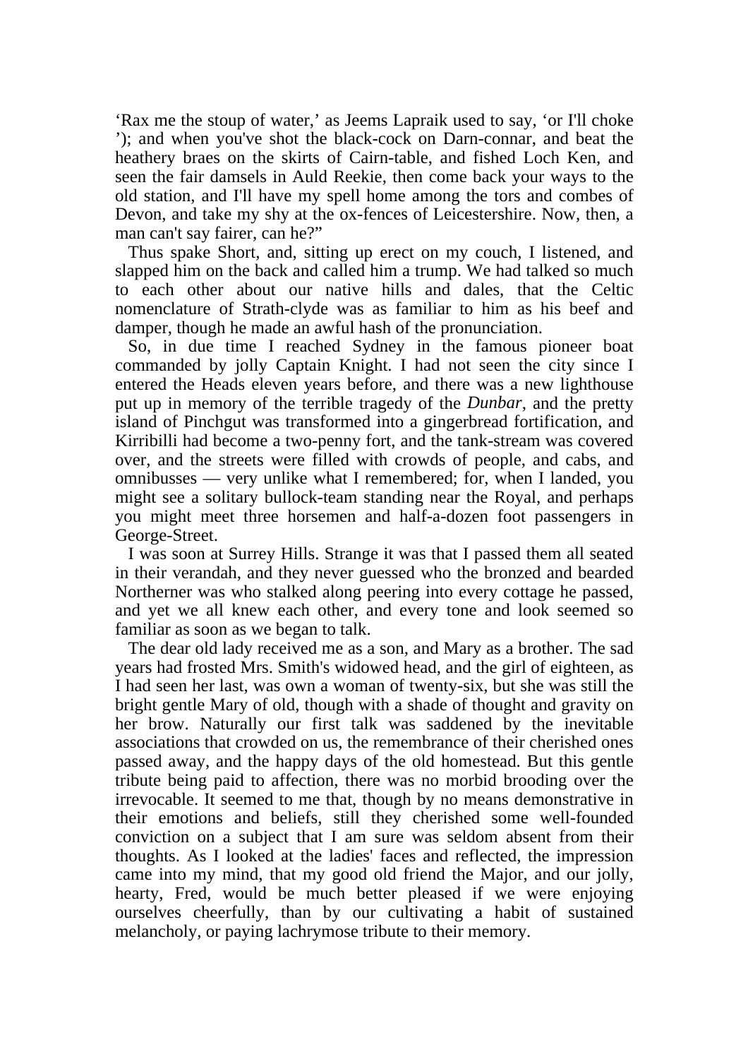'Rax me the stoup of water,' as Jeems Lapraik used to say, 'or I'll choke '); and when you've shot the black-cock on Darn-connar, and beat the heathery braes on the skirts of Cairn-table, and fished Loch Ken, and seen the fair damsels in Auld Reekie, then come back your ways to the old station, and I'll have my spell home among the tors and combes of Devon, and take my shy at the ox-fences of Leicestershire. Now, then, a man can't say fairer, can he?"

Thus spake Short, and, sitting up erect on my couch, I listened, and slapped him on the back and called him a trump. We had talked so much to each other about our native hills and dales, that the Celtic nomenclature of Strath-clyde was as familiar to him as his beef and damper, though he made an awful hash of the pronunciation.

So, in due time I reached Sydney in the famous pioneer boat commanded by jolly Captain Knight. I had not seen the city since I entered the Heads eleven years before, and there was a new lighthouse put up in memory of the terrible tragedy of the *Dunbar*, and the pretty island of Pinchgut was transformed into a gingerbread fortification, and Kirribilli had become a two-penny fort, and the tank-stream was covered over, and the streets were filled with crowds of people, and cabs, and omnibusses — very unlike what I remembered; for, when I landed, you might see a solitary bullock-team standing near the Royal, and perhaps you might meet three horsemen and half-a-dozen foot passengers in George-Street.

I was soon at Surrey Hills. Strange it was that I passed them all seated in their verandah, and they never guessed who the bronzed and bearded Northerner was who stalked along peering into every cottage he passed, and yet we all knew each other, and every tone and look seemed so familiar as soon as we began to talk.

The dear old lady received me as a son, and Mary as a brother. The sad years had frosted Mrs. Smith's widowed head, and the girl of eighteen, as I had seen her last, was own a woman of twenty-six, but she was still the bright gentle Mary of old, though with a shade of thought and gravity on her brow. Naturally our first talk was saddened by the inevitable associations that crowded on us, the remembrance of their cherished ones passed away, and the happy days of the old homestead. But this gentle tribute being paid to affection, there was no morbid brooding over the irrevocable. It seemed to me that, though by no means demonstrative in their emotions and beliefs, still they cherished some well-founded conviction on a subject that I am sure was seldom absent from their thoughts. As I looked at the ladies' faces and reflected, the impression came into my mind, that my good old friend the Major, and our jolly, hearty, Fred, would be much better pleased if we were enjoying ourselves cheerfully, than by our cultivating a habit of sustained melancholy, or paying lachrymose tribute to their memory.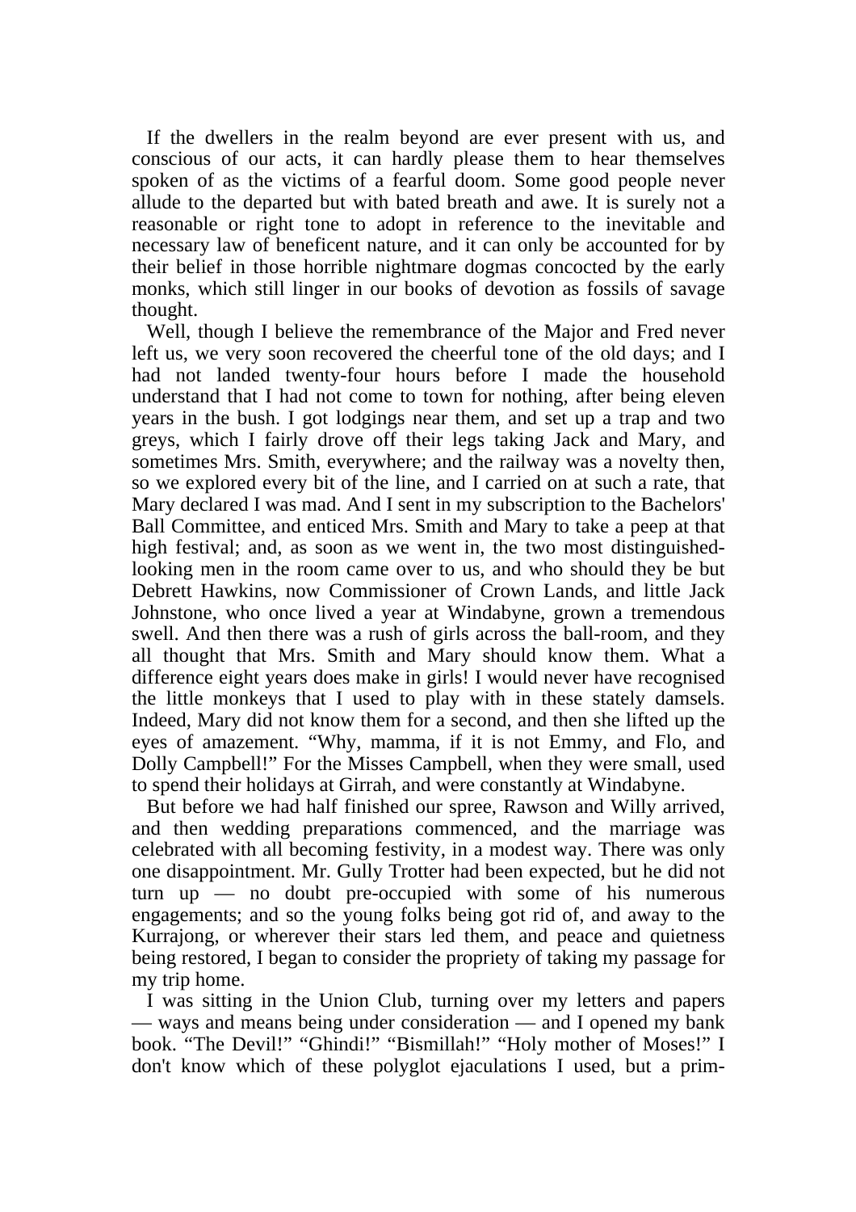If the dwellers in the realm beyond are ever present with us, and conscious of our acts, it can hardly please them to hear themselves spoken of as the victims of a fearful doom. Some good people never allude to the departed but with bated breath and awe. It is surely not a reasonable or right tone to adopt in reference to the inevitable and necessary law of beneficent nature, and it can only be accounted for by their belief in those horrible nightmare dogmas concocted by the early monks, which still linger in our books of devotion as fossils of savage thought.

Well, though I believe the remembrance of the Major and Fred never left us, we very soon recovered the cheerful tone of the old days; and I had not landed twenty-four hours before I made the household understand that I had not come to town for nothing, after being eleven years in the bush. I got lodgings near them, and set up a trap and two greys, which I fairly drove off their legs taking Jack and Mary, and sometimes Mrs. Smith, everywhere; and the railway was a novelty then, so we explored every bit of the line, and I carried on at such a rate, that Mary declared I was mad. And I sent in my subscription to the Bachelors' Ball Committee, and enticed Mrs. Smith and Mary to take a peep at that high festival; and, as soon as we went in, the two most distinguished-looking men in the room came over to us, and who should they be but Debrett Hawkins, now Commissioner of Crown Lands, and little Jack Johnstone, who once lived a year at Windabyne, grown a tremendous swell. And then there was a rush of girls across the ball-room, and they all thought that Mrs. Smith and Mary should know them. What a difference eight years does make in girls! I would never have recognised the little monkeys that I used to play with in these stately damsels. Indeed, Mary did not know them for a second, and then she lifted up the eyes of amazement. “Why, mamma, if it is not Emmy, and Flo, and Dolly Campbell!” For the Misses Campbell, when they were small, used to spend their holidays at Girrah, and were constantly at Windabyne.

But before we had half finished our spree, Rawson and Willy arrived, and then wedding preparations commenced, and the marriage was celebrated with all becoming festivity, in a modest way. There was only one disappointment. Mr. Gully Trotter had been expected, but he did not turn up — no doubt pre-occupied with some of his numerous engagements; and so the young folks being got rid of, and away to the Kurrajong, or wherever their stars led them, and peace and quietness being restored, I began to consider the propriety of taking my passage for my trip home.

I was sitting in the Union Club, turning over my letters and papers — ways and means being under consideration — and I opened my bank book. “The Devil!” “Ghindi!” “Bismillah!” “Holy mother of Moses!” I don't know which of these polyglot ejaculations I used, but a prim-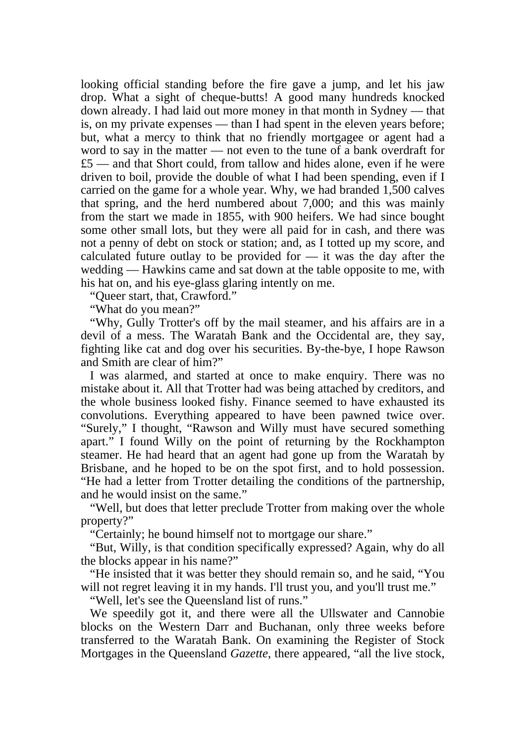looking official standing before the fire gave a jump, and let his jaw drop. What a sight of cheque-butts! A good many hundreds knocked down already. I had laid out more money in that month in Sydney — that is, on my private expenses — than I had spent in the eleven years before; but, what a mercy to think that no friendly mortgagee or agent had a word to say in the matter — not even to the tune of a bank overdraft for £5 — and that Short could, from tallow and hides alone, even if he were driven to boil, provide the double of what I had been spending, even if I carried on the game for a whole year. Why, we had branded 1,500 calves that spring, and the herd numbered about 7,000; and this was mainly from the start we made in 1855, with 900 heifers. We had since bought some other small lots, but they were all paid for in cash, and there was not a penny of debt on stock or station; and, as I totted up my score, and calculated future outlay to be provided for — it was the day after the wedding — Hawkins came and sat down at the table opposite to me, with his hat on, and his eye-glass glaring intently on me.

"Queer start, that, Crawford."

"What do you mean?"

"Why, Gully Trotter's off by the mail steamer, and his affairs are in a devil of a mess. The Waratah Bank and the Occidental are, they say, fighting like cat and dog over his securities. By-the-bye, I hope Rawson and Smith are clear of him?"

I was alarmed, and started at once to make enquiry. There was no mistake about it. All that Trotter had was being attached by creditors, and the whole business looked fishy. Finance seemed to have exhausted its convolutions. Everything appeared to have been pawned twice over. "Surely," I thought, "Rawson and Willy must have secured something apart." I found Willy on the point of returning by the Rockhampton steamer. He had heard that an agent had gone up from the Waratah by Brisbane, and he hoped to be on the spot first, and to hold possession. "He had a letter from Trotter detailing the conditions of the partnership, and he would insist on the same."

"Well, but does that letter preclude Trotter from making over the whole property?"

"Certainly; he bound himself not to mortgage our share."

"But, Willy, is that condition specifically expressed? Again, why do all the blocks appear in his name?"

"He insisted that it was better they should remain so, and he said, "You will not regret leaving it in my hands. I'll trust you, and you'll trust me."

"Well, let's see the Queensland list of runs."

We speedily got it, and there were all the Ullswater and Cannobie blocks on the Western Darr and Buchanan, only three weeks before transferred to the Waratah Bank. On examining the Register of Stock Mortgages in the Queensland *Gazette*, there appeared, "all the live stock,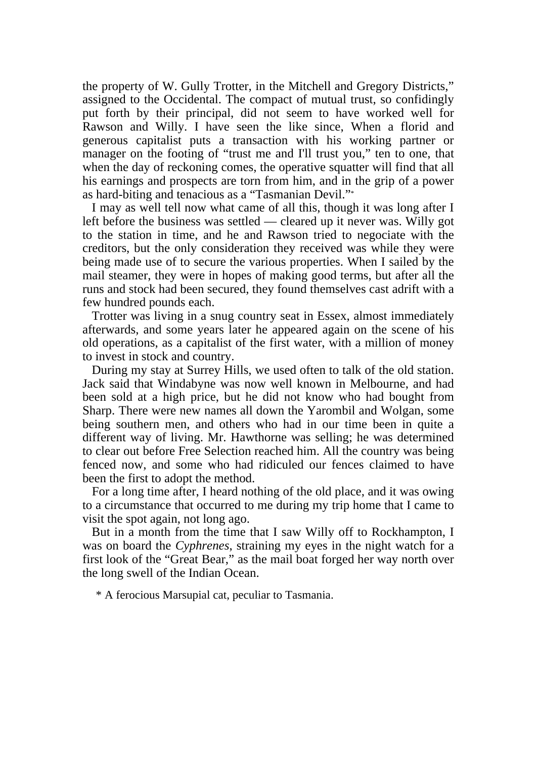the property of W. Gully Trotter, in the Mitchell and Gregory Districts," assigned to the Occidental. The compact of mutual trust, so confidingly put forth by their principal, did not seem to have worked well for Rawson and Willy. I have seen the like since, When a florid and generous capitalist puts a transaction with his working partner or manager on the footing of "trust me and I'll trust you," ten to one, that when the day of reckoning comes, the operative squatter will find that all his earnings and prospects are torn from him, and in the grip of a power as hard-biting and tenacious as a "Tasmanian Devil."*

I may as well tell now what came of all this, though it was long after I left before the business was settled — cleared up it never was. Willy got to the station in time, and he and Rawson tried to negociate with the creditors, but the only consideration they received was while they were being made use of to secure the various properties. When I sailed by the mail steamer, they were in hopes of making good terms, but after all the runs and stock had been secured, they found themselves cast adrift with a few hundred pounds each.

Trotter was living in a snug country seat in Essex, almost immediately afterwards, and some years later he appeared again on the scene of his old operations, as a capitalist of the first water, with a million of money to invest in stock and country.

During my stay at Surrey Hills, we used often to talk of the old station. Jack said that Windabyne was now well known in Melbourne, and had been sold at a high price, but he did not know who had bought from Sharp. There were new names all down the Yarombil and Wolgan, some being southern men, and others who had in our time been in quite a different way of living. Mr. Hawthorne was selling; he was determined to clear out before Free Selection reached him. All the country was being fenced now, and some who had ridiculed our fences claimed to have been the first to adopt the method.

For a long time after, I heard nothing of the old place, and it was owing to a circumstance that occurred to me during my trip home that I came to visit the spot again, not long ago.

But in a month from the time that I saw Willy off to Rockhampton, I was on board the *Cyphrenes*, straining my eyes in the night watch for a first look of the "Great Bear," as the mail boat forged her way north over the long swell of the Indian Ocean.

\* A ferocious Marsupial cat, peculiar to Tasmania.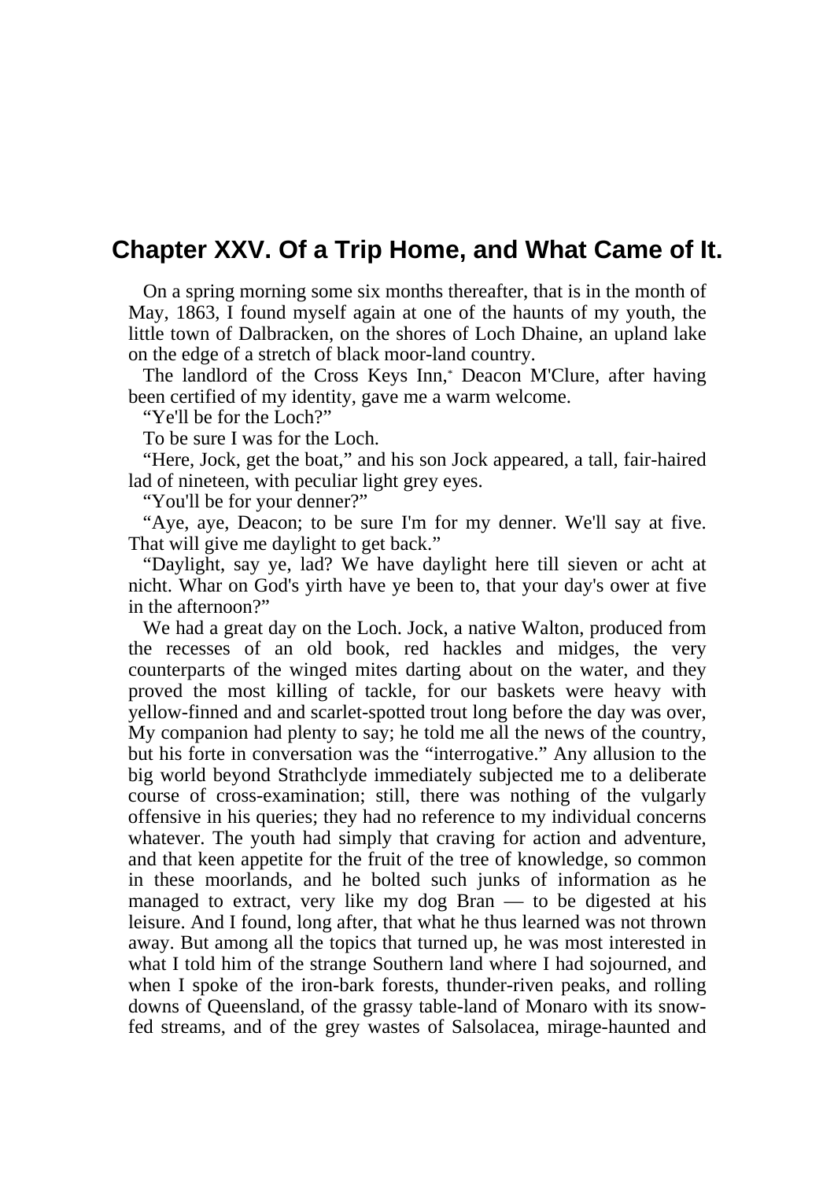# Chapter XXV. Of a Trip Home, and What Came of It.

On a spring morning some six months thereafter, that is in the month of May, 1863, I found myself again at one of the haunts of my youth, the little town of Dalbracken, on the shores of Loch Dhaine, an upland lake on the edge of a stretch of black moor-land country.

The landlord of the Cross Keys Inn,* Deacon M'Clure, after having been certified of my identity, gave me a warm welcome.

"Ye'll be for the Loch?"

To be sure I was for the Loch.

"Here, Jock, get the boat," and his son Jock appeared, a tall, fair-haired lad of nineteen, with peculiar light grey eyes.

"You'll be for your denner?"

"Aye, aye, Deacon; to be sure I'm for my denner. We'll say at five. That will give me daylight to get back."

"Daylight, say ye, lad? We have daylight here till sieven or acht at nicht. Whar on God's yirth have ye been to, that your day's ower at five in the afternoon?"

We had a great day on the Loch. Jock, a native Walton, produced from the recesses of an old book, red hackles and midges, the very counterparts of the winged mites darting about on the water, and they proved the most killing of tackle, for our baskets were heavy with yellow-finned and and scarlet-spotted trout long before the day was over, My companion had plenty to say; he told me all the news of the country, but his forte in conversation was the "interrogative." Any allusion to the big world beyond Strathclyde immediately subjected me to a deliberate course of cross-examination; still, there was nothing of the vulgarly offensive in his queries; they had no reference to my individual concerns whatever. The youth had simply that craving for action and adventure, and that keen appetite for the fruit of the tree of knowledge, so common in these moorlands, and he bolted such junks of information as he managed to extract, very like my dog Bran — to be digested at his leisure. And I found, long after, that what he thus learned was not thrown away. But among all the topics that turned up, he was most interested in what I told him of the strange Southern land where I had sojourned, and when I spoke of the iron-bark forests, thunder-riven peaks, and rolling downs of Queensland, of the grassy table-land of Monaro with its snow-fed streams, and of the grey wastes of Salsolacea, mirage-haunted and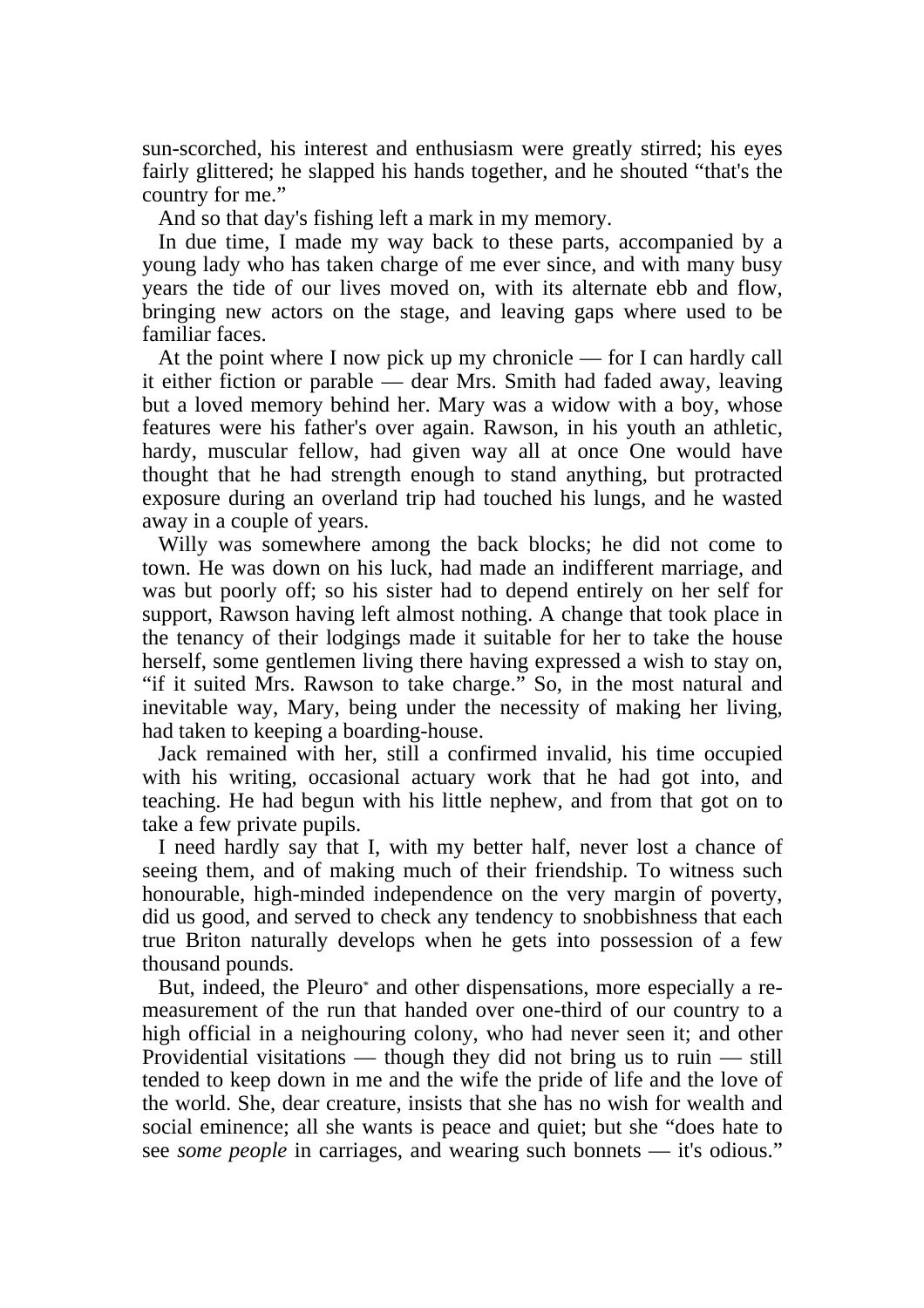sun-scorched, his interest and enthusiasm were greatly stirred; his eyes fairly glittered; he slapped his hands together, and he shouted “that's the country for me.”

And so that day's fishing left a mark in my memory.

In due time, I made my way back to these parts, accompanied by a young lady who has taken charge of me ever since, and with many busy years the tide of our lives moved on, with its alternate ebb and flow, bringing new actors on the stage, and leaving gaps where used to be familiar faces.

At the point where I now pick up my chronicle — for I can hardly call it either fiction or parable — dear Mrs. Smith had faded away, leaving but a loved memory behind her. Mary was a widow with a boy, whose features were his father's over again. Rawson, in his youth an athletic, hardy, muscular fellow, had given way all at once One would have thought that he had strength enough to stand anything, but protracted exposure during an overland trip had touched his lungs, and he wasted away in a couple of years.

Willy was somewhere among the back blocks; he did not come to town. He was down on his luck, had made an indifferent marriage, and was but poorly off; so his sister had to depend entirely on her self for support, Rawson having left almost nothing. A change that took place in the tenancy of their lodgings made it suitable for her to take the house herself, some gentlemen living there having expressed a wish to stay on, “if it suited Mrs. Rawson to take charge.” So, in the most natural and inevitable way, Mary, being under the necessity of making her living, had taken to keeping a boarding-house.

Jack remained with her, still a confirmed invalid, his time occupied with his writing, occasional actuary work that he had got into, and teaching. He had begun with his little nephew, and from that got on to take a few private pupils.

I need hardly say that I, with my better half, never lost a chance of seeing them, and of making much of their friendship. To witness such honourable, high-minded independence on the very margin of poverty, did us good, and served to check any tendency to snobbishness that each true Briton naturally develops when he gets into possession of a few thousand pounds.

But, indeed, the Pleuro* and other dispensations, more especially a re-measurement of the run that handed over one-third of our country to a high official in a neighouring colony, who had never seen it; and other Providential visitations — though they did not bring us to ruin — still tended to keep down in me and the wife the pride of life and the love of the world. She, dear creature, insists that she has no wish for wealth and social eminence; all she wants is peace and quiet; but she “does hate to see *some people* in carriages, and wearing such bonnets — it's odious.”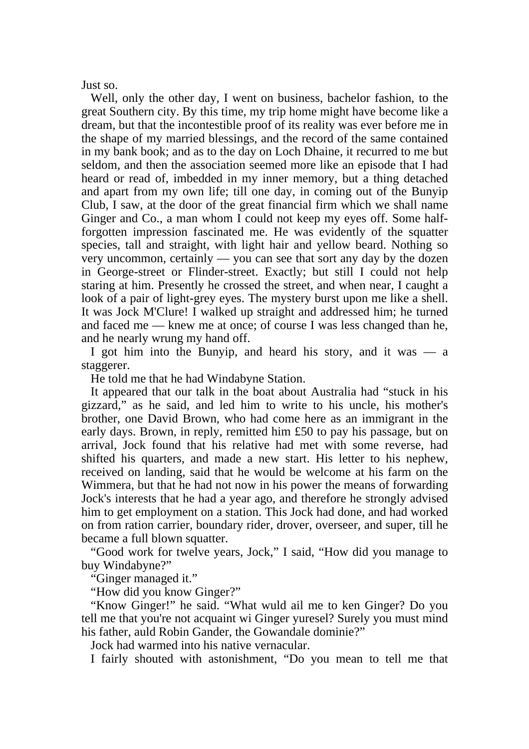Just so.

Well, only the other day, I went on business, bachelor fashion, to the great Southern city. By this time, my trip home might have become like a dream, but that the incontestible proof of its reality was ever before me in the shape of my married blessings, and the record of the same contained in my bank book; and as to the day on Loch Dhaine, it recurred to me but seldom, and then the association seemed more like an episode that I had heard or read of, imbedded in my inner memory, but a thing detached and apart from my own life; till one day, in coming out of the Bunyip Club, I saw, at the door of the great financial firm which we shall name Ginger and Co., a man whom I could not keep my eyes off. Some half-forgotten impression fascinated me. He was evidently of the squatter species, tall and straight, with light hair and yellow beard. Nothing so very uncommon, certainly — you can see that sort any day by the dozen in George-street or Flinder-street. Exactly; but still I could not help staring at him. Presently he crossed the street, and when near, I caught a look of a pair of light-grey eyes. The mystery burst upon me like a shell. It was Jock M'Clure! I walked up straight and addressed him; he turned and faced me — knew me at once; of course I was less changed than he, and he nearly wrung my hand off.

I got him into the Bunyip, and heard his story, and it was — a staggerer.

He told me that he had Windabyne Station.

It appeared that our talk in the boat about Australia had "stuck in his gizzard," as he said, and led him to write to his uncle, his mother's brother, one David Brown, who had come here as an immigrant in the early days. Brown, in reply, remitted him £50 to pay his passage, but on arrival, Jock found that his relative had met with some reverse, had shifted his quarters, and made a new start. His letter to his nephew, received on landing, said that he would be welcome at his farm on the Wimmera, but that he had not now in his power the means of forwarding Jock's interests that he had a year ago, and therefore he strongly advised him to get employment on a station. This Jock had done, and had worked on from ration carrier, boundary rider, drover, overseer, and super, till he became a full blown squatter.

"Good work for twelve years, Jock," I said, "How did you manage to buy Windabyne?"

"Ginger managed it."

"How did you know Ginger?"

"Know Ginger!" he said. "What wuld ail me to ken Ginger? Do you tell me that you're not acquaint wi Ginger yuresel? Surely you must mind his father, auld Robin Gander, the Gowandale dominie?"

Jock had warmed into his native vernacular.

I fairly shouted with astonishment, "Do you mean to tell me that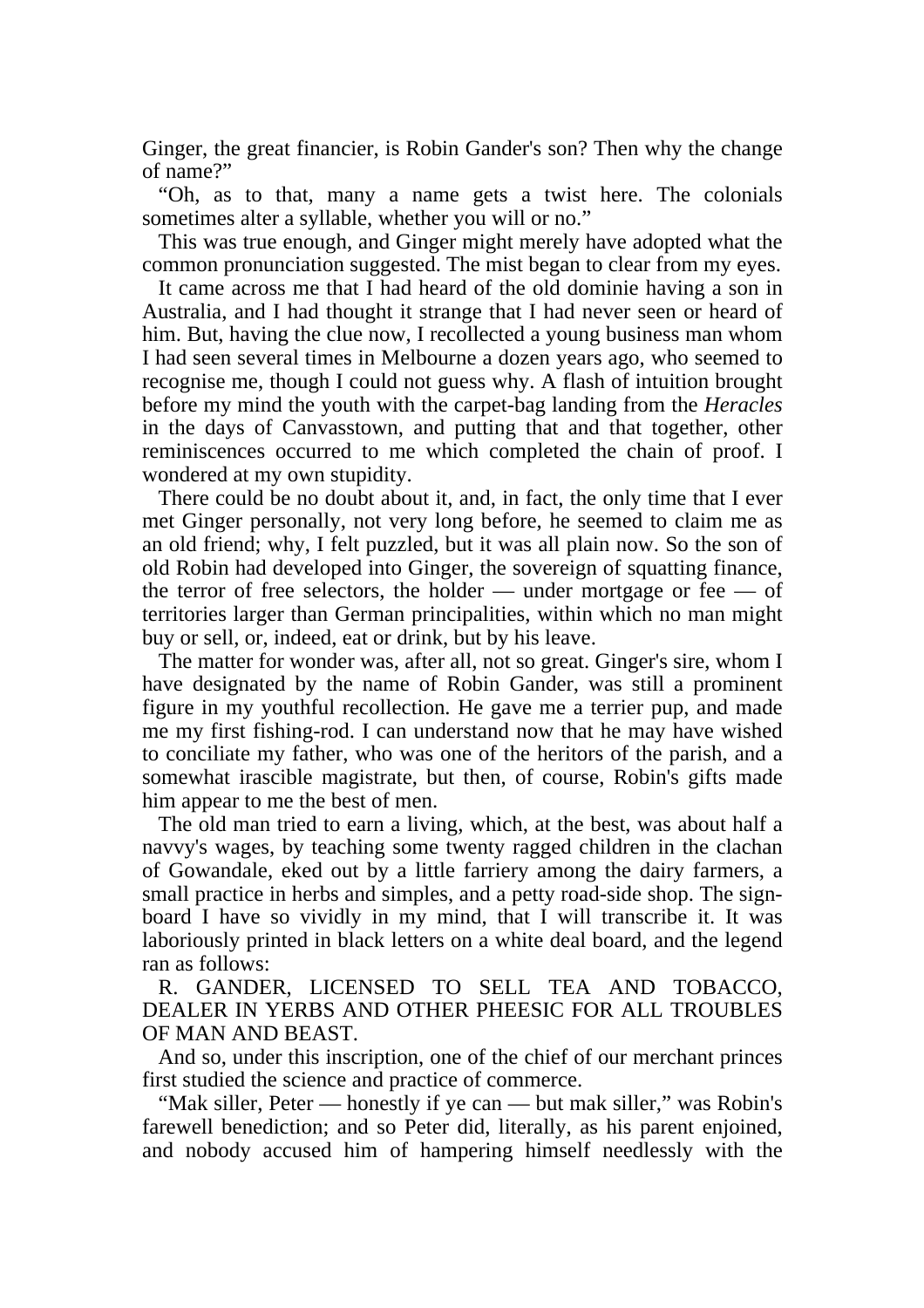Ginger, the great financier, is Robin Gander's son? Then why the change of name?"

"Oh, as to that, many a name gets a twist here. The colonials sometimes alter a syllable, whether you will or no."

This was true enough, and Ginger might merely have adopted what the common pronunciation suggested. The mist began to clear from my eyes.

It came across me that I had heard of the old dominie having a son in Australia, and I had thought it strange that I had never seen or heard of him. But, having the clue now, I recollected a young business man whom I had seen several times in Melbourne a dozen years ago, who seemed to recognise me, though I could not guess why. A flash of intuition brought before my mind the youth with the carpet-bag landing from the *Heracles* in the days of Canvasstown, and putting that and that together, other reminiscences occurred to me which completed the chain of proof. I wondered at my own stupidity.

There could be no doubt about it, and, in fact, the only time that I ever met Ginger personally, not very long before, he seemed to claim me as an old friend; why, I felt puzzled, but it was all plain now. So the son of old Robin had developed into Ginger, the sovereign of squatting finance, the terror of free selectors, the holder — under mortgage or fee — of territories larger than German principalities, within which no man might buy or sell, or, indeed, eat or drink, but by his leave.

The matter for wonder was, after all, not so great. Ginger's sire, whom I have designated by the name of Robin Gander, was still a prominent figure in my youthful recollection. He gave me a terrier pup, and made me my first fishing-rod. I can understand now that he may have wished to conciliate my father, who was one of the heritors of the parish, and a somewhat irascible magistrate, but then, of course, Robin's gifts made him appear to me the best of men.

The old man tried to earn a living, which, at the best, was about half a navvy's wages, by teaching some twenty ragged children in the clachan of Gowandale, eked out by a little farriery among the dairy farmers, a small practice in herbs and simples, and a petty road-side shop. The sign-board I have so vividly in my mind, that I will transcribe it. It was laboriously printed in black letters on a white deal board, and the legend ran as follows:

R. GANDER, LICENSED TO SELL TEA AND TOBACCO, DEALER IN YERBS AND OTHER PHEESIC FOR ALL TROUBLES OF MAN AND BEAST.

And so, under this inscription, one of the chief of our merchant princes first studied the science and practice of commerce.

"Mak siller, Peter — honestly if ye can — but mak siller," was Robin's farewell benediction; and so Peter did, literally, as his parent enjoined, and nobody accused him of hampering himself needlessly with the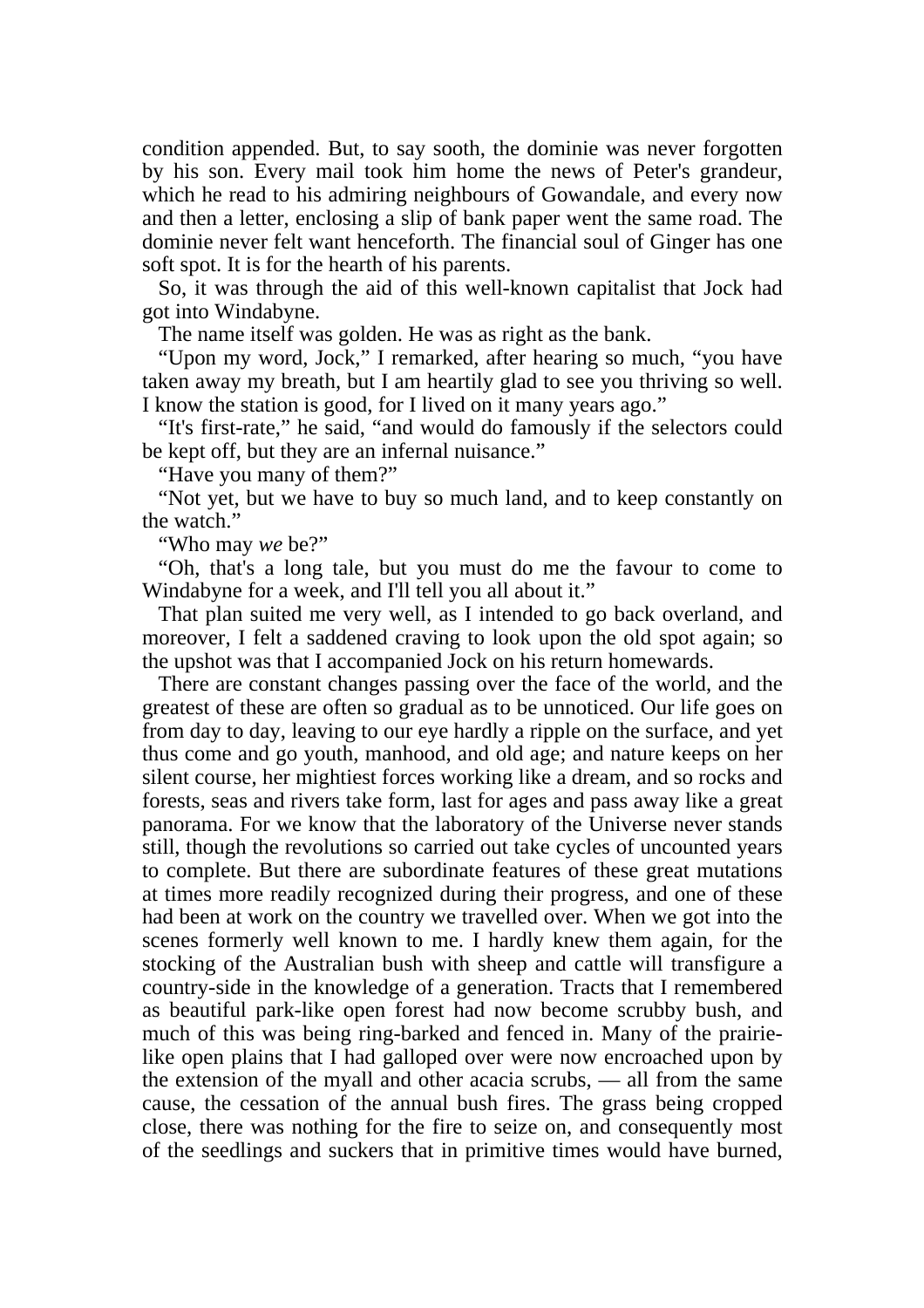condition appended. But, to say sooth, the dominie was never forgotten by his son. Every mail took him home the news of Peter's grandeur, which he read to his admiring neighbours of Gowandale, and every now and then a letter, enclosing a slip of bank paper went the same road. The dominie never felt want henceforth. The financial soul of Ginger has one soft spot. It is for the hearth of his parents.

So, it was through the aid of this well-known capitalist that Jock had got into Windabyne.

The name itself was golden. He was as right as the bank.

"Upon my word, Jock," I remarked, after hearing so much, "you have taken away my breath, but I am heartily glad to see you thriving so well. I know the station is good, for I lived on it many years ago."

"It's first-rate," he said, "and would do famously if the selectors could be kept off, but they are an infernal nuisance."

"Have you many of them?"

"Not yet, but we have to buy so much land, and to keep constantly on the watch."

"Who may *we* be?"

"Oh, that's a long tale, but you must do me the favour to come to Windabyne for a week, and I'll tell you all about it."

That plan suited me very well, as I intended to go back overland, and moreover, I felt a saddened craving to look upon the old spot again; so the upshot was that I accompanied Jock on his return homewards.

There are constant changes passing over the face of the world, and the greatest of these are often so gradual as to be unnoticed. Our life goes on from day to day, leaving to our eye hardly a ripple on the surface, and yet thus come and go youth, manhood, and old age; and nature keeps on her silent course, her mightiest forces working like a dream, and so rocks and forests, seas and rivers take form, last for ages and pass away like a great panorama. For we know that the laboratory of the Universe never stands still, though the revolutions so carried out take cycles of uncounted years to complete. But there are subordinate features of these great mutations at times more readily recognized during their progress, and one of these had been at work on the country we travelled over. When we got into the scenes formerly well known to me. I hardly knew them again, for the stocking of the Australian bush with sheep and cattle will transfigure a country-side in the knowledge of a generation. Tracts that I remembered as beautiful park-like open forest had now become scrubby bush, and much of this was being ring-barked and fenced in. Many of the prairie-like open plains that I had galloped over were now encroached upon by the extension of the myall and other acacia scrubs, — all from the same cause, the cessation of the annual bush fires. The grass being cropped close, there was nothing for the fire to seize on, and consequently most of the seedlings and suckers that in primitive times would have burned,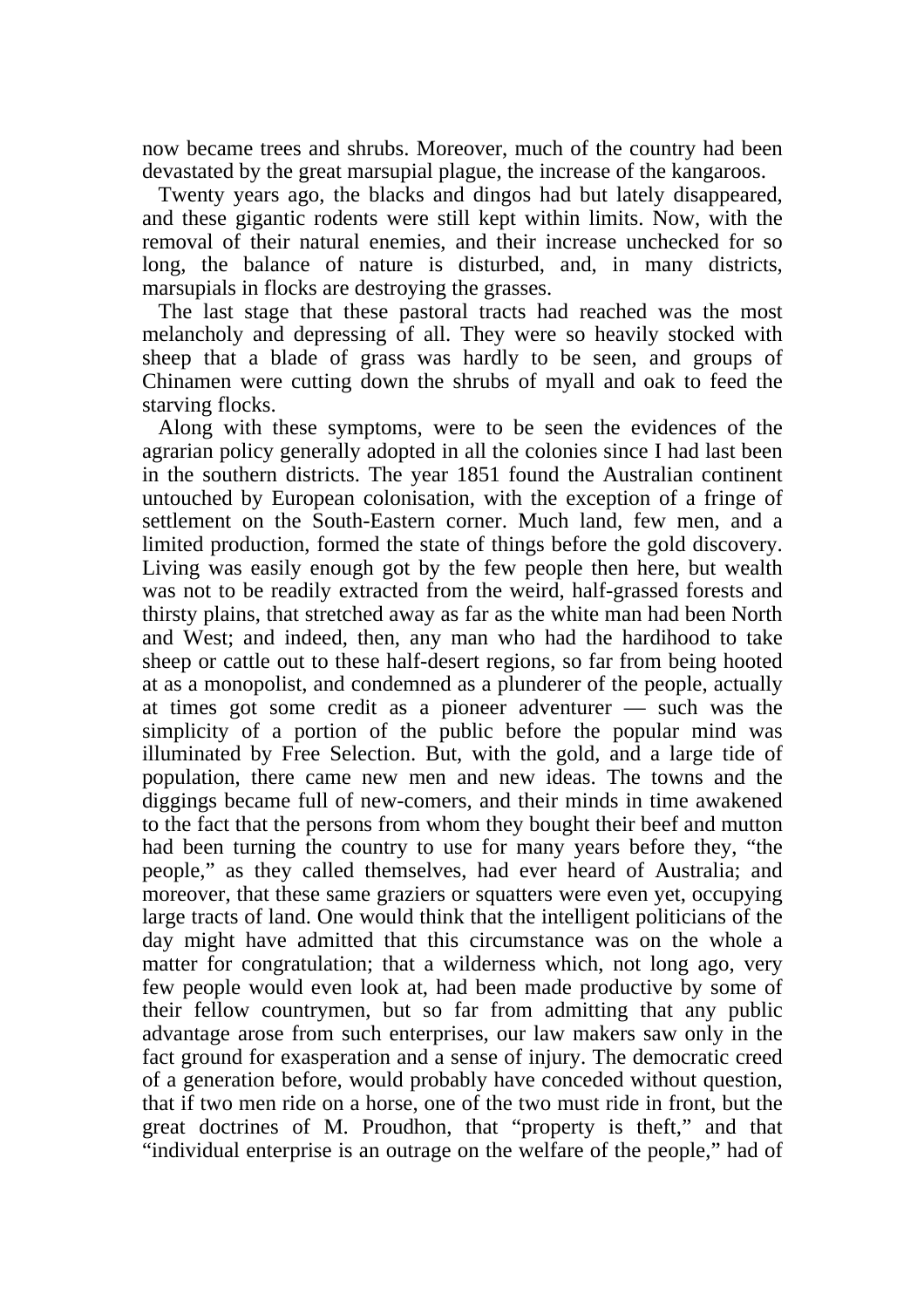now became trees and shrubs. Moreover, much of the country had been devastated by the great marsupial plague, the increase of the kangaroos.

Twenty years ago, the blacks and dingos had but lately disappeared, and these gigantic rodents were still kept within limits. Now, with the removal of their natural enemies, and their increase unchecked for so long, the balance of nature is disturbed, and, in many districts, marsupials in flocks are destroying the grasses.

The last stage that these pastoral tracts had reached was the most melancholy and depressing of all. They were so heavily stocked with sheep that a blade of grass was hardly to be seen, and groups of Chinamen were cutting down the shrubs of myall and oak to feed the starving flocks.

Along with these symptoms, were to be seen the evidences of the agrarian policy generally adopted in all the colonies since I had last been in the southern districts. The year 1851 found the Australian continent untouched by European colonisation, with the exception of a fringe of settlement on the South-Eastern corner. Much land, few men, and a limited production, formed the state of things before the gold discovery. Living was easily enough got by the few people then here, but wealth was not to be readily extracted from the weird, half-grassed forests and thirsty plains, that stretched away as far as the white man had been North and West; and indeed, then, any man who had the hardihood to take sheep or cattle out to these half-desert regions, so far from being hooted at as a monopolist, and condemned as a plunderer of the people, actually at times got some credit as a pioneer adventurer — such was the simplicity of a portion of the public before the popular mind was illuminated by Free Selection. But, with the gold, and a large tide of population, there came new men and new ideas. The towns and the diggings became full of new-comers, and their minds in time awakened to the fact that the persons from whom they bought their beef and mutton had been turning the country to use for many years before they, "the people," as they called themselves, had ever heard of Australia; and moreover, that these same graziers or squatters were even yet, occupying large tracts of land. One would think that the intelligent politicians of the day might have admitted that this circumstance was on the whole a matter for congratulation; that a wilderness which, not long ago, very few people would even look at, had been made productive by some of their fellow countrymen, but so far from admitting that any public advantage arose from such enterprises, our law makers saw only in the fact ground for exasperation and a sense of injury. The democratic creed of a generation before, would probably have conceded without question, that if two men ride on a horse, one of the two must ride in front, but the great doctrines of M. Proudhon, that "property is theft," and that "individual enterprise is an outrage on the welfare of the people," had of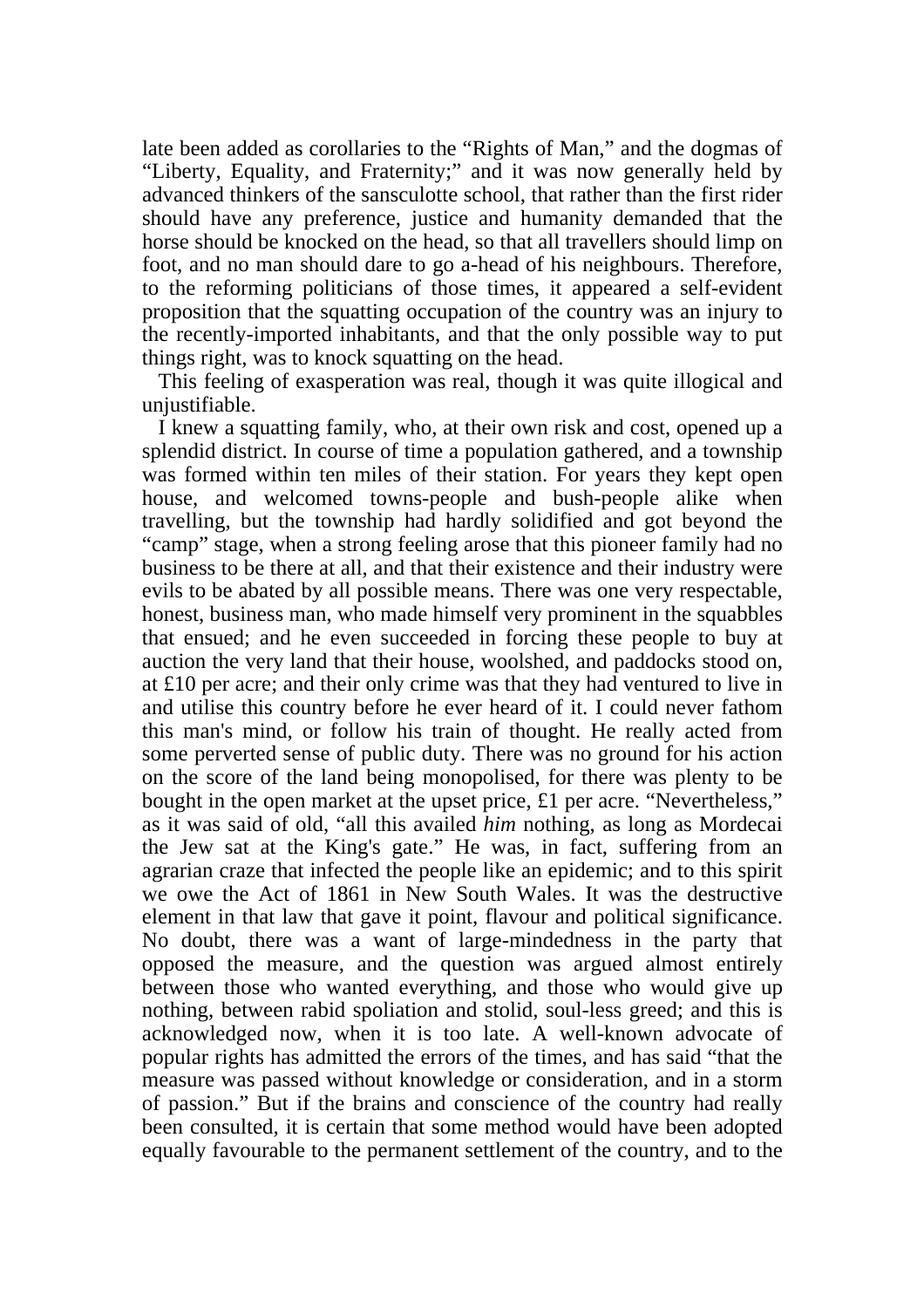late been added as corollaries to the "Rights of Man," and the dogmas of "Liberty, Equality, and Fraternity;" and it was now generally held by advanced thinkers of the sansculotte school, that rather than the first rider should have any preference, justice and humanity demanded that the horse should be knocked on the head, so that all travellers should limp on foot, and no man should dare to go a-head of his neighbours. Therefore, to the reforming politicians of those times, it appeared a self-evident proposition that the squatting occupation of the country was an injury to the recently-imported inhabitants, and that the only possible way to put things right, was to knock squatting on the head.

This feeling of exasperation was real, though it was quite illogical and unjustifiable.

I knew a squatting family, who, at their own risk and cost, opened up a splendid district. In course of time a population gathered, and a township was formed within ten miles of their station. For years they kept open house, and welcomed towns-people and bush-people alike when travelling, but the township had hardly solidified and got beyond the "camp" stage, when a strong feeling arose that this pioneer family had no business to be there at all, and that their existence and their industry were evils to be abated by all possible means. There was one very respectable, honest, business man, who made himself very prominent in the squabbles that ensued; and he even succeeded in forcing these people to buy at auction the very land that their house, woolshed, and paddocks stood on, at £10 per acre; and their only crime was that they had ventured to live in and utilise this country before he ever heard of it. I could never fathom this man's mind, or follow his train of thought. He really acted from some perverted sense of public duty. There was no ground for his action on the score of the land being monopolised, for there was plenty to be bought in the open market at the upset price, £1 per acre. "Nevertheless," as it was said of old, "all this availed *him* nothing, as long as Mordecai the Jew sat at the King's gate." He was, in fact, suffering from an agrarian craze that infected the people like an epidemic; and to this spirit we owe the Act of 1861 in New South Wales. It was the destructive element in that law that gave it point, flavour and political significance. No doubt, there was a want of large-mindedness in the party that opposed the measure, and the question was argued almost entirely between those who wanted everything, and those who would give up nothing, between rabid spoliation and stolid, soul-less greed; and this is acknowledged now, when it is too late. A well-known advocate of popular rights has admitted the errors of the times, and has said "that the measure was passed without knowledge or consideration, and in a storm of passion." But if the brains and conscience of the country had really been consulted, it is certain that some method would have been adopted equally favourable to the permanent settlement of the country, and to the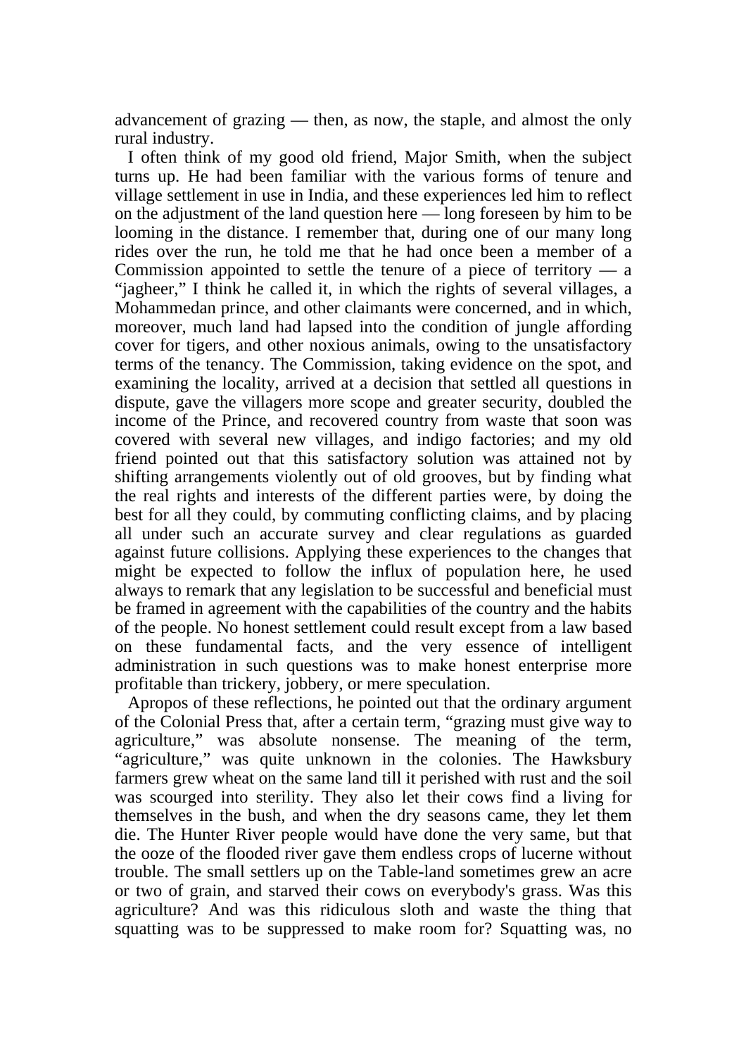advancement of grazing — then, as now, the staple, and almost the only rural industry.

I often think of my good old friend, Major Smith, when the subject turns up. He had been familiar with the various forms of tenure and village settlement in use in India, and these experiences led him to reflect on the adjustment of the land question here — long foreseen by him to be looming in the distance. I remember that, during one of our many long rides over the run, he told me that he had once been a member of a Commission appointed to settle the tenure of a piece of territory — a "jagheer," I think he called it, in which the rights of several villages, a Mohammedan prince, and other claimants were concerned, and in which, moreover, much land had lapsed into the condition of jungle affording cover for tigers, and other noxious animals, owing to the unsatisfactory terms of the tenancy. The Commission, taking evidence on the spot, and examining the locality, arrived at a decision that settled all questions in dispute, gave the villagers more scope and greater security, doubled the income of the Prince, and recovered country from waste that soon was covered with several new villages, and indigo factories; and my old friend pointed out that this satisfactory solution was attained not by shifting arrangements violently out of old grooves, but by finding what the real rights and interests of the different parties were, by doing the best for all they could, by commuting conflicting claims, and by placing all under such an accurate survey and clear regulations as guarded against future collisions. Applying these experiences to the changes that might be expected to follow the influx of population here, he used always to remark that any legislation to be successful and beneficial must be framed in agreement with the capabilities of the country and the habits of the people. No honest settlement could result except from a law based on these fundamental facts, and the very essence of intelligent administration in such questions was to make honest enterprise more profitable than trickery, jobbery, or mere speculation.

Apropos of these reflections, he pointed out that the ordinary argument of the Colonial Press that, after a certain term, "grazing must give way to agriculture," was absolute nonsense. The meaning of the term, "agriculture," was quite unknown in the colonies. The Hawksbury farmers grew wheat on the same land till it perished with rust and the soil was scourged into sterility. They also let their cows find a living for themselves in the bush, and when the dry seasons came, they let them die. The Hunter River people would have done the very same, but that the ooze of the flooded river gave them endless crops of lucerne without trouble. The small settlers up on the Table-land sometimes grew an acre or two of grain, and starved their cows on everybody's grass. Was this agriculture? And was this ridiculous sloth and waste the thing that squatting was to be suppressed to make room for? Squatting was, no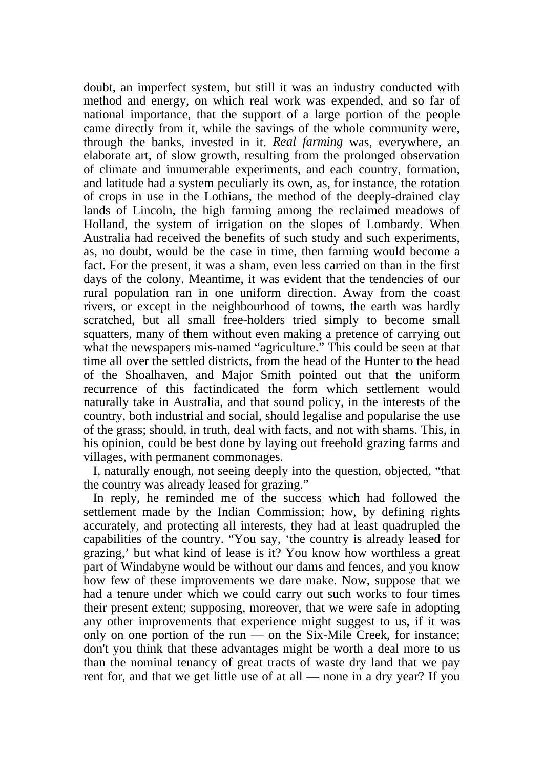doubt, an imperfect system, but still it was an industry conducted with method and energy, on which real work was expended, and so far of national importance, that the support of a large portion of the people came directly from it, while the savings of the whole community were, through the banks, invested in it. *Real farming* was, everywhere, an elaborate art, of slow growth, resulting from the prolonged observation of climate and innumerable experiments, and each country, formation, and latitude had a system peculiarly its own, as, for instance, the rotation of crops in use in the Lothians, the method of the deeply-drained clay lands of Lincoln, the high farming among the reclaimed meadows of Holland, the system of irrigation on the slopes of Lombardy. When Australia had received the benefits of such study and such experiments, as, no doubt, would be the case in time, then farming would become a fact. For the present, it was a sham, even less carried on than in the first days of the colony. Meantime, it was evident that the tendencies of our rural population ran in one uniform direction. Away from the coast rivers, or except in the neighbourhood of towns, the earth was hardly scratched, but all small free-holders tried simply to become small squatters, many of them without even making a pretence of carrying out what the newspapers mis-named "agriculture." This could be seen at that time all over the settled districts, from the head of the Hunter to the head of the Shoalhaven, and Major Smith pointed out that the uniform recurrence of this factindicated the form which settlement would naturally take in Australia, and that sound policy, in the interests of the country, both industrial and social, should legalise and popularise the use of the grass; should, in truth, deal with facts, and not with shams. This, in his opinion, could be best done by laying out freehold grazing farms and villages, with permanent commonages.

I, naturally enough, not seeing deeply into the question, objected, "that the country was already leased for grazing."

In reply, he reminded me of the success which had followed the settlement made by the Indian Commission; how, by defining rights accurately, and protecting all interests, they had at least quadrupled the capabilities of the country. "You say, 'the country is already leased for grazing,' but what kind of lease is it? You know how worthless a great part of Windabyne would be without our dams and fences, and you know how few of these improvements we dare make. Now, suppose that we had a tenure under which we could carry out such works to four times their present extent; supposing, moreover, that we were safe in adopting any other improvements that experience might suggest to us, if it was only on one portion of the run — on the Six-Mile Creek, for instance; don't you think that these advantages might be worth a deal more to us than the nominal tenancy of great tracts of waste dry land that we pay rent for, and that we get little use of at all — none in a dry year? If you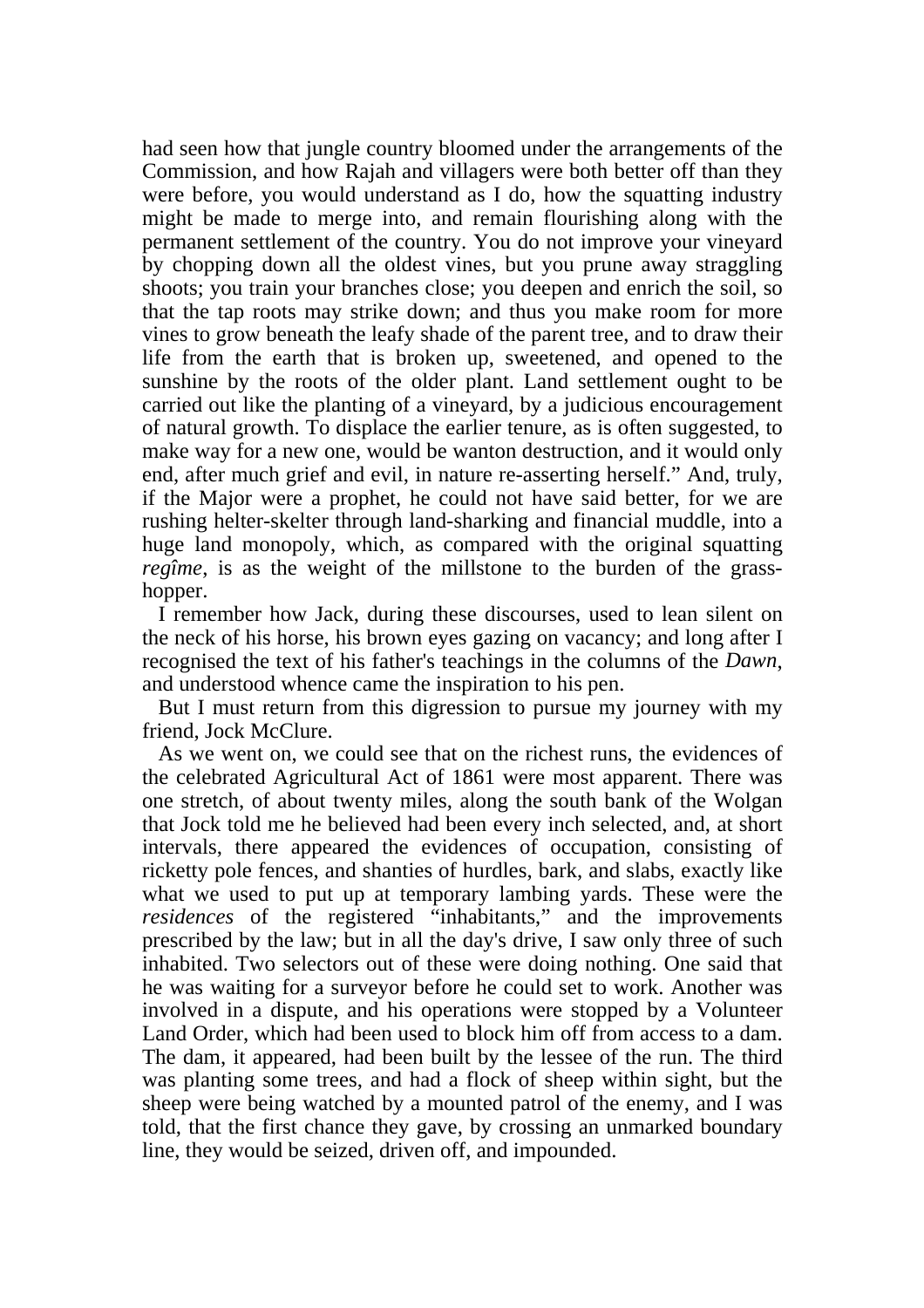had seen how that jungle country bloomed under the arrangements of the Commission, and how Rajah and villagers were both better off than they were before, you would understand as I do, how the squatting industry might be made to merge into, and remain flourishing along with the permanent settlement of the country. You do not improve your vineyard by chopping down all the oldest vines, but you prune away straggling shoots; you train your branches close; you deepen and enrich the soil, so that the tap roots may strike down; and thus you make room for more vines to grow beneath the leafy shade of the parent tree, and to draw their life from the earth that is broken up, sweetened, and opened to the sunshine by the roots of the older plant. Land settlement ought to be carried out like the planting of a vineyard, by a judicious encouragement of natural growth. To displace the earlier tenure, as is often suggested, to make way for a new one, would be wanton destruction, and it would only end, after much grief and evil, in nature re-asserting herself." And, truly, if the Major were a prophet, he could not have said better, for we are rushing helter-skelter through land-sharking and financial muddle, into a huge land monopoly, which, as compared with the original squatting *regîme*, is as the weight of the millstone to the burden of the grass-hopper.

I remember how Jack, during these discourses, used to lean silent on the neck of his horse, his brown eyes gazing on vacancy; and long after I recognised the text of his father's teachings in the columns of the *Dawn*, and understood whence came the inspiration to his pen.

But I must return from this digression to pursue my journey with my friend, Jock McClure.

As we went on, we could see that on the richest runs, the evidences of the celebrated Agricultural Act of 1861 were most apparent. There was one stretch, of about twenty miles, along the south bank of the Wolgan that Jock told me he believed had been every inch selected, and, at short intervals, there appeared the evidences of occupation, consisting of ricketty pole fences, and shanties of hurdles, bark, and slabs, exactly like what we used to put up at temporary lambing yards. These were the *residences* of the registered "inhabitants," and the improvements prescribed by the law; but in all the day's drive, I saw only three of such inhabited. Two selectors out of these were doing nothing. One said that he was waiting for a surveyor before he could set to work. Another was involved in a dispute, and his operations were stopped by a Volunteer Land Order, which had been used to block him off from access to a dam. The dam, it appeared, had been built by the lessee of the run. The third was planting some trees, and had a flock of sheep within sight, but the sheep were being watched by a mounted patrol of the enemy, and I was told, that the first chance they gave, by crossing an unmarked boundary line, they would be seized, driven off, and impounded.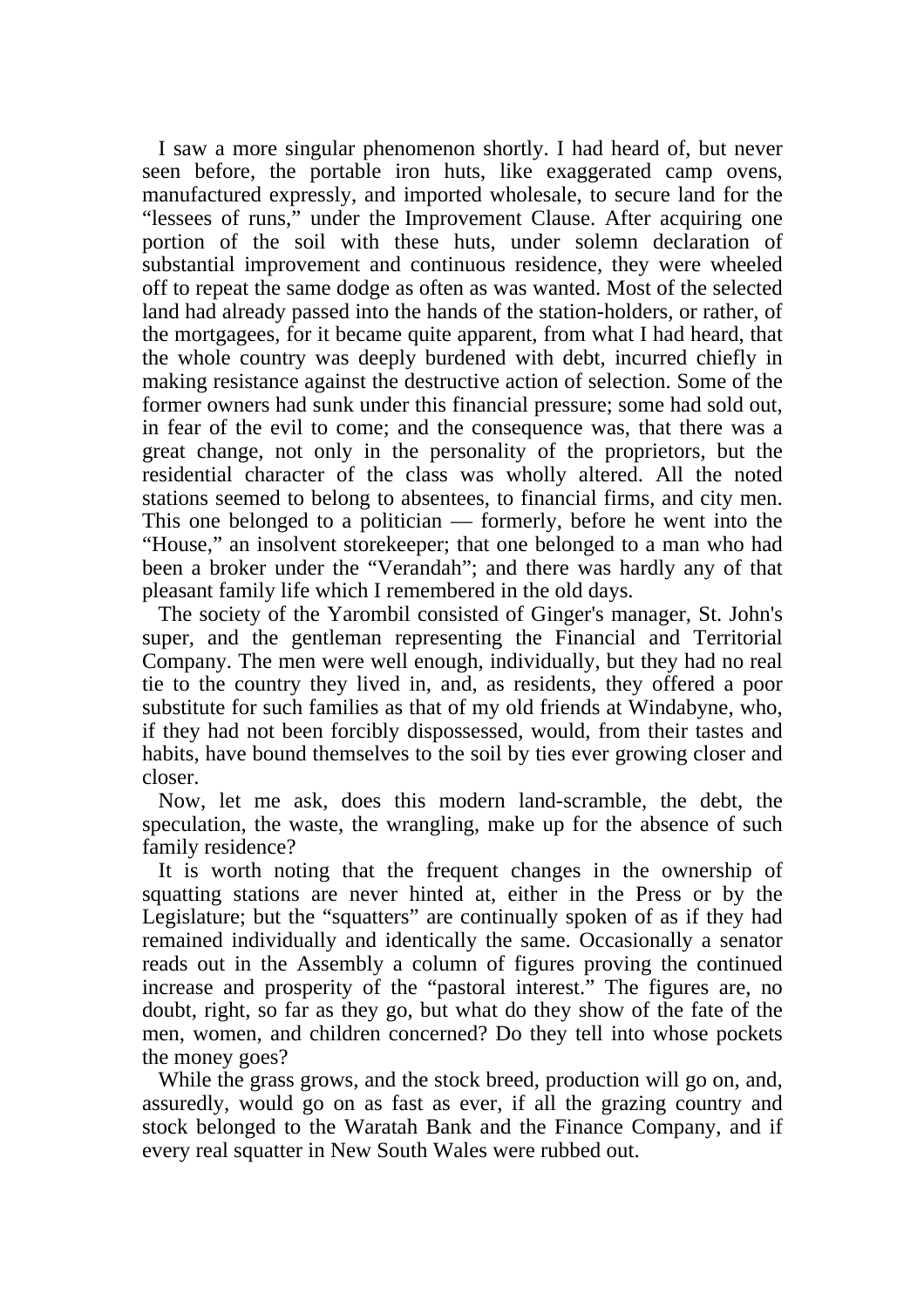I saw a more singular phenomenon shortly. I had heard of, but never seen before, the portable iron huts, like exaggerated camp ovens, manufactured expressly, and imported wholesale, to secure land for the "lessees of runs," under the Improvement Clause. After acquiring one portion of the soil with these huts, under solemn declaration of substantial improvement and continuous residence, they were wheeled off to repeat the same dodge as often as was wanted. Most of the selected land had already passed into the hands of the station-holders, or rather, of the mortgagees, for it became quite apparent, from what I had heard, that the whole country was deeply burdened with debt, incurred chiefly in making resistance against the destructive action of selection. Some of the former owners had sunk under this financial pressure; some had sold out, in fear of the evil to come; and the consequence was, that there was a great change, not only in the personality of the proprietors, but the residential character of the class was wholly altered. All the noted stations seemed to belong to absentees, to financial firms, and city men. This one belonged to a politician — formerly, before he went into the "House," an insolvent storekeeper; that one belonged to a man who had been a broker under the "Verandah"; and there was hardly any of that pleasant family life which I remembered in the old days.

The society of the Yarombil consisted of Ginger's manager, St. John's super, and the gentleman representing the Financial and Territorial Company. The men were well enough, individually, but they had no real tie to the country they lived in, and, as residents, they offered a poor substitute for such families as that of my old friends at Windabyne, who, if they had not been forcibly dispossessed, would, from their tastes and habits, have bound themselves to the soil by ties ever growing closer and closer.

Now, let me ask, does this modern land-scramble, the debt, the speculation, the waste, the wrangling, make up for the absence of such family residence?

It is worth noting that the frequent changes in the ownership of squatting stations are never hinted at, either in the Press or by the Legislature; but the "squatters" are continually spoken of as if they had remained individually and identically the same. Occasionally a senator reads out in the Assembly a column of figures proving the continued increase and prosperity of the "pastoral interest." The figures are, no doubt, right, so far as they go, but what do they show of the fate of the men, women, and children concerned? Do they tell into whose pockets the money goes?

While the grass grows, and the stock breed, production will go on, and, assuredly, would go on as fast as ever, if all the grazing country and stock belonged to the Waratah Bank and the Finance Company, and if every real squatter in New South Wales were rubbed out.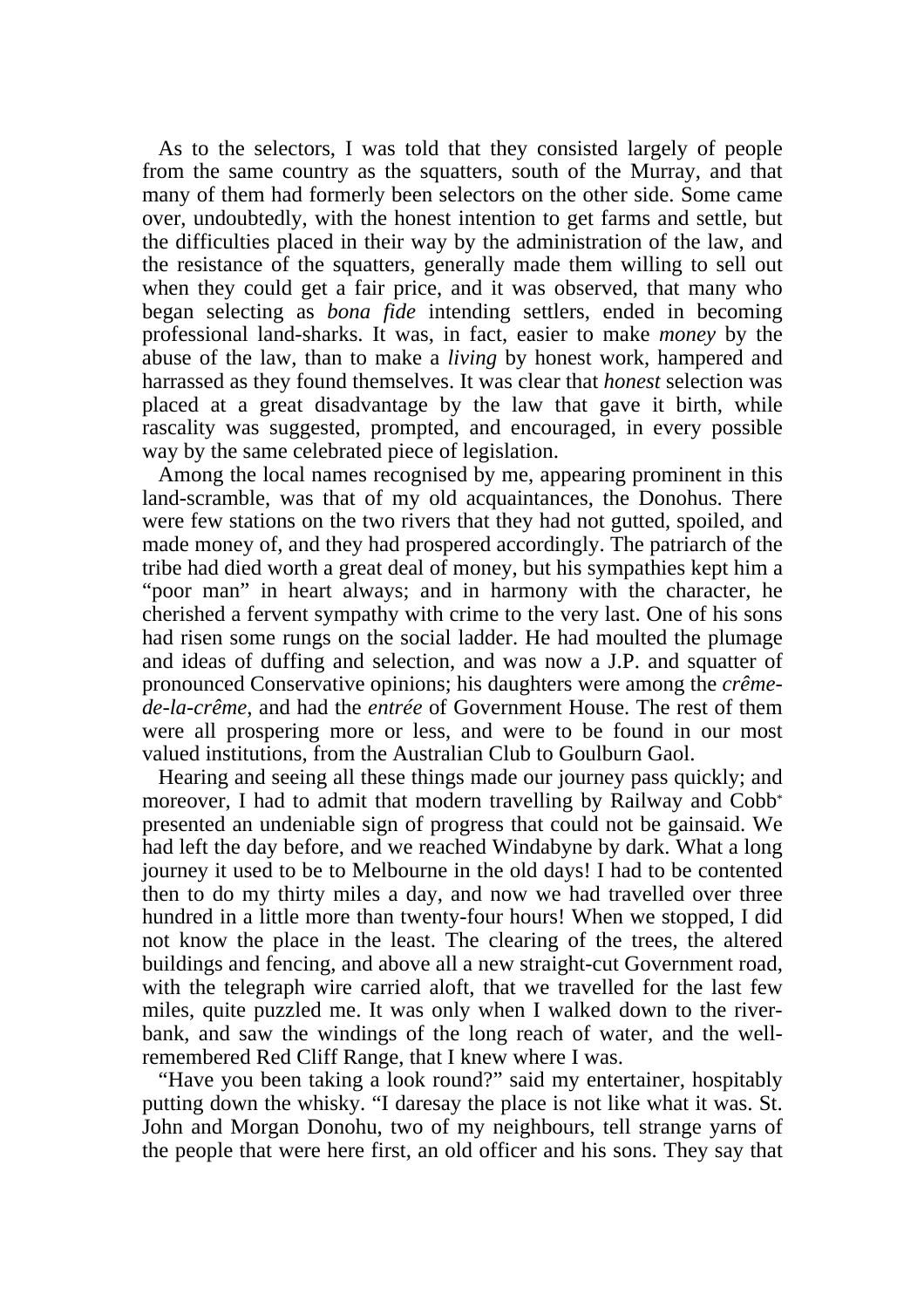As to the selectors, I was told that they consisted largely of people from the same country as the squatters, south of the Murray, and that many of them had formerly been selectors on the other side. Some came over, undoubtedly, with the honest intention to get farms and settle, but the difficulties placed in their way by the administration of the law, and the resistance of the squatters, generally made them willing to sell out when they could get a fair price, and it was observed, that many who began selecting as *bona fide* intending settlers, ended in becoming professional land-sharks. It was, in fact, easier to make *money* by the abuse of the law, than to make a *living* by honest work, hampered and harrassed as they found themselves. It was clear that *honest* selection was placed at a great disadvantage by the law that gave it birth, while rascality was suggested, prompted, and encouraged, in every possible way by the same celebrated piece of legislation.

Among the local names recognised by me, appearing prominent in this land-scramble, was that of my old acquaintances, the Donohus. There were few stations on the two rivers that they had not gutted, spoiled, and made money of, and they had prospered accordingly. The patriarch of the tribe had died worth a great deal of money, but his sympathies kept him a "poor man" in heart always; and in harmony with the character, he cherished a fervent sympathy with crime to the very last. One of his sons had risen some rungs on the social ladder. He had moulted the plumage and ideas of duffing and selection, and was now a J.P. and squatter of pronounced Conservative opinions; his daughters were among the *crême-de-la-crême*, and had the *entrée* of Government House. The rest of them were all prospering more or less, and were to be found in our most valued institutions, from the Australian Club to Goulburn Gaol.

Hearing and seeing all these things made our journey pass quickly; and moreover, I had to admit that modern travelling by Railway and Cobb* presented an undeniable sign of progress that could not be gainsaid. We had left the day before, and we reached Windabyne by dark. What a long journey it used to be to Melbourne in the old days! I had to be contented then to do my thirty miles a day, and now we had travelled over three hundred in a little more than twenty-four hours! When we stopped, I did not know the place in the least. The clearing of the trees, the altered buildings and fencing, and above all a new straight-cut Government road, with the telegraph wire carried aloft, that we travelled for the last few miles, quite puzzled me. It was only when I walked down to the river-bank, and saw the windings of the long reach of water, and the well-remembered Red Cliff Range, that I knew where I was.

"Have you been taking a look round?" said my entertainer, hospitably putting down the whisky. "I daresay the place is not like what it was. St. John and Morgan Donohu, two of my neighbours, tell strange yarns of the people that were here first, an old officer and his sons. They say that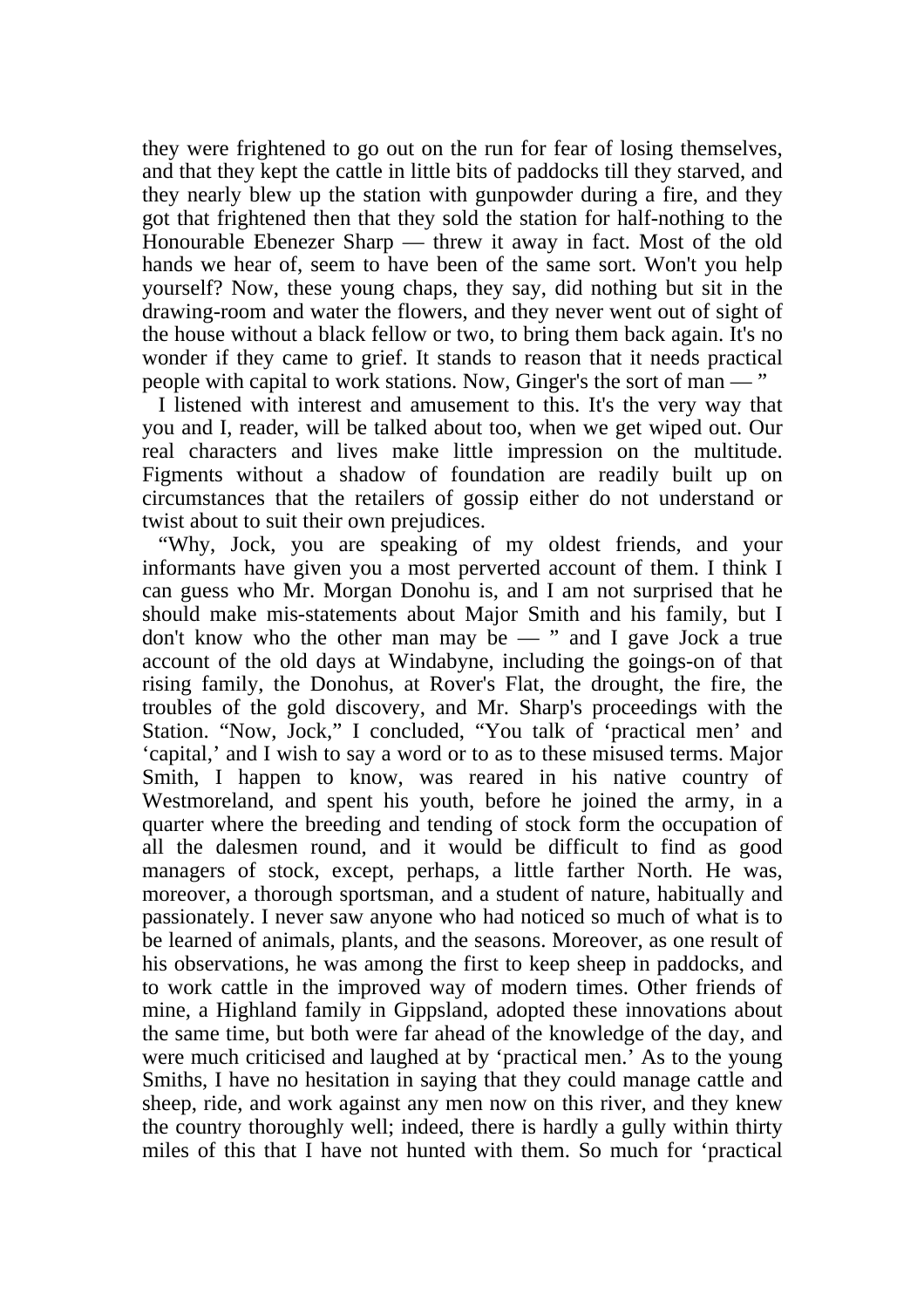they were frightened to go out on the run for fear of losing themselves, and that they kept the cattle in little bits of paddocks till they starved, and they nearly blew up the station with gunpowder during a fire, and they got that frightened then that they sold the station for half-nothing to the Honourable Ebenezer Sharp — threw it away in fact. Most of the old hands we hear of, seem to have been of the same sort. Won't you help yourself? Now, these young chaps, they say, did nothing but sit in the drawing-room and water the flowers, and they never went out of sight of the house without a black fellow or two, to bring them back again. It's no wonder if they came to grief. It stands to reason that it needs practical people with capital to work stations. Now, Ginger's the sort of man — "

I listened with interest and amusement to this. It's the very way that you and I, reader, will be talked about too, when we get wiped out. Our real characters and lives make little impression on the multitude. Figments without a shadow of foundation are readily built up on circumstances that the retailers of gossip either do not understand or twist about to suit their own prejudices.

"Why, Jock, you are speaking of my oldest friends, and your informants have given you a most perverted account of them. I think I can guess who Mr. Morgan Donohu is, and I am not surprised that he should make mis-statements about Major Smith and his family, but I don't know who the other man may be — " and I gave Jock a true account of the old days at Windabyne, including the goings-on of that rising family, the Donohus, at Rover's Flat, the drought, the fire, the troubles of the gold discovery, and Mr. Sharp's proceedings with the Station. "Now, Jock," I concluded, "You talk of 'practical men' and 'capital,' and I wish to say a word or to as to these misused terms. Major Smith, I happen to know, was reared in his native country of Westmoreland, and spent his youth, before he joined the army, in a quarter where the breeding and tending of stock form the occupation of all the dalesmen round, and it would be difficult to find as good managers of stock, except, perhaps, a little farther North. He was, moreover, a thorough sportsman, and a student of nature, habitually and passionately. I never saw anyone who had noticed so much of what is to be learned of animals, plants, and the seasons. Moreover, as one result of his observations, he was among the first to keep sheep in paddocks, and to work cattle in the improved way of modern times. Other friends of mine, a Highland family in Gippsland, adopted these innovations about the same time, but both were far ahead of the knowledge of the day, and were much criticised and laughed at by 'practical men.' As to the young Smiths, I have no hesitation in saying that they could manage cattle and sheep, ride, and work against any men now on this river, and they knew the country thoroughly well; indeed, there is hardly a gully within thirty miles of this that I have not hunted with them. So much for 'practical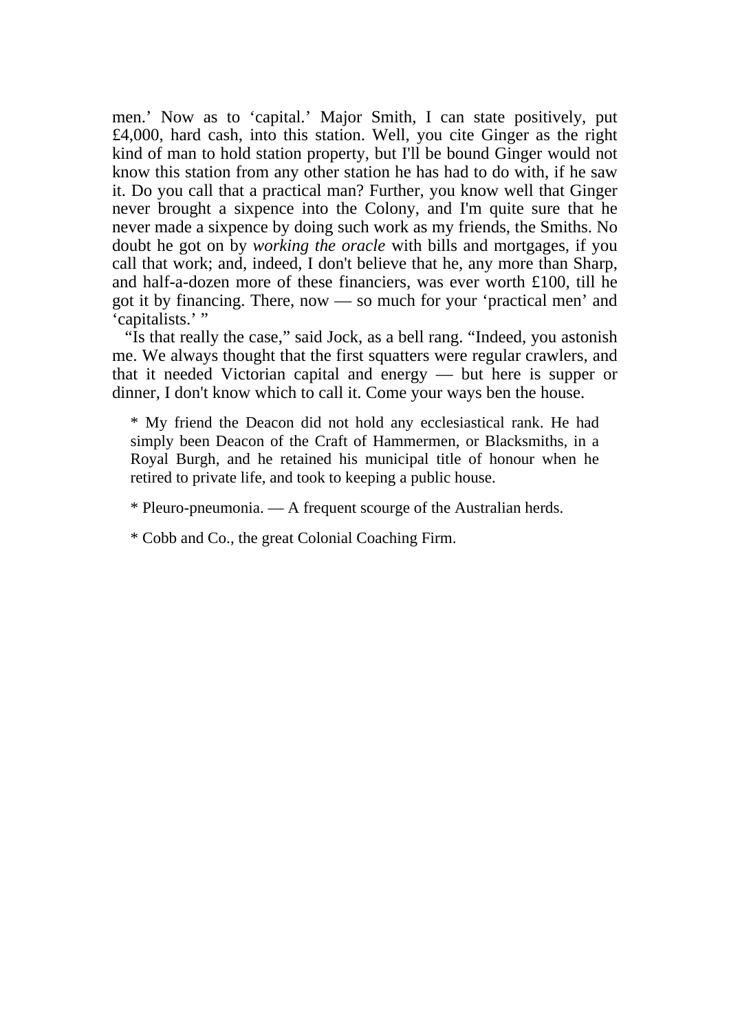men.' Now as to 'capital.' Major Smith, I can state positively, put £4,000, hard cash, into this station. Well, you cite Ginger as the right kind of man to hold station property, but I'll be bound Ginger would not know this station from any other station he has had to do with, if he saw it. Do you call that a practical man? Further, you know well that Ginger never brought a sixpence into the Colony, and I'm quite sure that he never made a sixpence by doing such work as my friends, the Smiths. No doubt he got on by *working the oracle* with bills and mortgages, if you call that work; and, indeed, I don't believe that he, any more than Sharp, and half-a-dozen more of these financiers, was ever worth £100, till he got it by financing. There, now — so much for your 'practical men' and 'capitalists.' "

"Is that really the case," said Jock, as a bell rang. "Indeed, you astonish me. We always thought that the first squatters were regular crawlers, and that it needed Victorian capital and energy — but here is supper or dinner, I don't know which to call it. Come your ways ben the house.

* My friend the Deacon did not hold any ecclesiastical rank. He had simply been Deacon of the Craft of Hammermen, or Blacksmiths, in a Royal Burgh, and he retained his municipal title of honour when he retired to private life, and took to keeping a public house.

* Pleuro-pneumonia. — A frequent scourge of the Australian herds.

* Cobb and Co., the great Colonial Coaching Firm.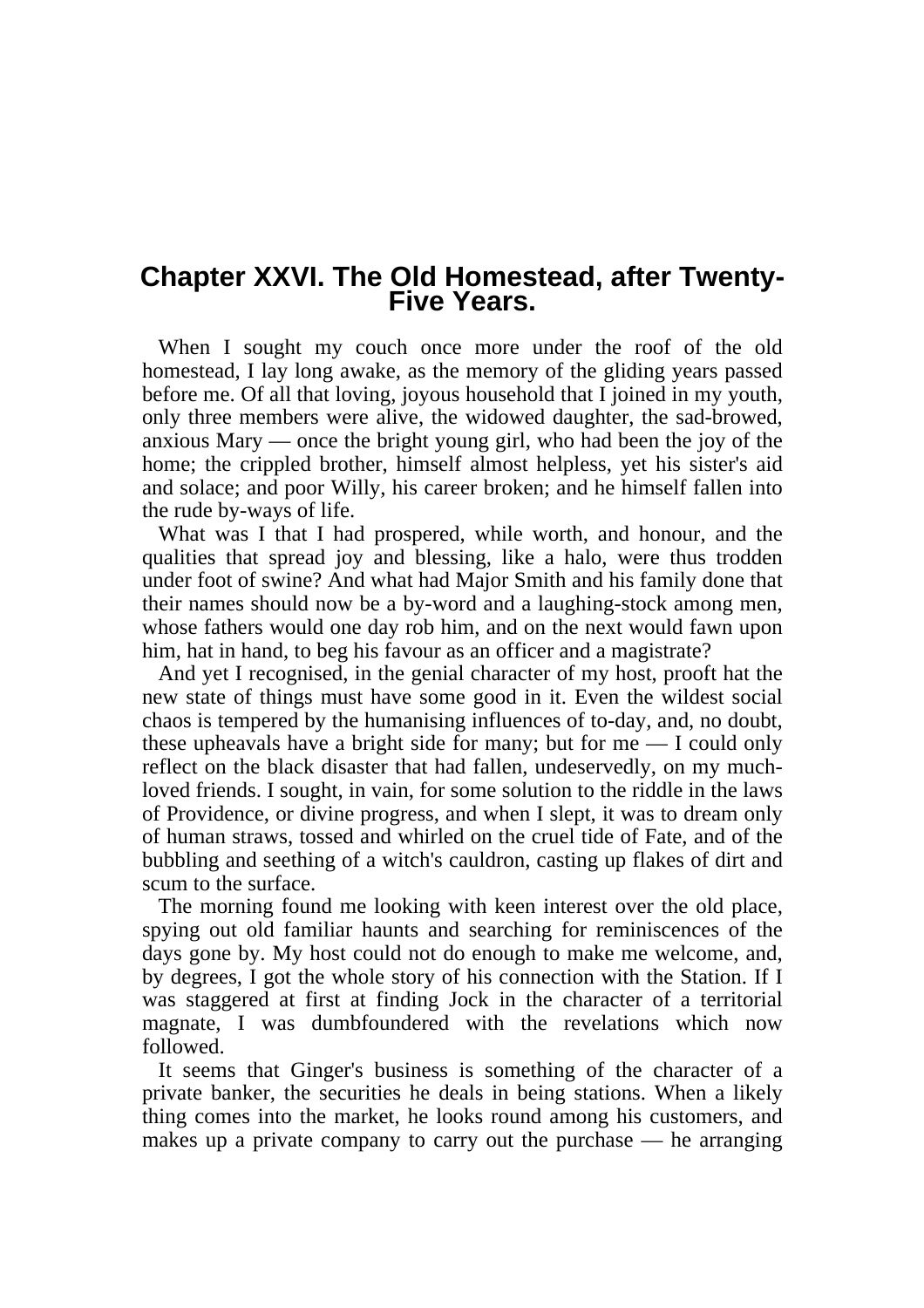# Chapter XXVI. The Old Homestead, after Twenty-Five Years.

When I sought my couch once more under the roof of the old homestead, I lay long awake, as the memory of the gliding years passed before me. Of all that loving, joyous household that I joined in my youth, only three members were alive, the widowed daughter, the sad-browed, anxious Mary — once the bright young girl, who had been the joy of the home; the crippled brother, himself almost helpless, yet his sister's aid and solace; and poor Willy, his career broken; and he himself fallen into the rude by-ways of life.

What was I that I had prospered, while worth, and honour, and the qualities that spread joy and blessing, like a halo, were thus trodden under foot of swine? And what had Major Smith and his family done that their names should now be a by-word and a laughing-stock among men, whose fathers would one day rob him, and on the next would fawn upon him, hat in hand, to beg his favour as an officer and a magistrate?

And yet I recognised, in the genial character of my host, prooft hat the new state of things must have some good in it. Even the wildest social chaos is tempered by the humanising influences of to-day, and, no doubt, these upheavals have a bright side for many; but for me — I could only reflect on the black disaster that had fallen, undeservedly, on my much-loved friends. I sought, in vain, for some solution to the riddle in the laws of Providence, or divine progress, and when I slept, it was to dream only of human straws, tossed and whirled on the cruel tide of Fate, and of the bubbling and seething of a witch's cauldron, casting up flakes of dirt and scum to the surface.

The morning found me looking with keen interest over the old place, spying out old familiar haunts and searching for reminiscences of the days gone by. My host could not do enough to make me welcome, and, by degrees, I got the whole story of his connection with the Station. If I was staggered at first at finding Jock in the character of a territorial magnate, I was dumbfoundered with the revelations which now followed.

It seems that Ginger's business is something of the character of a private banker, the securities he deals in being stations. When a likely thing comes into the market, he looks round among his customers, and makes up a private company to carry out the purchase — he arranging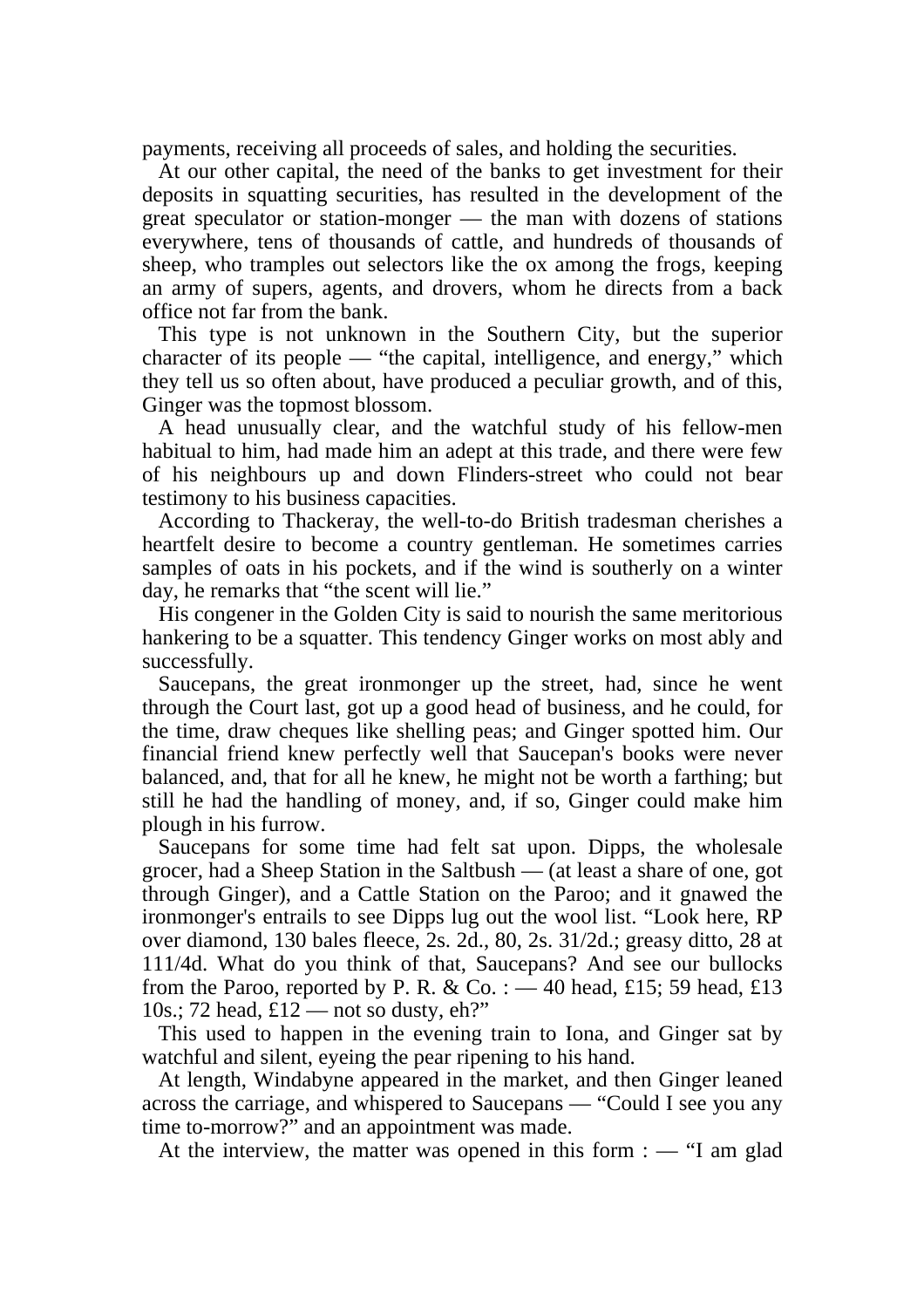payments, receiving all proceeds of sales, and holding the securities.

At our other capital, the need of the banks to get investment for their deposits in squatting securities, has resulted in the development of the great speculator or station-monger — the man with dozens of stations everywhere, tens of thousands of cattle, and hundreds of thousands of sheep, who tramples out selectors like the ox among the frogs, keeping an army of supers, agents, and drovers, whom he directs from a back office not far from the bank.

This type is not unknown in the Southern City, but the superior character of its people — "the capital, intelligence, and energy," which they tell us so often about, have produced a peculiar growth, and of this, Ginger was the topmost blossom.

A head unusually clear, and the watchful study of his fellow-men habitual to him, had made him an adept at this trade, and there were few of his neighbours up and down Flinders-street who could not bear testimony to his business capacities.

According to Thackeray, the well-to-do British tradesman cherishes a heartfelt desire to become a country gentleman. He sometimes carries samples of oats in his pockets, and if the wind is southerly on a winter day, he remarks that "the scent will lie."

His congener in the Golden City is said to nourish the same meritorious hankering to be a squatter. This tendency Ginger works on most ably and successfully.

Saucepans, the great ironmonger up the street, had, since he went through the Court last, got up a good head of business, and he could, for the time, draw cheques like shelling peas; and Ginger spotted him. Our financial friend knew perfectly well that Saucepan's books were never balanced, and, that for all he knew, he might not be worth a farthing; but still he had the handling of money, and, if so, Ginger could make him plough in his furrow.

Saucepans for some time had felt sat upon. Dipps, the wholesale grocer, had a Sheep Station in the Saltbush — (at least a share of one, got through Ginger), and a Cattle Station on the Paroo; and it gnawed the ironmonger's entrails to see Dipps lug out the wool list. "Look here, RP over diamond, 130 bales fleece, 2s. 2d., 80, 2s. 31/2d.; greasy ditto, 28 at 111/4d. What do you think of that, Saucepans? And see our bullocks from the Paroo, reported by P. R. & Co. : — 40 head, £15; 59 head, £13 10s.; 72 head, £12 — not so dusty, eh?"

This used to happen in the evening train to Iona, and Ginger sat by watchful and silent, eyeing the pear ripening to his hand.

At length, Windabyne appeared in the market, and then Ginger leaned across the carriage, and whispered to Saucepans — "Could I see you any time to-morrow?" and an appointment was made.

At the interview, the matter was opened in this form : — "I am glad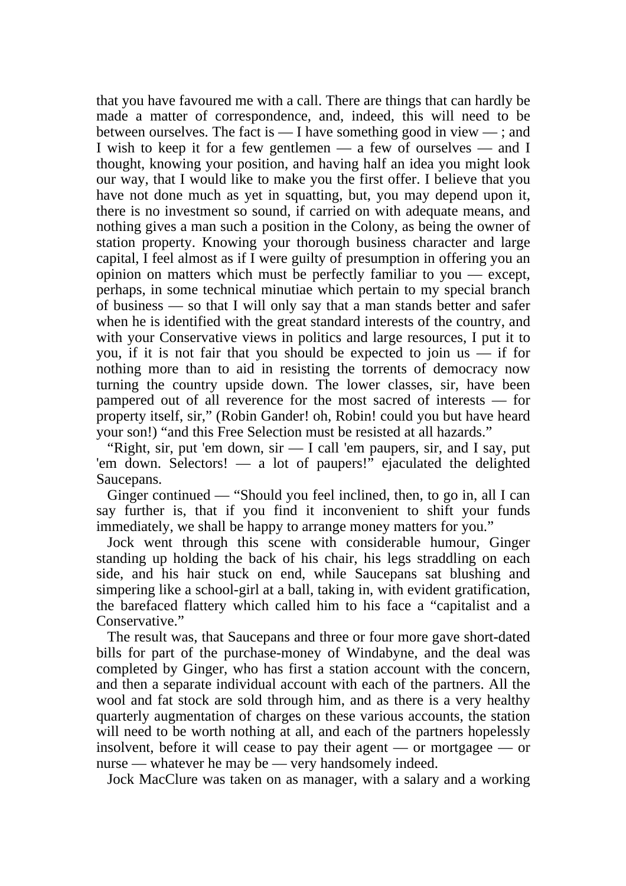that you have favoured me with a call. There are things that can hardly be made a matter of correspondence, and, indeed, this will need to be between ourselves. The fact is — I have something good in view — ; and I wish to keep it for a few gentlemen — a few of ourselves — and I thought, knowing your position, and having half an idea you might look our way, that I would like to make you the first offer. I believe that you have not done much as yet in squatting, but, you may depend upon it, there is no investment so sound, if carried on with adequate means, and nothing gives a man such a position in the Colony, as being the owner of station property. Knowing your thorough business character and large capital, I feel almost as if I were guilty of presumption in offering you an opinion on matters which must be perfectly familiar to you — except, perhaps, in some technical minutiae which pertain to my special branch of business — so that I will only say that a man stands better and safer when he is identified with the great standard interests of the country, and with your Conservative views in politics and large resources, I put it to you, if it is not fair that you should be expected to join us — if for nothing more than to aid in resisting the torrents of democracy now turning the country upside down. The lower classes, sir, have been pampered out of all reverence for the most sacred of interests — for property itself, sir," (Robin Gander! oh, Robin! could you but have heard your son!) "and this Free Selection must be resisted at all hazards."

"Right, sir, put 'em down, sir — I call 'em paupers, sir, and I say, put 'em down. Selectors! — a lot of paupers!" ejaculated the delighted Saucepans.

Ginger continued — "Should you feel inclined, then, to go in, all I can say further is, that if you find it inconvenient to shift your funds immediately, we shall be happy to arrange money matters for you."

Jock went through this scene with considerable humour, Ginger standing up holding the back of his chair, his legs straddling on each side, and his hair stuck on end, while Saucepans sat blushing and simpering like a school-girl at a ball, taking in, with evident gratification, the barefaced flattery which called him to his face a "capitalist and a Conservative."

The result was, that Saucepans and three or four more gave short-dated bills for part of the purchase-money of Windabyne, and the deal was completed by Ginger, who has first a station account with the concern, and then a separate individual account with each of the partners. All the wool and fat stock are sold through him, and as there is a very healthy quarterly augmentation of charges on these various accounts, the station will need to be worth nothing at all, and each of the partners hopelessly insolvent, before it will cease to pay their agent — or mortgagee — or nurse — whatever he may be — very handsomely indeed.

Jock MacClure was taken on as manager, with a salary and a working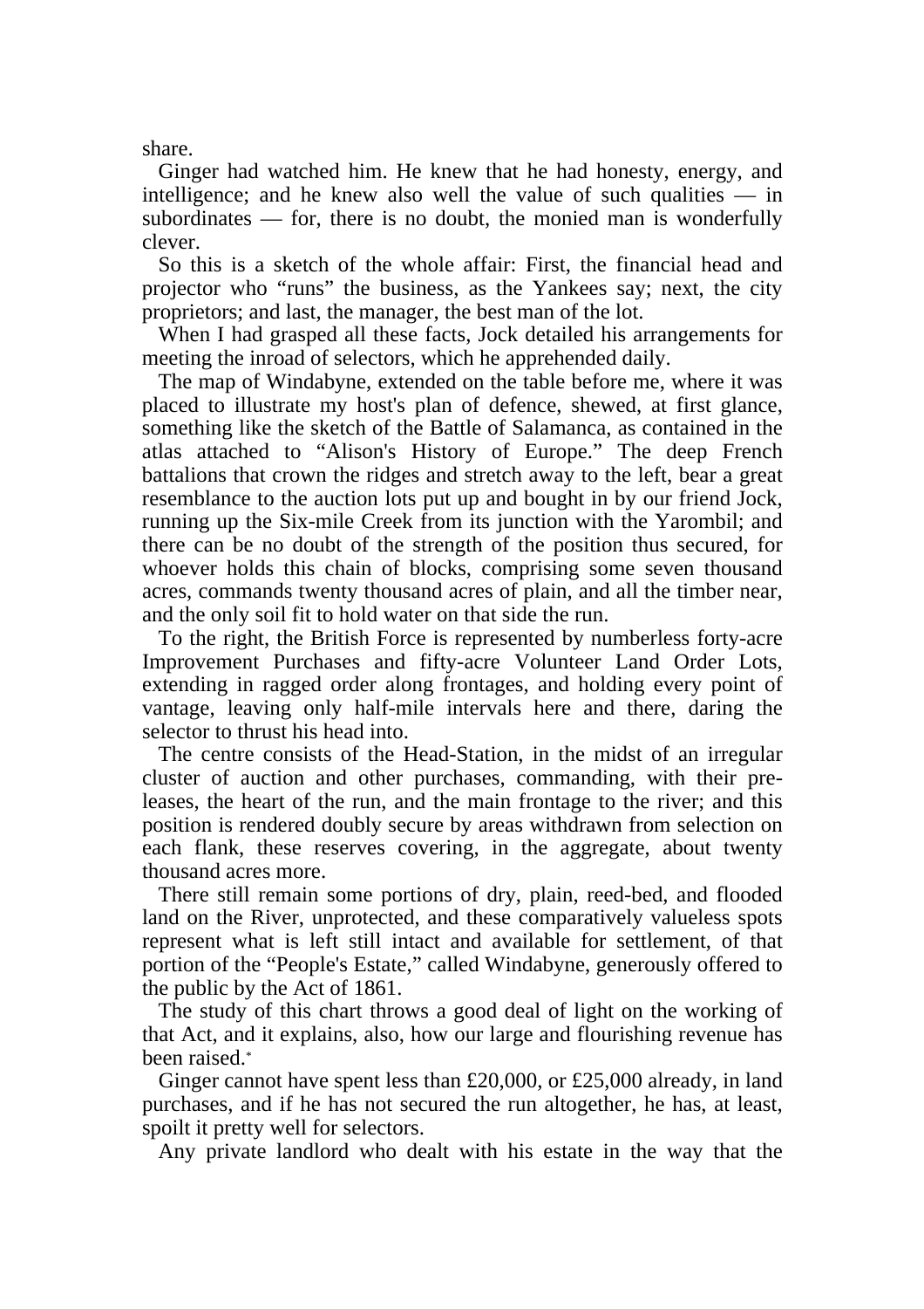share.

Ginger had watched him. He knew that he had honesty, energy, and intelligence; and he knew also well the value of such qualities — in subordinates — for, there is no doubt, the monied man is wonderfully clever.

So this is a sketch of the whole affair: First, the financial head and projector who "runs" the business, as the Yankees say; next, the city proprietors; and last, the manager, the best man of the lot.

When I had grasped all these facts, Jock detailed his arrangements for meeting the inroad of selectors, which he apprehended daily.

The map of Windabyne, extended on the table before me, where it was placed to illustrate my host's plan of defence, shewed, at first glance, something like the sketch of the Battle of Salamanca, as contained in the atlas attached to "Alison's History of Europe." The deep French battalions that crown the ridges and stretch away to the left, bear a great resemblance to the auction lots put up and bought in by our friend Jock, running up the Six-mile Creek from its junction with the Yarombil; and there can be no doubt of the strength of the position thus secured, for whoever holds this chain of blocks, comprising some seven thousand acres, commands twenty thousand acres of plain, and all the timber near, and the only soil fit to hold water on that side the run.

To the right, the British Force is represented by numberless forty-acre Improvement Purchases and fifty-acre Volunteer Land Order Lots, extending in ragged order along frontages, and holding every point of vantage, leaving only half-mile intervals here and there, daring the selector to thrust his head into.

The centre consists of the Head-Station, in the midst of an irregular cluster of auction and other purchases, commanding, with their pre-leases, the heart of the run, and the main frontage to the river; and this position is rendered doubly secure by areas withdrawn from selection on each flank, these reserves covering, in the aggregate, about twenty thousand acres more.

There still remain some portions of dry, plain, reed-bed, and flooded land on the River, unprotected, and these comparatively valueless spots represent what is left still intact and available for settlement, of that portion of the "People's Estate," called Windabyne, generously offered to the public by the Act of 1861.

The study of this chart throws a good deal of light on the working of that Act, and it explains, also, how our large and flourishing revenue has been raised.*

Ginger cannot have spent less than £20,000, or £25,000 already, in land purchases, and if he has not secured the run altogether, he has, at least, spoilt it pretty well for selectors.

Any private landlord who dealt with his estate in the way that the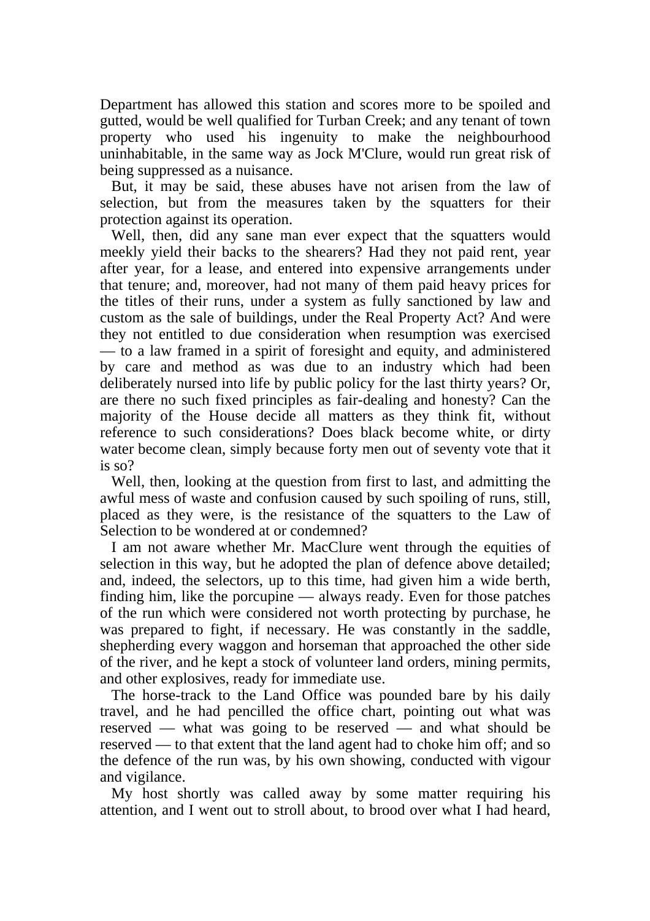Department has allowed this station and scores more to be spoiled and gutted, would be well qualified for Turban Creek; and any tenant of town property who used his ingenuity to make the neighbourhood uninhabitable, in the same way as Jock M'Clure, would run great risk of being suppressed as a nuisance.

But, it may be said, these abuses have not arisen from the law of selection, but from the measures taken by the squatters for their protection against its operation.

Well, then, did any sane man ever expect that the squatters would meekly yield their backs to the shearers? Had they not paid rent, year after year, for a lease, and entered into expensive arrangements under that tenure; and, moreover, had not many of them paid heavy prices for the titles of their runs, under a system as fully sanctioned by law and custom as the sale of buildings, under the Real Property Act? And were they not entitled to due consideration when resumption was exercised — to a law framed in a spirit of foresight and equity, and administered by care and method as was due to an industry which had been deliberately nursed into life by public policy for the last thirty years? Or, are there no such fixed principles as fair-dealing and honesty? Can the majority of the House decide all matters as they think fit, without reference to such considerations? Does black become white, or dirty water become clean, simply because forty men out of seventy vote that it is so?

Well, then, looking at the question from first to last, and admitting the awful mess of waste and confusion caused by such spoiling of runs, still, placed as they were, is the resistance of the squatters to the Law of Selection to be wondered at or condemned?

I am not aware whether Mr. MacClure went through the equities of selection in this way, but he adopted the plan of defence above detailed; and, indeed, the selectors, up to this time, had given him a wide berth, finding him, like the porcupine — always ready. Even for those patches of the run which were considered not worth protecting by purchase, he was prepared to fight, if necessary. He was constantly in the saddle, shepherding every waggon and horseman that approached the other side of the river, and he kept a stock of volunteer land orders, mining permits, and other explosives, ready for immediate use.

The horse-track to the Land Office was pounded bare by his daily travel, and he had pencilled the office chart, pointing out what was reserved — what was going to be reserved — and what should be reserved — to that extent that the land agent had to choke him off; and so the defence of the run was, by his own showing, conducted with vigour and vigilance.

My host shortly was called away by some matter requiring his attention, and I went out to stroll about, to brood over what I had heard,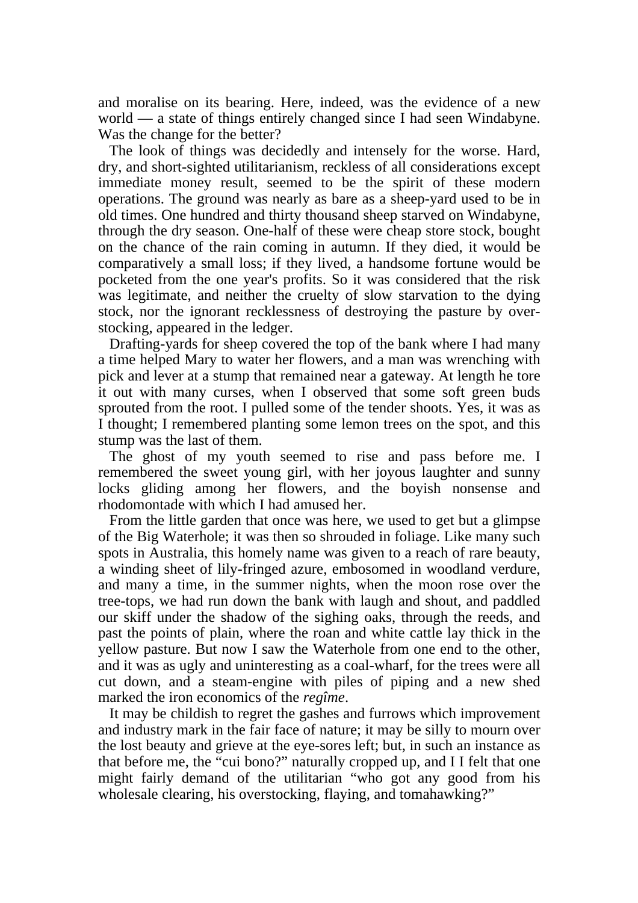and moralise on its bearing. Here, indeed, was the evidence of a new world — a state of things entirely changed since I had seen Windabyne. Was the change for the better?

The look of things was decidedly and intensely for the worse. Hard, dry, and short-sighted utilitarianism, reckless of all considerations except immediate money result, seemed to be the spirit of these modern operations. The ground was nearly as bare as a sheep-yard used to be in old times. One hundred and thirty thousand sheep starved on Windabyne, through the dry season. One-half of these were cheap store stock, bought on the chance of the rain coming in autumn. If they died, it would be comparatively a small loss; if they lived, a handsome fortune would be pocketed from the one year's profits. So it was considered that the risk was legitimate, and neither the cruelty of slow starvation to the dying stock, nor the ignorant recklessness of destroying the pasture by over-stocking, appeared in the ledger.

Drafting-yards for sheep covered the top of the bank where I had many a time helped Mary to water her flowers, and a man was wrenching with pick and lever at a stump that remained near a gateway. At length he tore it out with many curses, when I observed that some soft green buds sprouted from the root. I pulled some of the tender shoots. Yes, it was as I thought; I remembered planting some lemon trees on the spot, and this stump was the last of them.

The ghost of my youth seemed to rise and pass before me. I remembered the sweet young girl, with her joyous laughter and sunny locks gliding among her flowers, and the boyish nonsense and rhodomontade with which I had amused her.

From the little garden that once was here, we used to get but a glimpse of the Big Waterhole; it was then so shrouded in foliage. Like many such spots in Australia, this homely name was given to a reach of rare beauty, a winding sheet of lily-fringed azure, embosomed in woodland verdure, and many a time, in the summer nights, when the moon rose over the tree-tops, we had run down the bank with laugh and shout, and paddled our skiff under the shadow of the sighing oaks, through the reeds, and past the points of plain, where the roan and white cattle lay thick in the yellow pasture. But now I saw the Waterhole from one end to the other, and it was as ugly and uninteresting as a coal-wharf, for the trees were all cut down, and a steam-engine with piles of piping and a new shed marked the iron economics of the *regîme*.

It may be childish to regret the gashes and furrows which improvement and industry mark in the fair face of nature; it may be silly to mourn over the lost beauty and grieve at the eye-sores left; but, in such an instance as that before me, the "cui bono?" naturally cropped up, and I I felt that one might fairly demand of the utilitarian "who got any good from his wholesale clearing, his overstocking, flaying, and tomahawking?"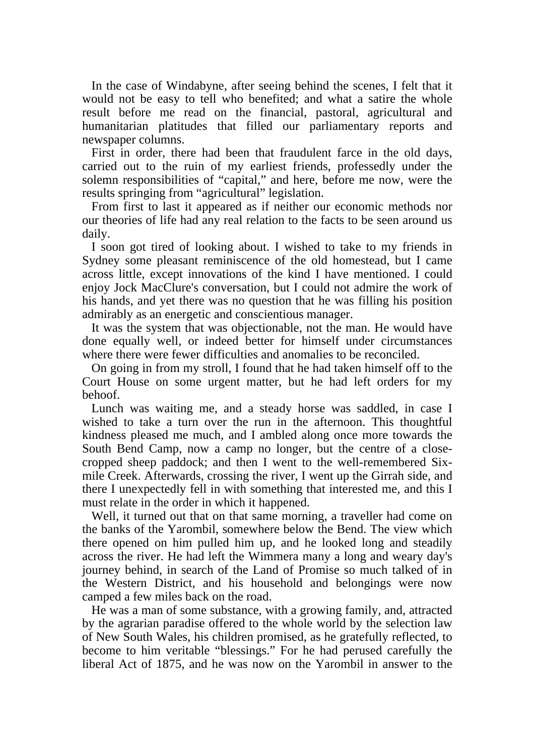In the case of Windabyne, after seeing behind the scenes, I felt that it would not be easy to tell who benefited; and what a satire the whole result before me read on the financial, pastoral, agricultural and humanitarian platitudes that filled our parliamentary reports and newspaper columns.

First in order, there had been that fraudulent farce in the old days, carried out to the ruin of my earliest friends, professedly under the solemn responsibilities of "capital," and here, before me now, were the results springing from "agricultural" legislation.

From first to last it appeared as if neither our economic methods nor our theories of life had any real relation to the facts to be seen around us daily.

I soon got tired of looking about. I wished to take to my friends in Sydney some pleasant reminiscence of the old homestead, but I came across little, except innovations of the kind I have mentioned. I could enjoy Jock MacClure's conversation, but I could not admire the work of his hands, and yet there was no question that he was filling his position admirably as an energetic and conscientious manager.

It was the system that was objectionable, not the man. He would have done equally well, or indeed better for himself under circumstances where there were fewer difficulties and anomalies to be reconciled.

On going in from my stroll, I found that he had taken himself off to the Court House on some urgent matter, but he had left orders for my behoof.

Lunch was waiting me, and a steady horse was saddled, in case I wished to take a turn over the run in the afternoon. This thoughtful kindness pleased me much, and I ambled along once more towards the South Bend Camp, now a camp no longer, but the centre of a close-cropped sheep paddock; and then I went to the well-remembered Six-mile Creek. Afterwards, crossing the river, I went up the Girrah side, and there I unexpectedly fell in with something that interested me, and this I must relate in the order in which it happened.

Well, it turned out that on that same morning, a traveller had come on the banks of the Yarombil, somewhere below the Bend. The view which there opened on him pulled him up, and he looked long and steadily across the river. He had left the Wimmera many a long and weary day's journey behind, in search of the Land of Promise so much talked of in the Western District, and his household and belongings were now camped a few miles back on the road.

He was a man of some substance, with a growing family, and, attracted by the agrarian paradise offered to the whole world by the selection law of New South Wales, his children promised, as he gratefully reflected, to become to him veritable "blessings." For he had perused carefully the liberal Act of 1875, and he was now on the Yarombil in answer to the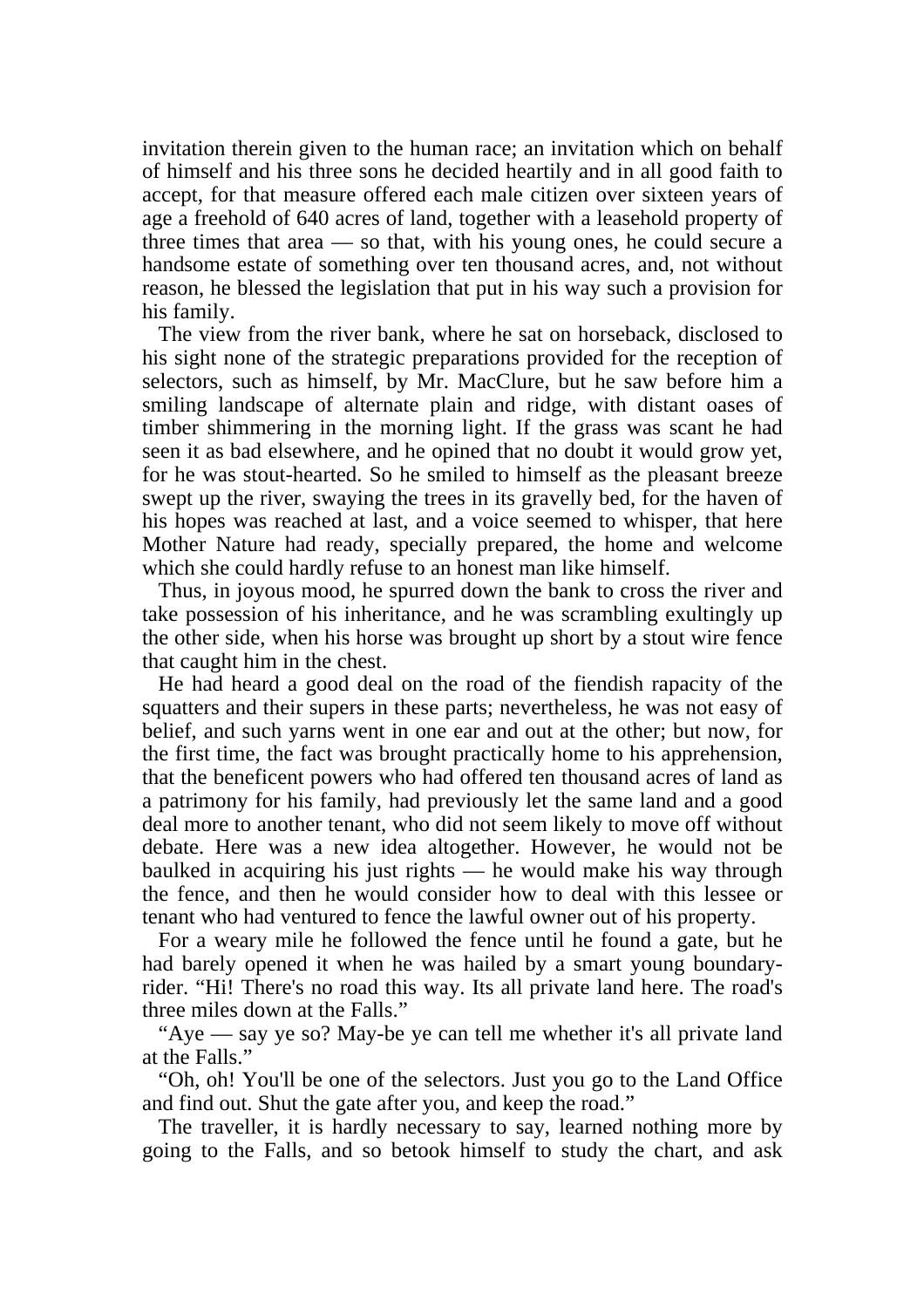invitation therein given to the human race; an invitation which on behalf of himself and his three sons he decided heartily and in all good faith to accept, for that measure offered each male citizen over sixteen years of age a freehold of 640 acres of land, together with a leasehold property of three times that area — so that, with his young ones, he could secure a handsome estate of something over ten thousand acres, and, not without reason, he blessed the legislation that put in his way such a provision for his family.

The view from the river bank, where he sat on horseback, disclosed to his sight none of the strategic preparations provided for the reception of selectors, such as himself, by Mr. MacClure, but he saw before him a smiling landscape of alternate plain and ridge, with distant oases of timber shimmering in the morning light. If the grass was scant he had seen it as bad elsewhere, and he opined that no doubt it would grow yet, for he was stout-hearted. So he smiled to himself as the pleasant breeze swept up the river, swaying the trees in its gravelly bed, for the haven of his hopes was reached at last, and a voice seemed to whisper, that here Mother Nature had ready, specially prepared, the home and welcome which she could hardly refuse to an honest man like himself.

Thus, in joyous mood, he spurred down the bank to cross the river and take possession of his inheritance, and he was scrambling exultingly up the other side, when his horse was brought up short by a stout wire fence that caught him in the chest.

He had heard a good deal on the road of the fiendish rapacity of the squatters and their supers in these parts; nevertheless, he was not easy of belief, and such yarns went in one ear and out at the other; but now, for the first time, the fact was brought practically home to his apprehension, that the beneficent powers who had offered ten thousand acres of land as a patrimony for his family, had previously let the same land and a good deal more to another tenant, who did not seem likely to move off without debate. Here was a new idea altogether. However, he would not be baulked in acquiring his just rights — he would make his way through the fence, and then he would consider how to deal with this lessee or tenant who had ventured to fence the lawful owner out of his property.

For a weary mile he followed the fence until he found a gate, but he had barely opened it when he was hailed by a smart young boundary-rider. "Hi! There's no road this way. Its all private land here. The road's three miles down at the Falls."

"Aye — say ye so? May-be ye can tell me whether it's all private land at the Falls."

"Oh, oh! You'll be one of the selectors. Just you go to the Land Office and find out. Shut the gate after you, and keep the road."

The traveller, it is hardly necessary to say, learned nothing more by going to the Falls, and so betook himself to study the chart, and ask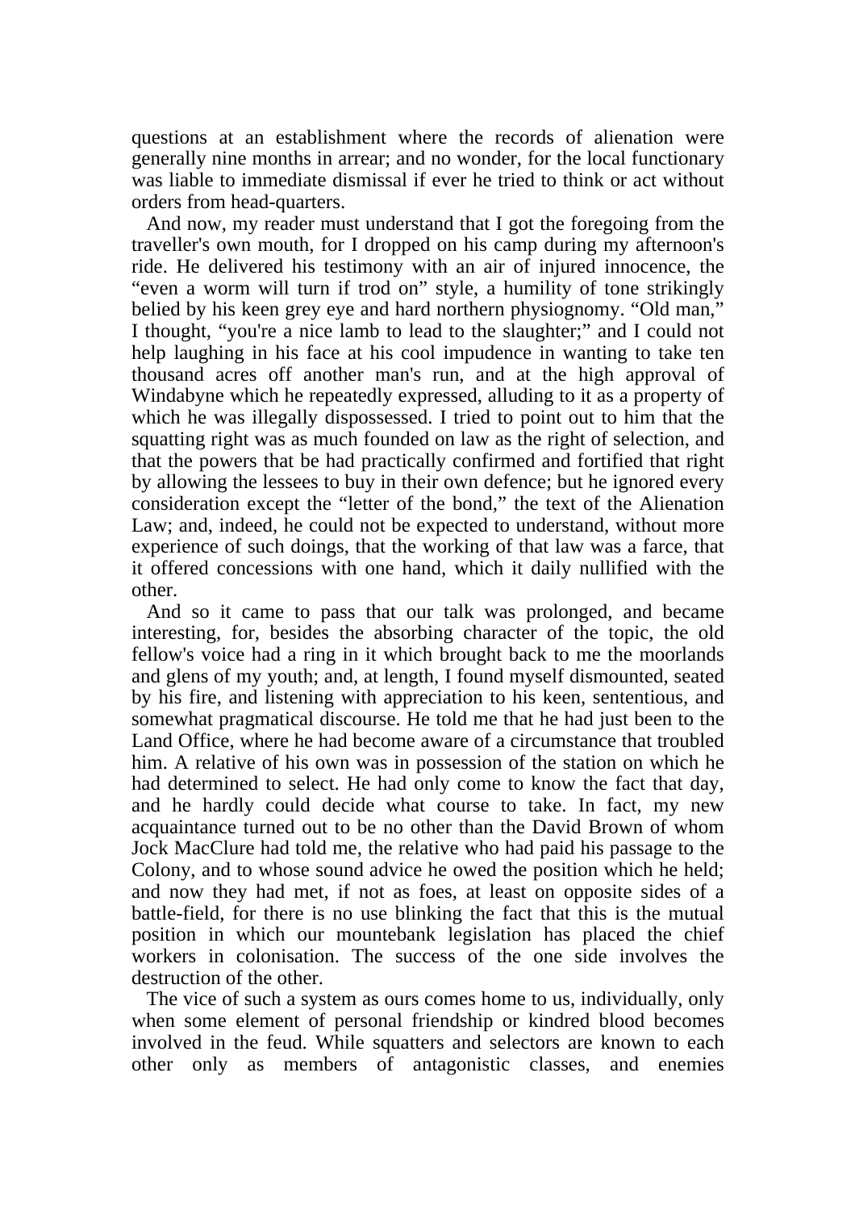questions at an establishment where the records of alienation were generally nine months in arrear; and no wonder, for the local functionary was liable to immediate dismissal if ever he tried to think or act without orders from head-quarters.

And now, my reader must understand that I got the foregoing from the traveller's own mouth, for I dropped on his camp during my afternoon's ride. He delivered his testimony with an air of injured innocence, the "even a worm will turn if trod on" style, a humility of tone strikingly belied by his keen grey eye and hard northern physiognomy. "Old man," I thought, "you're a nice lamb to lead to the slaughter;" and I could not help laughing in his face at his cool impudence in wanting to take ten thousand acres off another man's run, and at the high approval of Windabyne which he repeatedly expressed, alluding to it as a property of which he was illegally dispossessed. I tried to point out to him that the squatting right was as much founded on law as the right of selection, and that the powers that be had practically confirmed and fortified that right by allowing the lessees to buy in their own defence; but he ignored every consideration except the "letter of the bond," the text of the Alienation Law; and, indeed, he could not be expected to understand, without more experience of such doings, that the working of that law was a farce, that it offered concessions with one hand, which it daily nullified with the other.

And so it came to pass that our talk was prolonged, and became interesting, for, besides the absorbing character of the topic, the old fellow's voice had a ring in it which brought back to me the moorlands and glens of my youth; and, at length, I found myself dismounted, seated by his fire, and listening with appreciation to his keen, sententious, and somewhat pragmatical discourse. He told me that he had just been to the Land Office, where he had become aware of a circumstance that troubled him. A relative of his own was in possession of the station on which he had determined to select. He had only come to know the fact that day, and he hardly could decide what course to take. In fact, my new acquaintance turned out to be no other than the David Brown of whom Jock MacClure had told me, the relative who had paid his passage to the Colony, and to whose sound advice he owed the position which he held; and now they had met, if not as foes, at least on opposite sides of a battle-field, for there is no use blinking the fact that this is the mutual position in which our mountebank legislation has placed the chief workers in colonisation. The success of the one side involves the destruction of the other.

The vice of such a system as ours comes home to us, individually, only when some element of personal friendship or kindred blood becomes involved in the feud. While squatters and selectors are known to each other only as members of antagonistic classes, and enemies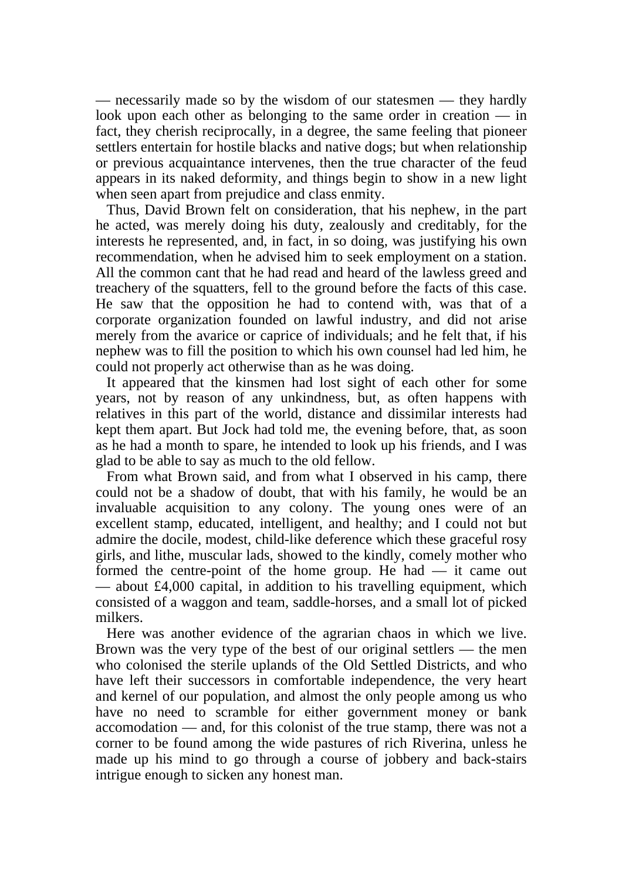— necessarily made so by the wisdom of our statesmen — they hardly look upon each other as belonging to the same order in creation — in fact, they cherish reciprocally, in a degree, the same feeling that pioneer settlers entertain for hostile blacks and native dogs; but when relationship or previous acquaintance intervenes, then the true character of the feud appears in its naked deformity, and things begin to show in a new light when seen apart from prejudice and class enmity.

Thus, David Brown felt on consideration, that his nephew, in the part he acted, was merely doing his duty, zealously and creditably, for the interests he represented, and, in fact, in so doing, was justifying his own recommendation, when he advised him to seek employment on a station. All the common cant that he had read and heard of the lawless greed and treachery of the squatters, fell to the ground before the facts of this case. He saw that the opposition he had to contend with, was that of a corporate organization founded on lawful industry, and did not arise merely from the avarice or caprice of individuals; and he felt that, if his nephew was to fill the position to which his own counsel had led him, he could not properly act otherwise than as he was doing.

It appeared that the kinsmen had lost sight of each other for some years, not by reason of any unkindness, but, as often happens with relatives in this part of the world, distance and dissimilar interests had kept them apart. But Jock had told me, the evening before, that, as soon as he had a month to spare, he intended to look up his friends, and I was glad to be able to say as much to the old fellow.

From what Brown said, and from what I observed in his camp, there could not be a shadow of doubt, that with his family, he would be an invaluable acquisition to any colony. The young ones were of an excellent stamp, educated, intelligent, and healthy; and I could not but admire the docile, modest, child-like deference which these graceful rosy girls, and lithe, muscular lads, showed to the kindly, comely mother who formed the centre-point of the home group. He had — it came out — about £4,000 capital, in addition to his travelling equipment, which consisted of a waggon and team, saddle-horses, and a small lot of picked milkers.

Here was another evidence of the agrarian chaos in which we live. Brown was the very type of the best of our original settlers — the men who colonised the sterile uplands of the Old Settled Districts, and who have left their successors in comfortable independence, the very heart and kernel of our population, and almost the only people among us who have no need to scramble for either government money or bank accomodation — and, for this colonist of the true stamp, there was not a corner to be found among the wide pastures of rich Riverina, unless he made up his mind to go through a course of jobbery and back-stairs intrigue enough to sicken any honest man.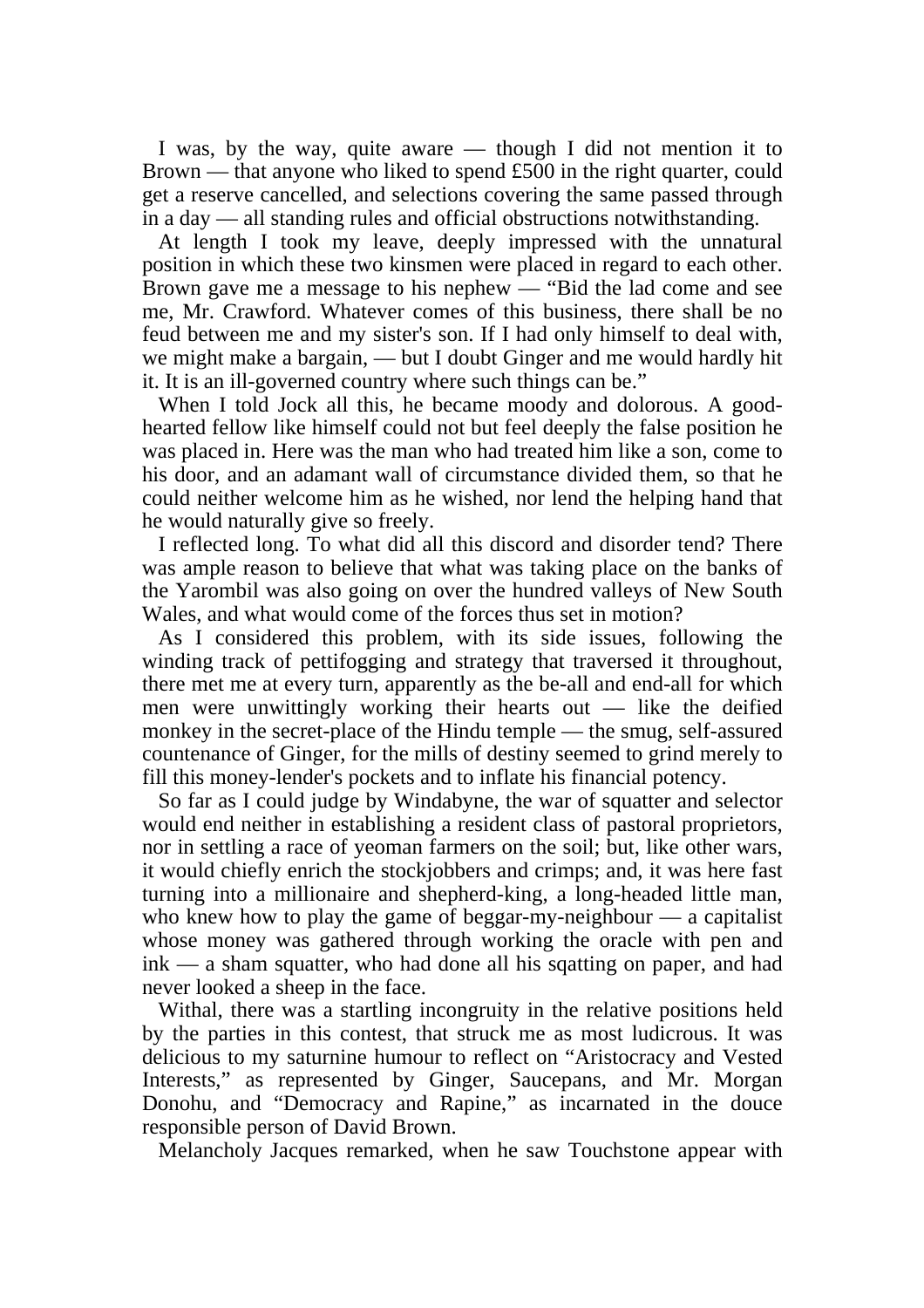I was, by the way, quite aware — though I did not mention it to Brown — that anyone who liked to spend £500 in the right quarter, could get a reserve cancelled, and selections covering the same passed through in a day — all standing rules and official obstructions notwithstanding.

At length I took my leave, deeply impressed with the unnatural position in which these two kinsmen were placed in regard to each other. Brown gave me a message to his nephew — "Bid the lad come and see me, Mr. Crawford. Whatever comes of this business, there shall be no feud between me and my sister's son. If I had only himself to deal with, we might make a bargain, — but I doubt Ginger and me would hardly hit it. It is an ill-governed country where such things can be."

When I told Jock all this, he became moody and dolorous. A good-hearted fellow like himself could not but feel deeply the false position he was placed in. Here was the man who had treated him like a son, come to his door, and an adamant wall of circumstance divided them, so that he could neither welcome him as he wished, nor lend the helping hand that he would naturally give so freely.

I reflected long. To what did all this discord and disorder tend? There was ample reason to believe that what was taking place on the banks of the Yarombil was also going on over the hundred valleys of New South Wales, and what would come of the forces thus set in motion?

As I considered this problem, with its side issues, following the winding track of pettifogging and strategy that traversed it throughout, there met me at every turn, apparently as the be-all and end-all for which men were unwittingly working their hearts out — like the deified monkey in the secret-place of the Hindu temple — the smug, self-assured countenance of Ginger, for the mills of destiny seemed to grind merely to fill this money-lender's pockets and to inflate his financial potency.

So far as I could judge by Windabyne, the war of squatter and selector would end neither in establishing a resident class of pastoral proprietors, nor in settling a race of yeoman farmers on the soil; but, like other wars, it would chiefly enrich the stockjobbers and crimps; and, it was here fast turning into a millionaire and shepherd-king, a long-headed little man, who knew how to play the game of beggar-my-neighbour — a capitalist whose money was gathered through working the oracle with pen and ink — a sham squatter, who had done all his sqatting on paper, and had never looked a sheep in the face.

Withal, there was a startling incongruity in the relative positions held by the parties in this contest, that struck me as most ludicrous. It was delicious to my saturnine humour to reflect on "Aristocracy and Vested Interests," as represented by Ginger, Saucepans, and Mr. Morgan Donohu, and "Democracy and Rapine," as incarnated in the douce responsible person of David Brown.

Melancholy Jacques remarked, when he saw Touchstone appear with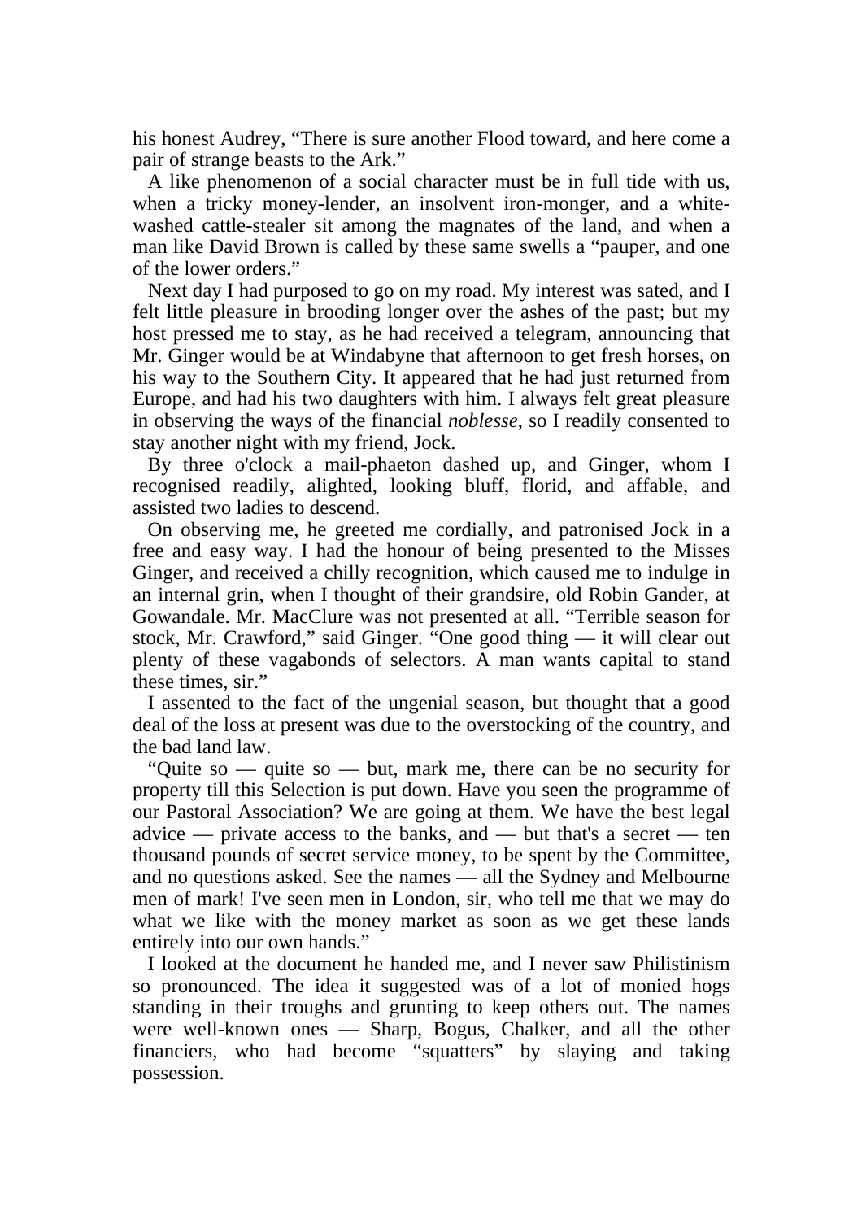his honest Audrey, “There is sure another Flood toward, and here come a pair of strange beasts to the Ark.”

A like phenomenon of a social character must be in full tide with us, when a tricky money-lender, an insolvent iron-monger, and a white-washed cattle-stealer sit among the magnates of the land, and when a man like David Brown is called by these same swells a “pauper, and one of the lower orders.”

Next day I had purposed to go on my road. My interest was sated, and I felt little pleasure in brooding longer over the ashes of the past; but my host pressed me to stay, as he had received a telegram, announcing that Mr. Ginger would be at Windabyne that afternoon to get fresh horses, on his way to the Southern City. It appeared that he had just returned from Europe, and had his two daughters with him. I always felt great pleasure in observing the ways of the financial *noblesse*, so I readily consented to stay another night with my friend, Jock.

By three o'clock a mail-phaeton dashed up, and Ginger, whom I recognised readily, alighted, looking bluff, florid, and affable, and assisted two ladies to descend.

On observing me, he greeted me cordially, and patronised Jock in a free and easy way. I had the honour of being presented to the Misses Ginger, and received a chilly recognition, which caused me to indulge in an internal grin, when I thought of their grandsire, old Robin Gander, at Gowandale. Mr. MacClure was not presented at all. “Terrible season for stock, Mr. Crawford,” said Ginger. “One good thing — it will clear out plenty of these vagabonds of selectors. A man wants capital to stand these times, sir.”

I assented to the fact of the ungenial season, but thought that a good deal of the loss at present was due to the overstocking of the country, and the bad land law.

“Quite so — quite so — but, mark me, there can be no security for property till this Selection is put down. Have you seen the programme of our Pastoral Association? We are going at them. We have the best legal advice — private access to the banks, and — but that's a secret — ten thousand pounds of secret service money, to be spent by the Committee, and no questions asked. See the names — all the Sydney and Melbourne men of mark! I've seen men in London, sir, who tell me that we may do what we like with the money market as soon as we get these lands entirely into our own hands.”

I looked at the document he handed me, and I never saw Philistinism so pronounced. The idea it suggested was of a lot of monied hogs standing in their troughs and grunting to keep others out. The names were well-known ones — Sharp, Bogus, Chalker, and all the other financiers, who had become “squatters” by slaying and taking possession.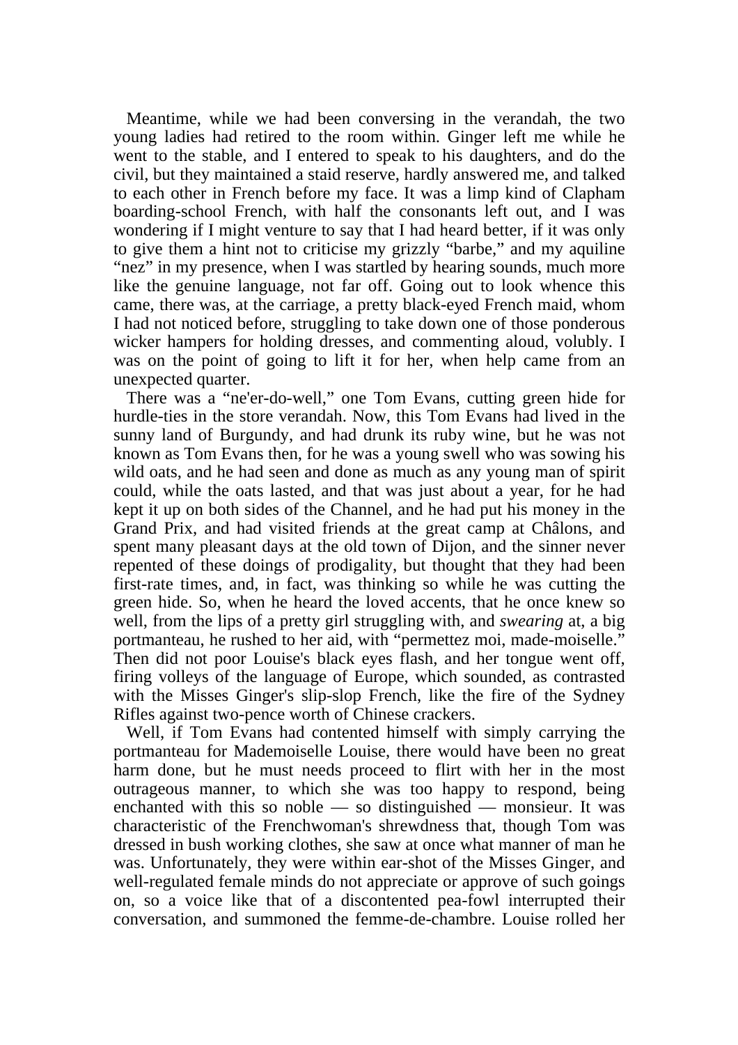Meantime, while we had been conversing in the verandah, the two young ladies had retired to the room within. Ginger left me while he went to the stable, and I entered to speak to his daughters, and do the civil, but they maintained a staid reserve, hardly answered me, and talked to each other in French before my face. It was a limp kind of Clapham boarding-school French, with half the consonants left out, and I was wondering if I might venture to say that I had heard better, if it was only to give them a hint not to criticise my grizzly "barbe," and my aquiline "nez" in my presence, when I was startled by hearing sounds, much more like the genuine language, not far off. Going out to look whence this came, there was, at the carriage, a pretty black-eyed French maid, whom I had not noticed before, struggling to take down one of those ponderous wicker hampers for holding dresses, and commenting aloud, volubly. I was on the point of going to lift it for her, when help came from an unexpected quarter.

There was a "ne'er-do-well," one Tom Evans, cutting green hide for hurdle-ties in the store verandah. Now, this Tom Evans had lived in the sunny land of Burgundy, and had drunk its ruby wine, but he was not known as Tom Evans then, for he was a young swell who was sowing his wild oats, and he had seen and done as much as any young man of spirit could, while the oats lasted, and that was just about a year, for he had kept it up on both sides of the Channel, and he had put his money in the Grand Prix, and had visited friends at the great camp at Châlons, and spent many pleasant days at the old town of Dijon, and the sinner never repented of these doings of prodigality, but thought that they had been first-rate times, and, in fact, was thinking so while he was cutting the green hide. So, when he heard the loved accents, that he once knew so well, from the lips of a pretty girl struggling with, and *swearing* at, a big portmanteau, he rushed to her aid, with "permettez moi, made-moiselle." Then did not poor Louise's black eyes flash, and her tongue went off, firing volleys of the language of Europe, which sounded, as contrasted with the Misses Ginger's slip-slop French, like the fire of the Sydney Rifles against two-pence worth of Chinese crackers.

Well, if Tom Evans had contented himself with simply carrying the portmanteau for Mademoiselle Louise, there would have been no great harm done, but he must needs proceed to flirt with her in the most outrageous manner, to which she was too happy to respond, being enchanted with this so noble — so distinguished — monsieur. It was characteristic of the Frenchwoman's shrewdness that, though Tom was dressed in bush working clothes, she saw at once what manner of man he was. Unfortunately, they were within ear-shot of the Misses Ginger, and well-regulated female minds do not appreciate or approve of such goings on, so a voice like that of a discontented pea-fowl interrupted their conversation, and summoned the femme-de-chambre. Louise rolled her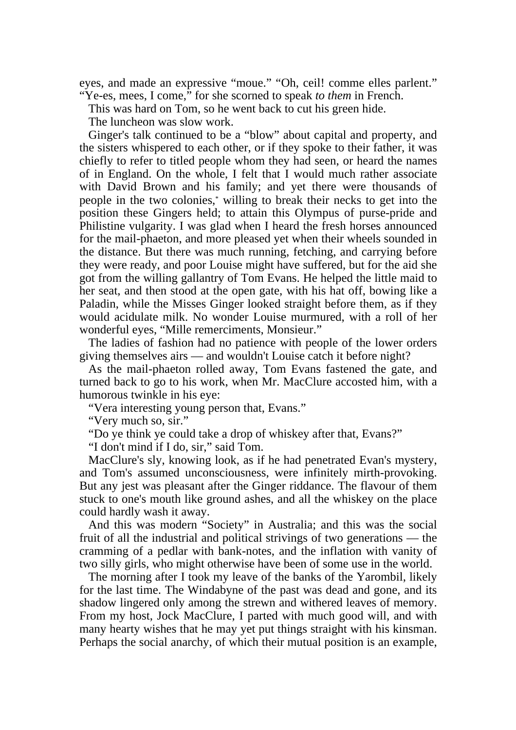eyes, and made an expressive "moue." "Oh, ceil! comme elles parlent." "Ye-es, mees, I come," for she scorned to speak *to them* in French.

This was hard on Tom, so he went back to cut his green hide.

The luncheon was slow work.

Ginger's talk continued to be a "blow" about capital and property, and the sisters whispered to each other, or if they spoke to their father, it was chiefly to refer to titled people whom they had seen, or heard the names of in England. On the whole, I felt that I would much rather associate with David Brown and his family; and yet there were thousands of people in the two colonies,* willing to break their necks to get into the position these Gingers held; to attain this Olympus of purse-pride and Philistine vulgarity. I was glad when I heard the fresh horses announced for the mail-phaeton, and more pleased yet when their wheels sounded in the distance. But there was much running, fetching, and carrying before they were ready, and poor Louise might have suffered, but for the aid she got from the willing gallantry of Tom Evans. He helped the little maid to her seat, and then stood at the open gate, with his hat off, bowing like a Paladin, while the Misses Ginger looked straight before them, as if they would acidulate milk. No wonder Louise murmured, with a roll of her wonderful eyes, "Mille remerciments, Monsieur."

The ladies of fashion had no patience with people of the lower orders giving themselves airs — and wouldn't Louise catch it before night?

As the mail-phaeton rolled away, Tom Evans fastened the gate, and turned back to go to his work, when Mr. MacClure accosted him, with a humorous twinkle in his eye:

"Vera interesting young person that, Evans."

"Very much so, sir."

"Do ye think ye could take a drop of whiskey after that, Evans?"

"I don't mind if I do, sir," said Tom.

MacClure's sly, knowing look, as if he had penetrated Evan's mystery, and Tom's assumed unconsciousness, were infinitely mirth-provoking. But any jest was pleasant after the Ginger riddance. The flavour of them stuck to one's mouth like ground ashes, and all the whiskey on the place could hardly wash it away.

And this was modern "Society" in Australia; and this was the social fruit of all the industrial and political strivings of two generations — the cramming of a pedlar with bank-notes, and the inflation with vanity of two silly girls, who might otherwise have been of some use in the world.

The morning after I took my leave of the banks of the Yarombil, likely for the last time. The Windabyne of the past was dead and gone, and its shadow lingered only among the strewn and withered leaves of memory. From my host, Jock MacClure, I parted with much good will, and with many hearty wishes that he may yet put things straight with his kinsman. Perhaps the social anarchy, of which their mutual position is an example,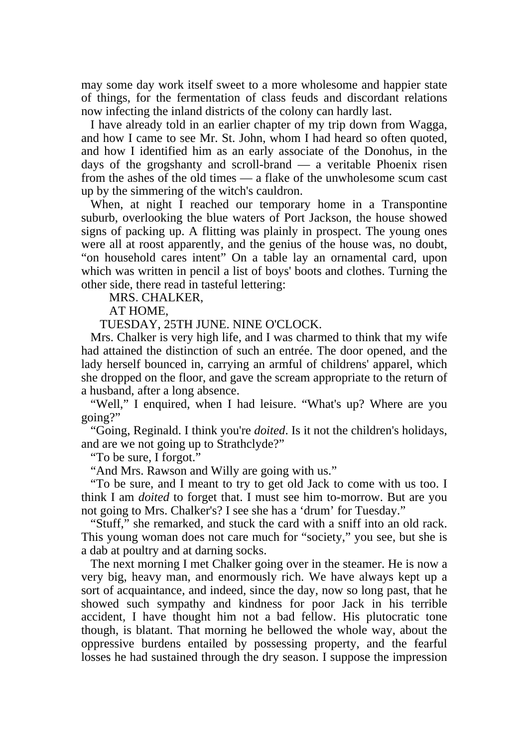may some day work itself sweet to a more wholesome and happier state of things, for the fermentation of class feuds and discordant relations now infecting the inland districts of the colony can hardly last.

I have already told in an earlier chapter of my trip down from Wagga, and how I came to see Mr. St. John, whom I had heard so often quoted, and how I identified him as an early associate of the Donohus, in the days of the grogshanty and scroll-brand — a veritable Phoenix risen from the ashes of the old times — a flake of the unwholesome scum cast up by the simmering of the witch's cauldron.

When, at night I reached our temporary home in a Transpontine suburb, overlooking the blue waters of Port Jackson, the house showed signs of packing up. A flitting was plainly in prospect. The young ones were all at roost apparently, and the genius of the house was, no doubt, "on household cares intent" On a table lay an ornamental card, upon which was written in pencil a list of boys' boots and clothes. Turning the other side, there read in tasteful lettering:

MRS. CHALKER,

AT HOME,

TUESDAY, 25TH JUNE. NINE O'CLOCK.

Mrs. Chalker is very high life, and I was charmed to think that my wife had attained the distinction of such an entrée. The door opened, and the lady herself bounced in, carrying an armful of childrens' apparel, which she dropped on the floor, and gave the scream appropriate to the return of a husband, after a long absence.

"Well," I enquired, when I had leisure. "What's up? Where are you going?"

"Going, Reginald. I think you're *doited*. Is it not the children's holidays, and are we not going up to Strathclyde?"

"To be sure, I forgot."

"And Mrs. Rawson and Willy are going with us."

"To be sure, and I meant to try to get old Jack to come with us too. I think I am *doited* to forget that. I must see him to-morrow. But are you not going to Mrs. Chalker's? I see she has a 'drum' for Tuesday."

"Stuff," she remarked, and stuck the card with a sniff into an old rack. This young woman does not care much for "society," you see, but she is a dab at poultry and at darning socks.

The next morning I met Chalker going over in the steamer. He is now a very big, heavy man, and enormously rich. We have always kept up a sort of acquaintance, and indeed, since the day, now so long past, that he showed such sympathy and kindness for poor Jack in his terrible accident, I have thought him not a bad fellow. His plutocratic tone though, is blatant. That morning he bellowed the whole way, about the oppressive burdens entailed by possessing property, and the fearful losses he had sustained through the dry season. I suppose the impression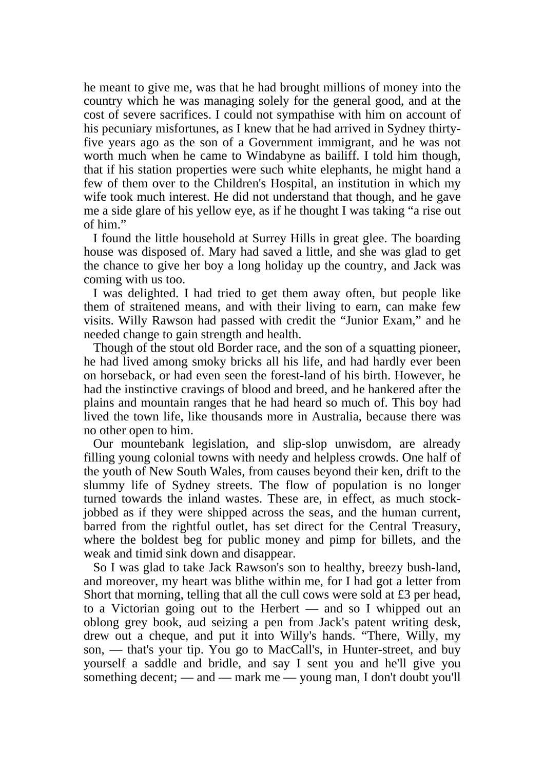he meant to give me, was that he had brought millions of money into the country which he was managing solely for the general good, and at the cost of severe sacrifices. I could not sympathise with him on account of his pecuniary misfortunes, as I knew that he had arrived in Sydney thirty-five years ago as the son of a Government immigrant, and he was not worth much when he came to Windabyne as bailiff. I told him though, that if his station properties were such white elephants, he might hand a few of them over to the Children's Hospital, an institution in which my wife took much interest. He did not understand that though, and he gave me a side glare of his yellow eye, as if he thought I was taking "a rise out of him."

I found the little household at Surrey Hills in great glee. The boarding house was disposed of. Mary had saved a little, and she was glad to get the chance to give her boy a long holiday up the country, and Jack was coming with us too.

I was delighted. I had tried to get them away often, but people like them of straitened means, and with their living to earn, can make few visits. Willy Rawson had passed with credit the "Junior Exam," and he needed change to gain strength and health.

Though of the stout old Border race, and the son of a squatting pioneer, he had lived among smoky bricks all his life, and had hardly ever been on horseback, or had even seen the forest-land of his birth. However, he had the instinctive cravings of blood and breed, and he hankered after the plains and mountain ranges that he had heard so much of. This boy had lived the town life, like thousands more in Australia, because there was no other open to him.

Our mountebank legislation, and slip-slop unwisdom, are already filling young colonial towns with needy and helpless crowds. One half of the youth of New South Wales, from causes beyond their ken, drift to the slummy life of Sydney streets. The flow of population is no longer turned towards the inland wastes. These are, in effect, as much stock-jobbed as if they were shipped across the seas, and the human current, barred from the rightful outlet, has set direct for the Central Treasury, where the boldest beg for public money and pimp for billets, and the weak and timid sink down and disappear.

So I was glad to take Jack Rawson's son to healthy, breezy bush-land, and moreover, my heart was blithe within me, for I had got a letter from Short that morning, telling that all the cull cows were sold at £3 per head, to a Victorian going out to the Herbert — and so I whipped out an oblong grey book, aud seizing a pen from Jack's patent writing desk, drew out a cheque, and put it into Willy's hands. "There, Willy, my son, — that's your tip. You go to MacCall's, in Hunter-street, and buy yourself a saddle and bridle, and say I sent you and he'll give you something decent; — and — mark me — young man, I don't doubt you'll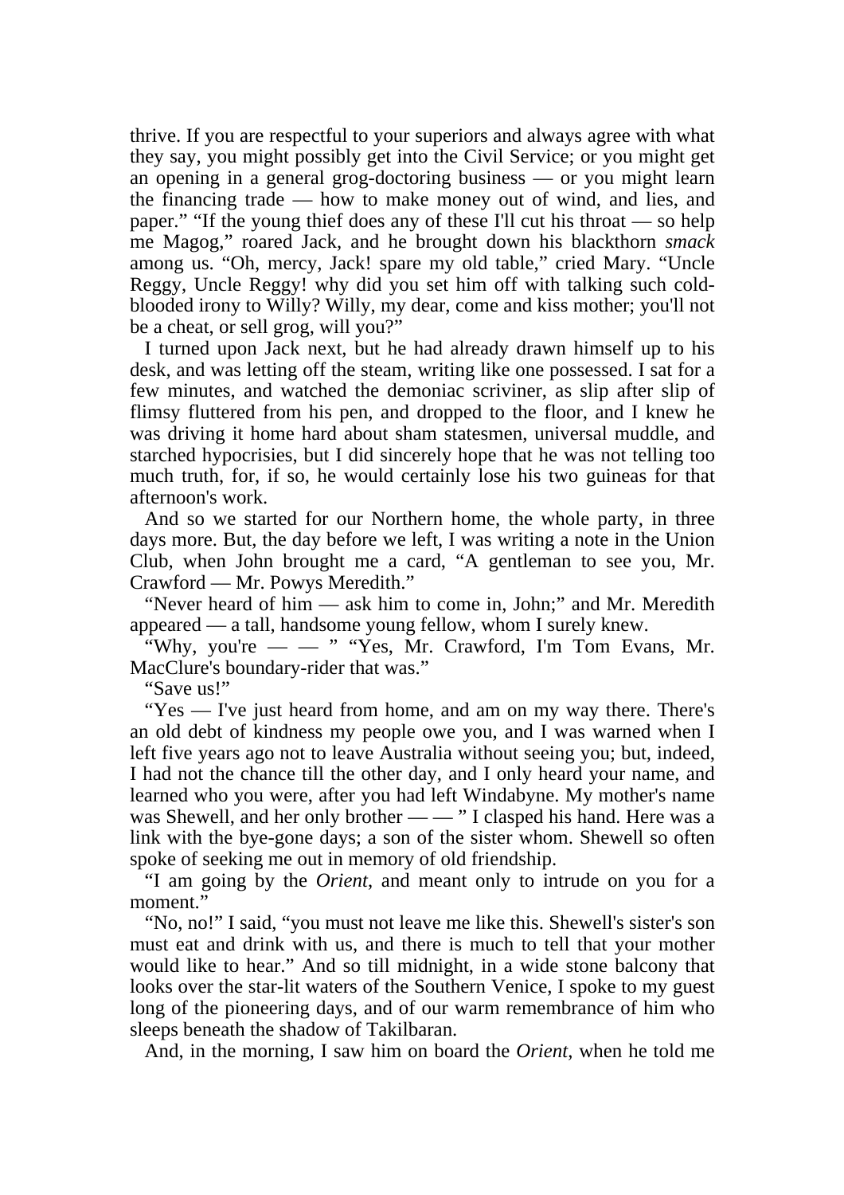thrive. If you are respectful to your superiors and always agree with what they say, you might possibly get into the Civil Service; or you might get an opening in a general grog-doctoring business — or you might learn the financing trade — how to make money out of wind, and lies, and paper." "If the young thief does any of these I'll cut his throat — so help me Magog," roared Jack, and he brought down his blackthorn *smack* among us. "Oh, mercy, Jack! spare my old table," cried Mary. "Uncle Reggy, Uncle Reggy! why did you set him off with talking such cold-blooded irony to Willy? Willy, my dear, come and kiss mother; you'll not be a cheat, or sell grog, will you?"

I turned upon Jack next, but he had already drawn himself up to his desk, and was letting off the steam, writing like one possessed. I sat for a few minutes, and watched the demoniac scriviner, as slip after slip of flimsy fluttered from his pen, and dropped to the floor, and I knew he was driving it home hard about sham statesmen, universal muddle, and starched hypocrisies, but I did sincerely hope that he was not telling too much truth, for, if so, he would certainly lose his two guineas for that afternoon's work.

And so we started for our Northern home, the whole party, in three days more. But, the day before we left, I was writing a note in the Union Club, when John brought me a card, "A gentleman to see you, Mr. Crawford — Mr. Powys Meredith."

"Never heard of him — ask him to come in, John;" and Mr. Meredith appeared — a tall, handsome young fellow, whom I surely knew.

"Why, you're — — " "Yes, Mr. Crawford, I'm Tom Evans, Mr. MacClure's boundary-rider that was."

"Save us!"

"Yes — I've just heard from home, and am on my way there. There's an old debt of kindness my people owe you, and I was warned when I left five years ago not to leave Australia without seeing you; but, indeed, I had not the chance till the other day, and I only heard your name, and learned who you were, after you had left Windabyne. My mother's name was Shewell, and her only brother — — " I clasped his hand. Here was a link with the bye-gone days; a son of the sister whom. Shewell so often spoke of seeking me out in memory of old friendship.

"I am going by the *Orient*, and meant only to intrude on you for a moment."

"No, no!" I said, "you must not leave me like this. Shewell's sister's son must eat and drink with us, and there is much to tell that your mother would like to hear." And so till midnight, in a wide stone balcony that looks over the star-lit waters of the Southern Venice, I spoke to my guest long of the pioneering days, and of our warm remembrance of him who sleeps beneath the shadow of Takilbaran.

And, in the morning, I saw him on board the *Orient*, when he told me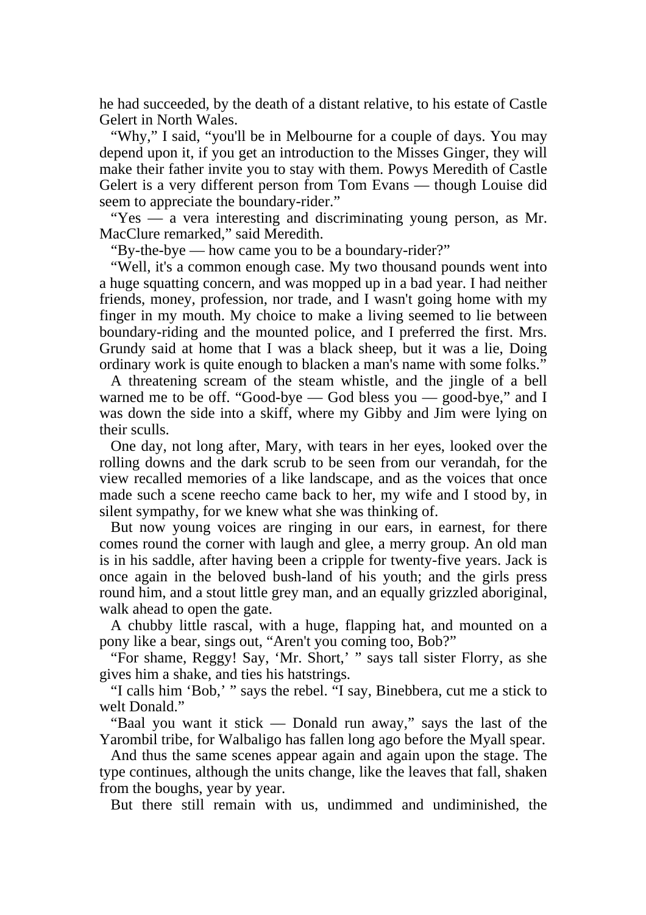he had succeeded, by the death of a distant relative, to his estate of Castle Gelert in North Wales.

"Why," I said, "you'll be in Melbourne for a couple of days. You may depend upon it, if you get an introduction to the Misses Ginger, they will make their father invite you to stay with them. Powys Meredith of Castle Gelert is a very different person from Tom Evans — though Louise did seem to appreciate the boundary-rider."

"Yes — a vera interesting and discriminating young person, as Mr. MacClure remarked," said Meredith.

"By-the-bye — how came you to be a boundary-rider?"

"Well, it's a common enough case. My two thousand pounds went into a huge squatting concern, and was mopped up in a bad year. I had neither friends, money, profession, nor trade, and I wasn't going home with my finger in my mouth. My choice to make a living seemed to lie between boundary-riding and the mounted police, and I preferred the first. Mrs. Grundy said at home that I was a black sheep, but it was a lie, Doing ordinary work is quite enough to blacken a man's name with some folks."

A threatening scream of the steam whistle, and the jingle of a bell warned me to be off. "Good-bye — God bless you — good-bye," and I was down the side into a skiff, where my Gibby and Jim were lying on their sculls.

One day, not long after, Mary, with tears in her eyes, looked over the rolling downs and the dark scrub to be seen from our verandah, for the view recalled memories of a like landscape, and as the voices that once made such a scene reecho came back to her, my wife and I stood by, in silent sympathy, for we knew what she was thinking of.

But now young voices are ringing in our ears, in earnest, for there comes round the corner with laugh and glee, a merry group. An old man is in his saddle, after having been a cripple for twenty-five years. Jack is once again in the beloved bush-land of his youth; and the girls press round him, and a stout little grey man, and an equally grizzled aboriginal, walk ahead to open the gate.

A chubby little rascal, with a huge, flapping hat, and mounted on a pony like a bear, sings out, "Aren't you coming too, Bob?"

"For shame, Reggy! Say, 'Mr. Short,' " says tall sister Florry, as she gives him a shake, and ties his hatstrings.

"I calls him 'Bob,' " says the rebel. "I say, Binebbera, cut me a stick to welt Donald."

"Baal you want it stick — Donald run away," says the last of the Yarombil tribe, for Walbaligo has fallen long ago before the Myall spear.

And thus the same scenes appear again and again upon the stage. The type continues, although the units change, like the leaves that fall, shaken from the boughs, year by year.

But there still remain with us, undimmed and undiminished, the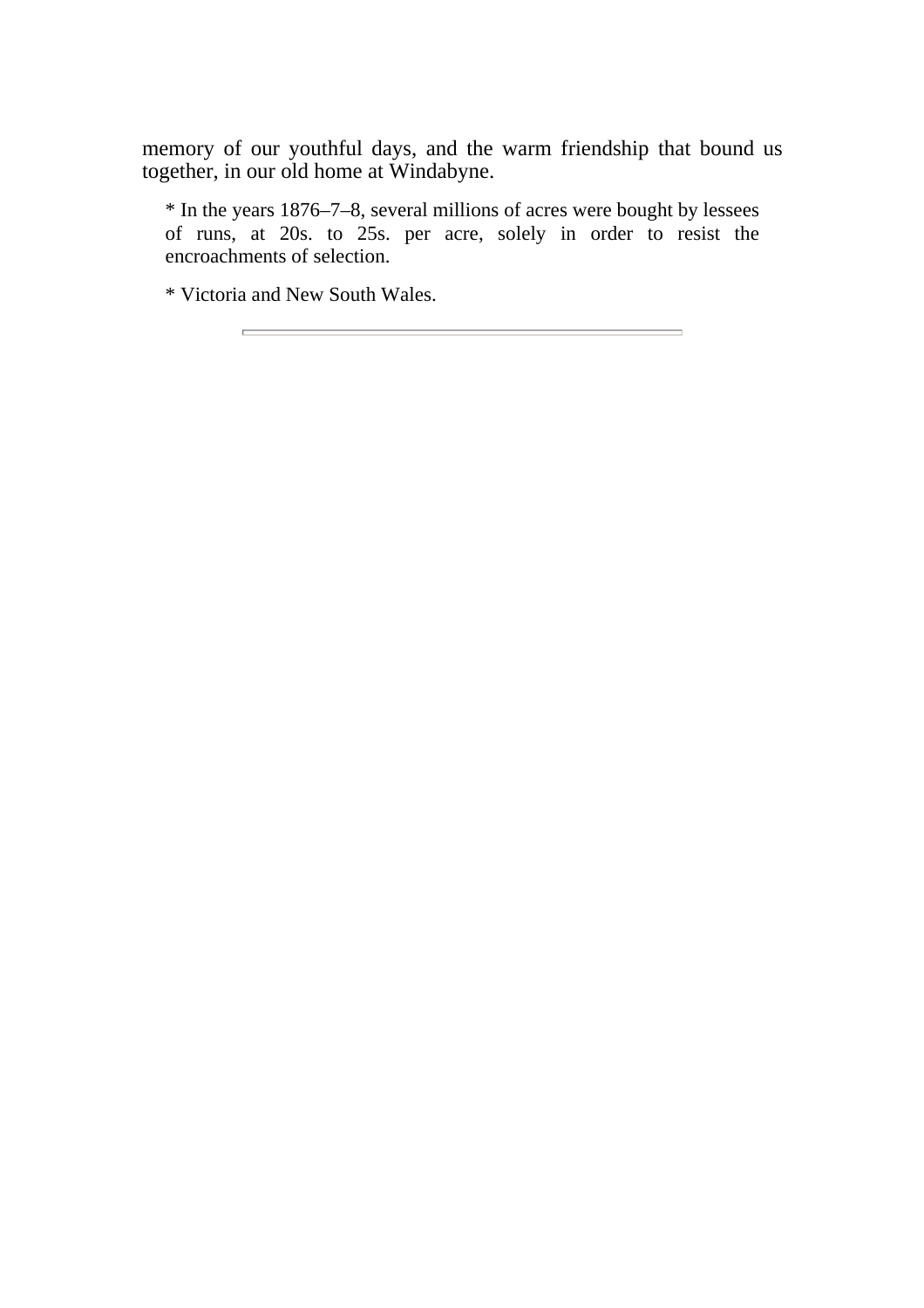memory of our youthful days, and the warm friendship that bound us together, in our old home at Windabyne.

* In the years 1876–7–8, several millions of acres were bought by lessees of runs, at 20s. to 25s. per acre, solely in order to resist the encroachments of selection.

* Victoria and New South Wales.

---